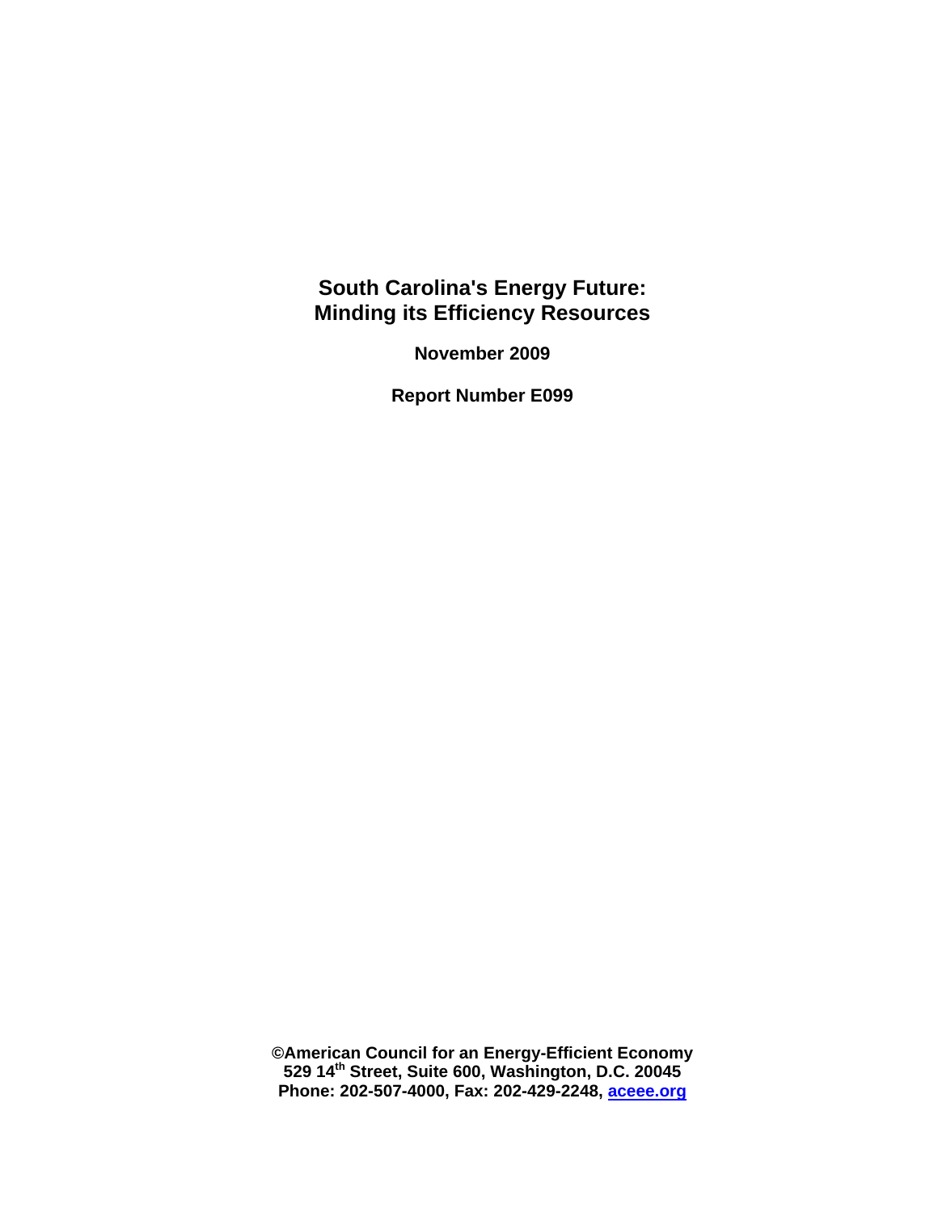# South Carolina's Energy Future: Minding its Efficiency Resources

**November 2009**

**Report Number E099**

**©American Council for an Energy-Efficient Economy**
**529 14th Street, Suite 600, Washington, D.C. 20045**
**Phone: 202-507-4000, Fax: 202-429-2248, aceee.org**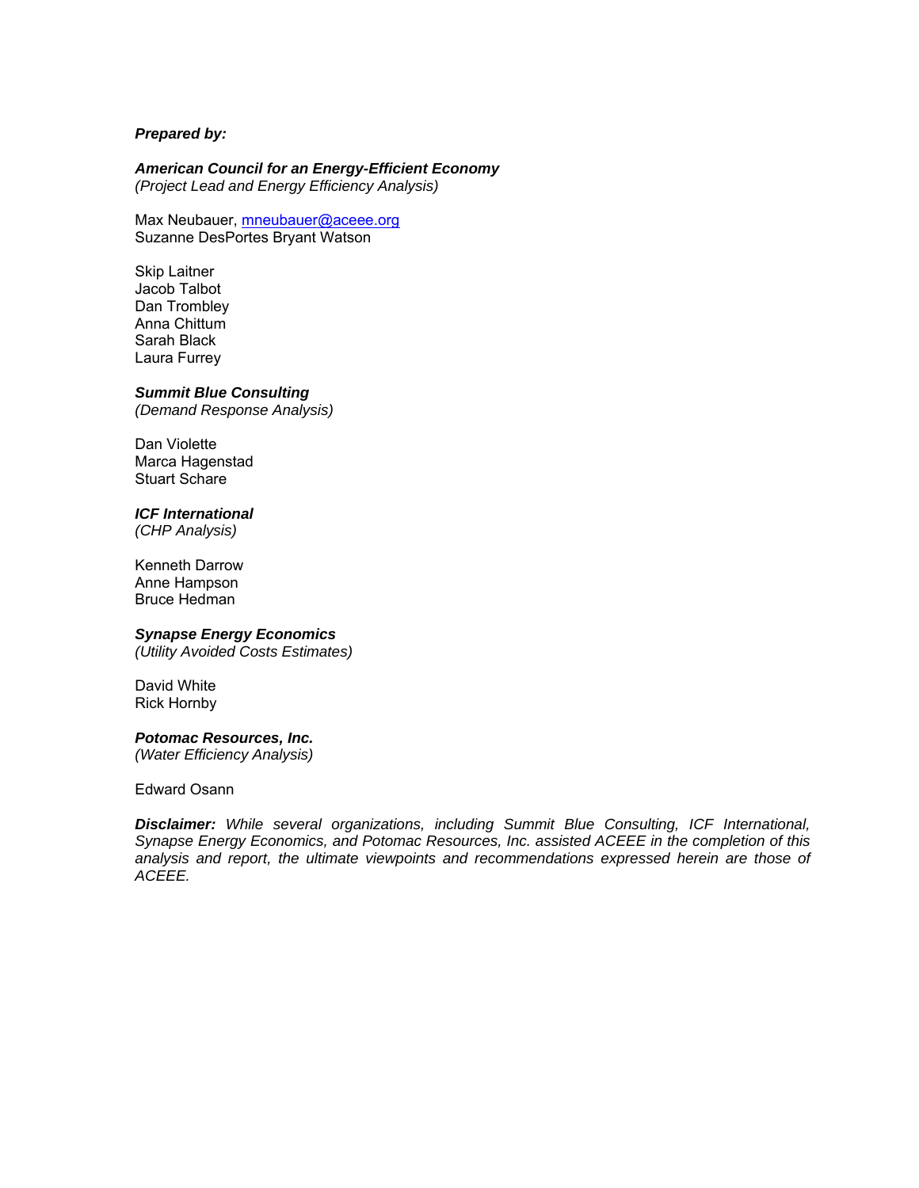***Prepared by:***

***American Council for an Energy-Efficient Economy***
*(Project Lead and Energy Efficiency Analysis)*

Max Neubauer, mneubauer@aceee.org
Suzanne DesPortes Bryant Watson

Skip Laitner
Jacob Talbot
Dan Trombley
Anna Chittum
Sarah Black
Laura Furrey

***Summit Blue Consulting***
*(Demand Response Analysis)*

Dan Violette
Marca Hagenstad
Stuart Schare

***ICF International***
*(CHP Analysis)*

Kenneth Darrow
Anne Hampson
Bruce Hedman

***Synapse Energy Economics***
*(Utility Avoided Costs Estimates)*

David White
Rick Hornby

***Potomac Resources, Inc.***
*(Water Efficiency Analysis)*

Edward Osann

***Disclaimer:*** *While several organizations, including Summit Blue Consulting, ICF International, Synapse Energy Economics, and Potomac Resources, Inc. assisted ACEEE in the completion of this analysis and report, the ultimate viewpoints and recommendations expressed herein are those of ACEEE.*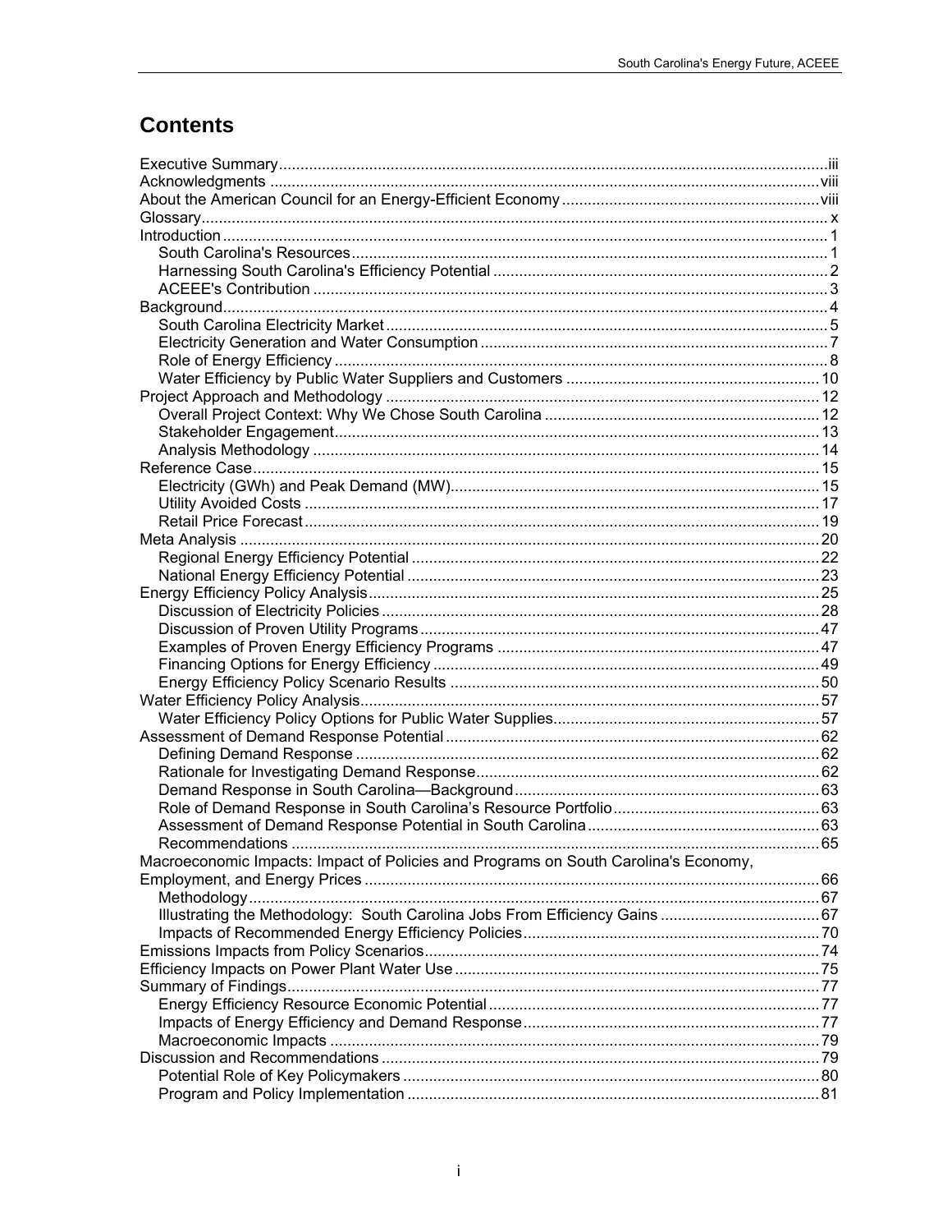# Contents

- Executive Summary ... iii
- Acknowledgments ... viii
- About the American Council for an Energy-Efficient Economy ... viii
- Glossary ... x
- Introduction ... 1
  - South Carolina's Resources ... 1
  - Harnessing South Carolina's Efficiency Potential ... 2
  - ACEEE's Contribution ... 3
- Background ... 4
  - South Carolina Electricity Market ... 5
  - Electricity Generation and Water Consumption ... 7
  - Role of Energy Efficiency ... 8
  - Water Efficiency by Public Water Suppliers and Customers ... 10
- Project Approach and Methodology ... 12
  - Overall Project Context: Why We Chose South Carolina ... 12
  - Stakeholder Engagement ... 13
  - Analysis Methodology ... 14
- Reference Case ... 15
  - Electricity (GWh) and Peak Demand (MW) ... 15
  - Utility Avoided Costs ... 17
  - Retail Price Forecast ... 19
- Meta Analysis ... 20
  - Regional Energy Efficiency Potential ... 22
  - National Energy Efficiency Potential ... 23
- Energy Efficiency Policy Analysis ... 25
  - Discussion of Electricity Policies ... 28
  - Discussion of Proven Utility Programs ... 47
  - Examples of Proven Energy Efficiency Programs ... 47
  - Financing Options for Energy Efficiency ... 49
  - Energy Efficiency Policy Scenario Results ... 50
- Water Efficiency Policy Analysis ... 57
  - Water Efficiency Policy Options for Public Water Supplies ... 57
- Assessment of Demand Response Potential ... 62
  - Defining Demand Response ... 62
  - Rationale for Investigating Demand Response ... 62
  - Demand Response in South Carolina—Background ... 63
  - Role of Demand Response in South Carolina's Resource Portfolio ... 63
  - Assessment of Demand Response Potential in South Carolina ... 63
  - Recommendations ... 65
- Macroeconomic Impacts: Impact of Policies and Programs on South Carolina's Economy, Employment, and Energy Prices ... 66
  - Methodology ... 67
  - Illustrating the Methodology: South Carolina Jobs From Efficiency Gains ... 67
  - Impacts of Recommended Energy Efficiency Policies ... 70
- Emissions Impacts from Policy Scenarios ... 74
- Efficiency Impacts on Power Plant Water Use ... 75
- Summary of Findings ... 77
  - Energy Efficiency Resource Economic Potential ... 77
  - Impacts of Energy Efficiency and Demand Response ... 77
  - Macroeconomic Impacts ... 79
- Discussion and Recommendations ... 79
  - Potential Role of Key Policymakers ... 80
  - Program and Policy Implementation ... 81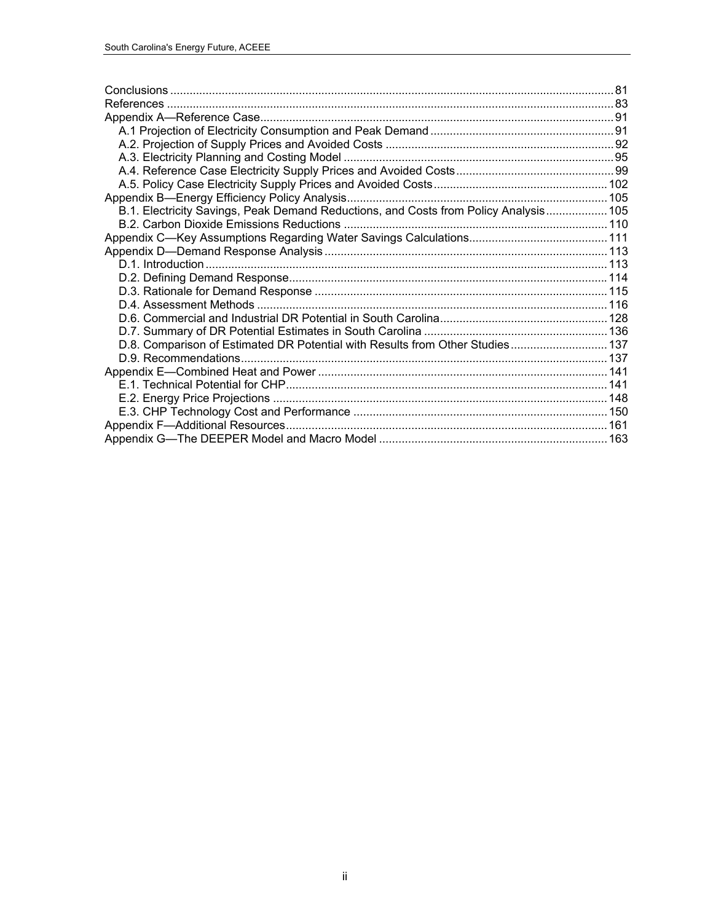Conclusions .......................................................................................................................... 81
References ........................................................................................................................... 83
Appendix A—Reference Case.............................................................................................. 91
  A.1 Projection of Electricity Consumption and Peak Demand .......................................... 91
  A.2. Projection of Supply Prices and Avoided Costs ....................................................... 92
  A.3. Electricity Planning and Costing Model .................................................................... 95
  A.4. Reference Case Electricity Supply Prices and Avoided Costs................................. 99
  A.5. Policy Case Electricity Supply Prices and Avoided Costs ...................................... 102
Appendix B—Energy Efficiency Policy Analysis................................................................ 105
  B.1. Electricity Savings, Peak Demand Reductions, and Costs from Policy Analysis ................... 105
  B.2. Carbon Dioxide Emissions Reductions ................................................................. 110
Appendix C—Key Assumptions Regarding Water Savings Calculations........................... 111
Appendix D—Demand Response Analysis ....................................................................... 113
  D.1. Introduction ............................................................................................................ 113
  D.2. Defining Demand Response.................................................................................. 114
  D.3. Rationale for Demand Response .......................................................................... 115
  D.4. Assessment Methods ............................................................................................ 116
  D.6. Commercial and Industrial DR Potential in South Carolina.................................... 128
  D.7. Summary of DR Potential Estimates in South Carolina ......................................... 136
  D.8. Comparison of Estimated DR Potential with Results from Other Studies .............. 137
  D.9. Recommendations................................................................................................. 137
Appendix E—Combined Heat and Power ......................................................................... 141
  E.1. Technical Potential for CHP................................................................................... 141
  E.2. Energy Price Projections ....................................................................................... 148
  E.3. CHP Technology Cost and Performance .............................................................. 150
Appendix F—Additional Resources................................................................................... 161
Appendix G—The DEEPER Model and Macro Model ...................................................... 163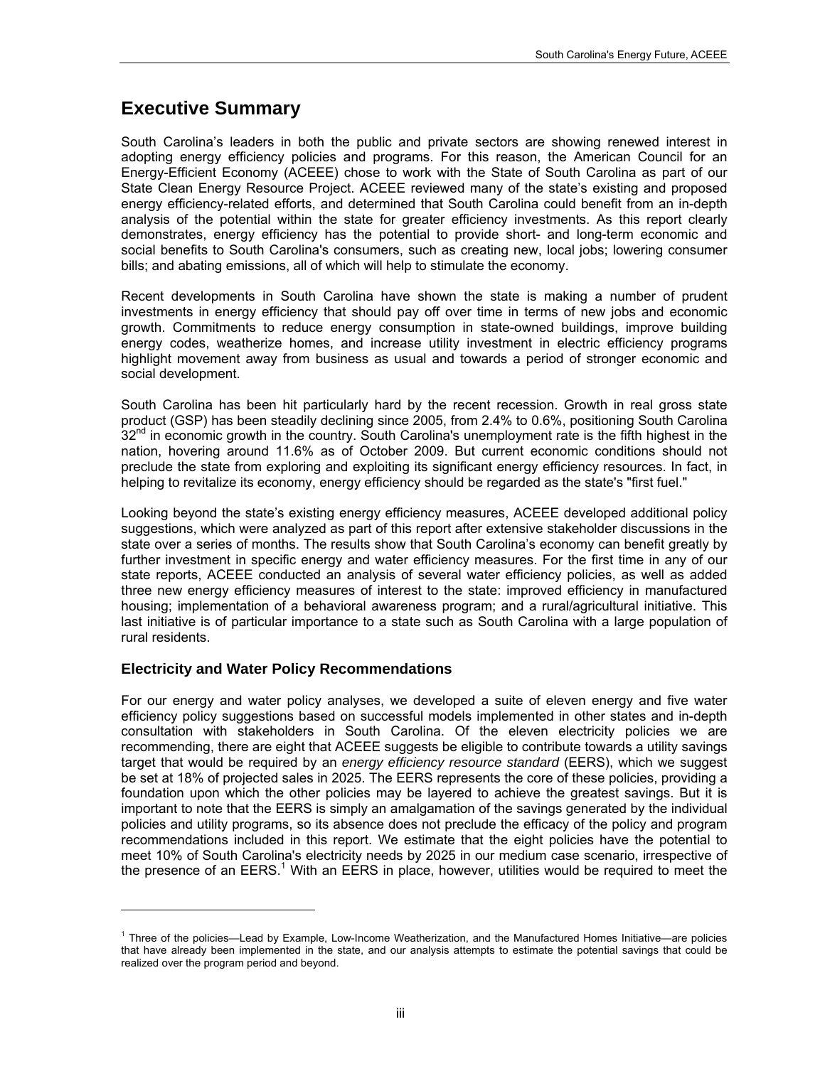# Executive Summary

South Carolina's leaders in both the public and private sectors are showing renewed interest in adopting energy efficiency policies and programs. For this reason, the American Council for an Energy-Efficient Economy (ACEEE) chose to work with the State of South Carolina as part of our State Clean Energy Resource Project. ACEEE reviewed many of the state's existing and proposed energy efficiency-related efforts, and determined that South Carolina could benefit from an in-depth analysis of the potential within the state for greater efficiency investments. As this report clearly demonstrates, energy efficiency has the potential to provide short- and long-term economic and social benefits to South Carolina's consumers, such as creating new, local jobs; lowering consumer bills; and abating emissions, all of which will help to stimulate the economy.

Recent developments in South Carolina have shown the state is making a number of prudent investments in energy efficiency that should pay off over time in terms of new jobs and economic growth. Commitments to reduce energy consumption in state-owned buildings, improve building energy codes, weatherize homes, and increase utility investment in electric efficiency programs highlight movement away from business as usual and towards a period of stronger economic and social development.

South Carolina has been hit particularly hard by the recent recession. Growth in real gross state product (GSP) has been steadily declining since 2005, from 2.4% to 0.6%, positioning South Carolina 32nd in economic growth in the country. South Carolina's unemployment rate is the fifth highest in the nation, hovering around 11.6% as of October 2009. But current economic conditions should not preclude the state from exploring and exploiting its significant energy efficiency resources. In fact, in helping to revitalize its economy, energy efficiency should be regarded as the state's "first fuel."

Looking beyond the state's existing energy efficiency measures, ACEEE developed additional policy suggestions, which were analyzed as part of this report after extensive stakeholder discussions in the state over a series of months. The results show that South Carolina's economy can benefit greatly by further investment in specific energy and water efficiency measures. For the first time in any of our state reports, ACEEE conducted an analysis of several water efficiency policies, as well as added three new energy efficiency measures of interest to the state: improved efficiency in manufactured housing; implementation of a behavioral awareness program; and a rural/agricultural initiative. This last initiative is of particular importance to a state such as South Carolina with a large population of rural residents.

## Electricity and Water Policy Recommendations

For our energy and water policy analyses, we developed a suite of eleven energy and five water efficiency policy suggestions based on successful models implemented in other states and in-depth consultation with stakeholders in South Carolina. Of the eleven electricity policies we are recommending, there are eight that ACEEE suggests be eligible to contribute towards a utility savings target that would be required by an *energy efficiency resource standard* (EERS), which we suggest be set at 18% of projected sales in 2025. The EERS represents the core of these policies, providing a foundation upon which the other policies may be layered to achieve the greatest savings. But it is important to note that the EERS is simply an amalgamation of the savings generated by the individual policies and utility programs, so its absence does not preclude the efficacy of the policy and program recommendations included in this report. We estimate that the eight policies have the potential to meet 10% of South Carolina's electricity needs by 2025 in our medium case scenario, irrespective of the presence of an EERS.[1] With an EERS in place, however, utilities would be required to meet the

[1] Three of the policies—Lead by Example, Low-Income Weatherization, and the Manufactured Homes Initiative—are policies that have already been implemented in the state, and our analysis attempts to estimate the potential savings that could be realized over the program period and beyond.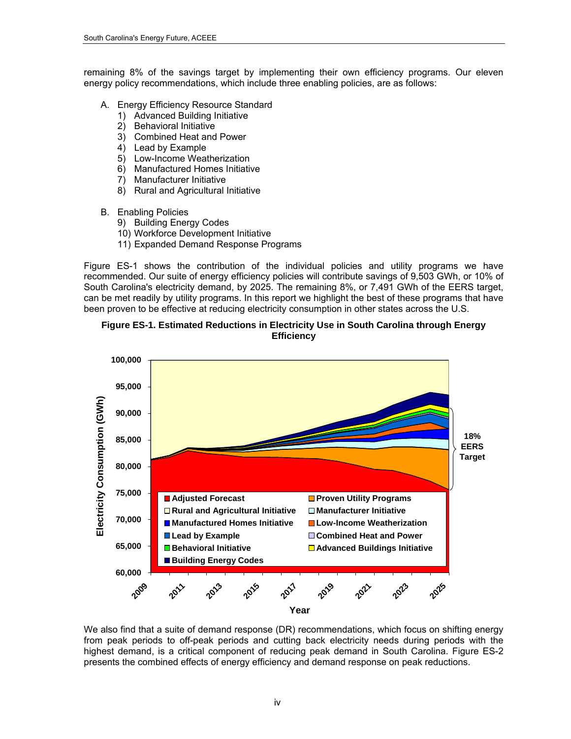remaining 8% of the savings target by implementing their own efficiency programs. Our eleven energy policy recommendations, which include three enabling policies, are as follows:

A. Energy Efficiency Resource Standard
   1) Advanced Building Initiative
   2) Behavioral Initiative
   3) Combined Heat and Power
   4) Lead by Example
   5) Low-Income Weatherization
   6) Manufactured Homes Initiative
   7) Manufacturer Initiative
   8) Rural and Agricultural Initiative

B. Enabling Policies
   9) Building Energy Codes
   10) Workforce Development Initiative
   11) Expanded Demand Response Programs

Figure ES-1 shows the contribution of the individual policies and utility programs we have recommended. Our suite of energy efficiency policies will contribute savings of 9,503 GWh, or 10% of South Carolina's electricity demand, by 2025. The remaining 8%, or 7,491 GWh of the EERS target, can be met readily by utility programs. In this report we highlight the best of these programs that have been proven to be effective at reducing electricity consumption in other states across the U.S.

**Figure ES-1. Estimated Reductions in Electricity Use in South Carolina through Energy Efficiency**

We also find that a suite of demand response (DR) recommendations, which focus on shifting energy from peak periods to off-peak periods and cutting back electricity needs during periods with the highest demand, is a critical component of reducing peak demand in South Carolina. Figure ES-2 presents the combined effects of energy efficiency and demand response on peak reductions.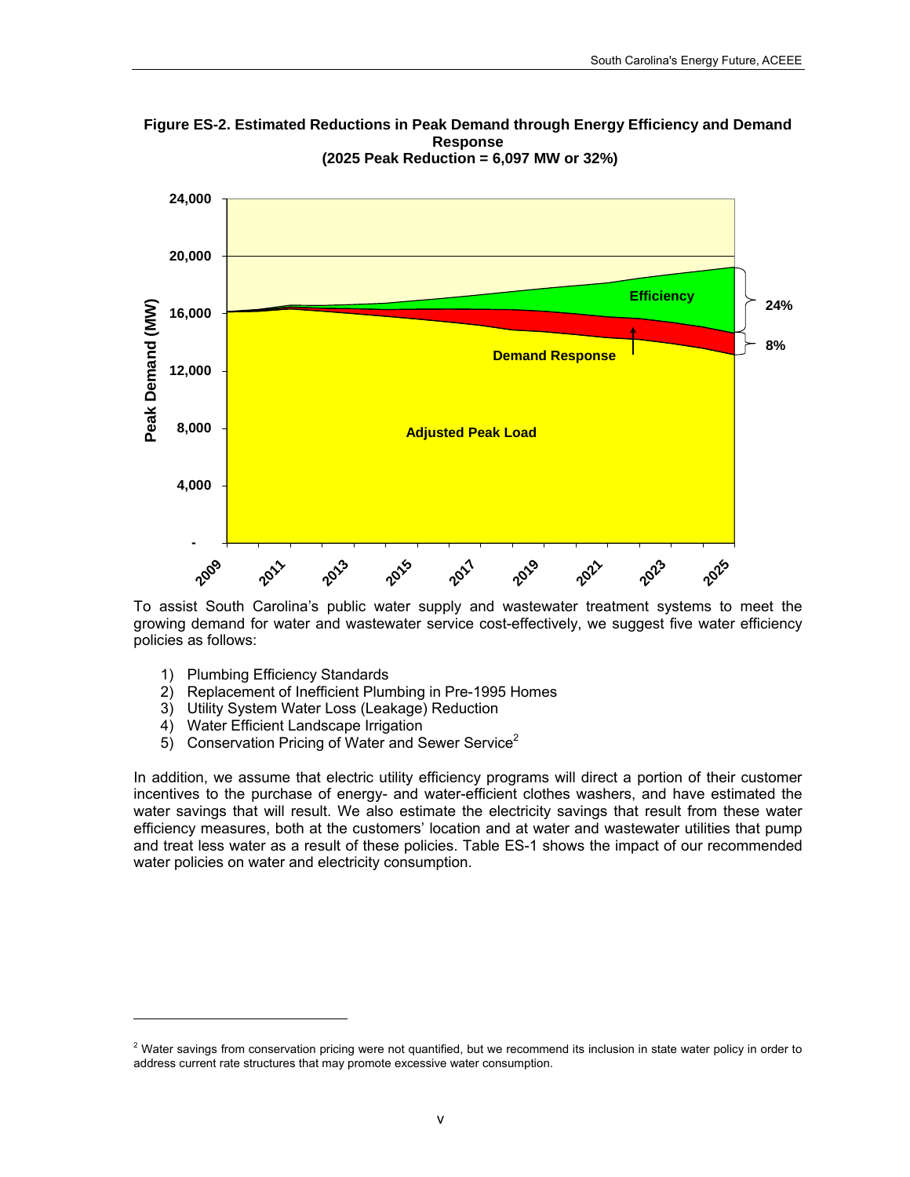**Figure ES-2. Estimated Reductions in Peak Demand through Energy Efficiency and Demand Response (2025 Peak Reduction = 6,097 MW or 32%)**

To assist South Carolina's public water supply and wastewater treatment systems to meet the growing demand for water and wastewater service cost-effectively, we suggest five water efficiency policies as follows:

1) Plumbing Efficiency Standards
2) Replacement of Inefficient Plumbing in Pre-1995 Homes
3) Utility System Water Loss (Leakage) Reduction
4) Water Efficient Landscape Irrigation
5) Conservation Pricing of Water and Sewer Service[2]

In addition, we assume that electric utility efficiency programs will direct a portion of their customer incentives to the purchase of energy- and water-efficient clothes washers, and have estimated the water savings that will result. We also estimate the electricity savings that result from these water efficiency measures, both at the customers' location and at water and wastewater utilities that pump and treat less water as a result of these policies. Table ES-1 shows the impact of our recommended water policies on water and electricity consumption.

[2] Water savings from conservation pricing were not quantified, but we recommend its inclusion in state water policy in order to address current rate structures that may promote excessive water consumption.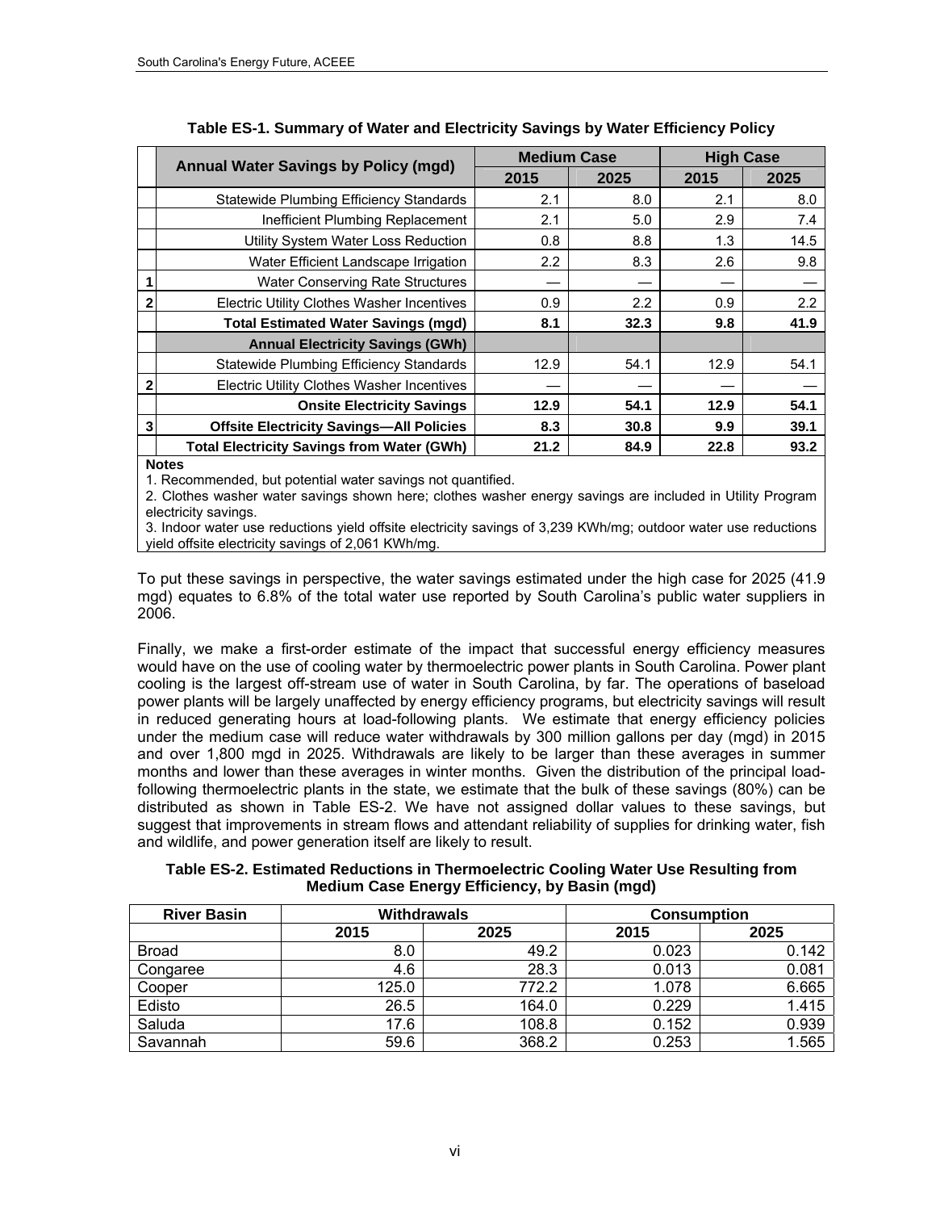**Table ES-1. Summary of Water and Electricity Savings by Water Efficiency Policy**

| | Annual Water Savings by Policy (mgd) | Medium Case | | High Case | |
|---|---|---|---|---|---|
| | | 2015 | 2025 | 2015 | 2025 |
| | Statewide Plumbing Efficiency Standards | 2.1 | 8.0 | 2.1 | 8.0 |
| | Inefficient Plumbing Replacement | 2.1 | 5.0 | 2.9 | 7.4 |
| | Utility System Water Loss Reduction | 0.8 | 8.8 | 1.3 | 14.5 |
| | Water Efficient Landscape Irrigation | 2.2 | 8.3 | 2.6 | 9.8 |
| 1 | Water Conserving Rate Structures | — | — | — | — |
| 2 | Electric Utility Clothes Washer Incentives | 0.9 | 2.2 | 0.9 | 2.2 |
| | **Total Estimated Water Savings (mgd)** | **8.1** | **32.3** | **9.8** | **41.9** |
| | **Annual Electricity Savings (GWh)** | | | | |
| | Statewide Plumbing Efficiency Standards | 12.9 | 54.1 | 12.9 | 54.1 |
| 2 | Electric Utility Clothes Washer Incentives | — | — | — | — |
| | **Onsite Electricity Savings** | **12.9** | **54.1** | **12.9** | **54.1** |
| 3 | **Offsite Electricity Savings—All Policies** | **8.3** | **30.8** | **9.9** | **39.1** |
| | **Total Electricity Savings from Water (GWh)** | **21.2** | **84.9** | **22.8** | **93.2** |

**Notes**

1. Recommended, but potential water savings not quantified.
2. Clothes washer water savings shown here; clothes washer energy savings are included in Utility Program electricity savings.
3. Indoor water use reductions yield offsite electricity savings of 3,239 KWh/mg; outdoor water use reductions yield offsite electricity savings of 2,061 KWh/mg.

To put these savings in perspective, the water savings estimated under the high case for 2025 (41.9 mgd) equates to 6.8% of the total water use reported by South Carolina's public water suppliers in 2006.

Finally, we make a first-order estimate of the impact that successful energy efficiency measures would have on the use of cooling water by thermoelectric power plants in South Carolina. Power plant cooling is the largest off-stream use of water in South Carolina, by far. The operations of baseload power plants will be largely unaffected by energy efficiency programs, but electricity savings will result in reduced generating hours at load-following plants. We estimate that energy efficiency policies under the medium case will reduce water withdrawals by 300 million gallons per day (mgd) in 2015 and over 1,800 mgd in 2025. Withdrawals are likely to be larger than these averages in summer months and lower than these averages in winter months. Given the distribution of the principal load-following thermoelectric plants in the state, we estimate that the bulk of these savings (80%) can be distributed as shown in Table ES-2. We have not assigned dollar values to these savings, but suggest that improvements in stream flows and attendant reliability of supplies for drinking water, fish and wildlife, and power generation itself are likely to result.

**Table ES-2. Estimated Reductions in Thermoelectric Cooling Water Use Resulting from Medium Case Energy Efficiency, by Basin (mgd)**

| River Basin | Withdrawals | | Consumption | |
|---|---|---|---|---|
| | 2015 | 2025 | 2015 | 2025 |
| Broad | 8.0 | 49.2 | 0.023 | 0.142 |
| Congaree | 4.6 | 28.3 | 0.013 | 0.081 |
| Cooper | 125.0 | 772.2 | 1.078 | 6.665 |
| Edisto | 26.5 | 164.0 | 0.229 | 1.415 |
| Saluda | 17.6 | 108.8 | 0.152 | 0.939 |
| Savannah | 59.6 | 368.2 | 0.253 | 1.565 |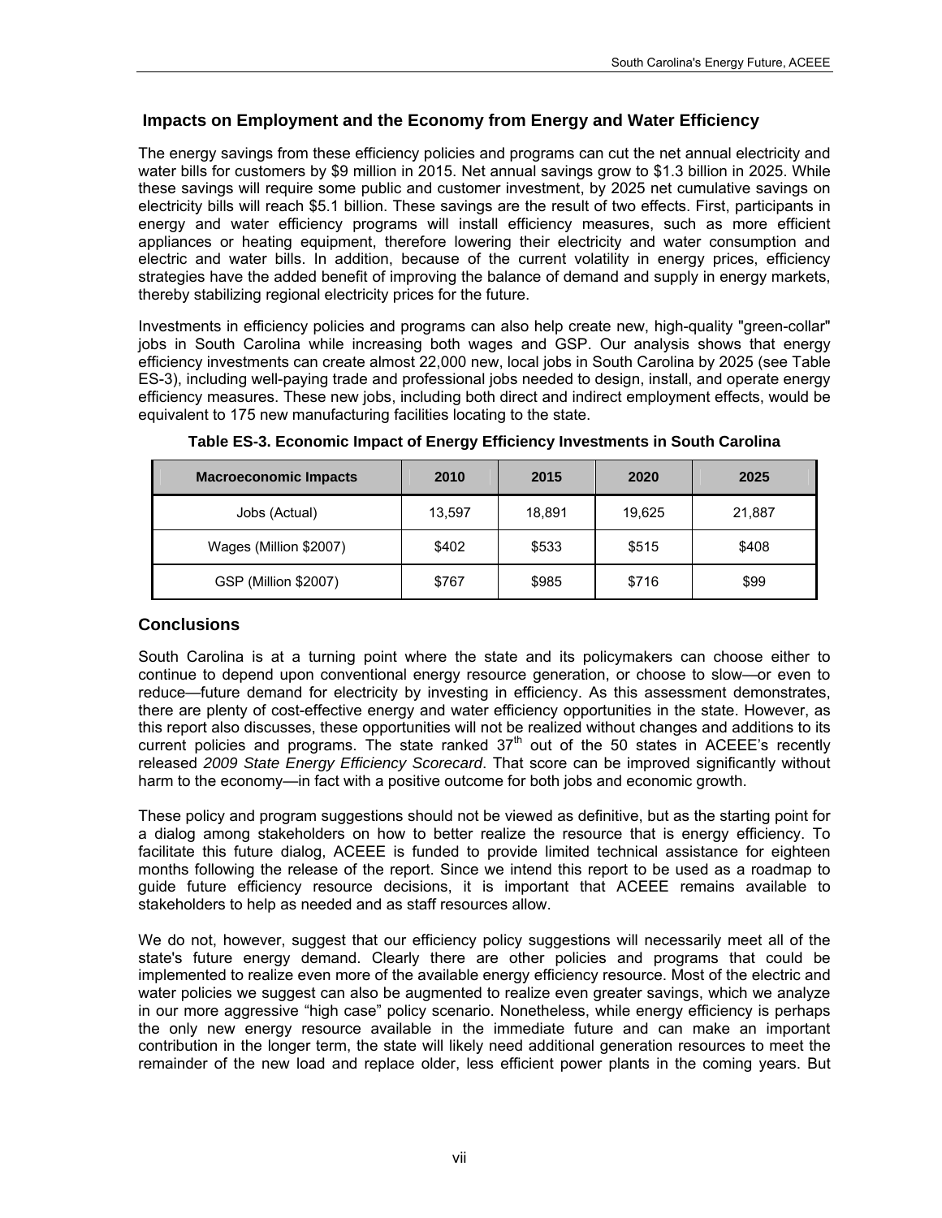## Impacts on Employment and the Economy from Energy and Water Efficiency

The energy savings from these efficiency policies and programs can cut the net annual electricity and water bills for customers by $9 million in 2015. Net annual savings grow to $1.3 billion in 2025. While these savings will require some public and customer investment, by 2025 net cumulative savings on electricity bills will reach $5.1 billion. These savings are the result of two effects. First, participants in energy and water efficiency programs will install efficiency measures, such as more efficient appliances or heating equipment, therefore lowering their electricity and water consumption and electric and water bills. In addition, because of the current volatility in energy prices, efficiency strategies have the added benefit of improving the balance of demand and supply in energy markets, thereby stabilizing regional electricity prices for the future.

Investments in efficiency policies and programs can also help create new, high-quality "green-collar" jobs in South Carolina while increasing both wages and GSP. Our analysis shows that energy efficiency investments can create almost 22,000 new, local jobs in South Carolina by 2025 (see Table ES-3), including well-paying trade and professional jobs needed to design, install, and operate energy efficiency measures. These new jobs, including both direct and indirect employment effects, would be equivalent to 175 new manufacturing facilities locating to the state.

**Table ES-3. Economic Impact of Energy Efficiency Investments in South Carolina**

| Macroeconomic Impacts | 2010 | 2015 | 2020 | 2025 |
|---|---|---|---|---|
| Jobs (Actual) | 13,597 | 18,891 | 19,625 | 21,887 |
| Wages (Million $2007) | $402 | $533 | $515 | $408 |
| GSP (Million $2007) | $767 | $985 | $716 | $99 |

## Conclusions

South Carolina is at a turning point where the state and its policymakers can choose either to continue to depend upon conventional energy resource generation, or choose to slow—or even to reduce—future demand for electricity by investing in efficiency. As this assessment demonstrates, there are plenty of cost-effective energy and water efficiency opportunities in the state. However, as this report also discusses, these opportunities will not be realized without changes and additions to its current policies and programs. The state ranked 37th out of the 50 states in ACEEE's recently released *2009 State Energy Efficiency Scorecard*. That score can be improved significantly without harm to the economy—in fact with a positive outcome for both jobs and economic growth.

These policy and program suggestions should not be viewed as definitive, but as the starting point for a dialog among stakeholders on how to better realize the resource that is energy efficiency. To facilitate this future dialog, ACEEE is funded to provide limited technical assistance for eighteen months following the release of the report. Since we intend this report to be used as a roadmap to guide future efficiency resource decisions, it is important that ACEEE remains available to stakeholders to help as needed and as staff resources allow.

We do not, however, suggest that our efficiency policy suggestions will necessarily meet all of the state's future energy demand. Clearly there are other policies and programs that could be implemented to realize even more of the available energy efficiency resource. Most of the electric and water policies we suggest can also be augmented to realize even greater savings, which we analyze in our more aggressive "high case" policy scenario. Nonetheless, while energy efficiency is perhaps the only new energy resource available in the immediate future and can make an important contribution in the longer term, the state will likely need additional generation resources to meet the remainder of the new load and replace older, less efficient power plants in the coming years. But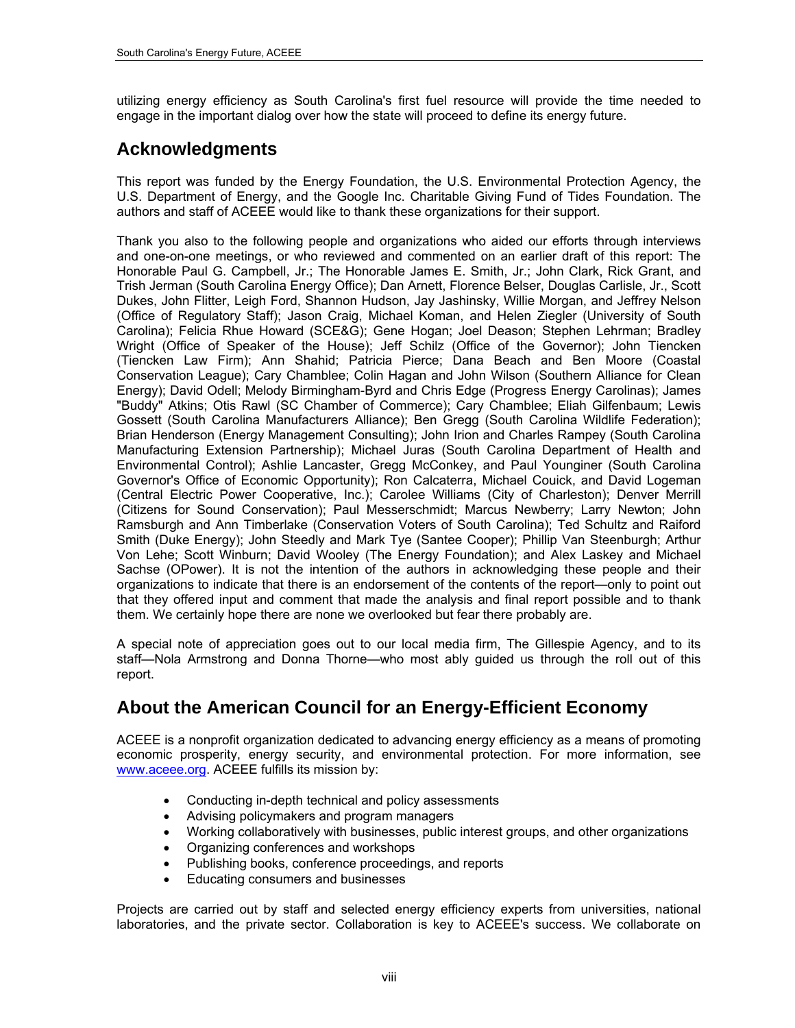utilizing energy efficiency as South Carolina's first fuel resource will provide the time needed to engage in the important dialog over how the state will proceed to define its energy future.

## Acknowledgments

This report was funded by the Energy Foundation, the U.S. Environmental Protection Agency, the U.S. Department of Energy, and the Google Inc. Charitable Giving Fund of Tides Foundation. The authors and staff of ACEEE would like to thank these organizations for their support.

Thank you also to the following people and organizations who aided our efforts through interviews and one-on-one meetings, or who reviewed and commented on an earlier draft of this report: The Honorable Paul G. Campbell, Jr.; The Honorable James E. Smith, Jr.; John Clark, Rick Grant, and Trish Jerman (South Carolina Energy Office); Dan Arnett, Florence Belser, Douglas Carlisle, Jr., Scott Dukes, John Flitter, Leigh Ford, Shannon Hudson, Jay Jashinsky, Willie Morgan, and Jeffrey Nelson (Office of Regulatory Staff); Jason Craig, Michael Koman, and Helen Ziegler (University of South Carolina); Felicia Rhue Howard (SCE&G); Gene Hogan; Joel Deason; Stephen Lehrman; Bradley Wright (Office of Speaker of the House); Jeff Schilz (Office of the Governor); John Tiencken (Tiencken Law Firm); Ann Shahid; Patricia Pierce; Dana Beach and Ben Moore (Coastal Conservation League); Cary Chamblee; Colin Hagan and John Wilson (Southern Alliance for Clean Energy); David Odell; Melody Birmingham-Byrd and Chris Edge (Progress Energy Carolinas); James "Buddy" Atkins; Otis Rawl (SC Chamber of Commerce); Cary Chamblee; Eliah Gilfenbaum; Lewis Gossett (South Carolina Manufacturers Alliance); Ben Gregg (South Carolina Wildlife Federation); Brian Henderson (Energy Management Consulting); John Irion and Charles Rampey (South Carolina Manufacturing Extension Partnership); Michael Juras (South Carolina Department of Health and Environmental Control); Ashlie Lancaster, Gregg McConkey, and Paul Younginer (South Carolina Governor's Office of Economic Opportunity); Ron Calcaterra, Michael Couick, and David Logeman (Central Electric Power Cooperative, Inc.); Carolee Williams (City of Charleston); Denver Merrill (Citizens for Sound Conservation); Paul Messerschmidt; Marcus Newberry; Larry Newton; John Ramsburgh and Ann Timberlake (Conservation Voters of South Carolina); Ted Schultz and Raiford Smith (Duke Energy); John Steedly and Mark Tye (Santee Cooper); Phillip Van Steenburgh; Arthur Von Lehe; Scott Winburn; David Wooley (The Energy Foundation); and Alex Laskey and Michael Sachse (OPower). It is not the intention of the authors in acknowledging these people and their organizations to indicate that there is an endorsement of the contents of the report—only to point out that they offered input and comment that made the analysis and final report possible and to thank them. We certainly hope there are none we overlooked but fear there probably are.

A special note of appreciation goes out to our local media firm, The Gillespie Agency, and to its staff—Nola Armstrong and Donna Thorne—who most ably guided us through the roll out of this report.

## About the American Council for an Energy-Efficient Economy

ACEEE is a nonprofit organization dedicated to advancing energy efficiency as a means of promoting economic prosperity, energy security, and environmental protection. For more information, see www.aceee.org. ACEEE fulfills its mission by:

- Conducting in-depth technical and policy assessments
- Advising policymakers and program managers
- Working collaboratively with businesses, public interest groups, and other organizations
- Organizing conferences and workshops
- Publishing books, conference proceedings, and reports
- Educating consumers and businesses

Projects are carried out by staff and selected energy efficiency experts from universities, national laboratories, and the private sector. Collaboration is key to ACEEE's success. We collaborate on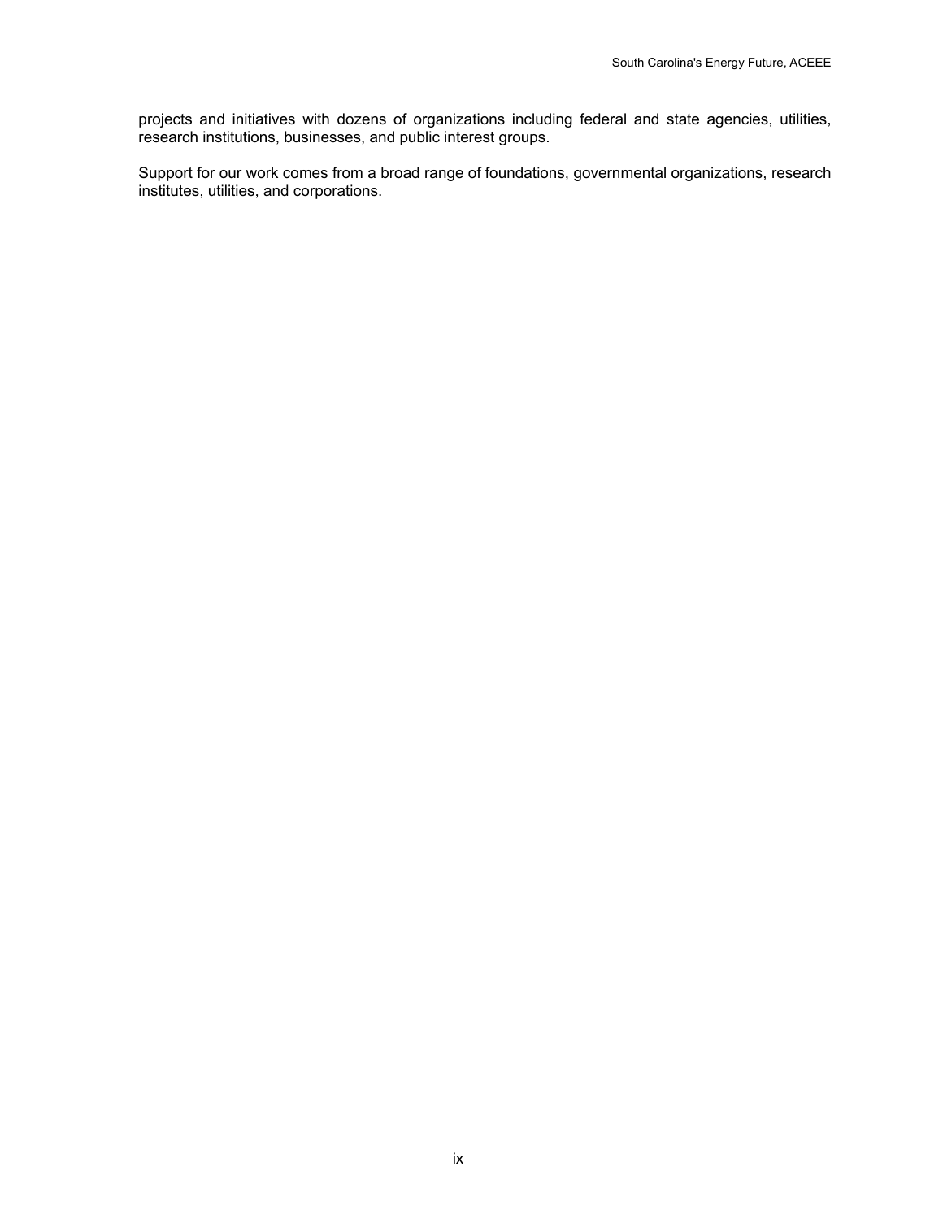projects and initiatives with dozens of organizations including federal and state agencies, utilities, research institutions, businesses, and public interest groups.

Support for our work comes from a broad range of foundations, governmental organizations, research institutes, utilities, and corporations.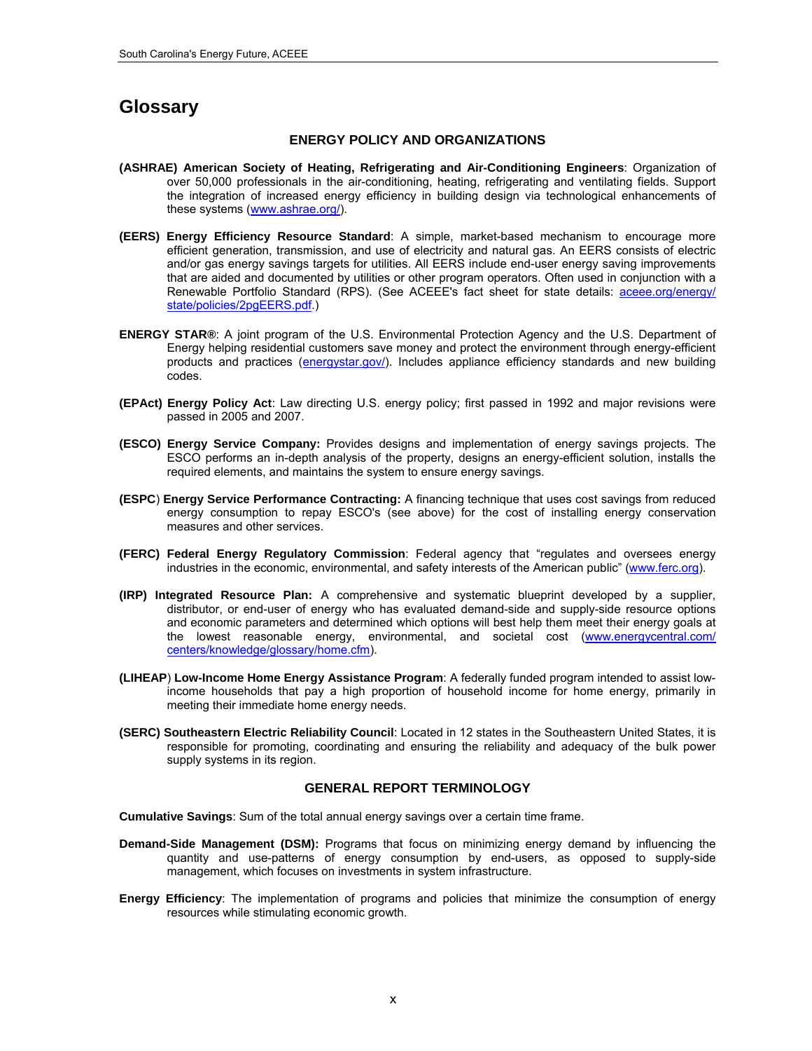# Glossary

### ENERGY POLICY AND ORGANIZATIONS

**(ASHRAE) American Society of Heating, Refrigerating and Air-Conditioning Engineers**: Organization of over 50,000 professionals in the air-conditioning, heating, refrigerating and ventilating fields. Support the integration of increased energy efficiency in building design via technological enhancements of these systems (www.ashrae.org/).

**(EERS) Energy Efficiency Resource Standard**: A simple, market-based mechanism to encourage more efficient generation, transmission, and use of electricity and natural gas. An EERS consists of electric and/or gas energy savings targets for utilities. All EERS include end-user energy saving improvements that are aided and documented by utilities or other program operators. Often used in conjunction with a Renewable Portfolio Standard (RPS). (See ACEEE's fact sheet for state details: aceee.org/energy/state/policies/2pgEERS.pdf.)

**ENERGY STAR®**: A joint program of the U.S. Environmental Protection Agency and the U.S. Department of Energy helping residential customers save money and protect the environment through energy-efficient products and practices (energystar.gov/). Includes appliance efficiency standards and new building codes.

**(EPAct) Energy Policy Act**: Law directing U.S. energy policy; first passed in 1992 and major revisions were passed in 2005 and 2007.

**(ESCO) Energy Service Company:** Provides designs and implementation of energy savings projects. The ESCO performs an in-depth analysis of the property, designs an energy-efficient solution, installs the required elements, and maintains the system to ensure energy savings.

**(ESPC) Energy Service Performance Contracting:** A financing technique that uses cost savings from reduced energy consumption to repay ESCO's (see above) for the cost of installing energy conservation measures and other services.

**(FERC) Federal Energy Regulatory Commission**: Federal agency that "regulates and oversees energy industries in the economic, environmental, and safety interests of the American public" (www.ferc.org).

**(IRP) Integrated Resource Plan:** A comprehensive and systematic blueprint developed by a supplier, distributor, or end-user of energy who has evaluated demand-side and supply-side resource options and economic parameters and determined which options will best help them meet their energy goals at the lowest reasonable energy, environmental, and societal cost (www.energycentral.com/centers/knowledge/glossary/home.cfm).

**(LIHEAP) Low-Income Home Energy Assistance Program**: A federally funded program intended to assist low-income households that pay a high proportion of household income for home energy, primarily in meeting their immediate home energy needs.

**(SERC) Southeastern Electric Reliability Council**: Located in 12 states in the Southeastern United States, it is responsible for promoting, coordinating and ensuring the reliability and adequacy of the bulk power supply systems in its region.

### GENERAL REPORT TERMINOLOGY

**Cumulative Savings**: Sum of the total annual energy savings over a certain time frame.

**Demand-Side Management (DSM):** Programs that focus on minimizing energy demand by influencing the quantity and use-patterns of energy consumption by end-users, as opposed to supply-side management, which focuses on investments in system infrastructure.

**Energy Efficiency**: The implementation of programs and policies that minimize the consumption of energy resources while stimulating economic growth.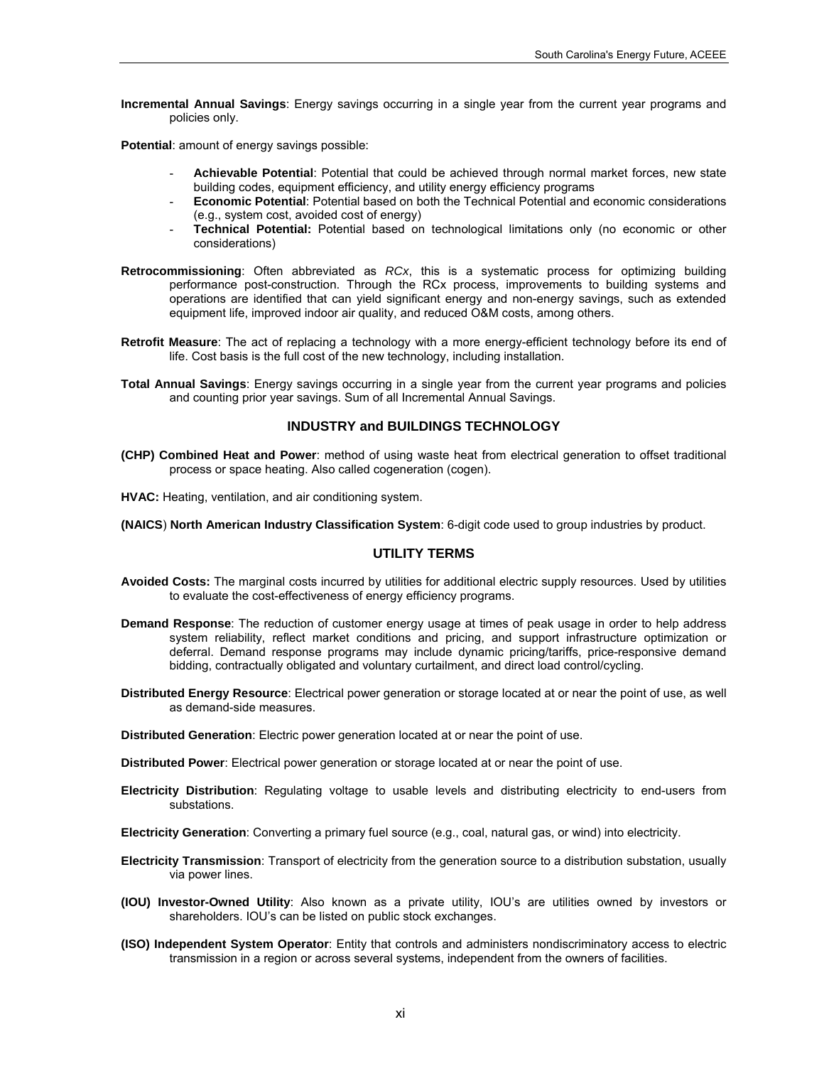**Incremental Annual Savings**: Energy savings occurring in a single year from the current year programs and policies only.

**Potential**: amount of energy savings possible:

- **Achievable Potential**: Potential that could be achieved through normal market forces, new state building codes, equipment efficiency, and utility energy efficiency programs
- **Economic Potential**: Potential based on both the Technical Potential and economic considerations (e.g., system cost, avoided cost of energy)
- **Technical Potential:** Potential based on technological limitations only (no economic or other considerations)

**Retrocommissioning**: Often abbreviated as *RCx*, this is a systematic process for optimizing building performance post-construction. Through the RCx process, improvements to building systems and operations are identified that can yield significant energy and non-energy savings, such as extended equipment life, improved indoor air quality, and reduced O&M costs, among others.

**Retrofit Measure**: The act of replacing a technology with a more energy-efficient technology before its end of life. Cost basis is the full cost of the new technology, including installation.

**Total Annual Savings**: Energy savings occurring in a single year from the current year programs and policies and counting prior year savings. Sum of all Incremental Annual Savings.

## INDUSTRY and BUILDINGS TECHNOLOGY

**(CHP) Combined Heat and Power**: method of using waste heat from electrical generation to offset traditional process or space heating. Also called cogeneration (cogen).

**HVAC:** Heating, ventilation, and air conditioning system.

**(NAICS**) **North American Industry Classification System**: 6-digit code used to group industries by product.

## UTILITY TERMS

**Avoided Costs:** The marginal costs incurred by utilities for additional electric supply resources. Used by utilities to evaluate the cost-effectiveness of energy efficiency programs.

**Demand Response**: The reduction of customer energy usage at times of peak usage in order to help address system reliability, reflect market conditions and pricing, and support infrastructure optimization or deferral. Demand response programs may include dynamic pricing/tariffs, price-responsive demand bidding, contractually obligated and voluntary curtailment, and direct load control/cycling.

**Distributed Energy Resource**: Electrical power generation or storage located at or near the point of use, as well as demand-side measures.

**Distributed Generation**: Electric power generation located at or near the point of use.

**Distributed Power**: Electrical power generation or storage located at or near the point of use.

**Electricity Distribution**: Regulating voltage to usable levels and distributing electricity to end-users from substations.

**Electricity Generation**: Converting a primary fuel source (e.g., coal, natural gas, or wind) into electricity.

**Electricity Transmission**: Transport of electricity from the generation source to a distribution substation, usually via power lines.

**(IOU) Investor-Owned Utility**: Also known as a private utility, IOU's are utilities owned by investors or shareholders. IOU's can be listed on public stock exchanges.

**(ISO) Independent System Operator**: Entity that controls and administers nondiscriminatory access to electric transmission in a region or across several systems, independent from the owners of facilities.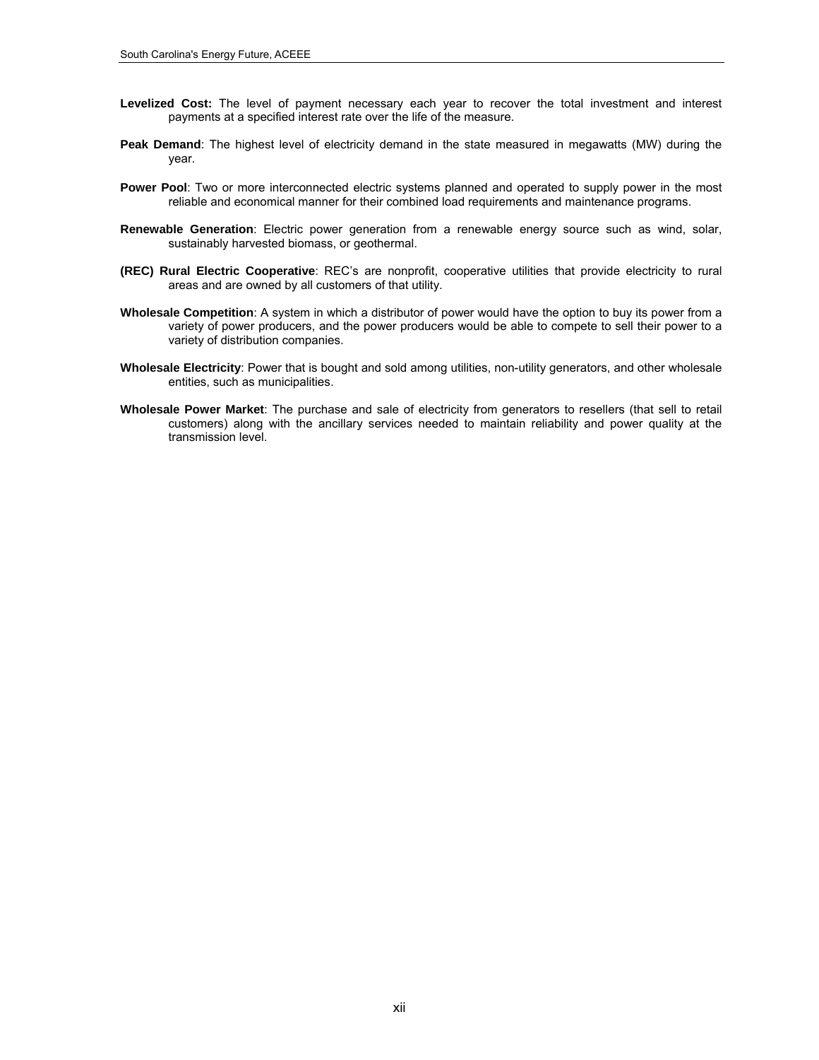**Levelized Cost:** The level of payment necessary each year to recover the total investment and interest payments at a specified interest rate over the life of the measure.

**Peak Demand**: The highest level of electricity demand in the state measured in megawatts (MW) during the year.

**Power Pool**: Two or more interconnected electric systems planned and operated to supply power in the most reliable and economical manner for their combined load requirements and maintenance programs.

**Renewable Generation**: Electric power generation from a renewable energy source such as wind, solar, sustainably harvested biomass, or geothermal.

**(REC) Rural Electric Cooperative**: REC's are nonprofit, cooperative utilities that provide electricity to rural areas and are owned by all customers of that utility.

**Wholesale Competition**: A system in which a distributor of power would have the option to buy its power from a variety of power producers, and the power producers would be able to compete to sell their power to a variety of distribution companies.

**Wholesale Electricity**: Power that is bought and sold among utilities, non-utility generators, and other wholesale entities, such as municipalities.

**Wholesale Power Market**: The purchase and sale of electricity from generators to resellers (that sell to retail customers) along with the ancillary services needed to maintain reliability and power quality at the transmission level.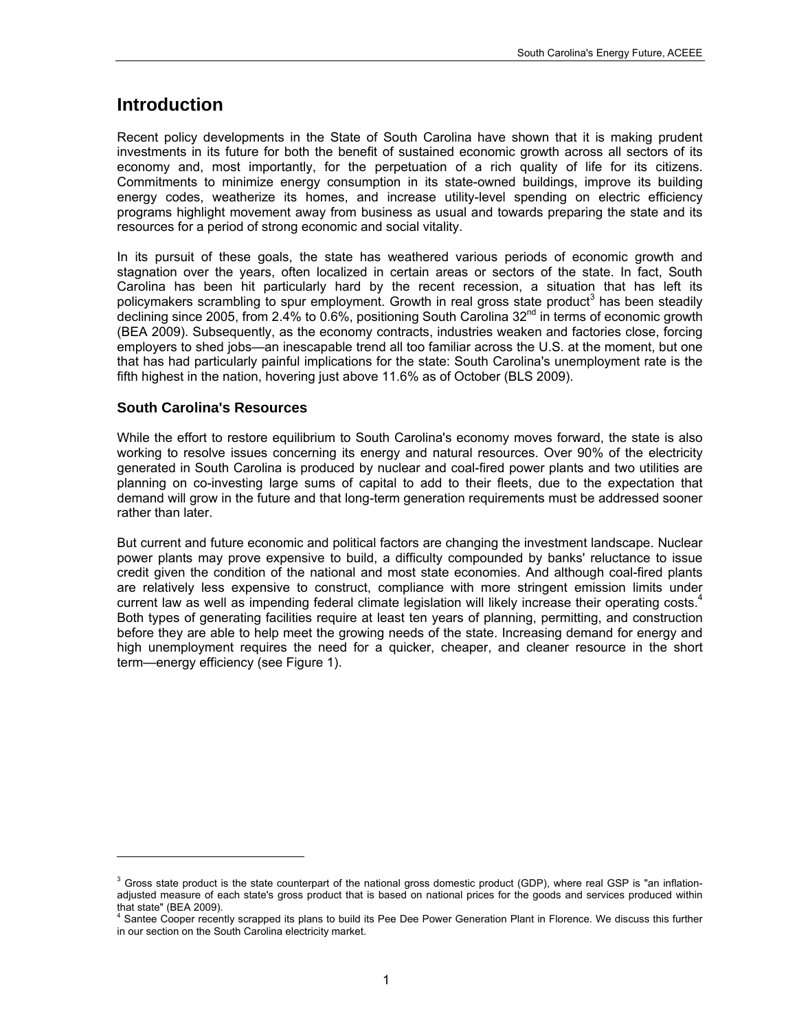# Introduction

Recent policy developments in the State of South Carolina have shown that it is making prudent investments in its future for both the benefit of sustained economic growth across all sectors of its economy and, most importantly, for the perpetuation of a rich quality of life for its citizens. Commitments to minimize energy consumption in its state-owned buildings, improve its building energy codes, weatherize its homes, and increase utility-level spending on electric efficiency programs highlight movement away from business as usual and towards preparing the state and its resources for a period of strong economic and social vitality.

In its pursuit of these goals, the state has weathered various periods of economic growth and stagnation over the years, often localized in certain areas or sectors of the state. In fact, South Carolina has been hit particularly hard by the recent recession, a situation that has left its policymakers scrambling to spur employment. Growth in real gross state product[3] has been steadily declining since 2005, from 2.4% to 0.6%, positioning South Carolina 32nd in terms of economic growth (BEA 2009). Subsequently, as the economy contracts, industries weaken and factories close, forcing employers to shed jobs—an inescapable trend all too familiar across the U.S. at the moment, but one that has had particularly painful implications for the state: South Carolina's unemployment rate is the fifth highest in the nation, hovering just above 11.6% as of October (BLS 2009).

## South Carolina's Resources

While the effort to restore equilibrium to South Carolina's economy moves forward, the state is also working to resolve issues concerning its energy and natural resources. Over 90% of the electricity generated in South Carolina is produced by nuclear and coal-fired power plants and two utilities are planning on co-investing large sums of capital to add to their fleets, due to the expectation that demand will grow in the future and that long-term generation requirements must be addressed sooner rather than later.

But current and future economic and political factors are changing the investment landscape. Nuclear power plants may prove expensive to build, a difficulty compounded by banks' reluctance to issue credit given the condition of the national and most state economies. And although coal-fired plants are relatively less expensive to construct, compliance with more stringent emission limits under current law as well as impending federal climate legislation will likely increase their operating costs.[4] Both types of generating facilities require at least ten years of planning, permitting, and construction before they are able to help meet the growing needs of the state. Increasing demand for energy and high unemployment requires the need for a quicker, cheaper, and cleaner resource in the short term—energy efficiency (see Figure 1).

---

[3] Gross state product is the state counterpart of the national gross domestic product (GDP), where real GSP is "an inflation-adjusted measure of each state's gross product that is based on national prices for the goods and services produced within that state" (BEA 2009).

[4] Santee Cooper recently scrapped its plans to build its Pee Dee Power Generation Plant in Florence. We discuss this further in our section on the South Carolina electricity market.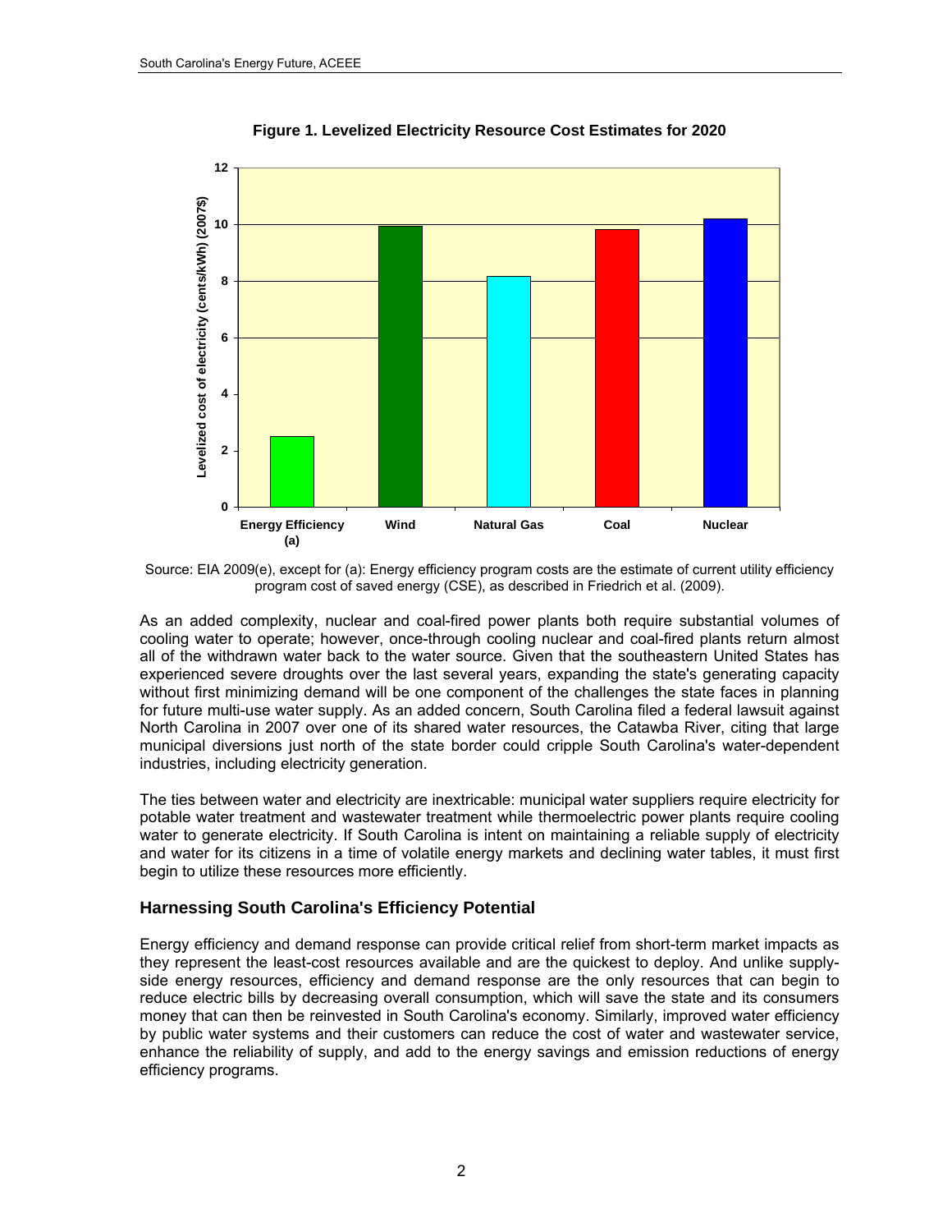**Figure 1. Levelized Electricity Resource Cost Estimates for 2020**

Source: EIA 2009(e), except for (a): Energy efficiency program costs are the estimate of current utility efficiency program cost of saved energy (CSE), as described in Friedrich et al. (2009).

As an added complexity, nuclear and coal-fired power plants both require substantial volumes of cooling water to operate; however, once-through cooling nuclear and coal-fired plants return almost all of the withdrawn water back to the water source. Given that the southeastern United States has experienced severe droughts over the last several years, expanding the state's generating capacity without first minimizing demand will be one component of the challenges the state faces in planning for future multi-use water supply. As an added concern, South Carolina filed a federal lawsuit against North Carolina in 2007 over one of its shared water resources, the Catawba River, citing that large municipal diversions just north of the state border could cripple South Carolina's water-dependent industries, including electricity generation.

The ties between water and electricity are inextricable: municipal water suppliers require electricity for potable water treatment and wastewater treatment while thermoelectric power plants require cooling water to generate electricity. If South Carolina is intent on maintaining a reliable supply of electricity and water for its citizens in a time of volatile energy markets and declining water tables, it must first begin to utilize these resources more efficiently.

## Harnessing South Carolina's Efficiency Potential

Energy efficiency and demand response can provide critical relief from short-term market impacts as they represent the least-cost resources available and are the quickest to deploy. And unlike supply-side energy resources, efficiency and demand response are the only resources that can begin to reduce electric bills by decreasing overall consumption, which will save the state and its consumers money that can then be reinvested in South Carolina's economy. Similarly, improved water efficiency by public water systems and their customers can reduce the cost of water and wastewater service, enhance the reliability of supply, and add to the energy savings and emission reductions of energy efficiency programs.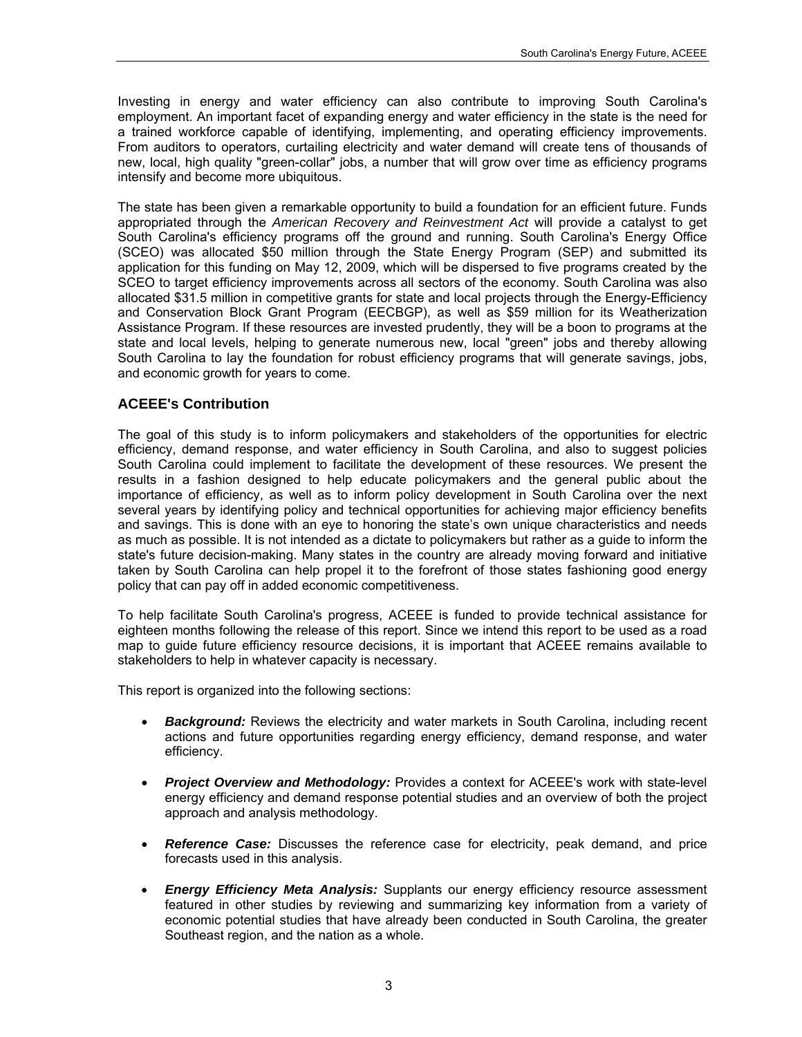Investing in energy and water efficiency can also contribute to improving South Carolina's employment. An important facet of expanding energy and water efficiency in the state is the need for a trained workforce capable of identifying, implementing, and operating efficiency improvements. From auditors to operators, curtailing electricity and water demand will create tens of thousands of new, local, high quality "green-collar" jobs, a number that will grow over time as efficiency programs intensify and become more ubiquitous.

The state has been given a remarkable opportunity to build a foundation for an efficient future. Funds appropriated through the *American Recovery and Reinvestment Act* will provide a catalyst to get South Carolina's efficiency programs off the ground and running. South Carolina's Energy Office (SCEO) was allocated $50 million through the State Energy Program (SEP) and submitted its application for this funding on May 12, 2009, which will be dispersed to five programs created by the SCEO to target efficiency improvements across all sectors of the economy. South Carolina was also allocated $31.5 million in competitive grants for state and local projects through the Energy-Efficiency and Conservation Block Grant Program (EECBGP), as well as $59 million for its Weatherization Assistance Program. If these resources are invested prudently, they will be a boon to programs at the state and local levels, helping to generate numerous new, local "green" jobs and thereby allowing South Carolina to lay the foundation for robust efficiency programs that will generate savings, jobs, and economic growth for years to come.

## ACEEE's Contribution

The goal of this study is to inform policymakers and stakeholders of the opportunities for electric efficiency, demand response, and water efficiency in South Carolina, and also to suggest policies South Carolina could implement to facilitate the development of these resources. We present the results in a fashion designed to help educate policymakers and the general public about the importance of efficiency, as well as to inform policy development in South Carolina over the next several years by identifying policy and technical opportunities for achieving major efficiency benefits and savings. This is done with an eye to honoring the state's own unique characteristics and needs as much as possible. It is not intended as a dictate to policymakers but rather as a guide to inform the state's future decision-making. Many states in the country are already moving forward and initiative taken by South Carolina can help propel it to the forefront of those states fashioning good energy policy that can pay off in added economic competitiveness.

To help facilitate South Carolina's progress, ACEEE is funded to provide technical assistance for eighteen months following the release of this report. Since we intend this report to be used as a road map to guide future efficiency resource decisions, it is important that ACEEE remains available to stakeholders to help in whatever capacity is necessary.

This report is organized into the following sections:

- ***Background:*** Reviews the electricity and water markets in South Carolina, including recent actions and future opportunities regarding energy efficiency, demand response, and water efficiency.

- ***Project Overview and Methodology:*** Provides a context for ACEEE's work with state-level energy efficiency and demand response potential studies and an overview of both the project approach and analysis methodology.

- ***Reference Case:*** Discusses the reference case for electricity, peak demand, and price forecasts used in this analysis.

- ***Energy Efficiency Meta Analysis:*** Supplants our energy efficiency resource assessment featured in other studies by reviewing and summarizing key information from a variety of economic potential studies that have already been conducted in South Carolina, the greater Southeast region, and the nation as a whole.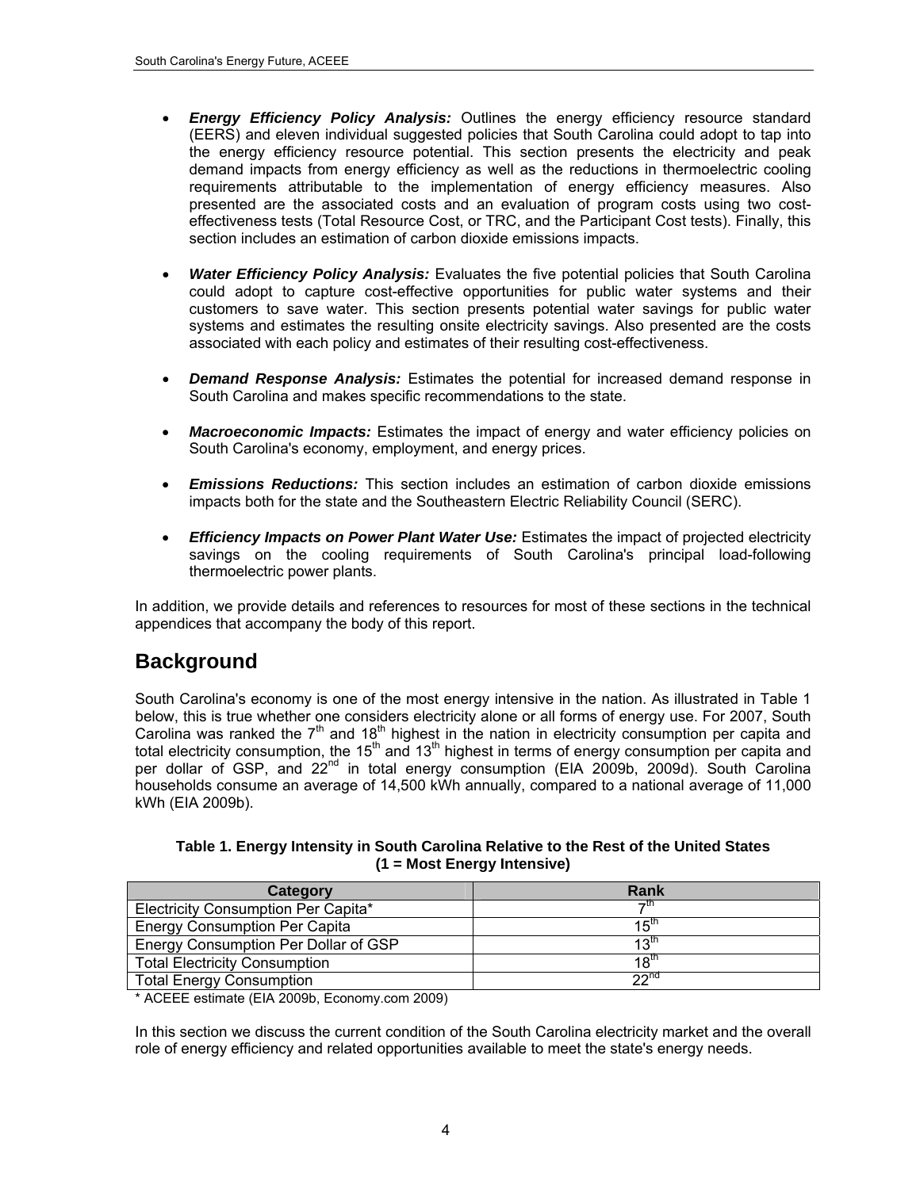- ***Energy Efficiency Policy Analysis:*** Outlines the energy efficiency resource standard (EERS) and eleven individual suggested policies that South Carolina could adopt to tap into the energy efficiency resource potential. This section presents the electricity and peak demand impacts from energy efficiency as well as the reductions in thermoelectric cooling requirements attributable to the implementation of energy efficiency measures. Also presented are the associated costs and an evaluation of program costs using two cost-effectiveness tests (Total Resource Cost, or TRC, and the Participant Cost tests). Finally, this section includes an estimation of carbon dioxide emissions impacts.

- ***Water Efficiency Policy Analysis:*** Evaluates the five potential policies that South Carolina could adopt to capture cost-effective opportunities for public water systems and their customers to save water. This section presents potential water savings for public water systems and estimates the resulting onsite electricity savings. Also presented are the costs associated with each policy and estimates of their resulting cost-effectiveness.

- ***Demand Response Analysis:*** Estimates the potential for increased demand response in South Carolina and makes specific recommendations to the state.

- ***Macroeconomic Impacts:*** Estimates the impact of energy and water efficiency policies on South Carolina's economy, employment, and energy prices.

- ***Emissions Reductions:*** This section includes an estimation of carbon dioxide emissions impacts both for the state and the Southeastern Electric Reliability Council (SERC).

- ***Efficiency Impacts on Power Plant Water Use:*** Estimates the impact of projected electricity savings on the cooling requirements of South Carolina's principal load-following thermoelectric power plants.

In addition, we provide details and references to resources for most of these sections in the technical appendices that accompany the body of this report.

# Background

South Carolina's economy is one of the most energy intensive in the nation. As illustrated in Table 1 below, this is true whether one considers electricity alone or all forms of energy use. For 2007, South Carolina was ranked the 7th and 18th highest in the nation in electricity consumption per capita and total electricity consumption, the 15th and 13th highest in terms of energy consumption per capita and per dollar of GSP, and 22nd in total energy consumption (EIA 2009b, 2009d). South Carolina households consume an average of 14,500 kWh annually, compared to a national average of 11,000 kWh (EIA 2009b).

**Table 1. Energy Intensity in South Carolina Relative to the Rest of the United States (1 = Most Energy Intensive)**

| Category | Rank |
|---|---|
| Electricity Consumption Per Capita* | 7th |
| Energy Consumption Per Capita | 15th |
| Energy Consumption Per Dollar of GSP | 13th |
| Total Electricity Consumption | 18th |
| Total Energy Consumption | 22nd |

* ACEEE estimate (EIA 2009b, Economy.com 2009)

In this section we discuss the current condition of the South Carolina electricity market and the overall role of energy efficiency and related opportunities available to meet the state's energy needs.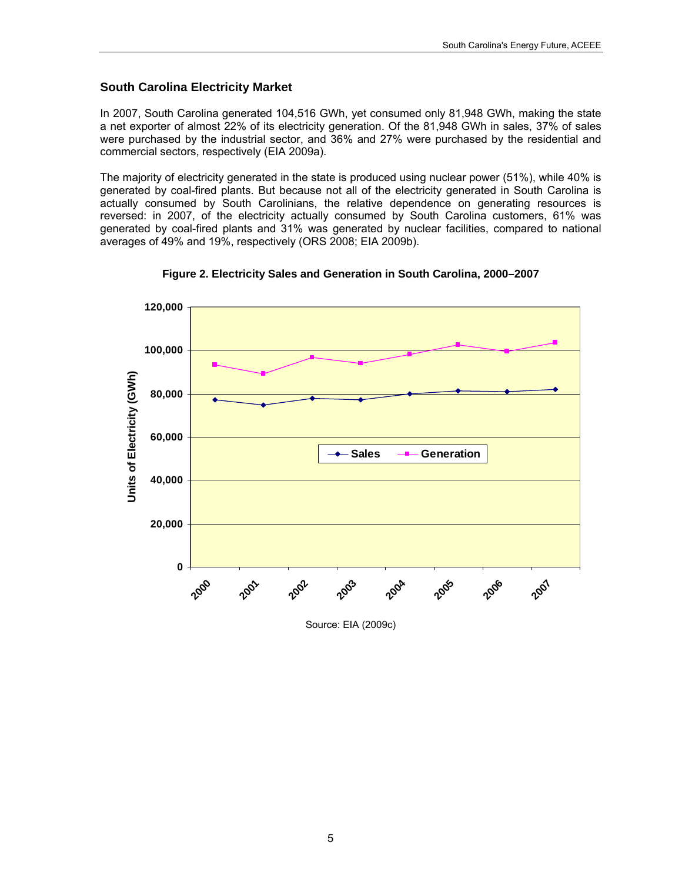## South Carolina Electricity Market

In 2007, South Carolina generated 104,516 GWh, yet consumed only 81,948 GWh, making the state a net exporter of almost 22% of its electricity generation. Of the 81,948 GWh in sales, 37% of sales were purchased by the industrial sector, and 36% and 27% were purchased by the residential and commercial sectors, respectively (EIA 2009a).

The majority of electricity generated in the state is produced using nuclear power (51%), while 40% is generated by coal-fired plants. But because not all of the electricity generated in South Carolina is actually consumed by South Carolinians, the relative dependence on generating resources is reversed: in 2007, of the electricity actually consumed by South Carolina customers, 61% was generated by coal-fired plants and 31% was generated by nuclear facilities, compared to national averages of 49% and 19%, respectively (ORS 2008; EIA 2009b).

**Figure 2. Electricity Sales and Generation in South Carolina, 2000–2007**

Source: EIA (2009c)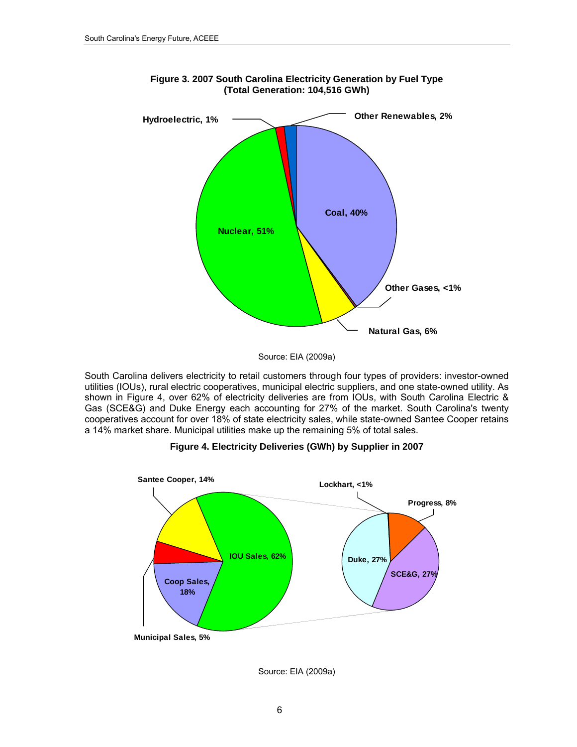**Figure 3. 2007 South Carolina Electricity Generation by Fuel Type (Total Generation: 104,516 GWh)**

Hydroelectric, 1%

Other Renewables, 2%

Coal, 40%

Nuclear, 51%

Other Gases, <1%

Natural Gas, 6%

Source: EIA (2009a)

South Carolina delivers electricity to retail customers through four types of providers: investor-owned utilities (IOUs), rural electric cooperatives, municipal electric suppliers, and one state-owned utility. As shown in Figure 4, over 62% of electricity deliveries are from IOUs, with South Carolina Electric & Gas (SCE&G) and Duke Energy each accounting for 27% of the market. South Carolina's twenty cooperatives account for over 18% of state electricity sales, while state-owned Santee Cooper retains a 14% market share. Municipal utilities make up the remaining 5% of total sales.

**Figure 4. Electricity Deliveries (GWh) by Supplier in 2007**

Santee Cooper, 14%

IOU Sales, 62%

Coop Sales, 18%

Municipal Sales, 5%

Lockhart, <1%

Progress, 8%

Duke, 27%

SCE&G, 27%

Source: EIA (2009a)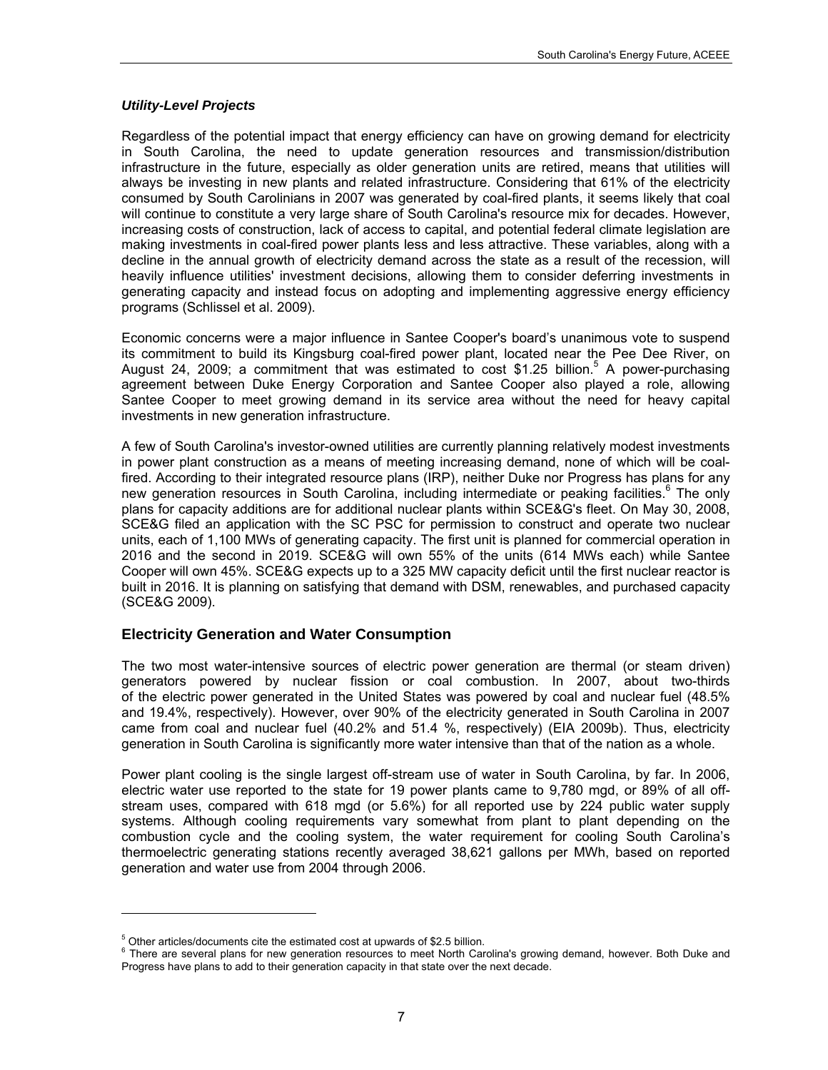### *Utility-Level Projects*

Regardless of the potential impact that energy efficiency can have on growing demand for electricity in South Carolina, the need to update generation resources and transmission/distribution infrastructure in the future, especially as older generation units are retired, means that utilities will always be investing in new plants and related infrastructure. Considering that 61% of the electricity consumed by South Carolinians in 2007 was generated by coal-fired plants, it seems likely that coal will continue to constitute a very large share of South Carolina's resource mix for decades. However, increasing costs of construction, lack of access to capital, and potential federal climate legislation are making investments in coal-fired power plants less and less attractive. These variables, along with a decline in the annual growth of electricity demand across the state as a result of the recession, will heavily influence utilities' investment decisions, allowing them to consider deferring investments in generating capacity and instead focus on adopting and implementing aggressive energy efficiency programs (Schlissel et al. 2009).

Economic concerns were a major influence in Santee Cooper's board's unanimous vote to suspend its commitment to build its Kingsburg coal-fired power plant, located near the Pee Dee River, on August 24, 2009; a commitment that was estimated to cost $1.25 billion.[5] A power-purchasing agreement between Duke Energy Corporation and Santee Cooper also played a role, allowing Santee Cooper to meet growing demand in its service area without the need for heavy capital investments in new generation infrastructure.

A few of South Carolina's investor-owned utilities are currently planning relatively modest investments in power plant construction as a means of meeting increasing demand, none of which will be coal-fired. According to their integrated resource plans (IRP), neither Duke nor Progress has plans for any new generation resources in South Carolina, including intermediate or peaking facilities.[6] The only plans for capacity additions are for additional nuclear plants within SCE&G's fleet. On May 30, 2008, SCE&G filed an application with the SC PSC for permission to construct and operate two nuclear units, each of 1,100 MWs of generating capacity. The first unit is planned for commercial operation in 2016 and the second in 2019. SCE&G will own 55% of the units (614 MWs each) while Santee Cooper will own 45%. SCE&G expects up to a 325 MW capacity deficit until the first nuclear reactor is built in 2016. It is planning on satisfying that demand with DSM, renewables, and purchased capacity (SCE&G 2009).

## Electricity Generation and Water Consumption

The two most water-intensive sources of electric power generation are thermal (or steam driven) generators powered by nuclear fission or coal combustion. In 2007, about two-thirds of the electric power generated in the United States was powered by coal and nuclear fuel (48.5% and 19.4%, respectively). However, over 90% of the electricity generated in South Carolina in 2007 came from coal and nuclear fuel (40.2% and 51.4 %, respectively) (EIA 2009b). Thus, electricity generation in South Carolina is significantly more water intensive than that of the nation as a whole.

Power plant cooling is the single largest off-stream use of water in South Carolina, by far. In 2006, electric water use reported to the state for 19 power plants came to 9,780 mgd, or 89% of all off-stream uses, compared with 618 mgd (or 5.6%) for all reported use by 224 public water supply systems. Although cooling requirements vary somewhat from plant to plant depending on the combustion cycle and the cooling system, the water requirement for cooling South Carolina's thermoelectric generating stations recently averaged 38,621 gallons per MWh, based on reported generation and water use from 2004 through 2006.

---

[5] Other articles/documents cite the estimated cost at upwards of $2.5 billion.

[6] There are several plans for new generation resources to meet North Carolina's growing demand, however. Both Duke and Progress have plans to add to their generation capacity in that state over the next decade.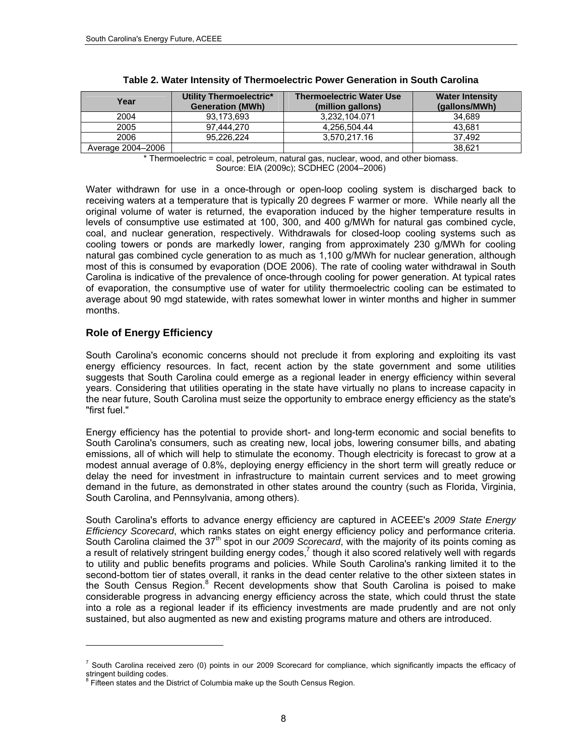**Table 2. Water Intensity of Thermoelectric Power Generation in South Carolina**

| Year | Utility Thermoelectric* Generation (MWh) | Thermoelectric Water Use (million gallons) | Water Intensity (gallons/MWh) |
|---|---|---|---|
| 2004 | 93,173,693 | 3,232,104.071 | 34,689 |
| 2005 | 97,444,270 | 4,256,504.44 | 43,681 |
| 2006 | 95,226,224 | 3,570,217.16 | 37,492 |
| Average 2004–2006 | | | 38,621 |

* Thermoelectric = coal, petroleum, natural gas, nuclear, wood, and other biomass.
Source: EIA (2009c); SCDHEC (2004–2006)

Water withdrawn for use in a once-through or open-loop cooling system is discharged back to receiving waters at a temperature that is typically 20 degrees F warmer or more. While nearly all the original volume of water is returned, the evaporation induced by the higher temperature results in levels of consumptive use estimated at 100, 300, and 400 g/MWh for natural gas combined cycle, coal, and nuclear generation, respectively. Withdrawals for closed-loop cooling systems such as cooling towers or ponds are markedly lower, ranging from approximately 230 g/MWh for cooling natural gas combined cycle generation to as much as 1,100 g/MWh for nuclear generation, although most of this is consumed by evaporation (DOE 2006). The rate of cooling water withdrawal in South Carolina is indicative of the prevalence of once-through cooling for power generation. At typical rates of evaporation, the consumptive use of water for utility thermoelectric cooling can be estimated to average about 90 mgd statewide, with rates somewhat lower in winter months and higher in summer months.

## Role of Energy Efficiency

South Carolina's economic concerns should not preclude it from exploring and exploiting its vast energy efficiency resources. In fact, recent action by the state government and some utilities suggests that South Carolina could emerge as a regional leader in energy efficiency within several years. Considering that utilities operating in the state have virtually no plans to increase capacity in the near future, South Carolina must seize the opportunity to embrace energy efficiency as the state's "first fuel."

Energy efficiency has the potential to provide short- and long-term economic and social benefits to South Carolina's consumers, such as creating new, local jobs, lowering consumer bills, and abating emissions, all of which will help to stimulate the economy. Though electricity is forecast to grow at a modest annual average of 0.8%, deploying energy efficiency in the short term will greatly reduce or delay the need for investment in infrastructure to maintain current services and to meet growing demand in the future, as demonstrated in other states around the country (such as Florida, Virginia, South Carolina, and Pennsylvania, among others).

South Carolina's efforts to advance energy efficiency are captured in ACEEE's *2009 State Energy Efficiency Scorecard*, which ranks states on eight energy efficiency policy and performance criteria. South Carolina claimed the 37th spot in our *2009 Scorecard*, with the majority of its points coming as a result of relatively stringent building energy codes,[7] though it also scored relatively well with regards to utility and public benefits programs and policies. While South Carolina's ranking limited it to the second-bottom tier of states overall, it ranks in the dead center relative to the other sixteen states in the South Census Region.[8] Recent developments show that South Carolina is poised to make considerable progress in advancing energy efficiency across the state, which could thrust the state into a role as a regional leader if its efficiency investments are made prudently and are not only sustained, but also augmented as new and existing programs mature and others are introduced.

---

[7] South Carolina received zero (0) points in our 2009 Scorecard for compliance, which significantly impacts the efficacy of stringent building codes.

[8] Fifteen states and the District of Columbia make up the South Census Region.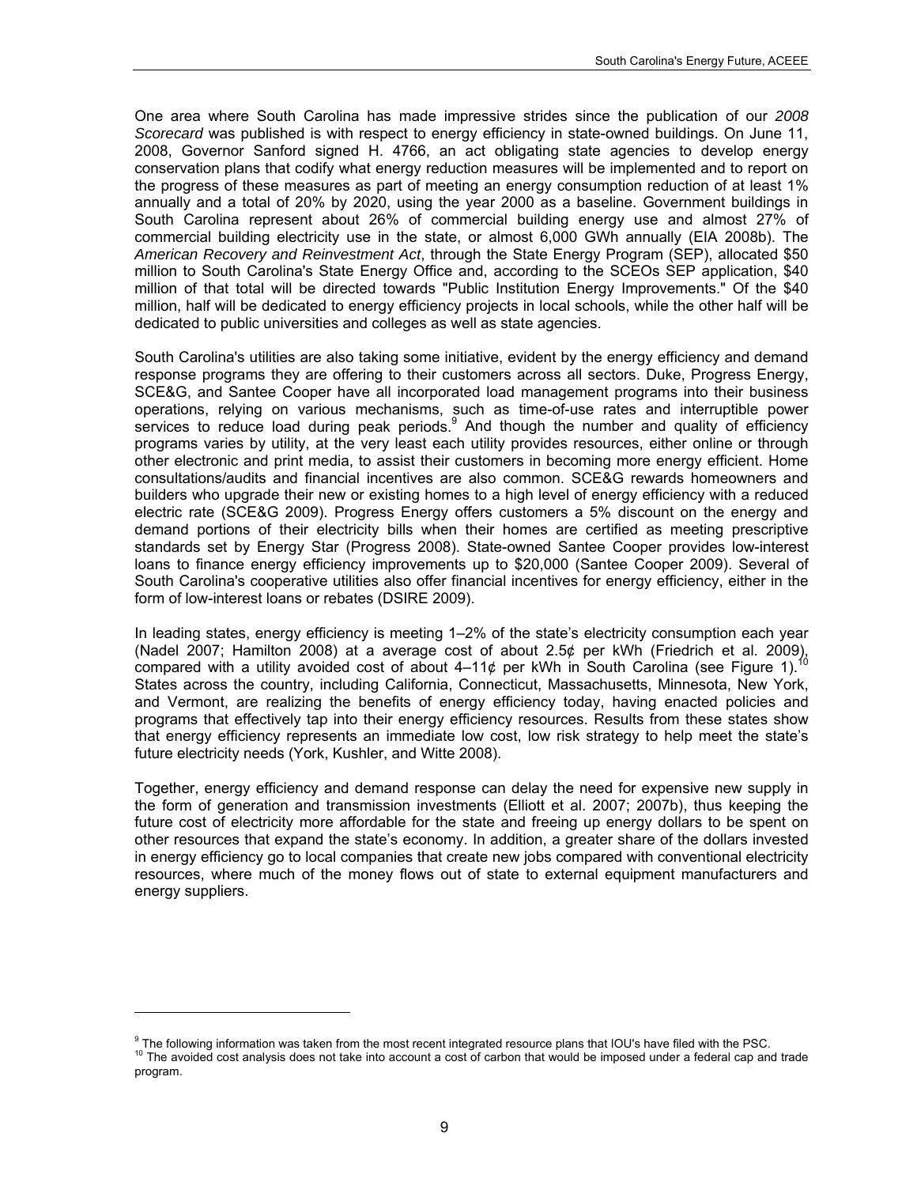One area where South Carolina has made impressive strides since the publication of our *2008 Scorecard* was published is with respect to energy efficiency in state-owned buildings. On June 11, 2008, Governor Sanford signed H. 4766, an act obligating state agencies to develop energy conservation plans that codify what energy reduction measures will be implemented and to report on the progress of these measures as part of meeting an energy consumption reduction of at least 1% annually and a total of 20% by 2020, using the year 2000 as a baseline. Government buildings in South Carolina represent about 26% of commercial building energy use and almost 27% of commercial building electricity use in the state, or almost 6,000 GWh annually (EIA 2008b). The *American Recovery and Reinvestment Act*, through the State Energy Program (SEP), allocated $50 million to South Carolina's State Energy Office and, according to the SCEOs SEP application, $40 million of that total will be directed towards "Public Institution Energy Improvements." Of the $40 million, half will be dedicated to energy efficiency projects in local schools, while the other half will be dedicated to public universities and colleges as well as state agencies.

South Carolina's utilities are also taking some initiative, evident by the energy efficiency and demand response programs they are offering to their customers across all sectors. Duke, Progress Energy, SCE&G, and Santee Cooper have all incorporated load management programs into their business operations, relying on various mechanisms, such as time-of-use rates and interruptible power services to reduce load during peak periods.[9] And though the number and quality of efficiency programs varies by utility, at the very least each utility provides resources, either online or through other electronic and print media, to assist their customers in becoming more energy efficient. Home consultations/audits and financial incentives are also common. SCE&G rewards homeowners and builders who upgrade their new or existing homes to a high level of energy efficiency with a reduced electric rate (SCE&G 2009). Progress Energy offers customers a 5% discount on the energy and demand portions of their electricity bills when their homes are certified as meeting prescriptive standards set by Energy Star (Progress 2008). State-owned Santee Cooper provides low-interest loans to finance energy efficiency improvements up to $20,000 (Santee Cooper 2009). Several of South Carolina's cooperative utilities also offer financial incentives for energy efficiency, either in the form of low-interest loans or rebates (DSIRE 2009).

In leading states, energy efficiency is meeting 1–2% of the state's electricity consumption each year (Nadel 2007; Hamilton 2008) at a average cost of about 2.5¢ per kWh (Friedrich et al. 2009), compared with a utility avoided cost of about 4–11¢ per kWh in South Carolina (see Figure 1).[10] States across the country, including California, Connecticut, Massachusetts, Minnesota, New York, and Vermont, are realizing the benefits of energy efficiency today, having enacted policies and programs that effectively tap into their energy efficiency resources. Results from these states show that energy efficiency represents an immediate low cost, low risk strategy to help meet the state's future electricity needs (York, Kushler, and Witte 2008).

Together, energy efficiency and demand response can delay the need for expensive new supply in the form of generation and transmission investments (Elliott et al. 2007; 2007b), thus keeping the future cost of electricity more affordable for the state and freeing up energy dollars to be spent on other resources that expand the state's economy. In addition, a greater share of the dollars invested in energy efficiency go to local companies that create new jobs compared with conventional electricity resources, where much of the money flows out of state to external equipment manufacturers and energy suppliers.

---

[9] The following information was taken from the most recent integrated resource plans that IOU's have filed with the PSC.

[10] The avoided cost analysis does not take into account a cost of carbon that would be imposed under a federal cap and trade program.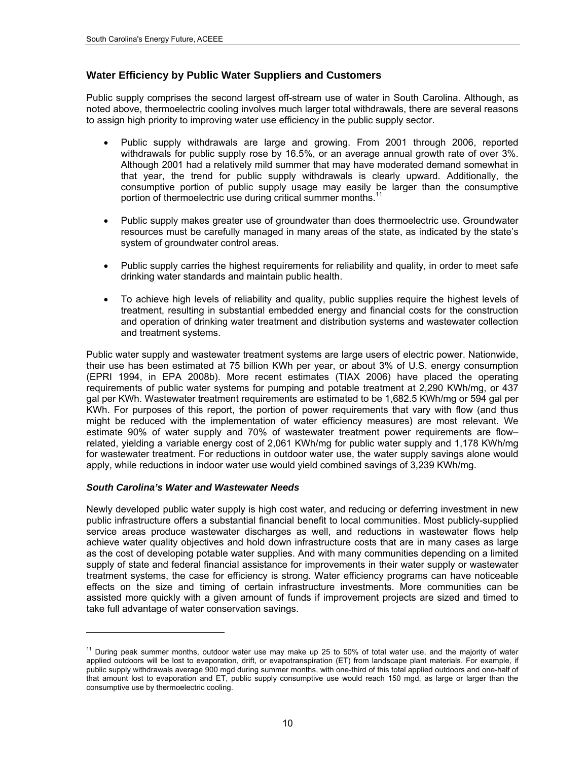## Water Efficiency by Public Water Suppliers and Customers

Public supply comprises the second largest off-stream use of water in South Carolina. Although, as noted above, thermoelectric cooling involves much larger total withdrawals, there are several reasons to assign high priority to improving water use efficiency in the public supply sector.

- Public supply withdrawals are large and growing. From 2001 through 2006, reported withdrawals for public supply rose by 16.5%, or an average annual growth rate of over 3%. Although 2001 had a relatively mild summer that may have moderated demand somewhat in that year, the trend for public supply withdrawals is clearly upward. Additionally, the consumptive portion of public supply usage may easily be larger than the consumptive portion of thermoelectric use during critical summer months.[11]

- Public supply makes greater use of groundwater than does thermoelectric use. Groundwater resources must be carefully managed in many areas of the state, as indicated by the state's system of groundwater control areas.

- Public supply carries the highest requirements for reliability and quality, in order to meet safe drinking water standards and maintain public health.

- To achieve high levels of reliability and quality, public supplies require the highest levels of treatment, resulting in substantial embedded energy and financial costs for the construction and operation of drinking water treatment and distribution systems and wastewater collection and treatment systems.

Public water supply and wastewater treatment systems are large users of electric power. Nationwide, their use has been estimated at 75 billion KWh per year, or about 3% of U.S. energy consumption (EPRI 1994, in EPA 2008b). More recent estimates (TIAX 2006) have placed the operating requirements of public water systems for pumping and potable treatment at 2,290 KWh/mg, or 437 gal per KWh. Wastewater treatment requirements are estimated to be 1,682.5 KWh/mg or 594 gal per KWh. For purposes of this report, the portion of power requirements that vary with flow (and thus might be reduced with the implementation of water efficiency measures) are most relevant. We estimate 90% of water supply and 70% of wastewater treatment power requirements are flow–related, yielding a variable energy cost of 2,061 KWh/mg for public water supply and 1,178 KWh/mg for wastewater treatment. For reductions in outdoor water use, the water supply savings alone would apply, while reductions in indoor water use would yield combined savings of 3,239 KWh/mg.

### *South Carolina's Water and Wastewater Needs*

Newly developed public water supply is high cost water, and reducing or deferring investment in new public infrastructure offers a substantial financial benefit to local communities. Most publicly-supplied service areas produce wastewater discharges as well, and reductions in wastewater flows help achieve water quality objectives and hold down infrastructure costs that are in many cases as large as the cost of developing potable water supplies. And with many communities depending on a limited supply of state and federal financial assistance for improvements in their water supply or wastewater treatment systems, the case for efficiency is strong. Water efficiency programs can have noticeable effects on the size and timing of certain infrastructure investments. More communities can be assisted more quickly with a given amount of funds if improvement projects are sized and timed to take full advantage of water conservation savings.

---

[11] During peak summer months, outdoor water use may make up 25 to 50% of total water use, and the majority of water applied outdoors will be lost to evaporation, drift, or evapotranspiration (ET) from landscape plant materials. For example, if public supply withdrawals average 900 mgd during summer months, with one-third of this total applied outdoors and one-half of that amount lost to evaporation and ET, public supply consumptive use would reach 150 mgd, as large or larger than the consumptive use by thermoelectric cooling.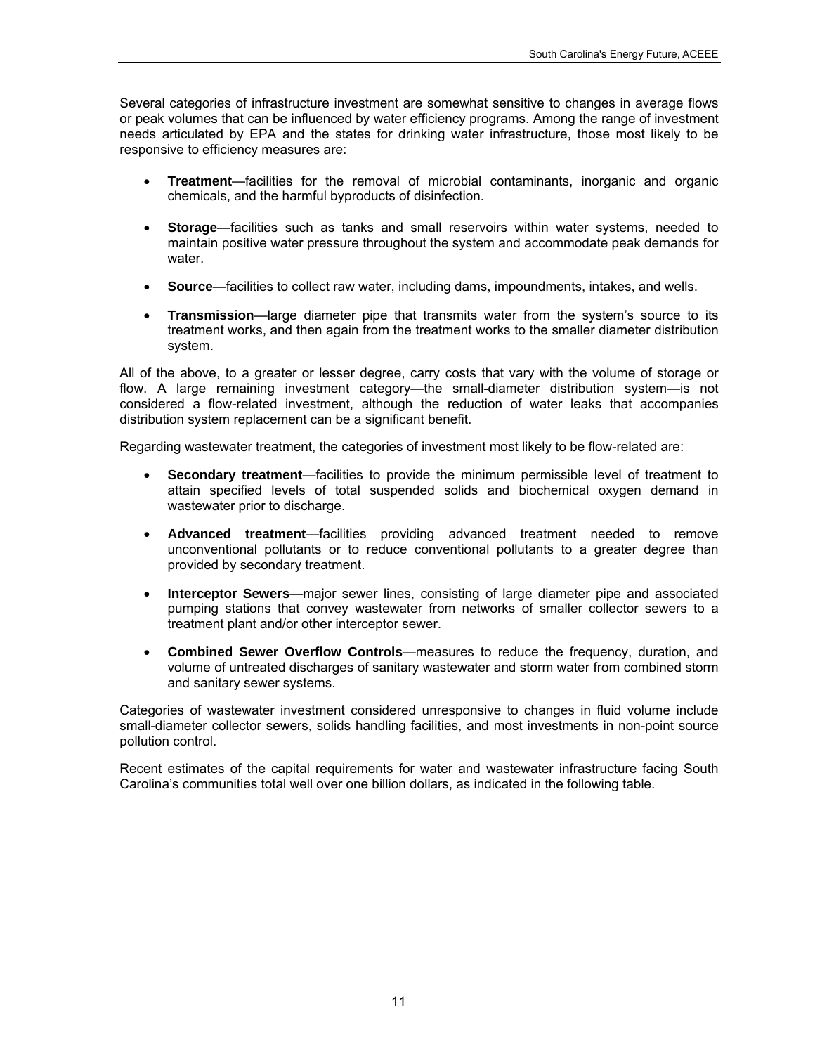Several categories of infrastructure investment are somewhat sensitive to changes in average flows or peak volumes that can be influenced by water efficiency programs. Among the range of investment needs articulated by EPA and the states for drinking water infrastructure, those most likely to be responsive to efficiency measures are:

- **Treatment**—facilities for the removal of microbial contaminants, inorganic and organic chemicals, and the harmful byproducts of disinfection.
- **Storage**—facilities such as tanks and small reservoirs within water systems, needed to maintain positive water pressure throughout the system and accommodate peak demands for water.
- **Source**—facilities to collect raw water, including dams, impoundments, intakes, and wells.
- **Transmission**—large diameter pipe that transmits water from the system's source to its treatment works, and then again from the treatment works to the smaller diameter distribution system.

All of the above, to a greater or lesser degree, carry costs that vary with the volume of storage or flow. A large remaining investment category—the small-diameter distribution system—is not considered a flow-related investment, although the reduction of water leaks that accompanies distribution system replacement can be a significant benefit.

Regarding wastewater treatment, the categories of investment most likely to be flow-related are:

- **Secondary treatment**—facilities to provide the minimum permissible level of treatment to attain specified levels of total suspended solids and biochemical oxygen demand in wastewater prior to discharge.
- **Advanced treatment**—facilities providing advanced treatment needed to remove unconventional pollutants or to reduce conventional pollutants to a greater degree than provided by secondary treatment.
- **Interceptor Sewers**—major sewer lines, consisting of large diameter pipe and associated pumping stations that convey wastewater from networks of smaller collector sewers to a treatment plant and/or other interceptor sewer.
- **Combined Sewer Overflow Controls**—measures to reduce the frequency, duration, and volume of untreated discharges of sanitary wastewater and storm water from combined storm and sanitary sewer systems.

Categories of wastewater investment considered unresponsive to changes in fluid volume include small-diameter collector sewers, solids handling facilities, and most investments in non-point source pollution control.

Recent estimates of the capital requirements for water and wastewater infrastructure facing South Carolina's communities total well over one billion dollars, as indicated in the following table.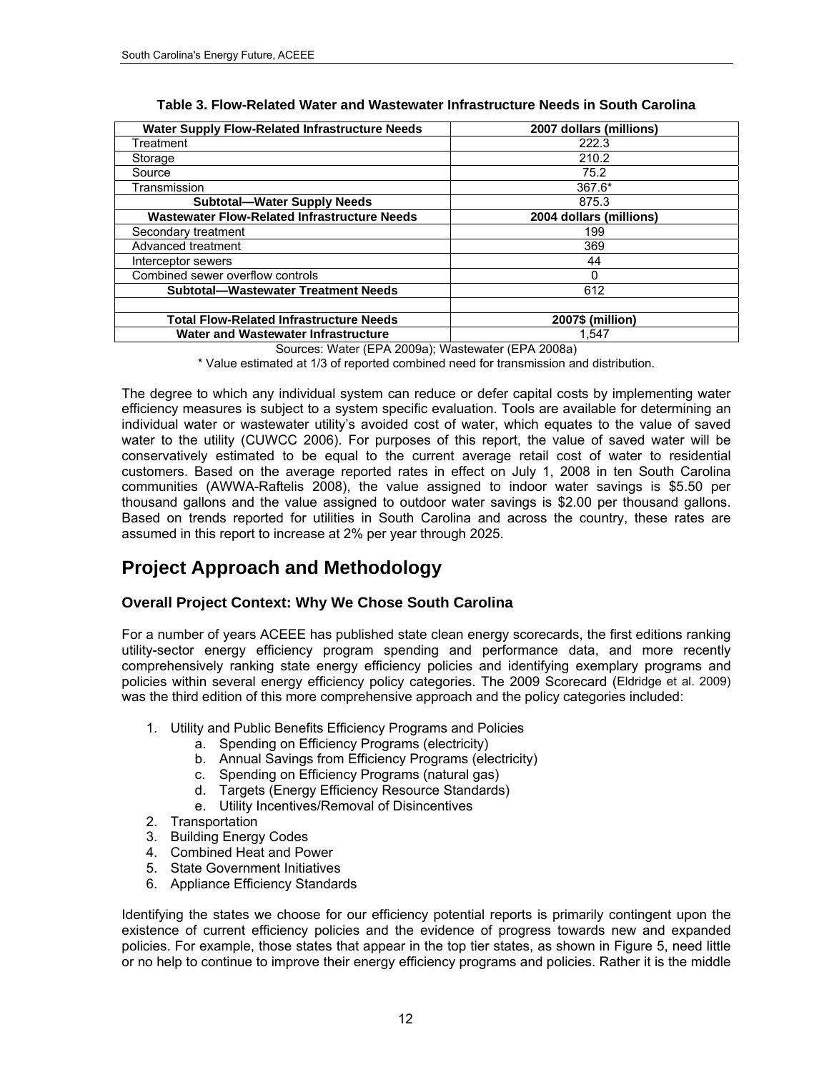**Table 3. Flow-Related Water and Wastewater Infrastructure Needs in South Carolina**

| Water Supply Flow-Related Infrastructure Needs | 2007 dollars (millions) |
|---|---|
| Treatment | 222.3 |
| Storage | 210.2 |
| Source | 75.2 |
| Transmission | 367.6* |
| **Subtotal—Water Supply Needs** | 875.3 |
| **Wastewater Flow-Related Infrastructure Needs** | **2004 dollars (millions)** |
| Secondary treatment | 199 |
| Advanced treatment | 369 |
| Interceptor sewers | 44 |
| Combined sewer overflow controls | 0 |
| **Subtotal—Wastewater Treatment Needs** | 612 |
| | |
| **Total Flow-Related Infrastructure Needs** | **2007$ (million)** |
| **Water and Wastewater Infrastructure** | 1,547 |

Sources: Water (EPA 2009a); Wastewater (EPA 2008a)

\* Value estimated at 1/3 of reported combined need for transmission and distribution.

The degree to which any individual system can reduce or defer capital costs by implementing water efficiency measures is subject to a system specific evaluation. Tools are available for determining an individual water or wastewater utility's avoided cost of water, which equates to the value of saved water to the utility (CUWCC 2006). For purposes of this report, the value of saved water will be conservatively estimated to be equal to the current average retail cost of water to residential customers. Based on the average reported rates in effect on July 1, 2008 in ten South Carolina communities (AWWA-Raftelis 2008), the value assigned to indoor water savings is $5.50 per thousand gallons and the value assigned to outdoor water savings is $2.00 per thousand gallons. Based on trends reported for utilities in South Carolina and across the country, these rates are assumed in this report to increase at 2% per year through 2025.

# Project Approach and Methodology

## Overall Project Context: Why We Chose South Carolina

For a number of years ACEEE has published state clean energy scorecards, the first editions ranking utility-sector energy efficiency program spending and performance data, and more recently comprehensively ranking state energy efficiency policies and identifying exemplary programs and policies within several energy efficiency policy categories. The 2009 Scorecard (Eldridge et al. 2009) was the third edition of this more comprehensive approach and the policy categories included:

1. Utility and Public Benefits Efficiency Programs and Policies
    a. Spending on Efficiency Programs (electricity)
    b. Annual Savings from Efficiency Programs (electricity)
    c. Spending on Efficiency Programs (natural gas)
    d. Targets (Energy Efficiency Resource Standards)
    e. Utility Incentives/Removal of Disincentives
2. Transportation
3. Building Energy Codes
4. Combined Heat and Power
5. State Government Initiatives
6. Appliance Efficiency Standards

Identifying the states we choose for our efficiency potential reports is primarily contingent upon the existence of current efficiency policies and the evidence of progress towards new and expanded policies. For example, those states that appear in the top tier states, as shown in Figure 5, need little or no help to continue to improve their energy efficiency programs and policies. Rather it is the middle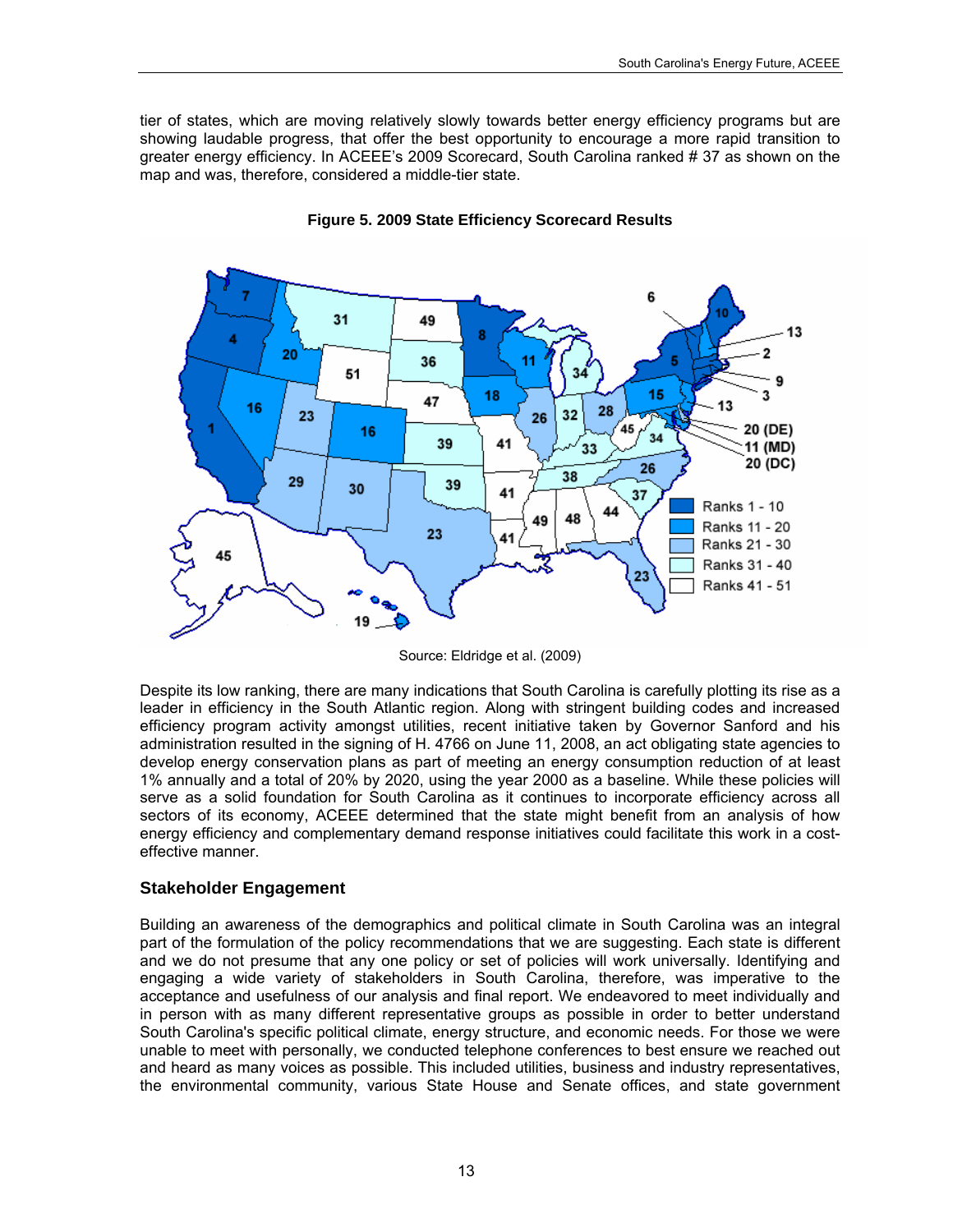tier of states, which are moving relatively slowly towards better energy efficiency programs but are showing laudable progress, that offer the best opportunity to encourage a more rapid transition to greater energy efficiency. In ACEEE's 2009 Scorecard, South Carolina ranked # 37 as shown on the map and was, therefore, considered a middle-tier state.

**Figure 5. 2009 State Efficiency Scorecard Results**

Source: Eldridge et al. (2009)

Despite its low ranking, there are many indications that South Carolina is carefully plotting its rise as a leader in efficiency in the South Atlantic region. Along with stringent building codes and increased efficiency program activity amongst utilities, recent initiative taken by Governor Sanford and his administration resulted in the signing of H. 4766 on June 11, 2008, an act obligating state agencies to develop energy conservation plans as part of meeting an energy consumption reduction of at least 1% annually and a total of 20% by 2020, using the year 2000 as a baseline. While these policies will serve as a solid foundation for South Carolina as it continues to incorporate efficiency across all sectors of its economy, ACEEE determined that the state might benefit from an analysis of how energy efficiency and complementary demand response initiatives could facilitate this work in a cost-effective manner.

## Stakeholder Engagement

Building an awareness of the demographics and political climate in South Carolina was an integral part of the formulation of the policy recommendations that we are suggesting. Each state is different and we do not presume that any one policy or set of policies will work universally. Identifying and engaging a wide variety of stakeholders in South Carolina, therefore, was imperative to the acceptance and usefulness of our analysis and final report. We endeavored to meet individually and in person with as many different representative groups as possible in order to better understand South Carolina's specific political climate, energy structure, and economic needs. For those we were unable to meet with personally, we conducted telephone conferences to best ensure we reached out and heard as many voices as possible. This included utilities, business and industry representatives, the environmental community, various State House and Senate offices, and state government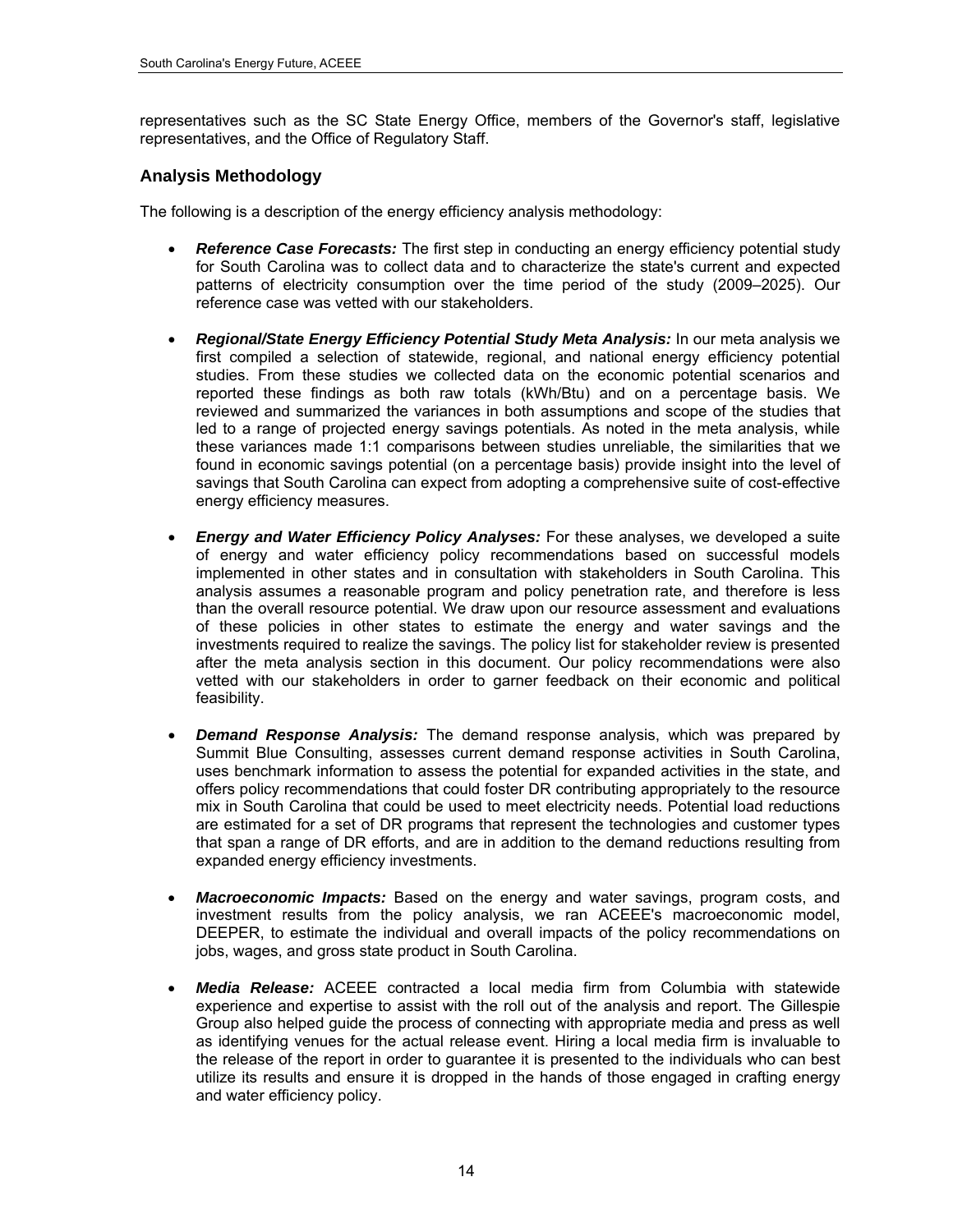representatives such as the SC State Energy Office, members of the Governor's staff, legislative representatives, and the Office of Regulatory Staff.

### Analysis Methodology

The following is a description of the energy efficiency analysis methodology:

- ***Reference Case Forecasts:*** The first step in conducting an energy efficiency potential study for South Carolina was to collect data and to characterize the state's current and expected patterns of electricity consumption over the time period of the study (2009–2025). Our reference case was vetted with our stakeholders.

- ***Regional/State Energy Efficiency Potential Study Meta Analysis:*** In our meta analysis we first compiled a selection of statewide, regional, and national energy efficiency potential studies. From these studies we collected data on the economic potential scenarios and reported these findings as both raw totals (kWh/Btu) and on a percentage basis. We reviewed and summarized the variances in both assumptions and scope of the studies that led to a range of projected energy savings potentials. As noted in the meta analysis, while these variances made 1:1 comparisons between studies unreliable, the similarities that we found in economic savings potential (on a percentage basis) provide insight into the level of savings that South Carolina can expect from adopting a comprehensive suite of cost-effective energy efficiency measures.

- ***Energy and Water Efficiency Policy Analyses:*** For these analyses, we developed a suite of energy and water efficiency policy recommendations based on successful models implemented in other states and in consultation with stakeholders in South Carolina. This analysis assumes a reasonable program and policy penetration rate, and therefore is less than the overall resource potential. We draw upon our resource assessment and evaluations of these policies in other states to estimate the energy and water savings and the investments required to realize the savings. The policy list for stakeholder review is presented after the meta analysis section in this document. Our policy recommendations were also vetted with our stakeholders in order to garner feedback on their economic and political feasibility.

- ***Demand Response Analysis:*** The demand response analysis, which was prepared by Summit Blue Consulting, assesses current demand response activities in South Carolina, uses benchmark information to assess the potential for expanded activities in the state, and offers policy recommendations that could foster DR contributing appropriately to the resource mix in South Carolina that could be used to meet electricity needs. Potential load reductions are estimated for a set of DR programs that represent the technologies and customer types that span a range of DR efforts, and are in addition to the demand reductions resulting from expanded energy efficiency investments.

- ***Macroeconomic Impacts:*** Based on the energy and water savings, program costs, and investment results from the policy analysis, we ran ACEEE's macroeconomic model, DEEPER, to estimate the individual and overall impacts of the policy recommendations on jobs, wages, and gross state product in South Carolina.

- ***Media Release:*** ACEEE contracted a local media firm from Columbia with statewide experience and expertise to assist with the roll out of the analysis and report. The Gillespie Group also helped guide the process of connecting with appropriate media and press as well as identifying venues for the actual release event. Hiring a local media firm is invaluable to the release of the report in order to guarantee it is presented to the individuals who can best utilize its results and ensure it is dropped in the hands of those engaged in crafting energy and water efficiency policy.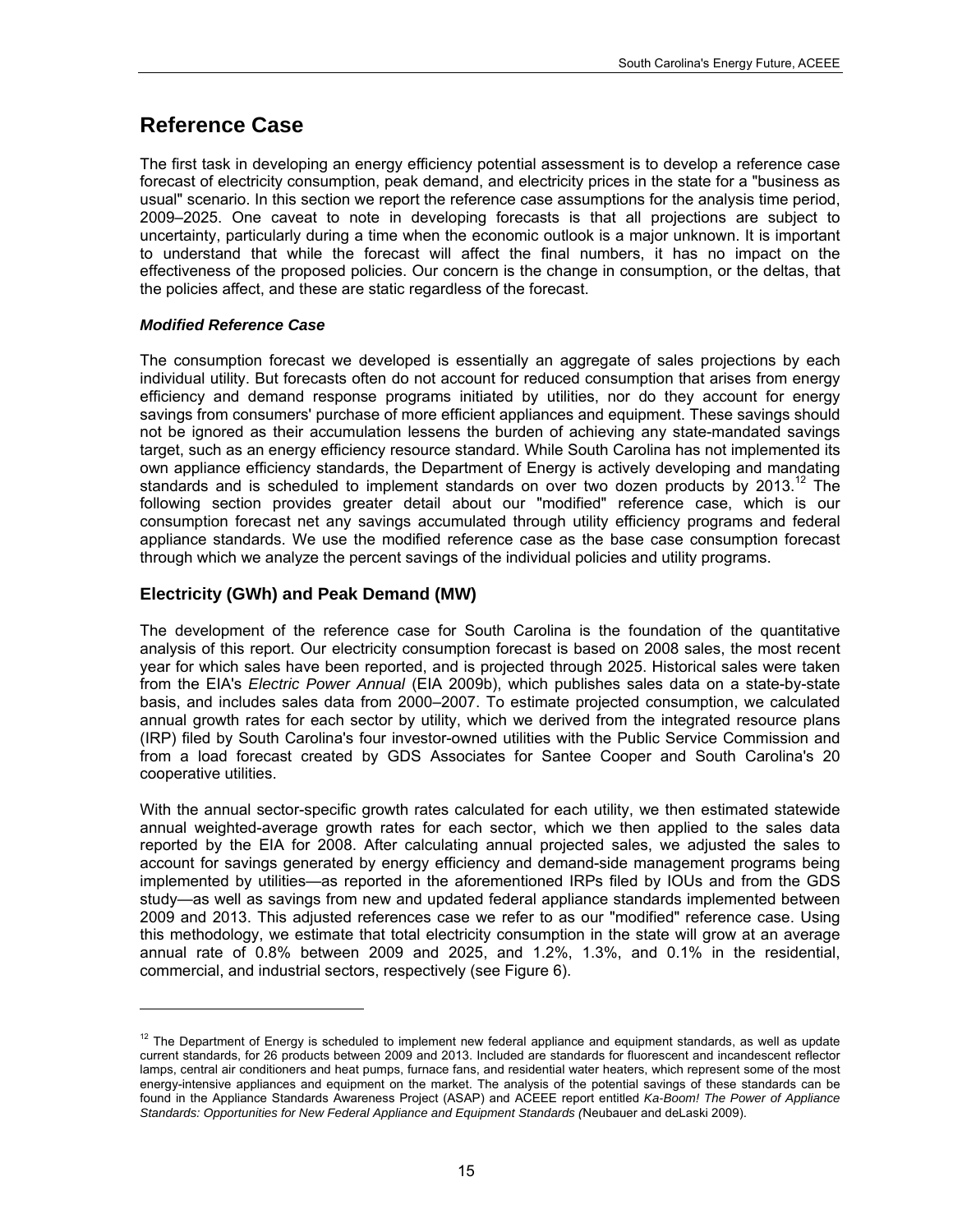## Reference Case

The first task in developing an energy efficiency potential assessment is to develop a reference case forecast of electricity consumption, peak demand, and electricity prices in the state for a "business as usual" scenario. In this section we report the reference case assumptions for the analysis time period, 2009–2025. One caveat to note in developing forecasts is that all projections are subject to uncertainty, particularly during a time when the economic outlook is a major unknown. It is important to understand that while the forecast will affect the final numbers, it has no impact on the effectiveness of the proposed policies. Our concern is the change in consumption, or the deltas, that the policies affect, and these are static regardless of the forecast.

***Modified Reference Case***

The consumption forecast we developed is essentially an aggregate of sales projections by each individual utility. But forecasts often do not account for reduced consumption that arises from energy efficiency and demand response programs initiated by utilities, nor do they account for energy savings from consumers' purchase of more efficient appliances and equipment. These savings should not be ignored as their accumulation lessens the burden of achieving any state-mandated savings target, such as an energy efficiency resource standard. While South Carolina has not implemented its own appliance efficiency standards, the Department of Energy is actively developing and mandating standards and is scheduled to implement standards on over two dozen products by 2013.[12] The following section provides greater detail about our "modified" reference case, which is our consumption forecast net any savings accumulated through utility efficiency programs and federal appliance standards. We use the modified reference case as the base case consumption forecast through which we analyze the percent savings of the individual policies and utility programs.

### Electricity (GWh) and Peak Demand (MW)

The development of the reference case for South Carolina is the foundation of the quantitative analysis of this report. Our electricity consumption forecast is based on 2008 sales, the most recent year for which sales have been reported, and is projected through 2025. Historical sales were taken from the EIA's *Electric Power Annual* (EIA 2009b), which publishes sales data on a state-by-state basis, and includes sales data from 2000–2007. To estimate projected consumption, we calculated annual growth rates for each sector by utility, which we derived from the integrated resource plans (IRP) filed by South Carolina's four investor-owned utilities with the Public Service Commission and from a load forecast created by GDS Associates for Santee Cooper and South Carolina's 20 cooperative utilities.

With the annual sector-specific growth rates calculated for each utility, we then estimated statewide annual weighted-average growth rates for each sector, which we then applied to the sales data reported by the EIA for 2008. After calculating annual projected sales, we adjusted the sales to account for savings generated by energy efficiency and demand-side management programs being implemented by utilities—as reported in the aforementioned IRPs filed by IOUs and from the GDS study—as well as savings from new and updated federal appliance standards implemented between 2009 and 2013. This adjusted references case we refer to as our "modified" reference case. Using this methodology, we estimate that total electricity consumption in the state will grow at an average annual rate of 0.8% between 2009 and 2025, and 1.2%, 1.3%, and 0.1% in the residential, commercial, and industrial sectors, respectively (see Figure 6).

---

[12] The Department of Energy is scheduled to implement new federal appliance and equipment standards, as well as update current standards, for 26 products between 2009 and 2013. Included are standards for fluorescent and incandescent reflector lamps, central air conditioners and heat pumps, furnace fans, and residential water heaters, which represent some of the most energy-intensive appliances and equipment on the market. The analysis of the potential savings of these standards can be found in the Appliance Standards Awareness Project (ASAP) and ACEEE report entitled *Ka-Boom! The Power of Appliance Standards: Opportunities for New Federal Appliance and Equipment Standards (*Neubauer and deLaski 2009).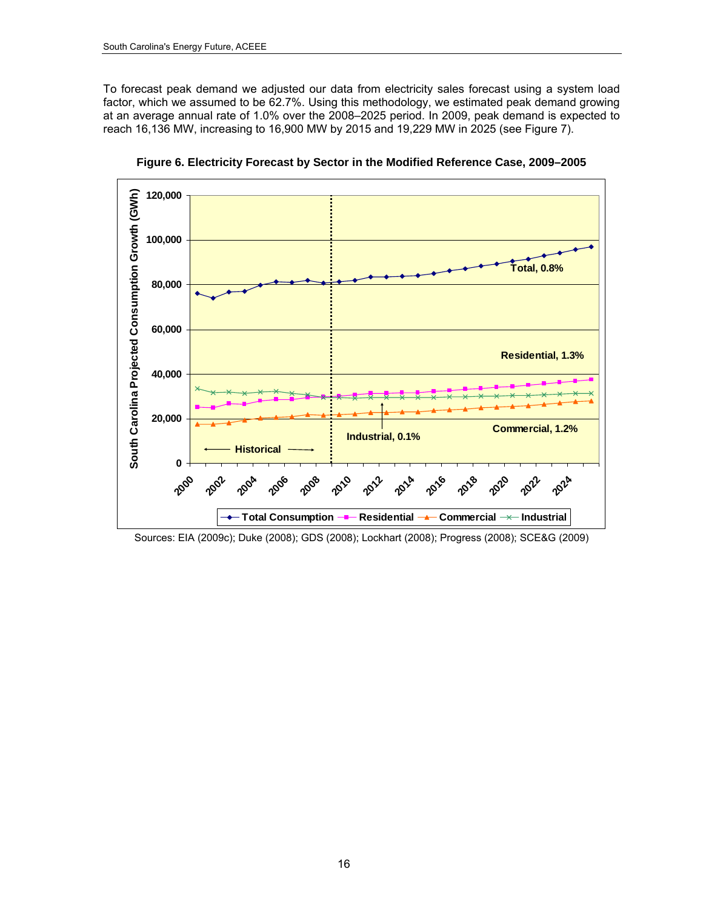To forecast peak demand we adjusted our data from electricity sales forecast using a system load factor, which we assumed to be 62.7%. Using this methodology, we estimated peak demand growing at an average annual rate of 1.0% over the 2008–2025 period. In 2009, peak demand is expected to reach 16,136 MW, increasing to 16,900 MW by 2015 and 19,229 MW in 2025 (see Figure 7).

**Figure 6. Electricity Forecast by Sector in the Modified Reference Case, 2009–2005**

Sources: EIA (2009c); Duke (2008); GDS (2008); Lockhart (2008); Progress (2008); SCE&G (2009)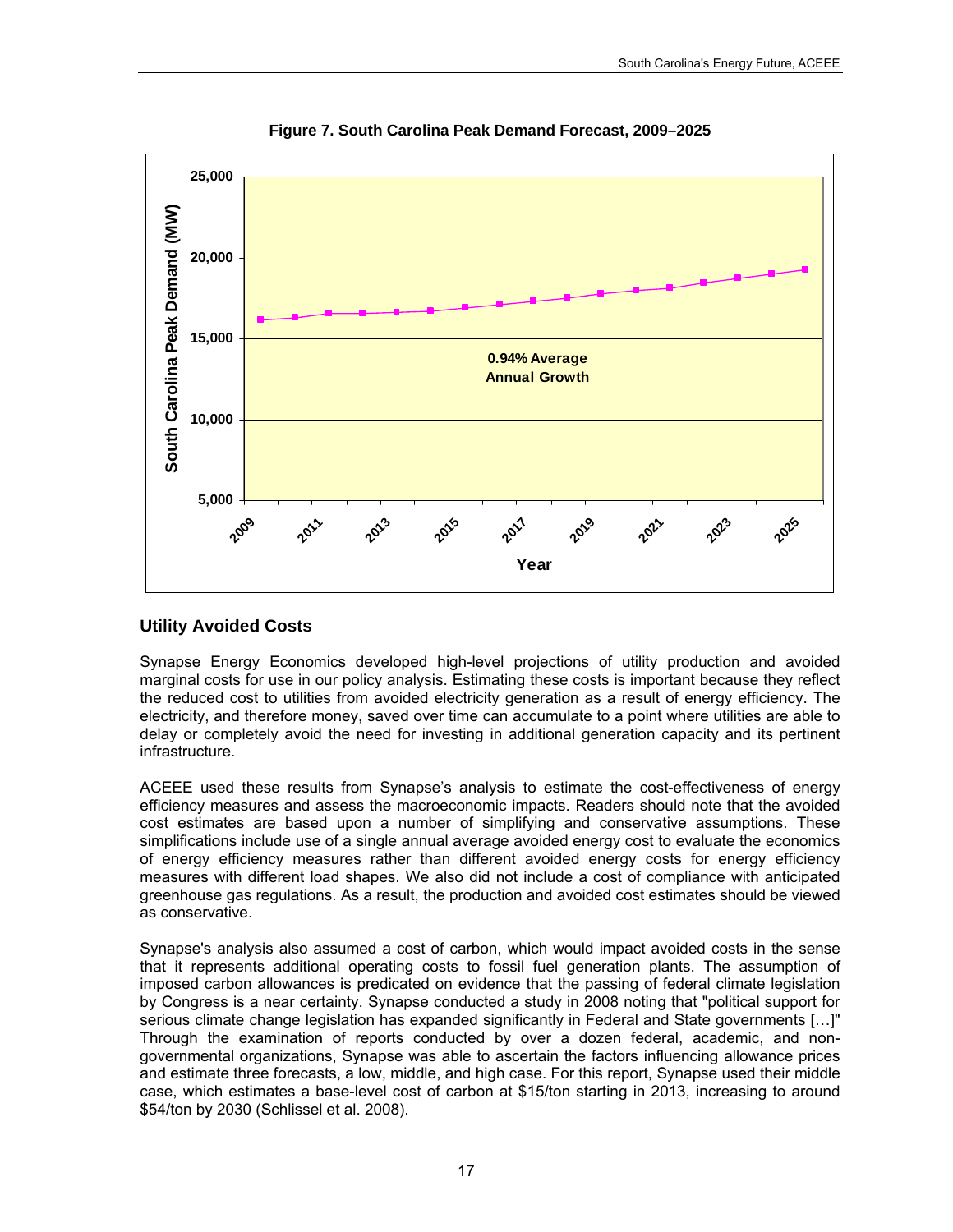**Figure 7. South Carolina Peak Demand Forecast, 2009–2025**

## Utility Avoided Costs

Synapse Energy Economics developed high-level projections of utility production and avoided marginal costs for use in our policy analysis. Estimating these costs is important because they reflect the reduced cost to utilities from avoided electricity generation as a result of energy efficiency. The electricity, and therefore money, saved over time can accumulate to a point where utilities are able to delay or completely avoid the need for investing in additional generation capacity and its pertinent infrastructure.

ACEEE used these results from Synapse's analysis to estimate the cost-effectiveness of energy efficiency measures and assess the macroeconomic impacts. Readers should note that the avoided cost estimates are based upon a number of simplifying and conservative assumptions. These simplifications include use of a single annual average avoided energy cost to evaluate the economics of energy efficiency measures rather than different avoided energy costs for energy efficiency measures with different load shapes. We also did not include a cost of compliance with anticipated greenhouse gas regulations. As a result, the production and avoided cost estimates should be viewed as conservative.

Synapse's analysis also assumed a cost of carbon, which would impact avoided costs in the sense that it represents additional operating costs to fossil fuel generation plants. The assumption of imposed carbon allowances is predicated on evidence that the passing of federal climate legislation by Congress is a near certainty. Synapse conducted a study in 2008 noting that "political support for serious climate change legislation has expanded significantly in Federal and State governments […]" Through the examination of reports conducted by over a dozen federal, academic, and non-governmental organizations, Synapse was able to ascertain the factors influencing allowance prices and estimate three forecasts, a low, middle, and high case. For this report, Synapse used their middle case, which estimates a base-level cost of carbon at $15/ton starting in 2013, increasing to around $54/ton by 2030 (Schlissel et al. 2008).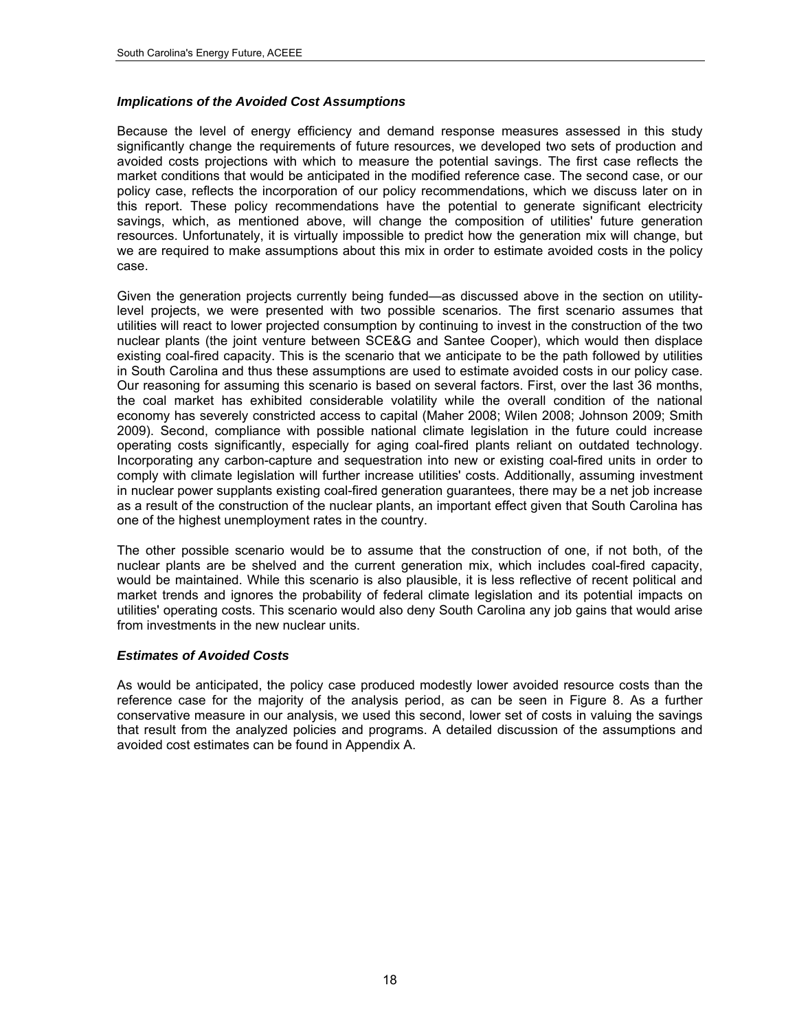### *Implications of the Avoided Cost Assumptions*

Because the level of energy efficiency and demand response measures assessed in this study significantly change the requirements of future resources, we developed two sets of production and avoided costs projections with which to measure the potential savings. The first case reflects the market conditions that would be anticipated in the modified reference case. The second case, or our policy case, reflects the incorporation of our policy recommendations, which we discuss later on in this report. These policy recommendations have the potential to generate significant electricity savings, which, as mentioned above, will change the composition of utilities' future generation resources. Unfortunately, it is virtually impossible to predict how the generation mix will change, but we are required to make assumptions about this mix in order to estimate avoided costs in the policy case.

Given the generation projects currently being funded—as discussed above in the section on utility-level projects, we were presented with two possible scenarios. The first scenario assumes that utilities will react to lower projected consumption by continuing to invest in the construction of the two nuclear plants (the joint venture between SCE&G and Santee Cooper), which would then displace existing coal-fired capacity. This is the scenario that we anticipate to be the path followed by utilities in South Carolina and thus these assumptions are used to estimate avoided costs in our policy case. Our reasoning for assuming this scenario is based on several factors. First, over the last 36 months, the coal market has exhibited considerable volatility while the overall condition of the national economy has severely constricted access to capital (Maher 2008; Wilen 2008; Johnson 2009; Smith 2009). Second, compliance with possible national climate legislation in the future could increase operating costs significantly, especially for aging coal-fired plants reliant on outdated technology. Incorporating any carbon-capture and sequestration into new or existing coal-fired units in order to comply with climate legislation will further increase utilities' costs. Additionally, assuming investment in nuclear power supplants existing coal-fired generation guarantees, there may be a net job increase as a result of the construction of the nuclear plants, an important effect given that South Carolina has one of the highest unemployment rates in the country.

The other possible scenario would be to assume that the construction of one, if not both, of the nuclear plants are be shelved and the current generation mix, which includes coal-fired capacity, would be maintained. While this scenario is also plausible, it is less reflective of recent political and market trends and ignores the probability of federal climate legislation and its potential impacts on utilities' operating costs. This scenario would also deny South Carolina any job gains that would arise from investments in the new nuclear units.

### *Estimates of Avoided Costs*

As would be anticipated, the policy case produced modestly lower avoided resource costs than the reference case for the majority of the analysis period, as can be seen in Figure 8. As a further conservative measure in our analysis, we used this second, lower set of costs in valuing the savings that result from the analyzed policies and programs. A detailed discussion of the assumptions and avoided cost estimates can be found in Appendix A.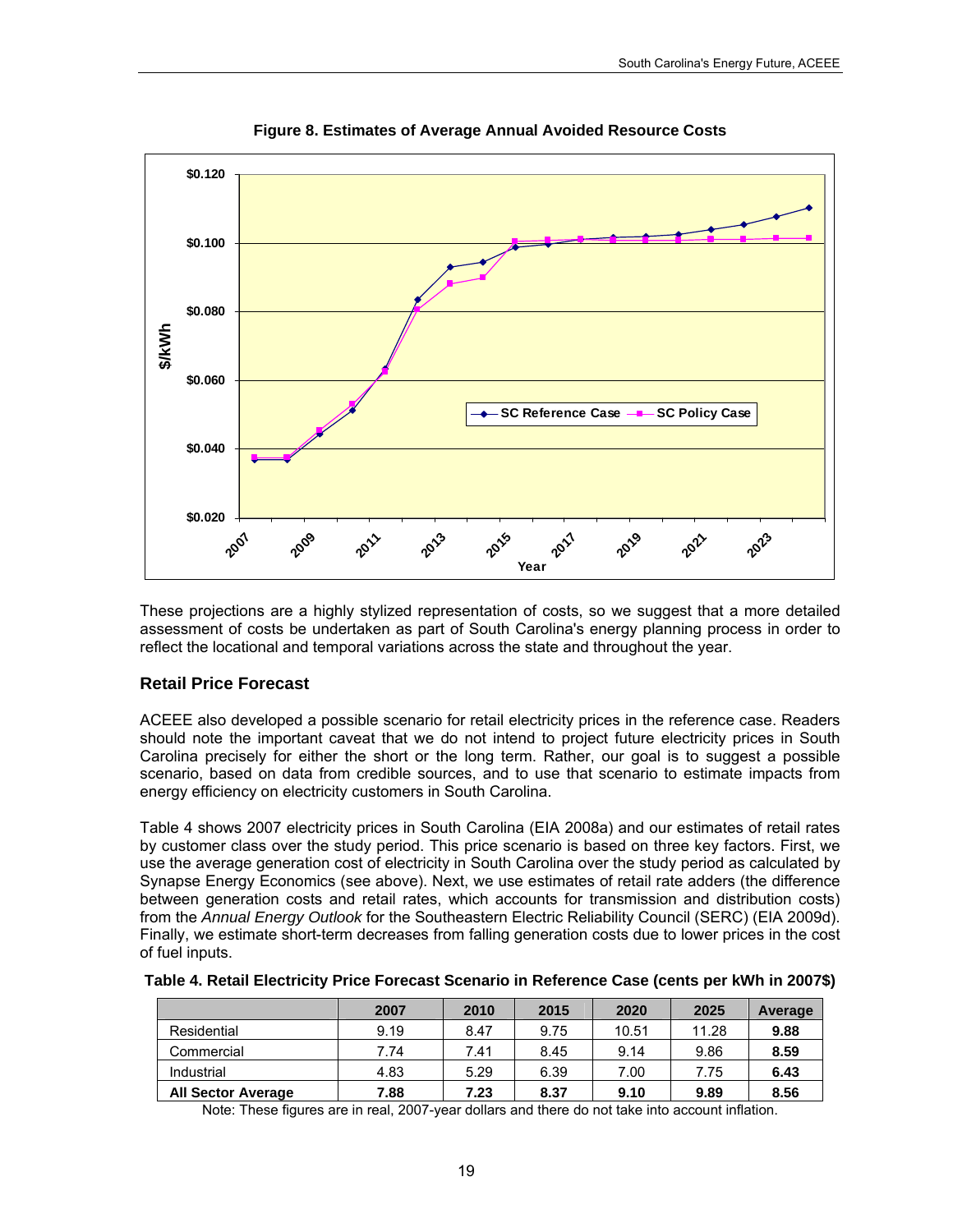**Figure 8. Estimates of Average Annual Avoided Resource Costs**

These projections are a highly stylized representation of costs, so we suggest that a more detailed assessment of costs be undertaken as part of South Carolina's energy planning process in order to reflect the locational and temporal variations across the state and throughout the year.

## Retail Price Forecast

ACEEE also developed a possible scenario for retail electricity prices in the reference case. Readers should note the important caveat that we do not intend to project future electricity prices in South Carolina precisely for either the short or the long term. Rather, our goal is to suggest a possible scenario, based on data from credible sources, and to use that scenario to estimate impacts from energy efficiency on electricity customers in South Carolina.

Table 4 shows 2007 electricity prices in South Carolina (EIA 2008a) and our estimates of retail rates by customer class over the study period. This price scenario is based on three key factors. First, we use the average generation cost of electricity in South Carolina over the study period as calculated by Synapse Energy Economics (see above). Next, we use estimates of retail rate adders (the difference between generation costs and retail rates, which accounts for transmission and distribution costs) from the *Annual Energy Outlook* for the Southeastern Electric Reliability Council (SERC) (EIA 2009d). Finally, we estimate short-term decreases from falling generation costs due to lower prices in the cost of fuel inputs.

**Table 4. Retail Electricity Price Forecast Scenario in Reference Case (cents per kWh in 2007$)**

| | 2007 | 2010 | 2015 | 2020 | 2025 | Average |
|---|---|---|---|---|---|---|
| Residential | 9.19 | 8.47 | 9.75 | 10.51 | 11.28 | **9.88** |
| Commercial | 7.74 | 7.41 | 8.45 | 9.14 | 9.86 | **8.59** |
| Industrial | 4.83 | 5.29 | 6.39 | 7.00 | 7.75 | **6.43** |
| **All Sector Average** | **7.88** | **7.23** | **8.37** | **9.10** | **9.89** | **8.56** |

Note: These figures are in real, 2007-year dollars and there do not take into account inflation.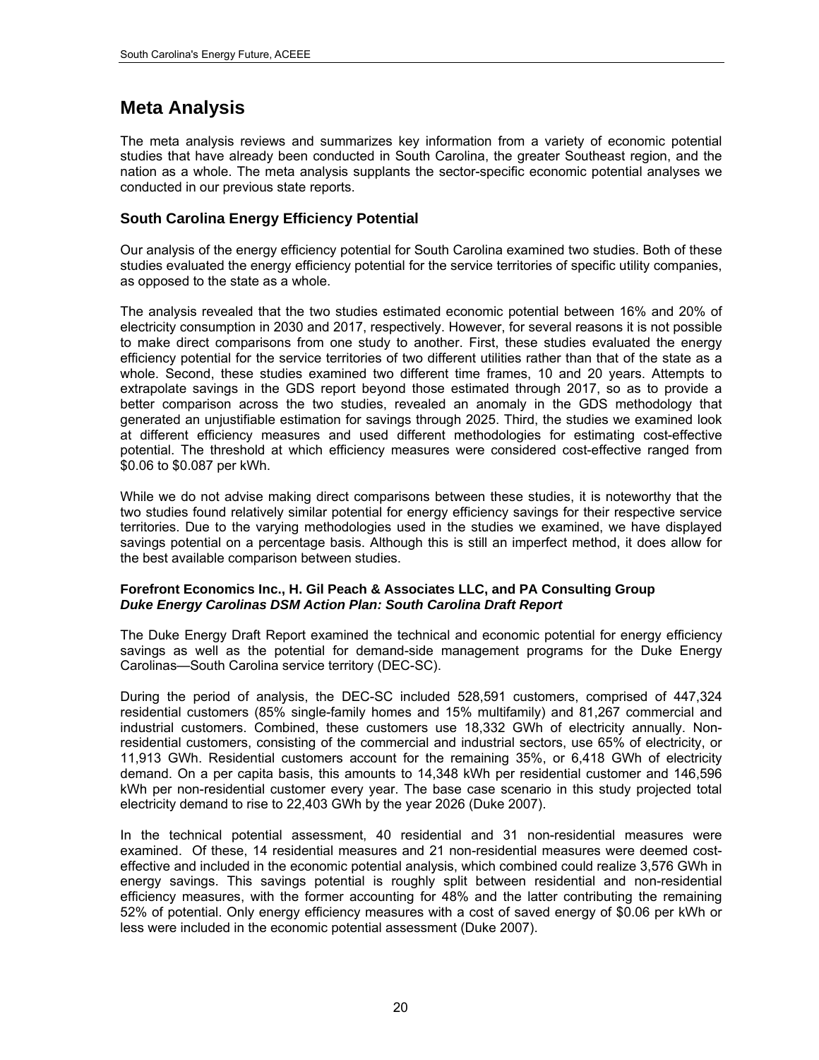# Meta Analysis

The meta analysis reviews and summarizes key information from a variety of economic potential studies that have already been conducted in South Carolina, the greater Southeast region, and the nation as a whole. The meta analysis supplants the sector-specific economic potential analyses we conducted in our previous state reports.

## South Carolina Energy Efficiency Potential

Our analysis of the energy efficiency potential for South Carolina examined two studies. Both of these studies evaluated the energy efficiency potential for the service territories of specific utility companies, as opposed to the state as a whole.

The analysis revealed that the two studies estimated economic potential between 16% and 20% of electricity consumption in 2030 and 2017, respectively. However, for several reasons it is not possible to make direct comparisons from one study to another. First, these studies evaluated the energy efficiency potential for the service territories of two different utilities rather than that of the state as a whole. Second, these studies examined two different time frames, 10 and 20 years. Attempts to extrapolate savings in the GDS report beyond those estimated through 2017, so as to provide a better comparison across the two studies, revealed an anomaly in the GDS methodology that generated an unjustifiable estimation for savings through 2025. Third, the studies we examined look at different efficiency measures and used different methodologies for estimating cost-effective potential. The threshold at which efficiency measures were considered cost-effective ranged from $0.06 to $0.087 per kWh.

While we do not advise making direct comparisons between these studies, it is noteworthy that the two studies found relatively similar potential for energy efficiency savings for their respective service territories. Due to the varying methodologies used in the studies we examined, we have displayed savings potential on a percentage basis. Although this is still an imperfect method, it does allow for the best available comparison between studies.

**Forefront Economics Inc., H. Gil Peach & Associates LLC, and PA Consulting Group**
***Duke Energy Carolinas DSM Action Plan: South Carolina Draft Report***

The Duke Energy Draft Report examined the technical and economic potential for energy efficiency savings as well as the potential for demand-side management programs for the Duke Energy Carolinas—South Carolina service territory (DEC-SC).

During the period of analysis, the DEC-SC included 528,591 customers, comprised of 447,324 residential customers (85% single-family homes and 15% multifamily) and 81,267 commercial and industrial customers. Combined, these customers use 18,332 GWh of electricity annually. Non-residential customers, consisting of the commercial and industrial sectors, use 65% of electricity, or 11,913 GWh. Residential customers account for the remaining 35%, or 6,418 GWh of electricity demand. On a per capita basis, this amounts to 14,348 kWh per residential customer and 146,596 kWh per non-residential customer every year. The base case scenario in this study projected total electricity demand to rise to 22,403 GWh by the year 2026 (Duke 2007).

In the technical potential assessment, 40 residential and 31 non-residential measures were examined. Of these, 14 residential measures and 21 non-residential measures were deemed cost-effective and included in the economic potential analysis, which combined could realize 3,576 GWh in energy savings. This savings potential is roughly split between residential and non-residential efficiency measures, with the former accounting for 48% and the latter contributing the remaining 52% of potential. Only energy efficiency measures with a cost of saved energy of $0.06 per kWh or less were included in the economic potential assessment (Duke 2007).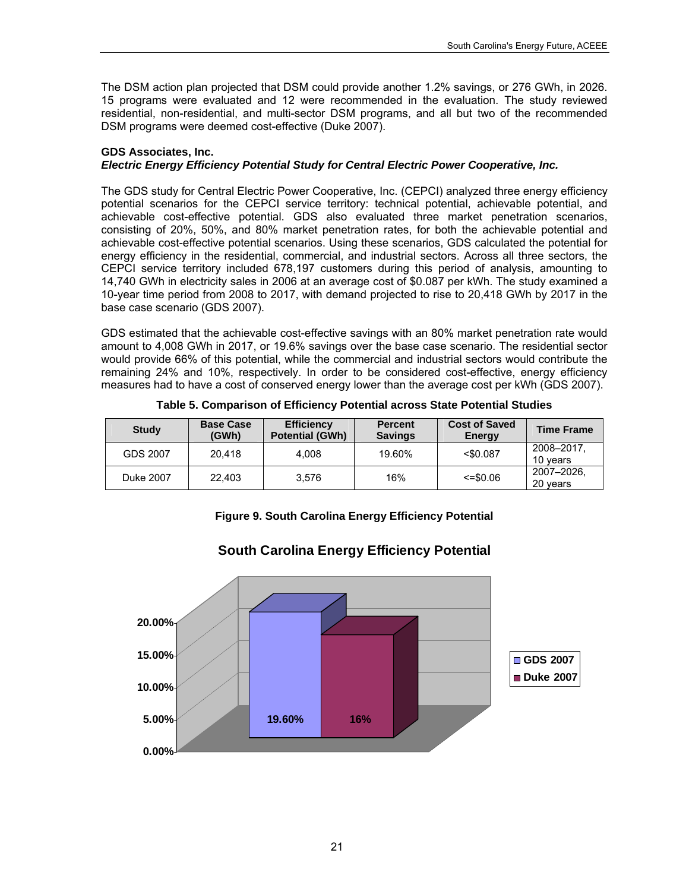The DSM action plan projected that DSM could provide another 1.2% savings, or 276 GWh, in 2026. 15 programs were evaluated and 12 were recommended in the evaluation. The study reviewed residential, non-residential, and multi-sector DSM programs, and all but two of the recommended DSM programs were deemed cost-effective (Duke 2007).

**GDS Associates, Inc.**
***Electric Energy Efficiency Potential Study for Central Electric Power Cooperative, Inc.***

The GDS study for Central Electric Power Cooperative, Inc. (CEPCI) analyzed three energy efficiency potential scenarios for the CEPCI service territory: technical potential, achievable potential, and achievable cost-effective potential. GDS also evaluated three market penetration scenarios, consisting of 20%, 50%, and 80% market penetration rates, for both the achievable potential and achievable cost-effective potential scenarios. Using these scenarios, GDS calculated the potential for energy efficiency in the residential, commercial, and industrial sectors. Across all three sectors, the CEPCI service territory included 678,197 customers during this period of analysis, amounting to 14,740 GWh in electricity sales in 2006 at an average cost of $0.087 per kWh. The study examined a 10-year time period from 2008 to 2017, with demand projected to rise to 20,418 GWh by 2017 in the base case scenario (GDS 2007).

GDS estimated that the achievable cost-effective savings with an 80% market penetration rate would amount to 4,008 GWh in 2017, or 19.6% savings over the base case scenario. The residential sector would provide 66% of this potential, while the commercial and industrial sectors would contribute the remaining 24% and 10%, respectively. In order to be considered cost-effective, energy efficiency measures had to have a cost of conserved energy lower than the average cost per kWh (GDS 2007).

**Table 5. Comparison of Efficiency Potential across State Potential Studies**

| Study | Base Case (GWh) | Efficiency Potential (GWh) | Percent Savings | Cost of Saved Energy | Time Frame |
|---|---|---|---|---|---|
| GDS 2007 | 20,418 | 4,008 | 19.60% | <$0.087 | 2008–2017, 10 years |
| Duke 2007 | 22,403 | 3,576 | 16% | <=$0.06 | 2007–2026, 20 years |

**Figure 9. South Carolina Energy Efficiency Potential**

**South Carolina Energy Efficiency Potential**

| | Percent Savings |
|---|---|
| GDS 2007 | 19.60% |
| Duke 2007 | 16% |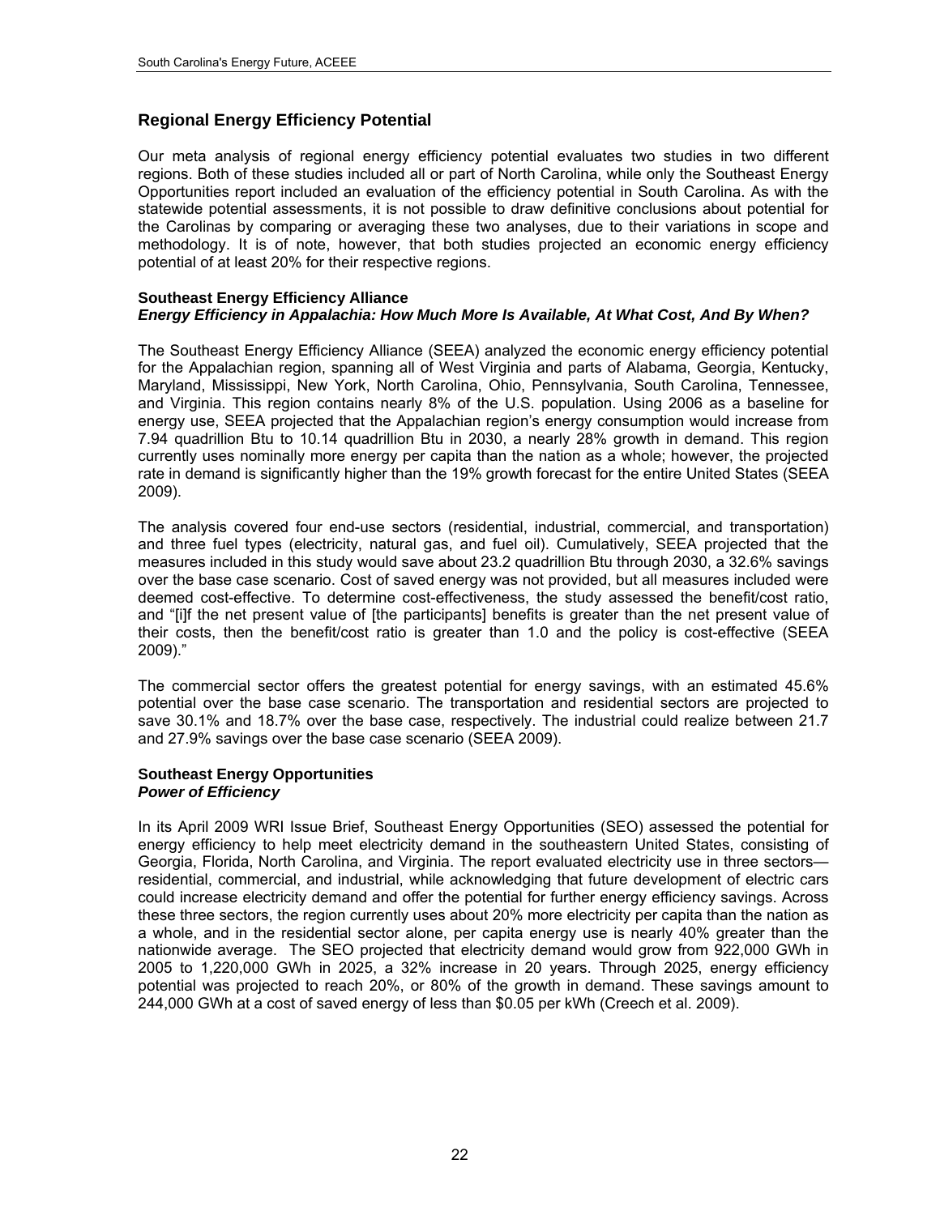## Regional Energy Efficiency Potential

Our meta analysis of regional energy efficiency potential evaluates two studies in two different regions. Both of these studies included all or part of North Carolina, while only the Southeast Energy Opportunities report included an evaluation of the efficiency potential in South Carolina. As with the statewide potential assessments, it is not possible to draw definitive conclusions about potential for the Carolinas by comparing or averaging these two analyses, due to their variations in scope and methodology. It is of note, however, that both studies projected an economic energy efficiency potential of at least 20% for their respective regions.

**Southeast Energy Efficiency Alliance**
***Energy Efficiency in Appalachia: How Much More Is Available, At What Cost, And By When?***

The Southeast Energy Efficiency Alliance (SEEA) analyzed the economic energy efficiency potential for the Appalachian region, spanning all of West Virginia and parts of Alabama, Georgia, Kentucky, Maryland, Mississippi, New York, North Carolina, Ohio, Pennsylvania, South Carolina, Tennessee, and Virginia. This region contains nearly 8% of the U.S. population. Using 2006 as a baseline for energy use, SEEA projected that the Appalachian region's energy consumption would increase from 7.94 quadrillion Btu to 10.14 quadrillion Btu in 2030, a nearly 28% growth in demand. This region currently uses nominally more energy per capita than the nation as a whole; however, the projected rate in demand is significantly higher than the 19% growth forecast for the entire United States (SEEA 2009).

The analysis covered four end-use sectors (residential, industrial, commercial, and transportation) and three fuel types (electricity, natural gas, and fuel oil). Cumulatively, SEEA projected that the measures included in this study would save about 23.2 quadrillion Btu through 2030, a 32.6% savings over the base case scenario. Cost of saved energy was not provided, but all measures included were deemed cost-effective. To determine cost-effectiveness, the study assessed the benefit/cost ratio, and "[i]f the net present value of [the participants] benefits is greater than the net present value of their costs, then the benefit/cost ratio is greater than 1.0 and the policy is cost-effective (SEEA 2009)."

The commercial sector offers the greatest potential for energy savings, with an estimated 45.6% potential over the base case scenario. The transportation and residential sectors are projected to save 30.1% and 18.7% over the base case, respectively. The industrial could realize between 21.7 and 27.9% savings over the base case scenario (SEEA 2009).

**Southeast Energy Opportunities**
***Power of Efficiency***

In its April 2009 WRI Issue Brief, Southeast Energy Opportunities (SEO) assessed the potential for energy efficiency to help meet electricity demand in the southeastern United States, consisting of Georgia, Florida, North Carolina, and Virginia. The report evaluated electricity use in three sectors—residential, commercial, and industrial, while acknowledging that future development of electric cars could increase electricity demand and offer the potential for further energy efficiency savings. Across these three sectors, the region currently uses about 20% more electricity per capita than the nation as a whole, and in the residential sector alone, per capita energy use is nearly 40% greater than the nationwide average. The SEO projected that electricity demand would grow from 922,000 GWh in 2005 to 1,220,000 GWh in 2025, a 32% increase in 20 years. Through 2025, energy efficiency potential was projected to reach 20%, or 80% of the growth in demand. These savings amount to 244,000 GWh at a cost of saved energy of less than $0.05 per kWh (Creech et al. 2009).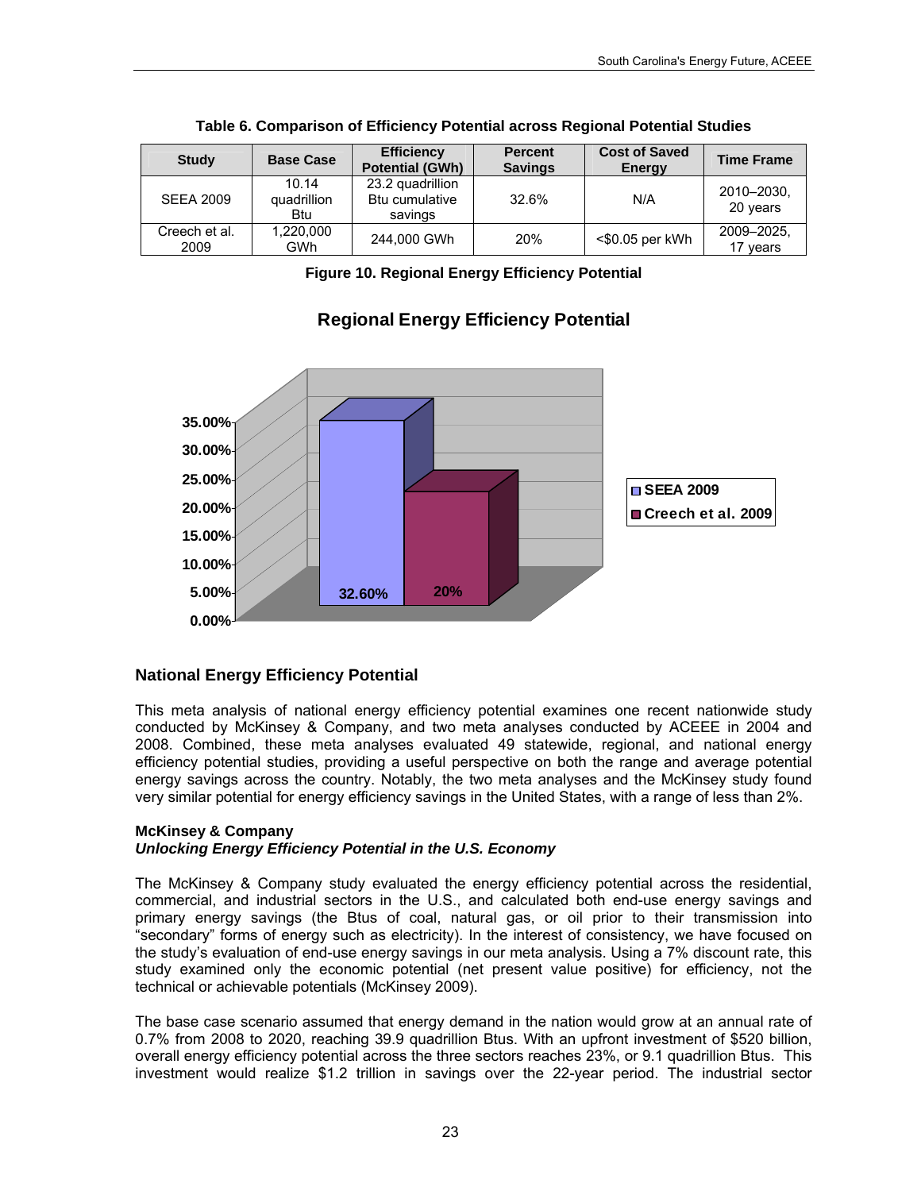**Table 6. Comparison of Efficiency Potential across Regional Potential Studies**

| Study | Base Case | Efficiency Potential (GWh) | Percent Savings | Cost of Saved Energy | Time Frame |
|---|---|---|---|---|---|
| SEEA 2009 | 10.14 quadrillion Btu | 23.2 quadrillion Btu cumulative savings | 32.6% | N/A | 2010–2030, 20 years |
| Creech et al. 2009 | 1,220,000 GWh | 244,000 GWh | 20% | <$0.05 per kWh | 2009–2025, 17 years |

**Figure 10. Regional Energy Efficiency Potential**

## National Energy Efficiency Potential

This meta analysis of national energy efficiency potential examines one recent nationwide study conducted by McKinsey & Company, and two meta analyses conducted by ACEEE in 2004 and 2008. Combined, these meta analyses evaluated 49 statewide, regional, and national energy efficiency potential studies, providing a useful perspective on both the range and average potential energy savings across the country. Notably, the two meta analyses and the McKinsey study found very similar potential for energy efficiency savings in the United States, with a range of less than 2%.

**McKinsey & Company**
***Unlocking Energy Efficiency Potential in the U.S. Economy***

The McKinsey & Company study evaluated the energy efficiency potential across the residential, commercial, and industrial sectors in the U.S., and calculated both end-use energy savings and primary energy savings (the Btus of coal, natural gas, or oil prior to their transmission into "secondary" forms of energy such as electricity). In the interest of consistency, we have focused on the study's evaluation of end-use energy savings in our meta analysis. Using a 7% discount rate, this study examined only the economic potential (net present value positive) for efficiency, not the technical or achievable potentials (McKinsey 2009).

The base case scenario assumed that energy demand in the nation would grow at an annual rate of 0.7% from 2008 to 2020, reaching 39.9 quadrillion Btus. With an upfront investment of $520 billion, overall energy efficiency potential across the three sectors reaches 23%, or 9.1 quadrillion Btus. This investment would realize $1.2 trillion in savings over the 22-year period. The industrial sector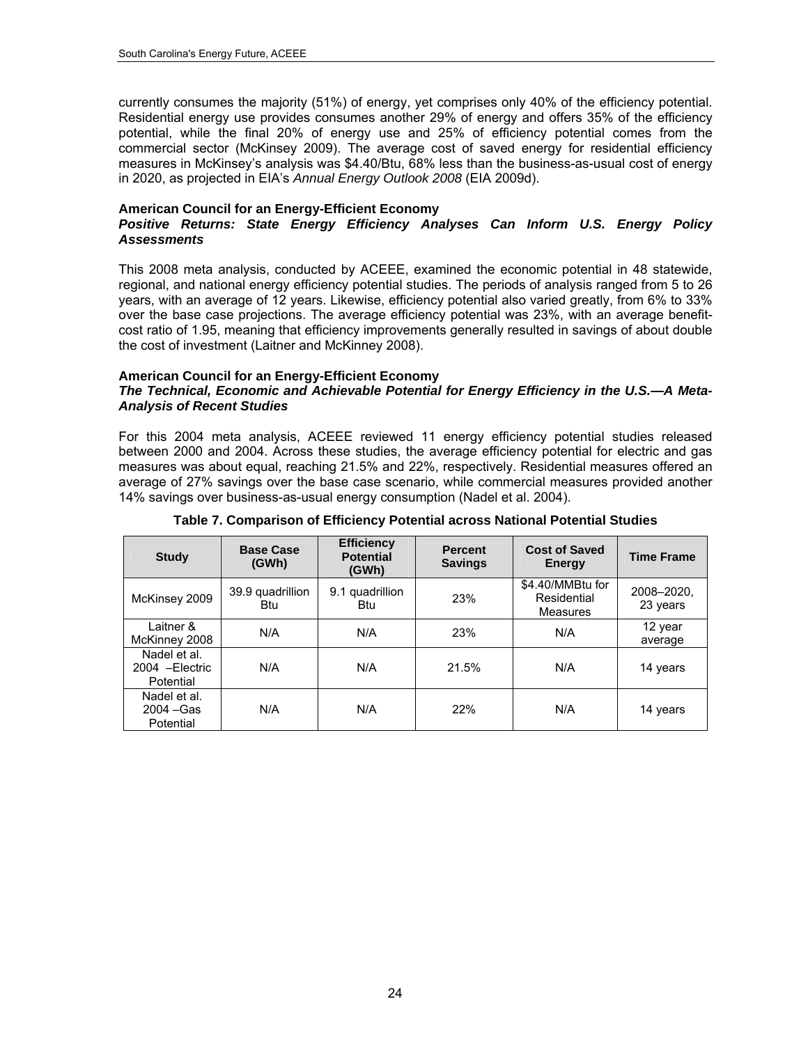currently consumes the majority (51%) of energy, yet comprises only 40% of the efficiency potential. Residential energy use provides consumes another 29% of energy and offers 35% of the efficiency potential, while the final 20% of energy use and 25% of efficiency potential comes from the commercial sector (McKinsey 2009). The average cost of saved energy for residential efficiency measures in McKinsey's analysis was $4.40/Btu, 68% less than the business-as-usual cost of energy in 2020, as projected in EIA's *Annual Energy Outlook 2008* (EIA 2009d).

**American Council for an Energy-Efficient Economy**
***Positive Returns: State Energy Efficiency Analyses Can Inform U.S. Energy Policy Assessments***

This 2008 meta analysis, conducted by ACEEE, examined the economic potential in 48 statewide, regional, and national energy efficiency potential studies. The periods of analysis ranged from 5 to 26 years, with an average of 12 years. Likewise, efficiency potential also varied greatly, from 6% to 33% over the base case projections. The average efficiency potential was 23%, with an average benefit-cost ratio of 1.95, meaning that efficiency improvements generally resulted in savings of about double the cost of investment (Laitner and McKinney 2008).

**American Council for an Energy-Efficient Economy**
***The Technical, Economic and Achievable Potential for Energy Efficiency in the U.S.—A Meta-Analysis of Recent Studies***

For this 2004 meta analysis, ACEEE reviewed 11 energy efficiency potential studies released between 2000 and 2004. Across these studies, the average efficiency potential for electric and gas measures was about equal, reaching 21.5% and 22%, respectively. Residential measures offered an average of 27% savings over the base case scenario, while commercial measures provided another 14% savings over business-as-usual energy consumption (Nadel et al. 2004).

**Table 7. Comparison of Efficiency Potential across National Potential Studies**

| Study | Base Case (GWh) | Efficiency Potential (GWh) | Percent Savings | Cost of Saved Energy | Time Frame |
|---|---|---|---|---|---|
| McKinsey 2009 | 39.9 quadrillion Btu | 9.1 quadrillion Btu | 23% | $4.40/MMBtu for Residential Measures | 2008–2020, 23 years |
| Laitner & McKinney 2008 | N/A | N/A | 23% | N/A | 12 year average |
| Nadel et al. 2004 –Electric Potential | N/A | N/A | 21.5% | N/A | 14 years |
| Nadel et al. 2004 –Gas Potential | N/A | N/A | 22% | N/A | 14 years |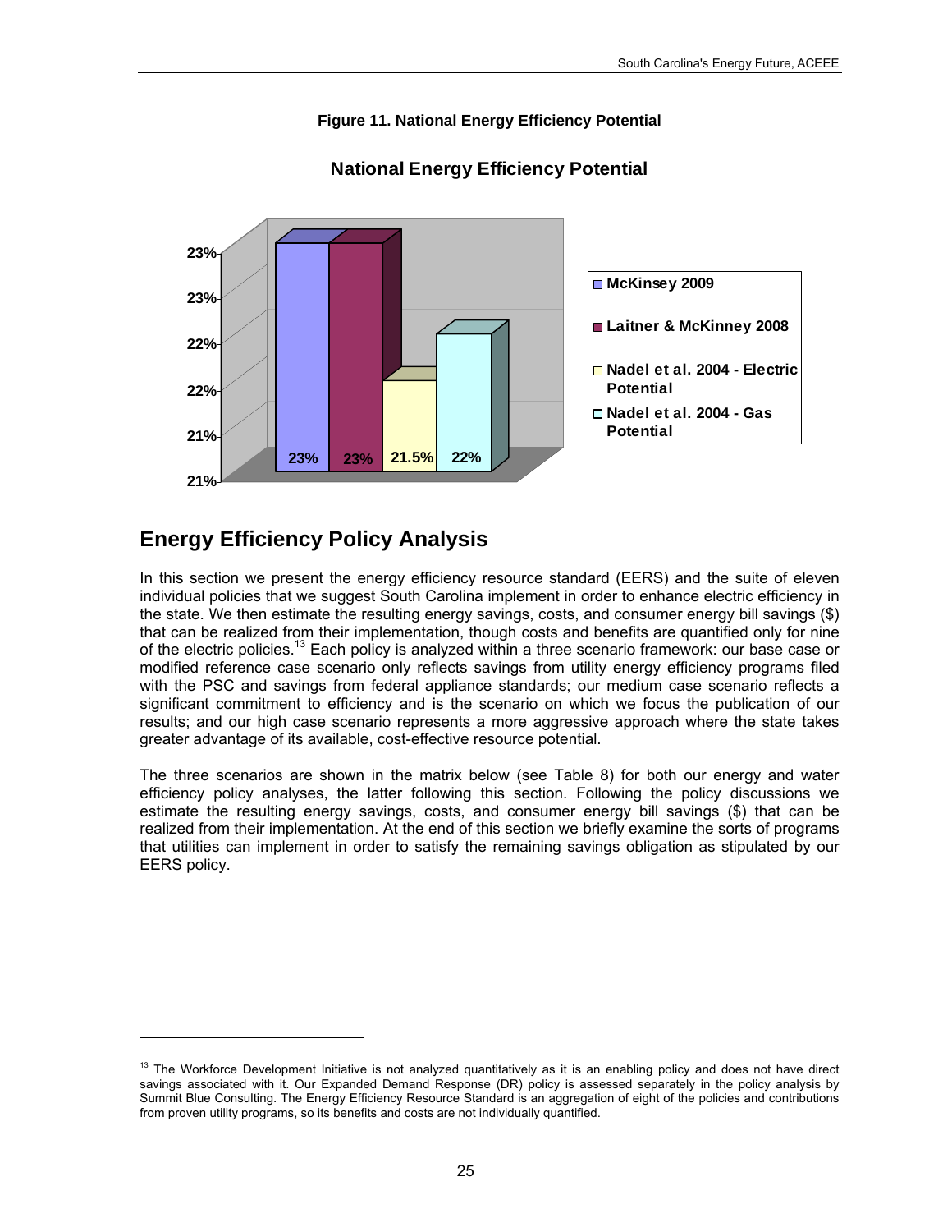**Figure 11. National Energy Efficiency Potential**

National Energy Efficiency Potential

| Source | Potential |
|---|---|
| McKinsey 2009 | 23% |
| Laitner & McKinney 2008 | 23% |
| Nadel et al. 2004 - Electric Potential | 21.5% |
| Nadel et al. 2004 - Gas Potential | 22% |

## Energy Efficiency Policy Analysis

In this section we present the energy efficiency resource standard (EERS) and the suite of eleven individual policies that we suggest South Carolina implement in order to enhance electric efficiency in the state. We then estimate the resulting energy savings, costs, and consumer energy bill savings ($) that can be realized from their implementation, though costs and benefits are quantified only for nine of the electric policies.[13] Each policy is analyzed within a three scenario framework: our base case or modified reference case scenario only reflects savings from utility energy efficiency programs filed with the PSC and savings from federal appliance standards; our medium case scenario reflects a significant commitment to efficiency and is the scenario on which we focus the publication of our results; and our high case scenario represents a more aggressive approach where the state takes greater advantage of its available, cost-effective resource potential.

The three scenarios are shown in the matrix below (see Table 8) for both our energy and water efficiency policy analyses, the latter following this section. Following the policy discussions we estimate the resulting energy savings, costs, and consumer energy bill savings ($) that can be realized from their implementation. At the end of this section we briefly examine the sorts of programs that utilities can implement in order to satisfy the remaining savings obligation as stipulated by our EERS policy.

---

[13] The Workforce Development Initiative is not analyzed quantitatively as it is an enabling policy and does not have direct savings associated with it. Our Expanded Demand Response (DR) policy is assessed separately in the policy analysis by Summit Blue Consulting. The Energy Efficiency Resource Standard is an aggregation of eight of the policies and contributions from proven utility programs, so its benefits and costs are not individually quantified.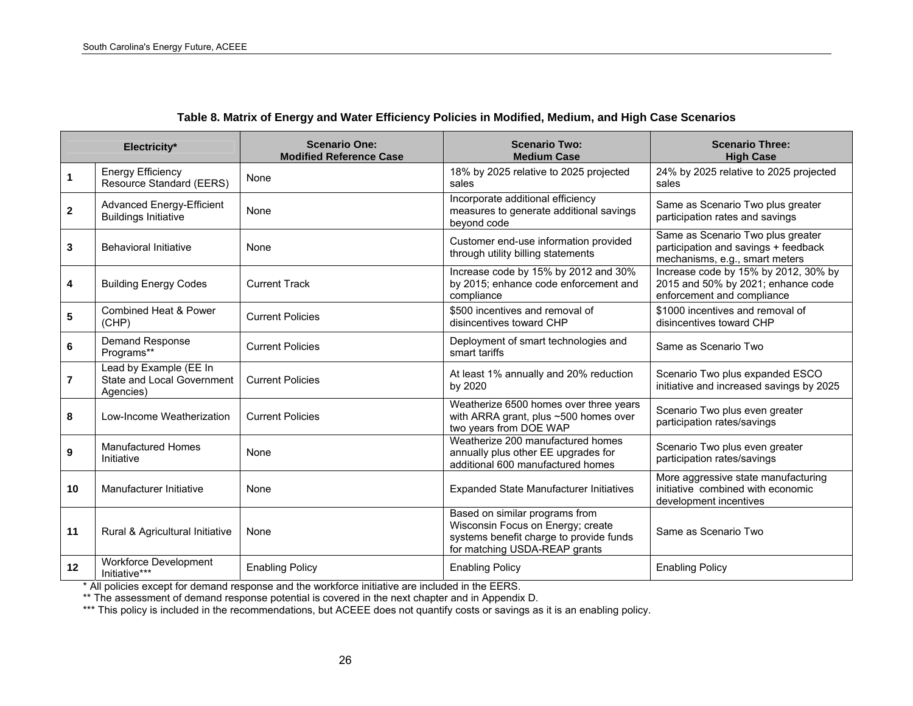**Table 8. Matrix of Energy and Water Efficiency Policies in Modified, Medium, and High Case Scenarios**

| Electricity* | | Scenario One: Modified Reference Case | Scenario Two: Medium Case | Scenario Three: High Case |
|---|---|---|---|---|
| 1 | Energy Efficiency Resource Standard (EERS) | None | 18% by 2025 relative to 2025 projected sales | 24% by 2025 relative to 2025 projected sales |
| 2 | Advanced Energy-Efficient Buildings Initiative | None | Incorporate additional efficiency measures to generate additional savings beyond code | Same as Scenario Two plus greater participation rates and savings |
| 3 | Behavioral Initiative | None | Customer end-use information provided through utility billing statements | Same as Scenario Two plus greater participation and savings + feedback mechanisms, e.g., smart meters |
| 4 | Building Energy Codes | Current Track | Increase code by 15% by 2012 and 30% by 2015; enhance code enforcement and compliance | Increase code by 15% by 2012, 30% by 2015 and 50% by 2021; enhance code enforcement and compliance |
| 5 | Combined Heat & Power (CHP) | Current Policies | $500 incentives and removal of disincentives toward CHP | $1000 incentives and removal of disincentives toward CHP |
| 6 | Demand Response Programs** | Current Policies | Deployment of smart technologies and smart tariffs | Same as Scenario Two |
| 7 | Lead by Example (EE In State and Local Government Agencies) | Current Policies | At least 1% annually and 20% reduction by 2020 | Scenario Two plus expanded ESCO initiative and increased savings by 2025 |
| 8 | Low-Income Weatherization | Current Policies | Weatherize 6500 homes over three years with ARRA grant, plus ~500 homes over two years from DOE WAP | Scenario Two plus even greater participation rates/savings |
| 9 | Manufactured Homes Initiative | None | Weatherize 200 manufactured homes annually plus other EE upgrades for additional 600 manufactured homes | Scenario Two plus even greater participation rates/savings |
| 10 | Manufacturer Initiative | None | Expanded State Manufacturer Initiatives | More aggressive state manufacturing initiative combined with economic development incentives |
| 11 | Rural & Agricultural Initiative | None | Based on similar programs from Wisconsin Focus on Energy; create systems benefit charge to provide funds for matching USDA-REAP grants | Same as Scenario Two |
| 12 | Workforce Development Initiative*** | Enabling Policy | Enabling Policy | Enabling Policy |

\* All policies except for demand response and the workforce initiative are included in the EERS.

\*\* The assessment of demand response potential is covered in the next chapter and in Appendix D.

\*\*\* This policy is included in the recommendations, but ACEEE does not quantify costs or savings as it is an enabling policy.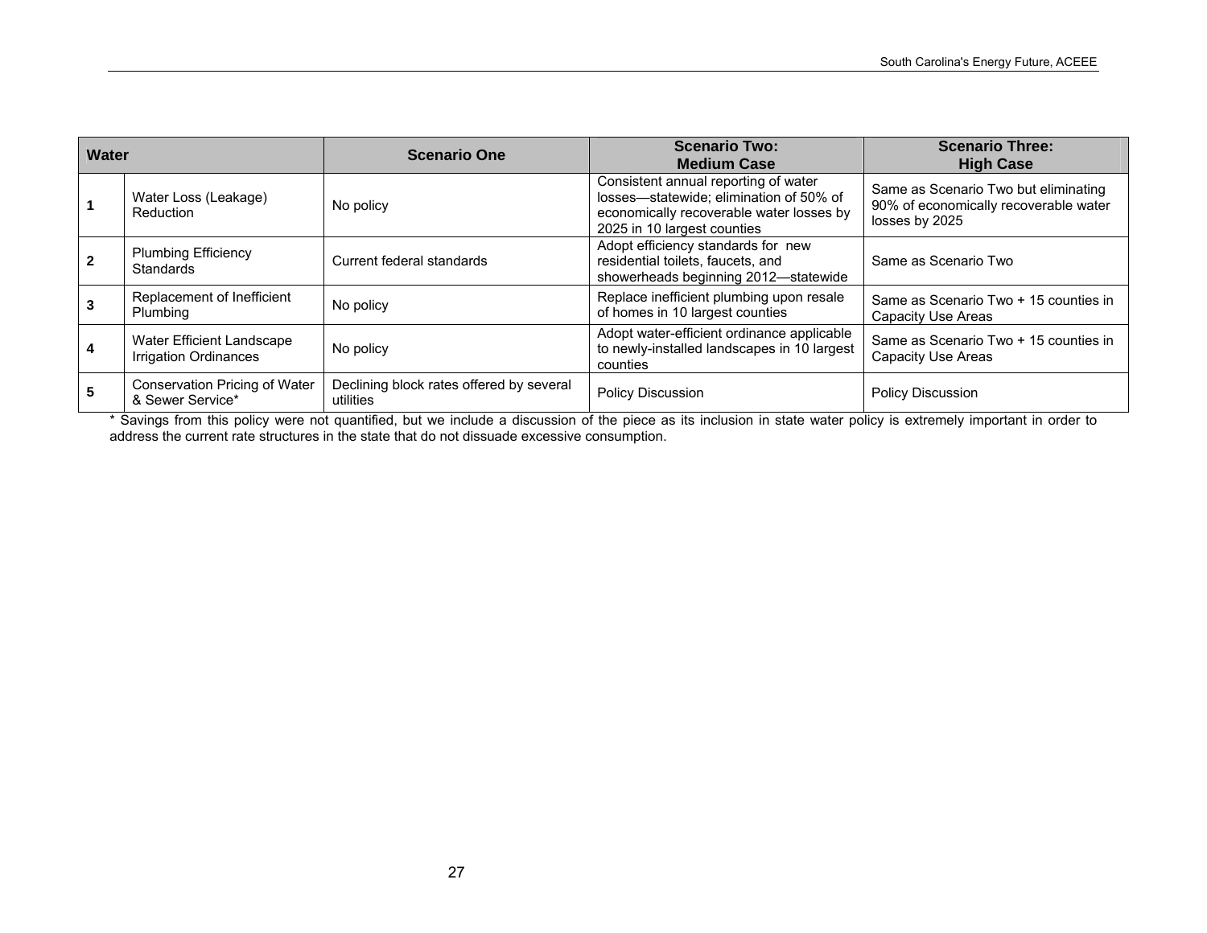| Water | | Scenario One | Scenario Two: Medium Case | Scenario Three: High Case |
|---|---|---|---|---|
| 1 | Water Loss (Leakage) Reduction | No policy | Consistent annual reporting of water losses—statewide; elimination of 50% of economically recoverable water losses by 2025 in 10 largest counties | Same as Scenario Two but eliminating 90% of economically recoverable water losses by 2025 |
| 2 | Plumbing Efficiency Standards | Current federal standards | Adopt efficiency standards for new residential toilets, faucets, and showerheads beginning 2012—statewide | Same as Scenario Two |
| 3 | Replacement of Inefficient Plumbing | No policy | Replace inefficient plumbing upon resale of homes in 10 largest counties | Same as Scenario Two + 15 counties in Capacity Use Areas |
| 4 | Water Efficient Landscape Irrigation Ordinances | No policy | Adopt water-efficient ordinance applicable to newly-installed landscapes in 10 largest counties | Same as Scenario Two + 15 counties in Capacity Use Areas |
| 5 | Conservation Pricing of Water & Sewer Service* | Declining block rates offered by several utilities | Policy Discussion | Policy Discussion |

* Savings from this policy were not quantified, but we include a discussion of the piece as its inclusion in state water policy is extremely important in order to address the current rate structures in the state that do not dissuade excessive consumption.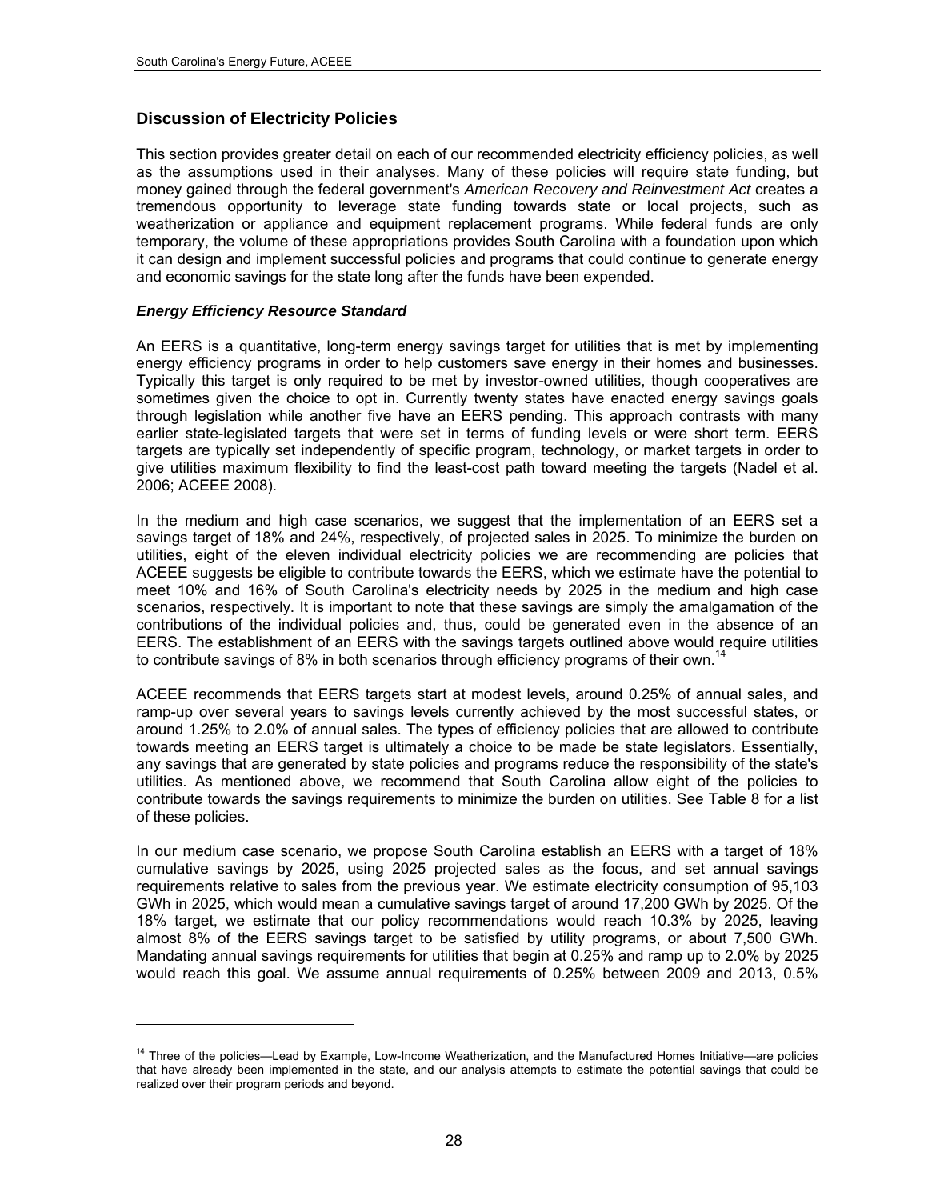## Discussion of Electricity Policies

This section provides greater detail on each of our recommended electricity efficiency policies, as well as the assumptions used in their analyses. Many of these policies will require state funding, but money gained through the federal government's *American Recovery and Reinvestment Act* creates a tremendous opportunity to leverage state funding towards state or local projects, such as weatherization or appliance and equipment replacement programs. While federal funds are only temporary, the volume of these appropriations provides South Carolina with a foundation upon which it can design and implement successful policies and programs that could continue to generate energy and economic savings for the state long after the funds have been expended.

### *Energy Efficiency Resource Standard*

An EERS is a quantitative, long-term energy savings target for utilities that is met by implementing energy efficiency programs in order to help customers save energy in their homes and businesses. Typically this target is only required to be met by investor-owned utilities, though cooperatives are sometimes given the choice to opt in. Currently twenty states have enacted energy savings goals through legislation while another five have an EERS pending. This approach contrasts with many earlier state-legislated targets that were set in terms of funding levels or were short term. EERS targets are typically set independently of specific program, technology, or market targets in order to give utilities maximum flexibility to find the least-cost path toward meeting the targets (Nadel et al. 2006; ACEEE 2008).

In the medium and high case scenarios, we suggest that the implementation of an EERS set a savings target of 18% and 24%, respectively, of projected sales in 2025. To minimize the burden on utilities, eight of the eleven individual electricity policies we are recommending are policies that ACEEE suggests be eligible to contribute towards the EERS, which we estimate have the potential to meet 10% and 16% of South Carolina's electricity needs by 2025 in the medium and high case scenarios, respectively. It is important to note that these savings are simply the amalgamation of the contributions of the individual policies and, thus, could be generated even in the absence of an EERS. The establishment of an EERS with the savings targets outlined above would require utilities to contribute savings of 8% in both scenarios through efficiency programs of their own.[14]

ACEEE recommends that EERS targets start at modest levels, around 0.25% of annual sales, and ramp-up over several years to savings levels currently achieved by the most successful states, or around 1.25% to 2.0% of annual sales. The types of efficiency policies that are allowed to contribute towards meeting an EERS target is ultimately a choice to be made be state legislators. Essentially, any savings that are generated by state policies and programs reduce the responsibility of the state's utilities. As mentioned above, we recommend that South Carolina allow eight of the policies to contribute towards the savings requirements to minimize the burden on utilities. See Table 8 for a list of these policies.

In our medium case scenario, we propose South Carolina establish an EERS with a target of 18% cumulative savings by 2025, using 2025 projected sales as the focus, and set annual savings requirements relative to sales from the previous year. We estimate electricity consumption of 95,103 GWh in 2025, which would mean a cumulative savings target of around 17,200 GWh by 2025. Of the 18% target, we estimate that our policy recommendations would reach 10.3% by 2025, leaving almost 8% of the EERS savings target to be satisfied by utility programs, or about 7,500 GWh. Mandating annual savings requirements for utilities that begin at 0.25% and ramp up to 2.0% by 2025 would reach this goal. We assume annual requirements of 0.25% between 2009 and 2013, 0.5%

[14] Three of the policies—Lead by Example, Low-Income Weatherization, and the Manufactured Homes Initiative—are policies that have already been implemented in the state, and our analysis attempts to estimate the potential savings that could be realized over their program periods and beyond.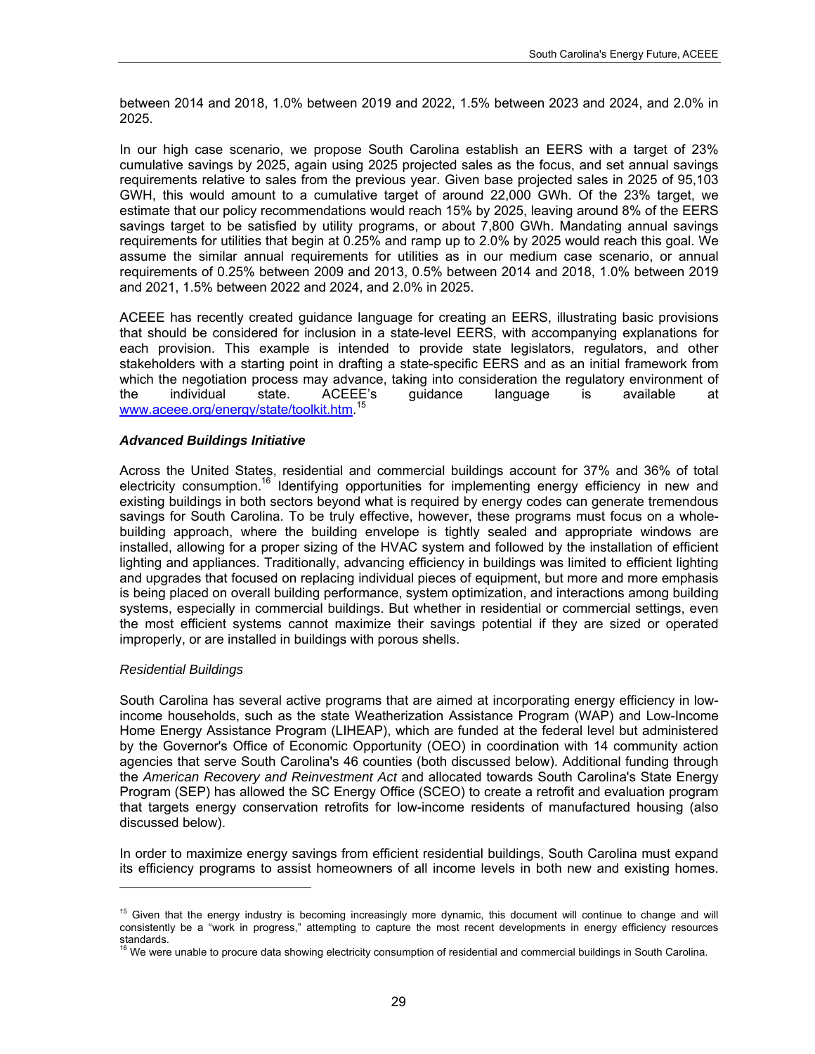between 2014 and 2018, 1.0% between 2019 and 2022, 1.5% between 2023 and 2024, and 2.0% in 2025.

In our high case scenario, we propose South Carolina establish an EERS with a target of 23% cumulative savings by 2025, again using 2025 projected sales as the focus, and set annual savings requirements relative to sales from the previous year. Given base projected sales in 2025 of 95,103 GWH, this would amount to a cumulative target of around 22,000 GWh. Of the 23% target, we estimate that our policy recommendations would reach 15% by 2025, leaving around 8% of the EERS savings target to be satisfied by utility programs, or about 7,800 GWh. Mandating annual savings requirements for utilities that begin at 0.25% and ramp up to 2.0% by 2025 would reach this goal. We assume the similar annual requirements for utilities as in our medium case scenario, or annual requirements of 0.25% between 2009 and 2013, 0.5% between 2014 and 2018, 1.0% between 2019 and 2021, 1.5% between 2022 and 2024, and 2.0% in 2025.

ACEEE has recently created guidance language for creating an EERS, illustrating basic provisions that should be considered for inclusion in a state-level EERS, with accompanying explanations for each provision. This example is intended to provide state legislators, regulators, and other stakeholders with a starting point in drafting a state-specific EERS and as an initial framework from which the negotiation process may advance, taking into consideration the regulatory environment of the individual state. ACEEE's guidance language is available at www.aceee.org/energy/state/toolkit.htm.[15]

### *Advanced Buildings Initiative*

Across the United States, residential and commercial buildings account for 37% and 36% of total electricity consumption.[16] Identifying opportunities for implementing energy efficiency in new and existing buildings in both sectors beyond what is required by energy codes can generate tremendous savings for South Carolina. To be truly effective, however, these programs must focus on a whole-building approach, where the building envelope is tightly sealed and appropriate windows are installed, allowing for a proper sizing of the HVAC system and followed by the installation of efficient lighting and appliances. Traditionally, advancing efficiency in buildings was limited to efficient lighting and upgrades that focused on replacing individual pieces of equipment, but more and more emphasis is being placed on overall building performance, system optimization, and interactions among building systems, especially in commercial buildings. But whether in residential or commercial settings, even the most efficient systems cannot maximize their savings potential if they are sized or operated improperly, or are installed in buildings with porous shells.

#### *Residential Buildings*

South Carolina has several active programs that are aimed at incorporating energy efficiency in low-income households, such as the state Weatherization Assistance Program (WAP) and Low-Income Home Energy Assistance Program (LIHEAP), which are funded at the federal level but administered by the Governor's Office of Economic Opportunity (OEO) in coordination with 14 community action agencies that serve South Carolina's 46 counties (both discussed below). Additional funding through the *American Recovery and Reinvestment Act* and allocated towards South Carolina's State Energy Program (SEP) has allowed the SC Energy Office (SCEO) to create a retrofit and evaluation program that targets energy conservation retrofits for low-income residents of manufactured housing (also discussed below).

In order to maximize energy savings from efficient residential buildings, South Carolina must expand its efficiency programs to assist homeowners of all income levels in both new and existing homes.

---

[15] Given that the energy industry is becoming increasingly more dynamic, this document will continue to change and will consistently be a "work in progress," attempting to capture the most recent developments in energy efficiency resources standards.

[16] We were unable to procure data showing electricity consumption of residential and commercial buildings in South Carolina.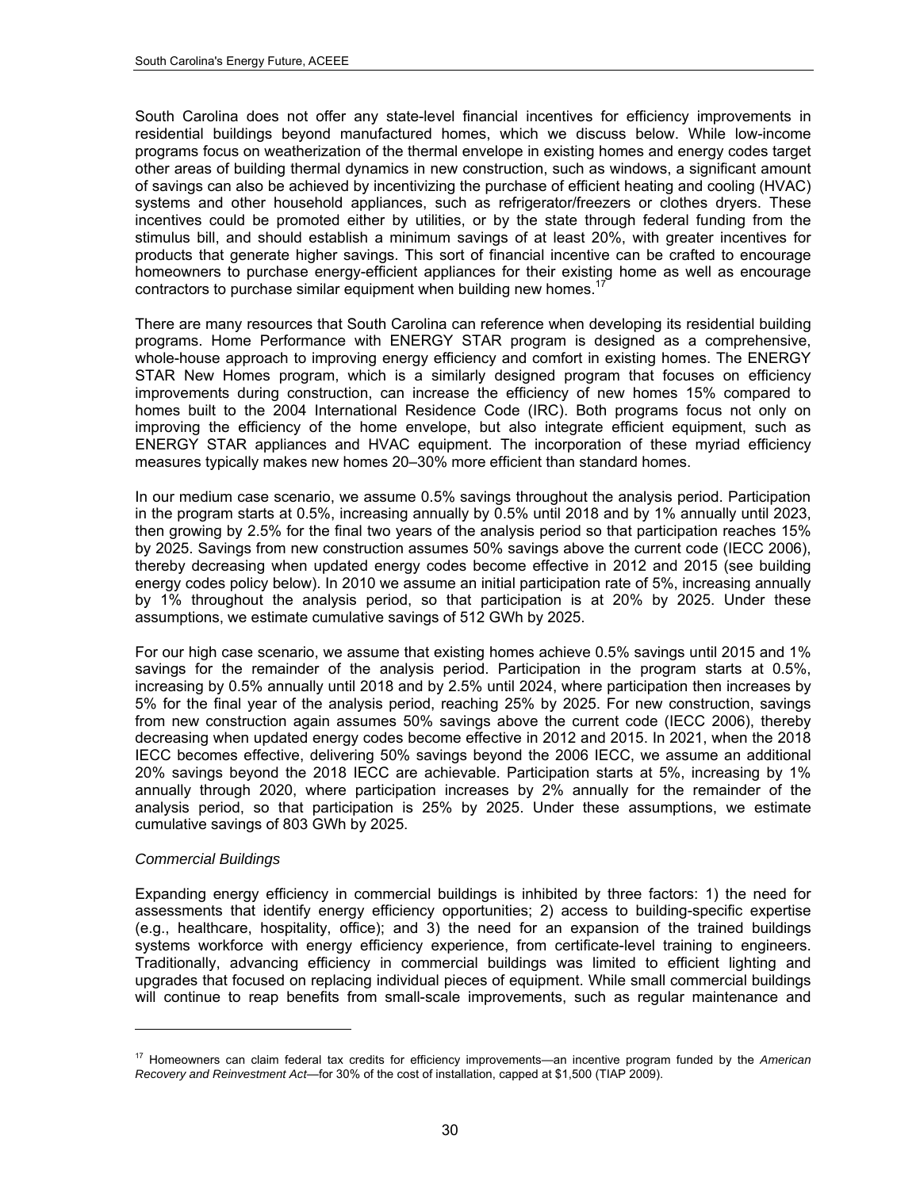South Carolina does not offer any state-level financial incentives for efficiency improvements in residential buildings beyond manufactured homes, which we discuss below. While low-income programs focus on weatherization of the thermal envelope in existing homes and energy codes target other areas of building thermal dynamics in new construction, such as windows, a significant amount of savings can also be achieved by incentivizing the purchase of efficient heating and cooling (HVAC) systems and other household appliances, such as refrigerator/freezers or clothes dryers. These incentives could be promoted either by utilities, or by the state through federal funding from the stimulus bill, and should establish a minimum savings of at least 20%, with greater incentives for products that generate higher savings. This sort of financial incentive can be crafted to encourage homeowners to purchase energy-efficient appliances for their existing home as well as encourage contractors to purchase similar equipment when building new homes.[17]

There are many resources that South Carolina can reference when developing its residential building programs. Home Performance with ENERGY STAR program is designed as a comprehensive, whole-house approach to improving energy efficiency and comfort in existing homes. The ENERGY STAR New Homes program, which is a similarly designed program that focuses on efficiency improvements during construction, can increase the efficiency of new homes 15% compared to homes built to the 2004 International Residence Code (IRC). Both programs focus not only on improving the efficiency of the home envelope, but also integrate efficient equipment, such as ENERGY STAR appliances and HVAC equipment. The incorporation of these myriad efficiency measures typically makes new homes 20–30% more efficient than standard homes.

In our medium case scenario, we assume 0.5% savings throughout the analysis period. Participation in the program starts at 0.5%, increasing annually by 0.5% until 2018 and by 1% annually until 2023, then growing by 2.5% for the final two years of the analysis period so that participation reaches 15% by 2025. Savings from new construction assumes 50% savings above the current code (IECC 2006), thereby decreasing when updated energy codes become effective in 2012 and 2015 (see building energy codes policy below). In 2010 we assume an initial participation rate of 5%, increasing annually by 1% throughout the analysis period, so that participation is at 20% by 2025. Under these assumptions, we estimate cumulative savings of 512 GWh by 2025.

For our high case scenario, we assume that existing homes achieve 0.5% savings until 2015 and 1% savings for the remainder of the analysis period. Participation in the program starts at 0.5%, increasing by 0.5% annually until 2018 and by 2.5% until 2024, where participation then increases by 5% for the final year of the analysis period, reaching 25% by 2025. For new construction, savings from new construction again assumes 50% savings above the current code (IECC 2006), thereby decreasing when updated energy codes become effective in 2012 and 2015. In 2021, when the 2018 IECC becomes effective, delivering 50% savings beyond the 2006 IECC, we assume an additional 20% savings beyond the 2018 IECC are achievable. Participation starts at 5%, increasing by 1% annually through 2020, where participation increases by 2% annually for the remainder of the analysis period, so that participation is 25% by 2025. Under these assumptions, we estimate cumulative savings of 803 GWh by 2025.

*Commercial Buildings*

Expanding energy efficiency in commercial buildings is inhibited by three factors: 1) the need for assessments that identify energy efficiency opportunities; 2) access to building-specific expertise (e.g., healthcare, hospitality, office); and 3) the need for an expansion of the trained buildings systems workforce with energy efficiency experience, from certificate-level training to engineers. Traditionally, advancing efficiency in commercial buildings was limited to efficient lighting and upgrades that focused on replacing individual pieces of equipment. While small commercial buildings will continue to reap benefits from small-scale improvements, such as regular maintenance and

---

[17] Homeowners can claim federal tax credits for efficiency improvements—an incentive program funded by the *American Recovery and Reinvestment Act*—for 30% of the cost of installation, capped at $1,500 (TIAP 2009).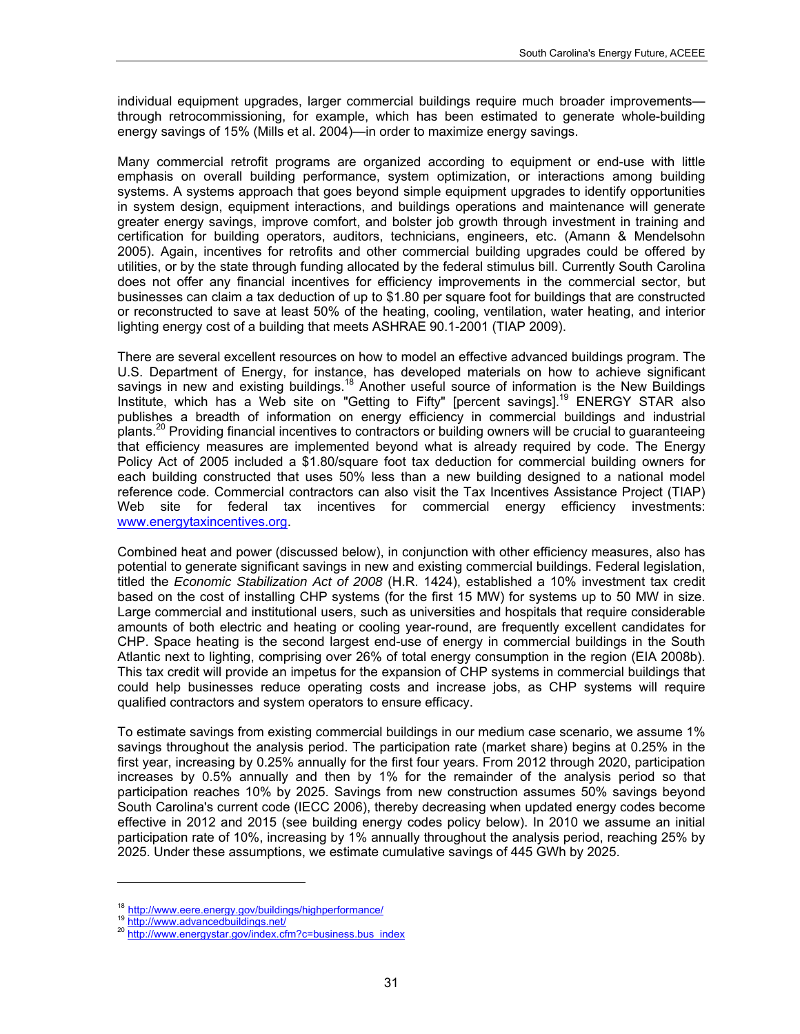individual equipment upgrades, larger commercial buildings require much broader improvements—through retrocommissioning, for example, which has been estimated to generate whole-building energy savings of 15% (Mills et al. 2004)—in order to maximize energy savings.

Many commercial retrofit programs are organized according to equipment or end-use with little emphasis on overall building performance, system optimization, or interactions among building systems. A systems approach that goes beyond simple equipment upgrades to identify opportunities in system design, equipment interactions, and buildings operations and maintenance will generate greater energy savings, improve comfort, and bolster job growth through investment in training and certification for building operators, auditors, technicians, engineers, etc. (Amann & Mendelsohn 2005). Again, incentives for retrofits and other commercial building upgrades could be offered by utilities, or by the state through funding allocated by the federal stimulus bill. Currently South Carolina does not offer any financial incentives for efficiency improvements in the commercial sector, but businesses can claim a tax deduction of up to $1.80 per square foot for buildings that are constructed or reconstructed to save at least 50% of the heating, cooling, ventilation, water heating, and interior lighting energy cost of a building that meets ASHRAE 90.1-2001 (TIAP 2009).

There are several excellent resources on how to model an effective advanced buildings program. The U.S. Department of Energy, for instance, has developed materials on how to achieve significant savings in new and existing buildings.[18] Another useful source of information is the New Buildings Institute, which has a Web site on "Getting to Fifty" [percent savings].[19] ENERGY STAR also publishes a breadth of information on energy efficiency in commercial buildings and industrial plants.[20] Providing financial incentives to contractors or building owners will be crucial to guaranteeing that efficiency measures are implemented beyond what is already required by code. The Energy Policy Act of 2005 included a $1.80/square foot tax deduction for commercial building owners for each building constructed that uses 50% less than a new building designed to a national model reference code. Commercial contractors can also visit the Tax Incentives Assistance Project (TIAP) Web site for federal tax incentives for commercial energy efficiency investments: www.energytaxincentives.org.

Combined heat and power (discussed below), in conjunction with other efficiency measures, also has potential to generate significant savings in new and existing commercial buildings. Federal legislation, titled the *Economic Stabilization Act of 2008* (H.R. 1424), established a 10% investment tax credit based on the cost of installing CHP systems (for the first 15 MW) for systems up to 50 MW in size. Large commercial and institutional users, such as universities and hospitals that require considerable amounts of both electric and heating or cooling year-round, are frequently excellent candidates for CHP. Space heating is the second largest end-use of energy in commercial buildings in the South Atlantic next to lighting, comprising over 26% of total energy consumption in the region (EIA 2008b). This tax credit will provide an impetus for the expansion of CHP systems in commercial buildings that could help businesses reduce operating costs and increase jobs, as CHP systems will require qualified contractors and system operators to ensure efficacy.

To estimate savings from existing commercial buildings in our medium case scenario, we assume 1% savings throughout the analysis period. The participation rate (market share) begins at 0.25% in the first year, increasing by 0.25% annually for the first four years. From 2012 through 2020, participation increases by 0.5% annually and then by 1% for the remainder of the analysis period so that participation reaches 10% by 2025. Savings from new construction assumes 50% savings beyond South Carolina's current code (IECC 2006), thereby decreasing when updated energy codes become effective in 2012 and 2015 (see building energy codes policy below). In 2010 we assume an initial participation rate of 10%, increasing by 1% annually throughout the analysis period, reaching 25% by 2025. Under these assumptions, we estimate cumulative savings of 445 GWh by 2025.

---

[18] http://www.eere.energy.gov/buildings/highperformance/

[19] http://www.advancedbuildings.net/

[20] http://www.energystar.gov/index.cfm?c=business.bus_index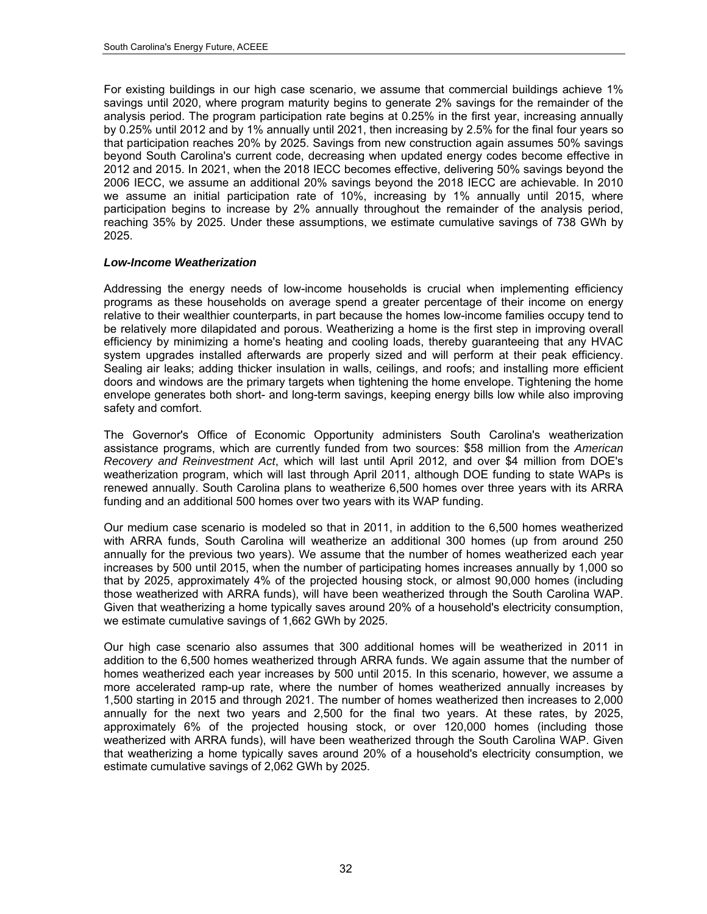For existing buildings in our high case scenario, we assume that commercial buildings achieve 1% savings until 2020, where program maturity begins to generate 2% savings for the remainder of the analysis period. The program participation rate begins at 0.25% in the first year, increasing annually by 0.25% until 2012 and by 1% annually until 2021, then increasing by 2.5% for the final four years so that participation reaches 20% by 2025. Savings from new construction again assumes 50% savings beyond South Carolina's current code, decreasing when updated energy codes become effective in 2012 and 2015. In 2021, when the 2018 IECC becomes effective, delivering 50% savings beyond the 2006 IECC, we assume an additional 20% savings beyond the 2018 IECC are achievable. In 2010 we assume an initial participation rate of 10%, increasing by 1% annually until 2015, where participation begins to increase by 2% annually throughout the remainder of the analysis period, reaching 35% by 2025. Under these assumptions, we estimate cumulative savings of 738 GWh by 2025.

### *Low-Income Weatherization*

Addressing the energy needs of low-income households is crucial when implementing efficiency programs as these households on average spend a greater percentage of their income on energy relative to their wealthier counterparts, in part because the homes low-income families occupy tend to be relatively more dilapidated and porous. Weatherizing a home is the first step in improving overall efficiency by minimizing a home's heating and cooling loads, thereby guaranteeing that any HVAC system upgrades installed afterwards are properly sized and will perform at their peak efficiency. Sealing air leaks; adding thicker insulation in walls, ceilings, and roofs; and installing more efficient doors and windows are the primary targets when tightening the home envelope. Tightening the home envelope generates both short- and long-term savings, keeping energy bills low while also improving safety and comfort.

The Governor's Office of Economic Opportunity administers South Carolina's weatherization assistance programs, which are currently funded from two sources: $58 million from the *American Recovery and Reinvestment Act*, which will last until April 2012, and over $4 million from DOE's weatherization program, which will last through April 2011, although DOE funding to state WAPs is renewed annually. South Carolina plans to weatherize 6,500 homes over three years with its ARRA funding and an additional 500 homes over two years with its WAP funding.

Our medium case scenario is modeled so that in 2011, in addition to the 6,500 homes weatherized with ARRA funds, South Carolina will weatherize an additional 300 homes (up from around 250 annually for the previous two years). We assume that the number of homes weatherized each year increases by 500 until 2015, when the number of participating homes increases annually by 1,000 so that by 2025, approximately 4% of the projected housing stock, or almost 90,000 homes (including those weatherized with ARRA funds), will have been weatherized through the South Carolina WAP. Given that weatherizing a home typically saves around 20% of a household's electricity consumption, we estimate cumulative savings of 1,662 GWh by 2025.

Our high case scenario also assumes that 300 additional homes will be weatherized in 2011 in addition to the 6,500 homes weatherized through ARRA funds. We again assume that the number of homes weatherized each year increases by 500 until 2015. In this scenario, however, we assume a more accelerated ramp-up rate, where the number of homes weatherized annually increases by 1,500 starting in 2015 and through 2021. The number of homes weatherized then increases to 2,000 annually for the next two years and 2,500 for the final two years. At these rates, by 2025, approximately 6% of the projected housing stock, or over 120,000 homes (including those weatherized with ARRA funds), will have been weatherized through the South Carolina WAP. Given that weatherizing a home typically saves around 20% of a household's electricity consumption, we estimate cumulative savings of 2,062 GWh by 2025.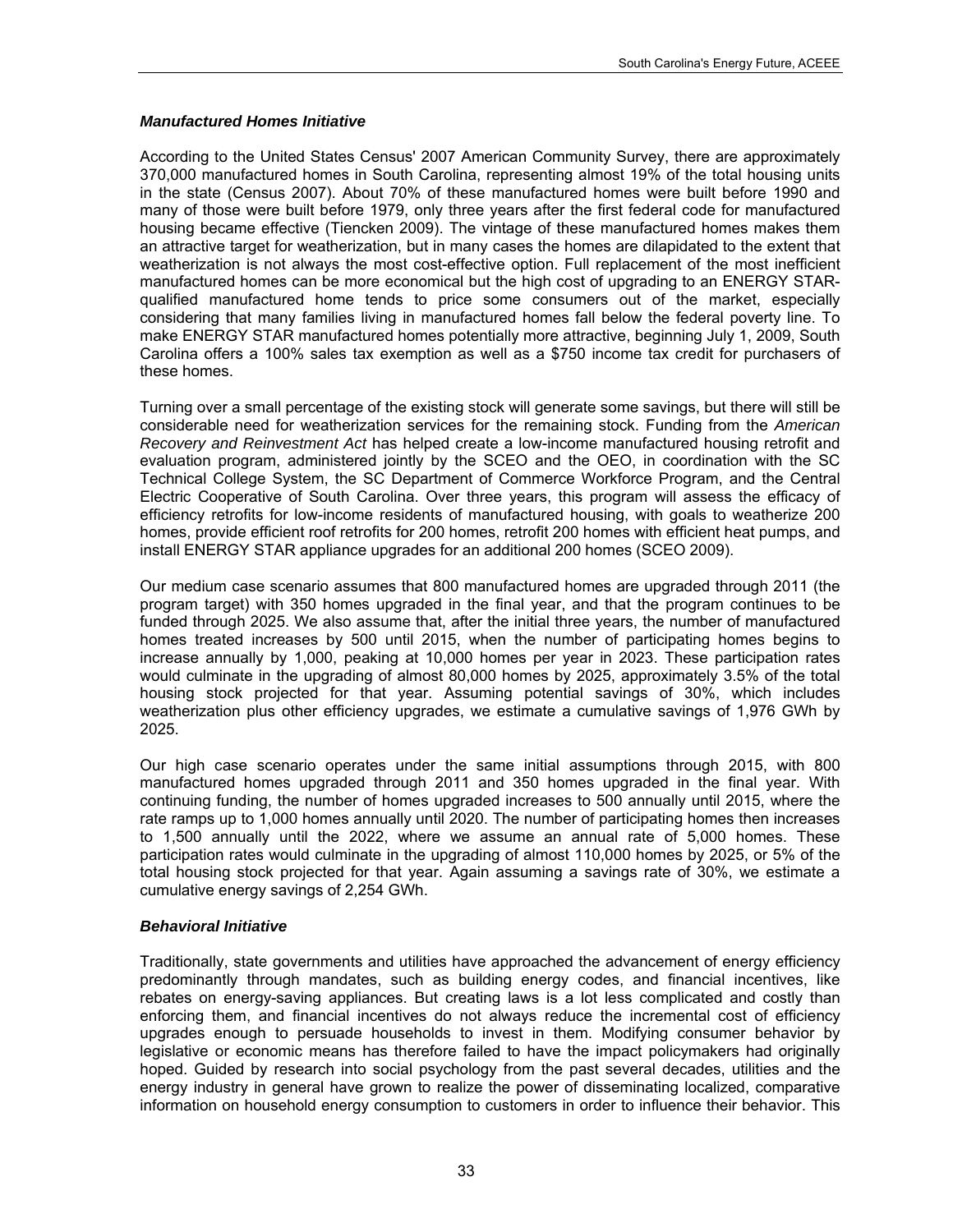### *Manufactured Homes Initiative*

According to the United States Census' 2007 American Community Survey, there are approximately 370,000 manufactured homes in South Carolina, representing almost 19% of the total housing units in the state (Census 2007). About 70% of these manufactured homes were built before 1990 and many of those were built before 1979, only three years after the first federal code for manufactured housing became effective (Tiencken 2009). The vintage of these manufactured homes makes them an attractive target for weatherization, but in many cases the homes are dilapidated to the extent that weatherization is not always the most cost-effective option. Full replacement of the most inefficient manufactured homes can be more economical but the high cost of upgrading to an ENERGY STAR-qualified manufactured home tends to price some consumers out of the market, especially considering that many families living in manufactured homes fall below the federal poverty line. To make ENERGY STAR manufactured homes potentially more attractive, beginning July 1, 2009, South Carolina offers a 100% sales tax exemption as well as a $750 income tax credit for purchasers of these homes.

Turning over a small percentage of the existing stock will generate some savings, but there will still be considerable need for weatherization services for the remaining stock. Funding from the *American Recovery and Reinvestment Act* has helped create a low-income manufactured housing retrofit and evaluation program, administered jointly by the SCEO and the OEO, in coordination with the SC Technical College System, the SC Department of Commerce Workforce Program, and the Central Electric Cooperative of South Carolina. Over three years, this program will assess the efficacy of efficiency retrofits for low-income residents of manufactured housing, with goals to weatherize 200 homes, provide efficient roof retrofits for 200 homes, retrofit 200 homes with efficient heat pumps, and install ENERGY STAR appliance upgrades for an additional 200 homes (SCEO 2009).

Our medium case scenario assumes that 800 manufactured homes are upgraded through 2011 (the program target) with 350 homes upgraded in the final year, and that the program continues to be funded through 2025. We also assume that, after the initial three years, the number of manufactured homes treated increases by 500 until 2015, when the number of participating homes begins to increase annually by 1,000, peaking at 10,000 homes per year in 2023. These participation rates would culminate in the upgrading of almost 80,000 homes by 2025, approximately 3.5% of the total housing stock projected for that year. Assuming potential savings of 30%, which includes weatherization plus other efficiency upgrades, we estimate a cumulative savings of 1,976 GWh by 2025.

Our high case scenario operates under the same initial assumptions through 2015, with 800 manufactured homes upgraded through 2011 and 350 homes upgraded in the final year. With continuing funding, the number of homes upgraded increases to 500 annually until 2015, where the rate ramps up to 1,000 homes annually until 2020. The number of participating homes then increases to 1,500 annually until the 2022, where we assume an annual rate of 5,000 homes. These participation rates would culminate in the upgrading of almost 110,000 homes by 2025, or 5% of the total housing stock projected for that year. Again assuming a savings rate of 30%, we estimate a cumulative energy savings of 2,254 GWh.

### *Behavioral Initiative*

Traditionally, state governments and utilities have approached the advancement of energy efficiency predominantly through mandates, such as building energy codes, and financial incentives, like rebates on energy-saving appliances. But creating laws is a lot less complicated and costly than enforcing them, and financial incentives do not always reduce the incremental cost of efficiency upgrades enough to persuade households to invest in them. Modifying consumer behavior by legislative or economic means has therefore failed to have the impact policymakers had originally hoped. Guided by research into social psychology from the past several decades, utilities and the energy industry in general have grown to realize the power of disseminating localized, comparative information on household energy consumption to customers in order to influence their behavior. This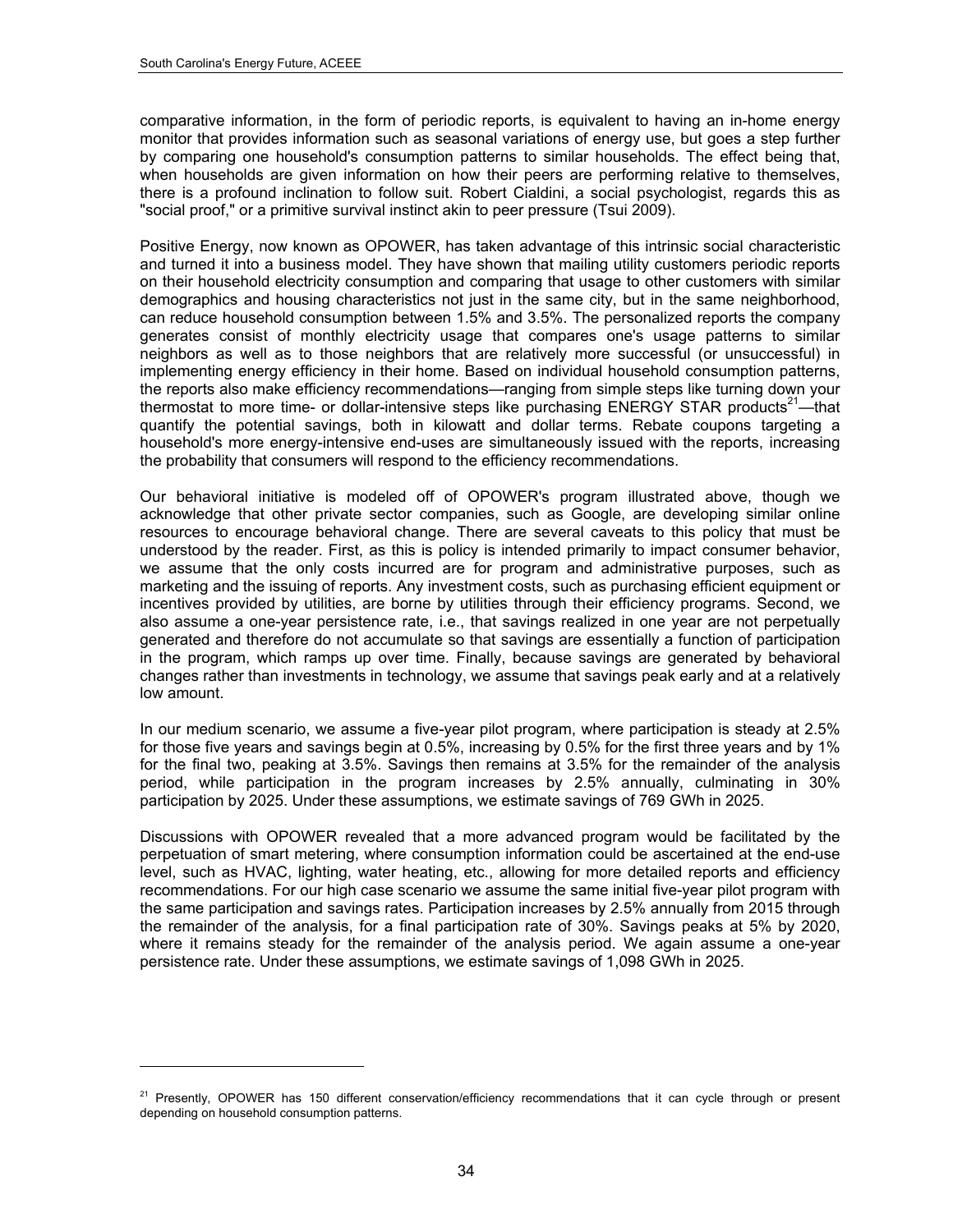comparative information, in the form of periodic reports, is equivalent to having an in-home energy monitor that provides information such as seasonal variations of energy use, but goes a step further by comparing one household's consumption patterns to similar households. The effect being that, when households are given information on how their peers are performing relative to themselves, there is a profound inclination to follow suit. Robert Cialdini, a social psychologist, regards this as "social proof," or a primitive survival instinct akin to peer pressure (Tsui 2009).

Positive Energy, now known as OPOWER, has taken advantage of this intrinsic social characteristic and turned it into a business model. They have shown that mailing utility customers periodic reports on their household electricity consumption and comparing that usage to other customers with similar demographics and housing characteristics not just in the same city, but in the same neighborhood, can reduce household consumption between 1.5% and 3.5%. The personalized reports the company generates consist of monthly electricity usage that compares one's usage patterns to similar neighbors as well as to those neighbors that are relatively more successful (or unsuccessful) in implementing energy efficiency in their home. Based on individual household consumption patterns, the reports also make efficiency recommendations—ranging from simple steps like turning down your thermostat to more time- or dollar-intensive steps like purchasing ENERGY STAR products[21]—that quantify the potential savings, both in kilowatt and dollar terms. Rebate coupons targeting a household's more energy-intensive end-uses are simultaneously issued with the reports, increasing the probability that consumers will respond to the efficiency recommendations.

Our behavioral initiative is modeled off of OPOWER's program illustrated above, though we acknowledge that other private sector companies, such as Google, are developing similar online resources to encourage behavioral change. There are several caveats to this policy that must be understood by the reader. First, as this is policy is intended primarily to impact consumer behavior, we assume that the only costs incurred are for program and administrative purposes, such as marketing and the issuing of reports. Any investment costs, such as purchasing efficient equipment or incentives provided by utilities, are borne by utilities through their efficiency programs. Second, we also assume a one-year persistence rate, i.e., that savings realized in one year are not perpetually generated and therefore do not accumulate so that savings are essentially a function of participation in the program, which ramps up over time. Finally, because savings are generated by behavioral changes rather than investments in technology, we assume that savings peak early and at a relatively low amount.

In our medium scenario, we assume a five-year pilot program, where participation is steady at 2.5% for those five years and savings begin at 0.5%, increasing by 0.5% for the first three years and by 1% for the final two, peaking at 3.5%. Savings then remains at 3.5% for the remainder of the analysis period, while participation in the program increases by 2.5% annually, culminating in 30% participation by 2025. Under these assumptions, we estimate savings of 769 GWh in 2025.

Discussions with OPOWER revealed that a more advanced program would be facilitated by the perpetuation of smart metering, where consumption information could be ascertained at the end-use level, such as HVAC, lighting, water heating, etc., allowing for more detailed reports and efficiency recommendations. For our high case scenario we assume the same initial five-year pilot program with the same participation and savings rates. Participation increases by 2.5% annually from 2015 through the remainder of the analysis, for a final participation rate of 30%. Savings peaks at 5% by 2020, where it remains steady for the remainder of the analysis period. We again assume a one-year persistence rate. Under these assumptions, we estimate savings of 1,098 GWh in 2025.

---

[21] Presently, OPOWER has 150 different conservation/efficiency recommendations that it can cycle through or present depending on household consumption patterns.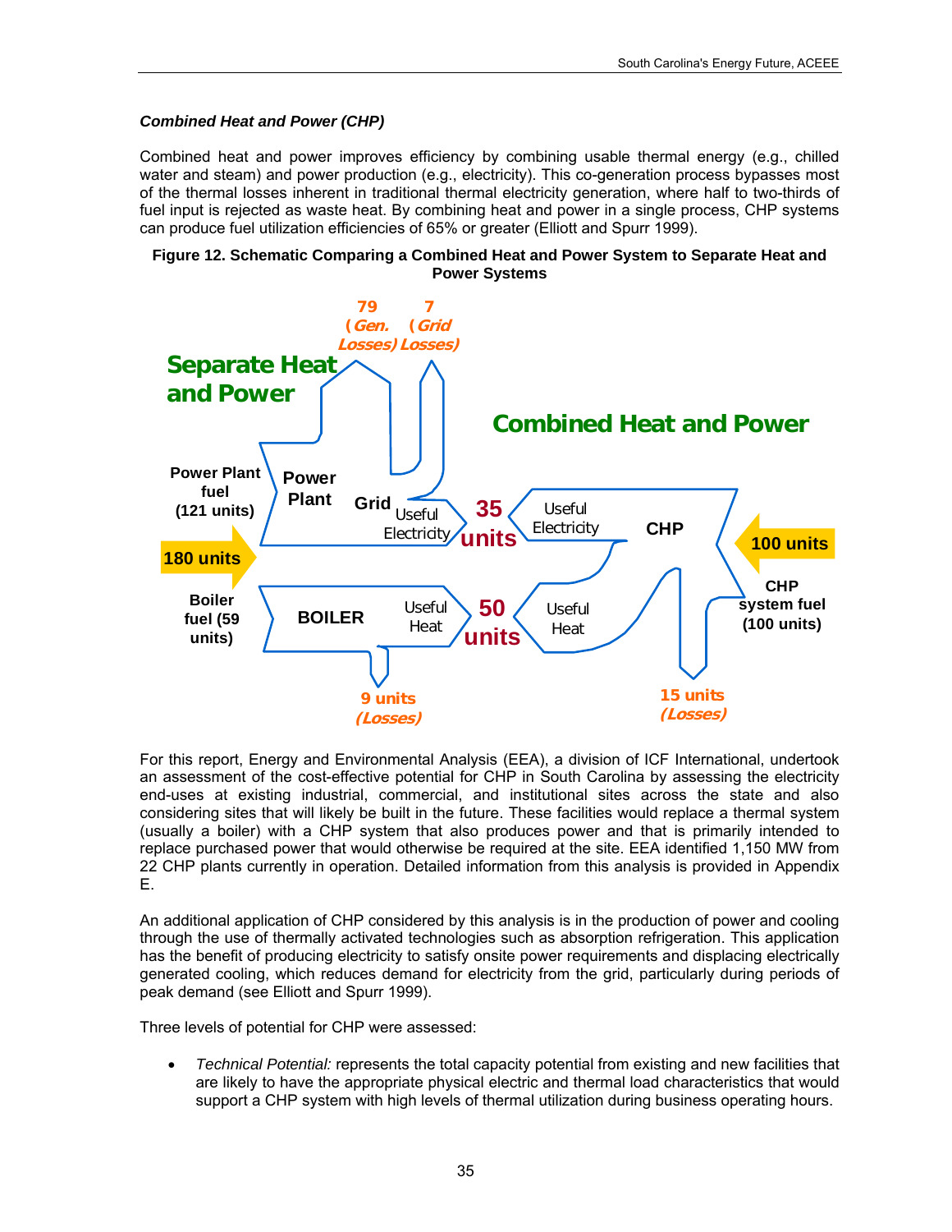### *Combined Heat and Power (CHP)*

Combined heat and power improves efficiency by combining usable thermal energy (e.g., chilled water and steam) and power production (e.g., electricity). This co-generation process bypasses most of the thermal losses inherent in traditional thermal electricity generation, where half to two-thirds of fuel input is rejected as waste heat. By combining heat and power in a single process, CHP systems can produce fuel utilization efficiencies of 65% or greater (Elliott and Spurr 1999).

**Figure 12. Schematic Comparing a Combined Heat and Power System to Separate Heat and Power Systems**

Separate Heat and Power

Power Plant fuel (121 units)

180 units

Boiler fuel (59 units)

Power Plant

Grid

Useful Electricity

79 (Gen. Losses)

7 (Grid Losses)

BOILER

Useful Heat

9 units (Losses)

35 units

50 units

Combined Heat and Power

Useful Electricity

CHP

Useful Heat

100 units

CHP system fuel (100 units)

15 units (Losses)

For this report, Energy and Environmental Analysis (EEA), a division of ICF International, undertook an assessment of the cost-effective potential for CHP in South Carolina by assessing the electricity end-uses at existing industrial, commercial, and institutional sites across the state and also considering sites that will likely be built in the future. These facilities would replace a thermal system (usually a boiler) with a CHP system that also produces power and that is primarily intended to replace purchased power that would otherwise be required at the site. EEA identified 1,150 MW from 22 CHP plants currently in operation. Detailed information from this analysis is provided in Appendix E.

An additional application of CHP considered by this analysis is in the production of power and cooling through the use of thermally activated technologies such as absorption refrigeration. This application has the benefit of producing electricity to satisfy onsite power requirements and displacing electrically generated cooling, which reduces demand for electricity from the grid, particularly during periods of peak demand (see Elliott and Spurr 1999).

Three levels of potential for CHP were assessed:

- *Technical Potential:* represents the total capacity potential from existing and new facilities that are likely to have the appropriate physical electric and thermal load characteristics that would support a CHP system with high levels of thermal utilization during business operating hours.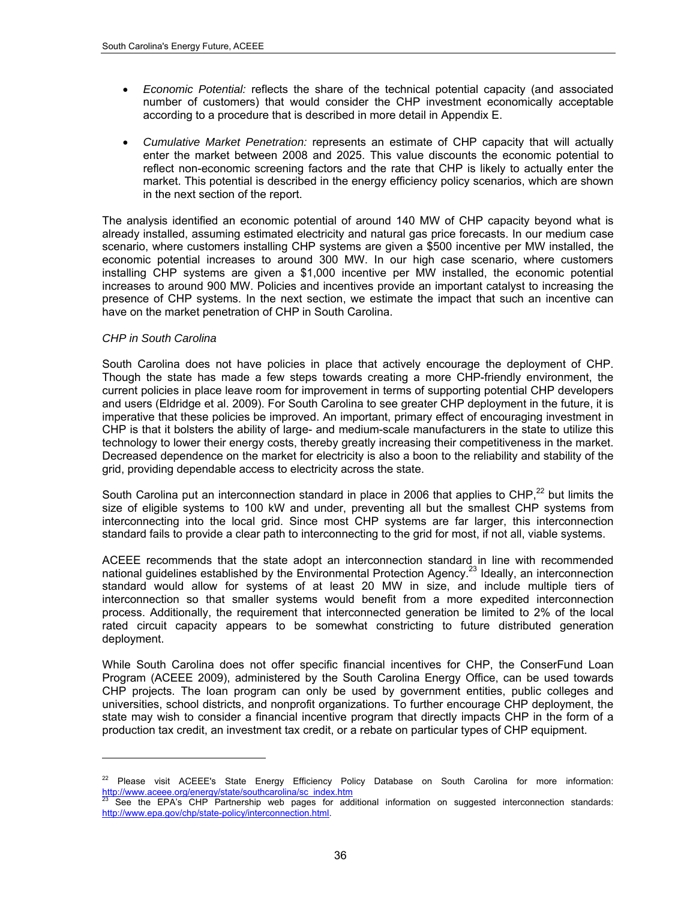- *Economic Potential:* reflects the share of the technical potential capacity (and associated number of customers) that would consider the CHP investment economically acceptable according to a procedure that is described in more detail in Appendix E.

- *Cumulative Market Penetration:* represents an estimate of CHP capacity that will actually enter the market between 2008 and 2025. This value discounts the economic potential to reflect non-economic screening factors and the rate that CHP is likely to actually enter the market. This potential is described in the energy efficiency policy scenarios, which are shown in the next section of the report.

The analysis identified an economic potential of around 140 MW of CHP capacity beyond what is already installed, assuming estimated electricity and natural gas price forecasts. In our medium case scenario, where customers installing CHP systems are given a $500 incentive per MW installed, the economic potential increases to around 300 MW. In our high case scenario, where customers installing CHP systems are given a $1,000 incentive per MW installed, the economic potential increases to around 900 MW. Policies and incentives provide an important catalyst to increasing the presence of CHP systems. In the next section, we estimate the impact that such an incentive can have on the market penetration of CHP in South Carolina.

*CHP in South Carolina*

South Carolina does not have policies in place that actively encourage the deployment of CHP. Though the state has made a few steps towards creating a more CHP-friendly environment, the current policies in place leave room for improvement in terms of supporting potential CHP developers and users (Eldridge et al. 2009). For South Carolina to see greater CHP deployment in the future, it is imperative that these policies be improved. An important, primary effect of encouraging investment in CHP is that it bolsters the ability of large- and medium-scale manufacturers in the state to utilize this technology to lower their energy costs, thereby greatly increasing their competitiveness in the market. Decreased dependence on the market for electricity is also a boon to the reliability and stability of the grid, providing dependable access to electricity across the state.

South Carolina put an interconnection standard in place in 2006 that applies to CHP,[22] but limits the size of eligible systems to 100 kW and under, preventing all but the smallest CHP systems from interconnecting into the local grid. Since most CHP systems are far larger, this interconnection standard fails to provide a clear path to interconnecting to the grid for most, if not all, viable systems.

ACEEE recommends that the state adopt an interconnection standard in line with recommended national guidelines established by the Environmental Protection Agency.[23] Ideally, an interconnection standard would allow for systems of at least 20 MW in size, and include multiple tiers of interconnection so that smaller systems would benefit from a more expedited interconnection process. Additionally, the requirement that interconnected generation be limited to 2% of the local rated circuit capacity appears to be somewhat constricting to future distributed generation deployment.

While South Carolina does not offer specific financial incentives for CHP, the ConserFund Loan Program (ACEEE 2009), administered by the South Carolina Energy Office, can be used towards CHP projects. The loan program can only be used by government entities, public colleges and universities, school districts, and nonprofit organizations. To further encourage CHP deployment, the state may wish to consider a financial incentive program that directly impacts CHP in the form of a production tax credit, an investment tax credit, or a rebate on particular types of CHP equipment.

---

[22] Please visit ACEEE's State Energy Efficiency Policy Database on South Carolina for more information: http://www.aceee.org/energy/state/southcarolina/sc_index.htm

[23] See the EPA's CHP Partnership web pages for additional information on suggested interconnection standards: http://www.epa.gov/chp/state-policy/interconnection.html.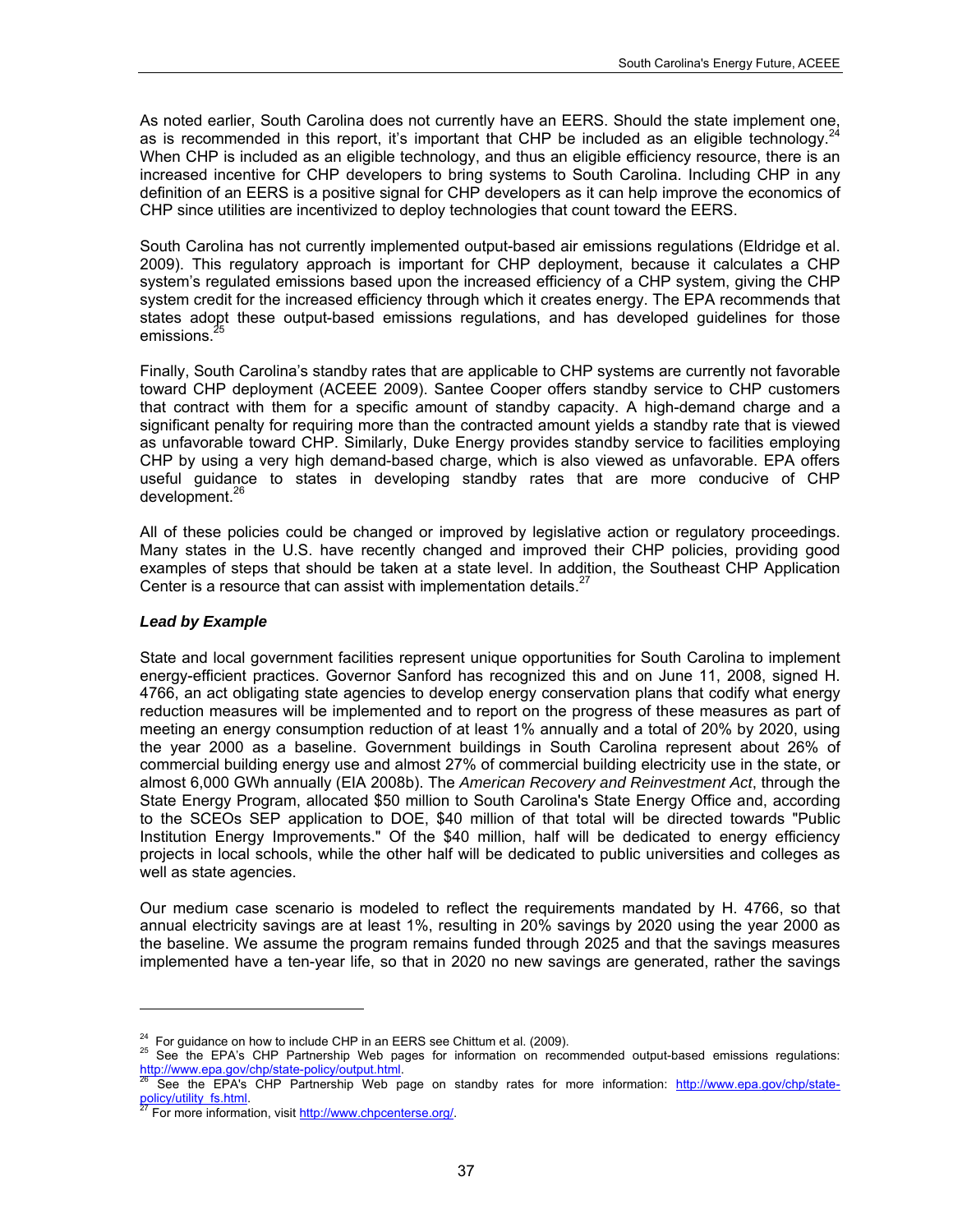As noted earlier, South Carolina does not currently have an EERS. Should the state implement one, as is recommended in this report, it's important that CHP be included as an eligible technology.[24] When CHP is included as an eligible technology, and thus an eligible efficiency resource, there is an increased incentive for CHP developers to bring systems to South Carolina. Including CHP in any definition of an EERS is a positive signal for CHP developers as it can help improve the economics of CHP since utilities are incentivized to deploy technologies that count toward the EERS.

South Carolina has not currently implemented output-based air emissions regulations (Eldridge et al. 2009). This regulatory approach is important for CHP deployment, because it calculates a CHP system's regulated emissions based upon the increased efficiency of a CHP system, giving the CHP system credit for the increased efficiency through which it creates energy. The EPA recommends that states adopt these output-based emissions regulations, and has developed guidelines for those emissions.[25]

Finally, South Carolina's standby rates that are applicable to CHP systems are currently not favorable toward CHP deployment (ACEEE 2009). Santee Cooper offers standby service to CHP customers that contract with them for a specific amount of standby capacity. A high-demand charge and a significant penalty for requiring more than the contracted amount yields a standby rate that is viewed as unfavorable toward CHP. Similarly, Duke Energy provides standby service to facilities employing CHP by using a very high demand-based charge, which is also viewed as unfavorable. EPA offers useful guidance to states in developing standby rates that are more conducive of CHP development.[26]

All of these policies could be changed or improved by legislative action or regulatory proceedings. Many states in the U.S. have recently changed and improved their CHP policies, providing good examples of steps that should be taken at a state level. In addition, the Southeast CHP Application Center is a resource that can assist with implementation details.[27]

### *Lead by Example*

State and local government facilities represent unique opportunities for South Carolina to implement energy-efficient practices. Governor Sanford has recognized this and on June 11, 2008, signed H. 4766, an act obligating state agencies to develop energy conservation plans that codify what energy reduction measures will be implemented and to report on the progress of these measures as part of meeting an energy consumption reduction of at least 1% annually and a total of 20% by 2020, using the year 2000 as a baseline. Government buildings in South Carolina represent about 26% of commercial building energy use and almost 27% of commercial building electricity use in the state, or almost 6,000 GWh annually (EIA 2008b). The *American Recovery and Reinvestment Act*, through the State Energy Program, allocated $50 million to South Carolina's State Energy Office and, according to the SCEOs SEP application to DOE, $40 million of that total will be directed towards "Public Institution Energy Improvements." Of the $40 million, half will be dedicated to energy efficiency projects in local schools, while the other half will be dedicated to public universities and colleges as well as state agencies.

Our medium case scenario is modeled to reflect the requirements mandated by H. 4766, so that annual electricity savings are at least 1%, resulting in 20% savings by 2020 using the year 2000 as the baseline. We assume the program remains funded through 2025 and that the savings measures implemented have a ten-year life, so that in 2020 no new savings are generated, rather the savings

---

[24] For guidance on how to include CHP in an EERS see Chittum et al. (2009).

[25] See the EPA's CHP Partnership Web pages for information on recommended output-based emissions regulations: http://www.epa.gov/chp/state-policy/output.html.

[26] See the EPA's CHP Partnership Web page on standby rates for more information: http://www.epa.gov/chp/state-policy/utility_fs.html.

[27] For more information, visit http://www.chpcenterse.org/.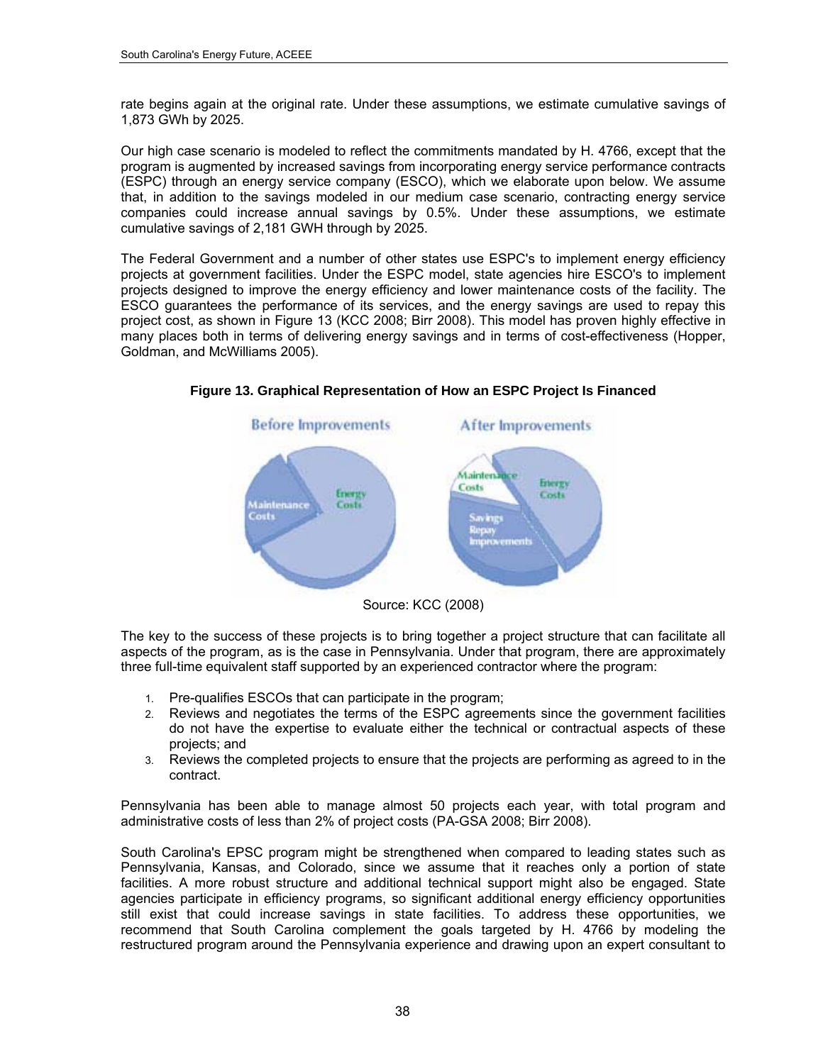rate begins again at the original rate. Under these assumptions, we estimate cumulative savings of 1,873 GWh by 2025.

Our high case scenario is modeled to reflect the commitments mandated by H. 4766, except that the program is augmented by increased savings from incorporating energy service performance contracts (ESPC) through an energy service company (ESCO), which we elaborate upon below. We assume that, in addition to the savings modeled in our medium case scenario, contracting energy service companies could increase annual savings by 0.5%. Under these assumptions, we estimate cumulative savings of 2,181 GWH through by 2025.

The Federal Government and a number of other states use ESPC's to implement energy efficiency projects at government facilities. Under the ESPC model, state agencies hire ESCO's to implement projects designed to improve the energy efficiency and lower maintenance costs of the facility. The ESCO guarantees the performance of its services, and the energy savings are used to repay this project cost, as shown in Figure 13 (KCC 2008; Birr 2008). This model has proven highly effective in many places both in terms of delivering energy savings and in terms of cost-effectiveness (Hopper, Goldman, and McWilliams 2005).

**Figure 13. Graphical Representation of How an ESPC Project Is Financed**

Source: KCC (2008)

The key to the success of these projects is to bring together a project structure that can facilitate all aspects of the program, as is the case in Pennsylvania. Under that program, there are approximately three full-time equivalent staff supported by an experienced contractor where the program:

1. Pre-qualifies ESCOs that can participate in the program;
2. Reviews and negotiates the terms of the ESPC agreements since the government facilities do not have the expertise to evaluate either the technical or contractual aspects of these projects; and
3. Reviews the completed projects to ensure that the projects are performing as agreed to in the contract.

Pennsylvania has been able to manage almost 50 projects each year, with total program and administrative costs of less than 2% of project costs (PA-GSA 2008; Birr 2008).

South Carolina's EPSC program might be strengthened when compared to leading states such as Pennsylvania, Kansas, and Colorado, since we assume that it reaches only a portion of state facilities. A more robust structure and additional technical support might also be engaged. State agencies participate in efficiency programs, so significant additional energy efficiency opportunities still exist that could increase savings in state facilities. To address these opportunities, we recommend that South Carolina complement the goals targeted by H. 4766 by modeling the restructured program around the Pennsylvania experience and drawing upon an expert consultant to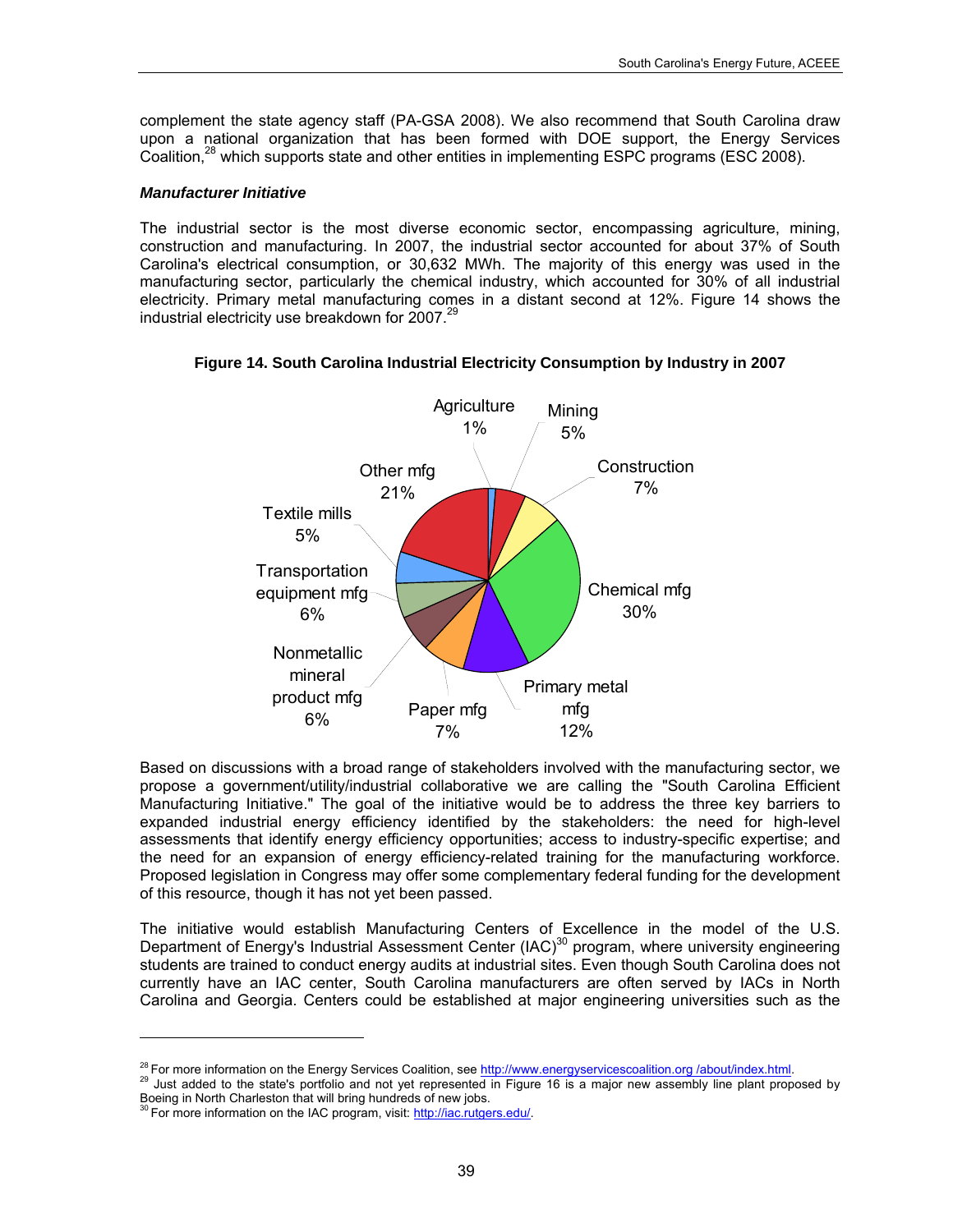complement the state agency staff (PA-GSA 2008). We also recommend that South Carolina draw upon a national organization that has been formed with DOE support, the Energy Services Coalition,[28] which supports state and other entities in implementing ESPC programs (ESC 2008).

#### *Manufacturer Initiative*

The industrial sector is the most diverse economic sector, encompassing agriculture, mining, construction and manufacturing. In 2007, the industrial sector accounted for about 37% of South Carolina's electrical consumption, or 30,632 MWh. The majority of this energy was used in the manufacturing sector, particularly the chemical industry, which accounted for 30% of all industrial electricity. Primary metal manufacturing comes in a distant second at 12%. Figure 14 shows the industrial electricity use breakdown for 2007.[29]

**Figure 14. South Carolina Industrial Electricity Consumption by Industry in 2007**

| Industry | Share |
|---|---|
| Agriculture | 1% |
| Mining | 5% |
| Construction | 7% |
| Chemical mfg | 30% |
| Primary metal mfg | 12% |
| Paper mfg | 7% |
| Nonmetallic mineral product mfg | 6% |
| Transportation equipment mfg | 6% |
| Textile mills | 5% |
| Other mfg | 21% |

Based on discussions with a broad range of stakeholders involved with the manufacturing sector, we propose a government/utility/industrial collaborative we are calling the "South Carolina Efficient Manufacturing Initiative." The goal of the initiative would be to address the three key barriers to expanded industrial energy efficiency identified by the stakeholders: the need for high-level assessments that identify energy efficiency opportunities; access to industry-specific expertise; and the need for an expansion of energy efficiency-related training for the manufacturing workforce. Proposed legislation in Congress may offer some complementary federal funding for the development of this resource, though it has not yet been passed.

The initiative would establish Manufacturing Centers of Excellence in the model of the U.S. Department of Energy's Industrial Assessment Center (IAC)[30] program, where university engineering students are trained to conduct energy audits at industrial sites. Even though South Carolina does not currently have an IAC center, South Carolina manufacturers are often served by IACs in North Carolina and Georgia. Centers could be established at major engineering universities such as the

---

[28] For more information on the Energy Services Coalition, see http://www.energyservicescoalition.org /about/index.html.

[29] Just added to the state's portfolio and not yet represented in Figure 16 is a major new assembly line plant proposed by Boeing in North Charleston that will bring hundreds of new jobs.

[30] For more information on the IAC program, visit: http://iac.rutgers.edu/.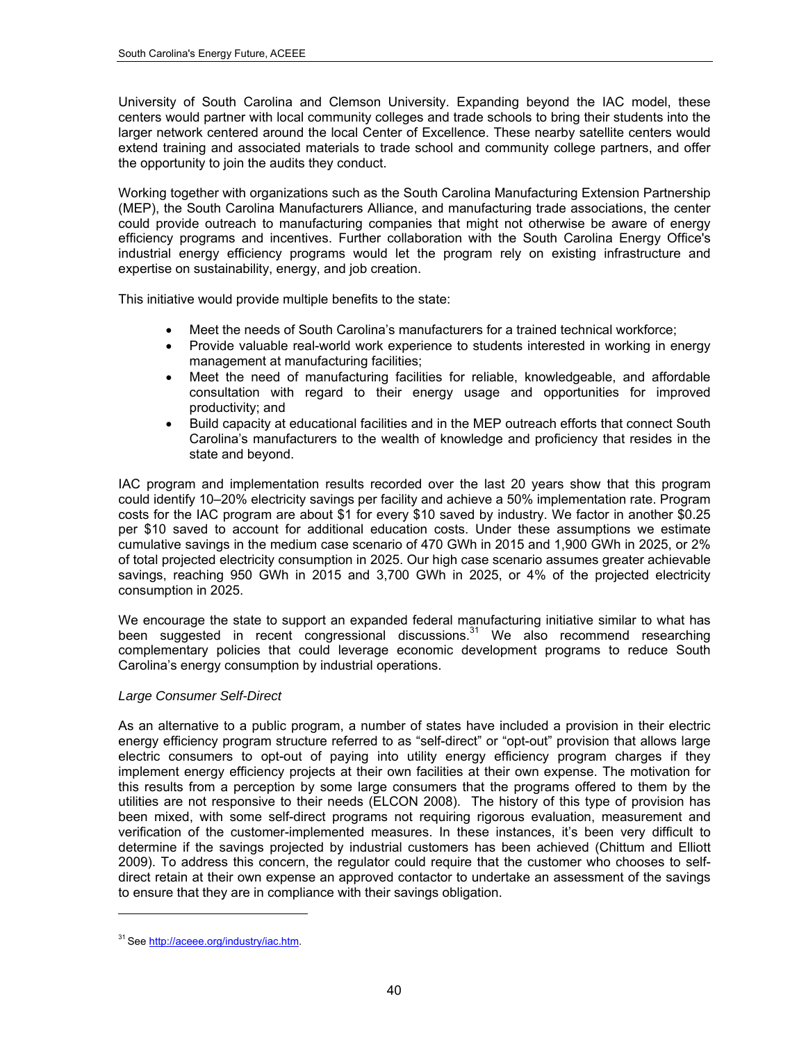University of South Carolina and Clemson University. Expanding beyond the IAC model, these centers would partner with local community colleges and trade schools to bring their students into the larger network centered around the local Center of Excellence. These nearby satellite centers would extend training and associated materials to trade school and community college partners, and offer the opportunity to join the audits they conduct.

Working together with organizations such as the South Carolina Manufacturing Extension Partnership (MEP), the South Carolina Manufacturers Alliance, and manufacturing trade associations, the center could provide outreach to manufacturing companies that might not otherwise be aware of energy efficiency programs and incentives. Further collaboration with the South Carolina Energy Office's industrial energy efficiency programs would let the program rely on existing infrastructure and expertise on sustainability, energy, and job creation.

This initiative would provide multiple benefits to the state:

- Meet the needs of South Carolina's manufacturers for a trained technical workforce;
- Provide valuable real-world work experience to students interested in working in energy management at manufacturing facilities;
- Meet the need of manufacturing facilities for reliable, knowledgeable, and affordable consultation with regard to their energy usage and opportunities for improved productivity; and
- Build capacity at educational facilities and in the MEP outreach efforts that connect South Carolina's manufacturers to the wealth of knowledge and proficiency that resides in the state and beyond.

IAC program and implementation results recorded over the last 20 years show that this program could identify 10–20% electricity savings per facility and achieve a 50% implementation rate. Program costs for the IAC program are about $1 for every $10 saved by industry. We factor in another $0.25 per $10 saved to account for additional education costs. Under these assumptions we estimate cumulative savings in the medium case scenario of 470 GWh in 2015 and 1,900 GWh in 2025, or 2% of total projected electricity consumption in 2025. Our high case scenario assumes greater achievable savings, reaching 950 GWh in 2015 and 3,700 GWh in 2025, or 4% of the projected electricity consumption in 2025.

We encourage the state to support an expanded federal manufacturing initiative similar to what has been suggested in recent congressional discussions.[31] We also recommend researching complementary policies that could leverage economic development programs to reduce South Carolina's energy consumption by industrial operations.

*Large Consumer Self-Direct*

As an alternative to a public program, a number of states have included a provision in their electric energy efficiency program structure referred to as "self-direct" or "opt-out" provision that allows large electric consumers to opt-out of paying into utility energy efficiency program charges if they implement energy efficiency projects at their own facilities at their own expense. The motivation for this results from a perception by some large consumers that the programs offered to them by the utilities are not responsive to their needs (ELCON 2008). The history of this type of provision has been mixed, with some self-direct programs not requiring rigorous evaluation, measurement and verification of the customer-implemented measures. In these instances, it's been very difficult to determine if the savings projected by industrial customers has been achieved (Chittum and Elliott 2009). To address this concern, the regulator could require that the customer who chooses to self-direct retain at their own expense an approved contactor to undertake an assessment of the savings to ensure that they are in compliance with their savings obligation.

---

[31] See http://aceee.org/industry/iac.htm.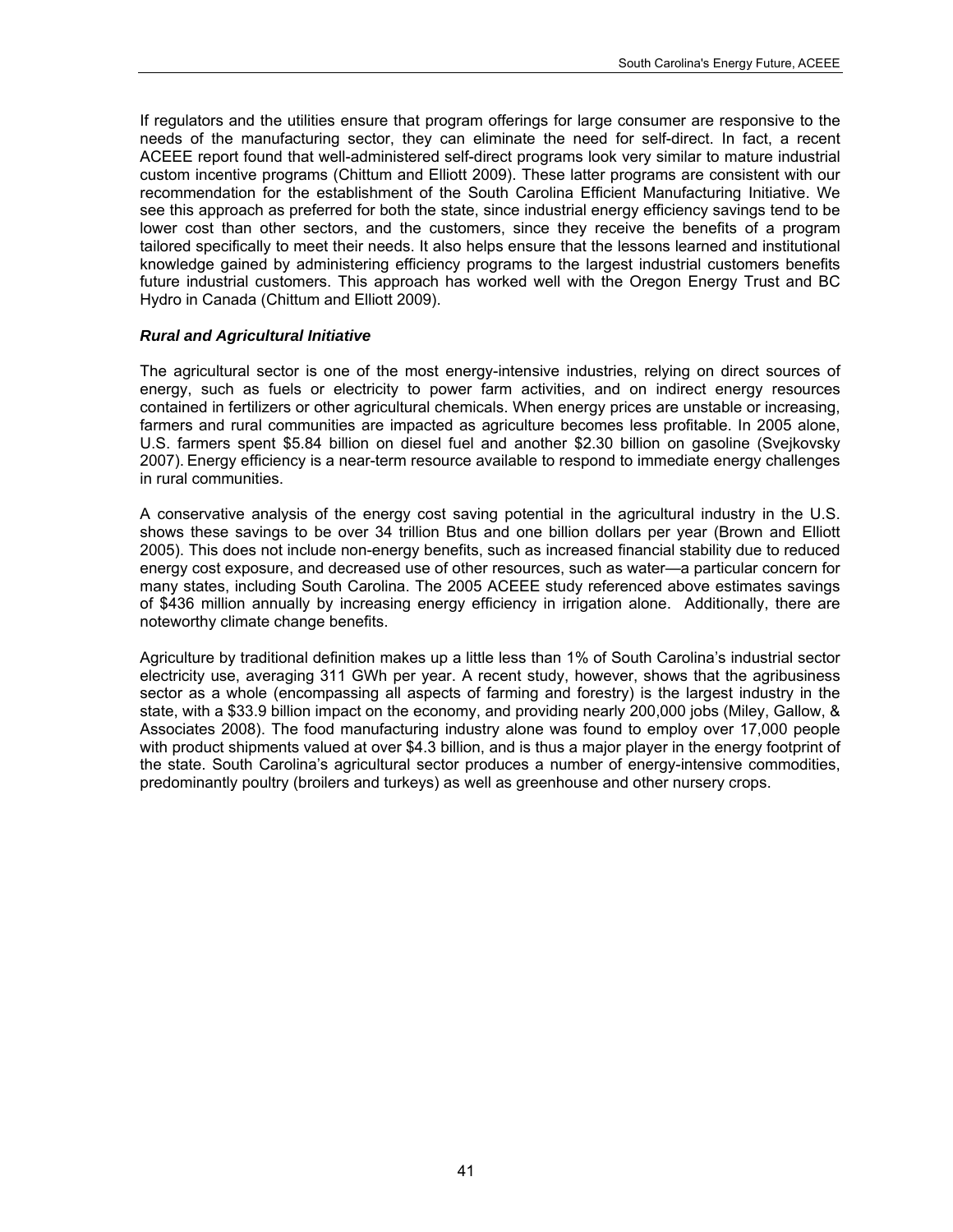If regulators and the utilities ensure that program offerings for large consumer are responsive to the needs of the manufacturing sector, they can eliminate the need for self-direct. In fact, a recent ACEEE report found that well-administered self-direct programs look very similar to mature industrial custom incentive programs (Chittum and Elliott 2009). These latter programs are consistent with our recommendation for the establishment of the South Carolina Efficient Manufacturing Initiative. We see this approach as preferred for both the state, since industrial energy efficiency savings tend to be lower cost than other sectors, and the customers, since they receive the benefits of a program tailored specifically to meet their needs. It also helps ensure that the lessons learned and institutional knowledge gained by administering efficiency programs to the largest industrial customers benefits future industrial customers. This approach has worked well with the Oregon Energy Trust and BC Hydro in Canada (Chittum and Elliott 2009).

#### ***Rural and Agricultural Initiative***

The agricultural sector is one of the most energy-intensive industries, relying on direct sources of energy, such as fuels or electricity to power farm activities, and on indirect energy resources contained in fertilizers or other agricultural chemicals. When energy prices are unstable or increasing, farmers and rural communities are impacted as agriculture becomes less profitable. In 2005 alone, U.S. farmers spent $5.84 billion on diesel fuel and another $2.30 billion on gasoline (Svejkovsky 2007). Energy efficiency is a near-term resource available to respond to immediate energy challenges in rural communities.

A conservative analysis of the energy cost saving potential in the agricultural industry in the U.S. shows these savings to be over 34 trillion Btus and one billion dollars per year (Brown and Elliott 2005). This does not include non-energy benefits, such as increased financial stability due to reduced energy cost exposure, and decreased use of other resources, such as water—a particular concern for many states, including South Carolina. The 2005 ACEEE study referenced above estimates savings of $436 million annually by increasing energy efficiency in irrigation alone. Additionally, there are noteworthy climate change benefits.

Agriculture by traditional definition makes up a little less than 1% of South Carolina's industrial sector electricity use, averaging 311 GWh per year. A recent study, however, shows that the agribusiness sector as a whole (encompassing all aspects of farming and forestry) is the largest industry in the state, with a $33.9 billion impact on the economy, and providing nearly 200,000 jobs (Miley, Gallow, & Associates 2008). The food manufacturing industry alone was found to employ over 17,000 people with product shipments valued at over $4.3 billion, and is thus a major player in the energy footprint of the state. South Carolina's agricultural sector produces a number of energy-intensive commodities, predominantly poultry (broilers and turkeys) as well as greenhouse and other nursery crops.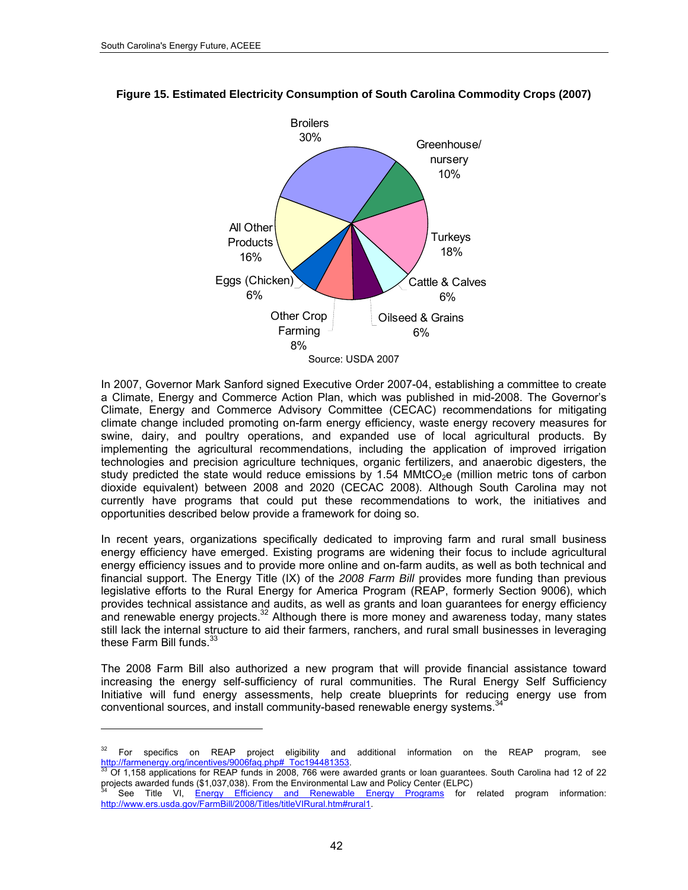**Figure 15. Estimated Electricity Consumption of South Carolina Commodity Crops (2007)**

Broilers 30%
Greenhouse/ nursery 10%
Turkeys 18%
Cattle & Calves 6%
Oilseed & Grains 6%
Other Crop Farming 8%
Eggs (Chicken) 6%
All Other Products 16%

Source: USDA 2007

In 2007, Governor Mark Sanford signed Executive Order 2007-04, establishing a committee to create a Climate, Energy and Commerce Action Plan, which was published in mid-2008. The Governor's Climate, Energy and Commerce Advisory Committee (CECAC) recommendations for mitigating climate change included promoting on-farm energy efficiency, waste energy recovery measures for swine, dairy, and poultry operations, and expanded use of local agricultural products. By implementing the agricultural recommendations, including the application of improved irrigation technologies and precision agriculture techniques, organic fertilizers, and anaerobic digesters, the study predicted the state would reduce emissions by 1.54 $MMtCO_2e$ (million metric tons of carbon dioxide equivalent) between 2008 and 2020 (CECAC 2008). Although South Carolina may not currently have programs that could put these recommendations to work, the initiatives and opportunities described below provide a framework for doing so.

In recent years, organizations specifically dedicated to improving farm and rural small business energy efficiency have emerged. Existing programs are widening their focus to include agricultural energy efficiency issues and to provide more online and on-farm audits, as well as both technical and financial support. The Energy Title (IX) of the *2008 Farm Bill* provides more funding than previous legislative efforts to the Rural Energy for America Program (REAP, formerly Section 9006), which provides technical assistance and audits, as well as grants and loan guarantees for energy efficiency and renewable energy projects.[32] Although there is more money and awareness today, many states still lack the internal structure to aid their farmers, ranchers, and rural small businesses in leveraging these Farm Bill funds.[33]

The 2008 Farm Bill also authorized a new program that will provide financial assistance toward increasing the energy self-sufficiency of rural communities. The Rural Energy Self Sufficiency Initiative will fund energy assessments, help create blueprints for reducing energy use from conventional sources, and install community-based renewable energy systems.[34]

---

[32] For specifics on REAP project eligibility and additional information on the REAP program, see http://farmenergy.org/incentives/9006faq.php#_Toc194481353.

[33] Of 1,158 applications for REAP funds in 2008, 766 were awarded grants or loan guarantees. South Carolina had 12 of 22 projects awarded funds ($1,037,038). From the Environmental Law and Policy Center (ELPC)

[34] See Title VI, Energy Efficiency and Renewable Energy Programs for related program information: http://www.ers.usda.gov/FarmBill/2008/Titles/titleVIRural.htm#rural1.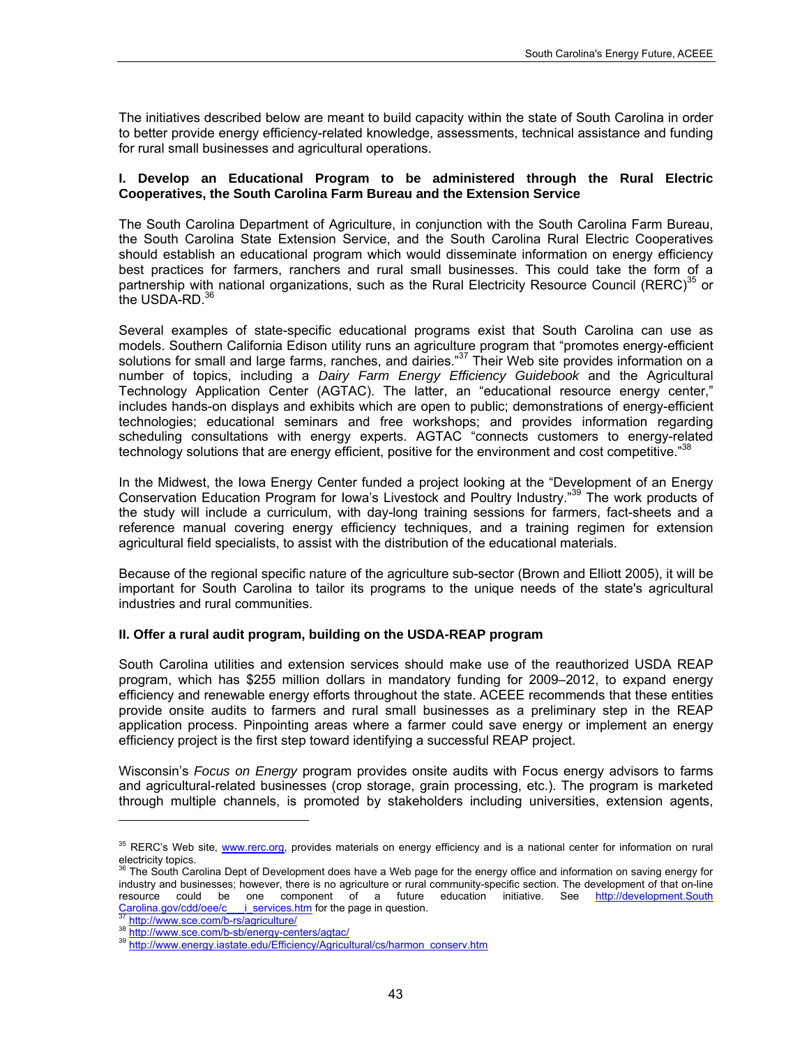The initiatives described below are meant to build capacity within the state of South Carolina in order to better provide energy efficiency-related knowledge, assessments, technical assistance and funding for rural small businesses and agricultural operations.

**I. Develop an Educational Program to be administered through the Rural Electric Cooperatives, the South Carolina Farm Bureau and the Extension Service**

The South Carolina Department of Agriculture, in conjunction with the South Carolina Farm Bureau, the South Carolina State Extension Service, and the South Carolina Rural Electric Cooperatives should establish an educational program which would disseminate information on energy efficiency best practices for farmers, ranchers and rural small businesses. This could take the form of a partnership with national organizations, such as the Rural Electricity Resource Council (RERC)[35] or the USDA-RD.[36]

Several examples of state-specific educational programs exist that South Carolina can use as models. Southern California Edison utility runs an agriculture program that "promotes energy-efficient solutions for small and large farms, ranches, and dairies."[37] Their Web site provides information on a number of topics, including a *Dairy Farm Energy Efficiency Guidebook* and the Agricultural Technology Application Center (AGTAC). The latter, an "educational resource energy center," includes hands-on displays and exhibits which are open to public; demonstrations of energy-efficient technologies; educational seminars and free workshops; and provides information regarding scheduling consultations with energy experts. AGTAC "connects customers to energy-related technology solutions that are energy efficient, positive for the environment and cost competitive."[38]

In the Midwest, the Iowa Energy Center funded a project looking at the "Development of an Energy Conservation Education Program for Iowa's Livestock and Poultry Industry."[39] The work products of the study will include a curriculum, with day-long training sessions for farmers, fact-sheets and a reference manual covering energy efficiency techniques, and a training regimen for extension agricultural field specialists, to assist with the distribution of the educational materials.

Because of the regional specific nature of the agriculture sub-sector (Brown and Elliott 2005), it will be important for South Carolina to tailor its programs to the unique needs of the state's agricultural industries and rural communities.

**II. Offer a rural audit program, building on the USDA-REAP program**

South Carolina utilities and extension services should make use of the reauthorized USDA REAP program, which has $255 million dollars in mandatory funding for 2009–2012, to expand energy efficiency and renewable energy efforts throughout the state. ACEEE recommends that these entities provide onsite audits to farmers and rural small businesses as a preliminary step in the REAP application process. Pinpointing areas where a farmer could save energy or implement an energy efficiency project is the first step toward identifying a successful REAP project.

Wisconsin's *Focus on Energy* program provides onsite audits with Focus energy advisors to farms and agricultural-related businesses (crop storage, grain processing, etc.). The program is marketed through multiple channels, is promoted by stakeholders including universities, extension agents,

---

[35] RERC's Web site, www.rerc.org, provides materials on energy efficiency and is a national center for information on rural electricity topics.

[36] The South Carolina Dept of Development does have a Web page for the energy office and information on saving energy for industry and businesses; however, there is no agriculture or rural community-specific section. The development of that on-line resource could be one component of a future education initiative. See http://development.SouthCarolina.gov/cdd/oee/c___i_services.htm for the page in question.

[37] http://www.sce.com/b-rs/agriculture/

[38] http://www.sce.com/b-sb/energy-centers/agtac/

[39] http://www.energy.iastate.edu/Efficiency/Agricultural/cs/harmon_conserv.htm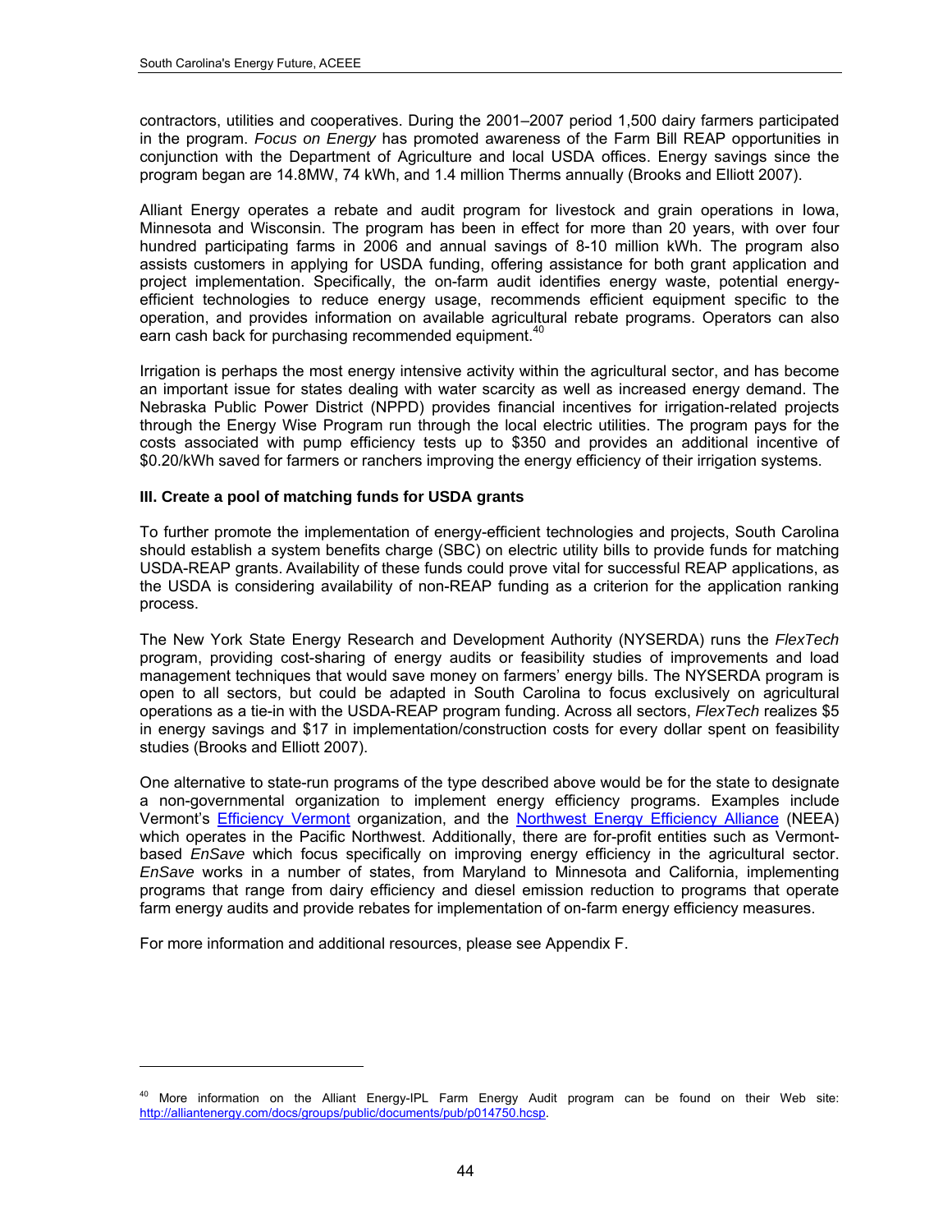contractors, utilities and cooperatives. During the 2001–2007 period 1,500 dairy farmers participated in the program. *Focus on Energy* has promoted awareness of the Farm Bill REAP opportunities in conjunction with the Department of Agriculture and local USDA offices. Energy savings since the program began are 14.8MW, 74 kWh, and 1.4 million Therms annually (Brooks and Elliott 2007).

Alliant Energy operates a rebate and audit program for livestock and grain operations in Iowa, Minnesota and Wisconsin. The program has been in effect for more than 20 years, with over four hundred participating farms in 2006 and annual savings of 8-10 million kWh. The program also assists customers in applying for USDA funding, offering assistance for both grant application and project implementation. Specifically, the on-farm audit identifies energy waste, potential energy-efficient technologies to reduce energy usage, recommends efficient equipment specific to the operation, and provides information on available agricultural rebate programs. Operators can also earn cash back for purchasing recommended equipment.[40]

Irrigation is perhaps the most energy intensive activity within the agricultural sector, and has become an important issue for states dealing with water scarcity as well as increased energy demand. The Nebraska Public Power District (NPPD) provides financial incentives for irrigation-related projects through the Energy Wise Program run through the local electric utilities. The program pays for the costs associated with pump efficiency tests up to $350 and provides an additional incentive of $0.20/kWh saved for farmers or ranchers improving the energy efficiency of their irrigation systems.

**III. Create a pool of matching funds for USDA grants**

To further promote the implementation of energy-efficient technologies and projects, South Carolina should establish a system benefits charge (SBC) on electric utility bills to provide funds for matching USDA-REAP grants. Availability of these funds could prove vital for successful REAP applications, as the USDA is considering availability of non-REAP funding as a criterion for the application ranking process.

The New York State Energy Research and Development Authority (NYSERDA) runs the *FlexTech* program, providing cost-sharing of energy audits or feasibility studies of improvements and load management techniques that would save money on farmers' energy bills. The NYSERDA program is open to all sectors, but could be adapted in South Carolina to focus exclusively on agricultural operations as a tie-in with the USDA-REAP program funding. Across all sectors, *FlexTech* realizes $5 in energy savings and $17 in implementation/construction costs for every dollar spent on feasibility studies (Brooks and Elliott 2007).

One alternative to state-run programs of the type described above would be for the state to designate a non-governmental organization to implement energy efficiency programs. Examples include Vermont's Efficiency Vermont organization, and the Northwest Energy Efficiency Alliance (NEEA) which operates in the Pacific Northwest. Additionally, there are for-profit entities such as Vermont-based *EnSave* which focus specifically on improving energy efficiency in the agricultural sector. *EnSave* works in a number of states, from Maryland to Minnesota and California, implementing programs that range from dairy efficiency and diesel emission reduction to programs that operate farm energy audits and provide rebates for implementation of on-farm energy efficiency measures.

For more information and additional resources, please see Appendix F.

---

[40] More information on the Alliant Energy-IPL Farm Energy Audit program can be found on their Web site: http://alliantenergy.com/docs/groups/public/documents/pub/p014750.hcsp.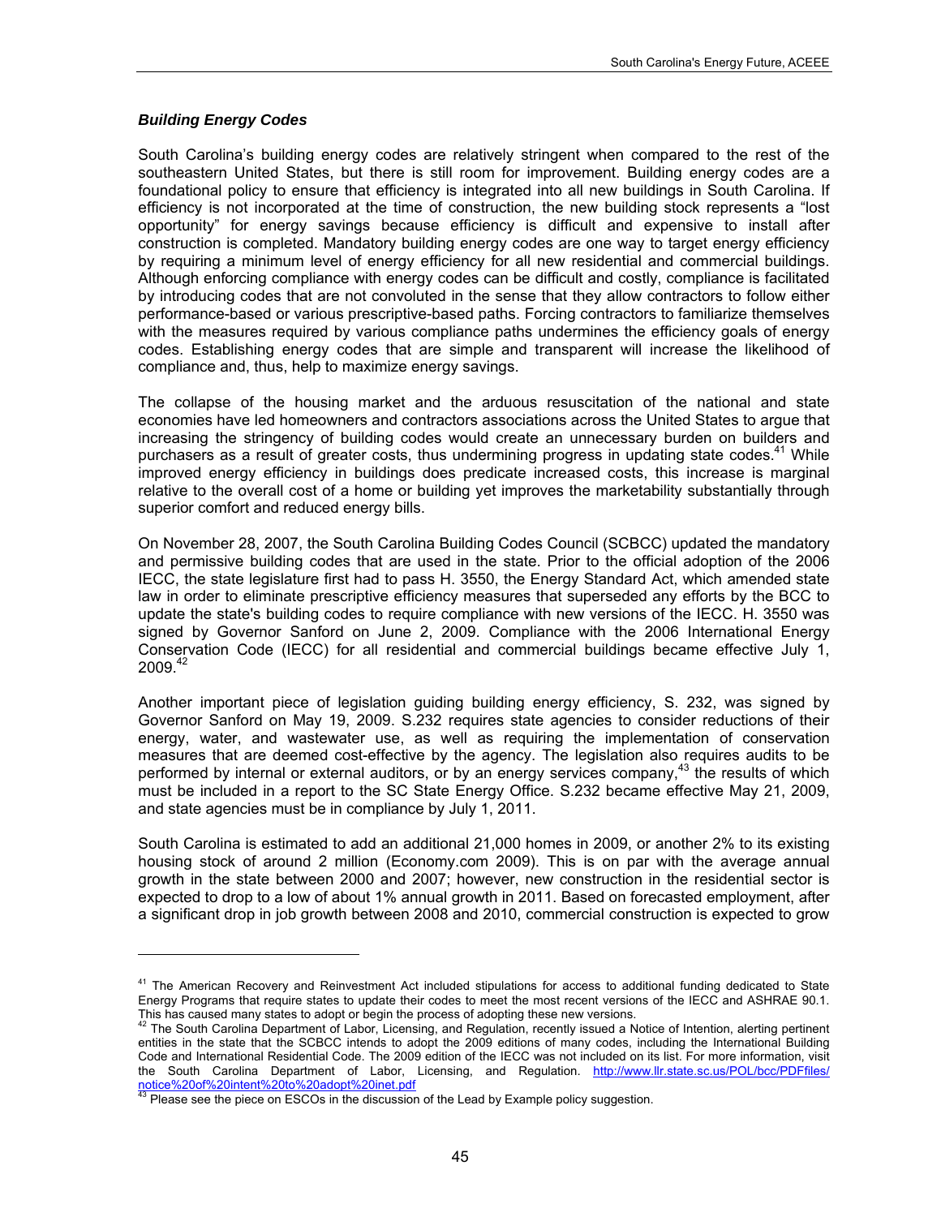### *Building Energy Codes*

South Carolina's building energy codes are relatively stringent when compared to the rest of the southeastern United States, but there is still room for improvement. Building energy codes are a foundational policy to ensure that efficiency is integrated into all new buildings in South Carolina. If efficiency is not incorporated at the time of construction, the new building stock represents a "lost opportunity" for energy savings because efficiency is difficult and expensive to install after construction is completed. Mandatory building energy codes are one way to target energy efficiency by requiring a minimum level of energy efficiency for all new residential and commercial buildings. Although enforcing compliance with energy codes can be difficult and costly, compliance is facilitated by introducing codes that are not convoluted in the sense that they allow contractors to follow either performance-based or various prescriptive-based paths. Forcing contractors to familiarize themselves with the measures required by various compliance paths undermines the efficiency goals of energy codes. Establishing energy codes that are simple and transparent will increase the likelihood of compliance and, thus, help to maximize energy savings.

The collapse of the housing market and the arduous resuscitation of the national and state economies have led homeowners and contractors associations across the United States to argue that increasing the stringency of building codes would create an unnecessary burden on builders and purchasers as a result of greater costs, thus undermining progress in updating state codes.[41] While improved energy efficiency in buildings does predicate increased costs, this increase is marginal relative to the overall cost of a home or building yet improves the marketability substantially through superior comfort and reduced energy bills.

On November 28, 2007, the South Carolina Building Codes Council (SCBCC) updated the mandatory and permissive building codes that are used in the state. Prior to the official adoption of the 2006 IECC, the state legislature first had to pass H. 3550, the Energy Standard Act, which amended state law in order to eliminate prescriptive efficiency measures that superseded any efforts by the BCC to update the state's building codes to require compliance with new versions of the IECC. H. 3550 was signed by Governor Sanford on June 2, 2009. Compliance with the 2006 International Energy Conservation Code (IECC) for all residential and commercial buildings became effective July 1, 2009.[42]

Another important piece of legislation guiding building energy efficiency, S. 232, was signed by Governor Sanford on May 19, 2009. S.232 requires state agencies to consider reductions of their energy, water, and wastewater use, as well as requiring the implementation of conservation measures that are deemed cost-effective by the agency. The legislation also requires audits to be performed by internal or external auditors, or by an energy services company,[43] the results of which must be included in a report to the SC State Energy Office. S.232 became effective May 21, 2009, and state agencies must be in compliance by July 1, 2011.

South Carolina is estimated to add an additional 21,000 homes in 2009, or another 2% to its existing housing stock of around 2 million (Economy.com 2009). This is on par with the average annual growth in the state between 2000 and 2007; however, new construction in the residential sector is expected to drop to a low of about 1% annual growth in 2011. Based on forecasted employment, after a significant drop in job growth between 2008 and 2010, commercial construction is expected to grow

---

[41] The American Recovery and Reinvestment Act included stipulations for access to additional funding dedicated to State Energy Programs that require states to update their codes to meet the most recent versions of the IECC and ASHRAE 90.1. This has caused many states to adopt or begin the process of adopting these new versions.

[42] The South Carolina Department of Labor, Licensing, and Regulation, recently issued a Notice of Intention, alerting pertinent entities in the state that the SCBCC intends to adopt the 2009 editions of many codes, including the International Building Code and International Residential Code. The 2009 edition of the IECC was not included on its list. For more information, visit the South Carolina Department of Labor, Licensing, and Regulation. http://www.llr.state.sc.us/POL/bcc/PDFfiles/notice%20of%20intent%20to%20adopt%20inet.pdf

[43] Please see the piece on ESCOs in the discussion of the Lead by Example policy suggestion.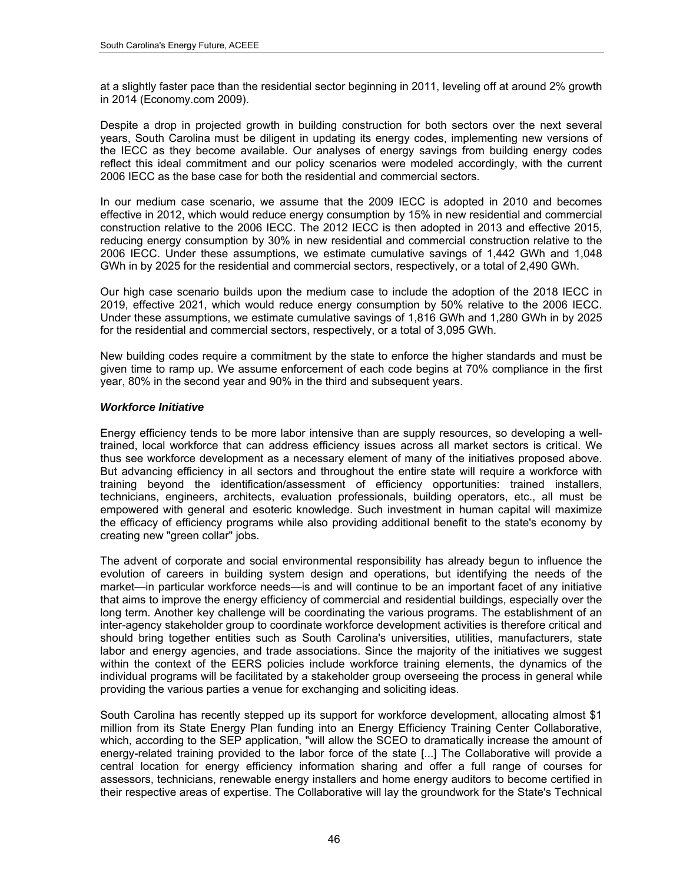at a slightly faster pace than the residential sector beginning in 2011, leveling off at around 2% growth in 2014 (Economy.com 2009).

Despite a drop in projected growth in building construction for both sectors over the next several years, South Carolina must be diligent in updating its energy codes, implementing new versions of the IECC as they become available. Our analyses of energy savings from building energy codes reflect this ideal commitment and our policy scenarios were modeled accordingly, with the current 2006 IECC as the base case for both the residential and commercial sectors.

In our medium case scenario, we assume that the 2009 IECC is adopted in 2010 and becomes effective in 2012, which would reduce energy consumption by 15% in new residential and commercial construction relative to the 2006 IECC. The 2012 IECC is then adopted in 2013 and effective 2015, reducing energy consumption by 30% in new residential and commercial construction relative to the 2006 IECC. Under these assumptions, we estimate cumulative savings of 1,442 GWh and 1,048 GWh in by 2025 for the residential and commercial sectors, respectively, or a total of 2,490 GWh.

Our high case scenario builds upon the medium case to include the adoption of the 2018 IECC in 2019, effective 2021, which would reduce energy consumption by 50% relative to the 2006 IECC. Under these assumptions, we estimate cumulative savings of 1,816 GWh and 1,280 GWh in by 2025 for the residential and commercial sectors, respectively, or a total of 3,095 GWh.

New building codes require a commitment by the state to enforce the higher standards and must be given time to ramp up. We assume enforcement of each code begins at 70% compliance in the first year, 80% in the second year and 90% in the third and subsequent years.

***Workforce Initiative***

Energy efficiency tends to be more labor intensive than are supply resources, so developing a well-trained, local workforce that can address efficiency issues across all market sectors is critical. We thus see workforce development as a necessary element of many of the initiatives proposed above. But advancing efficiency in all sectors and throughout the entire state will require a workforce with training beyond the identification/assessment of efficiency opportunities: trained installers, technicians, engineers, architects, evaluation professionals, building operators, etc., all must be empowered with general and esoteric knowledge. Such investment in human capital will maximize the efficacy of efficiency programs while also providing additional benefit to the state's economy by creating new "green collar" jobs.

The advent of corporate and social environmental responsibility has already begun to influence the evolution of careers in building system design and operations, but identifying the needs of the market—in particular workforce needs—is and will continue to be an important facet of any initiative that aims to improve the energy efficiency of commercial and residential buildings, especially over the long term. Another key challenge will be coordinating the various programs. The establishment of an inter-agency stakeholder group to coordinate workforce development activities is therefore critical and should bring together entities such as South Carolina's universities, utilities, manufacturers, state labor and energy agencies, and trade associations. Since the majority of the initiatives we suggest within the context of the EERS policies include workforce training elements, the dynamics of the individual programs will be facilitated by a stakeholder group overseeing the process in general while providing the various parties a venue for exchanging and soliciting ideas.

South Carolina has recently stepped up its support for workforce development, allocating almost $1 million from its State Energy Plan funding into an Energy Efficiency Training Center Collaborative, which, according to the SEP application, "will allow the SCEO to dramatically increase the amount of energy-related training provided to the labor force of the state [...] The Collaborative will provide a central location for energy efficiency information sharing and offer a full range of courses for assessors, technicians, renewable energy installers and home energy auditors to become certified in their respective areas of expertise. The Collaborative will lay the groundwork for the State's Technical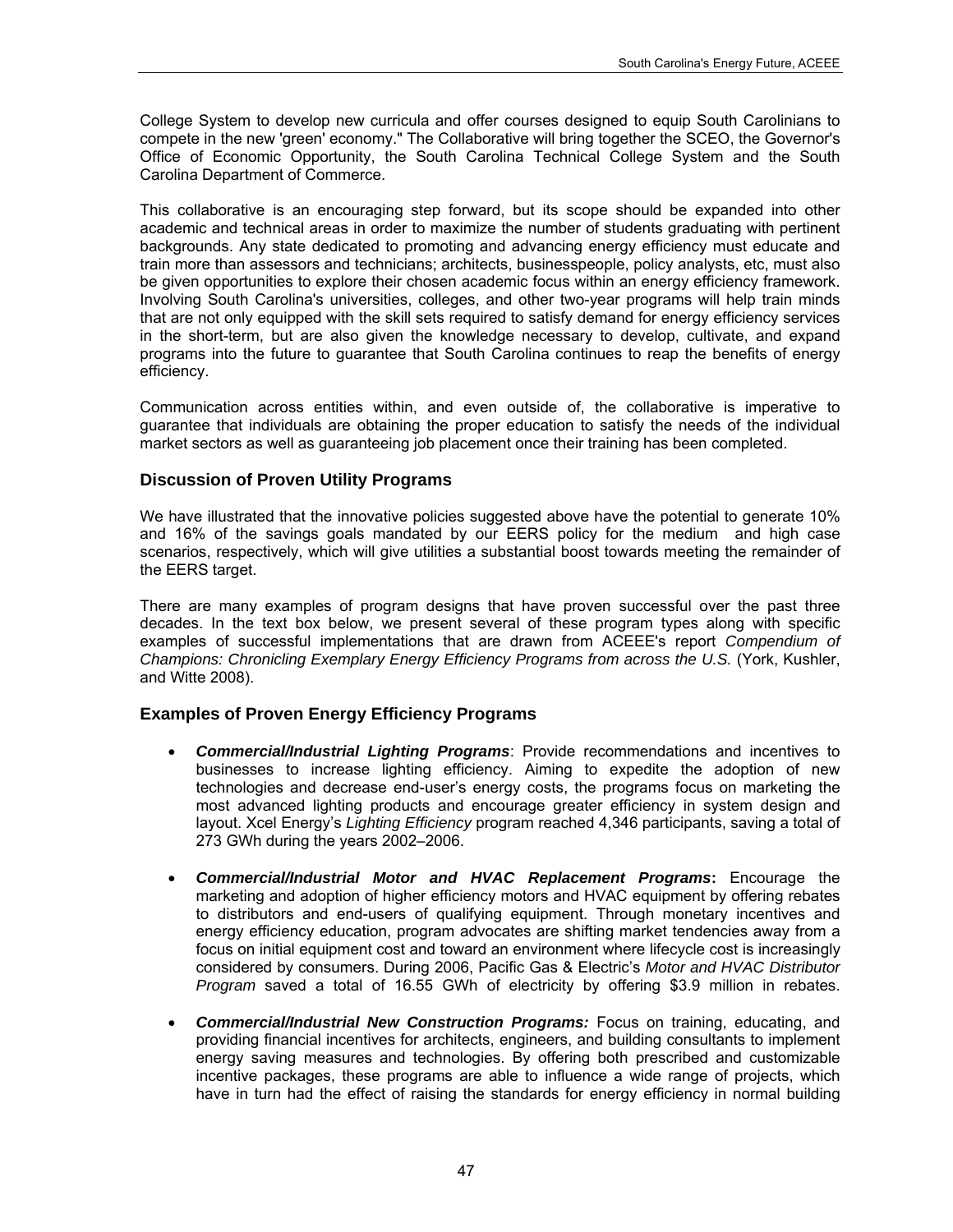College System to develop new curricula and offer courses designed to equip South Carolinians to compete in the new 'green' economy." The Collaborative will bring together the SCEO, the Governor's Office of Economic Opportunity, the South Carolina Technical College System and the South Carolina Department of Commerce.

This collaborative is an encouraging step forward, but its scope should be expanded into other academic and technical areas in order to maximize the number of students graduating with pertinent backgrounds. Any state dedicated to promoting and advancing energy efficiency must educate and train more than assessors and technicians; architects, businesspeople, policy analysts, etc, must also be given opportunities to explore their chosen academic focus within an energy efficiency framework. Involving South Carolina's universities, colleges, and other two-year programs will help train minds that are not only equipped with the skill sets required to satisfy demand for energy efficiency services in the short-term, but are also given the knowledge necessary to develop, cultivate, and expand programs into the future to guarantee that South Carolina continues to reap the benefits of energy efficiency.

Communication across entities within, and even outside of, the collaborative is imperative to guarantee that individuals are obtaining the proper education to satisfy the needs of the individual market sectors as well as guaranteeing job placement once their training has been completed.

### Discussion of Proven Utility Programs

We have illustrated that the innovative policies suggested above have the potential to generate 10% and 16% of the savings goals mandated by our EERS policy for the medium and high case scenarios, respectively, which will give utilities a substantial boost towards meeting the remainder of the EERS target.

There are many examples of program designs that have proven successful over the past three decades. In the text box below, we present several of these program types along with specific examples of successful implementations that are drawn from ACEEE's report *Compendium of Champions: Chronicling Exemplary Energy Efficiency Programs from across the U.S.* (York, Kushler, and Witte 2008).

### Examples of Proven Energy Efficiency Programs

- ***Commercial/Industrial Lighting Programs***: Provide recommendations and incentives to businesses to increase lighting efficiency. Aiming to expedite the adoption of new technologies and decrease end-user's energy costs, the programs focus on marketing the most advanced lighting products and encourage greater efficiency in system design and layout. Xcel Energy's *Lighting Efficiency* program reached 4,346 participants, saving a total of 273 GWh during the years 2002–2006.

- ***Commercial/Industrial Motor and HVAC Replacement Programs*****:** Encourage the marketing and adoption of higher efficiency motors and HVAC equipment by offering rebates to distributors and end-users of qualifying equipment. Through monetary incentives and energy efficiency education, program advocates are shifting market tendencies away from a focus on initial equipment cost and toward an environment where lifecycle cost is increasingly considered by consumers. During 2006, Pacific Gas & Electric's *Motor and HVAC Distributor Program* saved a total of 16.55 GWh of electricity by offering $3.9 million in rebates.

- ***Commercial/Industrial New Construction Programs:*** Focus on training, educating, and providing financial incentives for architects, engineers, and building consultants to implement energy saving measures and technologies. By offering both prescribed and customizable incentive packages, these programs are able to influence a wide range of projects, which have in turn had the effect of raising the standards for energy efficiency in normal building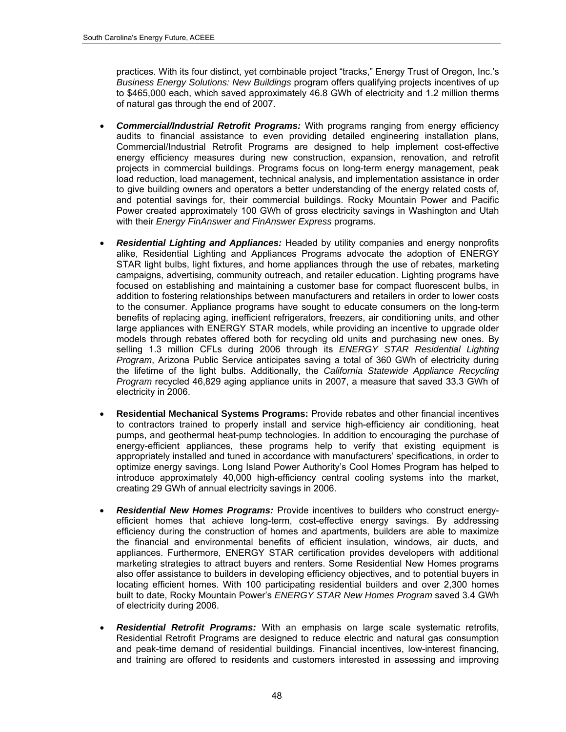practices. With its four distinct, yet combinable project "tracks," Energy Trust of Oregon, Inc.'s *Business Energy Solutions: New Buildings* program offers qualifying projects incentives of up to $465,000 each, which saved approximately 46.8 GWh of electricity and 1.2 million therms of natural gas through the end of 2007.

- ***Commercial/Industrial Retrofit Programs:*** With programs ranging from energy efficiency audits to financial assistance to even providing detailed engineering installation plans, Commercial/Industrial Retrofit Programs are designed to help implement cost-effective energy efficiency measures during new construction, expansion, renovation, and retrofit projects in commercial buildings. Programs focus on long-term energy management, peak load reduction, load management, technical analysis, and implementation assistance in order to give building owners and operators a better understanding of the energy related costs of, and potential savings for, their commercial buildings. Rocky Mountain Power and Pacific Power created approximately 100 GWh of gross electricity savings in Washington and Utah with their *Energy FinAnswer and FinAnswer Express* programs.

- ***Residential Lighting and Appliances:*** Headed by utility companies and energy nonprofits alike, Residential Lighting and Appliances Programs advocate the adoption of ENERGY STAR light bulbs, light fixtures, and home appliances through the use of rebates, marketing campaigns, advertising, community outreach, and retailer education. Lighting programs have focused on establishing and maintaining a customer base for compact fluorescent bulbs, in addition to fostering relationships between manufacturers and retailers in order to lower costs to the consumer. Appliance programs have sought to educate consumers on the long-term benefits of replacing aging, inefficient refrigerators, freezers, air conditioning units, and other large appliances with ENERGY STAR models, while providing an incentive to upgrade older models through rebates offered both for recycling old units and purchasing new ones. By selling 1.3 million CFLs during 2006 through its *ENERGY STAR Residential Lighting Program*, Arizona Public Service anticipates saving a total of 360 GWh of electricity during the lifetime of the light bulbs. Additionally, the *California Statewide Appliance Recycling Program* recycled 46,829 aging appliance units in 2007, a measure that saved 33.3 GWh of electricity in 2006.

- **Residential Mechanical Systems Programs:** Provide rebates and other financial incentives to contractors trained to properly install and service high-efficiency air conditioning, heat pumps, and geothermal heat-pump technologies. In addition to encouraging the purchase of energy-efficient appliances, these programs help to verify that existing equipment is appropriately installed and tuned in accordance with manufacturers' specifications, in order to optimize energy savings. Long Island Power Authority's Cool Homes Program has helped to introduce approximately 40,000 high-efficiency central cooling systems into the market, creating 29 GWh of annual electricity savings in 2006.

- ***Residential New Homes Programs:*** Provide incentives to builders who construct energy-efficient homes that achieve long-term, cost-effective energy savings. By addressing efficiency during the construction of homes and apartments, builders are able to maximize the financial and environmental benefits of efficient insulation, windows, air ducts, and appliances. Furthermore, ENERGY STAR certification provides developers with additional marketing strategies to attract buyers and renters. Some Residential New Homes programs also offer assistance to builders in developing efficiency objectives, and to potential buyers in locating efficient homes. With 100 participating residential builders and over 2,300 homes built to date, Rocky Mountain Power's *ENERGY STAR New Homes Program* saved 3.4 GWh of electricity during 2006.

- ***Residential Retrofit Programs:*** With an emphasis on large scale systematic retrofits, Residential Retrofit Programs are designed to reduce electric and natural gas consumption and peak-time demand of residential buildings. Financial incentives, low-interest financing, and training are offered to residents and customers interested in assessing and improving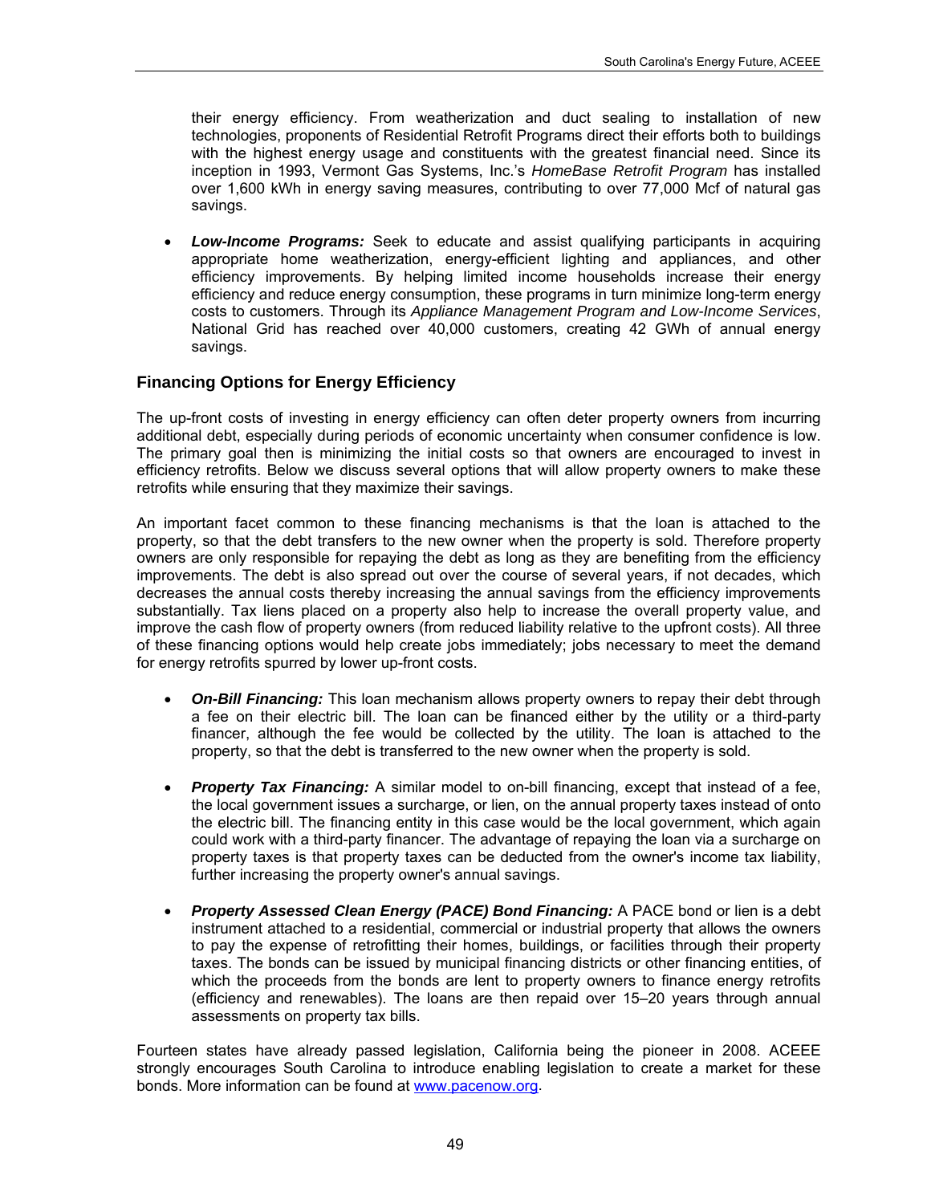their energy efficiency. From weatherization and duct sealing to installation of new technologies, proponents of Residential Retrofit Programs direct their efforts both to buildings with the highest energy usage and constituents with the greatest financial need. Since its inception in 1993, Vermont Gas Systems, Inc.'s *HomeBase Retrofit Program* has installed over 1,600 kWh in energy saving measures, contributing to over 77,000 Mcf of natural gas savings.

- ***Low-Income Programs:*** Seek to educate and assist qualifying participants in acquiring appropriate home weatherization, energy-efficient lighting and appliances, and other efficiency improvements. By helping limited income households increase their energy efficiency and reduce energy consumption, these programs in turn minimize long-term energy costs to customers. Through its *Appliance Management Program and Low-Income Services*, National Grid has reached over 40,000 customers, creating 42 GWh of annual energy savings.

### Financing Options for Energy Efficiency

The up-front costs of investing in energy efficiency can often deter property owners from incurring additional debt, especially during periods of economic uncertainty when consumer confidence is low. The primary goal then is minimizing the initial costs so that owners are encouraged to invest in efficiency retrofits. Below we discuss several options that will allow property owners to make these retrofits while ensuring that they maximize their savings.

An important facet common to these financing mechanisms is that the loan is attached to the property, so that the debt transfers to the new owner when the property is sold. Therefore property owners are only responsible for repaying the debt as long as they are benefiting from the efficiency improvements. The debt is also spread out over the course of several years, if not decades, which decreases the annual costs thereby increasing the annual savings from the efficiency improvements substantially. Tax liens placed on a property also help to increase the overall property value, and improve the cash flow of property owners (from reduced liability relative to the upfront costs). All three of these financing options would help create jobs immediately; jobs necessary to meet the demand for energy retrofits spurred by lower up-front costs.

- ***On-Bill Financing:*** This loan mechanism allows property owners to repay their debt through a fee on their electric bill. The loan can be financed either by the utility or a third-party financer, although the fee would be collected by the utility. The loan is attached to the property, so that the debt is transferred to the new owner when the property is sold.

- ***Property Tax Financing:*** A similar model to on-bill financing, except that instead of a fee, the local government issues a surcharge, or lien, on the annual property taxes instead of onto the electric bill. The financing entity in this case would be the local government, which again could work with a third-party financer. The advantage of repaying the loan via a surcharge on property taxes is that property taxes can be deducted from the owner's income tax liability, further increasing the property owner's annual savings.

- ***Property Assessed Clean Energy (PACE) Bond Financing:*** A PACE bond or lien is a debt instrument attached to a residential, commercial or industrial property that allows the owners to pay the expense of retrofitting their homes, buildings, or facilities through their property taxes. The bonds can be issued by municipal financing districts or other financing entities, of which the proceeds from the bonds are lent to property owners to finance energy retrofits (efficiency and renewables). The loans are then repaid over 15–20 years through annual assessments on property tax bills.

Fourteen states have already passed legislation, California being the pioneer in 2008. ACEEE strongly encourages South Carolina to introduce enabling legislation to create a market for these bonds. More information can be found at www.pacenow.org.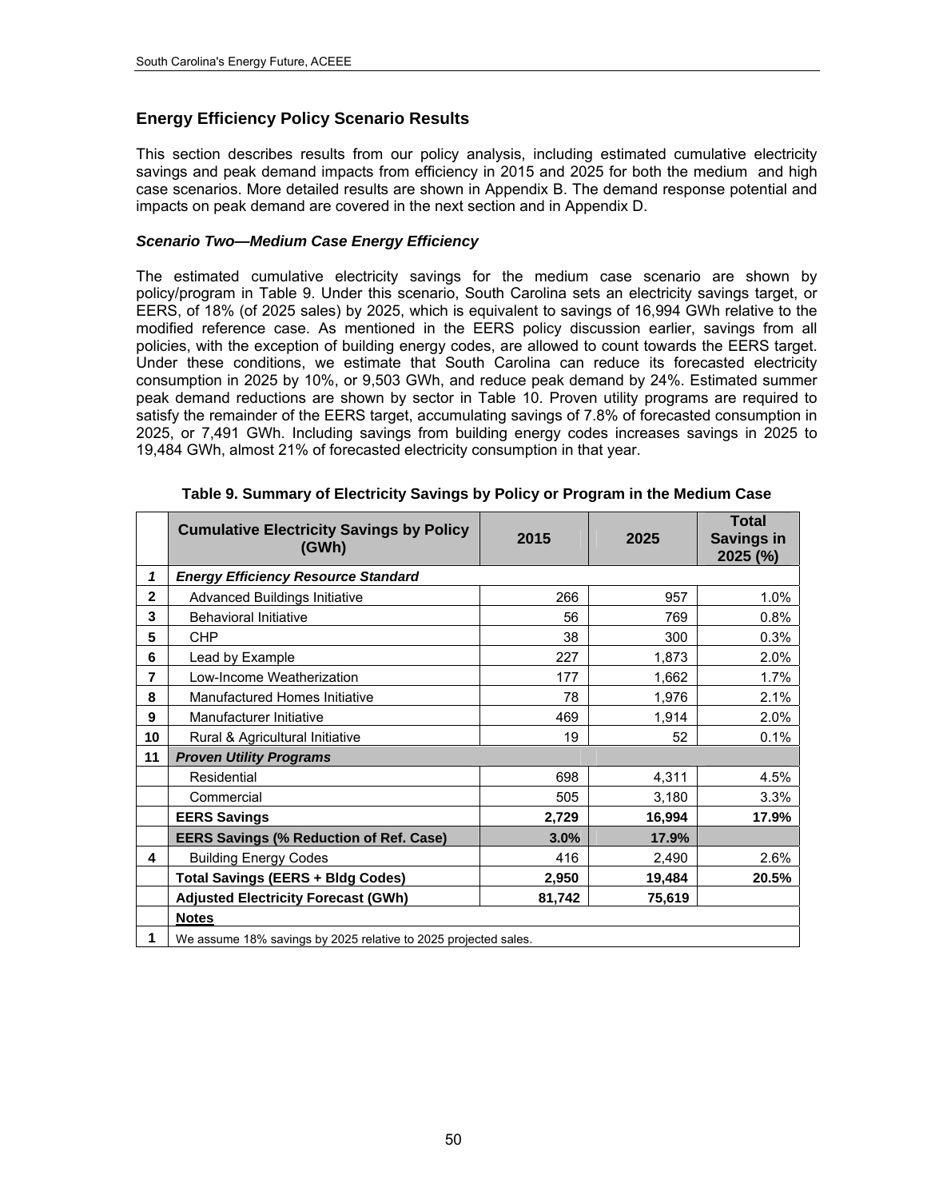## Energy Efficiency Policy Scenario Results

This section describes results from our policy analysis, including estimated cumulative electricity savings and peak demand impacts from efficiency in 2015 and 2025 for both the medium and high case scenarios. More detailed results are shown in Appendix B. The demand response potential and impacts on peak demand are covered in the next section and in Appendix D.

### *Scenario Two—Medium Case Energy Efficiency*

The estimated cumulative electricity savings for the medium case scenario are shown by policy/program in Table 9. Under this scenario, South Carolina sets an electricity savings target, or EERS, of 18% (of 2025 sales) by 2025, which is equivalent to savings of 16,994 GWh relative to the modified reference case. As mentioned in the EERS policy discussion earlier, savings from all policies, with the exception of building energy codes, are allowed to count towards the EERS target. Under these conditions, we estimate that South Carolina can reduce its forecasted electricity consumption in 2025 by 10%, or 9,503 GWh, and reduce peak demand by 24%. Estimated summer peak demand reductions are shown by sector in Table 10. Proven utility programs are required to satisfy the remainder of the EERS target, accumulating savings of 7.8% of forecasted consumption in 2025, or 7,491 GWh. Including savings from building energy codes increases savings in 2025 to 19,484 GWh, almost 21% of forecasted electricity consumption in that year.

**Table 9. Summary of Electricity Savings by Policy or Program in the Medium Case**

| | Cumulative Electricity Savings by Policy (GWh) | 2015 | 2025 | Total Savings in 2025 (%) |
|---|---|---|---|---|
| *1* | ***Energy Efficiency Resource Standard*** | | | |
| 2 | Advanced Buildings Initiative | 266 | 957 | 1.0% |
| 3 | Behavioral Initiative | 56 | 769 | 0.8% |
| 5 | CHP | 38 | 300 | 0.3% |
| 6 | Lead by Example | 227 | 1,873 | 2.0% |
| 7 | Low-Income Weatherization | 177 | 1,662 | 1.7% |
| 8 | Manufactured Homes Initiative | 78 | 1,976 | 2.1% |
| 9 | Manufacturer Initiative | 469 | 1,914 | 2.0% |
| 10 | Rural & Agricultural Initiative | 19 | 52 | 0.1% |
| 11 | ***Proven Utility Programs*** | | | |
| | Residential | 698 | 4,311 | 4.5% |
| | Commercial | 505 | 3,180 | 3.3% |
| | **EERS Savings** | **2,729** | **16,994** | **17.9%** |
| | **EERS Savings (% Reduction of Ref. Case)** | **3.0%** | **17.9%** | |
| 4 | Building Energy Codes | 416 | 2,490 | 2.6% |
| | **Total Savings (EERS + Bldg Codes)** | **2,950** | **19,484** | **20.5%** |
| | **Adjusted Electricity Forecast (GWh)** | **81,742** | **75,619** | |
| | **Notes** | | | |
| 1 | We assume 18% savings by 2025 relative to 2025 projected sales. | | | |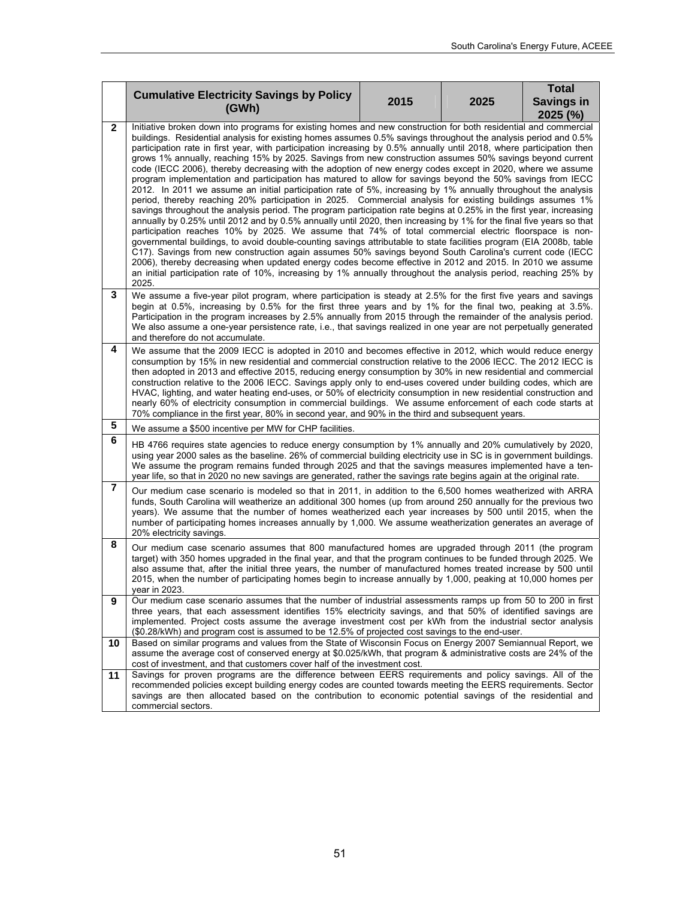| | Cumulative Electricity Savings by Policy (GWh) | 2015 | 2025 | Total Savings in 2025 (%) |
|---|---|---|---|---|
| 2 | Initiative broken down into programs for existing homes and new construction for both residential and commercial buildings. Residential analysis for existing homes assumes 0.5% savings throughout the analysis period and 0.5% participation rate in first year, with participation increasing by 0.5% annually until 2018, where participation then grows 1% annually, reaching 15% by 2025. Savings from new construction assumes 50% savings beyond current code (IECC 2006), thereby decreasing with the adoption of new energy codes except in 2020, where we assume program implementation and participation has matured to allow for savings beyond the 50% savings from IECC 2012. In 2011 we assume an initial participation rate of 5%, increasing by 1% annually throughout the analysis period, thereby reaching 20% participation in 2025. Commercial analysis for existing buildings assumes 1% savings throughout the analysis period. The program participation rate begins at 0.25% in the first year, increasing annually by 0.25% until 2012 and by 0.5% annually until 2020, then increasing by 1% for the final five years so that participation reaches 10% by 2025. We assume that 74% of total commercial electric floorspace is non-governmental buildings, to avoid double-counting savings attributable to state facilities program (EIA 2008b, table C17). Savings from new construction again assumes 50% savings beyond South Carolina's current code (IECC 2006), thereby decreasing when updated energy codes become effective in 2012 and 2015. In 2010 we assume an initial participation rate of 10%, increasing by 1% annually throughout the analysis period, reaching 25% by 2025. | | | |
| 3 | We assume a five-year pilot program, where participation is steady at 2.5% for the first five years and savings begin at 0.5%, increasing by 0.5% for the first three years and by 1% for the final two, peaking at 3.5%. Participation in the program increases by 2.5% annually from 2015 through the remainder of the analysis period. We also assume a one-year persistence rate, i.e., that savings realized in one year are not perpetually generated and therefore do not accumulate. | | | |
| 4 | We assume that the 2009 IECC is adopted in 2010 and becomes effective in 2012, which would reduce energy consumption by 15% in new residential and commercial construction relative to the 2006 IECC. The 2012 IECC is then adopted in 2013 and effective 2015, reducing energy consumption by 30% in new residential and commercial construction relative to the 2006 IECC. Savings apply only to end-uses covered under building codes, which are HVAC, lighting, and water heating end-uses, or 50% of electricity consumption in new residential construction and nearly 60% of electricity consumption in commercial buildings. We assume enforcement of each code starts at 70% compliance in the first year, 80% in second year, and 90% in the third and subsequent years. | | | |
| 5 | We assume a $500 incentive per MW for CHP facilities. | | | |
| 6 | HB 4766 requires state agencies to reduce energy consumption by 1% annually and 20% cumulatively by 2020, using year 2000 sales as the baseline. 26% of commercial building electricity use in SC is in government buildings. We assume the program remains funded through 2025 and that the savings measures implemented have a ten-year life, so that in 2020 no new savings are generated, rather the savings rate begins again at the original rate. | | | |
| 7 | Our medium case scenario is modeled so that in 2011, in addition to the 6,500 homes weatherized with ARRA funds, South Carolina will weatherize an additional 300 homes (up from around 250 annually for the previous two years). We assume that the number of homes weatherized each year increases by 500 until 2015, when the number of participating homes increases annually by 1,000. We assume weatherization generates an average of 20% electricity savings. | | | |
| 8 | Our medium case scenario assumes that 800 manufactured homes are upgraded through 2011 (the program target) with 350 homes upgraded in the final year, and that the program continues to be funded through 2025. We also assume that, after the initial three years, the number of manufactured homes treated increase by 500 until 2015, when the number of participating homes begin to increase annually by 1,000, peaking at 10,000 homes per year in 2023. | | | |
| 9 | Our medium case scenario assumes that the number of industrial assessments ramps up from 50 to 200 in first three years, that each assessment identifies 15% electricity savings, and that 50% of identified savings are implemented. Project costs assume the average investment cost per kWh from the industrial sector analysis ($0.28/kWh) and program cost is assumed to be 12.5% of projected cost savings to the end-user. | | | |
| 10 | Based on similar programs and values from the State of Wisconsin Focus on Energy 2007 Semiannual Report, we assume the average cost of conserved energy at $0.025/kWh, that program & administrative costs are 24% of the cost of investment, and that customers cover half of the investment cost. | | | |
| 11 | Savings for proven programs are the difference between EERS requirements and policy savings. All of the recommended policies except building energy codes are counted towards meeting the EERS requirements. Sector savings are then allocated based on the contribution to economic potential savings of the residential and commercial sectors. | | | |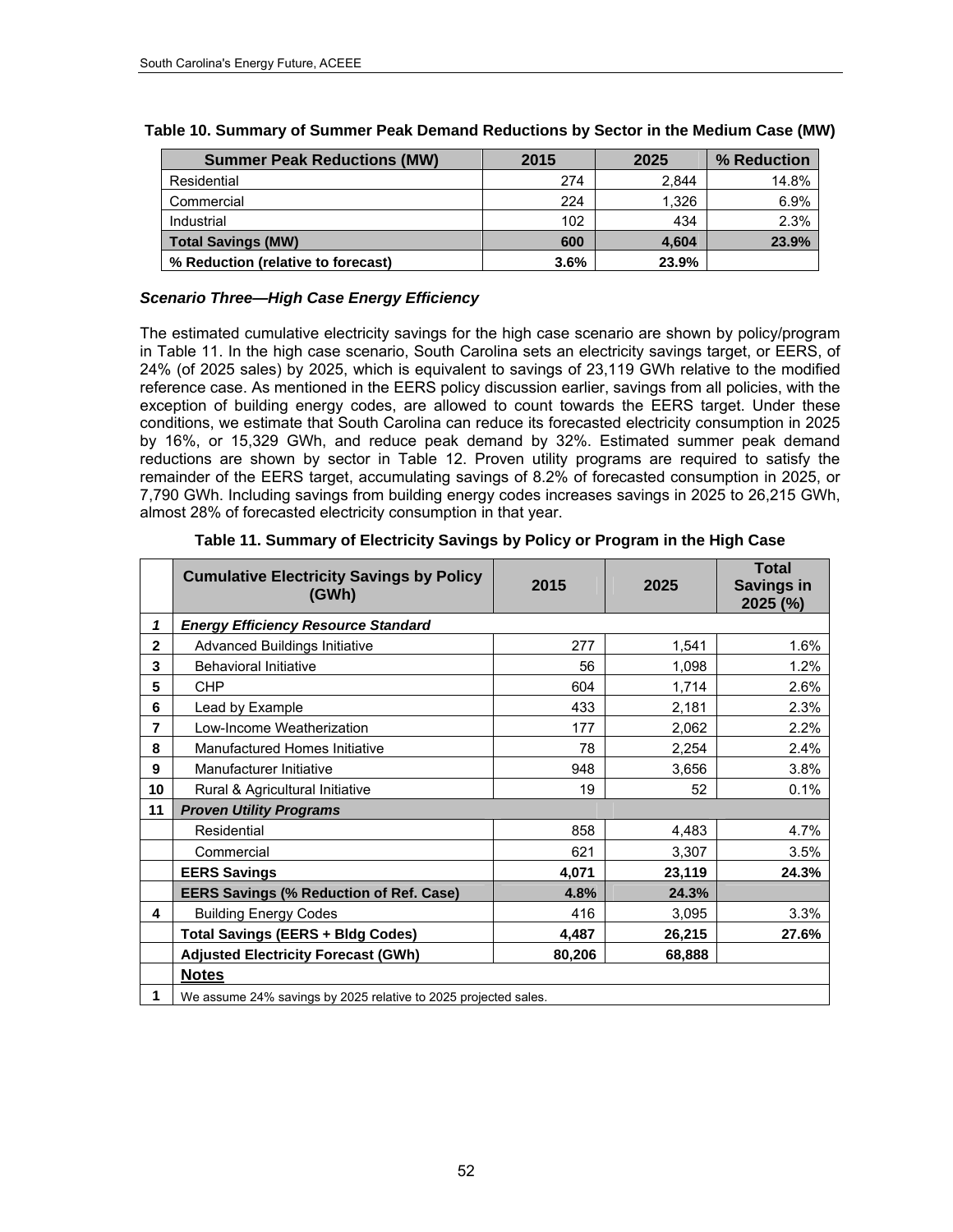**Table 10. Summary of Summer Peak Demand Reductions by Sector in the Medium Case (MW)**

| Summer Peak Reductions (MW) | 2015 | 2025 | % Reduction |
|---|---|---|---|
| Residential | 274 | 2,844 | 14.8% |
| Commercial | 224 | 1,326 | 6.9% |
| Industrial | 102 | 434 | 2.3% |
| **Total Savings (MW)** | **600** | **4,604** | **23.9%** |
| **% Reduction (relative to forecast)** | **3.6%** | **23.9%** | |

### *Scenario Three—High Case Energy Efficiency*

The estimated cumulative electricity savings for the high case scenario are shown by policy/program in Table 11. In the high case scenario, South Carolina sets an electricity savings target, or EERS, of 24% (of 2025 sales) by 2025, which is equivalent to savings of 23,119 GWh relative to the modified reference case. As mentioned in the EERS policy discussion earlier, savings from all policies, with the exception of building energy codes, are allowed to count towards the EERS target. Under these conditions, we estimate that South Carolina can reduce its forecasted electricity consumption in 2025 by 16%, or 15,329 GWh, and reduce peak demand by 32%. Estimated summer peak demand reductions are shown by sector in Table 12. Proven utility programs are required to satisfy the remainder of the EERS target, accumulating savings of 8.2% of forecasted consumption in 2025, or 7,790 GWh. Including savings from building energy codes increases savings in 2025 to 26,215 GWh, almost 28% of forecasted electricity consumption in that year.

**Table 11. Summary of Electricity Savings by Policy or Program in the High Case**

| | Cumulative Electricity Savings by Policy (GWh) | 2015 | 2025 | Total Savings in 2025 (%) |
|---|---|---|---|---|
| *1* | ***Energy Efficiency Resource Standard*** | | | |
| **2** | Advanced Buildings Initiative | 277 | 1,541 | 1.6% |
| **3** | Behavioral Initiative | 56 | 1,098 | 1.2% |
| **5** | CHP | 604 | 1,714 | 2.6% |
| **6** | Lead by Example | 433 | 2,181 | 2.3% |
| **7** | Low-Income Weatherization | 177 | 2,062 | 2.2% |
| **8** | Manufactured Homes Initiative | 78 | 2,254 | 2.4% |
| **9** | Manufacturer Initiative | 948 | 3,656 | 3.8% |
| **10** | Rural & Agricultural Initiative | 19 | 52 | 0.1% |
| **11** | ***Proven Utility Programs*** | | | |
| | Residential | 858 | 4,483 | 4.7% |
| | Commercial | 621 | 3,307 | 3.5% |
| | **EERS Savings** | **4,071** | **23,119** | **24.3%** |
| | **EERS Savings (% Reduction of Ref. Case)** | **4.8%** | **24.3%** | |
| **4** | Building Energy Codes | 416 | 3,095 | 3.3% |
| | **Total Savings (EERS + Bldg Codes)** | **4,487** | **26,215** | **27.6%** |
| | **Adjusted Electricity Forecast (GWh)** | **80,206** | **68,888** | |
| | **Notes** | | | |
| **1** | We assume 24% savings by 2025 relative to 2025 projected sales. | | | |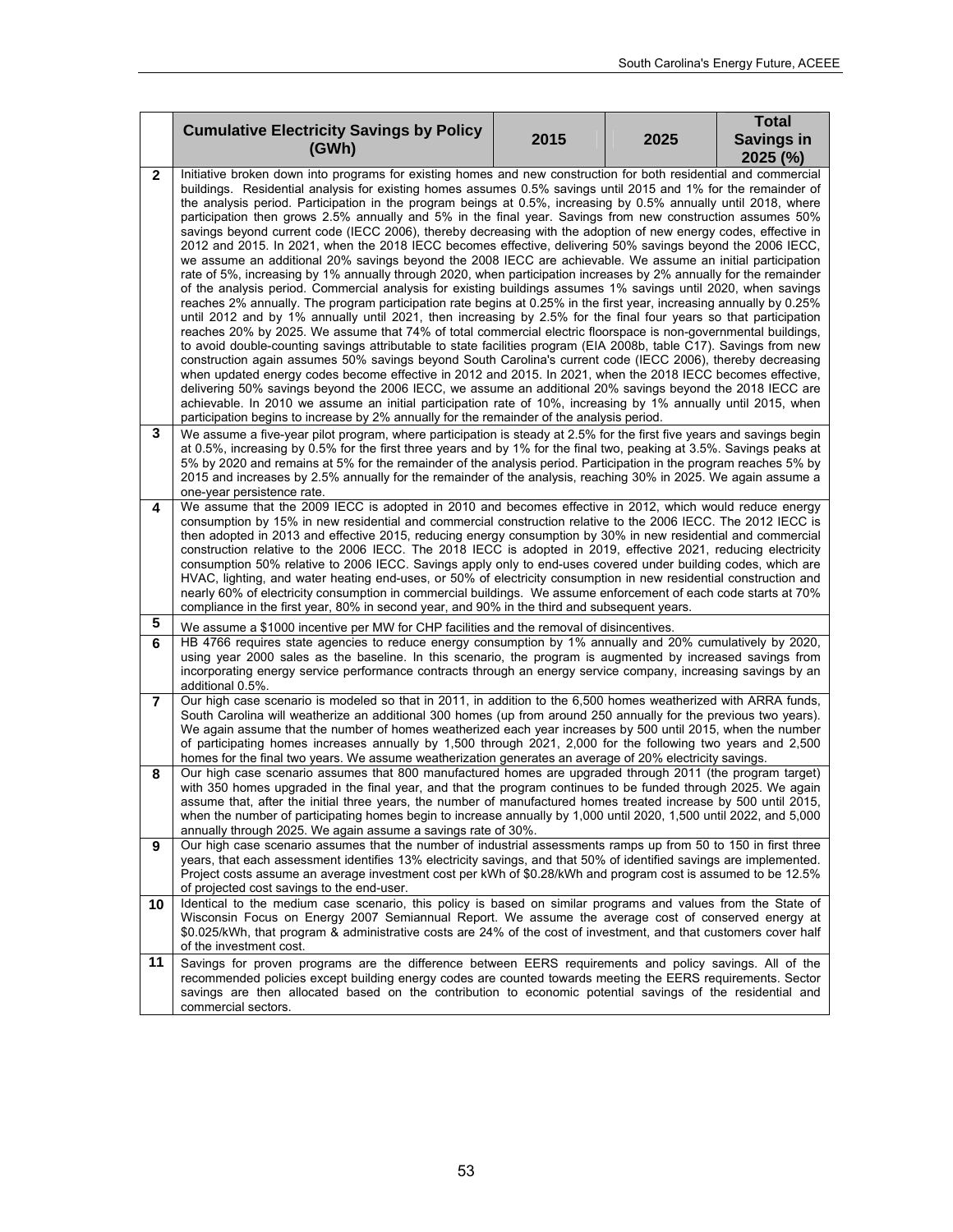| | Cumulative Electricity Savings by Policy (GWh) | 2015 | 2025 | Total Savings in 2025 (%) |
|---|---|---|---|---|
| 2 | Initiative broken down into programs for existing homes and new construction for both residential and commercial buildings. Residential analysis for existing homes assumes 0.5% savings until 2015 and 1% for the remainder of the analysis period. Participation in the program beings at 0.5%, increasing by 0.5% annually until 2018, where participation then grows 2.5% annually and 5% in the final year. Savings from new construction assumes 50% savings beyond current code (IECC 2006), thereby decreasing with the adoption of new energy codes, effective in 2012 and 2015. In 2021, when the 2018 IECC becomes effective, delivering 50% savings beyond the 2006 IECC, we assume an additional 20% savings beyond the 2008 IECC are achievable. We assume an initial participation rate of 5%, increasing by 1% annually through 2020, when participation increases by 2% annually for the remainder of the analysis period. Commercial analysis for existing buildings assumes 1% savings until 2020, when savings reaches 2% annually. The program participation rate begins at 0.25% in the first year, increasing annually by 0.25% until 2012 and by 1% annually until 2021, then increasing by 2.5% for the final four years so that participation reaches 20% by 2025. We assume that 74% of total commercial electric floorspace is non-governmental buildings, to avoid double-counting savings attributable to state facilities program (EIA 2008b, table C17). Savings from new construction again assumes 50% savings beyond South Carolina's current code (IECC 2006), thereby decreasing when updated energy codes become effective in 2012 and 2015. In 2021, when the 2018 IECC becomes effective, delivering 50% savings beyond the 2006 IECC, we assume an additional 20% savings beyond the 2018 IECC are achievable. In 2010 we assume an initial participation rate of 10%, increasing by 1% annually until 2015, when participation begins to increase by 2% annually for the remainder of the analysis period. | | | |
| 3 | We assume a five-year pilot program, where participation is steady at 2.5% for the first five years and savings begin at 0.5%, increasing by 0.5% for the first three years and by 1% for the final two, peaking at 3.5%. Savings peaks at 5% by 2020 and remains at 5% for the remainder of the analysis period. Participation in the program reaches 5% by 2015 and increases by 2.5% annually for the remainder of the analysis, reaching 30% in 2025. We again assume a one-year persistence rate. | | | |
| 4 | We assume that the 2009 IECC is adopted in 2010 and becomes effective in 2012, which would reduce energy consumption by 15% in new residential and commercial construction relative to the 2006 IECC. The 2012 IECC is then adopted in 2013 and effective 2015, reducing energy consumption by 30% in new residential and commercial construction relative to the 2006 IECC. The 2018 IECC is adopted in 2019, effective 2021, reducing electricity consumption 50% relative to 2006 IECC. Savings apply only to end-uses covered under building codes, which are HVAC, lighting, and water heating end-uses, or 50% of electricity consumption in new residential construction and nearly 60% of electricity consumption in commercial buildings. We assume enforcement of each code starts at 70% compliance in the first year, 80% in second year, and 90% in the third and subsequent years. | | | |
| 5 | We assume a $1000 incentive per MW for CHP facilities and the removal of disincentives. | | | |
| 6 | HB 4766 requires state agencies to reduce energy consumption by 1% annually and 20% cumulatively by 2020, using year 2000 sales as the baseline. In this scenario, the program is augmented by increased savings from incorporating energy service performance contracts through an energy service company, increasing savings by an additional 0.5%. | | | |
| 7 | Our high case scenario is modeled so that in 2011, in addition to the 6,500 homes weatherized with ARRA funds, South Carolina will weatherize an additional 300 homes (up from around 250 annually for the previous two years). We again assume that the number of homes weatherized each year increases by 500 until 2015, when the number of participating homes increases annually by 1,500 through 2021, 2,000 for the following two years and 2,500 homes for the final two years. We assume weatherization generates an average of 20% electricity savings. | | | |
| 8 | Our high case scenario assumes that 800 manufactured homes are upgraded through 2011 (the program target) with 350 homes upgraded in the final year, and that the program continues to be funded through 2025. We again assume that, after the initial three years, the number of manufactured homes treated increase by 500 until 2015, when the number of participating homes begin to increase annually by 1,000 until 2020, 1,500 until 2022, and 5,000 annually through 2025. We again assume a savings rate of 30%. | | | |
| 9 | Our high case scenario assumes that the number of industrial assessments ramps up from 50 to 150 in first three years, that each assessment identifies 13% electricity savings, and that 50% of identified savings are implemented. Project costs assume an average investment cost per kWh of $0.28/kWh and program cost is assumed to be 12.5% of projected cost savings to the end-user. | | | |
| 10 | Identical to the medium case scenario, this policy is based on similar programs and values from the State of Wisconsin Focus on Energy 2007 Semiannual Report. We assume the average cost of conserved energy at $0.025/kWh, that program & administrative costs are 24% of the cost of investment, and that customers cover half of the investment cost. | | | |
| 11 | Savings for proven programs are the difference between EERS requirements and policy savings. All of the recommended policies except building energy codes are counted towards meeting the EERS requirements. Sector savings are then allocated based on the contribution to economic potential savings of the residential and commercial sectors. | | | |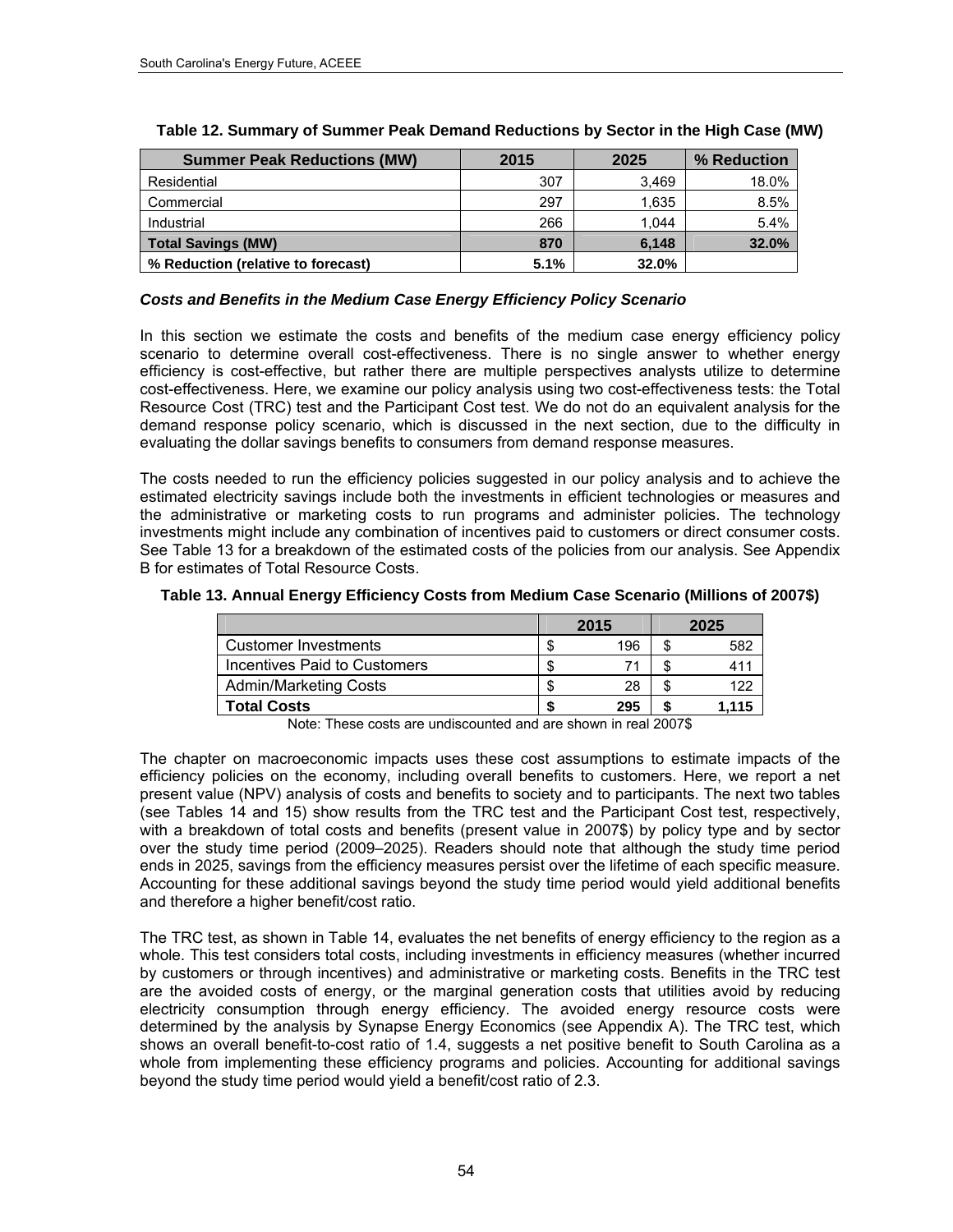**Table 12. Summary of Summer Peak Demand Reductions by Sector in the High Case (MW)**

| Summer Peak Reductions (MW) | 2015 | 2025 | % Reduction |
|---|---|---|---|
| Residential | 307 | 3,469 | 18.0% |
| Commercial | 297 | 1,635 | 8.5% |
| Industrial | 266 | 1,044 | 5.4% |
| **Total Savings (MW)** | **870** | **6,148** | **32.0%** |
| **% Reduction (relative to forecast)** | **5.1%** | **32.0%** | |

### *Costs and Benefits in the Medium Case Energy Efficiency Policy Scenario*

In this section we estimate the costs and benefits of the medium case energy efficiency policy scenario to determine overall cost-effectiveness. There is no single answer to whether energy efficiency is cost-effective, but rather there are multiple perspectives analysts utilize to determine cost-effectiveness. Here, we examine our policy analysis using two cost-effectiveness tests: the Total Resource Cost (TRC) test and the Participant Cost test. We do not do an equivalent analysis for the demand response policy scenario, which is discussed in the next section, due to the difficulty in evaluating the dollar savings benefits to consumers from demand response measures.

The costs needed to run the efficiency policies suggested in our policy analysis and to achieve the estimated electricity savings include both the investments in efficient technologies or measures and the administrative or marketing costs to run programs and administer policies. The technology investments might include any combination of incentives paid to customers or direct consumer costs. See Table 13 for a breakdown of the estimated costs of the policies from our analysis. See Appendix B for estimates of Total Resource Costs.

**Table 13. Annual Energy Efficiency Costs from Medium Case Scenario (Millions of 2007$)**

| | 2015 | 2025 |
|---|---|---|
| Customer Investments | $ 196 | $ 582 |
| Incentives Paid to Customers | $ 71 | $ 411 |
| Admin/Marketing Costs | $ 28 | $ 122 |
| **Total Costs** | **$ 295** | **$ 1,115** |

Note: These costs are undiscounted and are shown in real 2007$

The chapter on macroeconomic impacts uses these cost assumptions to estimate impacts of the efficiency policies on the economy, including overall benefits to customers. Here, we report a net present value (NPV) analysis of costs and benefits to society and to participants. The next two tables (see Tables 14 and 15) show results from the TRC test and the Participant Cost test, respectively, with a breakdown of total costs and benefits (present value in 2007$) by policy type and by sector over the study time period (2009–2025). Readers should note that although the study time period ends in 2025, savings from the efficiency measures persist over the lifetime of each specific measure. Accounting for these additional savings beyond the study time period would yield additional benefits and therefore a higher benefit/cost ratio.

The TRC test, as shown in Table 14, evaluates the net benefits of energy efficiency to the region as a whole. This test considers total costs, including investments in efficiency measures (whether incurred by customers or through incentives) and administrative or marketing costs. Benefits in the TRC test are the avoided costs of energy, or the marginal generation costs that utilities avoid by reducing electricity consumption through energy efficiency. The avoided energy resource costs were determined by the analysis by Synapse Energy Economics (see Appendix A). The TRC test, which shows an overall benefit-to-cost ratio of 1.4, suggests a net positive benefit to South Carolina as a whole from implementing these efficiency programs and policies. Accounting for additional savings beyond the study time period would yield a benefit/cost ratio of 2.3.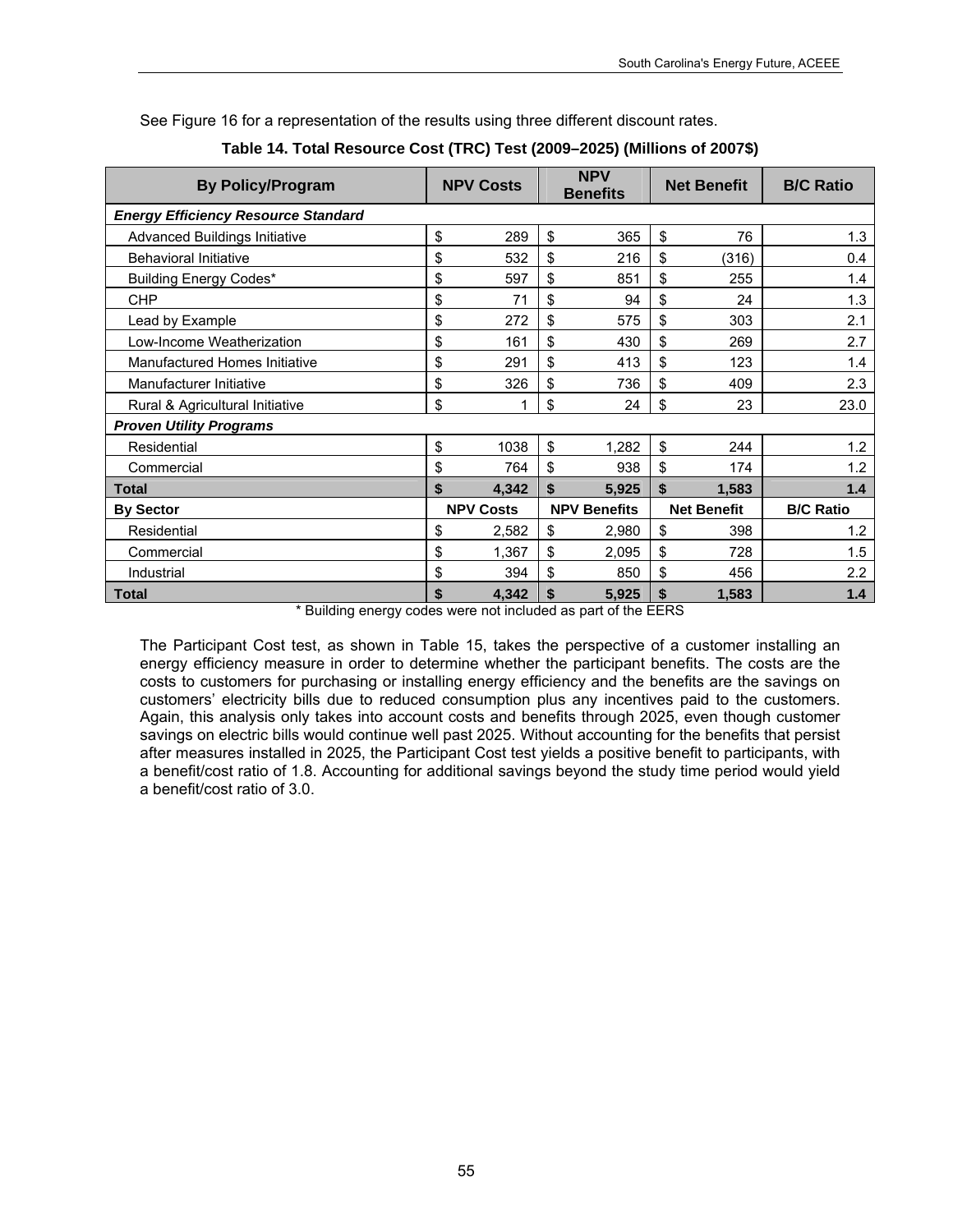See Figure 16 for a representation of the results using three different discount rates.

**Table 14. Total Resource Cost (TRC) Test (2009–2025) (Millions of 2007$)**

| By Policy/Program | NPV Costs | NPV Benefits | Net Benefit | B/C Ratio |
|---|---|---|---|---|
| ***Energy Efficiency Resource Standard*** | | | | |
| Advanced Buildings Initiative | $ 289 | $ 365 | $ 76 | 1.3 |
| Behavioral Initiative | $ 532 | $ 216 | $ (316) | 0.4 |
| Building Energy Codes* | $ 597 | $ 851 | $ 255 | 1.4 |
| CHP | $ 71 | $ 94 | $ 24 | 1.3 |
| Lead by Example | $ 272 | $ 575 | $ 303 | 2.1 |
| Low-Income Weatherization | $ 161 | $ 430 | $ 269 | 2.7 |
| Manufactured Homes Initiative | $ 291 | $ 413 | $ 123 | 1.4 |
| Manufacturer Initiative | $ 326 | $ 736 | $ 409 | 2.3 |
| Rural & Agricultural Initiative | $ 1 | $ 24 | $ 23 | 23.0 |
| ***Proven Utility Programs*** | | | | |
| Residential | $ 1038 | $ 1,282 | $ 244 | 1.2 |
| Commercial | $ 764 | $ 938 | $ 174 | 1.2 |
| **Total** | **$ 4,342** | **$ 5,925** | **$ 1,583** | **1.4** |
| **By Sector** | **NPV Costs** | **NPV Benefits** | **Net Benefit** | **B/C Ratio** |
| Residential | $ 2,582 | $ 2,980 | $ 398 | 1.2 |
| Commercial | $ 1,367 | $ 2,095 | $ 728 | 1.5 |
| Industrial | $ 394 | $ 850 | $ 456 | 2.2 |
| **Total** | **$ 4,342** | **$ 5,925** | **$ 1,583** | **1.4** |

\* Building energy codes were not included as part of the EERS

The Participant Cost test, as shown in Table 15, takes the perspective of a customer installing an energy efficiency measure in order to determine whether the participant benefits. The costs are the costs to customers for purchasing or installing energy efficiency and the benefits are the savings on customers' electricity bills due to reduced consumption plus any incentives paid to the customers. Again, this analysis only takes into account costs and benefits through 2025, even though customer savings on electric bills would continue well past 2025. Without accounting for the benefits that persist after measures installed in 2025, the Participant Cost test yields a positive benefit to participants, with a benefit/cost ratio of 1.8. Accounting for additional savings beyond the study time period would yield a benefit/cost ratio of 3.0.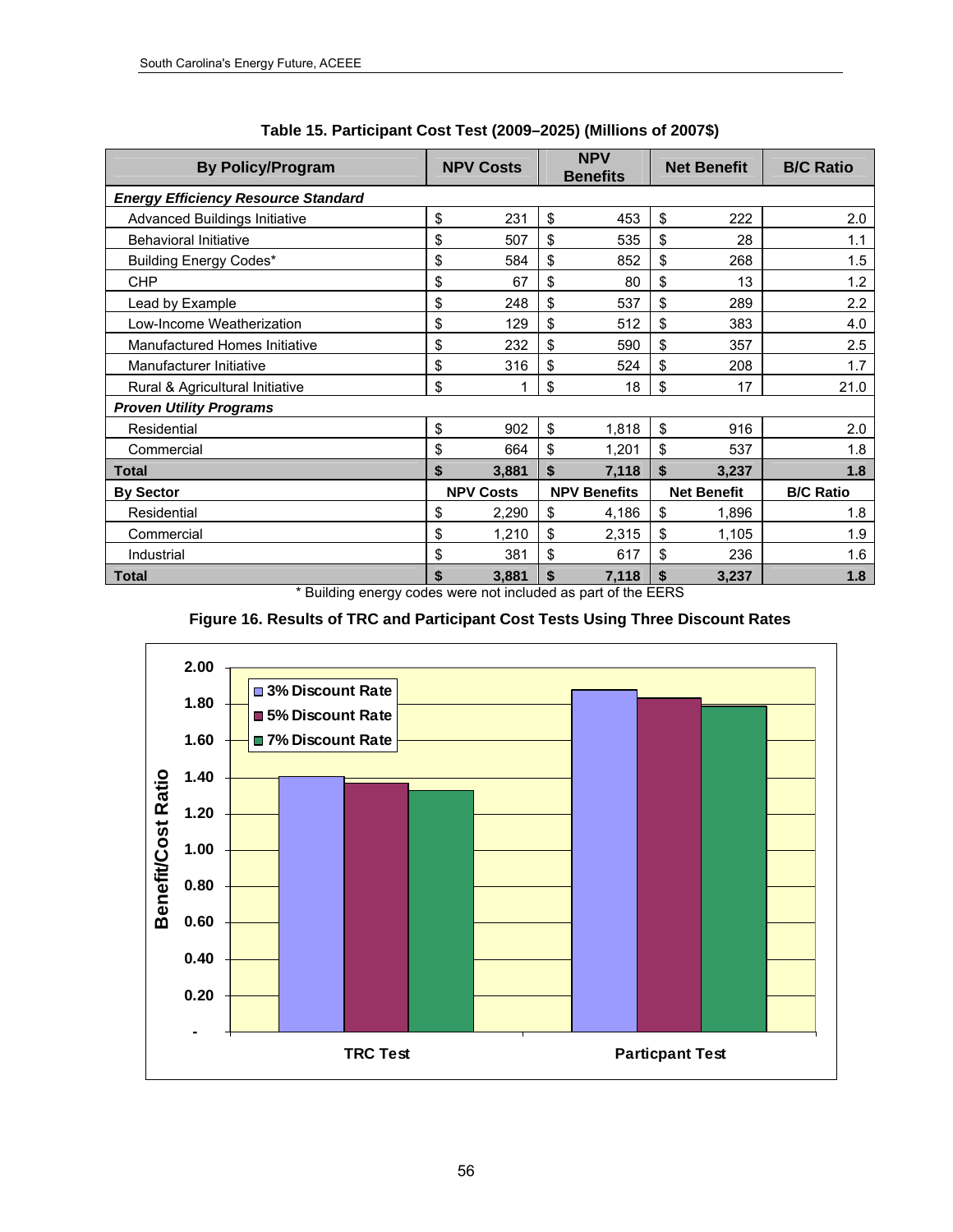**Table 15. Participant Cost Test (2009–2025) (Millions of 2007$)**

| By Policy/Program | NPV Costs | NPV Benefits | Net Benefit | B/C Ratio |
|---|---|---|---|---|
| ***Energy Efficiency Resource Standard*** | | | | |
| Advanced Buildings Initiative | $ 231 | $ 453 | $ 222 | 2.0 |
| Behavioral Initiative | $ 507 | $ 535 | $ 28 | 1.1 |
| Building Energy Codes* | $ 584 | $ 852 | $ 268 | 1.5 |
| CHP | $ 67 | $ 80 | $ 13 | 1.2 |
| Lead by Example | $ 248 | $ 537 | $ 289 | 2.2 |
| Low-Income Weatherization | $ 129 | $ 512 | $ 383 | 4.0 |
| Manufactured Homes Initiative | $ 232 | $ 590 | $ 357 | 2.5 |
| Manufacturer Initiative | $ 316 | $ 524 | $ 208 | 1.7 |
| Rural & Agricultural Initiative | $ 1 | $ 18 | $ 17 | 21.0 |
| ***Proven Utility Programs*** | | | | |
| Residential | $ 902 | $ 1,818 | $ 916 | 2.0 |
| Commercial | $ 664 | $ 1,201 | $ 537 | 1.8 |
| **Total** | **$ 3,881** | **$ 7,118** | **$ 3,237** | **1.8** |
| **By Sector** | **NPV Costs** | **NPV Benefits** | **Net Benefit** | **B/C Ratio** |
| Residential | $ 2,290 | $ 4,186 | $ 1,896 | 1.8 |
| Commercial | $ 1,210 | $ 2,315 | $ 1,105 | 1.9 |
| Industrial | $ 381 | $ 617 | $ 236 | 1.6 |
| **Total** | **$ 3,881** | **$ 7,118** | **$ 3,237** | **1.8** |

\* Building energy codes were not included as part of the EERS

**Figure 16. Results of TRC and Participant Cost Tests Using Three Discount Rates**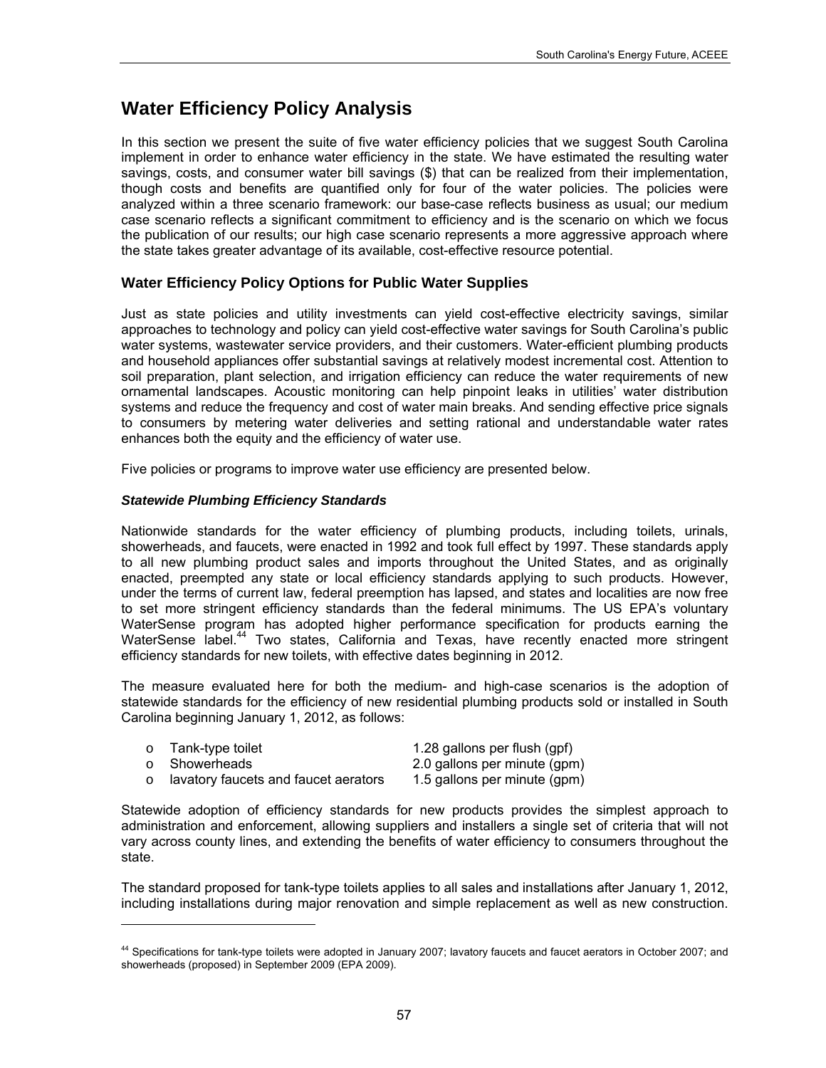# Water Efficiency Policy Analysis

In this section we present the suite of five water efficiency policies that we suggest South Carolina implement in order to enhance water efficiency in the state. We have estimated the resulting water savings, costs, and consumer water bill savings ($) that can be realized from their implementation, though costs and benefits are quantified only for four of the water policies. The policies were analyzed within a three scenario framework: our base-case reflects business as usual; our medium case scenario reflects a significant commitment to efficiency and is the scenario on which we focus the publication of our results; our high case scenario represents a more aggressive approach where the state takes greater advantage of its available, cost-effective resource potential.

## Water Efficiency Policy Options for Public Water Supplies

Just as state policies and utility investments can yield cost-effective electricity savings, similar approaches to technology and policy can yield cost-effective water savings for South Carolina's public water systems, wastewater service providers, and their customers. Water-efficient plumbing products and household appliances offer substantial savings at relatively modest incremental cost. Attention to soil preparation, plant selection, and irrigation efficiency can reduce the water requirements of new ornamental landscapes. Acoustic monitoring can help pinpoint leaks in utilities' water distribution systems and reduce the frequency and cost of water main breaks. And sending effective price signals to consumers by metering water deliveries and setting rational and understandable water rates enhances both the equity and the efficiency of water use.

Five policies or programs to improve water use efficiency are presented below.

### *Statewide Plumbing Efficiency Standards*

Nationwide standards for the water efficiency of plumbing products, including toilets, urinals, showerheads, and faucets, were enacted in 1992 and took full effect by 1997. These standards apply to all new plumbing product sales and imports throughout the United States, and as originally enacted, preempted any state or local efficiency standards applying to such products. However, under the terms of current law, federal preemption has lapsed, and states and localities are now free to set more stringent efficiency standards than the federal minimums. The US EPA's voluntary WaterSense program has adopted higher performance specification for products earning the WaterSense label.[44] Two states, California and Texas, have recently enacted more stringent efficiency standards for new toilets, with effective dates beginning in 2012.

The measure evaluated here for both the medium- and high-case scenarios is the adoption of statewide standards for the efficiency of new residential plumbing products sold or installed in South Carolina beginning January 1, 2012, as follows:

- Tank-type toilet — 1.28 gallons per flush (gpf)
- Showerheads — 2.0 gallons per minute (gpm)
- lavatory faucets and faucet aerators — 1.5 gallons per minute (gpm)

Statewide adoption of efficiency standards for new products provides the simplest approach to administration and enforcement, allowing suppliers and installers a single set of criteria that will not vary across county lines, and extending the benefits of water efficiency to consumers throughout the state.

The standard proposed for tank-type toilets applies to all sales and installations after January 1, 2012, including installations during major renovation and simple replacement as well as new construction.

[44] Specifications for tank-type toilets were adopted in January 2007; lavatory faucets and faucet aerators in October 2007; and showerheads (proposed) in September 2009 (EPA 2009).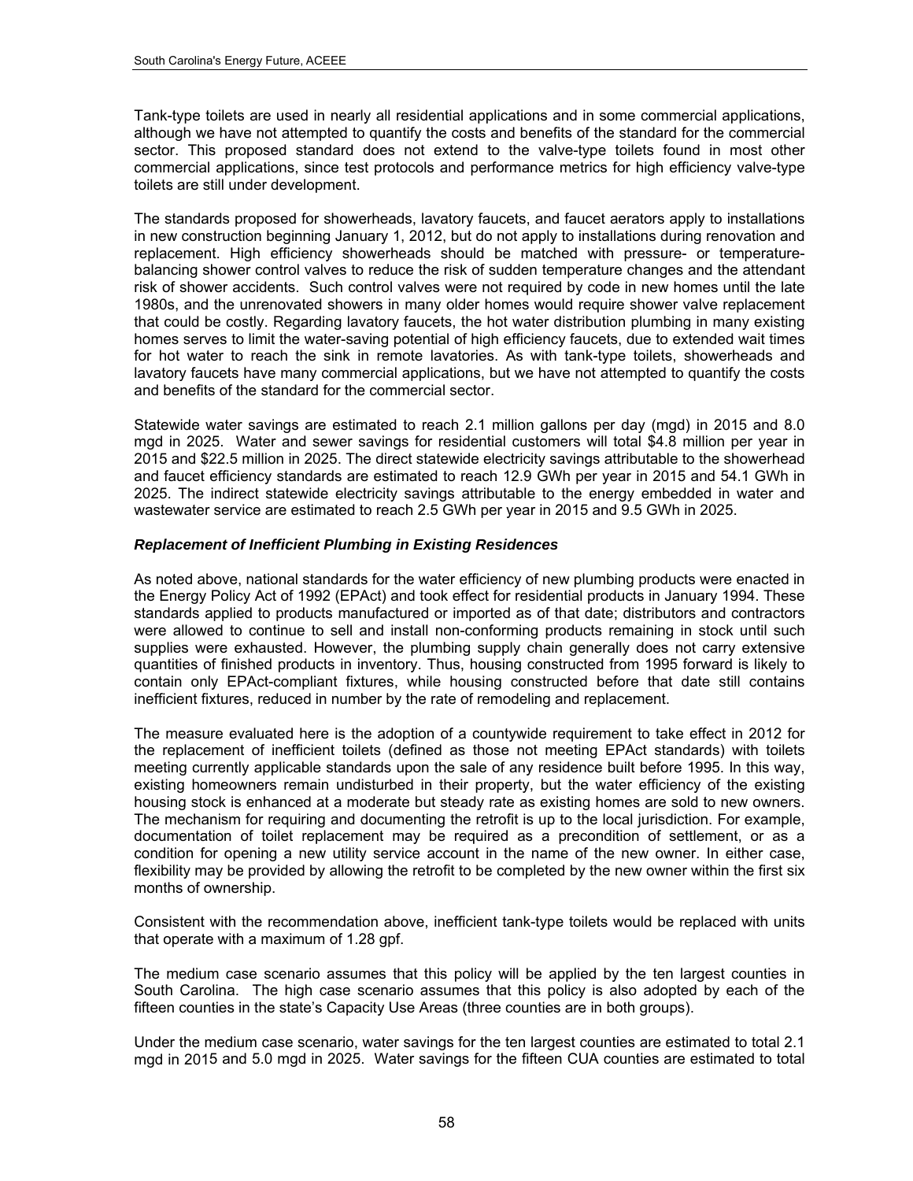Tank-type toilets are used in nearly all residential applications and in some commercial applications, although we have not attempted to quantify the costs and benefits of the standard for the commercial sector. This proposed standard does not extend to the valve-type toilets found in most other commercial applications, since test protocols and performance metrics for high efficiency valve-type toilets are still under development.

The standards proposed for showerheads, lavatory faucets, and faucet aerators apply to installations in new construction beginning January 1, 2012, but do not apply to installations during renovation and replacement. High efficiency showerheads should be matched with pressure- or temperature-balancing shower control valves to reduce the risk of sudden temperature changes and the attendant risk of shower accidents. Such control valves were not required by code in new homes until the late 1980s, and the unrenovated showers in many older homes would require shower valve replacement that could be costly. Regarding lavatory faucets, the hot water distribution plumbing in many existing homes serves to limit the water-saving potential of high efficiency faucets, due to extended wait times for hot water to reach the sink in remote lavatories. As with tank-type toilets, showerheads and lavatory faucets have many commercial applications, but we have not attempted to quantify the costs and benefits of the standard for the commercial sector.

Statewide water savings are estimated to reach 2.1 million gallons per day (mgd) in 2015 and 8.0 mgd in 2025. Water and sewer savings for residential customers will total \$4.8 million per year in 2015 and \$22.5 million in 2025. The direct statewide electricity savings attributable to the showerhead and faucet efficiency standards are estimated to reach 12.9 GWh per year in 2015 and 54.1 GWh in 2025. The indirect statewide electricity savings attributable to the energy embedded in water and wastewater service are estimated to reach 2.5 GWh per year in 2015 and 9.5 GWh in 2025.

### *Replacement of Inefficient Plumbing in Existing Residences*

As noted above, national standards for the water efficiency of new plumbing products were enacted in the Energy Policy Act of 1992 (EPAct) and took effect for residential products in January 1994. These standards applied to products manufactured or imported as of that date; distributors and contractors were allowed to continue to sell and install non-conforming products remaining in stock until such supplies were exhausted. However, the plumbing supply chain generally does not carry extensive quantities of finished products in inventory. Thus, housing constructed from 1995 forward is likely to contain only EPAct-compliant fixtures, while housing constructed before that date still contains inefficient fixtures, reduced in number by the rate of remodeling and replacement.

The measure evaluated here is the adoption of a countywide requirement to take effect in 2012 for the replacement of inefficient toilets (defined as those not meeting EPAct standards) with toilets meeting currently applicable standards upon the sale of any residence built before 1995. In this way, existing homeowners remain undisturbed in their property, but the water efficiency of the existing housing stock is enhanced at a moderate but steady rate as existing homes are sold to new owners. The mechanism for requiring and documenting the retrofit is up to the local jurisdiction. For example, documentation of toilet replacement may be required as a precondition of settlement, or as a condition for opening a new utility service account in the name of the new owner. In either case, flexibility may be provided by allowing the retrofit to be completed by the new owner within the first six months of ownership.

Consistent with the recommendation above, inefficient tank-type toilets would be replaced with units that operate with a maximum of 1.28 gpf.

The medium case scenario assumes that this policy will be applied by the ten largest counties in South Carolina. The high case scenario assumes that this policy is also adopted by each of the fifteen counties in the state's Capacity Use Areas (three counties are in both groups).

Under the medium case scenario, water savings for the ten largest counties are estimated to total 2.1 mgd in 2015 and 5.0 mgd in 2025. Water savings for the fifteen CUA counties are estimated to total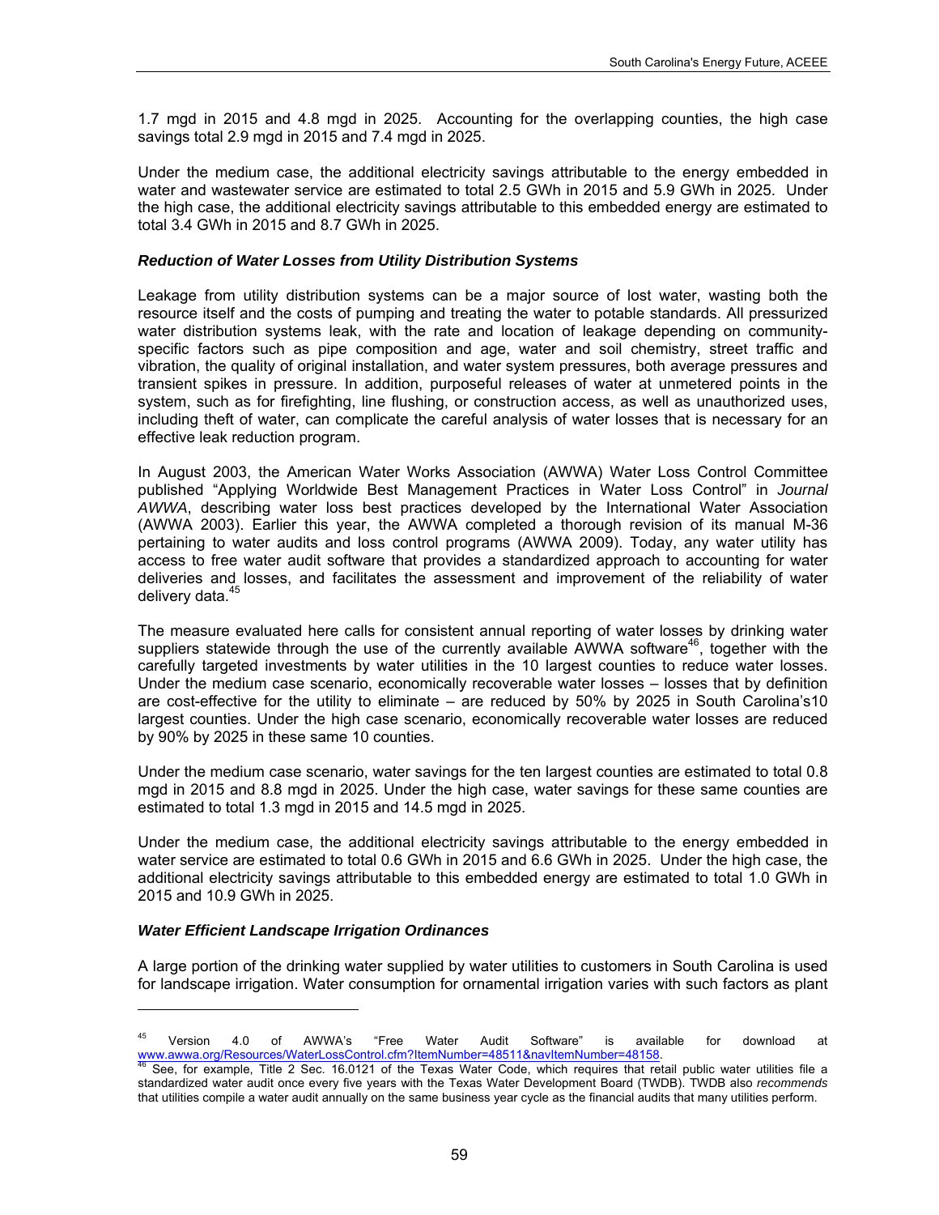1.7 mgd in 2015 and 4.8 mgd in 2025. Accounting for the overlapping counties, the high case savings total 2.9 mgd in 2015 and 7.4 mgd in 2025.

Under the medium case, the additional electricity savings attributable to the energy embedded in water and wastewater service are estimated to total 2.5 GWh in 2015 and 5.9 GWh in 2025. Under the high case, the additional electricity savings attributable to this embedded energy are estimated to total 3.4 GWh in 2015 and 8.7 GWh in 2025.

***Reduction of Water Losses from Utility Distribution Systems***

Leakage from utility distribution systems can be a major source of lost water, wasting both the resource itself and the costs of pumping and treating the water to potable standards. All pressurized water distribution systems leak, with the rate and location of leakage depending on community-specific factors such as pipe composition and age, water and soil chemistry, street traffic and vibration, the quality of original installation, and water system pressures, both average pressures and transient spikes in pressure. In addition, purposeful releases of water at unmetered points in the system, such as for firefighting, line flushing, or construction access, as well as unauthorized uses, including theft of water, can complicate the careful analysis of water losses that is necessary for an effective leak reduction program.

In August 2003, the American Water Works Association (AWWA) Water Loss Control Committee published "Applying Worldwide Best Management Practices in Water Loss Control" in *Journal AWWA*, describing water loss best practices developed by the International Water Association (AWWA 2003). Earlier this year, the AWWA completed a thorough revision of its manual M-36 pertaining to water audits and loss control programs (AWWA 2009). Today, any water utility has access to free water audit software that provides a standardized approach to accounting for water deliveries and losses, and facilitates the assessment and improvement of the reliability of water delivery data.[45]

The measure evaluated here calls for consistent annual reporting of water losses by drinking water suppliers statewide through the use of the currently available AWWA software[46], together with the carefully targeted investments by water utilities in the 10 largest counties to reduce water losses. Under the medium case scenario, economically recoverable water losses – losses that by definition are cost-effective for the utility to eliminate – are reduced by 50% by 2025 in South Carolina's10 largest counties. Under the high case scenario, economically recoverable water losses are reduced by 90% by 2025 in these same 10 counties.

Under the medium case scenario, water savings for the ten largest counties are estimated to total 0.8 mgd in 2015 and 8.8 mgd in 2025. Under the high case, water savings for these same counties are estimated to total 1.3 mgd in 2015 and 14.5 mgd in 2025.

Under the medium case, the additional electricity savings attributable to the energy embedded in water service are estimated to total 0.6 GWh in 2015 and 6.6 GWh in 2025. Under the high case, the additional electricity savings attributable to this embedded energy are estimated to total 1.0 GWh in 2015 and 10.9 GWh in 2025.

***Water Efficient Landscape Irrigation Ordinances***

A large portion of the drinking water supplied by water utilities to customers in South Carolina is used for landscape irrigation. Water consumption for ornamental irrigation varies with such factors as plant

---

[45] Version 4.0 of AWWA's "Free Water Audit Software" is available for download at www.awwa.org/Resources/WaterLossControl.cfm?ItemNumber=48511&navItemNumber=48158.

[46] See, for example, Title 2 Sec. 16.0121 of the Texas Water Code, which requires that retail public water utilities file a standardized water audit once every five years with the Texas Water Development Board (TWDB). TWDB also *recommends* that utilities compile a water audit annually on the same business year cycle as the financial audits that many utilities perform.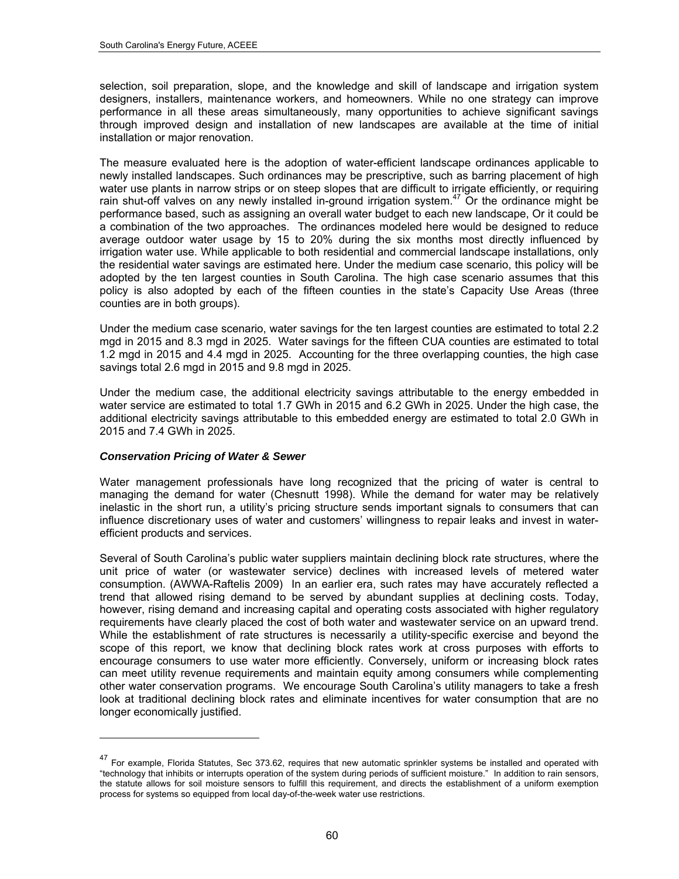selection, soil preparation, slope, and the knowledge and skill of landscape and irrigation system designers, installers, maintenance workers, and homeowners. While no one strategy can improve performance in all these areas simultaneously, many opportunities to achieve significant savings through improved design and installation of new landscapes are available at the time of initial installation or major renovation.

The measure evaluated here is the adoption of water-efficient landscape ordinances applicable to newly installed landscapes. Such ordinances may be prescriptive, such as barring placement of high water use plants in narrow strips or on steep slopes that are difficult to irrigate efficiently, or requiring rain shut-off valves on any newly installed in-ground irrigation system.[47] Or the ordinance might be performance based, such as assigning an overall water budget to each new landscape, Or it could be a combination of the two approaches. The ordinances modeled here would be designed to reduce average outdoor water usage by 15 to 20% during the six months most directly influenced by irrigation water use. While applicable to both residential and commercial landscape installations, only the residential water savings are estimated here. Under the medium case scenario, this policy will be adopted by the ten largest counties in South Carolina. The high case scenario assumes that this policy is also adopted by each of the fifteen counties in the state's Capacity Use Areas (three counties are in both groups).

Under the medium case scenario, water savings for the ten largest counties are estimated to total 2.2 mgd in 2015 and 8.3 mgd in 2025. Water savings for the fifteen CUA counties are estimated to total 1.2 mgd in 2015 and 4.4 mgd in 2025. Accounting for the three overlapping counties, the high case savings total 2.6 mgd in 2015 and 9.8 mgd in 2025.

Under the medium case, the additional electricity savings attributable to the energy embedded in water service are estimated to total 1.7 GWh in 2015 and 6.2 GWh in 2025. Under the high case, the additional electricity savings attributable to this embedded energy are estimated to total 2.0 GWh in 2015 and 7.4 GWh in 2025.

#### *Conservation Pricing of Water & Sewer*

Water management professionals have long recognized that the pricing of water is central to managing the demand for water (Chesnutt 1998). While the demand for water may be relatively inelastic in the short run, a utility's pricing structure sends important signals to consumers that can influence discretionary uses of water and customers' willingness to repair leaks and invest in water-efficient products and services.

Several of South Carolina's public water suppliers maintain declining block rate structures, where the unit price of water (or wastewater service) declines with increased levels of metered water consumption. (AWWA-Raftelis 2009) In an earlier era, such rates may have accurately reflected a trend that allowed rising demand to be served by abundant supplies at declining costs. Today, however, rising demand and increasing capital and operating costs associated with higher regulatory requirements have clearly placed the cost of both water and wastewater service on an upward trend. While the establishment of rate structures is necessarily a utility-specific exercise and beyond the scope of this report, we know that declining block rates work at cross purposes with efforts to encourage consumers to use water more efficiently. Conversely, uniform or increasing block rates can meet utility revenue requirements and maintain equity among consumers while complementing other water conservation programs. We encourage South Carolina's utility managers to take a fresh look at traditional declining block rates and eliminate incentives for water consumption that are no longer economically justified.

---

[47] For example, Florida Statutes, Sec 373.62, requires that new automatic sprinkler systems be installed and operated with "technology that inhibits or interrupts operation of the system during periods of sufficient moisture." In addition to rain sensors, the statute allows for soil moisture sensors to fulfill this requirement, and directs the establishment of a uniform exemption process for systems so equipped from local day-of-the-week water use restrictions.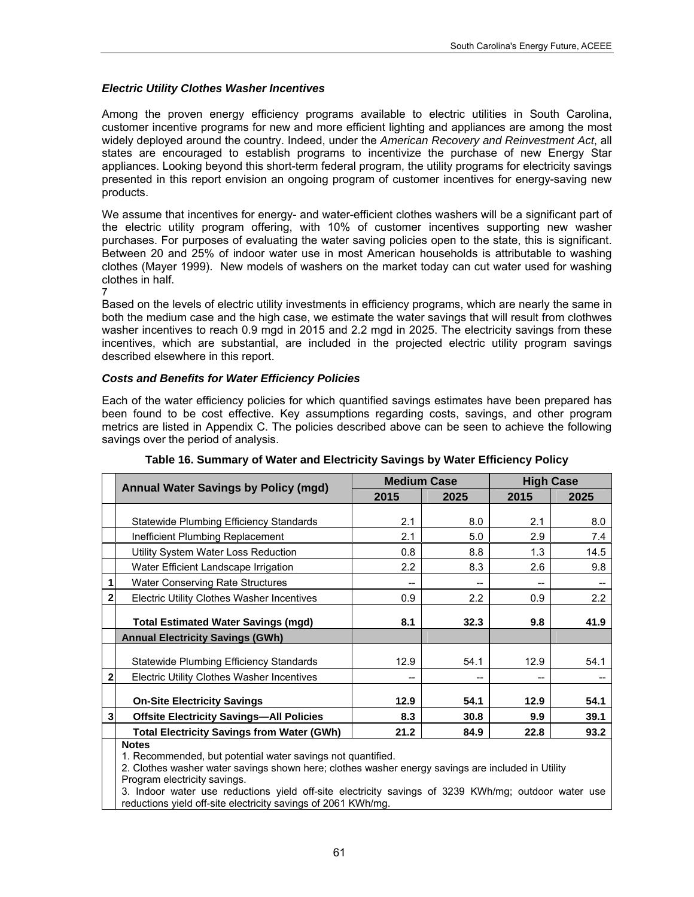### *Electric Utility Clothes Washer Incentives*

Among the proven energy efficiency programs available to electric utilities in South Carolina, customer incentive programs for new and more efficient lighting and appliances are among the most widely deployed around the country. Indeed, under the *American Recovery and Reinvestment Act*, all states are encouraged to establish programs to incentivize the purchase of new Energy Star appliances. Looking beyond this short-term federal program, the utility programs for electricity savings presented in this report envision an ongoing program of customer incentives for energy-saving new products.

We assume that incentives for energy- and water-efficient clothes washers will be a significant part of the electric utility program offering, with 10% of customer incentives supporting new washer purchases. For purposes of evaluating the water saving policies open to the state, this is significant. Between 20 and 25% of indoor water use in most American households is attributable to washing clothes (Mayer 1999). New models of washers on the market today can cut water used for washing clothes in half.
7
Based on the levels of electric utility investments in efficiency programs, which are nearly the same in both the medium case and the high case, we estimate the water savings that will result from clothwes washer incentives to reach 0.9 mgd in 2015 and 2.2 mgd in 2025. The electricity savings from these incentives, which are substantial, are included in the projected electric utility program savings described elsewhere in this report.

### *Costs and Benefits for Water Efficiency Policies*

Each of the water efficiency policies for which quantified savings estimates have been prepared has been found to be cost effective. Key assumptions regarding costs, savings, and other program metrics are listed in Appendix C. The policies described above can be seen to achieve the following savings over the period of analysis.

**Table 16. Summary of Water and Electricity Savings by Water Efficiency Policy**

| | **Annual Water Savings by Policy (mgd)** | **Medium Case** | | **High Case** | |
|---|---|---|---|---|---|
| | | **2015** | **2025** | **2015** | **2025** |
| | Statewide Plumbing Efficiency Standards | 2.1 | 8.0 | 2.1 | 8.0 |
| | Inefficient Plumbing Replacement | 2.1 | 5.0 | 2.9 | 7.4 |
| | Utility System Water Loss Reduction | 0.8 | 8.8 | 1.3 | 14.5 |
| | Water Efficient Landscape Irrigation | 2.2 | 8.3 | 2.6 | 9.8 |
| **1** | Water Conserving Rate Structures | -- | -- | -- | -- |
| **2** | Electric Utility Clothes Washer Incentives | 0.9 | 2.2 | 0.9 | 2.2 |
| | **Total Estimated Water Savings (mgd)** | **8.1** | **32.3** | **9.8** | **41.9** |
| | **Annual Electricity Savings (GWh)** | | | | |
| | Statewide Plumbing Efficiency Standards | 12.9 | 54.1 | 12.9 | 54.1 |
| **2** | Electric Utility Clothes Washer Incentives | -- | -- | -- | -- |
| | **On-Site Electricity Savings** | **12.9** | **54.1** | **12.9** | **54.1** |
| **3** | **Offsite Electricity Savings—All Policies** | **8.3** | **30.8** | **9.9** | **39.1** |
| | **Total Electricity Savings from Water (GWh)** | **21.2** | **84.9** | **22.8** | **93.2** |

**Notes**
1. Recommended, but potential water savings not quantified.
2. Clothes washer water savings shown here; clothes washer energy savings are included in Utility Program electricity savings.
3. Indoor water use reductions yield off-site electricity savings of 3239 KWh/mg; outdoor water use reductions yield off-site electricity savings of 2061 KWh/mg.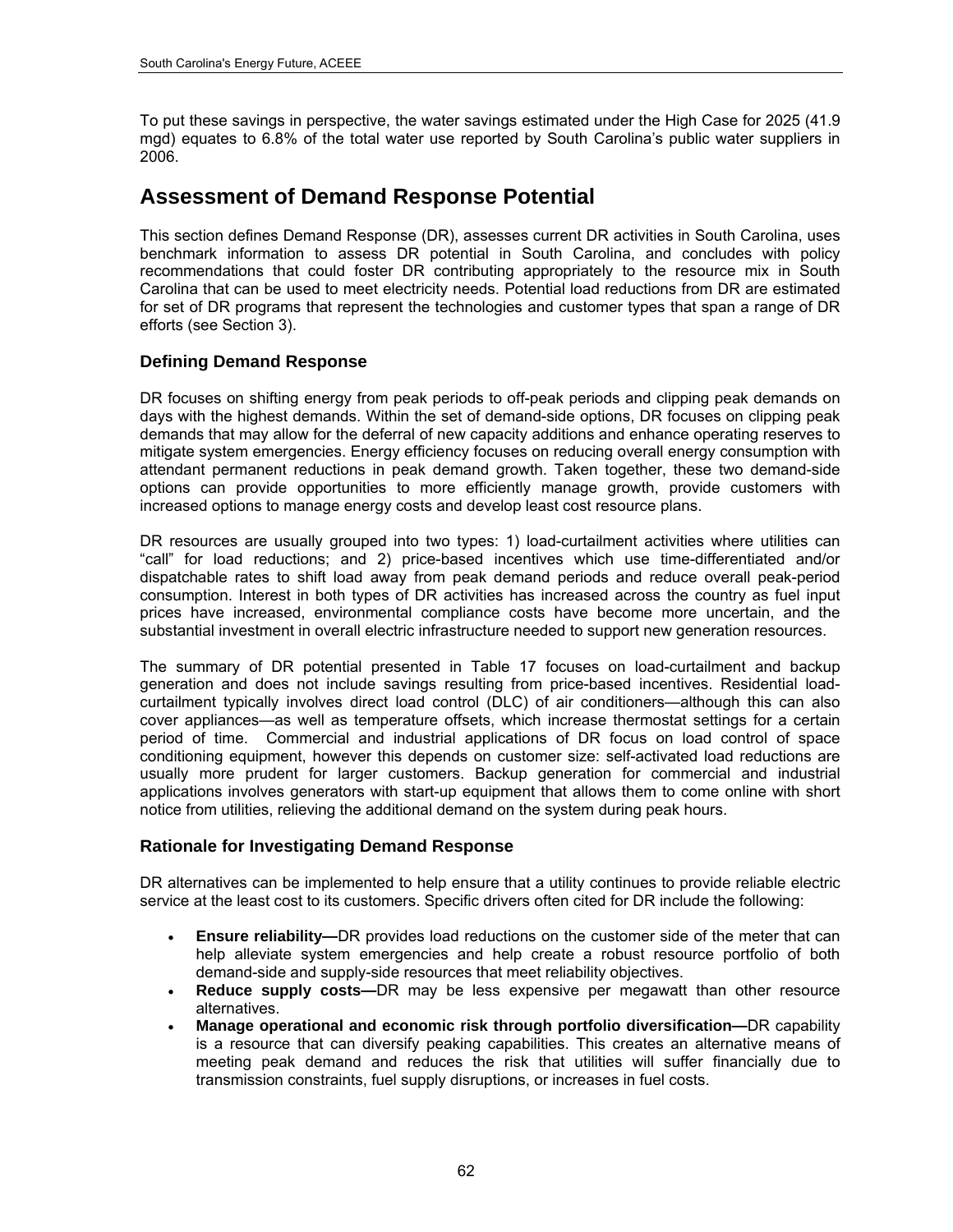To put these savings in perspective, the water savings estimated under the High Case for 2025 (41.9 mgd) equates to 6.8% of the total water use reported by South Carolina's public water suppliers in 2006.

## Assessment of Demand Response Potential

This section defines Demand Response (DR), assesses current DR activities in South Carolina, uses benchmark information to assess DR potential in South Carolina, and concludes with policy recommendations that could foster DR contributing appropriately to the resource mix in South Carolina that can be used to meet electricity needs. Potential load reductions from DR are estimated for set of DR programs that represent the technologies and customer types that span a range of DR efforts (see Section 3).

### Defining Demand Response

DR focuses on shifting energy from peak periods to off-peak periods and clipping peak demands on days with the highest demands. Within the set of demand-side options, DR focuses on clipping peak demands that may allow for the deferral of new capacity additions and enhance operating reserves to mitigate system emergencies. Energy efficiency focuses on reducing overall energy consumption with attendant permanent reductions in peak demand growth. Taken together, these two demand-side options can provide opportunities to more efficiently manage growth, provide customers with increased options to manage energy costs and develop least cost resource plans.

DR resources are usually grouped into two types: 1) load-curtailment activities where utilities can "call" for load reductions; and 2) price-based incentives which use time-differentiated and/or dispatchable rates to shift load away from peak demand periods and reduce overall peak-period consumption. Interest in both types of DR activities has increased across the country as fuel input prices have increased, environmental compliance costs have become more uncertain, and the substantial investment in overall electric infrastructure needed to support new generation resources.

The summary of DR potential presented in Table 17 focuses on load-curtailment and backup generation and does not include savings resulting from price-based incentives. Residential load-curtailment typically involves direct load control (DLC) of air conditioners—although this can also cover appliances—as well as temperature offsets, which increase thermostat settings for a certain period of time. Commercial and industrial applications of DR focus on load control of space conditioning equipment, however this depends on customer size: self-activated load reductions are usually more prudent for larger customers. Backup generation for commercial and industrial applications involves generators with start-up equipment that allows them to come online with short notice from utilities, relieving the additional demand on the system during peak hours.

### Rationale for Investigating Demand Response

DR alternatives can be implemented to help ensure that a utility continues to provide reliable electric service at the least cost to its customers. Specific drivers often cited for DR include the following:

- **Ensure reliability—**DR provides load reductions on the customer side of the meter that can help alleviate system emergencies and help create a robust resource portfolio of both demand-side and supply-side resources that meet reliability objectives.
- **Reduce supply costs—**DR may be less expensive per megawatt than other resource alternatives.
- **Manage operational and economic risk through portfolio diversification—**DR capability is a resource that can diversify peaking capabilities. This creates an alternative means of meeting peak demand and reduces the risk that utilities will suffer financially due to transmission constraints, fuel supply disruptions, or increases in fuel costs.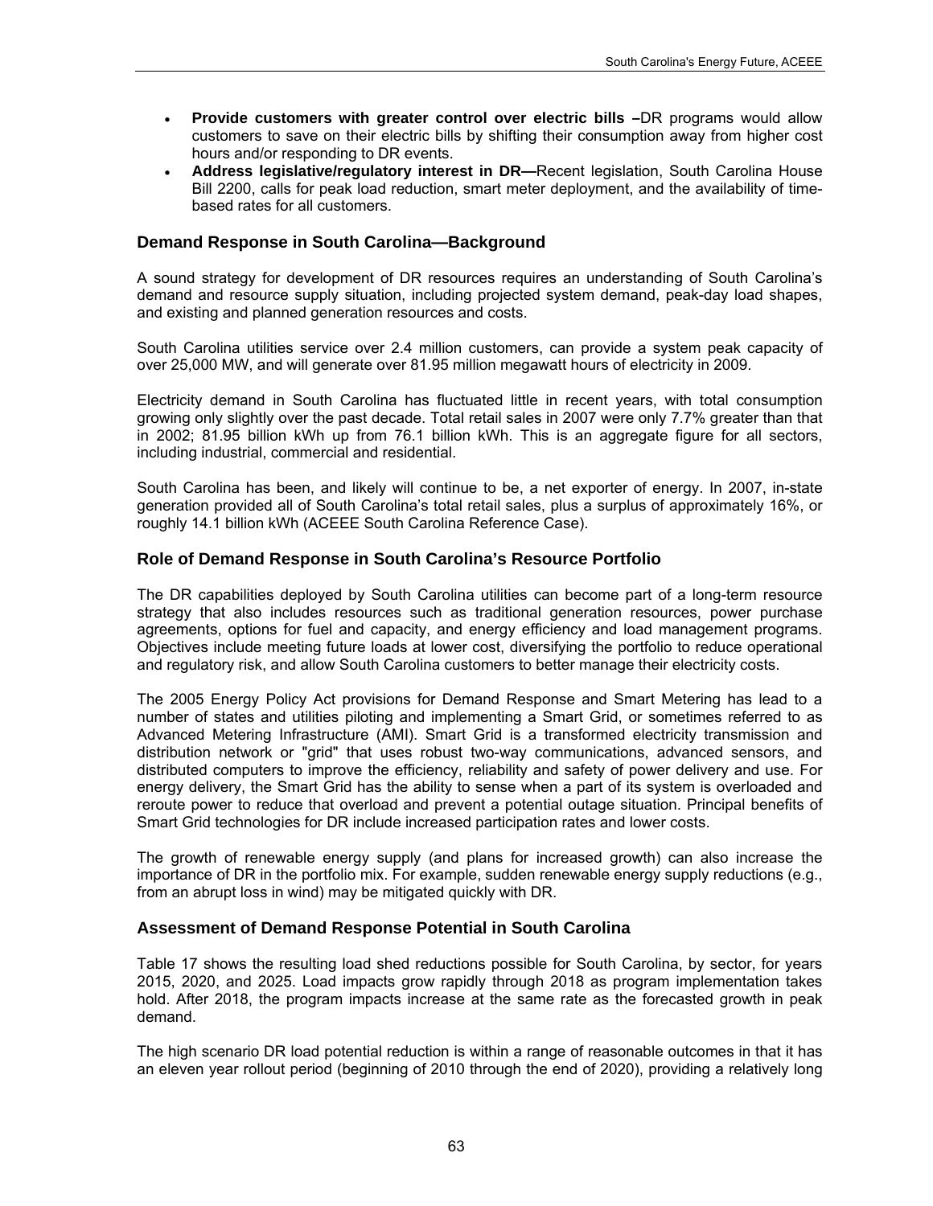- **Provide customers with greater control over electric bills –**DR programs would allow customers to save on their electric bills by shifting their consumption away from higher cost hours and/or responding to DR events.
- **Address legislative/regulatory interest in DR—**Recent legislation, South Carolina House Bill 2200, calls for peak load reduction, smart meter deployment, and the availability of time-based rates for all customers.

### Demand Response in South Carolina—Background

A sound strategy for development of DR resources requires an understanding of South Carolina's demand and resource supply situation, including projected system demand, peak-day load shapes, and existing and planned generation resources and costs.

South Carolina utilities service over 2.4 million customers, can provide a system peak capacity of over 25,000 MW, and will generate over 81.95 million megawatt hours of electricity in 2009.

Electricity demand in South Carolina has fluctuated little in recent years, with total consumption growing only slightly over the past decade. Total retail sales in 2007 were only 7.7% greater than that in 2002; 81.95 billion kWh up from 76.1 billion kWh. This is an aggregate figure for all sectors, including industrial, commercial and residential.

South Carolina has been, and likely will continue to be, a net exporter of energy. In 2007, in-state generation provided all of South Carolina's total retail sales, plus a surplus of approximately 16%, or roughly 14.1 billion kWh (ACEEE South Carolina Reference Case).

### Role of Demand Response in South Carolina's Resource Portfolio

The DR capabilities deployed by South Carolina utilities can become part of a long-term resource strategy that also includes resources such as traditional generation resources, power purchase agreements, options for fuel and capacity, and energy efficiency and load management programs. Objectives include meeting future loads at lower cost, diversifying the portfolio to reduce operational and regulatory risk, and allow South Carolina customers to better manage their electricity costs.

The 2005 Energy Policy Act provisions for Demand Response and Smart Metering has lead to a number of states and utilities piloting and implementing a Smart Grid, or sometimes referred to as Advanced Metering Infrastructure (AMI). Smart Grid is a transformed electricity transmission and distribution network or "grid" that uses robust two-way communications, advanced sensors, and distributed computers to improve the efficiency, reliability and safety of power delivery and use. For energy delivery, the Smart Grid has the ability to sense when a part of its system is overloaded and reroute power to reduce that overload and prevent a potential outage situation. Principal benefits of Smart Grid technologies for DR include increased participation rates and lower costs.

The growth of renewable energy supply (and plans for increased growth) can also increase the importance of DR in the portfolio mix. For example, sudden renewable energy supply reductions (e.g., from an abrupt loss in wind) may be mitigated quickly with DR.

### Assessment of Demand Response Potential in South Carolina

Table 17 shows the resulting load shed reductions possible for South Carolina, by sector, for years 2015, 2020, and 2025. Load impacts grow rapidly through 2018 as program implementation takes hold. After 2018, the program impacts increase at the same rate as the forecasted growth in peak demand.

The high scenario DR load potential reduction is within a range of reasonable outcomes in that it has an eleven year rollout period (beginning of 2010 through the end of 2020), providing a relatively long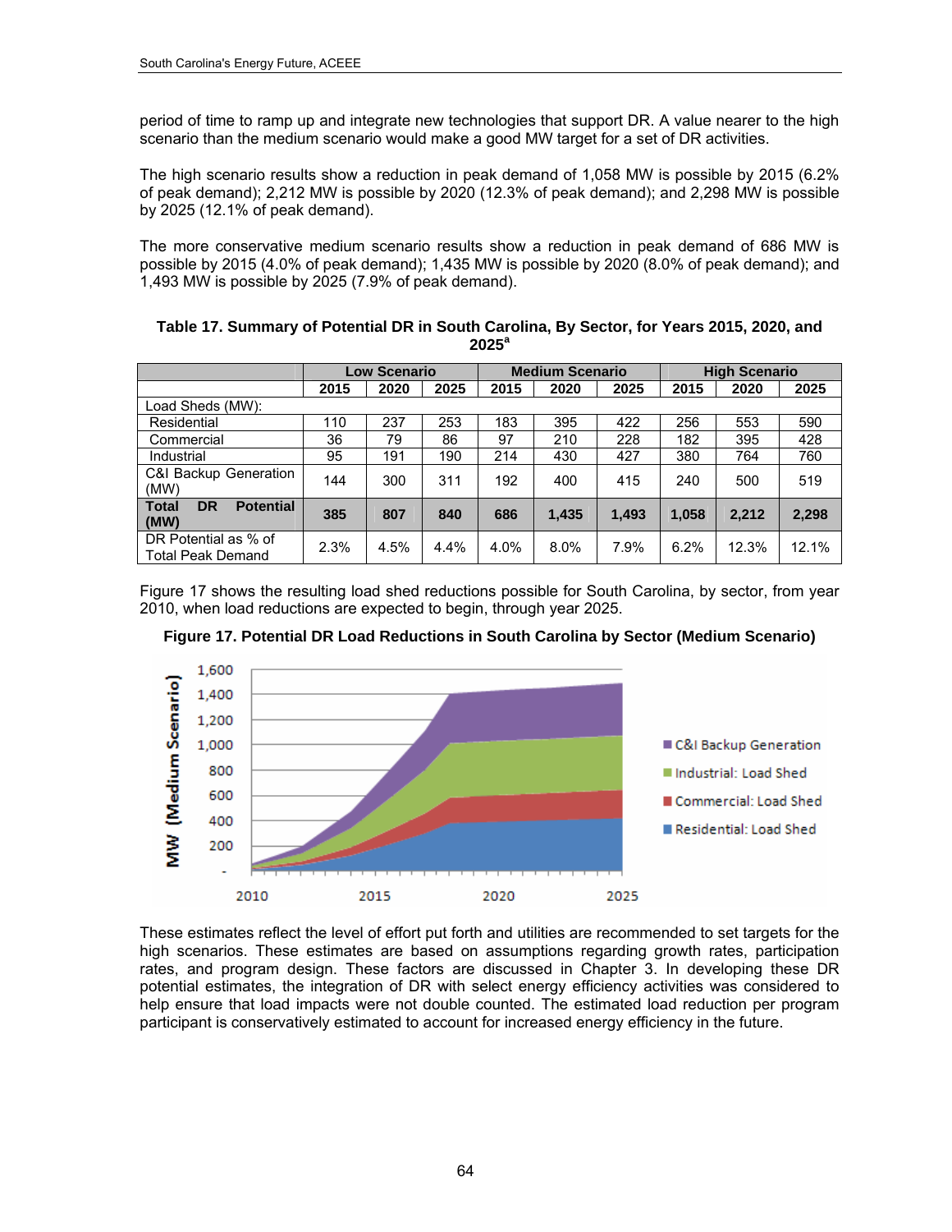period of time to ramp up and integrate new technologies that support DR. A value nearer to the high scenario than the medium scenario would make a good MW target for a set of DR activities.

The high scenario results show a reduction in peak demand of 1,058 MW is possible by 2015 (6.2% of peak demand); 2,212 MW is possible by 2020 (12.3% of peak demand); and 2,298 MW is possible by 2025 (12.1% of peak demand).

The more conservative medium scenario results show a reduction in peak demand of 686 MW is possible by 2015 (4.0% of peak demand); 1,435 MW is possible by 2020 (8.0% of peak demand); and 1,493 MW is possible by 2025 (7.9% of peak demand).

**Table 17. Summary of Potential DR in South Carolina, By Sector, for Years 2015, 2020, and 2025[a]**

| | Low Scenario | | | Medium Scenario | | | High Scenario | | |
|---|---|---|---|---|---|---|---|---|---|
| | 2015 | 2020 | 2025 | 2015 | 2020 | 2025 | 2015 | 2020 | 2025 |
| Load Sheds (MW): | | | | | | | | | |
| Residential | 110 | 237 | 253 | 183 | 395 | 422 | 256 | 553 | 590 |
| Commercial | 36 | 79 | 86 | 97 | 210 | 228 | 182 | 395 | 428 |
| Industrial | 95 | 191 | 190 | 214 | 430 | 427 | 380 | 764 | 760 |
| C&I Backup Generation (MW) | 144 | 300 | 311 | 192 | 400 | 415 | 240 | 500 | 519 |
| **Total DR Potential (MW)** | **385** | **807** | **840** | **686** | **1,435** | **1,493** | **1,058** | **2,212** | **2,298** |
| DR Potential as % of Total Peak Demand | 2.3% | 4.5% | 4.4% | 4.0% | 8.0% | 7.9% | 6.2% | 12.3% | 12.1% |

Figure 17 shows the resulting load shed reductions possible for South Carolina, by sector, from year 2010, when load reductions are expected to begin, through year 2025.

**Figure 17. Potential DR Load Reductions in South Carolina by Sector (Medium Scenario)**

These estimates reflect the level of effort put forth and utilities are recommended to set targets for the high scenarios. These estimates are based on assumptions regarding growth rates, participation rates, and program design. These factors are discussed in Chapter 3. In developing these DR potential estimates, the integration of DR with select energy efficiency activities was considered to help ensure that load impacts were not double counted. The estimated load reduction per program participant is conservatively estimated to account for increased energy efficiency in the future.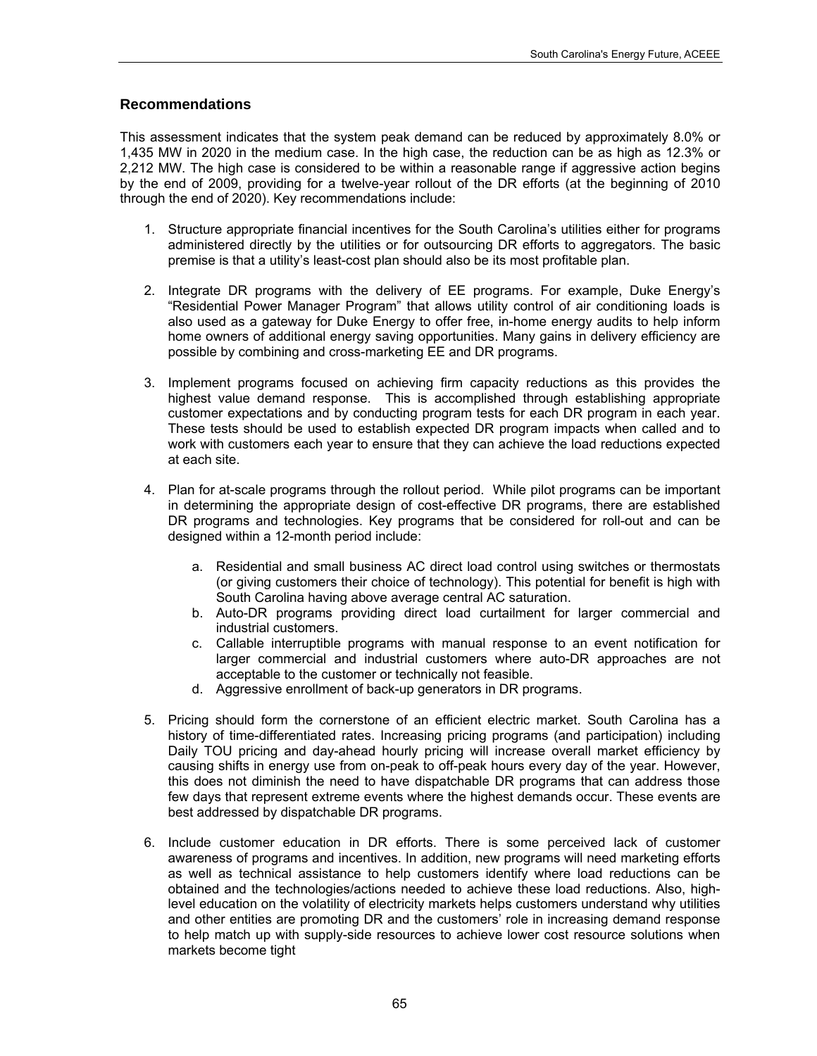## Recommendations

This assessment indicates that the system peak demand can be reduced by approximately 8.0% or 1,435 MW in 2020 in the medium case. In the high case, the reduction can be as high as 12.3% or 2,212 MW. The high case is considered to be within a reasonable range if aggressive action begins by the end of 2009, providing for a twelve-year rollout of the DR efforts (at the beginning of 2010 through the end of 2020). Key recommendations include:

1. Structure appropriate financial incentives for the South Carolina's utilities either for programs administered directly by the utilities or for outsourcing DR efforts to aggregators. The basic premise is that a utility's least-cost plan should also be its most profitable plan.

2. Integrate DR programs with the delivery of EE programs. For example, Duke Energy's "Residential Power Manager Program" that allows utility control of air conditioning loads is also used as a gateway for Duke Energy to offer free, in-home energy audits to help inform home owners of additional energy saving opportunities. Many gains in delivery efficiency are possible by combining and cross-marketing EE and DR programs.

3. Implement programs focused on achieving firm capacity reductions as this provides the highest value demand response. This is accomplished through establishing appropriate customer expectations and by conducting program tests for each DR program in each year. These tests should be used to establish expected DR program impacts when called and to work with customers each year to ensure that they can achieve the load reductions expected at each site.

4. Plan for at-scale programs through the rollout period. While pilot programs can be important in determining the appropriate design of cost-effective DR programs, there are established DR programs and technologies. Key programs that be considered for roll-out and can be designed within a 12-month period include:

    a. Residential and small business AC direct load control using switches or thermostats (or giving customers their choice of technology). This potential for benefit is high with South Carolina having above average central AC saturation.
    b. Auto-DR programs providing direct load curtailment for larger commercial and industrial customers.
    c. Callable interruptible programs with manual response to an event notification for larger commercial and industrial customers where auto-DR approaches are not acceptable to the customer or technically not feasible.
    d. Aggressive enrollment of back-up generators in DR programs.

5. Pricing should form the cornerstone of an efficient electric market. South Carolina has a history of time-differentiated rates. Increasing pricing programs (and participation) including Daily TOU pricing and day-ahead hourly pricing will increase overall market efficiency by causing shifts in energy use from on-peak to off-peak hours every day of the year. However, this does not diminish the need to have dispatchable DR programs that can address those few days that represent extreme events where the highest demands occur. These events are best addressed by dispatchable DR programs.

6. Include customer education in DR efforts. There is some perceived lack of customer awareness of programs and incentives. In addition, new programs will need marketing efforts as well as technical assistance to help customers identify where load reductions can be obtained and the technologies/actions needed to achieve these load reductions. Also, high-level education on the volatility of electricity markets helps customers understand why utilities and other entities are promoting DR and the customers' role in increasing demand response to help match up with supply-side resources to achieve lower cost resource solutions when markets become tight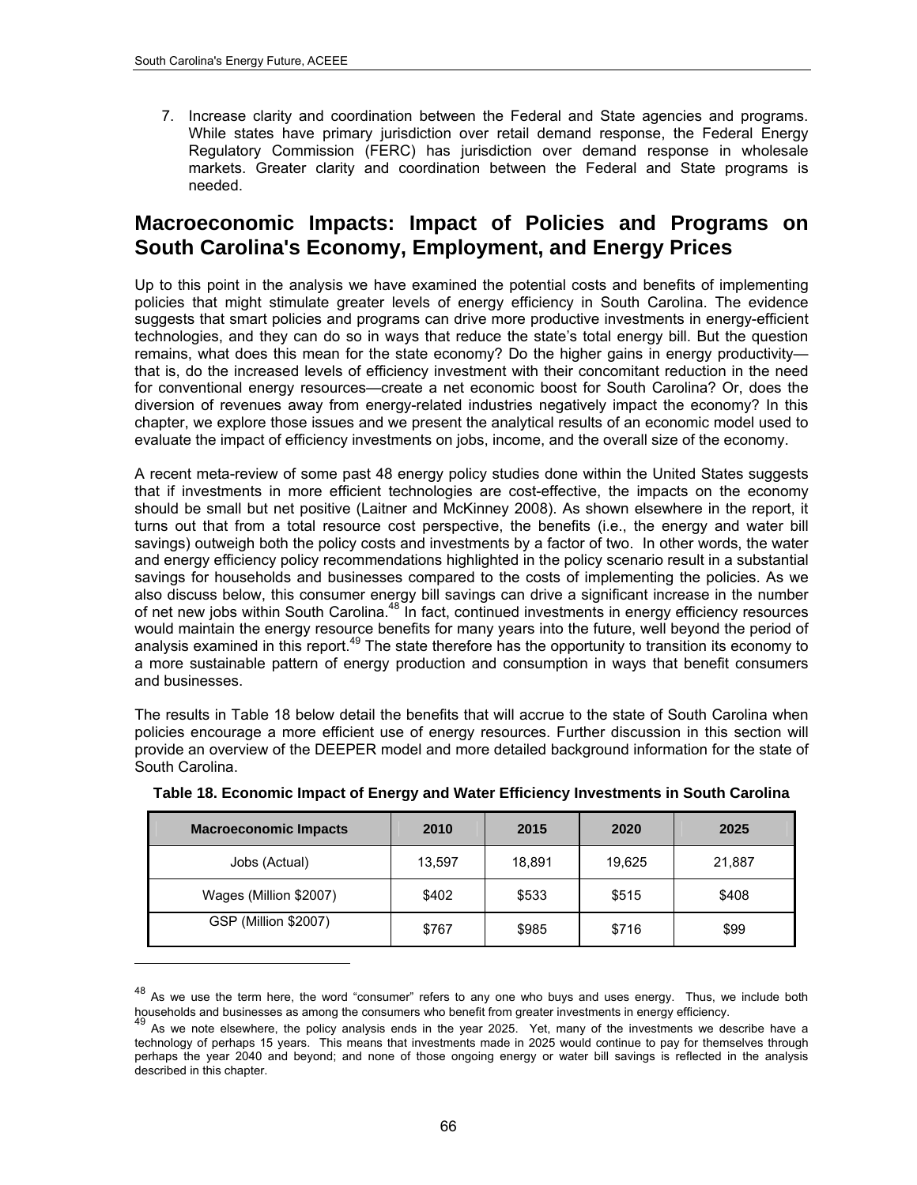7. Increase clarity and coordination between the Federal and State agencies and programs. While states have primary jurisdiction over retail demand response, the Federal Energy Regulatory Commission (FERC) has jurisdiction over demand response in wholesale markets. Greater clarity and coordination between the Federal and State programs is needed.

## Macroeconomic Impacts: Impact of Policies and Programs on South Carolina's Economy, Employment, and Energy Prices

Up to this point in the analysis we have examined the potential costs and benefits of implementing policies that might stimulate greater levels of energy efficiency in South Carolina. The evidence suggests that smart policies and programs can drive more productive investments in energy-efficient technologies, and they can do so in ways that reduce the state's total energy bill. But the question remains, what does this mean for the state economy? Do the higher gains in energy productivity—that is, do the increased levels of efficiency investment with their concomitant reduction in the need for conventional energy resources—create a net economic boost for South Carolina? Or, does the diversion of revenues away from energy-related industries negatively impact the economy? In this chapter, we explore those issues and we present the analytical results of an economic model used to evaluate the impact of efficiency investments on jobs, income, and the overall size of the economy.

A recent meta-review of some past 48 energy policy studies done within the United States suggests that if investments in more efficient technologies are cost-effective, the impacts on the economy should be small but net positive (Laitner and McKinney 2008). As shown elsewhere in the report, it turns out that from a total resource cost perspective, the benefits (i.e., the energy and water bill savings) outweigh both the policy costs and investments by a factor of two. In other words, the water and energy efficiency policy recommendations highlighted in the policy scenario result in a substantial savings for households and businesses compared to the costs of implementing the policies. As we also discuss below, this consumer energy bill savings can drive a significant increase in the number of net new jobs within South Carolina.[48] In fact, continued investments in energy efficiency resources would maintain the energy resource benefits for many years into the future, well beyond the period of analysis examined in this report.[49] The state therefore has the opportunity to transition its economy to a more sustainable pattern of energy production and consumption in ways that benefit consumers and businesses.

The results in Table 18 below detail the benefits that will accrue to the state of South Carolina when policies encourage a more efficient use of energy resources. Further discussion in this section will provide an overview of the DEEPER model and more detailed background information for the state of South Carolina.

**Table 18. Economic Impact of Energy and Water Efficiency Investments in South Carolina**

| Macroeconomic Impacts | 2010 | 2015 | 2020 | 2025 |
|---|---|---|---|---|
| Jobs (Actual) | 13,597 | 18,891 | 19,625 | 21,887 |
| Wages (Million $2007) | $402 | $533 | $515 | $408 |
| GSP (Million $2007) | $767 | $985 | $716 | $99 |

[48] As we use the term here, the word "consumer" refers to any one who buys and uses energy. Thus, we include both households and businesses as among the consumers who benefit from greater investments in energy efficiency.

[49] As we note elsewhere, the policy analysis ends in the year 2025. Yet, many of the investments we describe have a technology of perhaps 15 years. This means that investments made in 2025 would continue to pay for themselves through perhaps the year 2040 and beyond; and none of those ongoing energy or water bill savings is reflected in the analysis described in this chapter.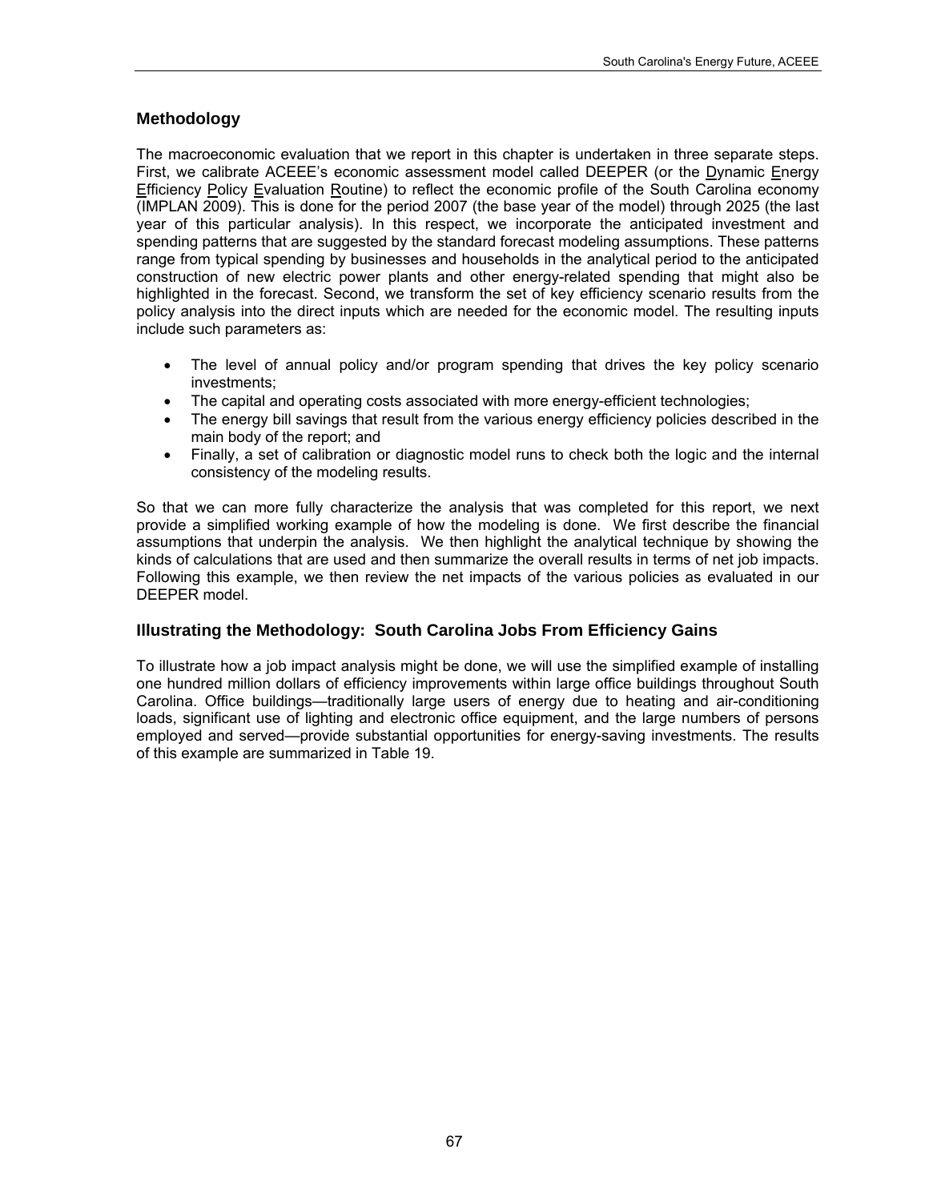## Methodology

The macroeconomic evaluation that we report in this chapter is undertaken in three separate steps. First, we calibrate ACEEE's economic assessment model called DEEPER (or the Dynamic Energy Efficiency Policy Evaluation Routine) to reflect the economic profile of the South Carolina economy (IMPLAN 2009). This is done for the period 2007 (the base year of the model) through 2025 (the last year of this particular analysis). In this respect, we incorporate the anticipated investment and spending patterns that are suggested by the standard forecast modeling assumptions. These patterns range from typical spending by businesses and households in the analytical period to the anticipated construction of new electric power plants and other energy-related spending that might also be highlighted in the forecast. Second, we transform the set of key efficiency scenario results from the policy analysis into the direct inputs which are needed for the economic model. The resulting inputs include such parameters as:

- The level of annual policy and/or program spending that drives the key policy scenario investments;
- The capital and operating costs associated with more energy-efficient technologies;
- The energy bill savings that result from the various energy efficiency policies described in the main body of the report; and
- Finally, a set of calibration or diagnostic model runs to check both the logic and the internal consistency of the modeling results.

So that we can more fully characterize the analysis that was completed for this report, we next provide a simplified working example of how the modeling is done. We first describe the financial assumptions that underpin the analysis. We then highlight the analytical technique by showing the kinds of calculations that are used and then summarize the overall results in terms of net job impacts. Following this example, we then review the net impacts of the various policies as evaluated in our DEEPER model.

## Illustrating the Methodology: South Carolina Jobs From Efficiency Gains

To illustrate how a job impact analysis might be done, we will use the simplified example of installing one hundred million dollars of efficiency improvements within large office buildings throughout South Carolina. Office buildings—traditionally large users of energy due to heating and air-conditioning loads, significant use of lighting and electronic office equipment, and the large numbers of persons employed and served—provide substantial opportunities for energy-saving investments. The results of this example are summarized in Table 19.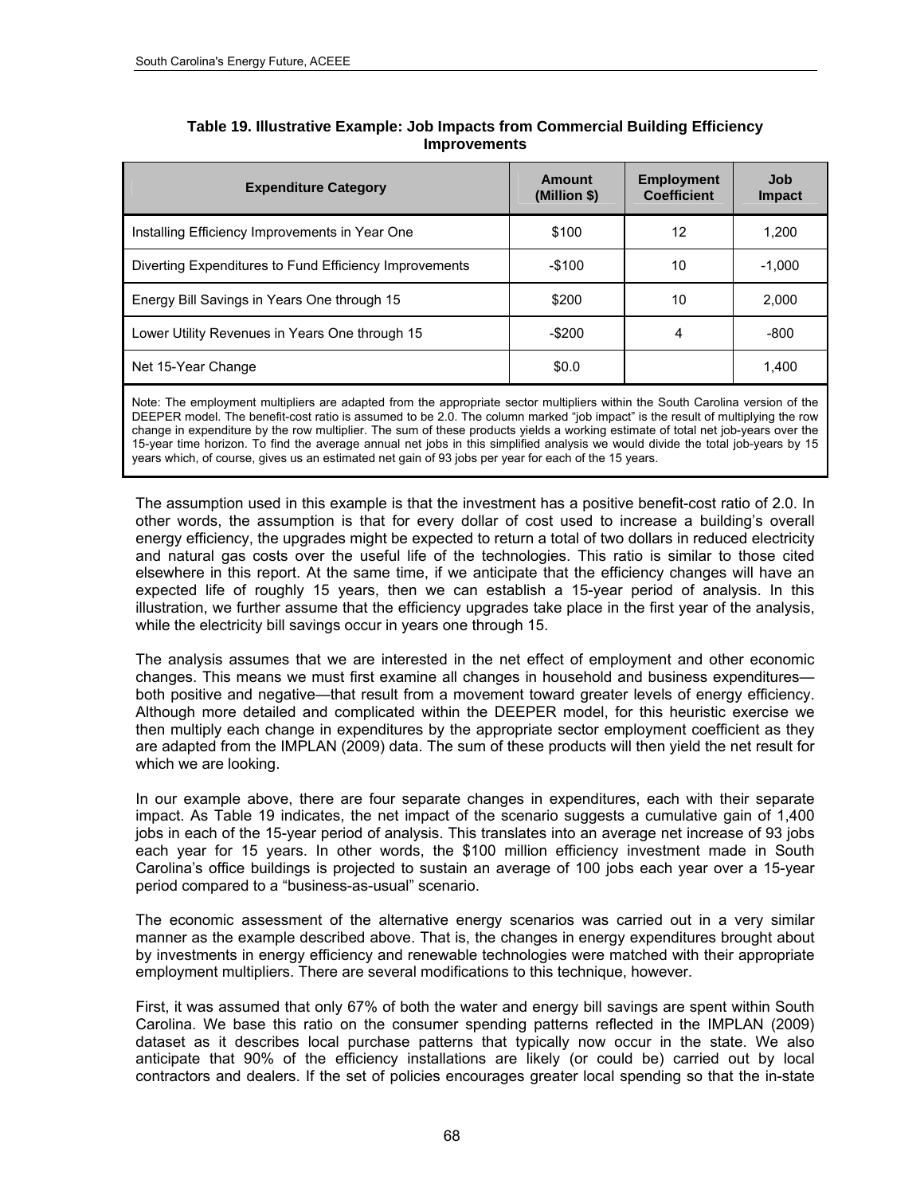**Table 19. Illustrative Example: Job Impacts from Commercial Building Efficiency Improvements**

| Expenditure Category | Amount (Million $) | Employment Coefficient | Job Impact |
|---|---|---|---|
| Installing Efficiency Improvements in Year One | $100 | 12 | 1,200 |
| Diverting Expenditures to Fund Efficiency Improvements | -$100 | 10 | -1,000 |
| Energy Bill Savings in Years One through 15 | $200 | 10 | 2,000 |
| Lower Utility Revenues in Years One through 15 | -$200 | 4 | -800 |
| Net 15-Year Change | $0.0 | | 1,400 |

Note: The employment multipliers are adapted from the appropriate sector multipliers within the South Carolina version of the DEEPER model. The benefit-cost ratio is assumed to be 2.0. The column marked "job impact" is the result of multiplying the row change in expenditure by the row multiplier. The sum of these products yields a working estimate of total net job-years over the 15-year time horizon. To find the average annual net jobs in this simplified analysis we would divide the total job-years by 15 years which, of course, gives us an estimated net gain of 93 jobs per year for each of the 15 years.

The assumption used in this example is that the investment has a positive benefit-cost ratio of 2.0. In other words, the assumption is that for every dollar of cost used to increase a building's overall energy efficiency, the upgrades might be expected to return a total of two dollars in reduced electricity and natural gas costs over the useful life of the technologies. This ratio is similar to those cited elsewhere in this report. At the same time, if we anticipate that the efficiency changes will have an expected life of roughly 15 years, then we can establish a 15-year period of analysis. In this illustration, we further assume that the efficiency upgrades take place in the first year of the analysis, while the electricity bill savings occur in years one through 15.

The analysis assumes that we are interested in the net effect of employment and other economic changes. This means we must first examine all changes in household and business expenditures—both positive and negative—that result from a movement toward greater levels of energy efficiency. Although more detailed and complicated within the DEEPER model, for this heuristic exercise we then multiply each change in expenditures by the appropriate sector employment coefficient as they are adapted from the IMPLAN (2009) data. The sum of these products will then yield the net result for which we are looking.

In our example above, there are four separate changes in expenditures, each with their separate impact. As Table 19 indicates, the net impact of the scenario suggests a cumulative gain of 1,400 jobs in each of the 15-year period of analysis. This translates into an average net increase of 93 jobs each year for 15 years. In other words, the $100 million efficiency investment made in South Carolina's office buildings is projected to sustain an average of 100 jobs each year over a 15-year period compared to a "business-as-usual" scenario.

The economic assessment of the alternative energy scenarios was carried out in a very similar manner as the example described above. That is, the changes in energy expenditures brought about by investments in energy efficiency and renewable technologies were matched with their appropriate employment multipliers. There are several modifications to this technique, however.

First, it was assumed that only 67% of both the water and energy bill savings are spent within South Carolina. We base this ratio on the consumer spending patterns reflected in the IMPLAN (2009) dataset as it describes local purchase patterns that typically now occur in the state. We also anticipate that 90% of the efficiency installations are likely (or could be) carried out by local contractors and dealers. If the set of policies encourages greater local spending so that the in-state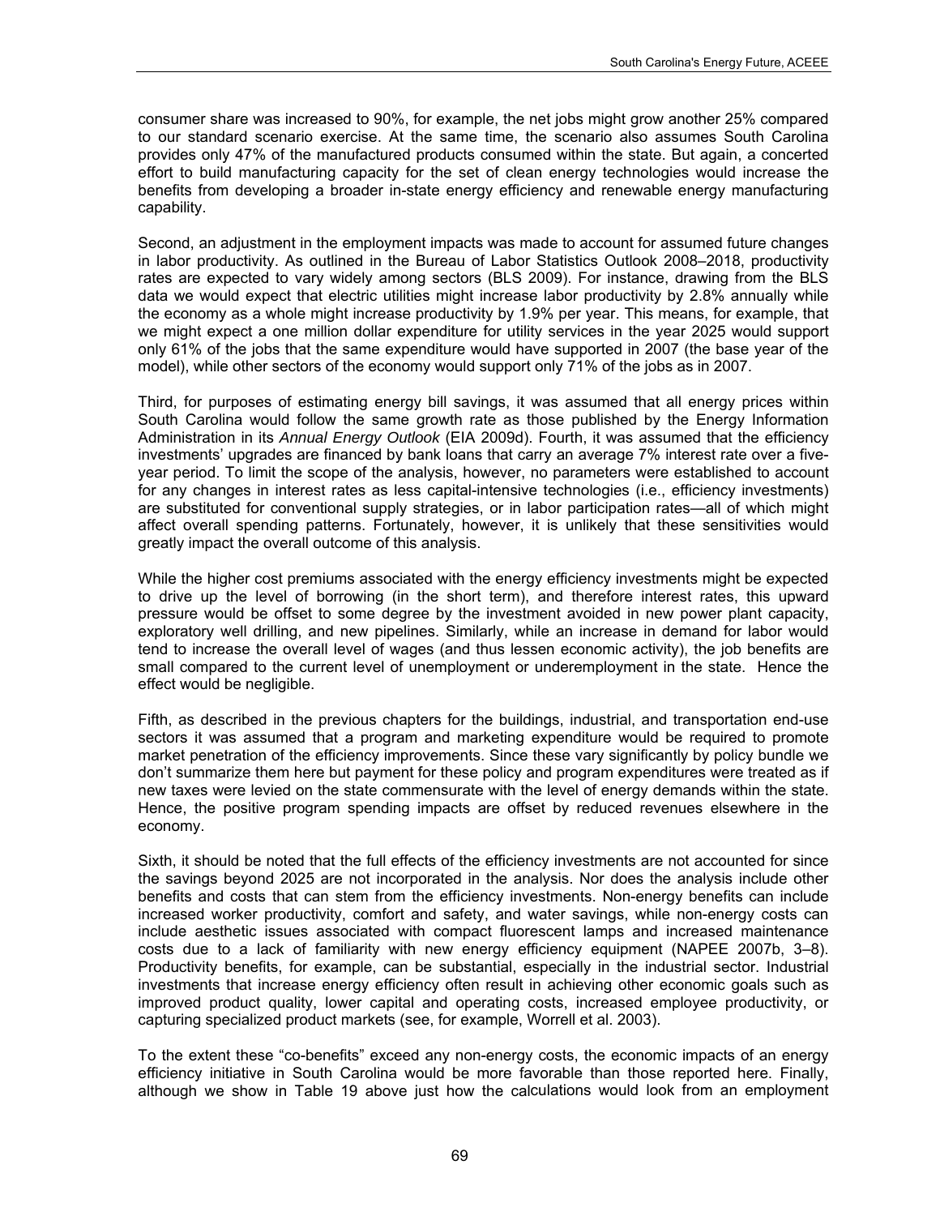consumer share was increased to 90%, for example, the net jobs might grow another 25% compared to our standard scenario exercise. At the same time, the scenario also assumes South Carolina provides only 47% of the manufactured products consumed within the state. But again, a concerted effort to build manufacturing capacity for the set of clean energy technologies would increase the benefits from developing a broader in-state energy efficiency and renewable energy manufacturing capability.

Second, an adjustment in the employment impacts was made to account for assumed future changes in labor productivity. As outlined in the Bureau of Labor Statistics Outlook 2008–2018, productivity rates are expected to vary widely among sectors (BLS 2009). For instance, drawing from the BLS data we would expect that electric utilities might increase labor productivity by 2.8% annually while the economy as a whole might increase productivity by 1.9% per year. This means, for example, that we might expect a one million dollar expenditure for utility services in the year 2025 would support only 61% of the jobs that the same expenditure would have supported in 2007 (the base year of the model), while other sectors of the economy would support only 71% of the jobs as in 2007.

Third, for purposes of estimating energy bill savings, it was assumed that all energy prices within South Carolina would follow the same growth rate as those published by the Energy Information Administration in its *Annual Energy Outlook* (EIA 2009d). Fourth, it was assumed that the efficiency investments' upgrades are financed by bank loans that carry an average 7% interest rate over a five-year period. To limit the scope of the analysis, however, no parameters were established to account for any changes in interest rates as less capital-intensive technologies (i.e., efficiency investments) are substituted for conventional supply strategies, or in labor participation rates—all of which might affect overall spending patterns. Fortunately, however, it is unlikely that these sensitivities would greatly impact the overall outcome of this analysis.

While the higher cost premiums associated with the energy efficiency investments might be expected to drive up the level of borrowing (in the short term), and therefore interest rates, this upward pressure would be offset to some degree by the investment avoided in new power plant capacity, exploratory well drilling, and new pipelines. Similarly, while an increase in demand for labor would tend to increase the overall level of wages (and thus lessen economic activity), the job benefits are small compared to the current level of unemployment or underemployment in the state. Hence the effect would be negligible.

Fifth, as described in the previous chapters for the buildings, industrial, and transportation end-use sectors it was assumed that a program and marketing expenditure would be required to promote market penetration of the efficiency improvements. Since these vary significantly by policy bundle we don't summarize them here but payment for these policy and program expenditures were treated as if new taxes were levied on the state commensurate with the level of energy demands within the state. Hence, the positive program spending impacts are offset by reduced revenues elsewhere in the economy.

Sixth, it should be noted that the full effects of the efficiency investments are not accounted for since the savings beyond 2025 are not incorporated in the analysis. Nor does the analysis include other benefits and costs that can stem from the efficiency investments. Non-energy benefits can include increased worker productivity, comfort and safety, and water savings, while non-energy costs can include aesthetic issues associated with compact fluorescent lamps and increased maintenance costs due to a lack of familiarity with new energy efficiency equipment (NAPEE 2007b, 3–8). Productivity benefits, for example, can be substantial, especially in the industrial sector. Industrial investments that increase energy efficiency often result in achieving other economic goals such as improved product quality, lower capital and operating costs, increased employee productivity, or capturing specialized product markets (see, for example, Worrell et al. 2003).

To the extent these "co-benefits" exceed any non-energy costs, the economic impacts of an energy efficiency initiative in South Carolina would be more favorable than those reported here. Finally, although we show in Table 19 above just how the calculations would look from an employment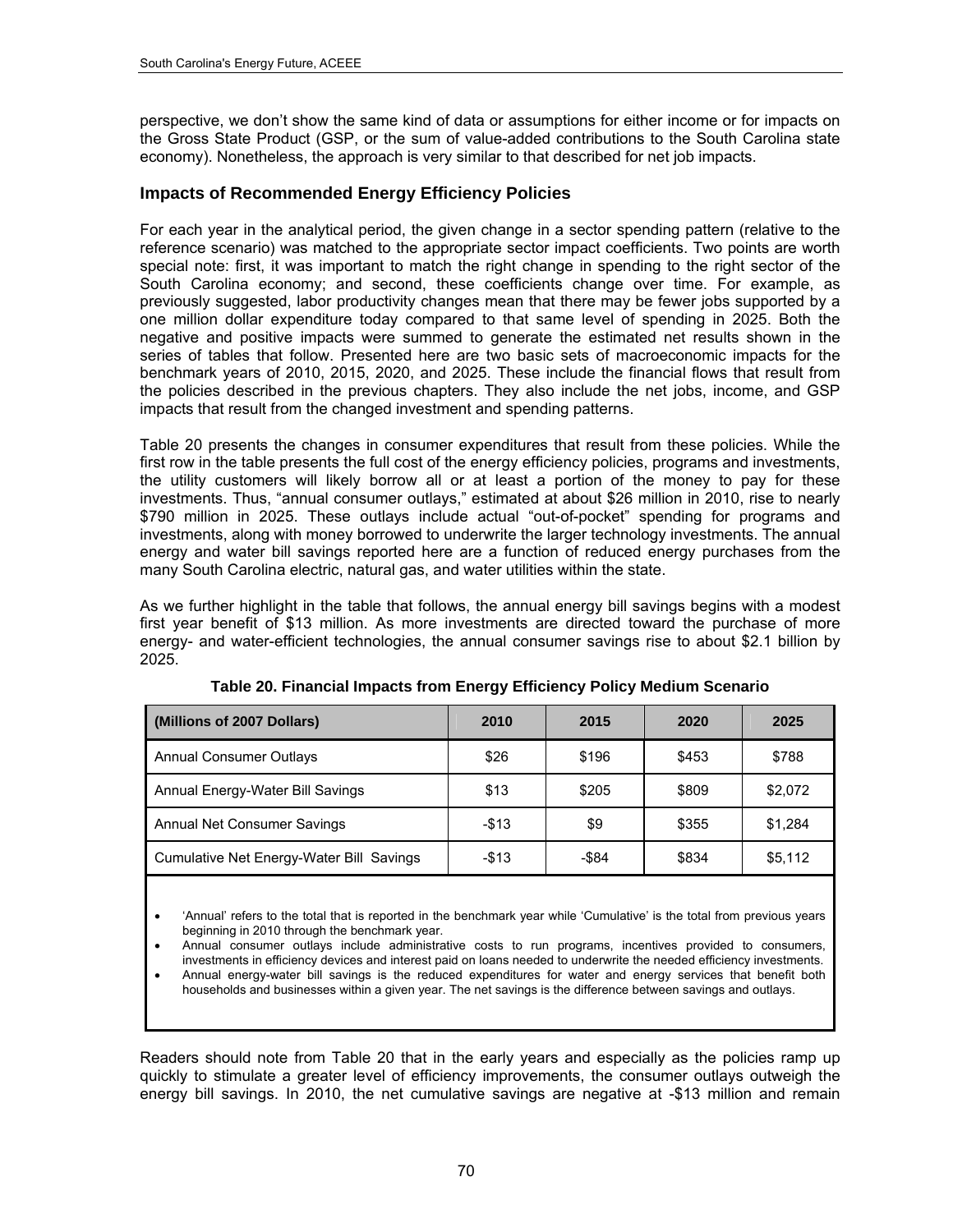perspective, we don't show the same kind of data or assumptions for either income or for impacts on the Gross State Product (GSP, or the sum of value-added contributions to the South Carolina state economy). Nonetheless, the approach is very similar to that described for net job impacts.

### Impacts of Recommended Energy Efficiency Policies

For each year in the analytical period, the given change in a sector spending pattern (relative to the reference scenario) was matched to the appropriate sector impact coefficients. Two points are worth special note: first, it was important to match the right change in spending to the right sector of the South Carolina economy; and second, these coefficients change over time. For example, as previously suggested, labor productivity changes mean that there may be fewer jobs supported by a one million dollar expenditure today compared to that same level of spending in 2025. Both the negative and positive impacts were summed to generate the estimated net results shown in the series of tables that follow. Presented here are two basic sets of macroeconomic impacts for the benchmark years of 2010, 2015, 2020, and 2025. These include the financial flows that result from the policies described in the previous chapters. They also include the net jobs, income, and GSP impacts that result from the changed investment and spending patterns.

Table 20 presents the changes in consumer expenditures that result from these policies. While the first row in the table presents the full cost of the energy efficiency policies, programs and investments, the utility customers will likely borrow all or at least a portion of the money to pay for these investments. Thus, "annual consumer outlays," estimated at about $26 million in 2010, rise to nearly $790 million in 2025. These outlays include actual "out-of-pocket" spending for programs and investments, along with money borrowed to underwrite the larger technology investments. The annual energy and water bill savings reported here are a function of reduced energy purchases from the many South Carolina electric, natural gas, and water utilities within the state.

As we further highlight in the table that follows, the annual energy bill savings begins with a modest first year benefit of $13 million. As more investments are directed toward the purchase of more energy- and water-efficient technologies, the annual consumer savings rise to about $2.1 billion by 2025.

**Table 20. Financial Impacts from Energy Efficiency Policy Medium Scenario**

| (Millions of 2007 Dollars) | 2010 | 2015 | 2020 | 2025 |
|---|---|---|---|---|
| Annual Consumer Outlays | $26 | $196 | $453 | $788 |
| Annual Energy-Water Bill Savings | $13 | $205 | $809 | $2,072 |
| Annual Net Consumer Savings | -$13 | $9 | $355 | $1,284 |
| Cumulative Net Energy-Water Bill Savings | -$13 | -$84 | $834 | $5,112 |

- 'Annual' refers to the total that is reported in the benchmark year while 'Cumulative' is the total from previous years beginning in 2010 through the benchmark year.
- Annual consumer outlays include administrative costs to run programs, incentives provided to consumers, investments in efficiency devices and interest paid on loans needed to underwrite the needed efficiency investments.
- Annual energy-water bill savings is the reduced expenditures for water and energy services that benefit both households and businesses within a given year. The net savings is the difference between savings and outlays.

Readers should note from Table 20 that in the early years and especially as the policies ramp up quickly to stimulate a greater level of efficiency improvements, the consumer outlays outweigh the energy bill savings. In 2010, the net cumulative savings are negative at -$13 million and remain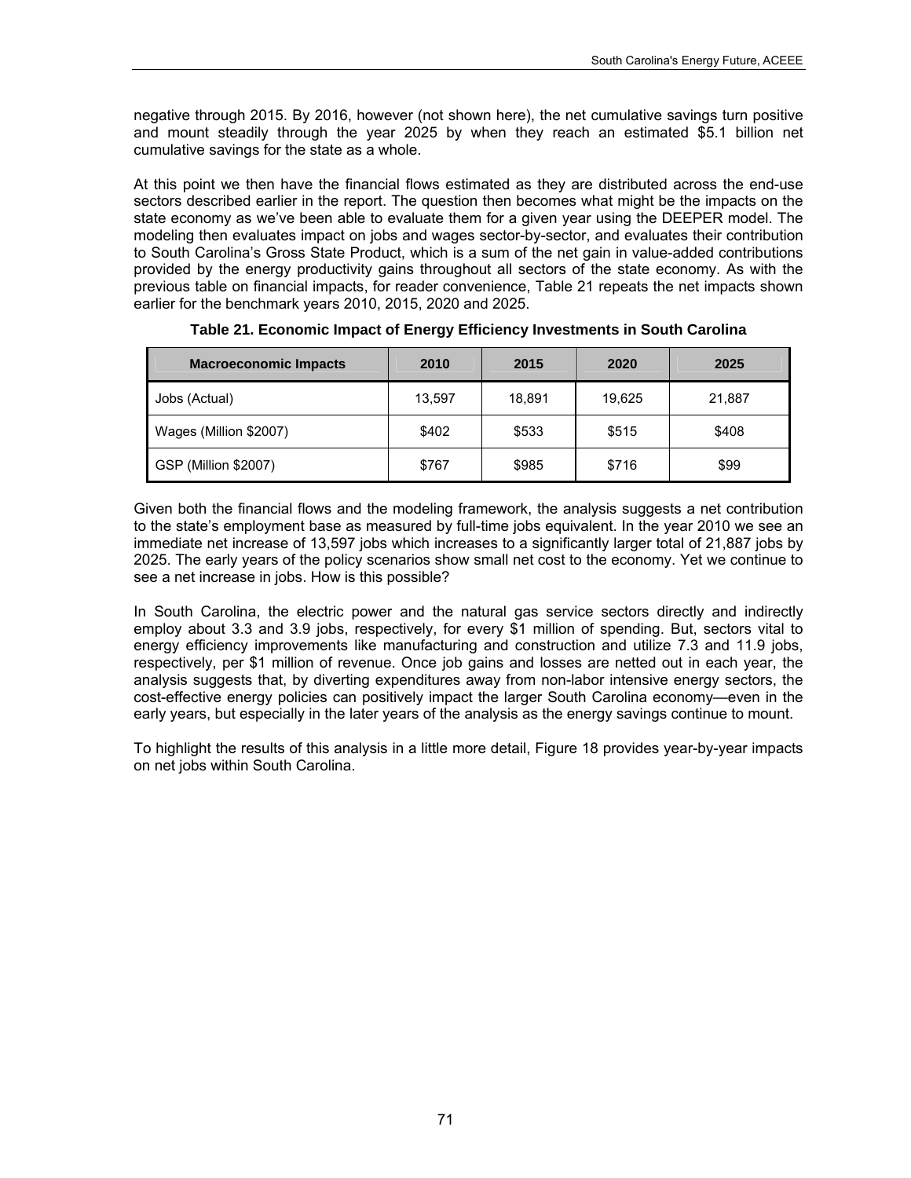negative through 2015. By 2016, however (not shown here), the net cumulative savings turn positive and mount steadily through the year 2025 by when they reach an estimated $5.1 billion net cumulative savings for the state as a whole.

At this point we then have the financial flows estimated as they are distributed across the end-use sectors described earlier in the report. The question then becomes what might be the impacts on the state economy as we've been able to evaluate them for a given year using the DEEPER model. The modeling then evaluates impact on jobs and wages sector-by-sector, and evaluates their contribution to South Carolina's Gross State Product, which is a sum of the net gain in value-added contributions provided by the energy productivity gains throughout all sectors of the state economy. As with the previous table on financial impacts, for reader convenience, Table 21 repeats the net impacts shown earlier for the benchmark years 2010, 2015, 2020 and 2025.

**Table 21. Economic Impact of Energy Efficiency Investments in South Carolina**

| Macroeconomic Impacts | 2010 | 2015 | 2020 | 2025 |
|---|---|---|---|---|
| Jobs (Actual) | 13,597 | 18,891 | 19,625 | 21,887 |
| Wages (Million $2007) | $402 | $533 | $515 | $408 |
| GSP (Million $2007) | $767 | $985 | $716 | $99 |

Given both the financial flows and the modeling framework, the analysis suggests a net contribution to the state's employment base as measured by full-time jobs equivalent. In the year 2010 we see an immediate net increase of 13,597 jobs which increases to a significantly larger total of 21,887 jobs by 2025. The early years of the policy scenarios show small net cost to the economy. Yet we continue to see a net increase in jobs. How is this possible?

In South Carolina, the electric power and the natural gas service sectors directly and indirectly employ about 3.3 and 3.9 jobs, respectively, for every $1 million of spending. But, sectors vital to energy efficiency improvements like manufacturing and construction and utilize 7.3 and 11.9 jobs, respectively, per $1 million of revenue. Once job gains and losses are netted out in each year, the analysis suggests that, by diverting expenditures away from non-labor intensive energy sectors, the cost-effective energy policies can positively impact the larger South Carolina economy—even in the early years, but especially in the later years of the analysis as the energy savings continue to mount.

To highlight the results of this analysis in a little more detail, Figure 18 provides year-by-year impacts on net jobs within South Carolina.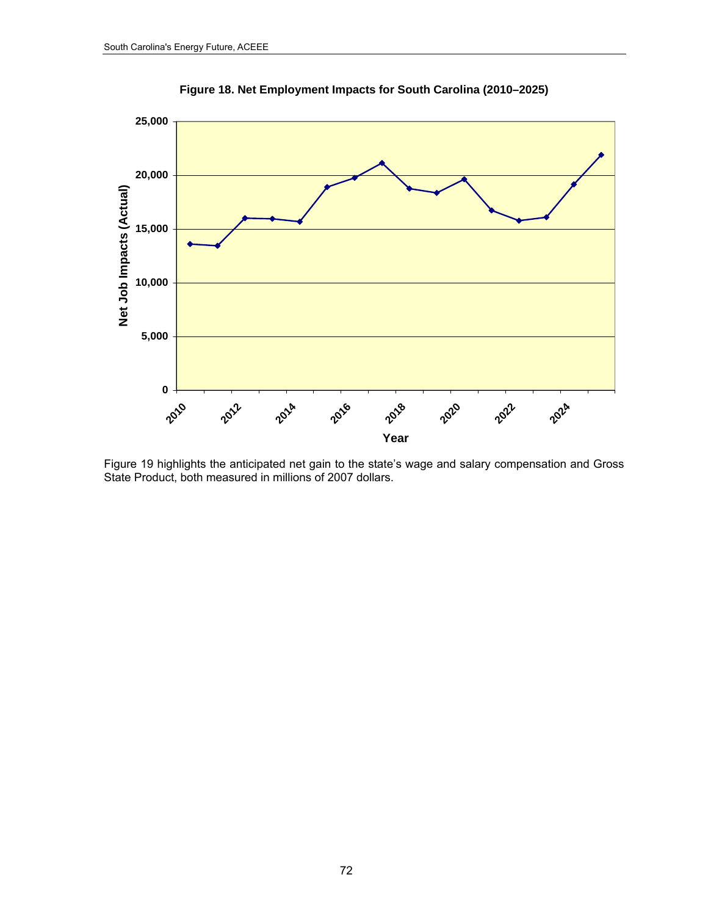**Figure 18. Net Employment Impacts for South Carolina (2010–2025)**

Figure 19 highlights the anticipated net gain to the state's wage and salary compensation and Gross State Product, both measured in millions of 2007 dollars.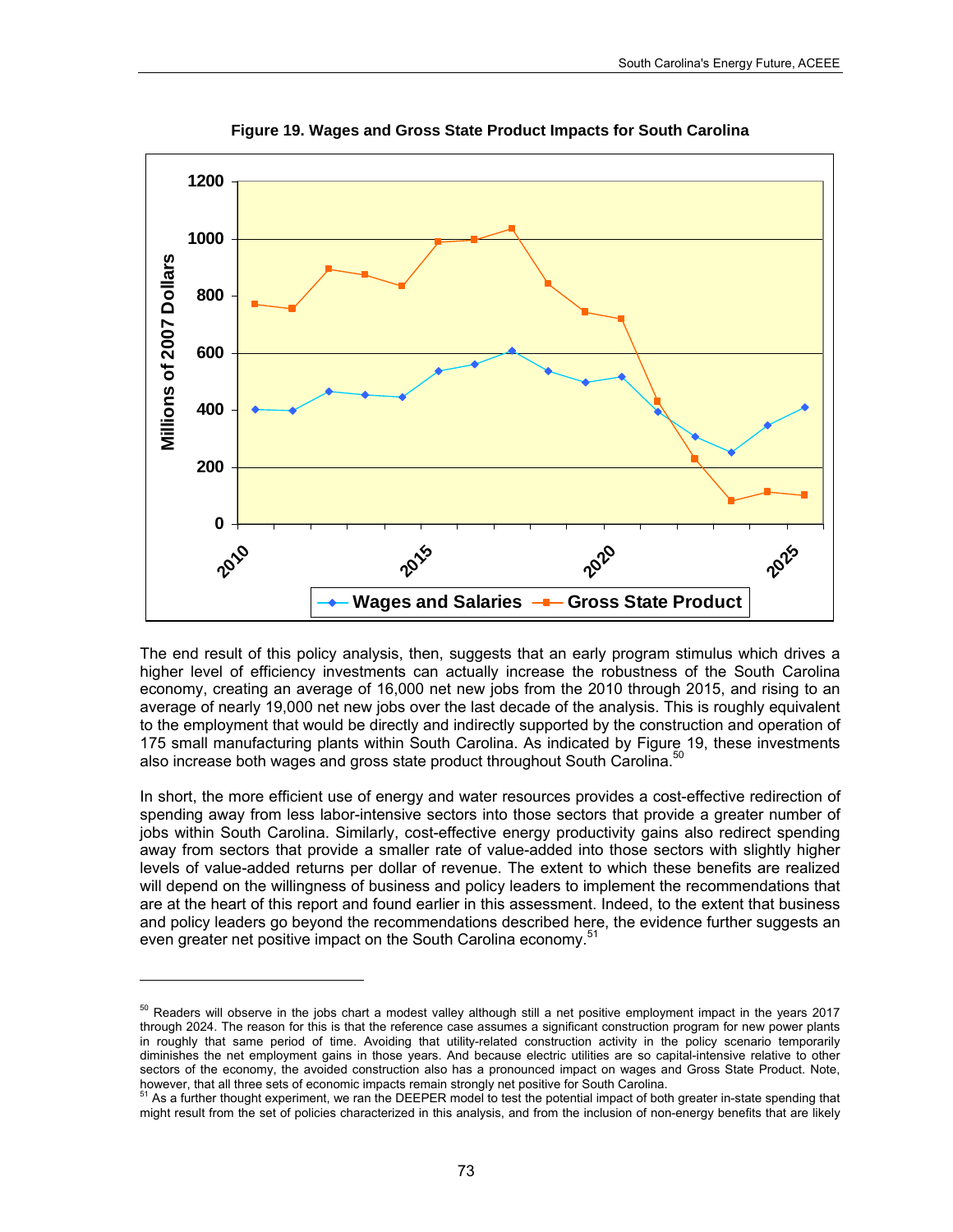**Figure 19. Wages and Gross State Product Impacts for South Carolina**

The end result of this policy analysis, then, suggests that an early program stimulus which drives a higher level of efficiency investments can actually increase the robustness of the South Carolina economy, creating an average of 16,000 net new jobs from the 2010 through 2015, and rising to an average of nearly 19,000 net new jobs over the last decade of the analysis. This is roughly equivalent to the employment that would be directly and indirectly supported by the construction and operation of 175 small manufacturing plants within South Carolina. As indicated by Figure 19, these investments also increase both wages and gross state product throughout South Carolina.[50]

In short, the more efficient use of energy and water resources provides a cost-effective redirection of spending away from less labor-intensive sectors into those sectors that provide a greater number of jobs within South Carolina. Similarly, cost-effective energy productivity gains also redirect spending away from sectors that provide a smaller rate of value-added into those sectors with slightly higher levels of value-added returns per dollar of revenue. The extent to which these benefits are realized will depend on the willingness of business and policy leaders to implement the recommendations that are at the heart of this report and found earlier in this assessment. Indeed, to the extent that business and policy leaders go beyond the recommendations described here, the evidence further suggests an even greater net positive impact on the South Carolina economy.[51]

---

[50] Readers will observe in the jobs chart a modest valley although still a net positive employment impact in the years 2017 through 2024. The reason for this is that the reference case assumes a significant construction program for new power plants in roughly that same period of time. Avoiding that utility-related construction activity in the policy scenario temporarily diminishes the net employment gains in those years. And because electric utilities are so capital-intensive relative to other sectors of the economy, the avoided construction also has a pronounced impact on wages and Gross State Product. Note, however, that all three sets of economic impacts remain strongly net positive for South Carolina.

[51] As a further thought experiment, we ran the DEEPER model to test the potential impact of both greater in-state spending that might result from the set of policies characterized in this analysis, and from the inclusion of non-energy benefits that are likely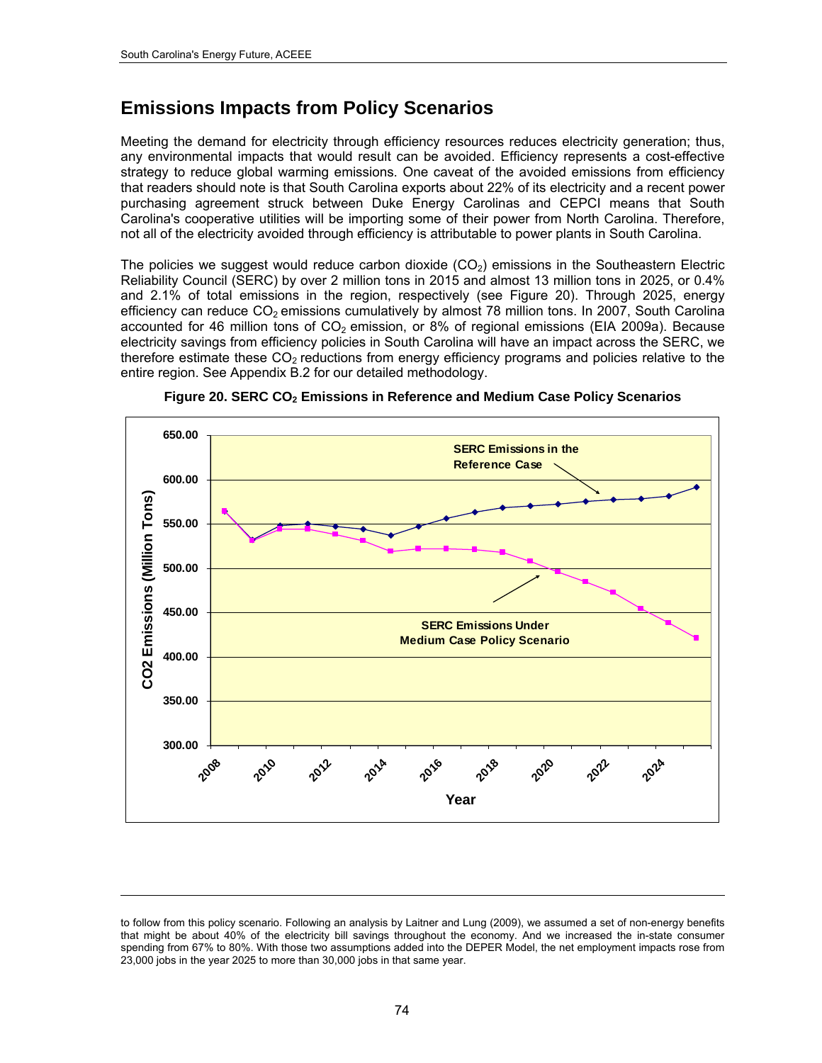## Emissions Impacts from Policy Scenarios

Meeting the demand for electricity through efficiency resources reduces electricity generation; thus, any environmental impacts that would result can be avoided. Efficiency represents a cost-effective strategy to reduce global warming emissions. One caveat of the avoided emissions from efficiency that readers should note is that South Carolina exports about 22% of its electricity and a recent power purchasing agreement struck between Duke Energy Carolinas and CEPCI means that South Carolina's cooperative utilities will be importing some of their power from North Carolina. Therefore, not all of the electricity avoided through efficiency is attributable to power plants in South Carolina.

The policies we suggest would reduce carbon dioxide ($CO_2$) emissions in the Southeastern Electric Reliability Council (SERC) by over 2 million tons in 2015 and almost 13 million tons in 2025, or 0.4% and 2.1% of total emissions in the region, respectively (see Figure 20). Through 2025, energy efficiency can reduce $CO_2$ emissions cumulatively by almost 78 million tons. In 2007, South Carolina accounted for 46 million tons of $CO_2$ emission, or 8% of regional emissions (EIA 2009a). Because electricity savings from efficiency policies in South Carolina will have an impact across the SERC, we therefore estimate these $CO_2$ reductions from energy efficiency programs and policies relative to the entire region. See Appendix B.2 for our detailed methodology.

**Figure 20. SERC $CO_2$ Emissions in Reference and Medium Case Policy Scenarios**

---

to follow from this policy scenario. Following an analysis by Laitner and Lung (2009), we assumed a set of non-energy benefits that might be about 40% of the electricity bill savings throughout the economy. And we increased the in-state consumer spending from 67% to 80%. With those two assumptions added into the DEPER Model, the net employment impacts rose from 23,000 jobs in the year 2025 to more than 30,000 jobs in that same year.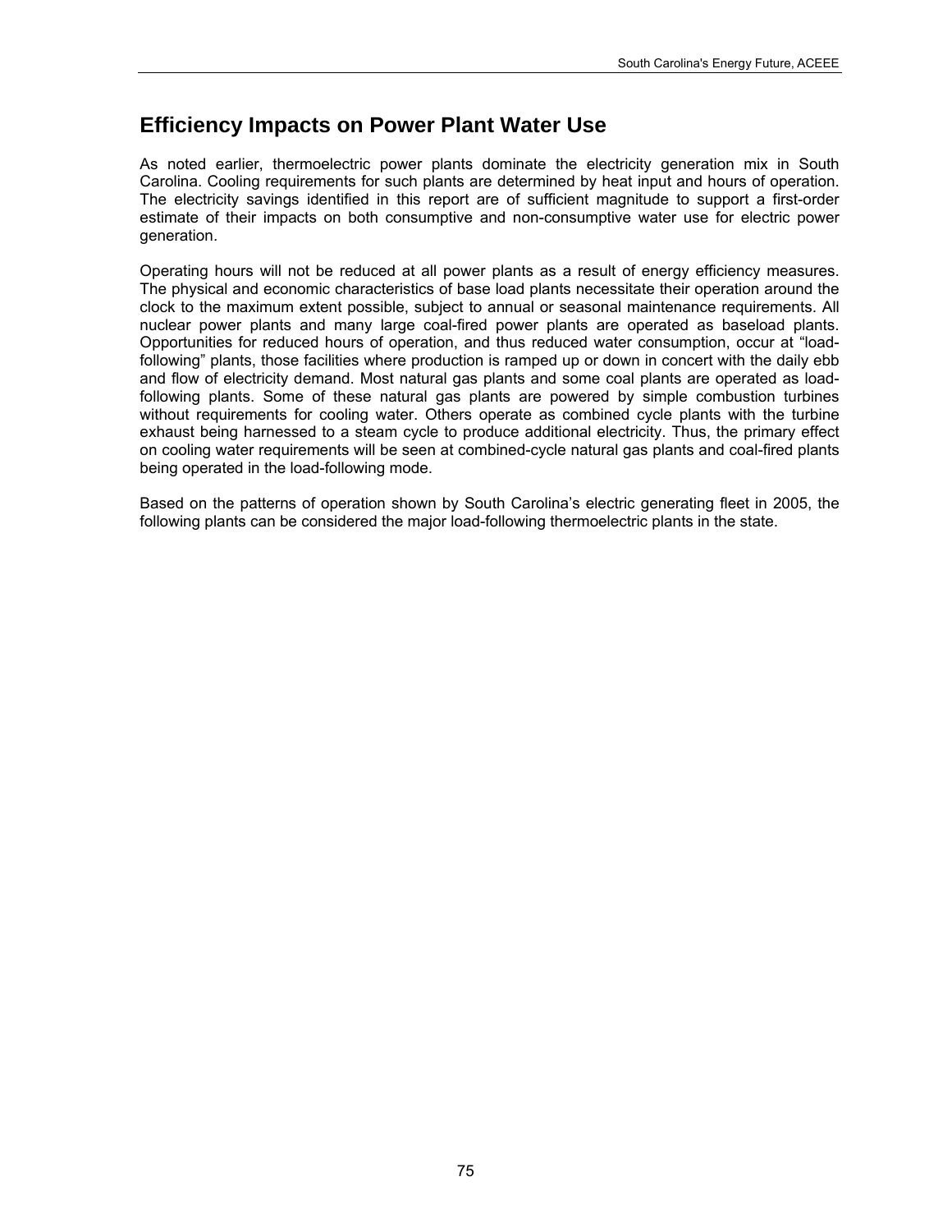## Efficiency Impacts on Power Plant Water Use

As noted earlier, thermoelectric power plants dominate the electricity generation mix in South Carolina. Cooling requirements for such plants are determined by heat input and hours of operation. The electricity savings identified in this report are of sufficient magnitude to support a first-order estimate of their impacts on both consumptive and non-consumptive water use for electric power generation.

Operating hours will not be reduced at all power plants as a result of energy efficiency measures. The physical and economic characteristics of base load plants necessitate their operation around the clock to the maximum extent possible, subject to annual or seasonal maintenance requirements. All nuclear power plants and many large coal-fired power plants are operated as baseload plants. Opportunities for reduced hours of operation, and thus reduced water consumption, occur at "load-following" plants, those facilities where production is ramped up or down in concert with the daily ebb and flow of electricity demand. Most natural gas plants and some coal plants are operated as load-following plants. Some of these natural gas plants are powered by simple combustion turbines without requirements for cooling water. Others operate as combined cycle plants with the turbine exhaust being harnessed to a steam cycle to produce additional electricity. Thus, the primary effect on cooling water requirements will be seen at combined-cycle natural gas plants and coal-fired plants being operated in the load-following mode.

Based on the patterns of operation shown by South Carolina's electric generating fleet in 2005, the following plants can be considered the major load-following thermoelectric plants in the state.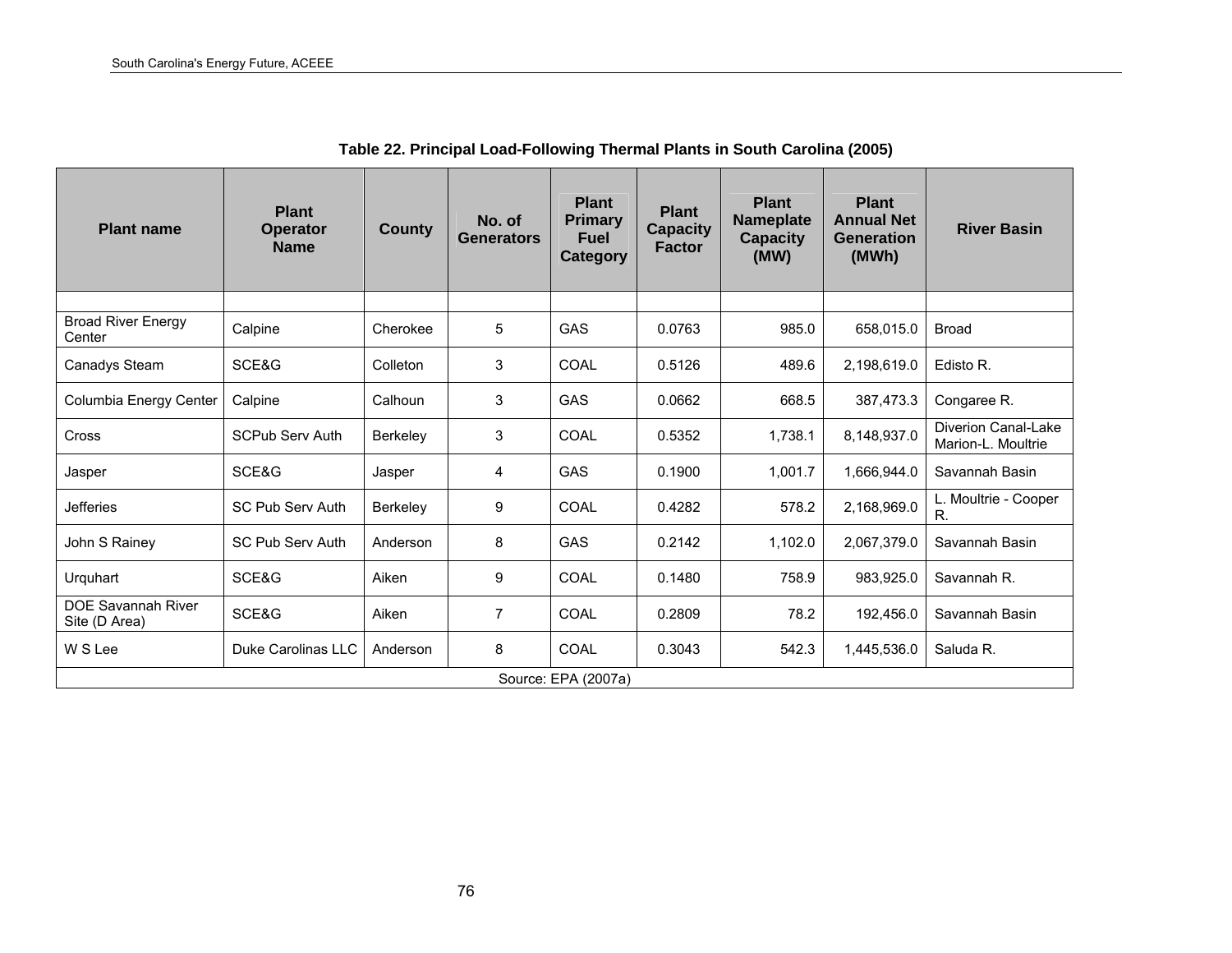**Table 22. Principal Load-Following Thermal Plants in South Carolina (2005)**

| Plant name | Plant Operator Name | County | No. of Generators | Plant Primary Fuel Category | Plant Capacity Factor | Plant Nameplate Capacity (MW) | Plant Annual Net Generation (MWh) | River Basin |
|---|---|---|---|---|---|---|---|---|
| | | | | | | | | |
| Broad River Energy Center | Calpine | Cherokee | 5 | GAS | 0.0763 | 985.0 | 658,015.0 | Broad |
| Canadys Steam | SCE&G | Colleton | 3 | COAL | 0.5126 | 489.6 | 2,198,619.0 | Edisto R. |
| Columbia Energy Center | Calpine | Calhoun | 3 | GAS | 0.0662 | 668.5 | 387,473.3 | Congaree R. |
| Cross | SCPub Serv Auth | Berkeley | 3 | COAL | 0.5352 | 1,738.1 | 8,148,937.0 | Diverion Canal-Lake Marion-L. Moultrie |
| Jasper | SCE&G | Jasper | 4 | GAS | 0.1900 | 1,001.7 | 1,666,944.0 | Savannah Basin |
| Jefferies | SC Pub Serv Auth | Berkeley | 9 | COAL | 0.4282 | 578.2 | 2,168,969.0 | L. Moultrie - Cooper R. |
| John S Rainey | SC Pub Serv Auth | Anderson | 8 | GAS | 0.2142 | 1,102.0 | 2,067,379.0 | Savannah Basin |
| Urquhart | SCE&G | Aiken | 9 | COAL | 0.1480 | 758.9 | 983,925.0 | Savannah R. |
| DOE Savannah River Site (D Area) | SCE&G | Aiken | 7 | COAL | 0.2809 | 78.2 | 192,456.0 | Savannah Basin |
| W S Lee | Duke Carolinas LLC | Anderson | 8 | COAL | 0.3043 | 542.3 | 1,445,536.0 | Saluda R. |

Source: EPA (2007a)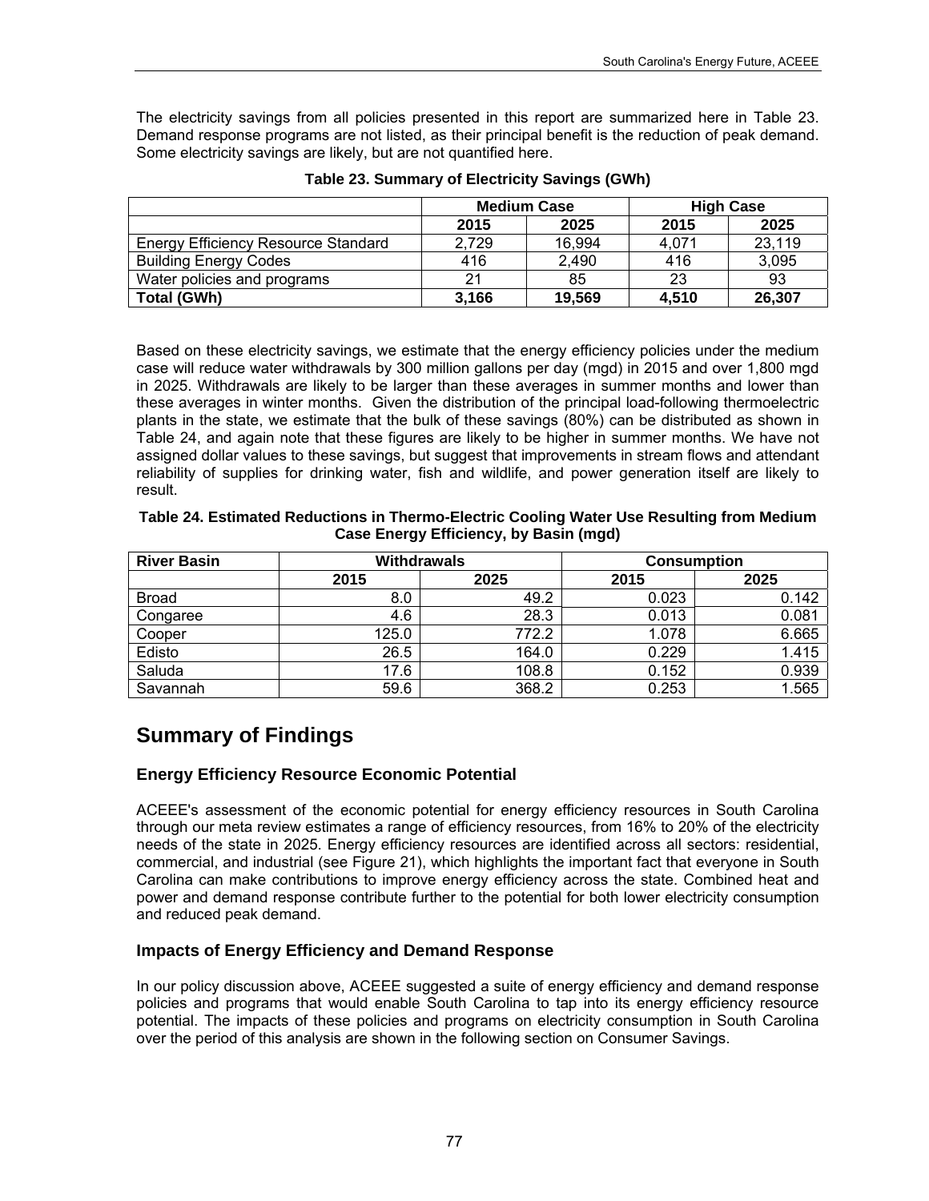The electricity savings from all policies presented in this report are summarized here in Table 23. Demand response programs are not listed, as their principal benefit is the reduction of peak demand. Some electricity savings are likely, but are not quantified here.

**Table 23. Summary of Electricity Savings (GWh)**

| | Medium Case | | High Case | |
|---|---|---|---|---|
| | 2015 | 2025 | 2015 | 2025 |
| Energy Efficiency Resource Standard | 2,729 | 16,994 | 4,071 | 23,119 |
| Building Energy Codes | 416 | 2,490 | 416 | 3,095 |
| Water policies and programs | 21 | 85 | 23 | 93 |
| **Total (GWh)** | **3,166** | **19,569** | **4,510** | **26,307** |

Based on these electricity savings, we estimate that the energy efficiency policies under the medium case will reduce water withdrawals by 300 million gallons per day (mgd) in 2015 and over 1,800 mgd in 2025. Withdrawals are likely to be larger than these averages in summer months and lower than these averages in winter months. Given the distribution of the principal load-following thermoelectric plants in the state, we estimate that the bulk of these savings (80%) can be distributed as shown in Table 24, and again note that these figures are likely to be higher in summer months. We have not assigned dollar values to these savings, but suggest that improvements in stream flows and attendant reliability of supplies for drinking water, fish and wildlife, and power generation itself are likely to result.

**Table 24. Estimated Reductions in Thermo-Electric Cooling Water Use Resulting from Medium Case Energy Efficiency, by Basin (mgd)**

| River Basin | Withdrawals | | Consumption | |
|---|---|---|---|---|
| | 2015 | 2025 | 2015 | 2025 |
| Broad | 8.0 | 49.2 | 0.023 | 0.142 |
| Congaree | 4.6 | 28.3 | 0.013 | 0.081 |
| Cooper | 125.0 | 772.2 | 1.078 | 6.665 |
| Edisto | 26.5 | 164.0 | 0.229 | 1.415 |
| Saluda | 17.6 | 108.8 | 0.152 | 0.939 |
| Savannah | 59.6 | 368.2 | 0.253 | 1.565 |

# Summary of Findings

## Energy Efficiency Resource Economic Potential

ACEEE's assessment of the economic potential for energy efficiency resources in South Carolina through our meta review estimates a range of efficiency resources, from 16% to 20% of the electricity needs of the state in 2025. Energy efficiency resources are identified across all sectors: residential, commercial, and industrial (see Figure 21), which highlights the important fact that everyone in South Carolina can make contributions to improve energy efficiency across the state. Combined heat and power and demand response contribute further to the potential for both lower electricity consumption and reduced peak demand.

## Impacts of Energy Efficiency and Demand Response

In our policy discussion above, ACEEE suggested a suite of energy efficiency and demand response policies and programs that would enable South Carolina to tap into its energy efficiency resource potential. The impacts of these policies and programs on electricity consumption in South Carolina over the period of this analysis are shown in the following section on Consumer Savings.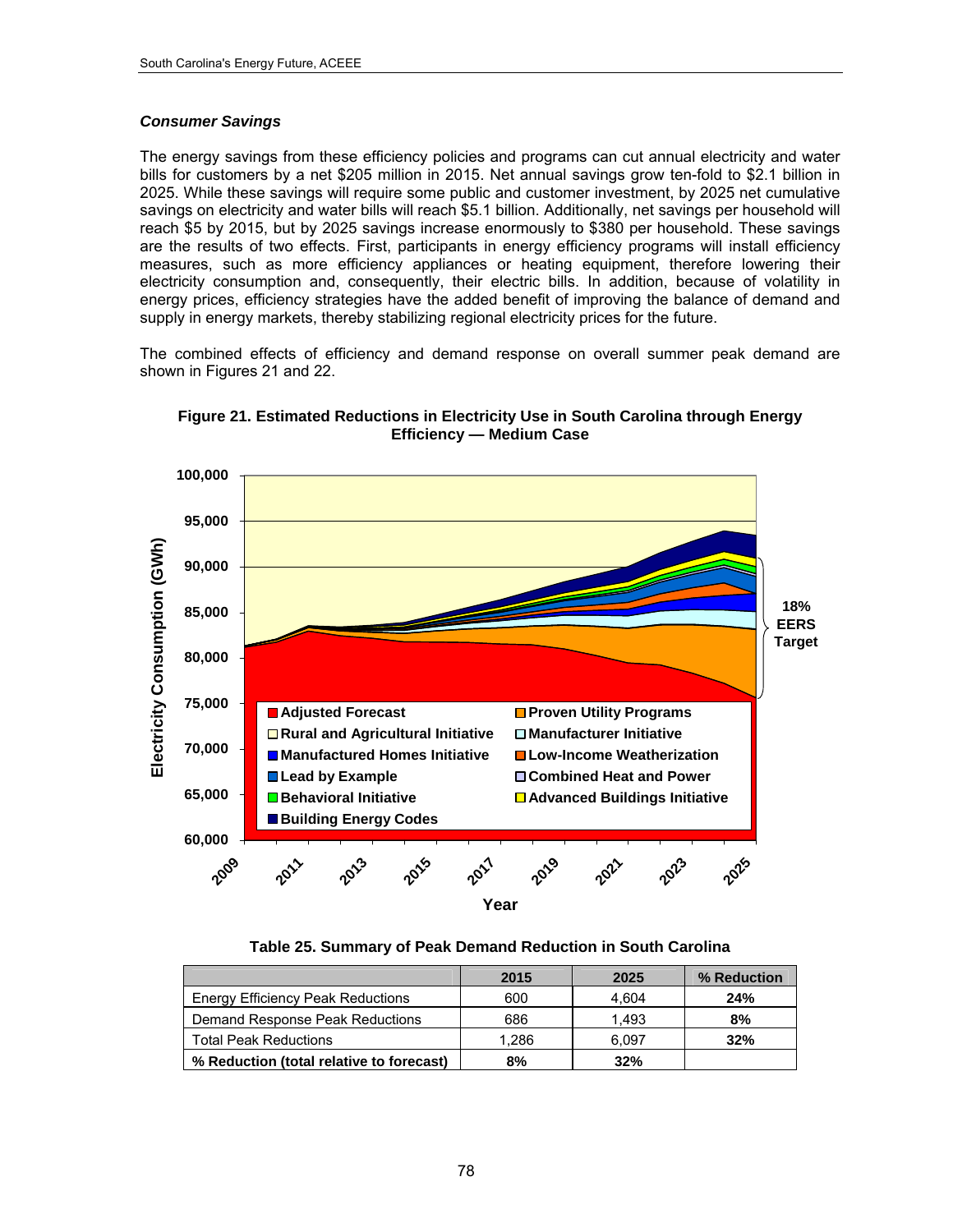### *Consumer Savings*

The energy savings from these efficiency policies and programs can cut annual electricity and water bills for customers by a net $205 million in 2015. Net annual savings grow ten-fold to $2.1 billion in 2025. While these savings will require some public and customer investment, by 2025 net cumulative savings on electricity and water bills will reach $5.1 billion. Additionally, net savings per household will reach $5 by 2015, but by 2025 savings increase enormously to $380 per household. These savings are the results of two effects. First, participants in energy efficiency programs will install efficiency measures, such as more efficiency appliances or heating equipment, therefore lowering their electricity consumption and, consequently, their electric bills. In addition, because of volatility in energy prices, efficiency strategies have the added benefit of improving the balance of demand and supply in energy markets, thereby stabilizing regional electricity prices for the future.

The combined effects of efficiency and demand response on overall summer peak demand are shown in Figures 21 and 22.

**Figure 21. Estimated Reductions in Electricity Use in South Carolina through Energy Efficiency — Medium Case**

**Table 25. Summary of Peak Demand Reduction in South Carolina**

| | 2015 | 2025 | % Reduction |
|---|---|---|---|
| Energy Efficiency Peak Reductions | 600 | 4,604 | **24%** |
| Demand Response Peak Reductions | 686 | 1,493 | **8%** |
| Total Peak Reductions | 1,286 | 6,097 | **32%** |
| **% Reduction (total relative to forecast)** | **8%** | **32%** | |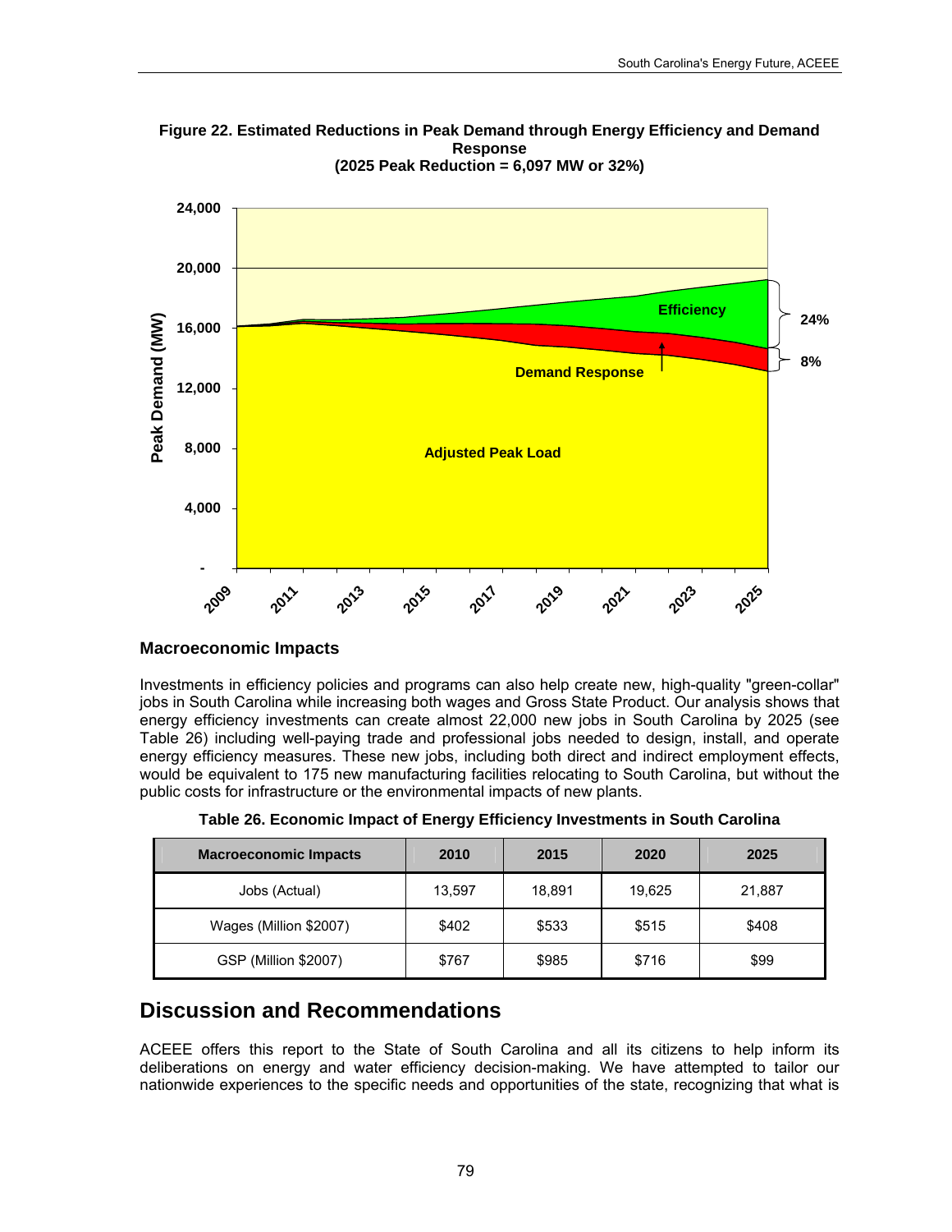**Figure 22. Estimated Reductions in Peak Demand through Energy Efficiency and Demand Response**
**(2025 Peak Reduction = 6,097 MW or 32%)**

### Macroeconomic Impacts

Investments in efficiency policies and programs can also help create new, high-quality "green-collar" jobs in South Carolina while increasing both wages and Gross State Product. Our analysis shows that energy efficiency investments can create almost 22,000 new jobs in South Carolina by 2025 (see Table 26) including well-paying trade and professional jobs needed to design, install, and operate energy efficiency measures. These new jobs, including both direct and indirect employment effects, would be equivalent to 175 new manufacturing facilities relocating to South Carolina, but without the public costs for infrastructure or the environmental impacts of new plants.

**Table 26. Economic Impact of Energy Efficiency Investments in South Carolina**

| Macroeconomic Impacts | 2010 | 2015 | 2020 | 2025 |
|---|---|---|---|---|
| Jobs (Actual) | 13,597 | 18,891 | 19,625 | 21,887 |
| Wages (Million $2007) | $402 | $533 | $515 | $408 |
| GSP (Million $2007) | $767 | $985 | $716 | $99 |

## Discussion and Recommendations

ACEEE offers this report to the State of South Carolina and all its citizens to help inform its deliberations on energy and water efficiency decision-making. We have attempted to tailor our nationwide experiences to the specific needs and opportunities of the state, recognizing that what is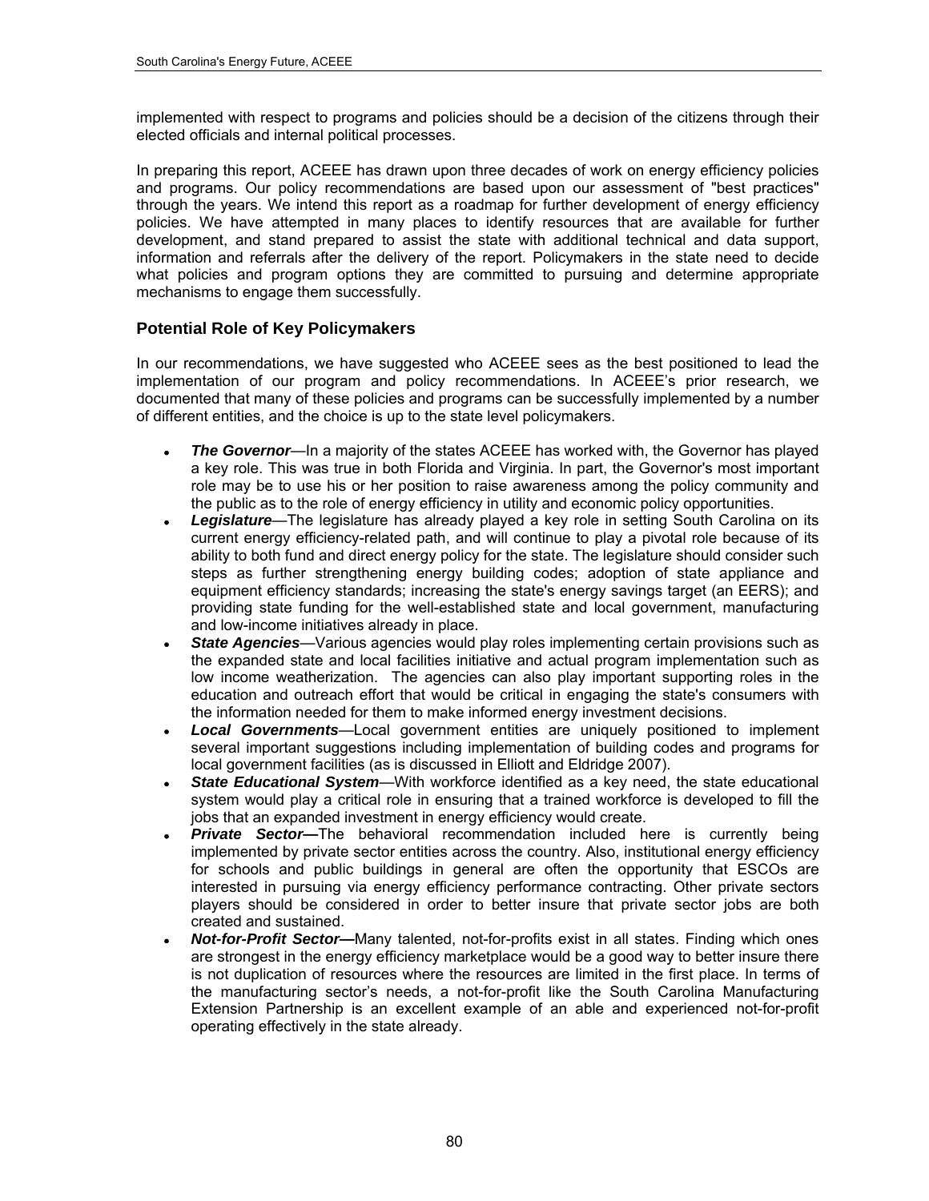implemented with respect to programs and policies should be a decision of the citizens through their elected officials and internal political processes.

In preparing this report, ACEEE has drawn upon three decades of work on energy efficiency policies and programs. Our policy recommendations are based upon our assessment of "best practices" through the years. We intend this report as a roadmap for further development of energy efficiency policies. We have attempted in many places to identify resources that are available for further development, and stand prepared to assist the state with additional technical and data support, information and referrals after the delivery of the report. Policymakers in the state need to decide what policies and program options they are committed to pursuing and determine appropriate mechanisms to engage them successfully.

### Potential Role of Key Policymakers

In our recommendations, we have suggested who ACEEE sees as the best positioned to lead the implementation of our program and policy recommendations. In ACEEE's prior research, we documented that many of these policies and programs can be successfully implemented by a number of different entities, and the choice is up to the state level policymakers.

- ***The Governor***—In a majority of the states ACEEE has worked with, the Governor has played a key role. This was true in both Florida and Virginia. In part, the Governor's most important role may be to use his or her position to raise awareness among the policy community and the public as to the role of energy efficiency in utility and economic policy opportunities.
- ***Legislature***—The legislature has already played a key role in setting South Carolina on its current energy efficiency-related path, and will continue to play a pivotal role because of its ability to both fund and direct energy policy for the state. The legislature should consider such steps as further strengthening energy building codes; adoption of state appliance and equipment efficiency standards; increasing the state's energy savings target (an EERS); and providing state funding for the well-established state and local government, manufacturing and low-income initiatives already in place.
- ***State Agencies***—Various agencies would play roles implementing certain provisions such as the expanded state and local facilities initiative and actual program implementation such as low income weatherization. The agencies can also play important supporting roles in the education and outreach effort that would be critical in engaging the state's consumers with the information needed for them to make informed energy investment decisions.
- ***Local Governments***—Local government entities are uniquely positioned to implement several important suggestions including implementation of building codes and programs for local government facilities (as is discussed in Elliott and Eldridge 2007).
- ***State Educational System***—With workforce identified as a key need, the state educational system would play a critical role in ensuring that a trained workforce is developed to fill the jobs that an expanded investment in energy efficiency would create.
- ***Private Sector—***The behavioral recommendation included here is currently being implemented by private sector entities across the country. Also, institutional energy efficiency for schools and public buildings in general are often the opportunity that ESCOs are interested in pursuing via energy efficiency performance contracting. Other private sectors players should be considered in order to better insure that private sector jobs are both created and sustained.
- ***Not-for-Profit Sector—***Many talented, not-for-profits exist in all states. Finding which ones are strongest in the energy efficiency marketplace would be a good way to better insure there is not duplication of resources where the resources are limited in the first place. In terms of the manufacturing sector's needs, a not-for-profit like the South Carolina Manufacturing Extension Partnership is an excellent example of an able and experienced not-for-profit operating effectively in the state already.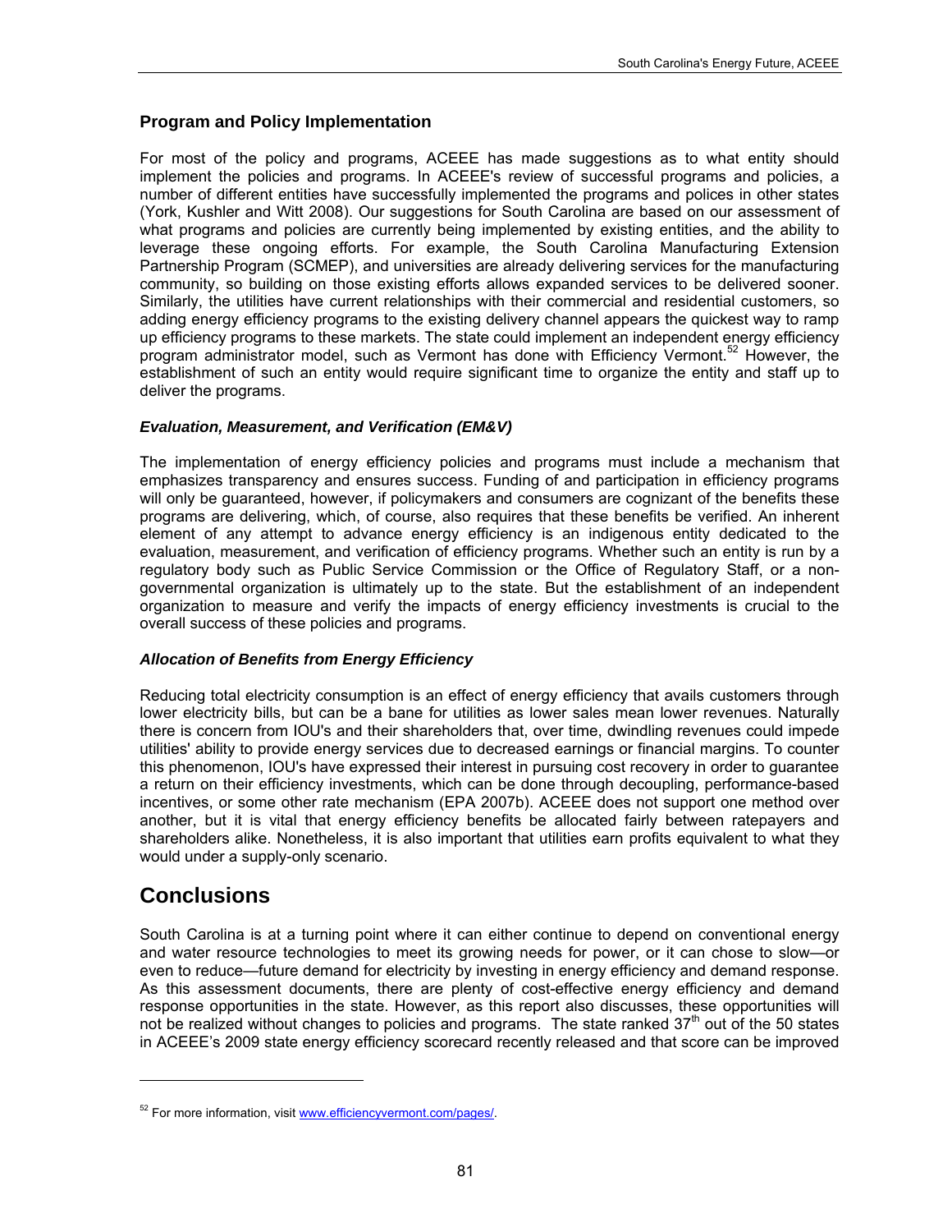### Program and Policy Implementation

For most of the policy and programs, ACEEE has made suggestions as to what entity should implement the policies and programs. In ACEEE's review of successful programs and policies, a number of different entities have successfully implemented the programs and polices in other states (York, Kushler and Witt 2008). Our suggestions for South Carolina are based on our assessment of what programs and policies are currently being implemented by existing entities, and the ability to leverage these ongoing efforts. For example, the South Carolina Manufacturing Extension Partnership Program (SCMEP), and universities are already delivering services for the manufacturing community, so building on those existing efforts allows expanded services to be delivered sooner. Similarly, the utilities have current relationships with their commercial and residential customers, so adding energy efficiency programs to the existing delivery channel appears the quickest way to ramp up efficiency programs to these markets. The state could implement an independent energy efficiency program administrator model, such as Vermont has done with Efficiency Vermont.[52] However, the establishment of such an entity would require significant time to organize the entity and staff up to deliver the programs.

#### *Evaluation, Measurement, and Verification (EM&V)*

The implementation of energy efficiency policies and programs must include a mechanism that emphasizes transparency and ensures success. Funding of and participation in efficiency programs will only be guaranteed, however, if policymakers and consumers are cognizant of the benefits these programs are delivering, which, of course, also requires that these benefits be verified. An inherent element of any attempt to advance energy efficiency is an indigenous entity dedicated to the evaluation, measurement, and verification of efficiency programs. Whether such an entity is run by a regulatory body such as Public Service Commission or the Office of Regulatory Staff, or a non-governmental organization is ultimately up to the state. But the establishment of an independent organization to measure and verify the impacts of energy efficiency investments is crucial to the overall success of these policies and programs.

#### *Allocation of Benefits from Energy Efficiency*

Reducing total electricity consumption is an effect of energy efficiency that avails customers through lower electricity bills, but can be a bane for utilities as lower sales mean lower revenues. Naturally there is concern from IOU's and their shareholders that, over time, dwindling revenues could impede utilities' ability to provide energy services due to decreased earnings or financial margins. To counter this phenomenon, IOU's have expressed their interest in pursuing cost recovery in order to guarantee a return on their efficiency investments, which can be done through decoupling, performance-based incentives, or some other rate mechanism (EPA 2007b). ACEEE does not support one method over another, but it is vital that energy efficiency benefits be allocated fairly between ratepayers and shareholders alike. Nonetheless, it is also important that utilities earn profits equivalent to what they would under a supply-only scenario.

## Conclusions

South Carolina is at a turning point where it can either continue to depend on conventional energy and water resource technologies to meet its growing needs for power, or it can chose to slow—or even to reduce—future demand for electricity by investing in energy efficiency and demand response. As this assessment documents, there are plenty of cost-effective energy efficiency and demand response opportunities in the state. However, as this report also discusses, these opportunities will not be realized without changes to policies and programs. The state ranked 37th out of the 50 states in ACEEE's 2009 state energy efficiency scorecard recently released and that score can be improved

---

[52] For more information, visit www.efficiencyvermont.com/pages/.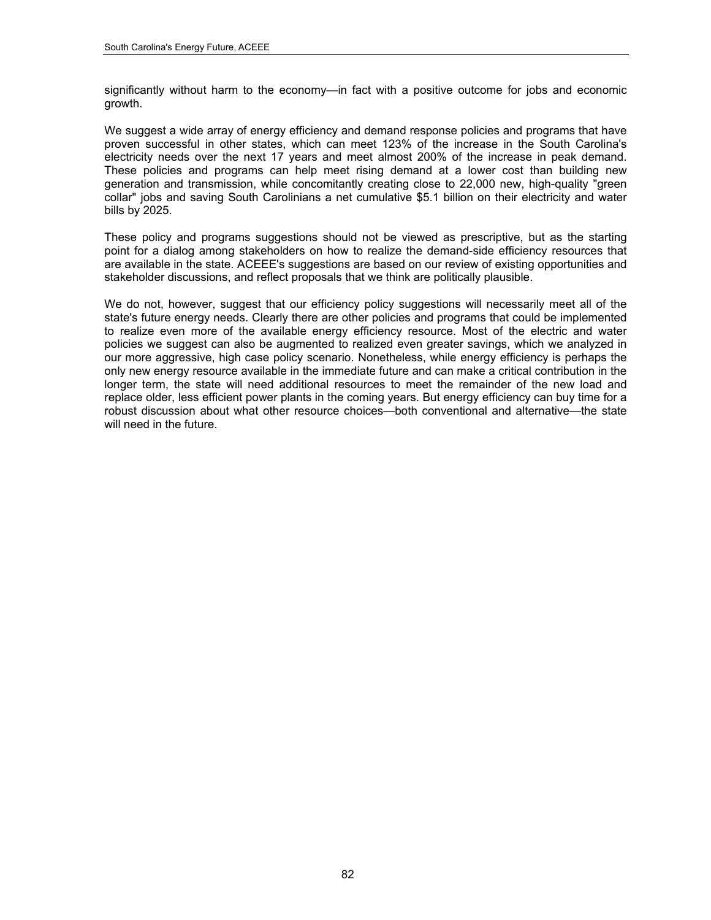significantly without harm to the economy—in fact with a positive outcome for jobs and economic growth.

We suggest a wide array of energy efficiency and demand response policies and programs that have proven successful in other states, which can meet 123% of the increase in the South Carolina's electricity needs over the next 17 years and meet almost 200% of the increase in peak demand. These policies and programs can help meet rising demand at a lower cost than building new generation and transmission, while concomitantly creating close to 22,000 new, high-quality "green collar" jobs and saving South Carolinians a net cumulative $5.1 billion on their electricity and water bills by 2025.

These policy and programs suggestions should not be viewed as prescriptive, but as the starting point for a dialog among stakeholders on how to realize the demand-side efficiency resources that are available in the state. ACEEE's suggestions are based on our review of existing opportunities and stakeholder discussions, and reflect proposals that we think are politically plausible.

We do not, however, suggest that our efficiency policy suggestions will necessarily meet all of the state's future energy needs. Clearly there are other policies and programs that could be implemented to realize even more of the available energy efficiency resource. Most of the electric and water policies we suggest can also be augmented to realized even greater savings, which we analyzed in our more aggressive, high case policy scenario. Nonetheless, while energy efficiency is perhaps the only new energy resource available in the immediate future and can make a critical contribution in the longer term, the state will need additional resources to meet the remainder of the new load and replace older, less efficient power plants in the coming years. But energy efficiency can buy time for a robust discussion about what other resource choices—both conventional and alternative—the state will need in the future.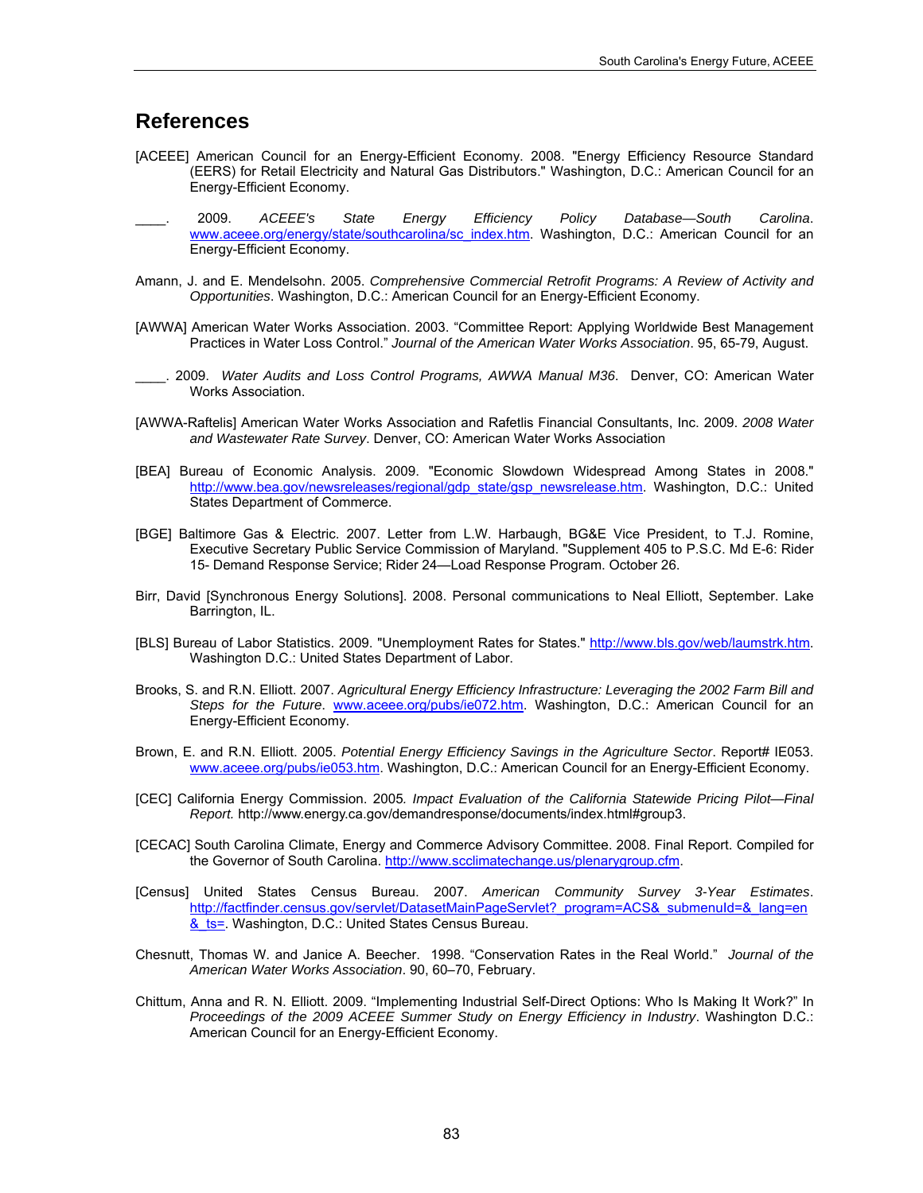## References

[ACEEE] American Council for an Energy-Efficient Economy. 2008. "Energy Efficiency Resource Standard (EERS) for Retail Electricity and Natural Gas Distributors." Washington, D.C.: American Council for an Energy-Efficient Economy.

____. 2009. *ACEEE's State Energy Efficiency Policy Database—South Carolina*. www.aceee.org/energy/state/southcarolina/sc_index.htm. Washington, D.C.: American Council for an Energy-Efficient Economy.

Amann, J. and E. Mendelsohn. 2005. *Comprehensive Commercial Retrofit Programs: A Review of Activity and Opportunities*. Washington, D.C.: American Council for an Energy-Efficient Economy.

[AWWA] American Water Works Association. 2003. "Committee Report: Applying Worldwide Best Management Practices in Water Loss Control." *Journal of the American Water Works Association*. 95, 65-79, August.

____. 2009. *Water Audits and Loss Control Programs, AWWA Manual M36*. Denver, CO: American Water Works Association.

[AWWA-Raftelis] American Water Works Association and Rafetlis Financial Consultants, Inc. 2009. *2008 Water and Wastewater Rate Survey*. Denver, CO: American Water Works Association

[BEA] Bureau of Economic Analysis. 2009. "Economic Slowdown Widespread Among States in 2008." http://www.bea.gov/newsreleases/regional/gdp_state/gsp_newsrelease.htm. Washington, D.C.: United States Department of Commerce.

[BGE] Baltimore Gas & Electric. 2007. Letter from L.W. Harbaugh, BG&E Vice President, to T.J. Romine, Executive Secretary Public Service Commission of Maryland. "Supplement 405 to P.S.C. Md E-6: Rider 15- Demand Response Service; Rider 24—Load Response Program. October 26.

Birr, David [Synchronous Energy Solutions]. 2008. Personal communications to Neal Elliott, September. Lake Barrington, IL.

[BLS] Bureau of Labor Statistics. 2009. "Unemployment Rates for States." http://www.bls.gov/web/laumstrk.htm. Washington D.C.: United States Department of Labor.

Brooks, S. and R.N. Elliott. 2007. *Agricultural Energy Efficiency Infrastructure: Leveraging the 2002 Farm Bill and Steps for the Future*. www.aceee.org/pubs/ie072.htm. Washington, D.C.: American Council for an Energy-Efficient Economy.

Brown, E. and R.N. Elliott. 2005. *Potential Energy Efficiency Savings in the Agriculture Sector*. Report# IE053. www.aceee.org/pubs/ie053.htm. Washington, D.C.: American Council for an Energy-Efficient Economy.

[CEC] California Energy Commission. 2005*. Impact Evaluation of the California Statewide Pricing Pilot—Final Report.* http://www.energy.ca.gov/demandresponse/documents/index.html#group3.

[CECAC] South Carolina Climate, Energy and Commerce Advisory Committee. 2008. Final Report. Compiled for the Governor of South Carolina. http://www.scclimatechange.us/plenarygroup.cfm.

[Census] United States Census Bureau. 2007. *American Community Survey 3-Year Estimates*. http://factfinder.census.gov/servlet/DatasetMainPageServlet?_program=ACS&_submenuId=&_lang=en&_ts=. Washington, D.C.: United States Census Bureau.

Chesnutt, Thomas W. and Janice A. Beecher. 1998. "Conservation Rates in the Real World." *Journal of the American Water Works Association*. 90, 60–70, February.

Chittum, Anna and R. N. Elliott. 2009. "Implementing Industrial Self-Direct Options: Who Is Making It Work?" In *Proceedings of the 2009 ACEEE Summer Study on Energy Efficiency in Industry*. Washington D.C.: American Council for an Energy-Efficient Economy.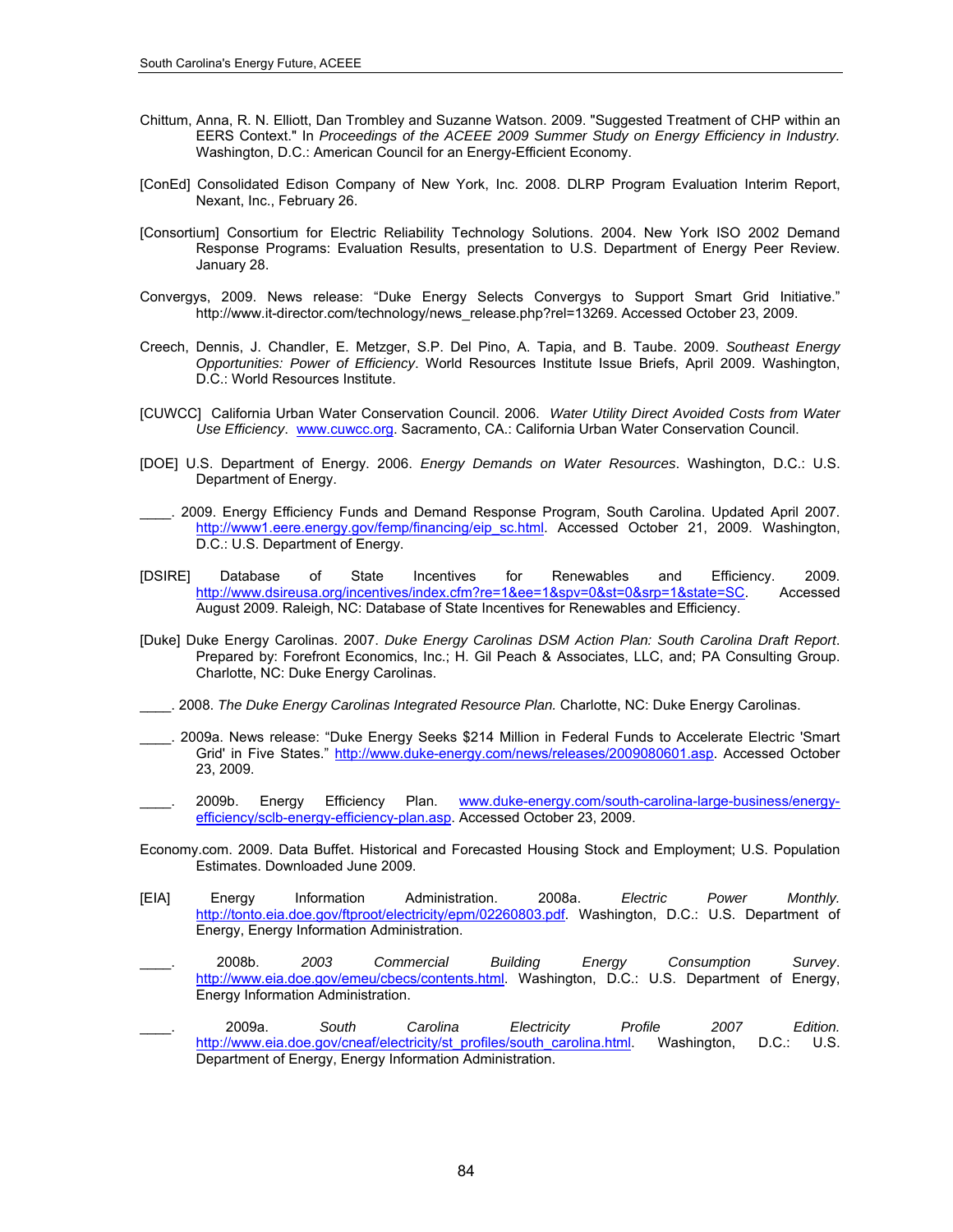Chittum, Anna, R. N. Elliott, Dan Trombley and Suzanne Watson. 2009. "Suggested Treatment of CHP within an EERS Context." In *Proceedings of the ACEEE 2009 Summer Study on Energy Efficiency in Industry.* Washington, D.C.: American Council for an Energy-Efficient Economy.

[ConEd] Consolidated Edison Company of New York, Inc. 2008. DLRP Program Evaluation Interim Report, Nexant, Inc., February 26.

[Consortium] Consortium for Electric Reliability Technology Solutions. 2004. New York ISO 2002 Demand Response Programs: Evaluation Results, presentation to U.S. Department of Energy Peer Review. January 28.

Convergys, 2009. News release: "Duke Energy Selects Convergys to Support Smart Grid Initiative." http://www.it-director.com/technology/news_release.php?rel=13269. Accessed October 23, 2009.

Creech, Dennis, J. Chandler, E. Metzger, S.P. Del Pino, A. Tapia, and B. Taube. 2009. *Southeast Energy Opportunities: Power of Efficiency*. World Resources Institute Issue Briefs, April 2009. Washington, D.C.: World Resources Institute.

[CUWCC] California Urban Water Conservation Council. 2006. *Water Utility Direct Avoided Costs from Water Use Efficiency*. www.cuwcc.org. Sacramento, CA.: California Urban Water Conservation Council.

[DOE] U.S. Department of Energy. 2006. *Energy Demands on Water Resources*. Washington, D.C.: U.S. Department of Energy.

____. 2009. Energy Efficiency Funds and Demand Response Program, South Carolina. Updated April 2007. http://www1.eere.energy.gov/femp/financing/eip_sc.html. Accessed October 21, 2009. Washington, D.C.: U.S. Department of Energy.

[DSIRE] Database of State Incentives for Renewables and Efficiency. 2009. http://www.dsireusa.org/incentives/index.cfm?re=1&ee=1&spv=0&st=0&srp=1&state=SC. Accessed August 2009. Raleigh, NC: Database of State Incentives for Renewables and Efficiency.

[Duke] Duke Energy Carolinas. 2007. *Duke Energy Carolinas DSM Action Plan: South Carolina Draft Report*. Prepared by: Forefront Economics, Inc.; H. Gil Peach & Associates, LLC, and; PA Consulting Group. Charlotte, NC: Duke Energy Carolinas.

____. 2008. *The Duke Energy Carolinas Integrated Resource Plan.* Charlotte, NC: Duke Energy Carolinas.

____. 2009a. News release: "Duke Energy Seeks $214 Million in Federal Funds to Accelerate Electric 'Smart Grid' in Five States." http://www.duke-energy.com/news/releases/2009080601.asp. Accessed October 23, 2009.

____. 2009b. Energy Efficiency Plan. www.duke-energy.com/south-carolina-large-business/energy-efficiency/sclb-energy-efficiency-plan.asp. Accessed October 23, 2009.

Economy.com. 2009. Data Buffet. Historical and Forecasted Housing Stock and Employment; U.S. Population Estimates. Downloaded June 2009.

[EIA] Energy Information Administration. 2008a. *Electric Power Monthly.* http://tonto.eia.doe.gov/ftproot/electricity/epm/02260803.pdf. Washington, D.C.: U.S. Department of Energy, Energy Information Administration.

____. 2008b. *2003 Commercial Building Energy Consumption Survey*. http://www.eia.doe.gov/emeu/cbecs/contents.html. Washington, D.C.: U.S. Department of Energy, Energy Information Administration.

____. 2009a. *South Carolina Electricity Profile 2007 Edition.* http://www.eia.doe.gov/cneaf/electricity/st_profiles/south_carolina.html. Washington, D.C.: U.S. Department of Energy, Energy Information Administration.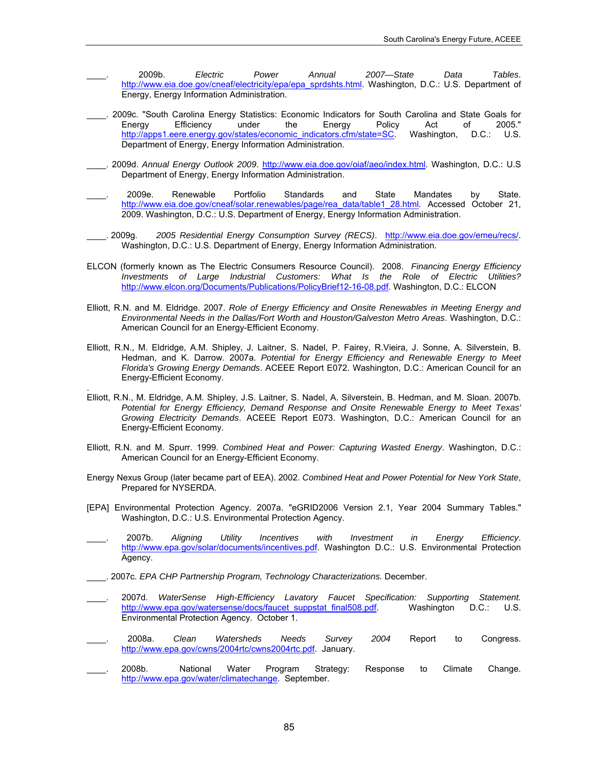____. 2009b. *Electric Power Annual 2007—State Data Tables*. http://www.eia.doe.gov/cneaf/electricity/epa/epa_sprdshts.html. Washington, D.C.: U.S. Department of Energy, Energy Information Administration.

____. 2009c. "South Carolina Energy Statistics: Economic Indicators for South Carolina and State Goals for Energy Efficiency under the Energy Policy Act of 2005." http://apps1.eere.energy.gov/states/economic_indicators.cfm/state=SC. Washington, D.C.: U.S. Department of Energy, Energy Information Administration.

____. 2009d. *Annual Energy Outlook 2009*. http://www.eia.doe.gov/oiaf/aeo/index.html. Washington, D.C.: U.S Department of Energy, Energy Information Administration.

____. 2009e. Renewable Portfolio Standards and State Mandates by State. http://www.eia.doe.gov/cneaf/solar.renewables/page/rea_data/table1_28.html. Accessed October 21, 2009. Washington, D.C.: U.S. Department of Energy, Energy Information Administration.

____. 2009g. *2005 Residential Energy Consumption Survey (RECS)*. http://www.eia.doe.gov/emeu/recs/. Washington, D.C.: U.S. Department of Energy, Energy Information Administration.

ELCON (formerly known as The Electric Consumers Resource Council). 2008. *Financing Energy Efficiency Investments of Large Industrial Customers: What Is the Role of Electric Utilities?* http://www.elcon.org/Documents/Publications/PolicyBrief12-16-08.pdf. Washington, D.C.: ELCON

Elliott, R.N. and M. Eldridge. 2007. *Role of Energy Efficiency and Onsite Renewables in Meeting Energy and Environmental Needs in the Dallas/Fort Worth and Houston/Galveston Metro Areas*. Washington, D.C.: American Council for an Energy-Efficient Economy.

Elliott, R.N., M. Eldridge, A.M. Shipley, J. Laitner, S. Nadel, P. Fairey, R.Vieira, J. Sonne, A. Silverstein, B. Hedman, and K. Darrow. 2007a. *Potential for Energy Efficiency and Renewable Energy to Meet Florida's Growing Energy Demands*. ACEEE Report E072. Washington, D.C.: American Council for an Energy-Efficient Economy.

Elliott, R.N., M. Eldridge, A.M. Shipley, J.S. Laitner, S. Nadel, A. Silverstein, B. Hedman, and M. Sloan. 2007b. *Potential for Energy Efficiency, Demand Response and Onsite Renewable Energy to Meet Texas' Growing Electricity Demands*. ACEEE Report E073. Washington, D.C.: American Council for an Energy-Efficient Economy.

Elliott, R.N. and M. Spurr. 1999. *Combined Heat and Power: Capturing Wasted Energy*. Washington, D.C.: American Council for an Energy-Efficient Economy.

Energy Nexus Group (later became part of EEA). 2002. *Combined Heat and Power Potential for New York State*, Prepared for NYSERDA.

[EPA] Environmental Protection Agency. 2007a. "eGRID2006 Version 2.1, Year 2004 Summary Tables." Washington, D.C.: U.S. Environmental Protection Agency.

____. 2007b. *Aligning Utility Incentives with Investment in Energy Efficiency*. http://www.epa.gov/solar/documents/incentives.pdf. Washington D.C.: U.S. Environmental Protection Agency.

____. 2007c. *EPA CHP Partnership Program, Technology Characterizations.* December.

____. 2007d. *WaterSense High-Efficiency Lavatory Faucet Specification: Supporting Statement.* http://www.epa.gov/watersense/docs/faucet_suppstat_final508.pdf. Washington D.C.: U.S. Environmental Protection Agency. October 1.

____. 2008a. *Clean Watersheds Needs Survey 2004* Report to Congress. http://www.epa.gov/cwns/2004rtc/cwns2004rtc.pdf. January.

____. 2008b. National Water Program Strategy: Response to Climate Change. http://www.epa.gov/water/climatechange. September.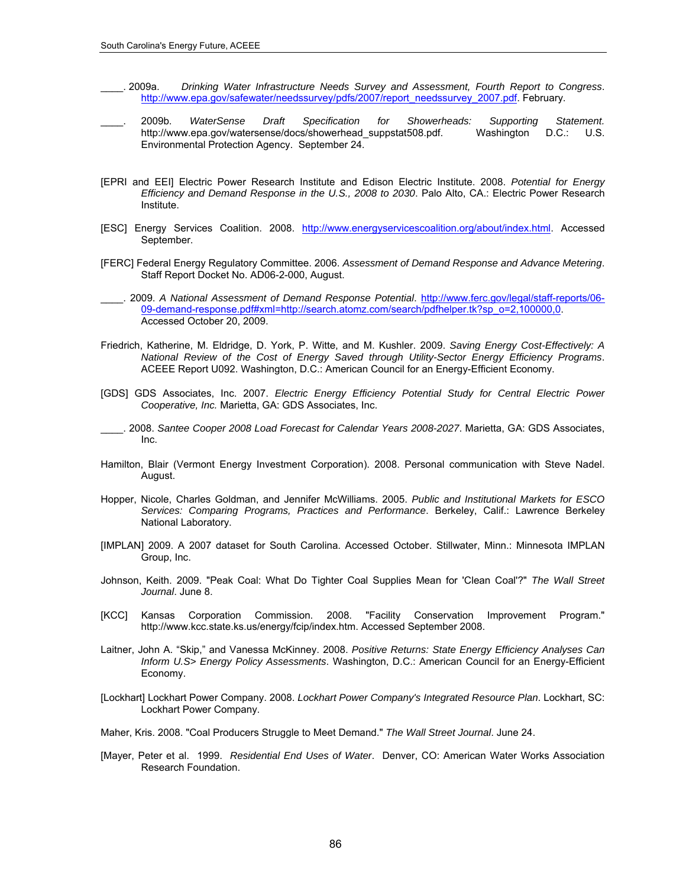____. 2009a. *Drinking Water Infrastructure Needs Survey and Assessment, Fourth Report to Congress*. http://www.epa.gov/safewater/needssurvey/pdfs/2007/report_needssurvey_2007.pdf. February.

____. 2009b. *WaterSense Draft Specification for Showerheads: Supporting Statement.* http://www.epa.gov/watersense/docs/showerhead_suppstat508.pdf. Washington D.C.: U.S. Environmental Protection Agency. September 24.

[EPRI and EEI] Electric Power Research Institute and Edison Electric Institute. 2008. *Potential for Energy Efficiency and Demand Response in the U.S., 2008 to 2030*. Palo Alto, CA.: Electric Power Research Institute.

[ESC] Energy Services Coalition. 2008. http://www.energyservicescoalition.org/about/index.html. Accessed September.

[FERC] Federal Energy Regulatory Committee. 2006. *Assessment of Demand Response and Advance Metering*. Staff Report Docket No. AD06-2-000, August.

____. 2009. *A National Assessment of Demand Response Potential*. http://www.ferc.gov/legal/staff-reports/06-09-demand-response.pdf#xml=http://search.atomz.com/search/pdfhelper.tk?sp_o=2,100000,0. Accessed October 20, 2009.

Friedrich, Katherine, M. Eldridge, D. York, P. Witte, and M. Kushler. 2009. *Saving Energy Cost-Effectively: A National Review of the Cost of Energy Saved through Utility-Sector Energy Efficiency Programs*. ACEEE Report U092. Washington, D.C.: American Council for an Energy-Efficient Economy.

[GDS] GDS Associates, Inc. 2007. *Electric Energy Efficiency Potential Study for Central Electric Power Cooperative, Inc.* Marietta, GA: GDS Associates, Inc.

____. 2008. *Santee Cooper 2008 Load Forecast for Calendar Years 2008-2027*. Marietta, GA: GDS Associates, Inc.

Hamilton, Blair (Vermont Energy Investment Corporation). 2008. Personal communication with Steve Nadel. August.

Hopper, Nicole, Charles Goldman, and Jennifer McWilliams. 2005. *Public and Institutional Markets for ESCO Services: Comparing Programs, Practices and Performance*. Berkeley, Calif.: Lawrence Berkeley National Laboratory.

[IMPLAN] 2009. A 2007 dataset for South Carolina. Accessed October. Stillwater, Minn.: Minnesota IMPLAN Group, Inc.

Johnson, Keith. 2009. "Peak Coal: What Do Tighter Coal Supplies Mean for 'Clean Coal'?" *The Wall Street Journal*. June 8.

[KCC] Kansas Corporation Commission. 2008. "Facility Conservation Improvement Program." http://www.kcc.state.ks.us/energy/fcip/index.htm. Accessed September 2008.

Laitner, John A. "Skip," and Vanessa McKinney. 2008. *Positive Returns: State Energy Efficiency Analyses Can Inform U.S> Energy Policy Assessments*. Washington, D.C.: American Council for an Energy-Efficient Economy.

[Lockhart] Lockhart Power Company. 2008. *Lockhart Power Company's Integrated Resource Plan*. Lockhart, SC: Lockhart Power Company.

Maher, Kris. 2008. "Coal Producers Struggle to Meet Demand." *The Wall Street Journal*. June 24.

[Mayer, Peter et al. 1999. *Residential End Uses of Water*. Denver, CO: American Water Works Association Research Foundation.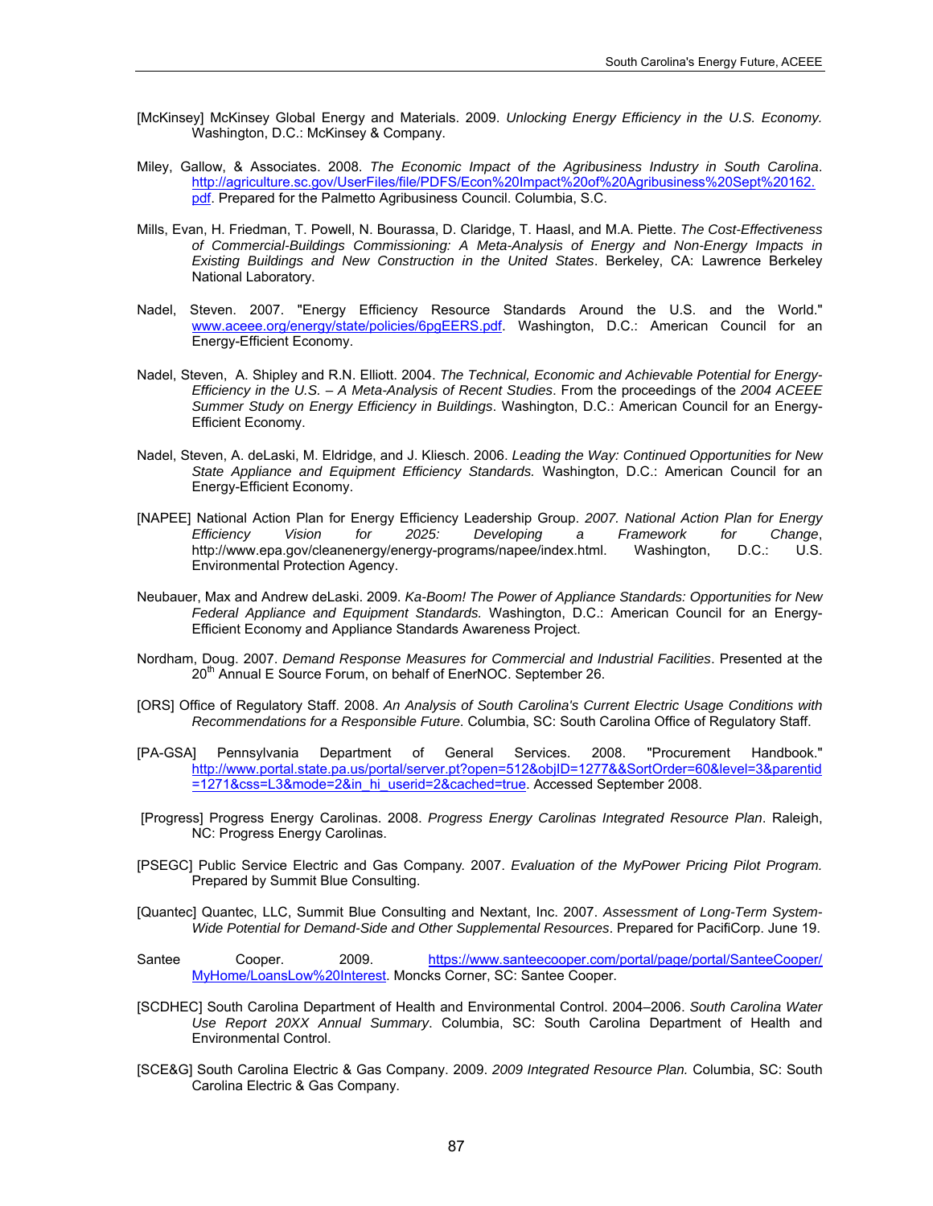[McKinsey] McKinsey Global Energy and Materials. 2009. *Unlocking Energy Efficiency in the U.S. Economy.* Washington, D.C.: McKinsey & Company.

Miley, Gallow, & Associates. 2008. *The Economic Impact of the Agribusiness Industry in South Carolina*. http://agriculture.sc.gov/UserFiles/file/PDFS/Econ%20Impact%20of%20Agribusiness%20Sept%20162.pdf. Prepared for the Palmetto Agribusiness Council. Columbia, S.C.

Mills, Evan, H. Friedman, T. Powell, N. Bourassa, D. Claridge, T. Haasl, and M.A. Piette. *The Cost-Effectiveness of Commercial-Buildings Commissioning: A Meta-Analysis of Energy and Non-Energy Impacts in Existing Buildings and New Construction in the United States*. Berkeley, CA: Lawrence Berkeley National Laboratory.

Nadel, Steven. 2007. "Energy Efficiency Resource Standards Around the U.S. and the World." www.aceee.org/energy/state/policies/6pgEERS.pdf. Washington, D.C.: American Council for an Energy-Efficient Economy.

Nadel, Steven, A. Shipley and R.N. Elliott. 2004. *The Technical, Economic and Achievable Potential for Energy-Efficiency in the U.S. – A Meta-Analysis of Recent Studies*. From the proceedings of the *2004 ACEEE Summer Study on Energy Efficiency in Buildings*. Washington, D.C.: American Council for an Energy-Efficient Economy.

Nadel, Steven, A. deLaski, M. Eldridge, and J. Kliesch. 2006. *Leading the Way: Continued Opportunities for New State Appliance and Equipment Efficiency Standards.* Washington, D.C.: American Council for an Energy-Efficient Economy.

[NAPEE] National Action Plan for Energy Efficiency Leadership Group. *2007. National Action Plan for Energy Efficiency Vision for 2025: Developing a Framework for Change*, http://www.epa.gov/cleanenergy/energy-programs/napee/index.html. Washington, D.C.: U.S. Environmental Protection Agency.

Neubauer, Max and Andrew deLaski. 2009. *Ka-Boom! The Power of Appliance Standards: Opportunities for New Federal Appliance and Equipment Standards.* Washington, D.C.: American Council for an Energy-Efficient Economy and Appliance Standards Awareness Project.

Nordham, Doug. 2007. *Demand Response Measures for Commercial and Industrial Facilities*. Presented at the 20th Annual E Source Forum, on behalf of EnerNOC. September 26.

[ORS] Office of Regulatory Staff. 2008. *An Analysis of South Carolina's Current Electric Usage Conditions with Recommendations for a Responsible Future*. Columbia, SC: South Carolina Office of Regulatory Staff.

[PA-GSA] Pennsylvania Department of General Services. 2008. "Procurement Handbook." http://www.portal.state.pa.us/portal/server.pt?open=512&objID=1277&&SortOrder=60&level=3&parentid=1271&css=L3&mode=2&in_hi_userid=2&cached=true. Accessed September 2008.

[Progress] Progress Energy Carolinas. 2008. *Progress Energy Carolinas Integrated Resource Plan*. Raleigh, NC: Progress Energy Carolinas.

[PSEGC] Public Service Electric and Gas Company. 2007. *Evaluation of the MyPower Pricing Pilot Program.* Prepared by Summit Blue Consulting.

[Quantec] Quantec, LLC, Summit Blue Consulting and Nextant, Inc. 2007. *Assessment of Long-Term System-Wide Potential for Demand-Side and Other Supplemental Resources*. Prepared for PacifiCorp. June 19.

Santee Cooper. 2009. https://www.santeecooper.com/portal/page/portal/SanteeCooper/MyHome/LoansLow%20Interest. Moncks Corner, SC: Santee Cooper.

[SCDHEC] South Carolina Department of Health and Environmental Control. 2004–2006. *South Carolina Water Use Report 20XX Annual Summary*. Columbia, SC: South Carolina Department of Health and Environmental Control.

[SCE&G] South Carolina Electric & Gas Company. 2009. *2009 Integrated Resource Plan.* Columbia, SC: South Carolina Electric & Gas Company.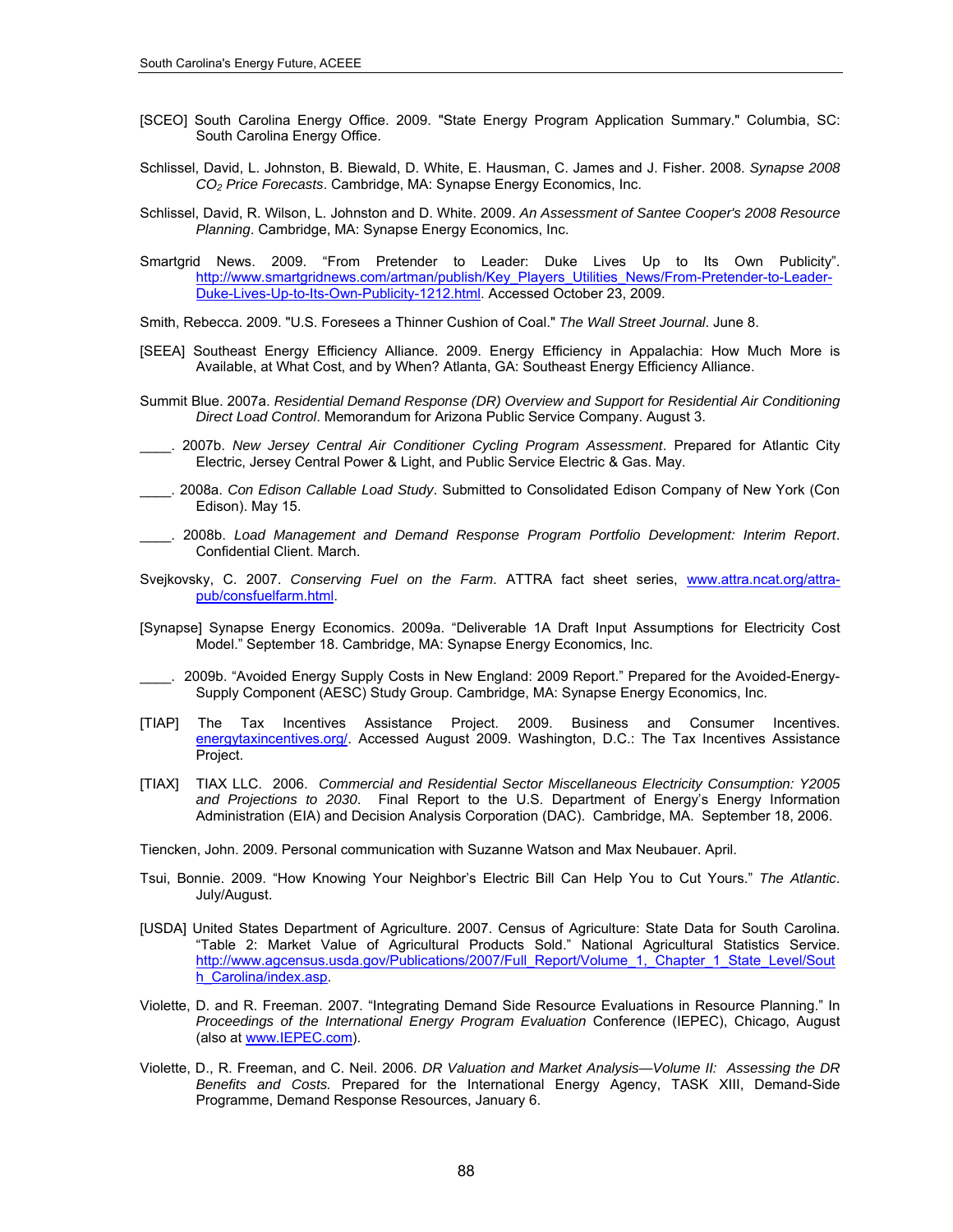[SCEO] South Carolina Energy Office. 2009. "State Energy Program Application Summary." Columbia, SC: South Carolina Energy Office.

Schlissel, David, L. Johnston, B. Biewald, D. White, E. Hausman, C. James and J. Fisher. 2008. *Synapse 2008 $CO_2$ Price Forecasts*. Cambridge, MA: Synapse Energy Economics, Inc.

Schlissel, David, R. Wilson, L. Johnston and D. White. 2009. *An Assessment of Santee Cooper's 2008 Resource Planning*. Cambridge, MA: Synapse Energy Economics, Inc.

Smartgrid News. 2009. "From Pretender to Leader: Duke Lives Up to Its Own Publicity". http://www.smartgridnews.com/artman/publish/Key_Players_Utilities_News/From-Pretender-to-Leader-Duke-Lives-Up-to-Its-Own-Publicity-1212.html. Accessed October 23, 2009.

Smith, Rebecca. 2009. "U.S. Foresees a Thinner Cushion of Coal." *The Wall Street Journal*. June 8.

[SEEA] Southeast Energy Efficiency Alliance. 2009. Energy Efficiency in Appalachia: How Much More is Available, at What Cost, and by When? Atlanta, GA: Southeast Energy Efficiency Alliance.

Summit Blue. 2007a. *Residential Demand Response (DR) Overview and Support for Residential Air Conditioning Direct Load Control*. Memorandum for Arizona Public Service Company. August 3.

____. 2007b. *New Jersey Central Air Conditioner Cycling Program Assessment*. Prepared for Atlantic City Electric, Jersey Central Power & Light, and Public Service Electric & Gas. May.

____. 2008a. *Con Edison Callable Load Study*. Submitted to Consolidated Edison Company of New York (Con Edison). May 15.

____. 2008b. *Load Management and Demand Response Program Portfolio Development: Interim Report*. Confidential Client. March.

Svejkovsky, C. 2007. *Conserving Fuel on the Farm*. ATTRA fact sheet series, www.attra.ncat.org/attra-pub/consfuelfarm.html.

[Synapse] Synapse Energy Economics. 2009a. "Deliverable 1A Draft Input Assumptions for Electricity Cost Model." September 18. Cambridge, MA: Synapse Energy Economics, Inc.

____. 2009b. "Avoided Energy Supply Costs in New England: 2009 Report." Prepared for the Avoided-Energy-Supply Component (AESC) Study Group. Cambridge, MA: Synapse Energy Economics, Inc.

[TIAP] The Tax Incentives Assistance Project. 2009. Business and Consumer Incentives. energytaxincentives.org/. Accessed August 2009. Washington, D.C.: The Tax Incentives Assistance Project.

[TIAX] TIAX LLC. 2006. *Commercial and Residential Sector Miscellaneous Electricity Consumption: Y2005 and Projections to 2030*. Final Report to the U.S. Department of Energy's Energy Information Administration (EIA) and Decision Analysis Corporation (DAC). Cambridge, MA. September 18, 2006.

Tiencken, John. 2009. Personal communication with Suzanne Watson and Max Neubauer. April.

Tsui, Bonnie. 2009. "How Knowing Your Neighbor's Electric Bill Can Help You to Cut Yours." *The Atlantic*. July/August.

[USDA] United States Department of Agriculture. 2007. Census of Agriculture: State Data for South Carolina. "Table 2: Market Value of Agricultural Products Sold." National Agricultural Statistics Service. http://www.agcensus.usda.gov/Publications/2007/Full_Report/Volume_1,_Chapter_1_State_Level/South_Carolina/index.asp.

Violette, D. and R. Freeman. 2007. "Integrating Demand Side Resource Evaluations in Resource Planning." In *Proceedings of the International Energy Program Evaluation* Conference (IEPEC), Chicago, August (also at www.IEPEC.com).

Violette, D., R. Freeman, and C. Neil. 2006. *DR Valuation and Market Analysis—Volume II: Assessing the DR Benefits and Costs.* Prepared for the International Energy Agency, TASK XIII, Demand-Side Programme, Demand Response Resources, January 6.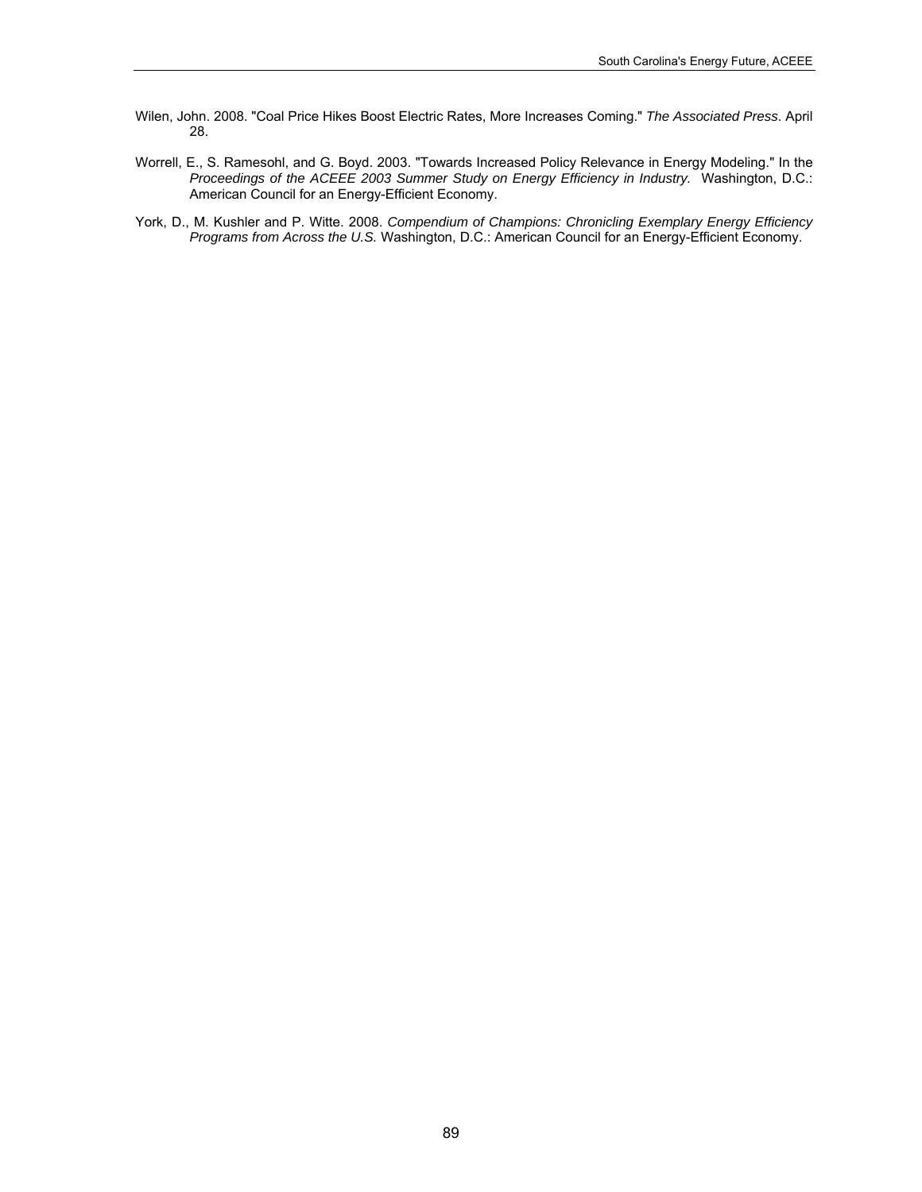Wilen, John. 2008. "Coal Price Hikes Boost Electric Rates, More Increases Coming." *The Associated Press*. April 28.

Worrell, E., S. Ramesohl, and G. Boyd. 2003. "Towards Increased Policy Relevance in Energy Modeling." In the *Proceedings of the ACEEE 2003 Summer Study on Energy Efficiency in Industry.* Washington, D.C.: American Council for an Energy-Efficient Economy.

York, D., M. Kushler and P. Witte. 2008. *Compendium of Champions: Chronicling Exemplary Energy Efficiency Programs from Across the U.S.* Washington, D.C.: American Council for an Energy-Efficient Economy.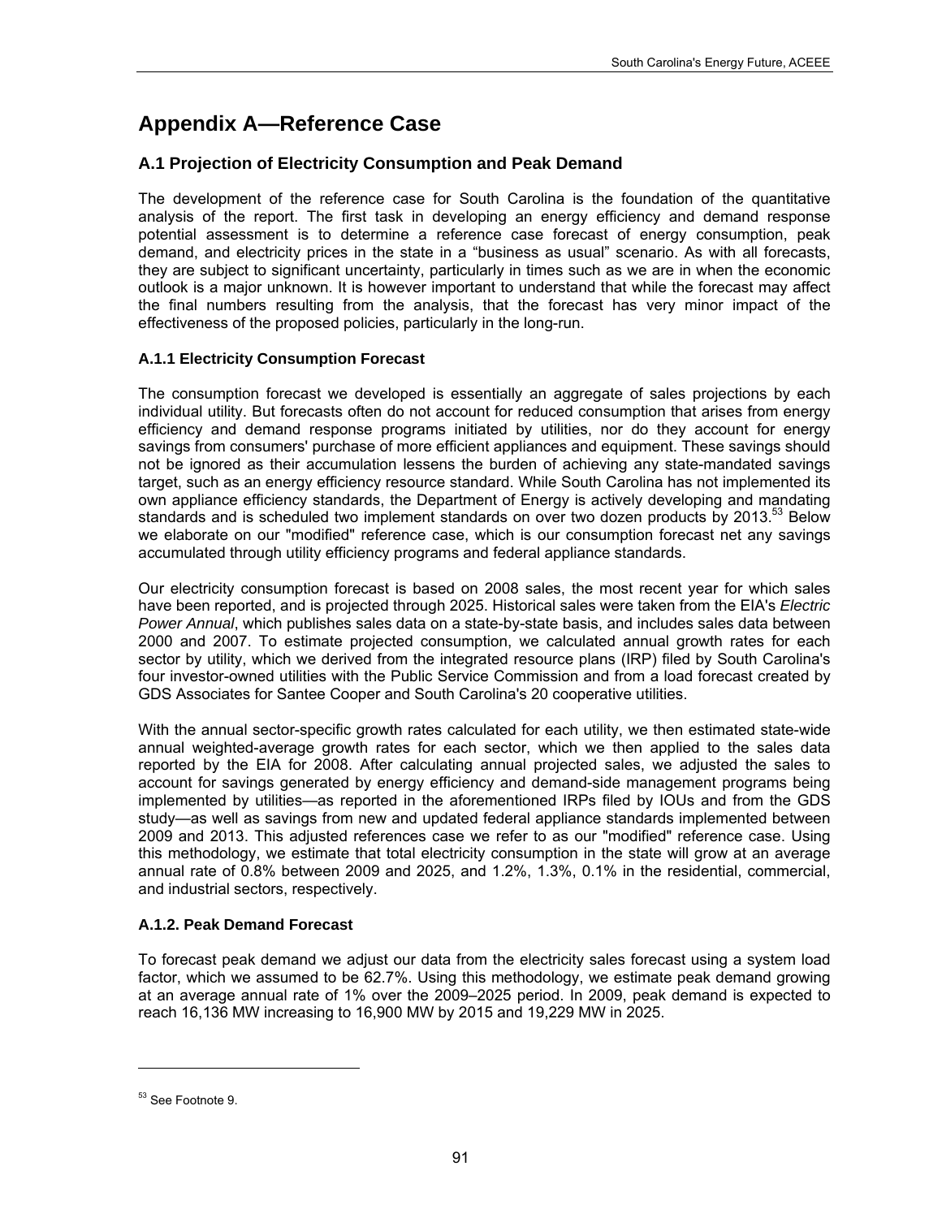# Appendix A—Reference Case

## A.1 Projection of Electricity Consumption and Peak Demand

The development of the reference case for South Carolina is the foundation of the quantitative analysis of the report. The first task in developing an energy efficiency and demand response potential assessment is to determine a reference case forecast of energy consumption, peak demand, and electricity prices in the state in a "business as usual" scenario. As with all forecasts, they are subject to significant uncertainty, particularly in times such as we are in when the economic outlook is a major unknown. It is however important to understand that while the forecast may affect the final numbers resulting from the analysis, that the forecast has very minor impact of the effectiveness of the proposed policies, particularly in the long-run.

### A.1.1 Electricity Consumption Forecast

The consumption forecast we developed is essentially an aggregate of sales projections by each individual utility. But forecasts often do not account for reduced consumption that arises from energy efficiency and demand response programs initiated by utilities, nor do they account for energy savings from consumers' purchase of more efficient appliances and equipment. These savings should not be ignored as their accumulation lessens the burden of achieving any state-mandated savings target, such as an energy efficiency resource standard. While South Carolina has not implemented its own appliance efficiency standards, the Department of Energy is actively developing and mandating standards and is scheduled two implement standards on over two dozen products by 2013.[53] Below we elaborate on our "modified" reference case, which is our consumption forecast net any savings accumulated through utility efficiency programs and federal appliance standards.

Our electricity consumption forecast is based on 2008 sales, the most recent year for which sales have been reported, and is projected through 2025. Historical sales were taken from the EIA's *Electric Power Annual*, which publishes sales data on a state-by-state basis, and includes sales data between 2000 and 2007. To estimate projected consumption, we calculated annual growth rates for each sector by utility, which we derived from the integrated resource plans (IRP) filed by South Carolina's four investor-owned utilities with the Public Service Commission and from a load forecast created by GDS Associates for Santee Cooper and South Carolina's 20 cooperative utilities.

With the annual sector-specific growth rates calculated for each utility, we then estimated state-wide annual weighted-average growth rates for each sector, which we then applied to the sales data reported by the EIA for 2008. After calculating annual projected sales, we adjusted the sales to account for savings generated by energy efficiency and demand-side management programs being implemented by utilities—as reported in the aforementioned IRPs filed by IOUs and from the GDS study—as well as savings from new and updated federal appliance standards implemented between 2009 and 2013. This adjusted references case we refer to as our "modified" reference case. Using this methodology, we estimate that total electricity consumption in the state will grow at an average annual rate of 0.8% between 2009 and 2025, and 1.2%, 1.3%, 0.1% in the residential, commercial, and industrial sectors, respectively.

### A.1.2. Peak Demand Forecast

To forecast peak demand we adjust our data from the electricity sales forecast using a system load factor, which we assumed to be 62.7%. Using this methodology, we estimate peak demand growing at an average annual rate of 1% over the 2009–2025 period. In 2009, peak demand is expected to reach 16,136 MW increasing to 16,900 MW by 2015 and 19,229 MW in 2025.

[53] See Footnote 9.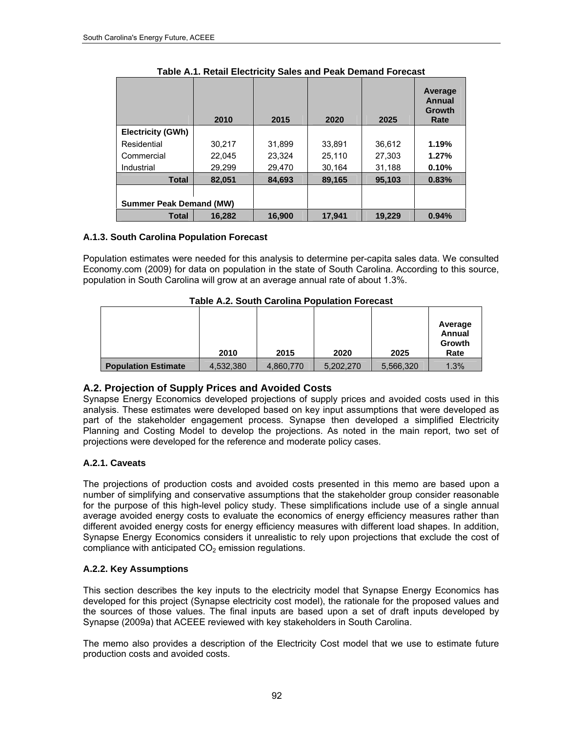**Table A.1. Retail Electricity Sales and Peak Demand Forecast**

| | 2010 | 2015 | 2020 | 2025 | Average Annual Growth Rate |
|---|---|---|---|---|---|
| **Electricity (GWh)** | | | | | |
| Residential | 30,217 | 31,899 | 33,891 | 36,612 | **1.19%** |
| Commercial | 22,045 | 23,324 | 25,110 | 27,303 | **1.27%** |
| Industrial | 29,299 | 29,470 | 30,164 | 31,188 | **0.10%** |
| **Total** | **82,051** | **84,693** | **89,165** | **95,103** | **0.83%** |
| **Summer Peak Demand (MW)** | | | | | |
| **Total** | **16,282** | **16,900** | **17,941** | **19,229** | **0.94%** |

### A.1.3. South Carolina Population Forecast

Population estimates were needed for this analysis to determine per-capita sales data. We consulted Economy.com (2009) for data on population in the state of South Carolina. According to this source, population in South Carolina will grow at an average annual rate of about 1.3%.

**Table A.2. South Carolina Population Forecast**

| | 2010 | 2015 | 2020 | 2025 | Average Annual Growth Rate |
|---|---|---|---|---|---|
| **Population Estimate** | 4,532,380 | 4,860,770 | 5,202,270 | 5,566,320 | 1.3% |

## A.2. Projection of Supply Prices and Avoided Costs

Synapse Energy Economics developed projections of supply prices and avoided costs used in this analysis. These estimates were developed based on key input assumptions that were developed as part of the stakeholder engagement process. Synapse then developed a simplified Electricity Planning and Costing Model to develop the projections. As noted in the main report, two set of projections were developed for the reference and moderate policy cases.

### A.2.1. Caveats

The projections of production costs and avoided costs presented in this memo are based upon a number of simplifying and conservative assumptions that the stakeholder group consider reasonable for the purpose of this high-level policy study. These simplifications include use of a single annual average avoided energy costs to evaluate the economics of energy efficiency measures rather than different avoided energy costs for energy efficiency measures with different load shapes. In addition, Synapse Energy Economics considers it unrealistic to rely upon projections that exclude the cost of compliance with anticipated $CO_2$ emission regulations.

### A.2.2. Key Assumptions

This section describes the key inputs to the electricity model that Synapse Energy Economics has developed for this project (Synapse electricity cost model), the rationale for the proposed values and the sources of those values. The final inputs are based upon a set of draft inputs developed by Synapse (2009a) that ACEEE reviewed with key stakeholders in South Carolina.

The memo also provides a description of the Electricity Cost model that we use to estimate future production costs and avoided costs.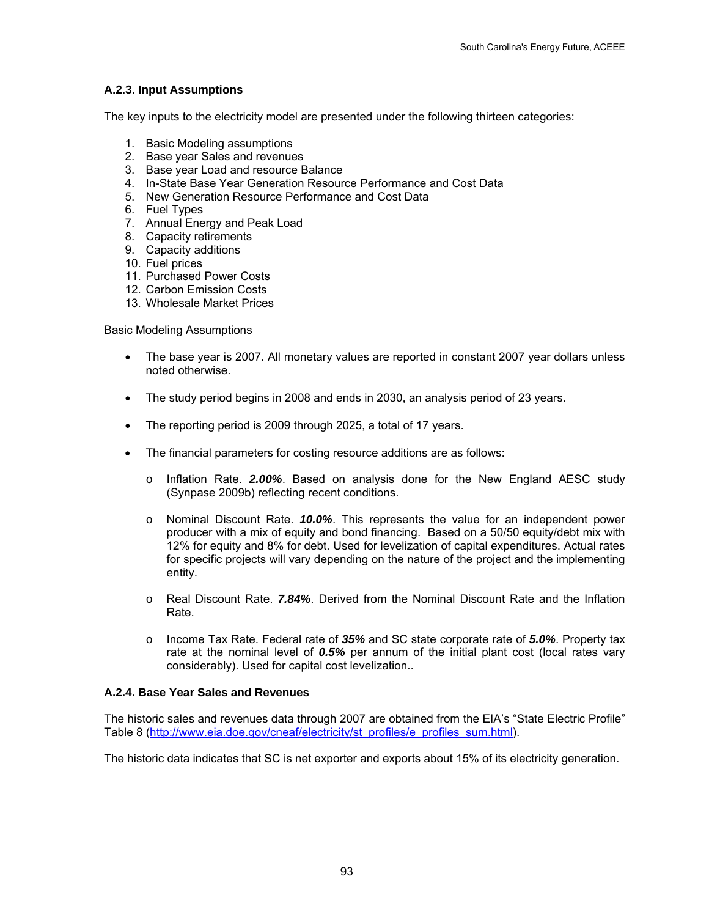### A.2.3. Input Assumptions

The key inputs to the electricity model are presented under the following thirteen categories:

1. Basic Modeling assumptions
2. Base year Sales and revenues
3. Base year Load and resource Balance
4. In-State Base Year Generation Resource Performance and Cost Data
5. New Generation Resource Performance and Cost Data
6. Fuel Types
7. Annual Energy and Peak Load
8. Capacity retirements
9. Capacity additions
10. Fuel prices
11. Purchased Power Costs
12. Carbon Emission Costs
13. Wholesale Market Prices

Basic Modeling Assumptions

- The base year is 2007. All monetary values are reported in constant 2007 year dollars unless noted otherwise.
- The study period begins in 2008 and ends in 2030, an analysis period of 23 years.
- The reporting period is 2009 through 2025, a total of 17 years.
- The financial parameters for costing resource additions are as follows:
  - Inflation Rate. ***2.00%***. Based on analysis done for the New England AESC study (Synpase 2009b) reflecting recent conditions.
  - Nominal Discount Rate. ***10.0%***. This represents the value for an independent power producer with a mix of equity and bond financing. Based on a 50/50 equity/debt mix with 12% for equity and 8% for debt. Used for levelization of capital expenditures. Actual rates for specific projects will vary depending on the nature of the project and the implementing entity.
  - Real Discount Rate. ***7.84%***. Derived from the Nominal Discount Rate and the Inflation Rate.
  - Income Tax Rate. Federal rate of ***35%*** and SC state corporate rate of ***5.0%***. Property tax rate at the nominal level of ***0.5%*** per annum of the initial plant cost (local rates vary considerably). Used for capital cost levelization..

### A.2.4. Base Year Sales and Revenues

The historic sales and revenues data through 2007 are obtained from the EIA's "State Electric Profile" Table 8 (http://www.eia.doe.gov/cneaf/electricity/st_profiles/e_profiles_sum.html).

The historic data indicates that SC is net exporter and exports about 15% of its electricity generation.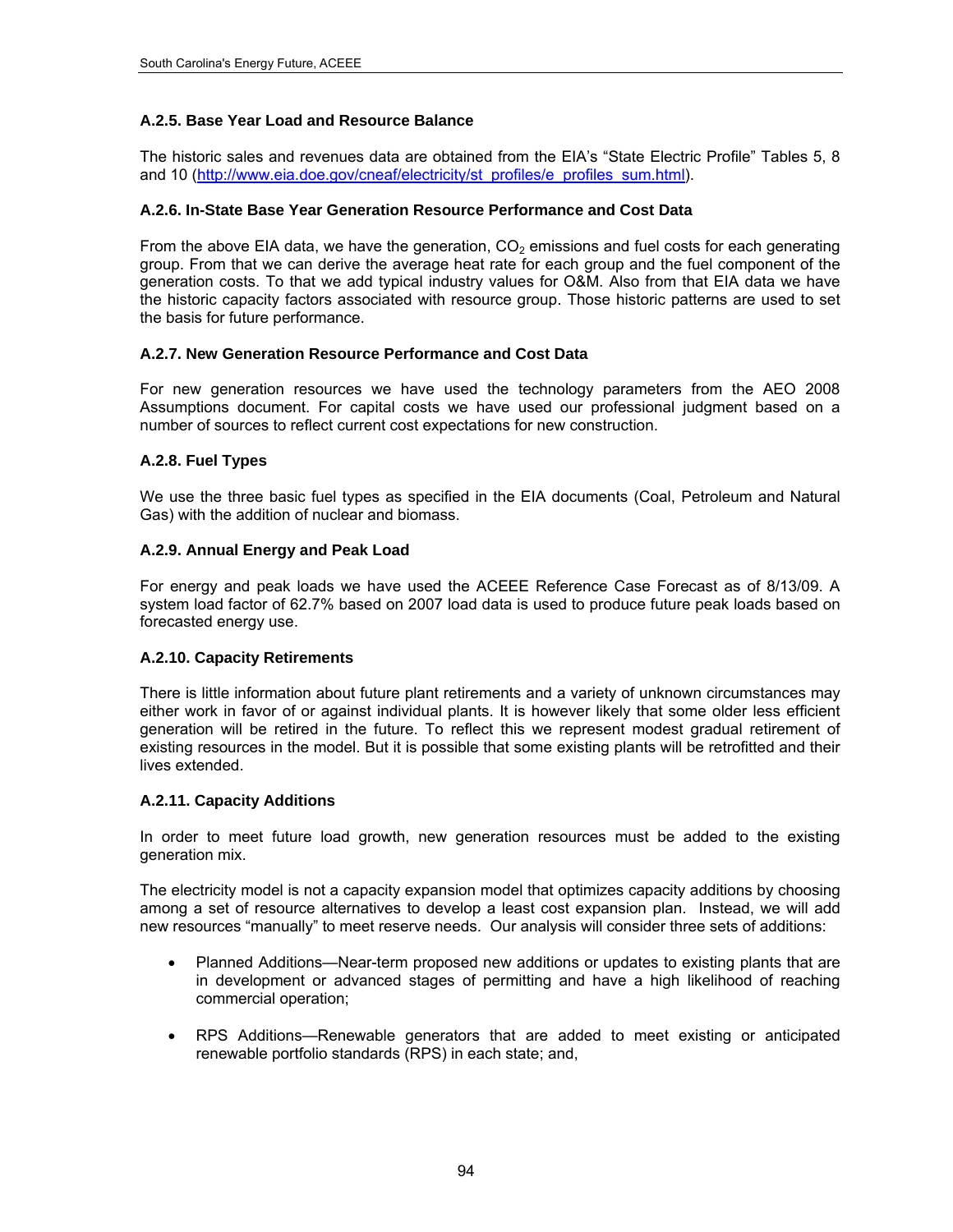### A.2.5. Base Year Load and Resource Balance

The historic sales and revenues data are obtained from the EIA's "State Electric Profile" Tables 5, 8 and 10 (http://www.eia.doe.gov/cneaf/electricity/st_profiles/e_profiles_sum.html).

### A.2.6. In-State Base Year Generation Resource Performance and Cost Data

From the above EIA data, we have the generation, $CO_2$ emissions and fuel costs for each generating group. From that we can derive the average heat rate for each group and the fuel component of the generation costs. To that we add typical industry values for O&M. Also from that EIA data we have the historic capacity factors associated with resource group. Those historic patterns are used to set the basis for future performance.

### A.2.7. New Generation Resource Performance and Cost Data

For new generation resources we have used the technology parameters from the AEO 2008 Assumptions document. For capital costs we have used our professional judgment based on a number of sources to reflect current cost expectations for new construction.

### A.2.8. Fuel Types

We use the three basic fuel types as specified in the EIA documents (Coal, Petroleum and Natural Gas) with the addition of nuclear and biomass.

### A.2.9. Annual Energy and Peak Load

For energy and peak loads we have used the ACEEE Reference Case Forecast as of 8/13/09. A system load factor of 62.7% based on 2007 load data is used to produce future peak loads based on forecasted energy use.

### A.2.10. Capacity Retirements

There is little information about future plant retirements and a variety of unknown circumstances may either work in favor of or against individual plants. It is however likely that some older less efficient generation will be retired in the future. To reflect this we represent modest gradual retirement of existing resources in the model. But it is possible that some existing plants will be retrofitted and their lives extended.

### A.2.11. Capacity Additions

In order to meet future load growth, new generation resources must be added to the existing generation mix.

The electricity model is not a capacity expansion model that optimizes capacity additions by choosing among a set of resource alternatives to develop a least cost expansion plan. Instead, we will add new resources "manually" to meet reserve needs. Our analysis will consider three sets of additions:

- Planned Additions—Near-term proposed new additions or updates to existing plants that are in development or advanced stages of permitting and have a high likelihood of reaching commercial operation;
- RPS Additions—Renewable generators that are added to meet existing or anticipated renewable portfolio standards (RPS) in each state; and,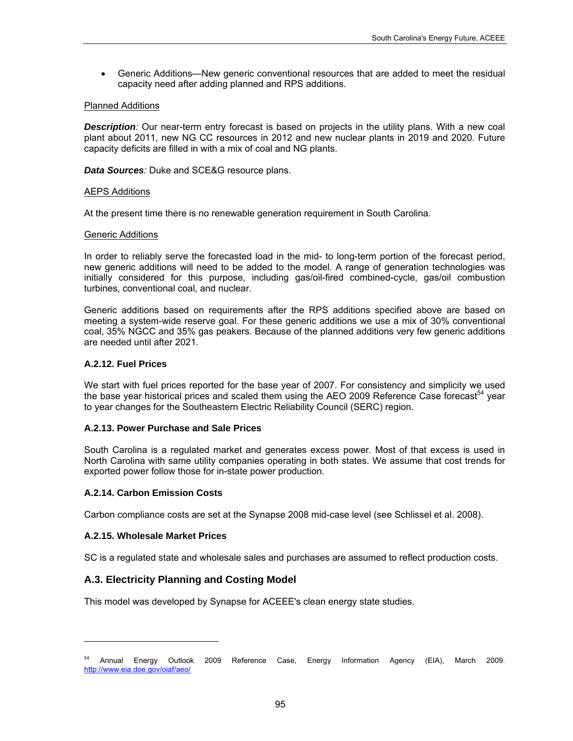- Generic Additions—New generic conventional resources that are added to meet the residual capacity need after adding planned and RPS additions.

Planned Additions

***Description**:* Our near-term entry forecast is based on projects in the utility plans. With a new coal plant about 2011, new NG CC resources in 2012 and new nuclear plants in 2019 and 2020. Future capacity deficits are filled in with a mix of coal and NG plants.

***Data Sources**:* Duke and SCE&G resource plans.

AEPS Additions

At the present time there is no renewable generation requirement in South Carolina.

Generic Additions

In order to reliably serve the forecasted load in the mid- to long-term portion of the forecast period, new generic additions will need to be added to the model. A range of generation technologies was initially considered for this purpose, including gas/oil-fired combined-cycle, gas/oil combustion turbines, conventional coal, and nuclear.

Generic additions based on requirements after the RPS additions specified above are based on meeting a system-wide reserve goal. For these generic additions we use a mix of 30% conventional coal, 35% NGCC and 35% gas peakers. Because of the planned additions very few generic additions are needed until after 2021.

### A.2.12. Fuel Prices

We start with fuel prices reported for the base year of 2007. For consistency and simplicity we used the base year historical prices and scaled them using the AEO 2009 Reference Case forecast[54] year to year changes for the Southeastern Electric Reliability Council (SERC) region.

### A.2.13. Power Purchase and Sale Prices

South Carolina is a regulated market and generates excess power. Most of that excess is used in North Carolina with same utility companies operating in both states. We assume that cost trends for exported power follow those for in-state power production.

### A.2.14. Carbon Emission Costs

Carbon compliance costs are set at the Synapse 2008 mid-case level (see Schlissel et al. 2008).

### A.2.15. Wholesale Market Prices

SC is a regulated state and wholesale sales and purchases are assumed to reflect production costs.

## A.3. Electricity Planning and Costing Model

This model was developed by Synapse for ACEEE's clean energy state studies.

---

[54] Annual Energy Outlook 2009 Reference Case, Energy Information Agency (EIA), March 2009. http://www.eia.doe.gov/oiaf/aeo/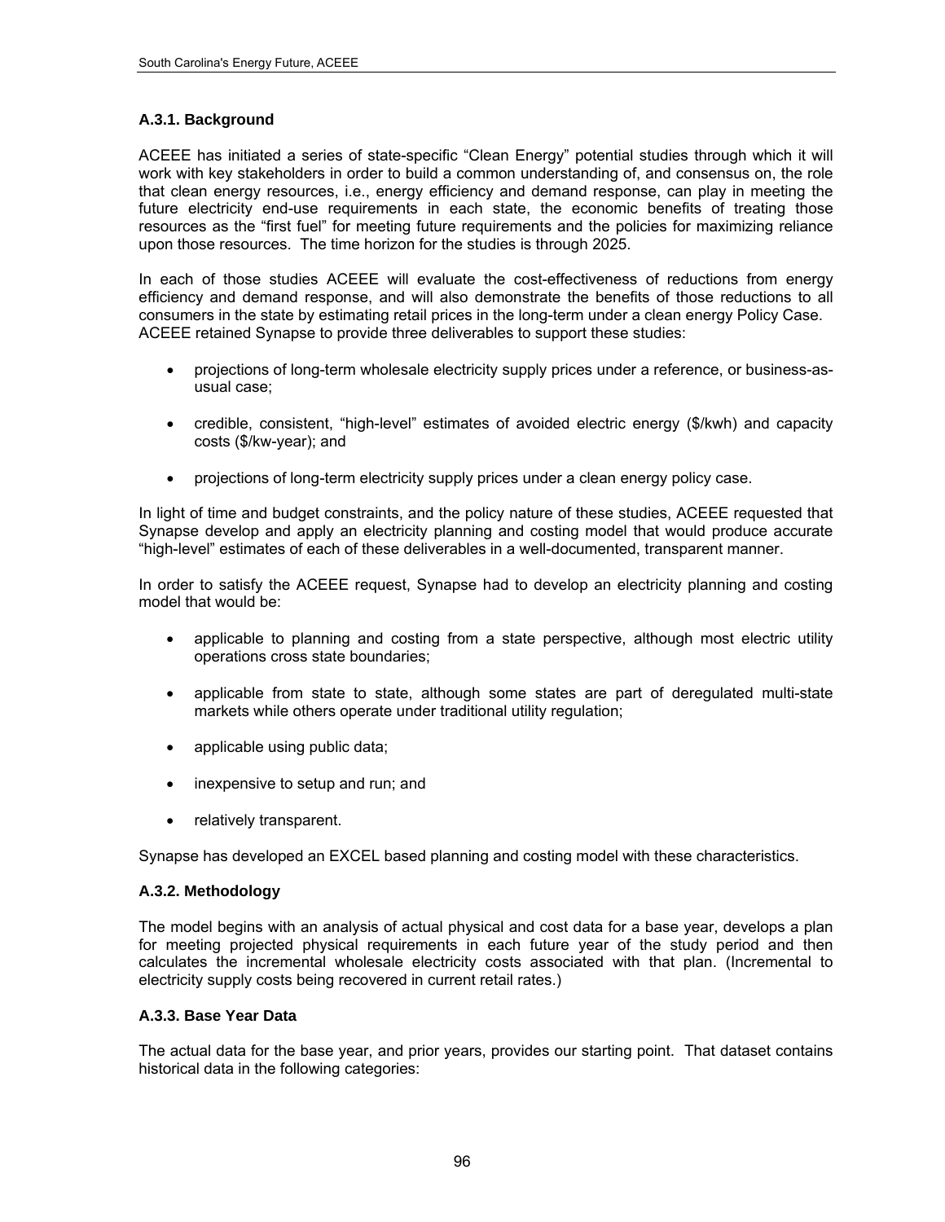### A.3.1. Background

ACEEE has initiated a series of state-specific "Clean Energy" potential studies through which it will work with key stakeholders in order to build a common understanding of, and consensus on, the role that clean energy resources, i.e., energy efficiency and demand response, can play in meeting the future electricity end-use requirements in each state, the economic benefits of treating those resources as the "first fuel" for meeting future requirements and the policies for maximizing reliance upon those resources. The time horizon for the studies is through 2025.

In each of those studies ACEEE will evaluate the cost-effectiveness of reductions from energy efficiency and demand response, and will also demonstrate the benefits of those reductions to all consumers in the state by estimating retail prices in the long-term under a clean energy Policy Case. ACEEE retained Synapse to provide three deliverables to support these studies:

- projections of long-term wholesale electricity supply prices under a reference, or business-as-usual case;
- credible, consistent, "high-level" estimates of avoided electric energy ($/kwh) and capacity costs ($/kw-year); and
- projections of long-term electricity supply prices under a clean energy policy case.

In light of time and budget constraints, and the policy nature of these studies, ACEEE requested that Synapse develop and apply an electricity planning and costing model that would produce accurate "high-level" estimates of each of these deliverables in a well-documented, transparent manner.

In order to satisfy the ACEEE request, Synapse had to develop an electricity planning and costing model that would be:

- applicable to planning and costing from a state perspective, although most electric utility operations cross state boundaries;
- applicable from state to state, although some states are part of deregulated multi-state markets while others operate under traditional utility regulation;
- applicable using public data;
- inexpensive to setup and run; and
- relatively transparent.

Synapse has developed an EXCEL based planning and costing model with these characteristics.

### A.3.2. Methodology

The model begins with an analysis of actual physical and cost data for a base year, develops a plan for meeting projected physical requirements in each future year of the study period and then calculates the incremental wholesale electricity costs associated with that plan. (Incremental to electricity supply costs being recovered in current retail rates.)

### A.3.3. Base Year Data

The actual data for the base year, and prior years, provides our starting point. That dataset contains historical data in the following categories: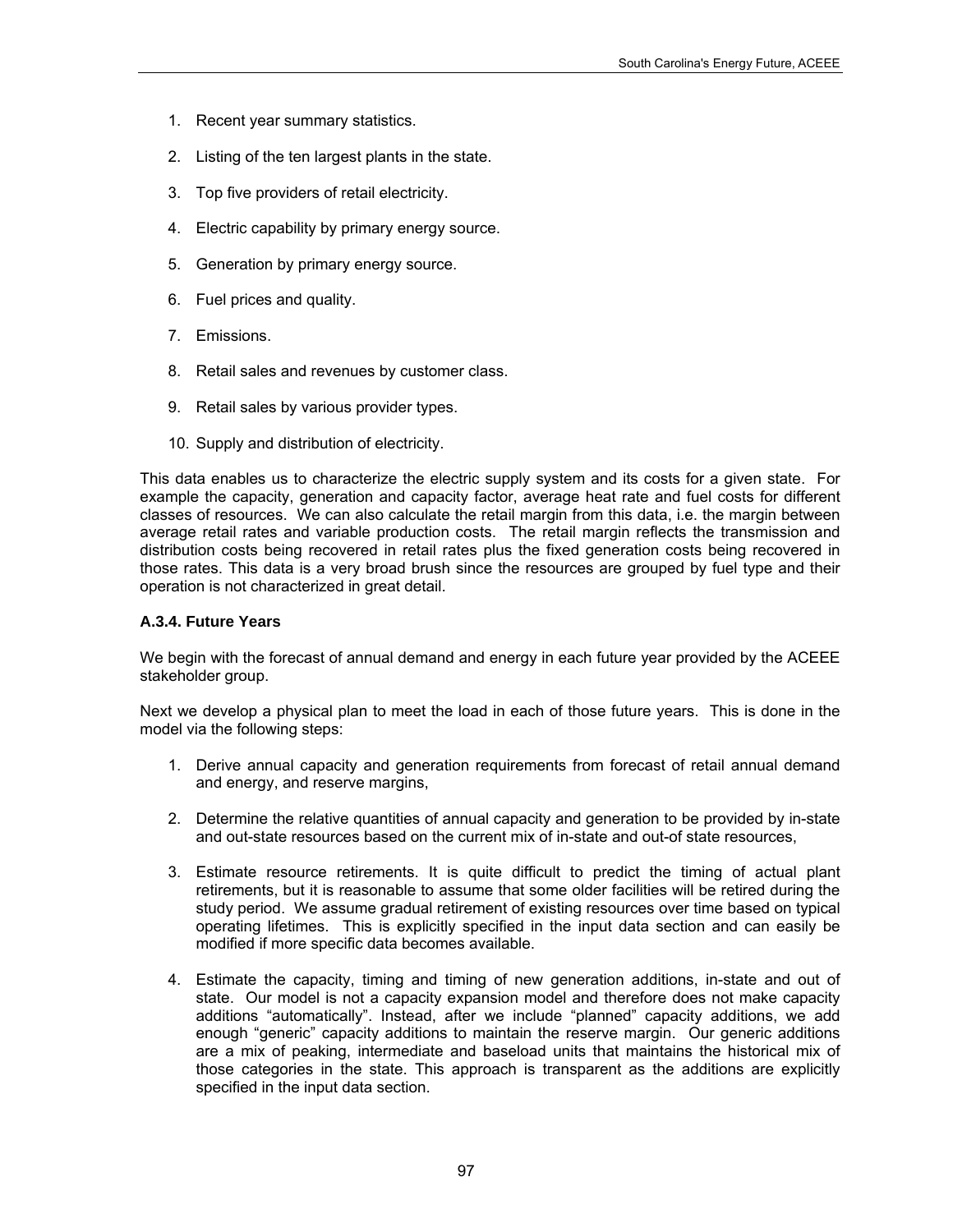1. Recent year summary statistics.
2. Listing of the ten largest plants in the state.
3. Top five providers of retail electricity.
4. Electric capability by primary energy source.
5. Generation by primary energy source.
6. Fuel prices and quality.
7. Emissions.
8. Retail sales and revenues by customer class.
9. Retail sales by various provider types.
10. Supply and distribution of electricity.

This data enables us to characterize the electric supply system and its costs for a given state. For example the capacity, generation and capacity factor, average heat rate and fuel costs for different classes of resources. We can also calculate the retail margin from this data, i.e. the margin between average retail rates and variable production costs. The retail margin reflects the transmission and distribution costs being recovered in retail rates plus the fixed generation costs being recovered in those rates. This data is a very broad brush since the resources are grouped by fuel type and their operation is not characterized in great detail.

### A.3.4. Future Years

We begin with the forecast of annual demand and energy in each future year provided by the ACEEE stakeholder group.

Next we develop a physical plan to meet the load in each of those future years. This is done in the model via the following steps:

1. Derive annual capacity and generation requirements from forecast of retail annual demand and energy, and reserve margins,
2. Determine the relative quantities of annual capacity and generation to be provided by in-state and out-state resources based on the current mix of in-state and out-of state resources,
3. Estimate resource retirements. It is quite difficult to predict the timing of actual plant retirements, but it is reasonable to assume that some older facilities will be retired during the study period. We assume gradual retirement of existing resources over time based on typical operating lifetimes. This is explicitly specified in the input data section and can easily be modified if more specific data becomes available.
4. Estimate the capacity, timing and timing of new generation additions, in-state and out of state. Our model is not a capacity expansion model and therefore does not make capacity additions "automatically". Instead, after we include "planned" capacity additions, we add enough "generic" capacity additions to maintain the reserve margin. Our generic additions are a mix of peaking, intermediate and baseload units that maintains the historical mix of those categories in the state. This approach is transparent as the additions are explicitly specified in the input data section.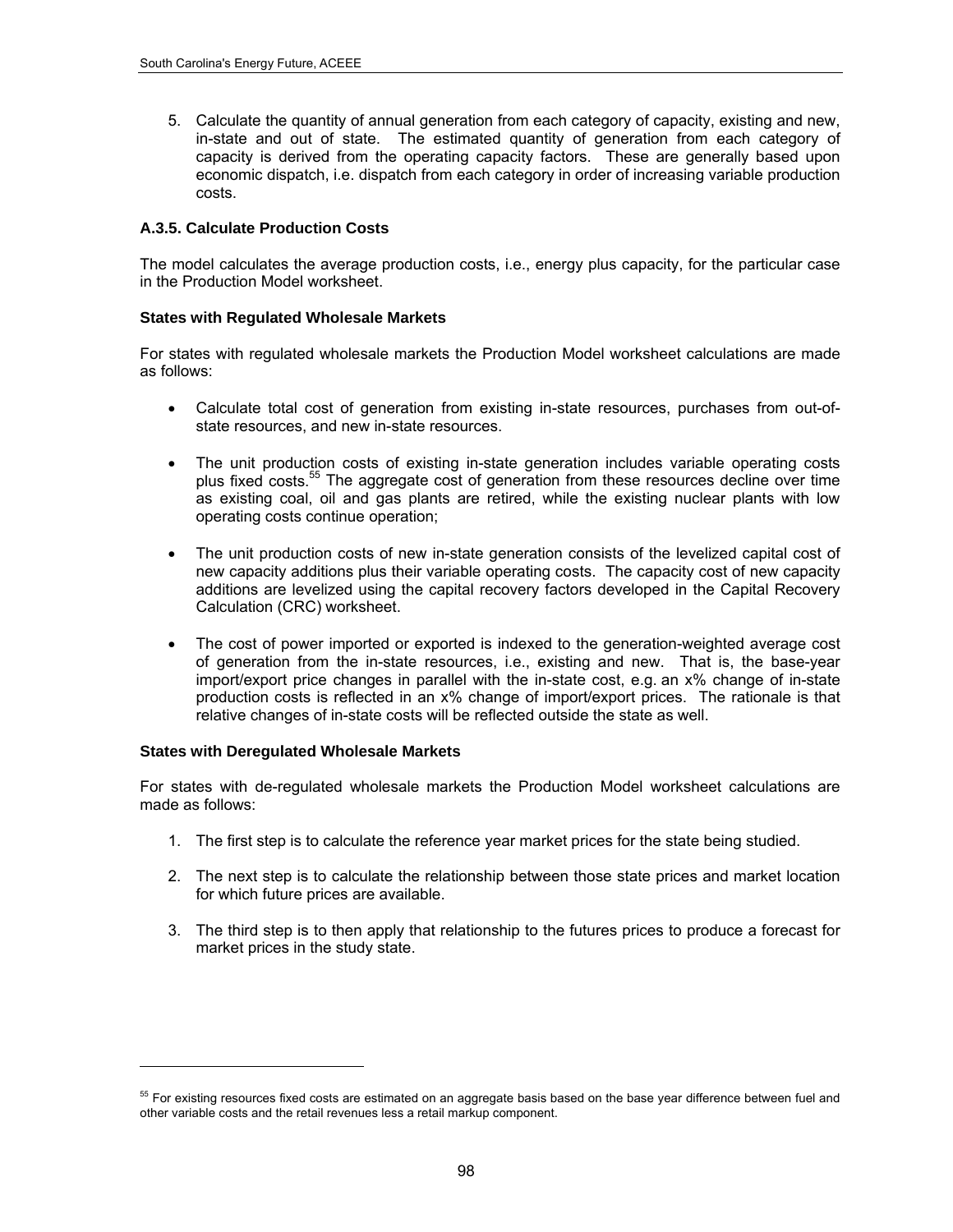5. Calculate the quantity of annual generation from each category of capacity, existing and new, in-state and out of state. The estimated quantity of generation from each category of capacity is derived from the operating capacity factors. These are generally based upon economic dispatch, i.e. dispatch from each category in order of increasing variable production costs.

### A.3.5. Calculate Production Costs

The model calculates the average production costs, i.e., energy plus capacity, for the particular case in the Production Model worksheet.

**States with Regulated Wholesale Markets**

For states with regulated wholesale markets the Production Model worksheet calculations are made as follows:

- Calculate total cost of generation from existing in-state resources, purchases from out-of-state resources, and new in-state resources.
- The unit production costs of existing in-state generation includes variable operating costs plus fixed costs.[55] The aggregate cost of generation from these resources decline over time as existing coal, oil and gas plants are retired, while the existing nuclear plants with low operating costs continue operation;
- The unit production costs of new in-state generation consists of the levelized capital cost of new capacity additions plus their variable operating costs. The capacity cost of new capacity additions are levelized using the capital recovery factors developed in the Capital Recovery Calculation (CRC) worksheet.
- The cost of power imported or exported is indexed to the generation-weighted average cost of generation from the in-state resources, i.e., existing and new. That is, the base-year import/export price changes in parallel with the in-state cost, e.g. an x% change of in-state production costs is reflected in an x% change of import/export prices. The rationale is that relative changes of in-state costs will be reflected outside the state as well.

**States with Deregulated Wholesale Markets**

For states with de-regulated wholesale markets the Production Model worksheet calculations are made as follows:

1. The first step is to calculate the reference year market prices for the state being studied.
2. The next step is to calculate the relationship between those state prices and market location for which future prices are available.
3. The third step is to then apply that relationship to the futures prices to produce a forecast for market prices in the study state.

[55] For existing resources fixed costs are estimated on an aggregate basis based on the base year difference between fuel and other variable costs and the retail revenues less a retail markup component.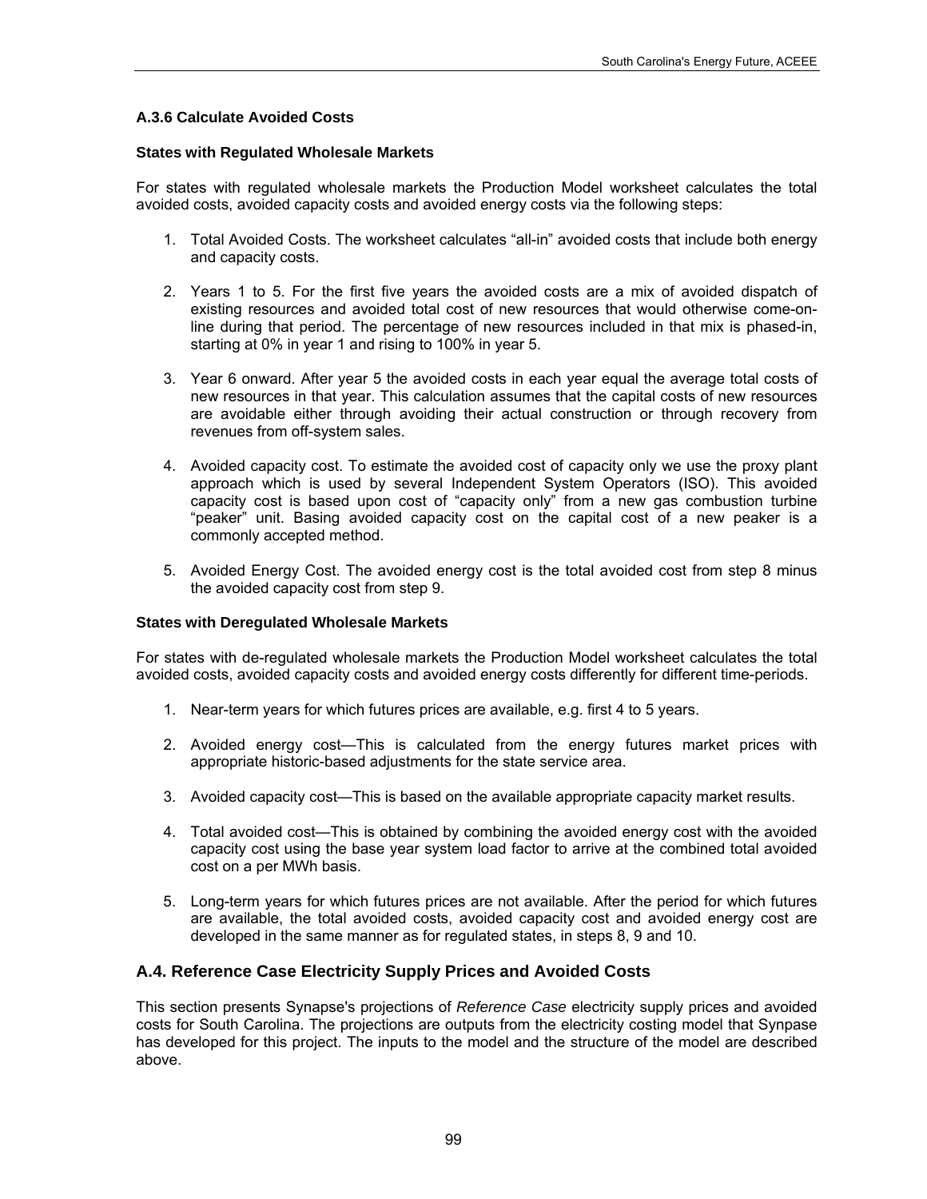### A.3.6 Calculate Avoided Costs

#### States with Regulated Wholesale Markets

For states with regulated wholesale markets the Production Model worksheet calculates the total avoided costs, avoided capacity costs and avoided energy costs via the following steps:

1. Total Avoided Costs. The worksheet calculates "all-in" avoided costs that include both energy and capacity costs.

2. Years 1 to 5. For the first five years the avoided costs are a mix of avoided dispatch of existing resources and avoided total cost of new resources that would otherwise come-on-line during that period. The percentage of new resources included in that mix is phased-in, starting at 0% in year 1 and rising to 100% in year 5.

3. Year 6 onward. After year 5 the avoided costs in each year equal the average total costs of new resources in that year. This calculation assumes that the capital costs of new resources are avoidable either through avoiding their actual construction or through recovery from revenues from off-system sales.

4. Avoided capacity cost. To estimate the avoided cost of capacity only we use the proxy plant approach which is used by several Independent System Operators (ISO). This avoided capacity cost is based upon cost of "capacity only" from a new gas combustion turbine "peaker" unit. Basing avoided capacity cost on the capital cost of a new peaker is a commonly accepted method.

5. Avoided Energy Cost. The avoided energy cost is the total avoided cost from step 8 minus the avoided capacity cost from step 9.

#### States with Deregulated Wholesale Markets

For states with de-regulated wholesale markets the Production Model worksheet calculates the total avoided costs, avoided capacity costs and avoided energy costs differently for different time-periods.

1. Near-term years for which futures prices are available, e.g. first 4 to 5 years.

2. Avoided energy cost—This is calculated from the energy futures market prices with appropriate historic-based adjustments for the state service area.

3. Avoided capacity cost—This is based on the available appropriate capacity market results.

4. Total avoided cost—This is obtained by combining the avoided energy cost with the avoided capacity cost using the base year system load factor to arrive at the combined total avoided cost on a per MWh basis.

5. Long-term years for which futures prices are not available. After the period for which futures are available, the total avoided costs, avoided capacity cost and avoided energy cost are developed in the same manner as for regulated states, in steps 8, 9 and 10.

## A.4. Reference Case Electricity Supply Prices and Avoided Costs

This section presents Synapse's projections of *Reference Case* electricity supply prices and avoided costs for South Carolina. The projections are outputs from the electricity costing model that Synpase has developed for this project. The inputs to the model and the structure of the model are described above.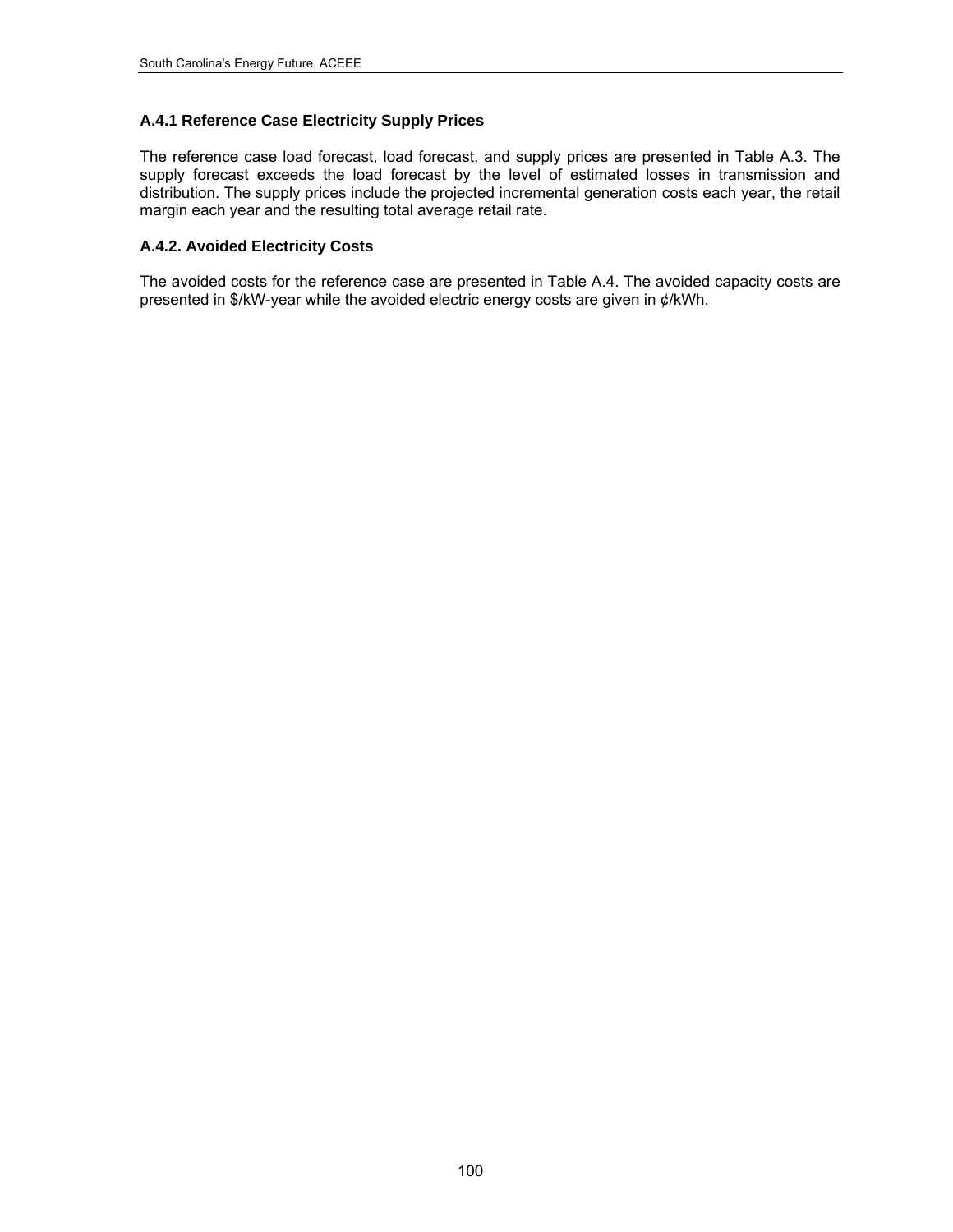### A.4.1 Reference Case Electricity Supply Prices

The reference case load forecast, load forecast, and supply prices are presented in Table A.3. The supply forecast exceeds the load forecast by the level of estimated losses in transmission and distribution. The supply prices include the projected incremental generation costs each year, the retail margin each year and the resulting total average retail rate.

### A.4.2. Avoided Electricity Costs

The avoided costs for the reference case are presented in Table A.4. The avoided capacity costs are presented in $/kW-year while the avoided electric energy costs are given in ¢/kWh.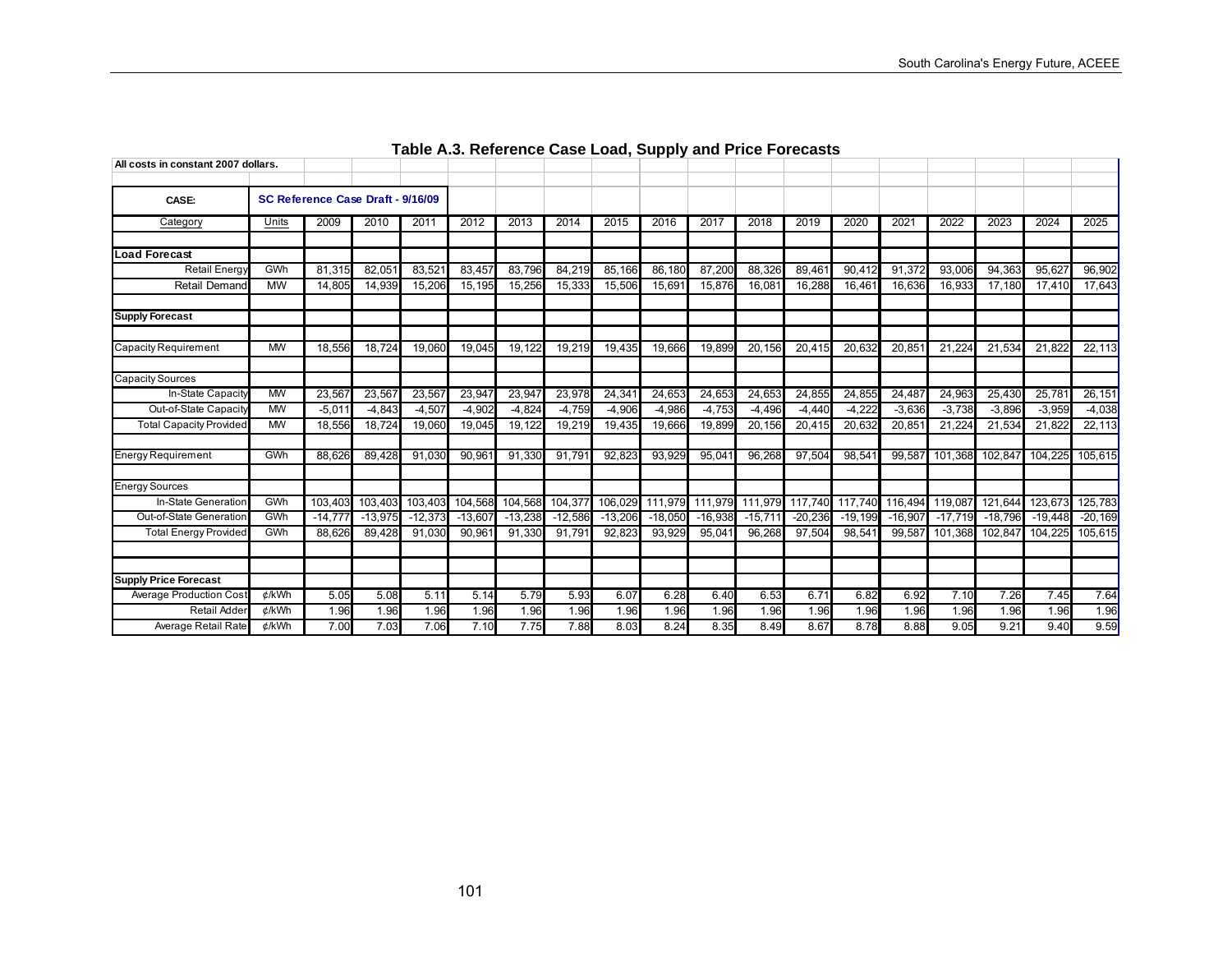## Table A.3. Reference Case Load, Supply and Price Forecasts

All costs in constant 2007 dollars.

CASE: SC Reference Case Draft - 9/16/09

| Category | Units | 2009 | 2010 | 2011 | 2012 | 2013 | 2014 | 2015 | 2016 | 2017 | 2018 | 2019 | 2020 | 2021 | 2022 | 2023 | 2024 | 2025 |
|---|---|---|---|---|---|---|---|---|---|---|---|---|---|---|---|---|---|---|
| **Load Forecast** | | | | | | | | | | | | | | | | | | |
| Retail Energy | GWh | 81,315 | 82,051 | 83,521 | 83,457 | 83,796 | 84,219 | 85,166 | 86,180 | 87,200 | 88,326 | 89,461 | 90,412 | 91,372 | 93,006 | 94,363 | 95,627 | 96,902 |
| Retail Demand | MW | 14,805 | 14,939 | 15,206 | 15,195 | 15,256 | 15,333 | 15,506 | 15,691 | 15,876 | 16,081 | 16,288 | 16,461 | 16,636 | 16,933 | 17,180 | 17,410 | 17,643 |
| **Supply Forecast** | | | | | | | | | | | | | | | | | | |
| Capacity Requirement | MW | 18,556 | 18,724 | 19,060 | 19,045 | 19,122 | 19,219 | 19,435 | 19,666 | 19,899 | 20,156 | 20,415 | 20,632 | 20,851 | 21,224 | 21,534 | 21,822 | 22,113 |
| Capacity Sources | | | | | | | | | | | | | | | | | | |
| In-State Capacity | MW | 23,567 | 23,567 | 23,567 | 23,947 | 23,947 | 23,978 | 24,341 | 24,653 | 24,653 | 24,653 | 24,855 | 24,855 | 24,487 | 24,963 | 25,430 | 25,781 | 26,151 |
| Out-of-State Capacity | MW | -5,011 | -4,843 | -4,507 | -4,902 | -4,824 | -4,759 | -4,906 | -4,986 | -4,753 | -4,496 | -4,440 | -4,222 | -3,636 | -3,738 | -3,896 | -3,959 | -4,038 |
| Total Capacity Provided | MW | 18,556 | 18,724 | 19,060 | 19,045 | 19,122 | 19,219 | 19,435 | 19,666 | 19,899 | 20,156 | 20,415 | 20,632 | 20,851 | 21,224 | 21,534 | 21,822 | 22,113 |
| Energy Requirement | GWh | 88,626 | 89,428 | 91,030 | 90,961 | 91,330 | 91,791 | 92,823 | 93,929 | 95,041 | 96,268 | 97,504 | 98,541 | 99,587 | 101,368 | 102,847 | 104,225 | 105,615 |
| Energy Sources | | | | | | | | | | | | | | | | | | |
| In-State Generation | GWh | 103,403 | 103,403 | 103,403 | 104,568 | 104,568 | 104,377 | 106,029 | 111,979 | 111,979 | 111,979 | 117,740 | 117,740 | 116,494 | 119,087 | 121,644 | 123,673 | 125,783 |
| Out-of-State Generation | GWh | -14,777 | -13,975 | -12,373 | -13,607 | -13,238 | -12,586 | -13,206 | -18,050 | -16,938 | -15,711 | -20,236 | -19,199 | -16,907 | -17,719 | -18,796 | -19,448 | -20,169 |
| Total Energy Provided | GWh | 88,626 | 89,428 | 91,030 | 90,961 | 91,330 | 91,791 | 92,823 | 93,929 | 95,041 | 96,268 | 97,504 | 98,541 | 99,587 | 101,368 | 102,847 | 104,225 | 105,615 |
| **Supply Price Forecast** | | | | | | | | | | | | | | | | | | |
| Average Production Cost | ¢/kWh | 5.05 | 5.08 | 5.11 | 5.14 | 5.79 | 5.93 | 6.07 | 6.28 | 6.40 | 6.53 | 6.71 | 6.82 | 6.92 | 7.10 | 7.26 | 7.45 | 7.64 |
| Retail Adder | ¢/kWh | 1.96 | 1.96 | 1.96 | 1.96 | 1.96 | 1.96 | 1.96 | 1.96 | 1.96 | 1.96 | 1.96 | 1.96 | 1.96 | 1.96 | 1.96 | 1.96 | 1.96 |
| Average Retail Rate | ¢/kWh | 7.00 | 7.03 | 7.06 | 7.10 | 7.75 | 7.88 | 8.03 | 8.24 | 8.35 | 8.49 | 8.67 | 8.78 | 8.88 | 9.05 | 9.21 | 9.40 | 9.59 |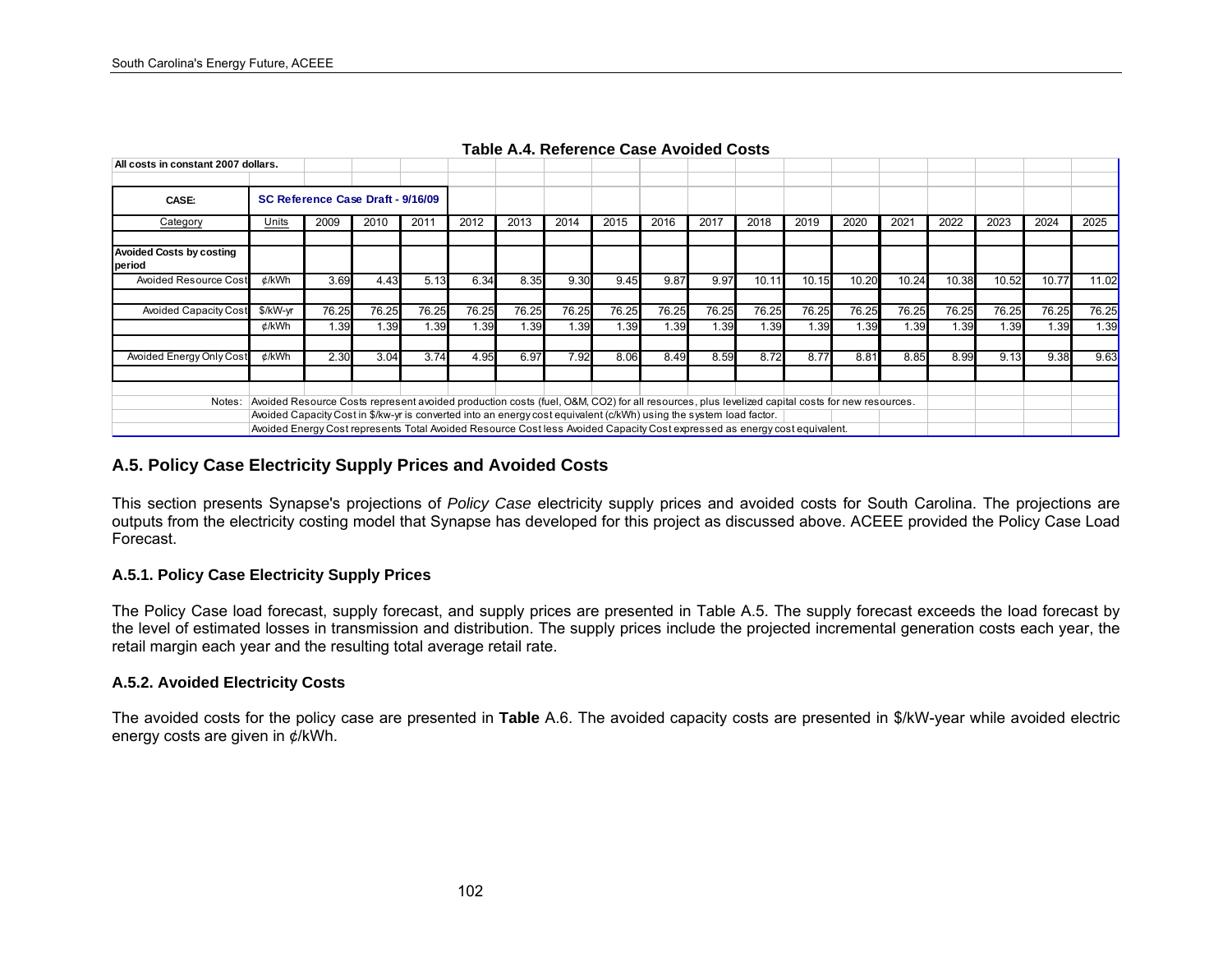**Table A.4. Reference Case Avoided Costs**

All costs in constant 2007 dollars.

| CASE: | SC Reference Case Draft - 9/16/09 | | | | | | | | | | | | | | | | | |
|---|---|---|---|---|---|---|---|---|---|---|---|---|---|---|---|---|---|---|
| Category | Units | 2009 | 2010 | 2011 | 2012 | 2013 | 2014 | 2015 | 2016 | 2017 | 2018 | 2019 | 2020 | 2021 | 2022 | 2023 | 2024 | 2025 |
| **Avoided Costs by costing period** | | | | | | | | | | | | | | | | | | |
| Avoided Resource Cost | ¢/kWh | 3.69 | 4.43 | 5.13 | 6.34 | 8.35 | 9.30 | 9.45 | 9.87 | 9.97 | 10.11 | 10.15 | 10.20 | 10.24 | 10.38 | 10.52 | 10.77 | 11.02 |
| Avoided Capacity Cost | $/kW-yr | 76.25 | 76.25 | 76.25 | 76.25 | 76.25 | 76.25 | 76.25 | 76.25 | 76.25 | 76.25 | 76.25 | 76.25 | 76.25 | 76.25 | 76.25 | 76.25 | 76.25 |
| | ¢/kWh | 1.39 | 1.39 | 1.39 | 1.39 | 1.39 | 1.39 | 1.39 | 1.39 | 1.39 | 1.39 | 1.39 | 1.39 | 1.39 | 1.39 | 1.39 | 1.39 | 1.39 |
| Avoided Energy Only Cost | ¢/kWh | 2.30 | 3.04 | 3.74 | 4.95 | 6.97 | 7.92 | 8.06 | 8.49 | 8.59 | 8.72 | 8.77 | 8.81 | 8.85 | 8.99 | 9.13 | 9.38 | 9.63 |

Notes: Avoided Resource Costs represent avoided production costs (fuel, O&M, CO2) for all resources, plus levelized capital costs for new resources.
Avoided Capacity Cost in $/kw-yr is converted into an energy cost equivalent (c/kWh) using the system load factor.
Avoided Energy Cost represents Total Avoided Resource Cost less Avoided Capacity Cost expressed as energy cost equivalent.

## A.5. Policy Case Electricity Supply Prices and Avoided Costs

This section presents Synapse's projections of *Policy Case* electricity supply prices and avoided costs for South Carolina. The projections are outputs from the electricity costing model that Synapse has developed for this project as discussed above. ACEEE provided the Policy Case Load Forecast.

### A.5.1. Policy Case Electricity Supply Prices

The Policy Case load forecast, supply forecast, and supply prices are presented in Table A.5. The supply forecast exceeds the load forecast by the level of estimated losses in transmission and distribution. The supply prices include the projected incremental generation costs each year, the retail margin each year and the resulting total average retail rate.

### A.5.2. Avoided Electricity Costs

The avoided costs for the policy case are presented in **Table** A.6. The avoided capacity costs are presented in $/kW-year while avoided electric energy costs are given in ¢/kWh.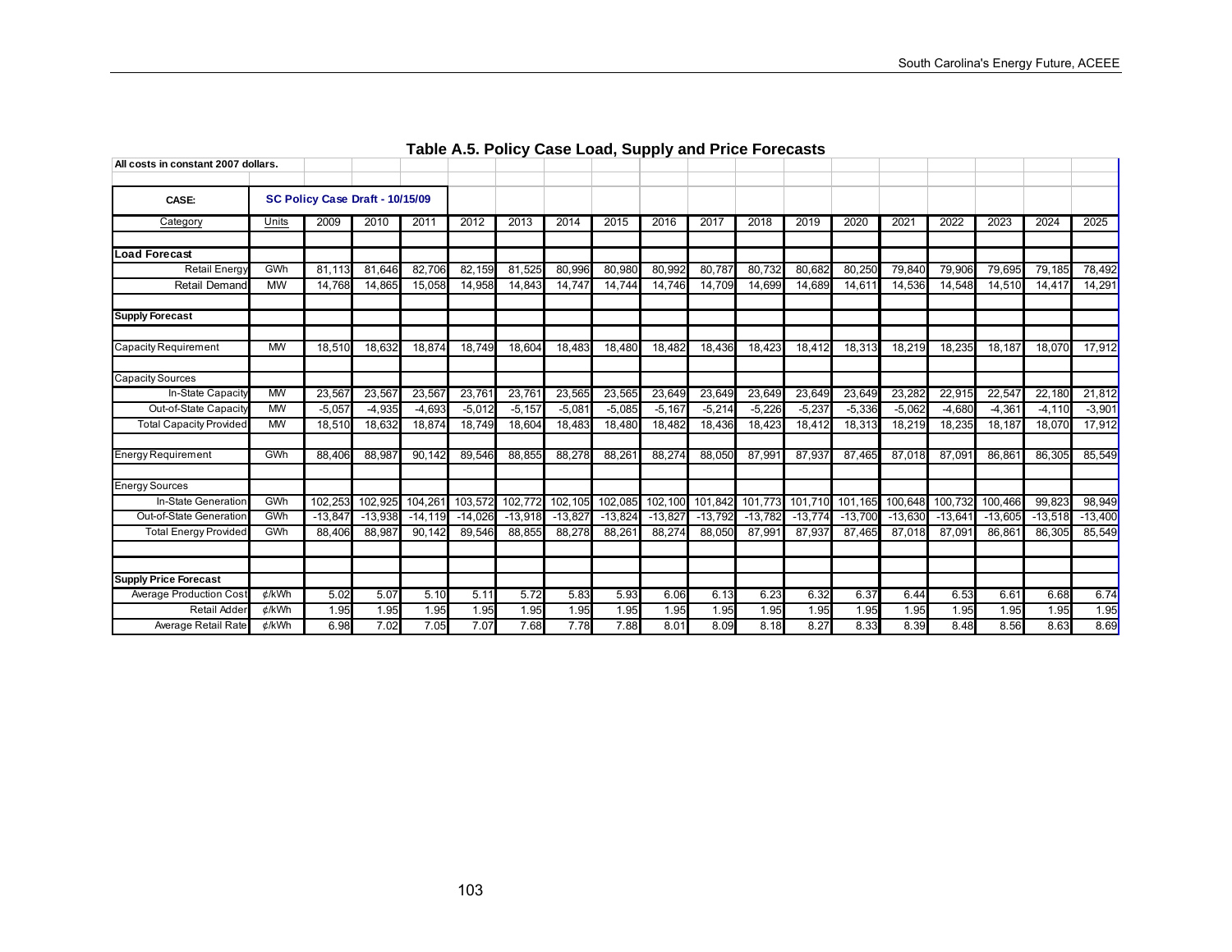### Table A.5. Policy Case Load, Supply and Price Forecasts

All costs in constant 2007 dollars.

| CASE: | SC Policy Case Draft - 10/15/09 | | | | | | | | | | | | | | | | | |
|---|---|---|---|---|---|---|---|---|---|---|---|---|---|---|---|---|---|---|
| Category | Units | 2009 | 2010 | 2011 | 2012 | 2013 | 2014 | 2015 | 2016 | 2017 | 2018 | 2019 | 2020 | 2021 | 2022 | 2023 | 2024 | 2025 |
| **Load Forecast** | | | | | | | | | | | | | | | | | | |
| Retail Energy | GWh | 81,113 | 81,646 | 82,706 | 82,159 | 81,525 | 80,996 | 80,980 | 80,992 | 80,787 | 80,732 | 80,682 | 80,250 | 79,840 | 79,906 | 79,695 | 79,185 | 78,492 |
| Retail Demand | MW | 14,768 | 14,865 | 15,058 | 14,958 | 14,843 | 14,747 | 14,744 | 14,746 | 14,709 | 14,699 | 14,689 | 14,611 | 14,536 | 14,548 | 14,510 | 14,417 | 14,291 |
| **Supply Forecast** | | | | | | | | | | | | | | | | | | |
| Capacity Requirement | MW | 18,510 | 18,632 | 18,874 | 18,749 | 18,604 | 18,483 | 18,480 | 18,482 | 18,436 | 18,423 | 18,412 | 18,313 | 18,219 | 18,235 | 18,187 | 18,070 | 17,912 |
| Capacity Sources | | | | | | | | | | | | | | | | | | |
| In-State Capacity | MW | 23,567 | 23,567 | 23,567 | 23,761 | 23,761 | 23,565 | 23,565 | 23,649 | 23,649 | 23,649 | 23,649 | 23,649 | 23,282 | 22,915 | 22,547 | 22,180 | 21,812 |
| Out-of-State Capacity | MW | -5,057 | -4,935 | -4,693 | -5,012 | -5,157 | -5,081 | -5,085 | -5,167 | -5,214 | -5,226 | -5,237 | -5,336 | -5,062 | -4,680 | -4,361 | -4,110 | -3,901 |
| Total Capacity Provided | MW | 18,510 | 18,632 | 18,874 | 18,749 | 18,604 | 18,483 | 18,480 | 18,482 | 18,436 | 18,423 | 18,412 | 18,313 | 18,219 | 18,235 | 18,187 | 18,070 | 17,912 |
| Energy Requirement | GWh | 88,406 | 88,987 | 90,142 | 89,546 | 88,855 | 88,278 | 88,261 | 88,274 | 88,050 | 87,991 | 87,937 | 87,465 | 87,018 | 87,091 | 86,861 | 86,305 | 85,549 |
| Energy Sources | | | | | | | | | | | | | | | | | | |
| In-State Generation | GWh | 102,253 | 102,925 | 104,261 | 103,572 | 102,772 | 102,105 | 102,085 | 102,100 | 101,842 | 101,773 | 101,710 | 101,165 | 100,648 | 100,732 | 100,466 | 99,823 | 98,949 |
| Out-of-State Generation | GWh | -13,847 | -13,938 | -14,119 | -14,026 | -13,918 | -13,827 | -13,824 | -13,827 | -13,792 | -13,782 | -13,774 | -13,700 | -13,630 | -13,641 | -13,605 | -13,518 | -13,400 |
| Total Energy Provided | GWh | 88,406 | 88,987 | 90,142 | 89,546 | 88,855 | 88,278 | 88,261 | 88,274 | 88,050 | 87,991 | 87,937 | 87,465 | 87,018 | 87,091 | 86,861 | 86,305 | 85,549 |
| **Supply Price Forecast** | | | | | | | | | | | | | | | | | | |
| Average Production Cost | ¢/kWh | 5.02 | 5.07 | 5.10 | 5.11 | 5.72 | 5.83 | 5.93 | 6.06 | 6.13 | 6.23 | 6.32 | 6.37 | 6.44 | 6.53 | 6.61 | 6.68 | 6.74 |
| Retail Adder | ¢/kWh | 1.95 | 1.95 | 1.95 | 1.95 | 1.95 | 1.95 | 1.95 | 1.95 | 1.95 | 1.95 | 1.95 | 1.95 | 1.95 | 1.95 | 1.95 | 1.95 | 1.95 |
| Average Retail Rate | ¢/kWh | 6.98 | 7.02 | 7.05 | 7.07 | 7.68 | 7.78 | 7.88 | 8.01 | 8.09 | 8.18 | 8.27 | 8.33 | 8.39 | 8.48 | 8.56 | 8.63 | 8.69 |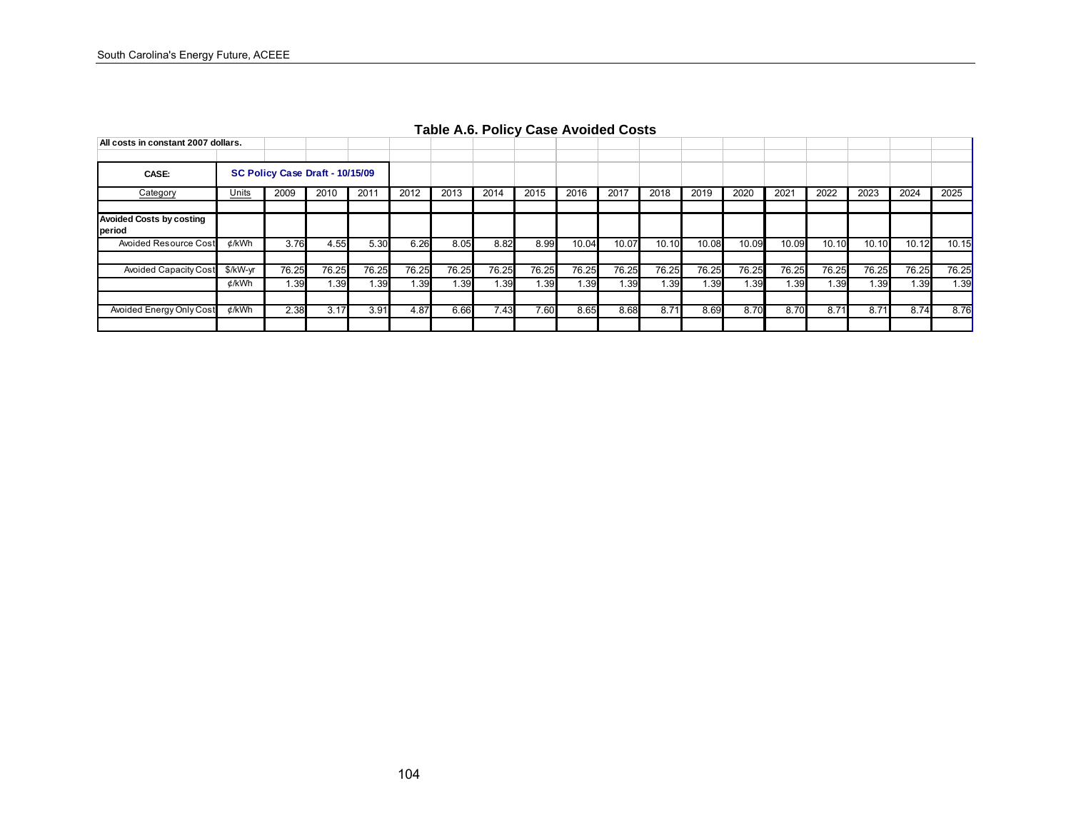### Table A.6. Policy Case Avoided Costs

All costs in constant 2007 dollars.

CASE: SC Policy Case Draft - 10/15/09

| Category | Units | 2009 | 2010 | 2011 | 2012 | 2013 | 2014 | 2015 | 2016 | 2017 | 2018 | 2019 | 2020 | 2021 | 2022 | 2023 | 2024 | 2025 |
|---|---|---|---|---|---|---|---|---|---|---|---|---|---|---|---|---|---|---|
| **Avoided Costs by costing period** | | | | | | | | | | | | | | | | | | |
| Avoided Resource Cost | ¢/kWh | 3.76 | 4.55 | 5.30 | 6.26 | 8.05 | 8.82 | 8.99 | 10.04 | 10.07 | 10.10 | 10.08 | 10.09 | 10.09 | 10.10 | 10.10 | 10.12 | 10.15 |
| Avoided Capacity Cost | $/kW-yr | 76.25 | 76.25 | 76.25 | 76.25 | 76.25 | 76.25 | 76.25 | 76.25 | 76.25 | 76.25 | 76.25 | 76.25 | 76.25 | 76.25 | 76.25 | 76.25 | 76.25 |
| | ¢/kWh | 1.39 | 1.39 | 1.39 | 1.39 | 1.39 | 1.39 | 1.39 | 1.39 | 1.39 | 1.39 | 1.39 | 1.39 | 1.39 | 1.39 | 1.39 | 1.39 | 1.39 |
| Avoided Energy Only Cost | ¢/kWh | 2.38 | 3.17 | 3.91 | 4.87 | 6.66 | 7.43 | 7.60 | 8.65 | 8.68 | 8.71 | 8.69 | 8.70 | 8.70 | 8.71 | 8.71 | 8.74 | 8.76 |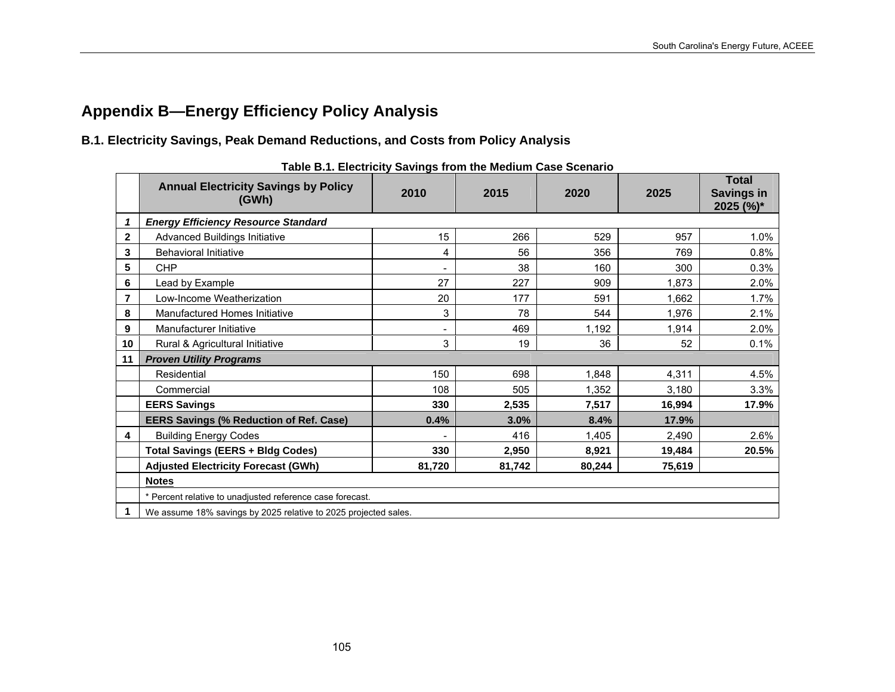# Appendix B—Energy Efficiency Policy Analysis

## B.1. Electricity Savings, Peak Demand Reductions, and Costs from Policy Analysis

**Table B.1. Electricity Savings from the Medium Case Scenario**

| | Annual Electricity Savings by Policy (GWh) | 2010 | 2015 | 2020 | 2025 | Total Savings in 2025 (%)* |
|---|---|---|---|---|---|---|
| *1* | ***Energy Efficiency Resource Standard*** | | | | | |
| 2 | Advanced Buildings Initiative | 15 | 266 | 529 | 957 | 1.0% |
| 3 | Behavioral Initiative | 4 | 56 | 356 | 769 | 0.8% |
| 5 | CHP | - | 38 | 160 | 300 | 0.3% |
| 6 | Lead by Example | 27 | 227 | 909 | 1,873 | 2.0% |
| 7 | Low-Income Weatherization | 20 | 177 | 591 | 1,662 | 1.7% |
| 8 | Manufactured Homes Initiative | 3 | 78 | 544 | 1,976 | 2.1% |
| 9 | Manufacturer Initiative | - | 469 | 1,192 | 1,914 | 2.0% |
| 10 | Rural & Agricultural Initiative | 3 | 19 | 36 | 52 | 0.1% |
| 11 | ***Proven Utility Programs*** | | | | | |
| | Residential | 150 | 698 | 1,848 | 4,311 | 4.5% |
| | Commercial | 108 | 505 | 1,352 | 3,180 | 3.3% |
| | **EERS Savings** | **330** | **2,535** | **7,517** | **16,994** | **17.9%** |
| | **EERS Savings (% Reduction of Ref. Case)** | **0.4%** | **3.0%** | **8.4%** | **17.9%** | |
| 4 | Building Energy Codes | - | 416 | 1,405 | 2,490 | 2.6% |
| | **Total Savings (EERS + Bldg Codes)** | **330** | **2,950** | **8,921** | **19,484** | **20.5%** |
| | **Adjusted Electricity Forecast (GWh)** | **81,720** | **81,742** | **80,244** | **75,619** | |
| | **Notes** | | | | | |
| | * Percent relative to unadjusted reference case forecast. | | | | | |
| 1 | We assume 18% savings by 2025 relative to 2025 projected sales. | | | | | |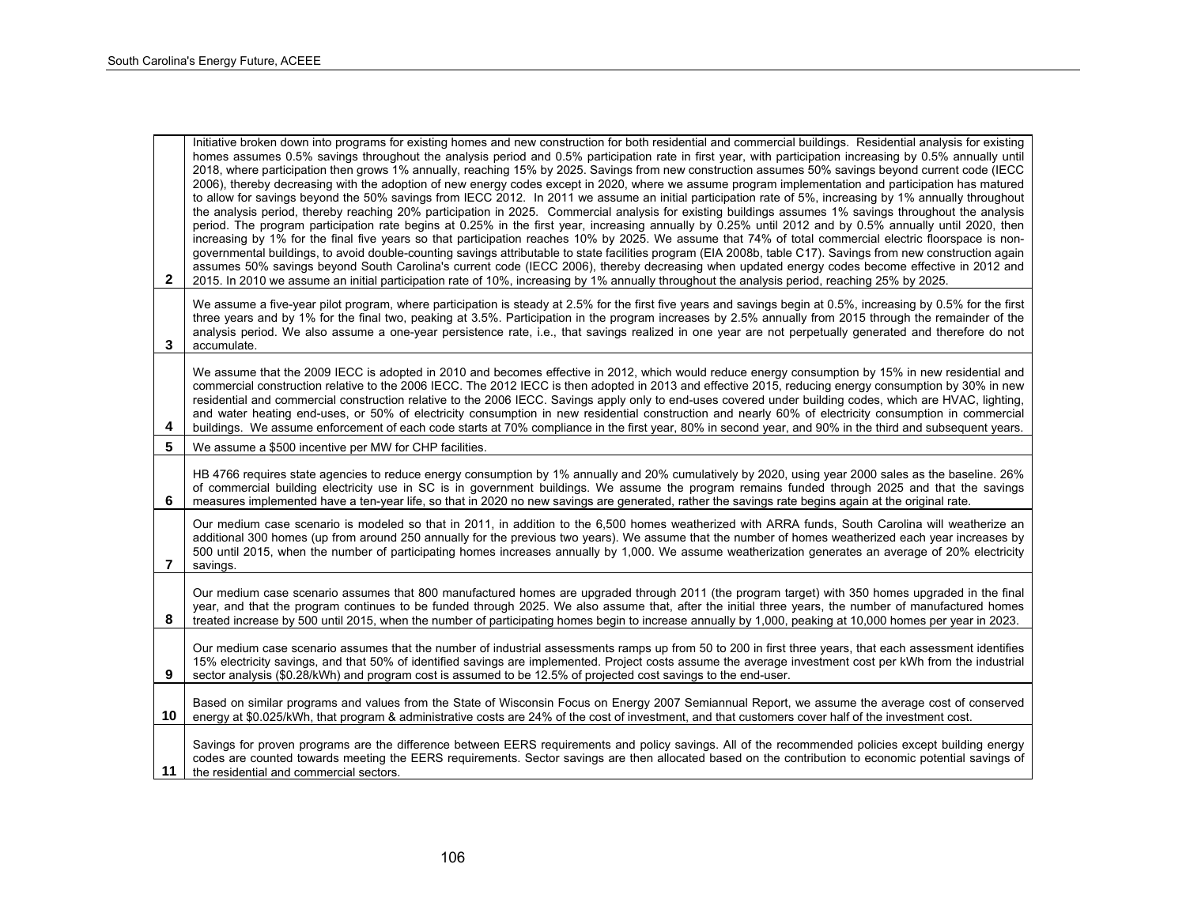| | |
|---|---|
| 2 | Initiative broken down into programs for existing homes and new construction for both residential and commercial buildings. Residential analysis for existing homes assumes 0.5% savings throughout the analysis period and 0.5% participation rate in first year, with participation increasing by 0.5% annually until 2018, where participation then grows 1% annually, reaching 15% by 2025. Savings from new construction assumes 50% savings beyond current code (IECC 2006), thereby decreasing with the adoption of new energy codes except in 2020, where we assume program implementation and participation has matured to allow for savings beyond the 50% savings from IECC 2012. In 2011 we assume an initial participation rate of 5%, increasing by 1% annually throughout the analysis period, thereby reaching 20% participation in 2025. Commercial analysis for existing buildings assumes 1% savings throughout the analysis period. The program participation rate begins at 0.25% in the first year, increasing annually by 0.25% until 2012 and by 0.5% annually until 2020, then increasing by 1% for the final five years so that participation reaches 10% by 2025. We assume that 74% of total commercial electric floorspace is non-governmental buildings, to avoid double-counting savings attributable to state facilities program (EIA 2008b, table C17). Savings from new construction again assumes 50% savings beyond South Carolina's current code (IECC 2006), thereby decreasing when updated energy codes become effective in 2012 and 2015. In 2010 we assume an initial participation rate of 10%, increasing by 1% annually throughout the analysis period, reaching 25% by 2025. |
| 3 | We assume a five-year pilot program, where participation is steady at 2.5% for the first five years and savings begin at 0.5%, increasing by 0.5% for the first three years and by 1% for the final two, peaking at 3.5%. Participation in the program increases by 2.5% annually from 2015 through the remainder of the analysis period. We also assume a one-year persistence rate, i.e., that savings realized in one year are not perpetually generated and therefore do not accumulate. |
| 4 | We assume that the 2009 IECC is adopted in 2010 and becomes effective in 2012, which would reduce energy consumption by 15% in new residential and commercial construction relative to the 2006 IECC. The 2012 IECC is then adopted in 2013 and effective 2015, reducing energy consumption by 30% in new residential and commercial construction relative to the 2006 IECC. Savings apply only to end-uses covered under building codes, which are HVAC, lighting, and water heating end-uses, or 50% of electricity consumption in new residential construction and nearly 60% of electricity consumption in commercial buildings. We assume enforcement of each code starts at 70% compliance in the first year, 80% in second year, and 90% in the third and subsequent years. |
| 5 | We assume a $500 incentive per MW for CHP facilities. |
| 6 | HB 4766 requires state agencies to reduce energy consumption by 1% annually and 20% cumulatively by 2020, using year 2000 sales as the baseline. 26% of commercial building electricity use in SC is in government buildings. We assume the program remains funded through 2025 and that the savings measures implemented have a ten-year life, so that in 2020 no new savings are generated, rather the savings rate begins again at the original rate. |
| 7 | Our medium case scenario is modeled so that in 2011, in addition to the 6,500 homes weatherized with ARRA funds, South Carolina will weatherize an additional 300 homes (up from around 250 annually for the previous two years). We assume that the number of homes weatherized each year increases by 500 until 2015, when the number of participating homes increases annually by 1,000. We assume weatherization generates an average of 20% electricity savings. |
| 8 | Our medium case scenario assumes that 800 manufactured homes are upgraded through 2011 (the program target) with 350 homes upgraded in the final year, and that the program continues to be funded through 2025. We also assume that, after the initial three years, the number of manufactured homes treated increase by 500 until 2015, when the number of participating homes begin to increase annually by 1,000, peaking at 10,000 homes per year in 2023. |
| 9 | Our medium case scenario assumes that the number of industrial assessments ramps up from 50 to 200 in first three years, that each assessment identifies 15% electricity savings, and that 50% of identified savings are implemented. Project costs assume the average investment cost per kWh from the industrial sector analysis ($0.28/kWh) and program cost is assumed to be 12.5% of projected cost savings to the end-user. |
| 10 | Based on similar programs and values from the State of Wisconsin Focus on Energy 2007 Semiannual Report, we assume the average cost of conserved energy at $0.025/kWh, that program & administrative costs are 24% of the cost of investment, and that customers cover half of the investment cost. |
| 11 | Savings for proven programs are the difference between EERS requirements and policy savings. All of the recommended policies except building energy codes are counted towards meeting the EERS requirements. Sector savings are then allocated based on the contribution to economic potential savings of the residential and commercial sectors. |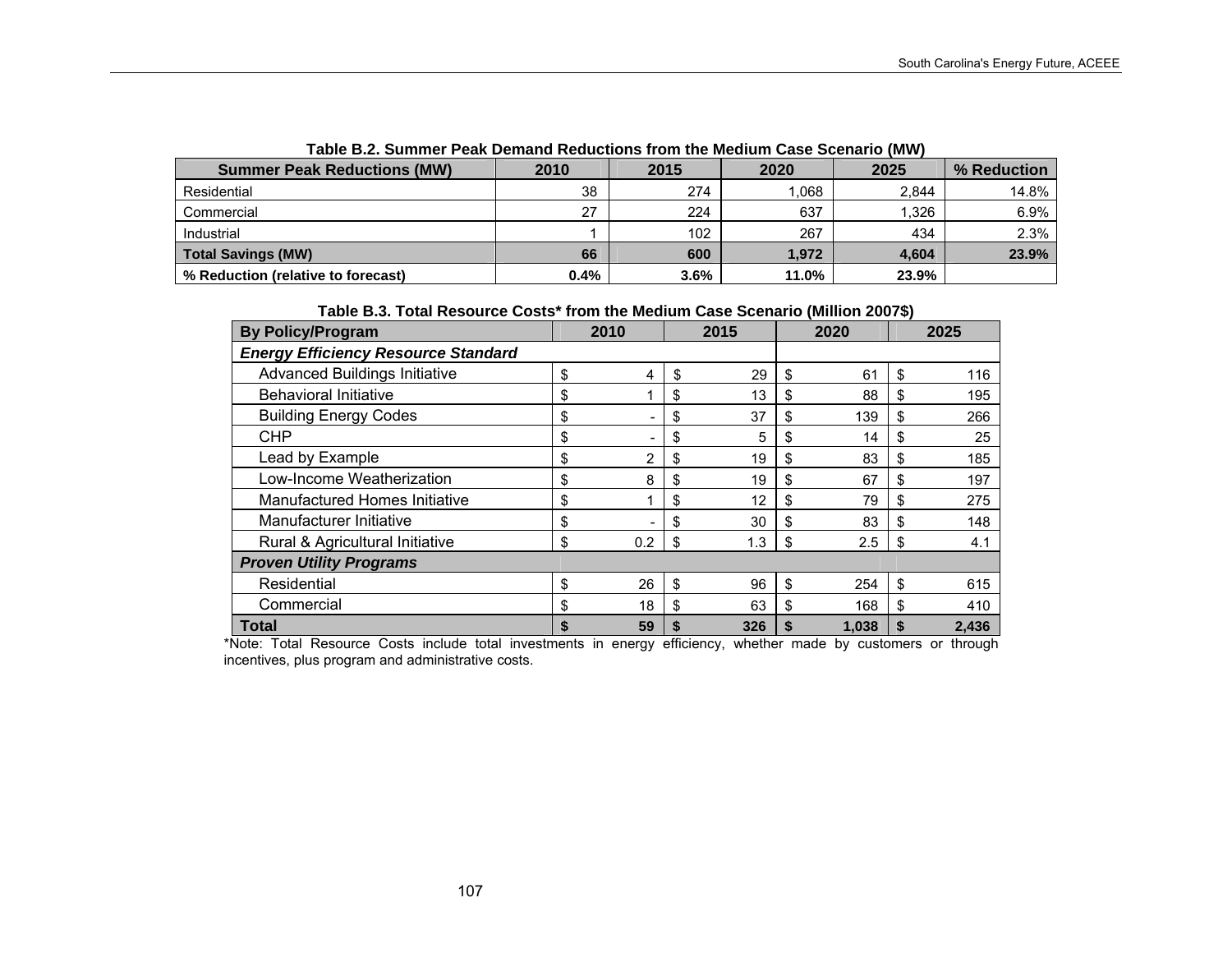**Table B.2. Summer Peak Demand Reductions from the Medium Case Scenario (MW)**

| Summer Peak Reductions (MW) | 2010 | 2015 | 2020 | 2025 | % Reduction |
|---|---|---|---|---|---|
| Residential | 38 | 274 | 1,068 | 2,844 | 14.8% |
| Commercial | 27 | 224 | 637 | 1,326 | 6.9% |
| Industrial | 1 | 102 | 267 | 434 | 2.3% |
| **Total Savings (MW)** | **66** | **600** | **1,972** | **4,604** | **23.9%** |
| **% Reduction (relative to forecast)** | **0.4%** | **3.6%** | **11.0%** | **23.9%** | |

**Table B.3. Total Resource Costs* from the Medium Case Scenario (Million 2007$)**

| By Policy/Program | 2010 | 2015 | 2020 | 2025 |
|---|---|---|---|---|
| ***Energy Efficiency Resource Standard*** | | | | |
| Advanced Buildings Initiative | $ 4 | $ 29 | $ 61 | $ 116 |
| Behavioral Initiative | $ 1 | $ 13 | $ 88 | $ 195 |
| Building Energy Codes | $ - | $ 37 | $ 139 | $ 266 |
| CHP | $ - | $ 5 | $ 14 | $ 25 |
| Lead by Example | $ 2 | $ 19 | $ 83 | $ 185 |
| Low-Income Weatherization | $ 8 | $ 19 | $ 67 | $ 197 |
| Manufactured Homes Initiative | $ 1 | $ 12 | $ 79 | $ 275 |
| Manufacturer Initiative | $ - | $ 30 | $ 83 | $ 148 |
| Rural & Agricultural Initiative | $ 0.2 | $ 1.3 | $ 2.5 | $ 4.1 |
| ***Proven Utility Programs*** | | | | |
| Residential | $ 26 | $ 96 | $ 254 | $ 615 |
| Commercial | $ 18 | $ 63 | $ 168 | $ 410 |
| **Total** | **$ 59** | **$ 326** | **$ 1,038** | **$ 2,436** |

*Note: Total Resource Costs include total investments in energy efficiency, whether made by customers or through incentives, plus program and administrative costs.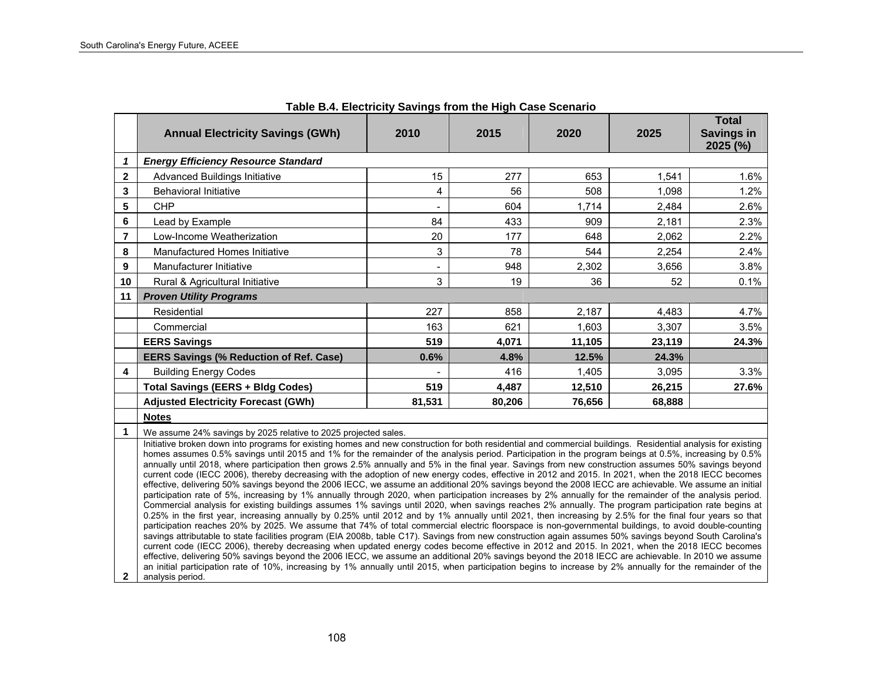**Table B.4. Electricity Savings from the High Case Scenario**

| | Annual Electricity Savings (GWh) | 2010 | 2015 | 2020 | 2025 | Total Savings in 2025 (%) |
|---|---|---|---|---|---|---|
| *1* | ***Energy Efficiency Resource Standard*** | | | | | |
| **2** | Advanced Buildings Initiative | 15 | 277 | 653 | 1,541 | 1.6% |
| **3** | Behavioral Initiative | 4 | 56 | 508 | 1,098 | 1.2% |
| **5** | CHP | - | 604 | 1,714 | 2,484 | 2.6% |
| **6** | Lead by Example | 84 | 433 | 909 | 2,181 | 2.3% |
| **7** | Low-Income Weatherization | 20 | 177 | 648 | 2,062 | 2.2% |
| **8** | Manufactured Homes Initiative | 3 | 78 | 544 | 2,254 | 2.4% |
| **9** | Manufacturer Initiative | - | 948 | 2,302 | 3,656 | 3.8% |
| **10** | Rural & Agricultural Initiative | 3 | 19 | 36 | 52 | 0.1% |
| **11** | ***Proven Utility Programs*** | | | | | |
| | Residential | 227 | 858 | 2,187 | 4,483 | 4.7% |
| | Commercial | 163 | 621 | 1,603 | 3,307 | 3.5% |
| | **EERS Savings** | **519** | **4,071** | **11,105** | **23,119** | **24.3%** |
| | **EERS Savings (% Reduction of Ref. Case)** | **0.6%** | **4.8%** | **12.5%** | **24.3%** | |
| **4** | Building Energy Codes | - | 416 | 1,405 | 3,095 | 3.3% |
| | **Total Savings (EERS + Bldg Codes)** | **519** | **4,487** | **12,510** | **26,215** | **27.6%** |
| | **Adjusted Electricity Forecast (GWh)** | **81,531** | **80,206** | **76,656** | **68,888** | |

**Notes**

**1** We assume 24% savings by 2025 relative to 2025 projected sales.

**2** Initiative broken down into programs for existing homes and new construction for both residential and commercial buildings. Residential analysis for existing homes assumes 0.5% savings until 2015 and 1% for the remainder of the analysis period. Participation in the program beings at 0.5%, increasing by 0.5% annually until 2018, where participation then grows 2.5% annually and 5% in the final year. Savings from new construction assumes 50% savings beyond current code (IECC 2006), thereby decreasing with the adoption of new energy codes, effective in 2012 and 2015. In 2021, when the 2018 IECC becomes effective, delivering 50% savings beyond the 2006 IECC, we assume an additional 20% savings beyond the 2008 IECC are achievable. We assume an initial participation rate of 5%, increasing by 1% annually through 2020, when participation increases by 2% annually for the remainder of the analysis period. Commercial analysis for existing buildings assumes 1% savings until 2020, when savings reaches 2% annually. The program participation rate begins at 0.25% in the first year, increasing annually by 0.25% until 2012 and by 1% annually until 2021, then increasing by 2.5% for the final four years so that participation reaches 20% by 2025. We assume that 74% of total commercial electric floorspace is non-governmental buildings, to avoid double-counting savings attributable to state facilities program (EIA 2008b, table C17). Savings from new construction again assumes 50% savings beyond South Carolina's current code (IECC 2006), thereby decreasing when updated energy codes become effective in 2012 and 2015. In 2021, when the 2018 IECC becomes effective, delivering 50% savings beyond the 2006 IECC, we assume an additional 20% savings beyond the 2018 IECC are achievable. In 2010 we assume an initial participation rate of 10%, increasing by 1% annually until 2015, when participation begins to increase by 2% annually for the remainder of the analysis period.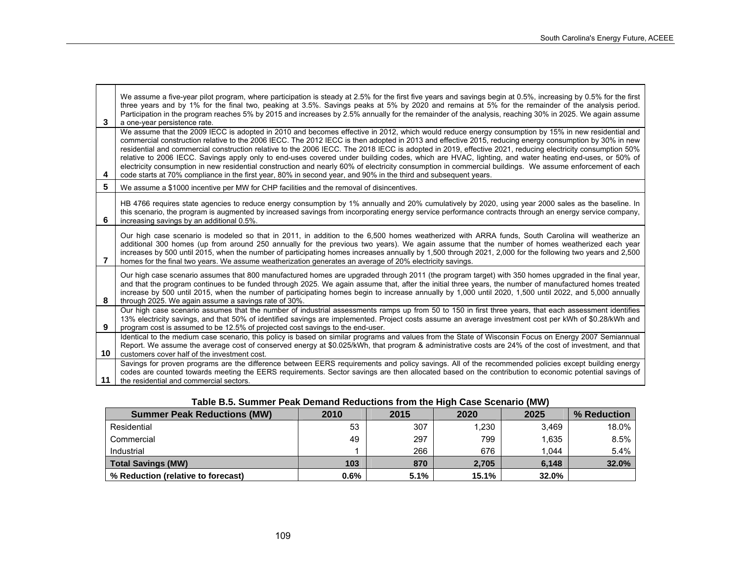| | |
|---|---|
| 3 | We assume a five-year pilot program, where participation is steady at 2.5% for the first five years and savings begin at 0.5%, increasing by 0.5% for the first three years and by 1% for the final two, peaking at 3.5%. Savings peaks at 5% by 2020 and remains at 5% for the remainder of the analysis period. Participation in the program reaches 5% by 2015 and increases by 2.5% annually for the remainder of the analysis, reaching 30% in 2025. We again assume a one-year persistence rate. |
| 4 | We assume that the 2009 IECC is adopted in 2010 and becomes effective in 2012, which would reduce energy consumption by 15% in new residential and commercial construction relative to the 2006 IECC. The 2012 IECC is then adopted in 2013 and effective 2015, reducing energy consumption by 30% in new residential and commercial construction relative to the 2006 IECC. The 2018 IECC is adopted in 2019, effective 2021, reducing electricity consumption 50% relative to 2006 IECC. Savings apply only to end-uses covered under building codes, which are HVAC, lighting, and water heating end-uses, or 50% of electricity consumption in new residential construction and nearly 60% of electricity consumption in commercial buildings. We assume enforcement of each code starts at 70% compliance in the first year, 80% in second year, and 90% in the third and subsequent years. |
| 5 | We assume a $1000 incentive per MW for CHP facilities and the removal of disincentives. |
| 6 | HB 4766 requires state agencies to reduce energy consumption by 1% annually and 20% cumulatively by 2020, using year 2000 sales as the baseline. In this scenario, the program is augmented by increased savings from incorporating energy service performance contracts through an energy service company, increasing savings by an additional 0.5%. |
| 7 | Our high case scenario is modeled so that in 2011, in addition to the 6,500 homes weatherized with ARRA funds, South Carolina will weatherize an additional 300 homes (up from around 250 annually for the previous two years). We again assume that the number of homes weatherized each year increases by 500 until 2015, when the number of participating homes increases annually by 1,500 through 2021, 2,000 for the following two years and 2,500 homes for the final two years. We assume weatherization generates an average of 20% electricity savings. |
| 8 | Our high case scenario assumes that 800 manufactured homes are upgraded through 2011 (the program target) with 350 homes upgraded in the final year, and that the program continues to be funded through 2025. We again assume that, after the initial three years, the number of manufactured homes treated increase by 500 until 2015, when the number of participating homes begin to increase annually by 1,000 until 2020, 1,500 until 2022, and 5,000 annually through 2025. We again assume a savings rate of 30%. |
| 9 | Our high case scenario assumes that the number of industrial assessments ramps up from 50 to 150 in first three years, that each assessment identifies 13% electricity savings, and that 50% of identified savings are implemented. Project costs assume an average investment cost per kWh of $0.28/kWh and program cost is assumed to be 12.5% of projected cost savings to the end-user. |
| 10 | Identical to the medium case scenario, this policy is based on similar programs and values from the State of Wisconsin Focus on Energy 2007 Semiannual Report. We assume the average cost of conserved energy at $0.025/kWh, that program & administrative costs are 24% of the cost of investment, and that customers cover half of the investment cost. |
| 11 | Savings for proven programs are the difference between EERS requirements and policy savings. All of the recommended policies except building energy codes are counted towards meeting the EERS requirements. Sector savings are then allocated based on the contribution to economic potential savings of the residential and commercial sectors. |

**Table B.5. Summer Peak Demand Reductions from the High Case Scenario (MW)**

| Summer Peak Reductions (MW) | 2010 | 2015 | 2020 | 2025 | % Reduction |
|---|---|---|---|---|---|
| Residential | 53 | 307 | 1,230 | 3,469 | 18.0% |
| Commercial | 49 | 297 | 799 | 1,635 | 8.5% |
| Industrial | 1 | 266 | 676 | 1,044 | 5.4% |
| **Total Savings (MW)** | **103** | **870** | **2,705** | **6,148** | **32.0%** |
| **% Reduction (relative to forecast)** | **0.6%** | **5.1%** | **15.1%** | **32.0%** | |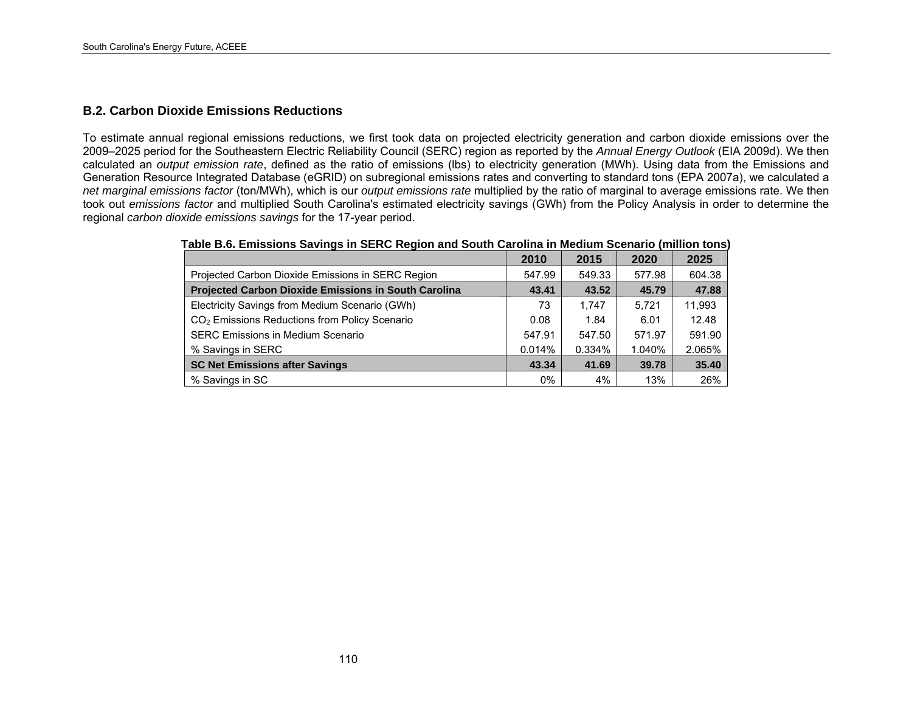## B.2. Carbon Dioxide Emissions Reductions

To estimate annual regional emissions reductions, we first took data on projected electricity generation and carbon dioxide emissions over the 2009–2025 period for the Southeastern Electric Reliability Council (SERC) region as reported by the *Annual Energy Outlook* (EIA 2009d). We then calculated an *output emission rate*, defined as the ratio of emissions (lbs) to electricity generation (MWh). Using data from the Emissions and Generation Resource Integrated Database (eGRID) on subregional emissions rates and converting to standard tons (EPA 2007a), we calculated a *net marginal emissions factor* (ton/MWh), which is our *output emissions rate* multiplied by the ratio of marginal to average emissions rate. We then took out *emissions factor* and multiplied South Carolina's estimated electricity savings (GWh) from the Policy Analysis in order to determine the regional *carbon dioxide emissions savings* for the 17-year period.

**Table B.6. Emissions Savings in SERC Region and South Carolina in Medium Scenario (million tons)**

| | 2010 | 2015 | 2020 | 2025 |
|---|---|---|---|---|
| Projected Carbon Dioxide Emissions in SERC Region | 547.99 | 549.33 | 577.98 | 604.38 |
| **Projected Carbon Dioxide Emissions in South Carolina** | **43.41** | **43.52** | **45.79** | **47.88** |
| Electricity Savings from Medium Scenario (GWh) | 73 | 1,747 | 5,721 | 11,993 |
| $CO_2$ Emissions Reductions from Policy Scenario | 0.08 | 1.84 | 6.01 | 12.48 |
| SERC Emissions in Medium Scenario | 547.91 | 547.50 | 571.97 | 591.90 |
| % Savings in SERC | 0.014% | 0.334% | 1.040% | 2.065% |
| **SC Net Emissions after Savings** | **43.34** | **41.69** | **39.78** | **35.40** |
| % Savings in SC | 0% | 4% | 13% | 26% |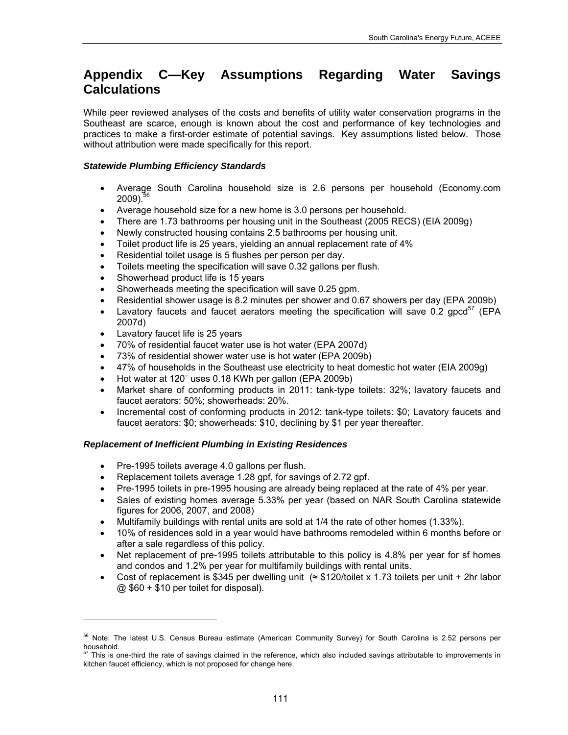# Appendix C—Key Assumptions Regarding Water Savings Calculations

While peer reviewed analyses of the costs and benefits of utility water conservation programs in the Southeast are scarce, enough is known about the cost and performance of key technologies and practices to make a first-order estimate of potential savings. Key assumptions listed below. Those without attribution were made specifically for this report.

### *Statewide Plumbing Efficiency Standards*

- Average South Carolina household size is 2.6 persons per household (Economy.com 2009).[56]
- Average household size for a new home is 3.0 persons per household.
- There are 1.73 bathrooms per housing unit in the Southeast (2005 RECS) (EIA 2009g)
- Newly constructed housing contains 2.5 bathrooms per housing unit.
- Toilet product life is 25 years, yielding an annual replacement rate of 4%
- Residential toilet usage is 5 flushes per person per day.
- Toilets meeting the specification will save 0.32 gallons per flush.
- Showerhead product life is 15 years
- Showerheads meeting the specification will save 0.25 gpm.
- Residential shower usage is 8.2 minutes per shower and 0.67 showers per day (EPA 2009b)
- Lavatory faucets and faucet aerators meeting the specification will save 0.2 gpcd[57] (EPA 2007d)
- Lavatory faucet life is 25 years
- 70% of residential faucet water use is hot water (EPA 2007d)
- 73% of residential shower water use is hot water (EPA 2009b)
- 47% of households in the Southeast use electricity to heat domestic hot water (EIA 2009g)
- Hot water at 120˚ uses 0.18 KWh per gallon (EPA 2009b)
- Market share of conforming products in 2011: tank-type toilets: 32%; lavatory faucets and faucet aerators: 50%; showerheads: 20%.
- Incremental cost of conforming products in 2012: tank-type toilets: $0; Lavatory faucets and faucet aerators: $0; showerheads: $10, declining by $1 per year thereafter.

### *Replacement of Inefficient Plumbing in Existing Residences*

- Pre-1995 toilets average 4.0 gallons per flush.
- Replacement toilets average 1.28 gpf, for savings of 2.72 gpf.
- Pre-1995 toilets in pre-1995 housing are already being replaced at the rate of 4% per year.
- Sales of existing homes average 5.33% per year (based on NAR South Carolina statewide figures for 2006, 2007, and 2008)
- Multifamily buildings with rental units are sold at 1/4 the rate of other homes (1.33%).
- 10% of residences sold in a year would have bathrooms remodeled within 6 months before or after a sale regardless of this policy.
- Net replacement of pre-1995 toilets attributable to this policy is 4.8% per year for sf homes and condos and 1.2% per year for multifamily buildings with rental units.
- Cost of replacement is $345 per dwelling unit (≈ $120/toilet x 1.73 toilets per unit + 2hr labor @ $60 + $10 per toilet for disposal).

---

[56] Note: The latest U.S. Census Bureau estimate (American Community Survey) for South Carolina is 2.52 persons per household.

[57] This is one-third the rate of savings claimed in the reference, which also included savings attributable to improvements in kitchen faucet efficiency, which is not proposed for change here.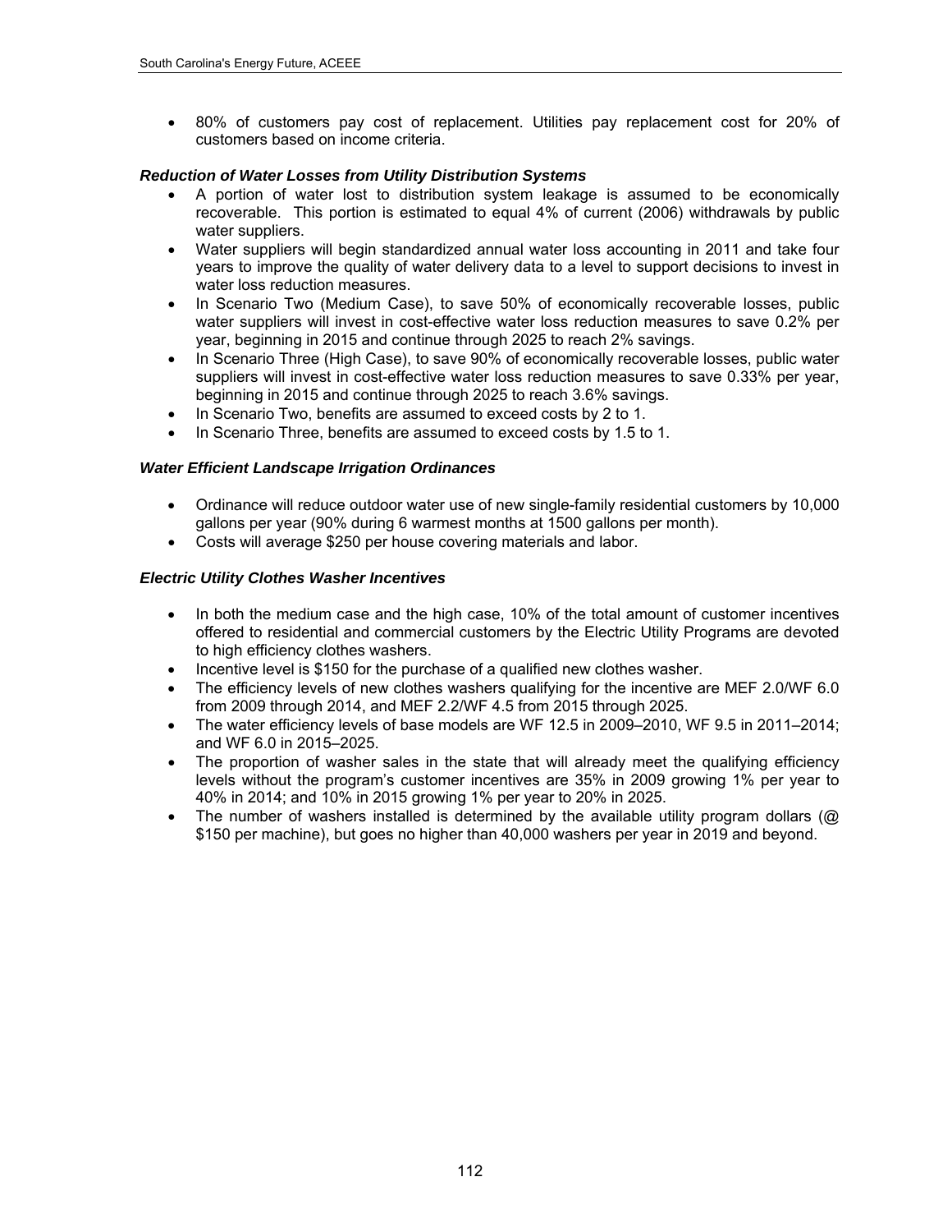- 80% of customers pay cost of replacement. Utilities pay replacement cost for 20% of customers based on income criteria.

***Reduction of Water Losses from Utility Distribution Systems***

- A portion of water lost to distribution system leakage is assumed to be economically recoverable. This portion is estimated to equal 4% of current (2006) withdrawals by public water suppliers.
- Water suppliers will begin standardized annual water loss accounting in 2011 and take four years to improve the quality of water delivery data to a level to support decisions to invest in water loss reduction measures.
- In Scenario Two (Medium Case), to save 50% of economically recoverable losses, public water suppliers will invest in cost-effective water loss reduction measures to save 0.2% per year, beginning in 2015 and continue through 2025 to reach 2% savings.
- In Scenario Three (High Case), to save 90% of economically recoverable losses, public water suppliers will invest in cost-effective water loss reduction measures to save 0.33% per year, beginning in 2015 and continue through 2025 to reach 3.6% savings.
- In Scenario Two, benefits are assumed to exceed costs by 2 to 1.
- In Scenario Three, benefits are assumed to exceed costs by 1.5 to 1.

***Water Efficient Landscape Irrigation Ordinances***

- Ordinance will reduce outdoor water use of new single-family residential customers by 10,000 gallons per year (90% during 6 warmest months at 1500 gallons per month).
- Costs will average $250 per house covering materials and labor.

***Electric Utility Clothes Washer Incentives***

- In both the medium case and the high case, 10% of the total amount of customer incentives offered to residential and commercial customers by the Electric Utility Programs are devoted to high efficiency clothes washers.
- Incentive level is $150 for the purchase of a qualified new clothes washer.
- The efficiency levels of new clothes washers qualifying for the incentive are MEF 2.0/WF 6.0 from 2009 through 2014, and MEF 2.2/WF 4.5 from 2015 through 2025.
- The water efficiency levels of base models are WF 12.5 in 2009–2010, WF 9.5 in 2011–2014; and WF 6.0 in 2015–2025.
- The proportion of washer sales in the state that will already meet the qualifying efficiency levels without the program's customer incentives are 35% in 2009 growing 1% per year to 40% in 2014; and 10% in 2015 growing 1% per year to 20% in 2025.
- The number of washers installed is determined by the available utility program dollars (@ $150 per machine), but goes no higher than 40,000 washers per year in 2019 and beyond.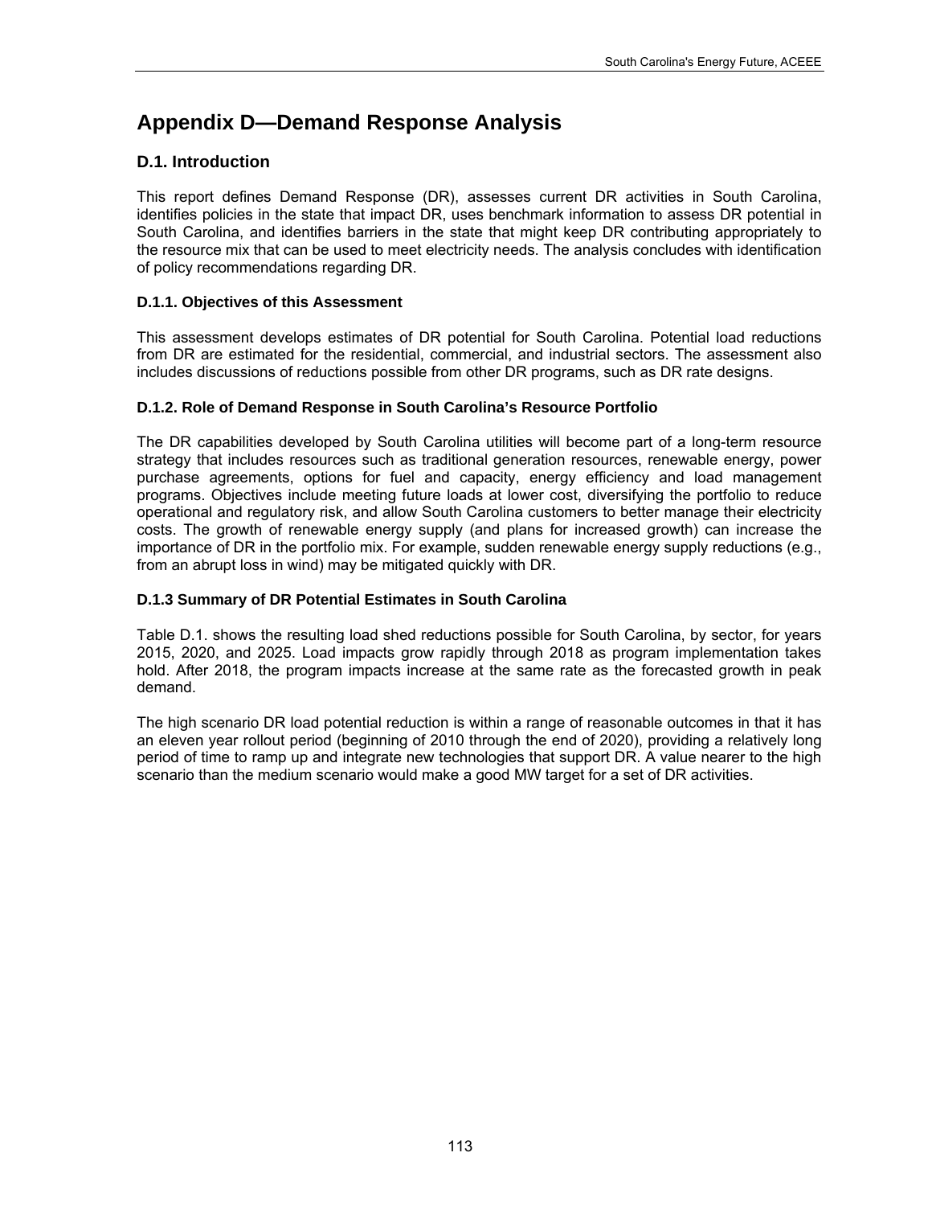# Appendix D—Demand Response Analysis

## D.1. Introduction

This report defines Demand Response (DR), assesses current DR activities in South Carolina, identifies policies in the state that impact DR, uses benchmark information to assess DR potential in South Carolina, and identifies barriers in the state that might keep DR contributing appropriately to the resource mix that can be used to meet electricity needs. The analysis concludes with identification of policy recommendations regarding DR.

### D.1.1. Objectives of this Assessment

This assessment develops estimates of DR potential for South Carolina. Potential load reductions from DR are estimated for the residential, commercial, and industrial sectors. The assessment also includes discussions of reductions possible from other DR programs, such as DR rate designs.

### D.1.2. Role of Demand Response in South Carolina's Resource Portfolio

The DR capabilities developed by South Carolina utilities will become part of a long-term resource strategy that includes resources such as traditional generation resources, renewable energy, power purchase agreements, options for fuel and capacity, energy efficiency and load management programs. Objectives include meeting future loads at lower cost, diversifying the portfolio to reduce operational and regulatory risk, and allow South Carolina customers to better manage their electricity costs. The growth of renewable energy supply (and plans for increased growth) can increase the importance of DR in the portfolio mix. For example, sudden renewable energy supply reductions (e.g., from an abrupt loss in wind) may be mitigated quickly with DR.

### D.1.3 Summary of DR Potential Estimates in South Carolina

Table D.1. shows the resulting load shed reductions possible for South Carolina, by sector, for years 2015, 2020, and 2025. Load impacts grow rapidly through 2018 as program implementation takes hold. After 2018, the program impacts increase at the same rate as the forecasted growth in peak demand.

The high scenario DR load potential reduction is within a range of reasonable outcomes in that it has an eleven year rollout period (beginning of 2010 through the end of 2020), providing a relatively long period of time to ramp up and integrate new technologies that support DR. A value nearer to the high scenario than the medium scenario would make a good MW target for a set of DR activities.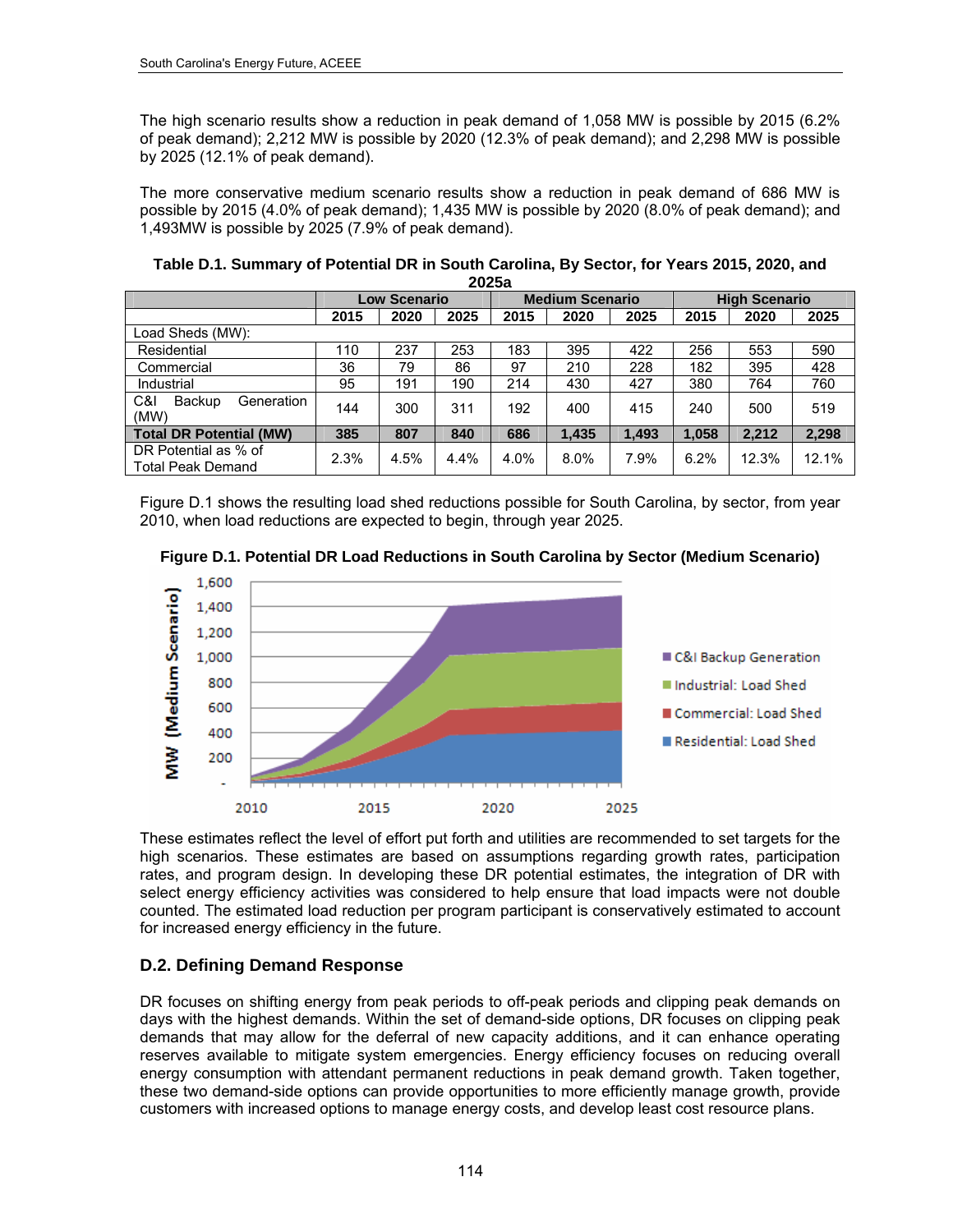The high scenario results show a reduction in peak demand of 1,058 MW is possible by 2015 (6.2% of peak demand); 2,212 MW is possible by 2020 (12.3% of peak demand); and 2,298 MW is possible by 2025 (12.1% of peak demand).

The more conservative medium scenario results show a reduction in peak demand of 686 MW is possible by 2015 (4.0% of peak demand); 1,435 MW is possible by 2020 (8.0% of peak demand); and 1,493MW is possible by 2025 (7.9% of peak demand).

**Table D.1. Summary of Potential DR in South Carolina, By Sector, for Years 2015, 2020, and 2025a**

| | Low Scenario | | | Medium Scenario | | | High Scenario | | |
|---|---|---|---|---|---|---|---|---|---|
| | 2015 | 2020 | 2025 | 2015 | 2020 | 2025 | 2015 | 2020 | 2025 |
| Load Sheds (MW): | | | | | | | | | |
| Residential | 110 | 237 | 253 | 183 | 395 | 422 | 256 | 553 | 590 |
| Commercial | 36 | 79 | 86 | 97 | 210 | 228 | 182 | 395 | 428 |
| Industrial | 95 | 191 | 190 | 214 | 430 | 427 | 380 | 764 | 760 |
| C&I Backup Generation (MW) | 144 | 300 | 311 | 192 | 400 | 415 | 240 | 500 | 519 |
| **Total DR Potential (MW)** | **385** | **807** | **840** | **686** | **1,435** | **1,493** | **1,058** | **2,212** | **2,298** |
| DR Potential as % of Total Peak Demand | 2.3% | 4.5% | 4.4% | 4.0% | 8.0% | 7.9% | 6.2% | 12.3% | 12.1% |

Figure D.1 shows the resulting load shed reductions possible for South Carolina, by sector, from year 2010, when load reductions are expected to begin, through year 2025.

**Figure D.1. Potential DR Load Reductions in South Carolina by Sector (Medium Scenario)**

These estimates reflect the level of effort put forth and utilities are recommended to set targets for the high scenarios. These estimates are based on assumptions regarding growth rates, participation rates, and program design. In developing these DR potential estimates, the integration of DR with select energy efficiency activities was considered to help ensure that load impacts were not double counted. The estimated load reduction per program participant is conservatively estimated to account for increased energy efficiency in the future.

## D.2. Defining Demand Response

DR focuses on shifting energy from peak periods to off-peak periods and clipping peak demands on days with the highest demands. Within the set of demand-side options, DR focuses on clipping peak demands that may allow for the deferral of new capacity additions, and it can enhance operating reserves available to mitigate system emergencies. Energy efficiency focuses on reducing overall energy consumption with attendant permanent reductions in peak demand growth. Taken together, these two demand-side options can provide opportunities to more efficiently manage growth, provide customers with increased options to manage energy costs, and develop least cost resource plans.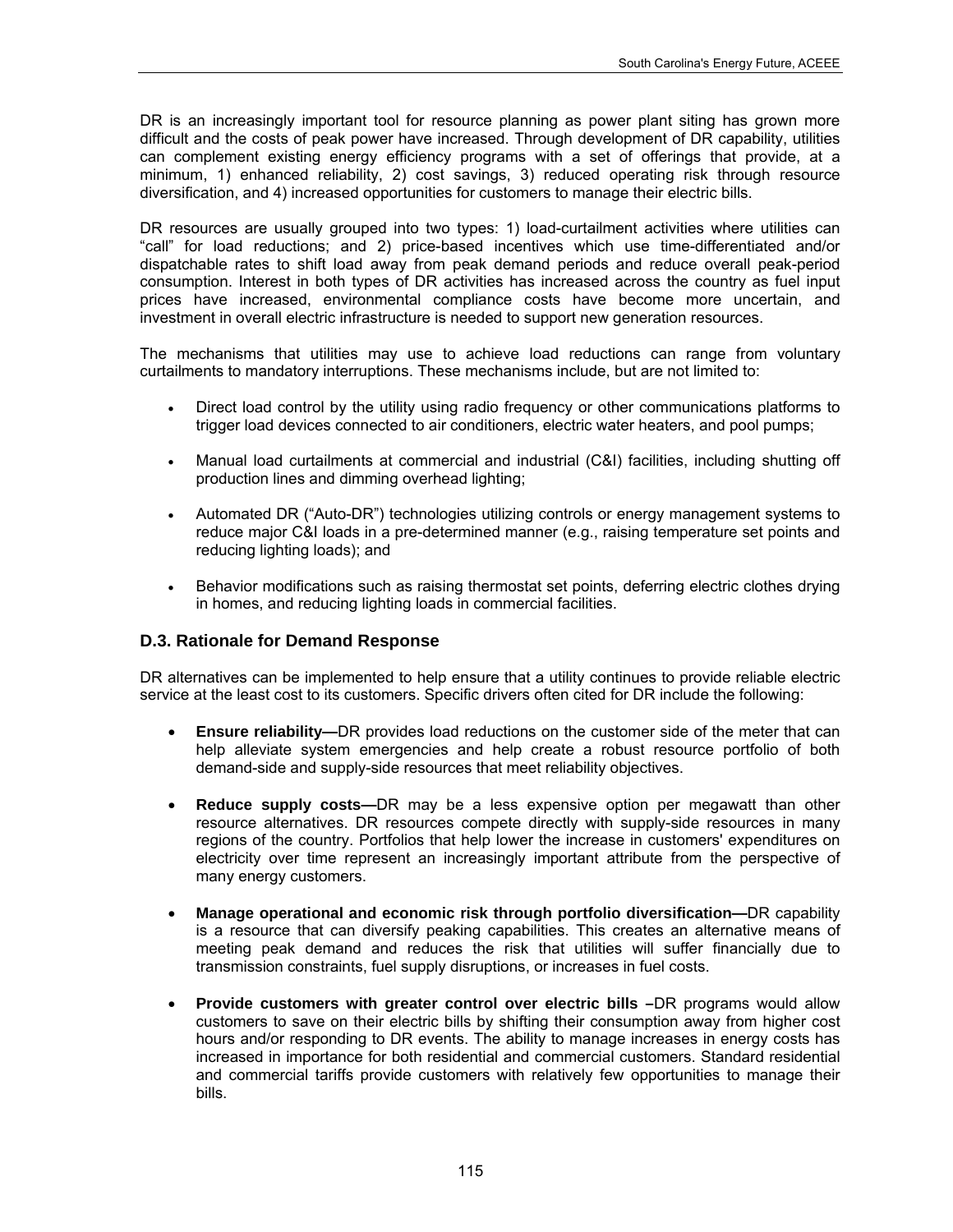DR is an increasingly important tool for resource planning as power plant siting has grown more difficult and the costs of peak power have increased. Through development of DR capability, utilities can complement existing energy efficiency programs with a set of offerings that provide, at a minimum, 1) enhanced reliability, 2) cost savings, 3) reduced operating risk through resource diversification, and 4) increased opportunities for customers to manage their electric bills.

DR resources are usually grouped into two types: 1) load-curtailment activities where utilities can "call" for load reductions; and 2) price-based incentives which use time-differentiated and/or dispatchable rates to shift load away from peak demand periods and reduce overall peak-period consumption. Interest in both types of DR activities has increased across the country as fuel input prices have increased, environmental compliance costs have become more uncertain, and investment in overall electric infrastructure is needed to support new generation resources.

The mechanisms that utilities may use to achieve load reductions can range from voluntary curtailments to mandatory interruptions. These mechanisms include, but are not limited to:

- Direct load control by the utility using radio frequency or other communications platforms to trigger load devices connected to air conditioners, electric water heaters, and pool pumps;
- Manual load curtailments at commercial and industrial (C&I) facilities, including shutting off production lines and dimming overhead lighting;
- Automated DR ("Auto-DR") technologies utilizing controls or energy management systems to reduce major C&I loads in a pre-determined manner (e.g., raising temperature set points and reducing lighting loads); and
- Behavior modifications such as raising thermostat set points, deferring electric clothes drying in homes, and reducing lighting loads in commercial facilities.

### D.3. Rationale for Demand Response

DR alternatives can be implemented to help ensure that a utility continues to provide reliable electric service at the least cost to its customers. Specific drivers often cited for DR include the following:

- **Ensure reliability—**DR provides load reductions on the customer side of the meter that can help alleviate system emergencies and help create a robust resource portfolio of both demand-side and supply-side resources that meet reliability objectives.
- **Reduce supply costs—**DR may be a less expensive option per megawatt than other resource alternatives. DR resources compete directly with supply-side resources in many regions of the country. Portfolios that help lower the increase in customers' expenditures on electricity over time represent an increasingly important attribute from the perspective of many energy customers.
- **Manage operational and economic risk through portfolio diversification—**DR capability is a resource that can diversify peaking capabilities. This creates an alternative means of meeting peak demand and reduces the risk that utilities will suffer financially due to transmission constraints, fuel supply disruptions, or increases in fuel costs.
- **Provide customers with greater control over electric bills –**DR programs would allow customers to save on their electric bills by shifting their consumption away from higher cost hours and/or responding to DR events. The ability to manage increases in energy costs has increased in importance for both residential and commercial customers. Standard residential and commercial tariffs provide customers with relatively few opportunities to manage their bills.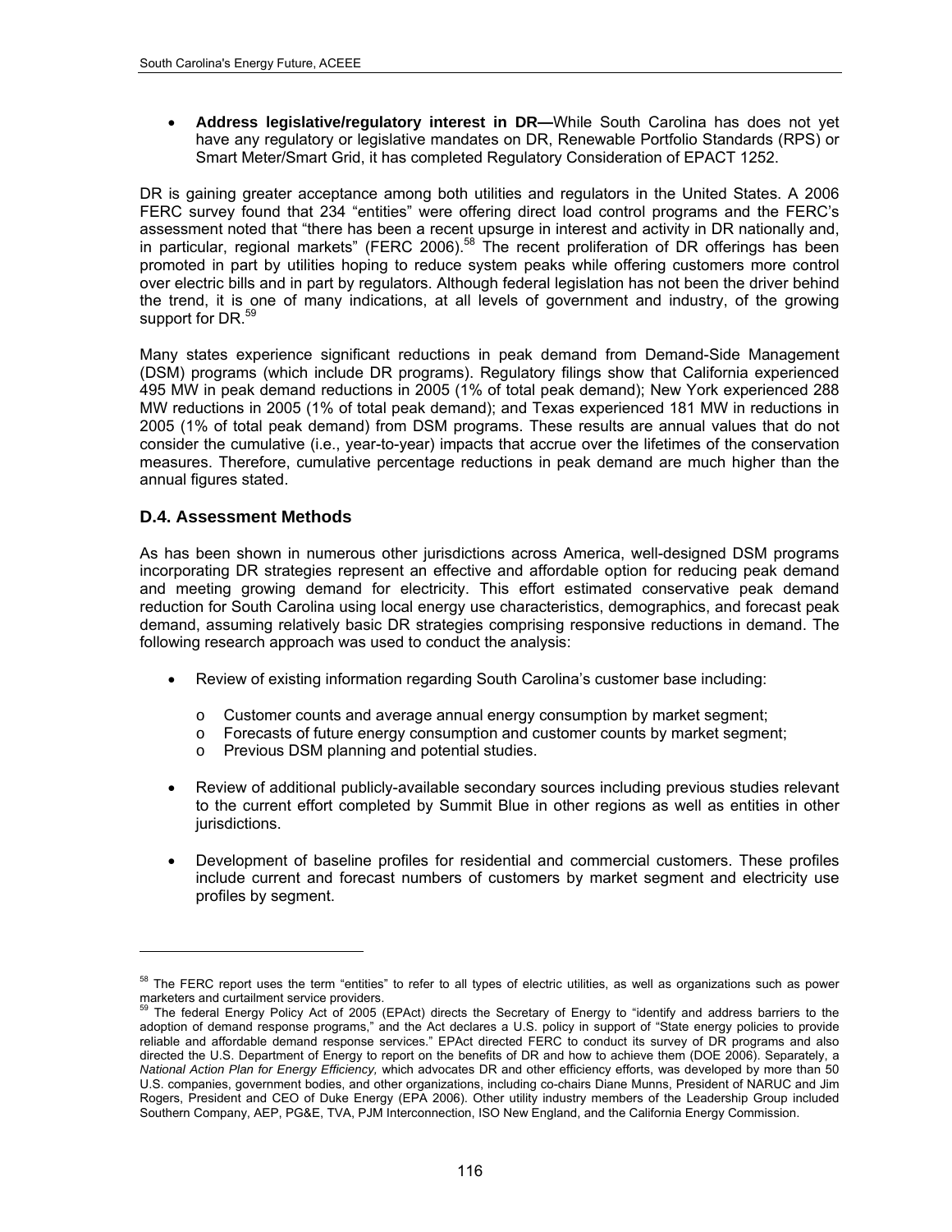- **Address legislative/regulatory interest in DR—**While South Carolina has does not yet have any regulatory or legislative mandates on DR, Renewable Portfolio Standards (RPS) or Smart Meter/Smart Grid, it has completed Regulatory Consideration of EPACT 1252.

DR is gaining greater acceptance among both utilities and regulators in the United States. A 2006 FERC survey found that 234 "entities" were offering direct load control programs and the FERC's assessment noted that "there has been a recent upsurge in interest and activity in DR nationally and, in particular, regional markets" (FERC 2006).[58] The recent proliferation of DR offerings has been promoted in part by utilities hoping to reduce system peaks while offering customers more control over electric bills and in part by regulators. Although federal legislation has not been the driver behind the trend, it is one of many indications, at all levels of government and industry, of the growing support for DR.[59]

Many states experience significant reductions in peak demand from Demand-Side Management (DSM) programs (which include DR programs). Regulatory filings show that California experienced 495 MW in peak demand reductions in 2005 (1% of total peak demand); New York experienced 288 MW reductions in 2005 (1% of total peak demand); and Texas experienced 181 MW in reductions in 2005 (1% of total peak demand) from DSM programs. These results are annual values that do not consider the cumulative (i.e., year-to-year) impacts that accrue over the lifetimes of the conservation measures. Therefore, cumulative percentage reductions in peak demand are much higher than the annual figures stated.

### D.4. Assessment Methods

As has been shown in numerous other jurisdictions across America, well-designed DSM programs incorporating DR strategies represent an effective and affordable option for reducing peak demand and meeting growing demand for electricity. This effort estimated conservative peak demand reduction for South Carolina using local energy use characteristics, demographics, and forecast peak demand, assuming relatively basic DR strategies comprising responsive reductions in demand. The following research approach was used to conduct the analysis:

- Review of existing information regarding South Carolina's customer base including:
  - Customer counts and average annual energy consumption by market segment;
  - Forecasts of future energy consumption and customer counts by market segment;
  - Previous DSM planning and potential studies.
- Review of additional publicly-available secondary sources including previous studies relevant to the current effort completed by Summit Blue in other regions as well as entities in other jurisdictions.
- Development of baseline profiles for residential and commercial customers. These profiles include current and forecast numbers of customers by market segment and electricity use profiles by segment.

---

[58] The FERC report uses the term "entities" to refer to all types of electric utilities, as well as organizations such as power marketers and curtailment service providers.

[59] The federal Energy Policy Act of 2005 (EPAct) directs the Secretary of Energy to "identify and address barriers to the adoption of demand response programs," and the Act declares a U.S. policy in support of "State energy policies to provide reliable and affordable demand response services." EPAct directed FERC to conduct its survey of DR programs and also directed the U.S. Department of Energy to report on the benefits of DR and how to achieve them (DOE 2006). Separately, a *National Action Plan for Energy Efficiency,* which advocates DR and other efficiency efforts, was developed by more than 50 U.S. companies, government bodies, and other organizations, including co-chairs Diane Munns, President of NARUC and Jim Rogers, President and CEO of Duke Energy (EPA 2006). Other utility industry members of the Leadership Group included Southern Company, AEP, PG&E, TVA, PJM Interconnection, ISO New England, and the California Energy Commission.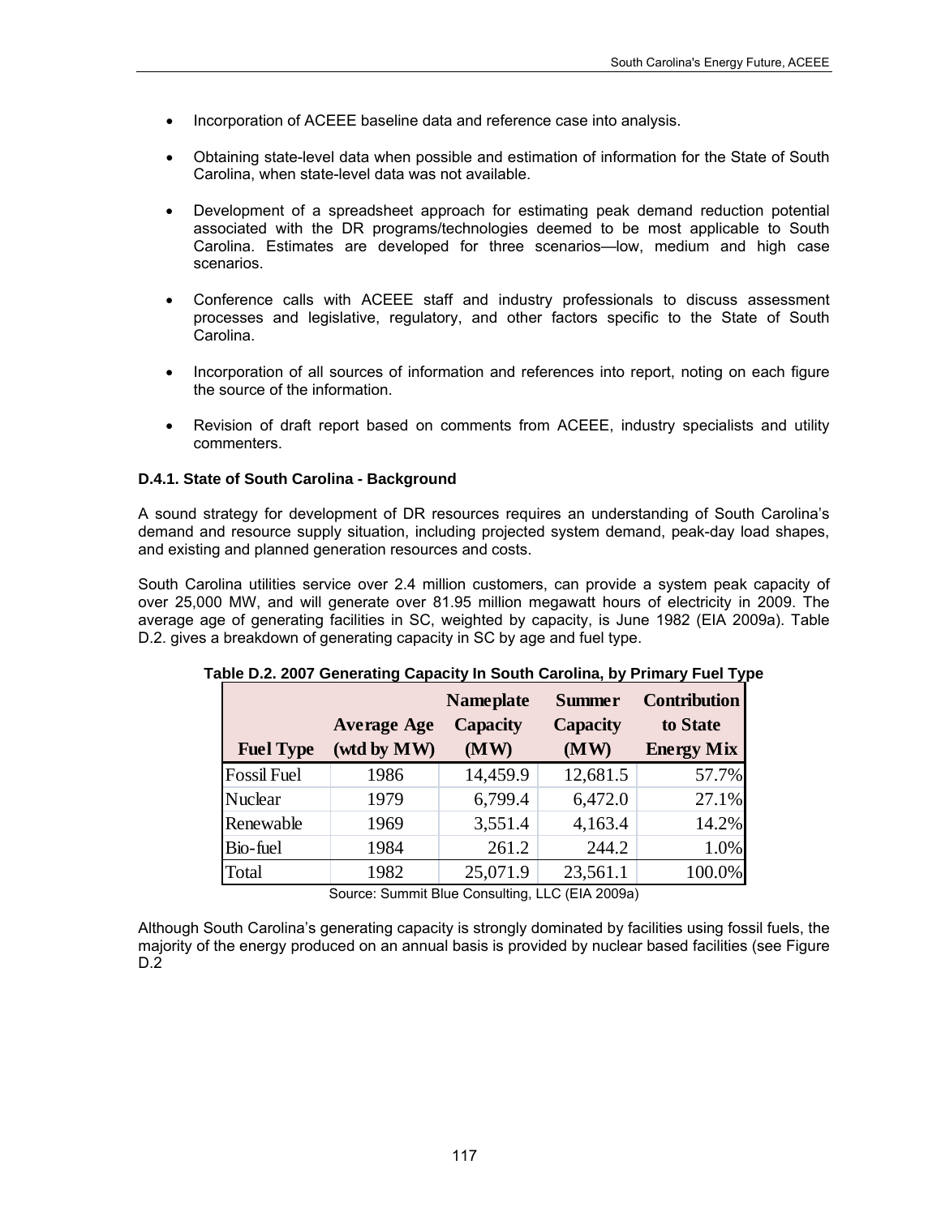- Incorporation of ACEEE baseline data and reference case into analysis.
- Obtaining state-level data when possible and estimation of information for the State of South Carolina, when state-level data was not available.
- Development of a spreadsheet approach for estimating peak demand reduction potential associated with the DR programs/technologies deemed to be most applicable to South Carolina. Estimates are developed for three scenarios—low, medium and high case scenarios.
- Conference calls with ACEEE staff and industry professionals to discuss assessment processes and legislative, regulatory, and other factors specific to the State of South Carolina.
- Incorporation of all sources of information and references into report, noting on each figure the source of the information.
- Revision of draft report based on comments from ACEEE, industry specialists and utility commenters.

#### D.4.1. State of South Carolina - Background

A sound strategy for development of DR resources requires an understanding of South Carolina's demand and resource supply situation, including projected system demand, peak-day load shapes, and existing and planned generation resources and costs.

South Carolina utilities service over 2.4 million customers, can provide a system peak capacity of over 25,000 MW, and will generate over 81.95 million megawatt hours of electricity in 2009. The average age of generating facilities in SC, weighted by capacity, is June 1982 (EIA 2009a). Table D.2. gives a breakdown of generating capacity in SC by age and fuel type.

**Table D.2. 2007 Generating Capacity In South Carolina, by Primary Fuel Type**

| Fuel Type | Average Age (wtd by MW) | Nameplate Capacity (MW) | Summer Capacity (MW) | Contribution to State Energy Mix |
|---|---|---|---|---|
| Fossil Fuel | 1986 | 14,459.9 | 12,681.5 | 57.7% |
| Nuclear | 1979 | 6,799.4 | 6,472.0 | 27.1% |
| Renewable | 1969 | 3,551.4 | 4,163.4 | 14.2% |
| Bio-fuel | 1984 | 261.2 | 244.2 | 1.0% |
| Total | 1982 | 25,071.9 | 23,561.1 | 100.0% |

Source: Summit Blue Consulting, LLC (EIA 2009a)

Although South Carolina's generating capacity is strongly dominated by facilities using fossil fuels, the majority of the energy produced on an annual basis is provided by nuclear based facilities (see Figure D.2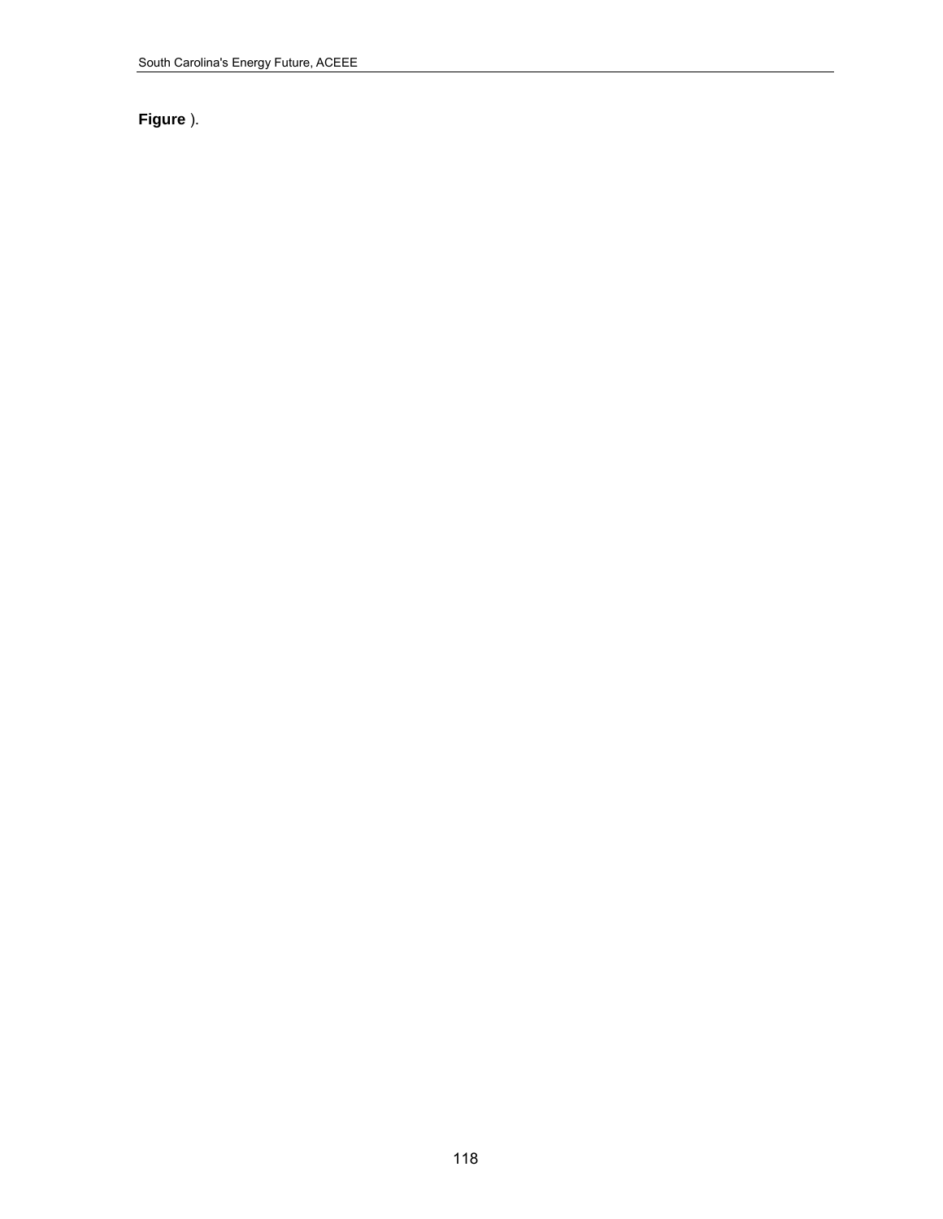**Figure** ).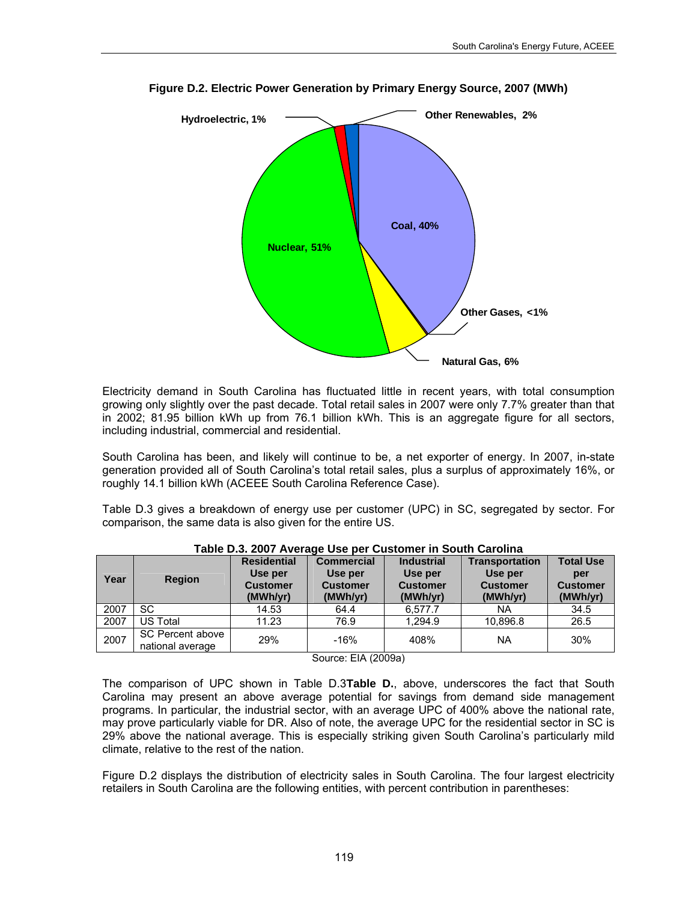**Figure D.2. Electric Power Generation by Primary Energy Source, 2007 (MWh)**

Hydroelectric, 1%
Other Renewables, 2%
Coal, 40%
Nuclear, 51%
Other Gases, <1%
Natural Gas, 6%

Electricity demand in South Carolina has fluctuated little in recent years, with total consumption growing only slightly over the past decade. Total retail sales in 2007 were only 7.7% greater than that in 2002; 81.95 billion kWh up from 76.1 billion kWh. This is an aggregate figure for all sectors, including industrial, commercial and residential.

South Carolina has been, and likely will continue to be, a net exporter of energy. In 2007, in-state generation provided all of South Carolina's total retail sales, plus a surplus of approximately 16%, or roughly 14.1 billion kWh (ACEEE South Carolina Reference Case).

Table D.3 gives a breakdown of energy use per customer (UPC) in SC, segregated by sector. For comparison, the same data is also given for the entire US.

**Table D.3. 2007 Average Use per Customer in South Carolina**

| Year | Region | Residential Use per Customer (MWh/yr) | Commercial Use per Customer (MWh/yr) | Industrial Use per Customer (MWh/yr) | Transportation Use per Customer (MWh/yr) | Total Use per Customer (MWh/yr) |
|---|---|---|---|---|---|---|
| 2007 | SC | 14.53 | 64.4 | 6,577.7 | NA | 34.5 |
| 2007 | US Total | 11.23 | 76.9 | 1,294.9 | 10,896.8 | 26.5 |
| 2007 | SC Percent above national average | 29% | -16% | 408% | NA | 30% |

Source: EIA (2009a)

The comparison of UPC shown in Table D.3**Table D.**, above, underscores the fact that South Carolina may present an above average potential for savings from demand side management programs. In particular, the industrial sector, with an average UPC of 400% above the national rate, may prove particularly viable for DR. Also of note, the average UPC for the residential sector in SC is 29% above the national average. This is especially striking given South Carolina's particularly mild climate, relative to the rest of the nation.

Figure D.2 displays the distribution of electricity sales in South Carolina. The four largest electricity retailers in South Carolina are the following entities, with percent contribution in parentheses: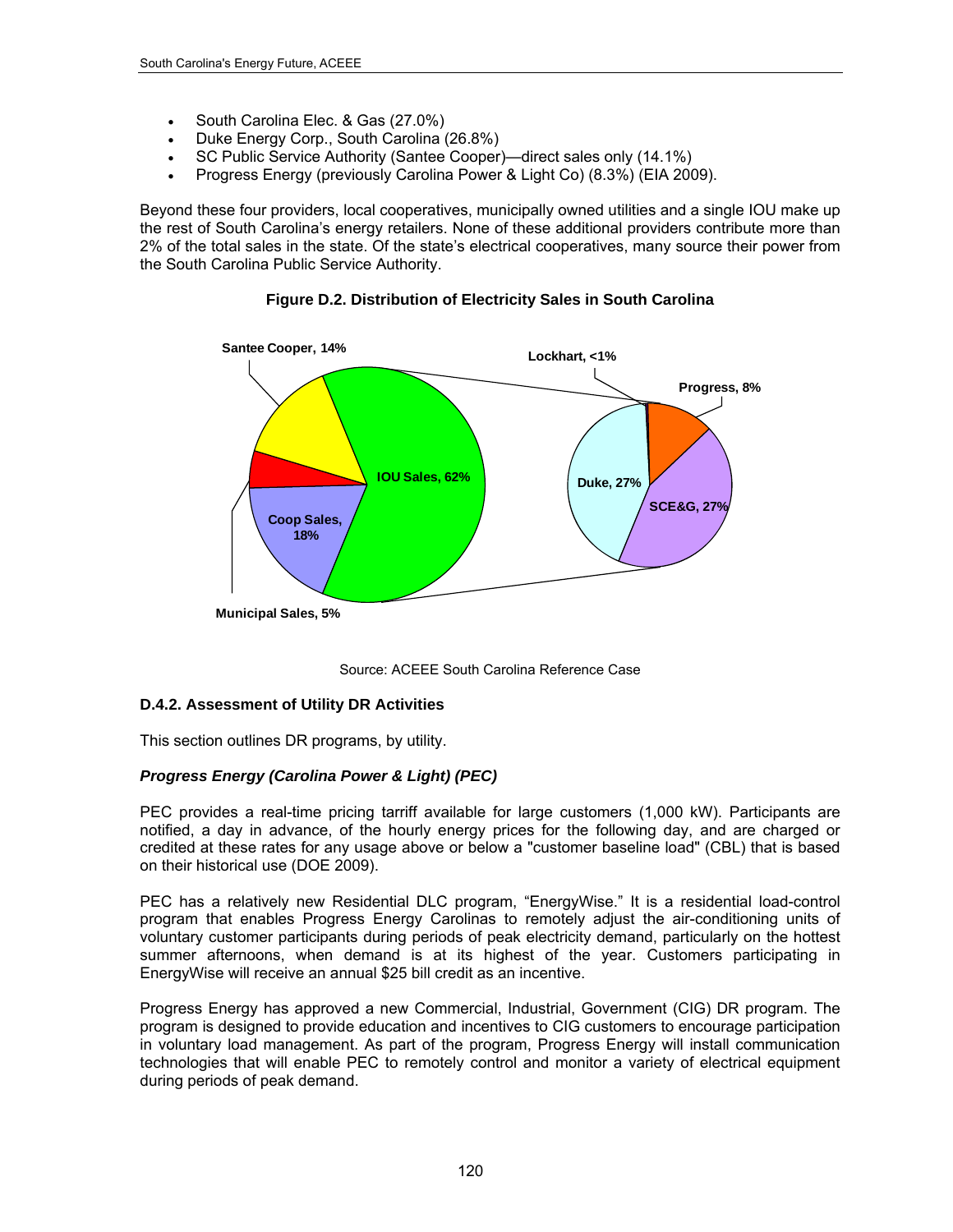- South Carolina Elec. & Gas (27.0%)
- Duke Energy Corp., South Carolina (26.8%)
- SC Public Service Authority (Santee Cooper)—direct sales only (14.1%)
- Progress Energy (previously Carolina Power & Light Co) (8.3%) (EIA 2009).

Beyond these four providers, local cooperatives, municipally owned utilities and a single IOU make up the rest of South Carolina's energy retailers. None of these additional providers contribute more than 2% of the total sales in the state. Of the state's electrical cooperatives, many source their power from the South Carolina Public Service Authority.

**Figure D.2. Distribution of Electricity Sales in South Carolina**

Santee Cooper, 14%; IOU Sales, 62%; Coop Sales, 18%; Municipal Sales, 5%; Lockhart, <1%; Progress, 8%; Duke, 27%; SCE&G, 27%

Source: ACEEE South Carolina Reference Case

### D.4.2. Assessment of Utility DR Activities

This section outlines DR programs, by utility.

***Progress Energy (Carolina Power & Light) (PEC)***

PEC provides a real-time pricing tarriff available for large customers (1,000 kW). Participants are notified, a day in advance, of the hourly energy prices for the following day, and are charged or credited at these rates for any usage above or below a "customer baseline load" (CBL) that is based on their historical use (DOE 2009).

PEC has a relatively new Residential DLC program, "EnergyWise." It is a residential load-control program that enables Progress Energy Carolinas to remotely adjust the air-conditioning units of voluntary customer participants during periods of peak electricity demand, particularly on the hottest summer afternoons, when demand is at its highest of the year. Customers participating in EnergyWise will receive an annual $25 bill credit as an incentive.

Progress Energy has approved a new Commercial, Industrial, Government (CIG) DR program. The program is designed to provide education and incentives to CIG customers to encourage participation in voluntary load management. As part of the program, Progress Energy will install communication technologies that will enable PEC to remotely control and monitor a variety of electrical equipment during periods of peak demand.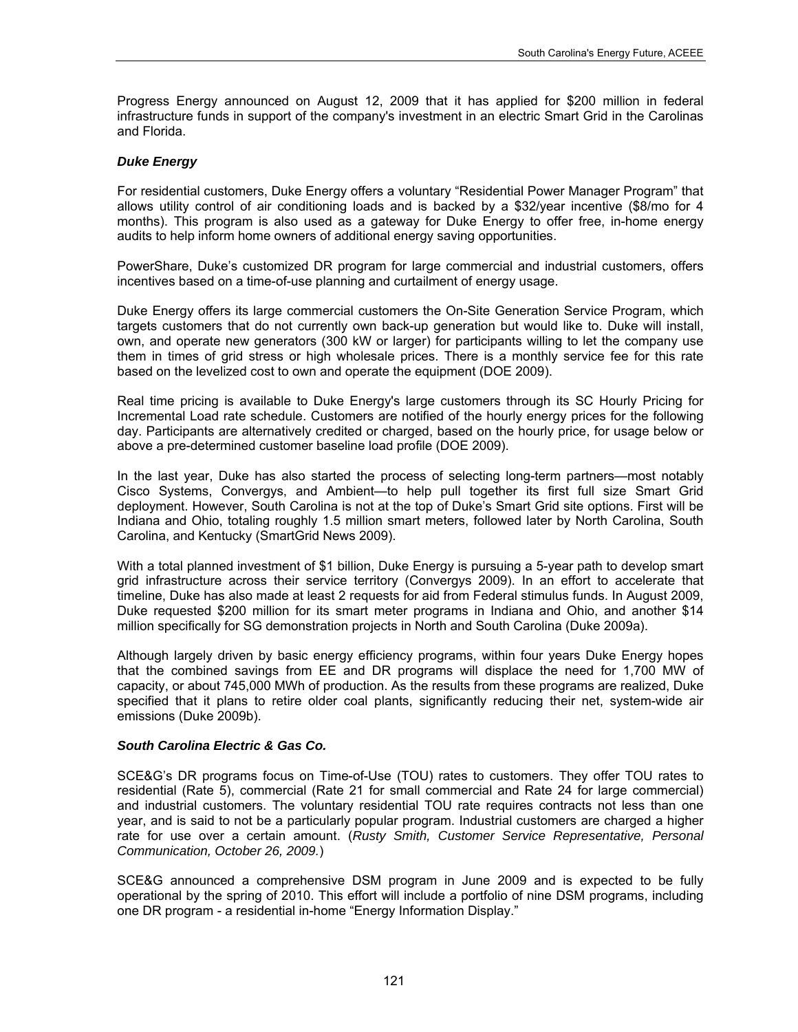Progress Energy announced on August 12, 2009 that it has applied for $200 million in federal infrastructure funds in support of the company's investment in an electric Smart Grid in the Carolinas and Florida.

### *Duke Energy*

For residential customers, Duke Energy offers a voluntary "Residential Power Manager Program" that allows utility control of air conditioning loads and is backed by a $32/year incentive ($8/mo for 4 months). This program is also used as a gateway for Duke Energy to offer free, in-home energy audits to help inform home owners of additional energy saving opportunities.

PowerShare, Duke's customized DR program for large commercial and industrial customers, offers incentives based on a time-of-use planning and curtailment of energy usage.

Duke Energy offers its large commercial customers the On-Site Generation Service Program, which targets customers that do not currently own back-up generation but would like to. Duke will install, own, and operate new generators (300 kW or larger) for participants willing to let the company use them in times of grid stress or high wholesale prices. There is a monthly service fee for this rate based on the levelized cost to own and operate the equipment (DOE 2009).

Real time pricing is available to Duke Energy's large customers through its SC Hourly Pricing for Incremental Load rate schedule. Customers are notified of the hourly energy prices for the following day. Participants are alternatively credited or charged, based on the hourly price, for usage below or above a pre-determined customer baseline load profile (DOE 2009).

In the last year, Duke has also started the process of selecting long-term partners—most notably Cisco Systems, Convergys, and Ambient—to help pull together its first full size Smart Grid deployment. However, South Carolina is not at the top of Duke's Smart Grid site options. First will be Indiana and Ohio, totaling roughly 1.5 million smart meters, followed later by North Carolina, South Carolina, and Kentucky (SmartGrid News 2009).

With a total planned investment of $1 billion, Duke Energy is pursuing a 5-year path to develop smart grid infrastructure across their service territory (Convergys 2009). In an effort to accelerate that timeline, Duke has also made at least 2 requests for aid from Federal stimulus funds. In August 2009, Duke requested $200 million for its smart meter programs in Indiana and Ohio, and another $14 million specifically for SG demonstration projects in North and South Carolina (Duke 2009a).

Although largely driven by basic energy efficiency programs, within four years Duke Energy hopes that the combined savings from EE and DR programs will displace the need for 1,700 MW of capacity, or about 745,000 MWh of production. As the results from these programs are realized, Duke specified that it plans to retire older coal plants, significantly reducing their net, system-wide air emissions (Duke 2009b).

### *South Carolina Electric & Gas Co.*

SCE&G's DR programs focus on Time-of-Use (TOU) rates to customers. They offer TOU rates to residential (Rate 5), commercial (Rate 21 for small commercial and Rate 24 for large commercial) and industrial customers. The voluntary residential TOU rate requires contracts not less than one year, and is said to not be a particularly popular program. Industrial customers are charged a higher rate for use over a certain amount. (*Rusty Smith, Customer Service Representative, Personal Communication, October 26, 2009.*)

SCE&G announced a comprehensive DSM program in June 2009 and is expected to be fully operational by the spring of 2010. This effort will include a portfolio of nine DSM programs, including one DR program - a residential in-home "Energy Information Display."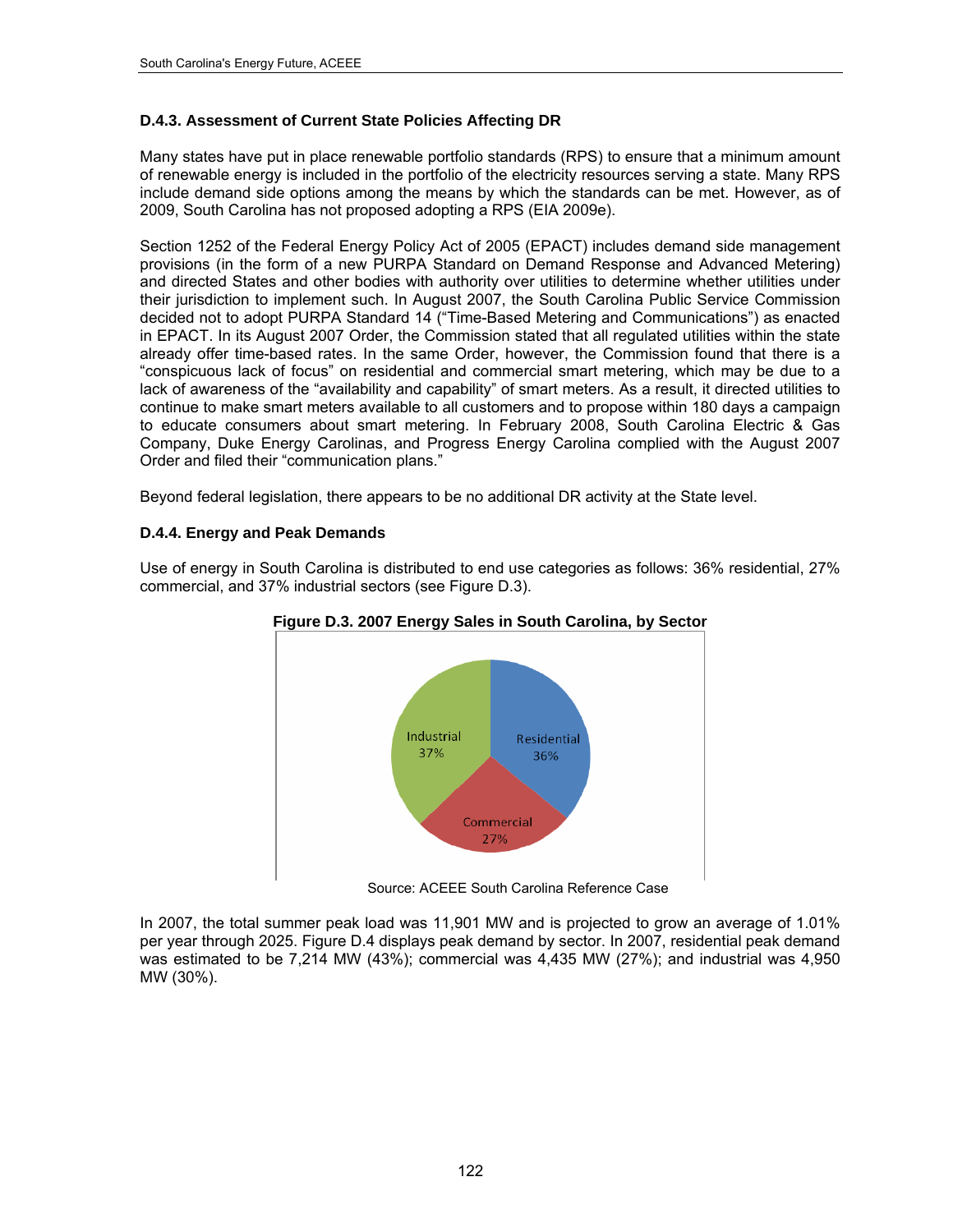### D.4.3. Assessment of Current State Policies Affecting DR

Many states have put in place renewable portfolio standards (RPS) to ensure that a minimum amount of renewable energy is included in the portfolio of the electricity resources serving a state. Many RPS include demand side options among the means by which the standards can be met. However, as of 2009, South Carolina has not proposed adopting a RPS (EIA 2009e).

Section 1252 of the Federal Energy Policy Act of 2005 (EPACT) includes demand side management provisions (in the form of a new PURPA Standard on Demand Response and Advanced Metering) and directed States and other bodies with authority over utilities to determine whether utilities under their jurisdiction to implement such. In August 2007, the South Carolina Public Service Commission decided not to adopt PURPA Standard 14 ("Time-Based Metering and Communications") as enacted in EPACT. In its August 2007 Order, the Commission stated that all regulated utilities within the state already offer time-based rates. In the same Order, however, the Commission found that there is a "conspicuous lack of focus" on residential and commercial smart metering, which may be due to a lack of awareness of the "availability and capability" of smart meters. As a result, it directed utilities to continue to make smart meters available to all customers and to propose within 180 days a campaign to educate consumers about smart metering. In February 2008, South Carolina Electric & Gas Company, Duke Energy Carolinas, and Progress Energy Carolina complied with the August 2007 Order and filed their "communication plans."

Beyond federal legislation, there appears to be no additional DR activity at the State level.

### D.4.4. Energy and Peak Demands

Use of energy in South Carolina is distributed to end use categories as follows: 36% residential, 27% commercial, and 37% industrial sectors (see Figure D.3).

**Figure D.3. 2007 Energy Sales in South Carolina, by Sector**

Industrial 37%
Residential 36%
Commercial 27%

Source: ACEEE South Carolina Reference Case

In 2007, the total summer peak load was 11,901 MW and is projected to grow an average of 1.01% per year through 2025. Figure D.4 displays peak demand by sector. In 2007, residential peak demand was estimated to be 7,214 MW (43%); commercial was 4,435 MW (27%); and industrial was 4,950 MW (30%).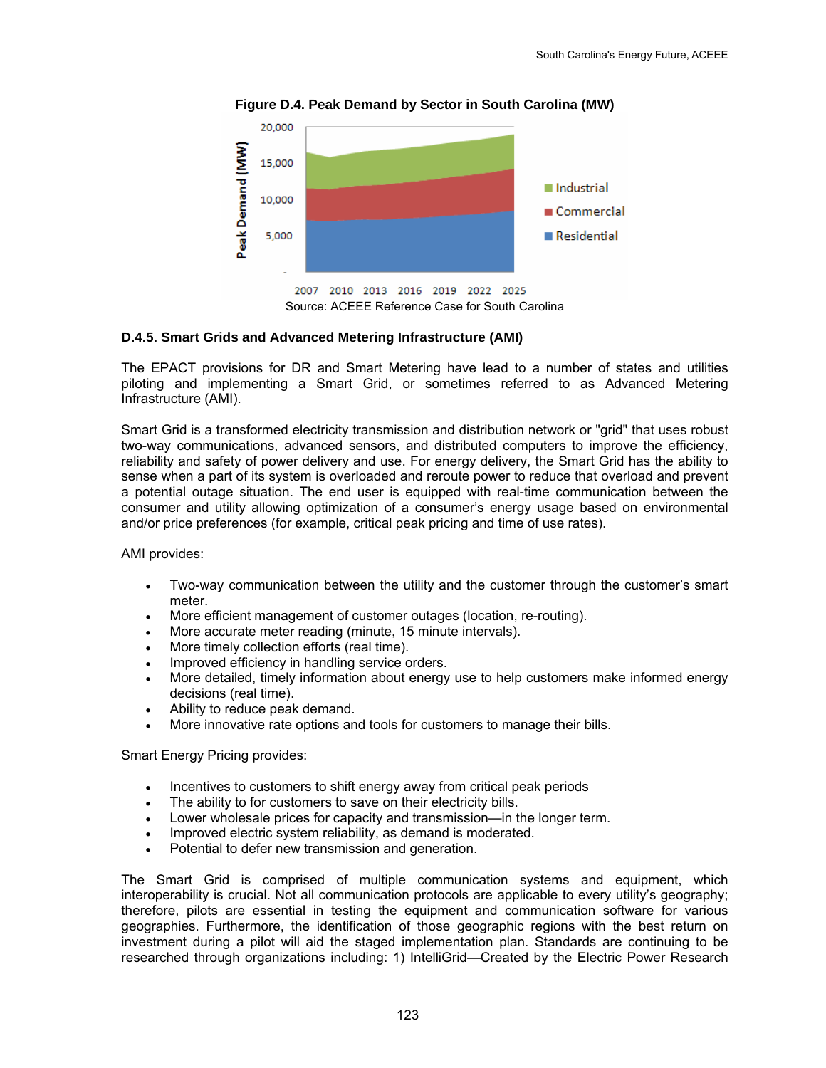**Figure D.4. Peak Demand by Sector in South Carolina (MW)**

Source: ACEEE Reference Case for South Carolina

### D.4.5. Smart Grids and Advanced Metering Infrastructure (AMI)

The EPACT provisions for DR and Smart Metering have lead to a number of states and utilities piloting and implementing a Smart Grid, or sometimes referred to as Advanced Metering Infrastructure (AMI).

Smart Grid is a transformed electricity transmission and distribution network or "grid" that uses robust two-way communications, advanced sensors, and distributed computers to improve the efficiency, reliability and safety of power delivery and use. For energy delivery, the Smart Grid has the ability to sense when a part of its system is overloaded and reroute power to reduce that overload and prevent a potential outage situation. The end user is equipped with real-time communication between the consumer and utility allowing optimization of a consumer's energy usage based on environmental and/or price preferences (for example, critical peak pricing and time of use rates).

AMI provides:

- Two-way communication between the utility and the customer through the customer's smart meter.
- More efficient management of customer outages (location, re-routing).
- More accurate meter reading (minute, 15 minute intervals).
- More timely collection efforts (real time).
- Improved efficiency in handling service orders.
- More detailed, timely information about energy use to help customers make informed energy decisions (real time).
- Ability to reduce peak demand.
- More innovative rate options and tools for customers to manage their bills.

Smart Energy Pricing provides:

- Incentives to customers to shift energy away from critical peak periods
- The ability to for customers to save on their electricity bills.
- Lower wholesale prices for capacity and transmission—in the longer term.
- Improved electric system reliability, as demand is moderated.
- Potential to defer new transmission and generation.

The Smart Grid is comprised of multiple communication systems and equipment, which interoperability is crucial. Not all communication protocols are applicable to every utility's geography; therefore, pilots are essential in testing the equipment and communication software for various geographies. Furthermore, the identification of those geographic regions with the best return on investment during a pilot will aid the staged implementation plan. Standards are continuing to be researched through organizations including: 1) IntelliGrid—Created by the Electric Power Research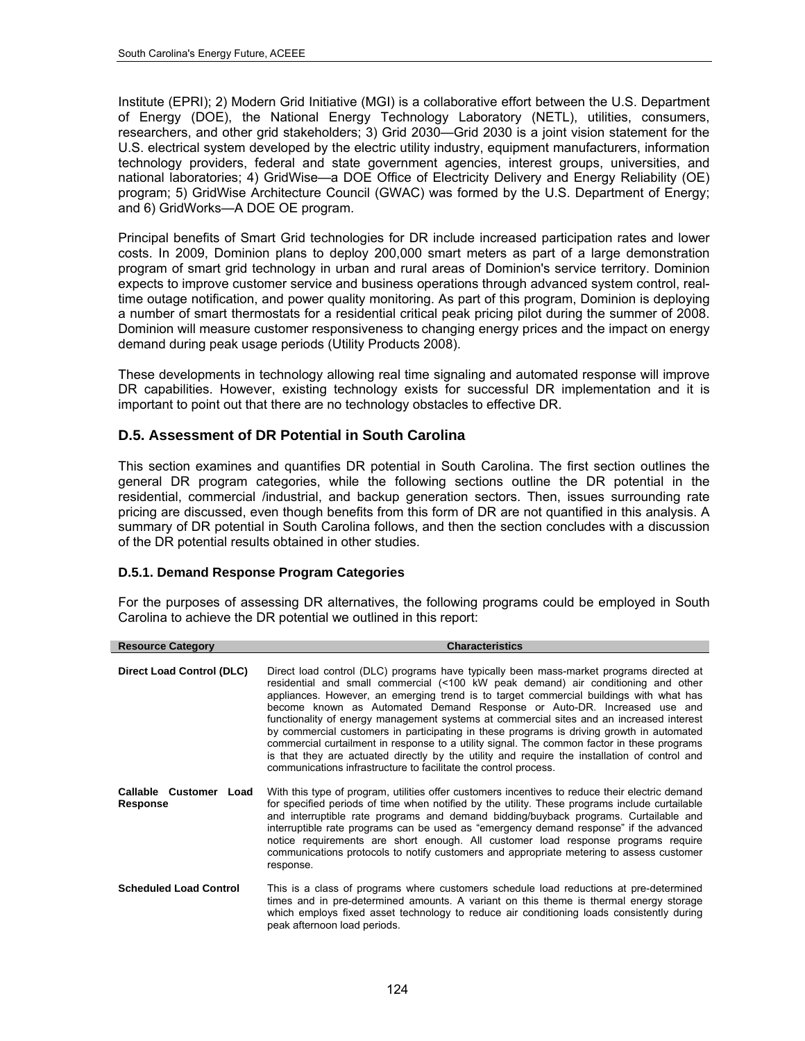Institute (EPRI); 2) Modern Grid Initiative (MGI) is a collaborative effort between the U.S. Department of Energy (DOE), the National Energy Technology Laboratory (NETL), utilities, consumers, researchers, and other grid stakeholders; 3) Grid 2030—Grid 2030 is a joint vision statement for the U.S. electrical system developed by the electric utility industry, equipment manufacturers, information technology providers, federal and state government agencies, interest groups, universities, and national laboratories; 4) GridWise—a DOE Office of Electricity Delivery and Energy Reliability (OE) program; 5) GridWise Architecture Council (GWAC) was formed by the U.S. Department of Energy; and 6) GridWorks—A DOE OE program.

Principal benefits of Smart Grid technologies for DR include increased participation rates and lower costs. In 2009, Dominion plans to deploy 200,000 smart meters as part of a large demonstration program of smart grid technology in urban and rural areas of Dominion's service territory. Dominion expects to improve customer service and business operations through advanced system control, real-time outage notification, and power quality monitoring. As part of this program, Dominion is deploying a number of smart thermostats for a residential critical peak pricing pilot during the summer of 2008. Dominion will measure customer responsiveness to changing energy prices and the impact on energy demand during peak usage periods (Utility Products 2008).

These developments in technology allowing real time signaling and automated response will improve DR capabilities. However, existing technology exists for successful DR implementation and it is important to point out that there are no technology obstacles to effective DR.

## D.5. Assessment of DR Potential in South Carolina

This section examines and quantifies DR potential in South Carolina. The first section outlines the general DR program categories, while the following sections outline the DR potential in the residential, commercial /industrial, and backup generation sectors. Then, issues surrounding rate pricing are discussed, even though benefits from this form of DR are not quantified in this analysis. A summary of DR potential in South Carolina follows, and then the section concludes with a discussion of the DR potential results obtained in other studies.

### D.5.1. Demand Response Program Categories

For the purposes of assessing DR alternatives, the following programs could be employed in South Carolina to achieve the DR potential we outlined in this report:

| Resource Category | Characteristics |
|---|---|
| **Direct Load Control (DLC)** | Direct load control (DLC) programs have typically been mass-market programs directed at residential and small commercial (<100 kW peak demand) air conditioning and other appliances. However, an emerging trend is to target commercial buildings with what has become known as Automated Demand Response or Auto-DR. Increased use and functionality of energy management systems at commercial sites and an increased interest by commercial customers in participating in these programs is driving growth in automated commercial curtailment in response to a utility signal. The common factor in these programs is that they are actuated directly by the utility and require the installation of control and communications infrastructure to facilitate the control process. |
| **Callable Customer Load Response** | With this type of program, utilities offer customers incentives to reduce their electric demand for specified periods of time when notified by the utility. These programs include curtailable and interruptible rate programs and demand bidding/buyback programs. Curtailable and interruptible rate programs can be used as "emergency demand response" if the advanced notice requirements are short enough. All customer load response programs require communications protocols to notify customers and appropriate metering to assess customer response. |
| **Scheduled Load Control** | This is a class of programs where customers schedule load reductions at pre-determined times and in pre-determined amounts. A variant on this theme is thermal energy storage which employs fixed asset technology to reduce air conditioning loads consistently during peak afternoon load periods. |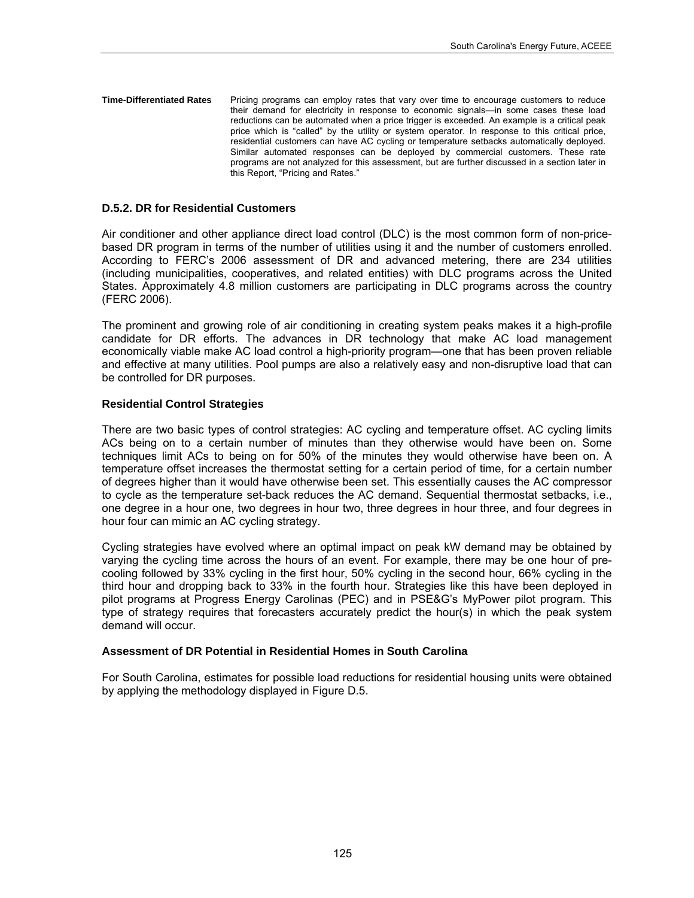**Time-Differentiated Rates** Pricing programs can employ rates that vary over time to encourage customers to reduce their demand for electricity in response to economic signals—in some cases these load reductions can be automated when a price trigger is exceeded. An example is a critical peak price which is "called" by the utility or system operator. In response to this critical price, residential customers can have AC cycling or temperature setbacks automatically deployed. Similar automated responses can be deployed by commercial customers. These rate programs are not analyzed for this assessment, but are further discussed in a section later in this Report, "Pricing and Rates."

### D.5.2. DR for Residential Customers

Air conditioner and other appliance direct load control (DLC) is the most common form of non-price-based DR program in terms of the number of utilities using it and the number of customers enrolled. According to FERC's 2006 assessment of DR and advanced metering, there are 234 utilities (including municipalities, cooperatives, and related entities) with DLC programs across the United States. Approximately 4.8 million customers are participating in DLC programs across the country (FERC 2006).

The prominent and growing role of air conditioning in creating system peaks makes it a high-profile candidate for DR efforts. The advances in DR technology that make AC load management economically viable make AC load control a high-priority program—one that has been proven reliable and effective at many utilities. Pool pumps are also a relatively easy and non-disruptive load that can be controlled for DR purposes.

#### Residential Control Strategies

There are two basic types of control strategies: AC cycling and temperature offset. AC cycling limits ACs being on to a certain number of minutes than they otherwise would have been on. Some techniques limit ACs to being on for 50% of the minutes they would otherwise have been on. A temperature offset increases the thermostat setting for a certain period of time, for a certain number of degrees higher than it would have otherwise been set. This essentially causes the AC compressor to cycle as the temperature set-back reduces the AC demand. Sequential thermostat setbacks, i.e., one degree in a hour one, two degrees in hour two, three degrees in hour three, and four degrees in hour four can mimic an AC cycling strategy.

Cycling strategies have evolved where an optimal impact on peak kW demand may be obtained by varying the cycling time across the hours of an event. For example, there may be one hour of pre-cooling followed by 33% cycling in the first hour, 50% cycling in the second hour, 66% cycling in the third hour and dropping back to 33% in the fourth hour. Strategies like this have been deployed in pilot programs at Progress Energy Carolinas (PEC) and in PSE&G's MyPower pilot program. This type of strategy requires that forecasters accurately predict the hour(s) in which the peak system demand will occur.

#### Assessment of DR Potential in Residential Homes in South Carolina

For South Carolina, estimates for possible load reductions for residential housing units were obtained by applying the methodology displayed in Figure D.5.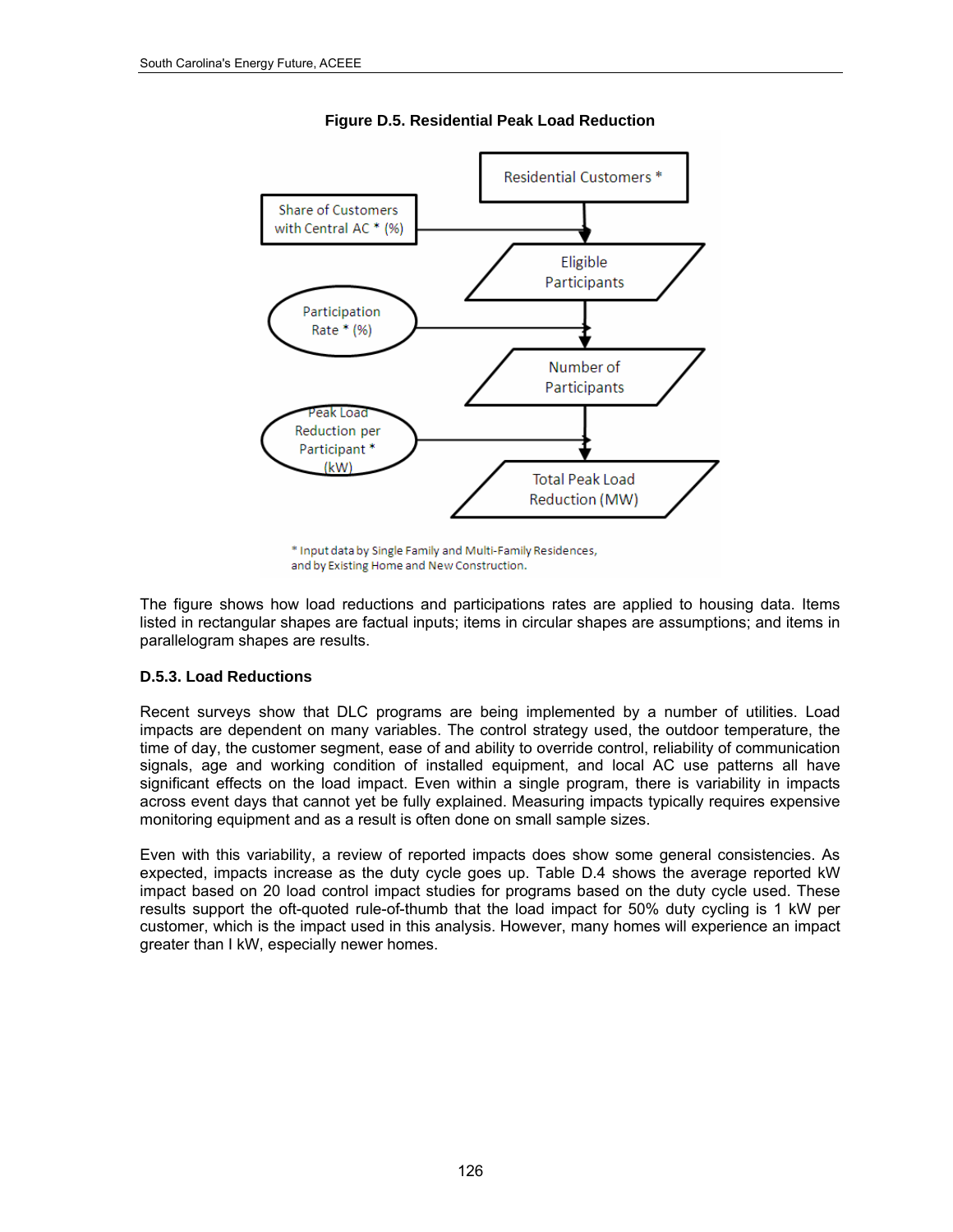**Figure D.5. Residential Peak Load Reduction**

Residential Customers *

Share of Customers with Central AC * (%)

Eligible Participants

Participation Rate * (%)

Number of Participants

Peak Load Reduction per Participant * (kW)

Total Peak Load Reduction (MW)

\* Input data by Single Family and Multi-Family Residences, and by Existing Home and New Construction.

The figure shows how load reductions and participations rates are applied to housing data. Items listed in rectangular shapes are factual inputs; items in circular shapes are assumptions; and items in parallelogram shapes are results.

### D.5.3. Load Reductions

Recent surveys show that DLC programs are being implemented by a number of utilities. Load impacts are dependent on many variables. The control strategy used, the outdoor temperature, the time of day, the customer segment, ease of and ability to override control, reliability of communication signals, age and working condition of installed equipment, and local AC use patterns all have significant effects on the load impact. Even within a single program, there is variability in impacts across event days that cannot yet be fully explained. Measuring impacts typically requires expensive monitoring equipment and as a result is often done on small sample sizes.

Even with this variability, a review of reported impacts does show some general consistencies. As expected, impacts increase as the duty cycle goes up. Table D.4 shows the average reported kW impact based on 20 load control impact studies for programs based on the duty cycle used. These results support the oft-quoted rule-of-thumb that the load impact for 50% duty cycling is 1 kW per customer, which is the impact used in this analysis. However, many homes will experience an impact greater than I kW, especially newer homes.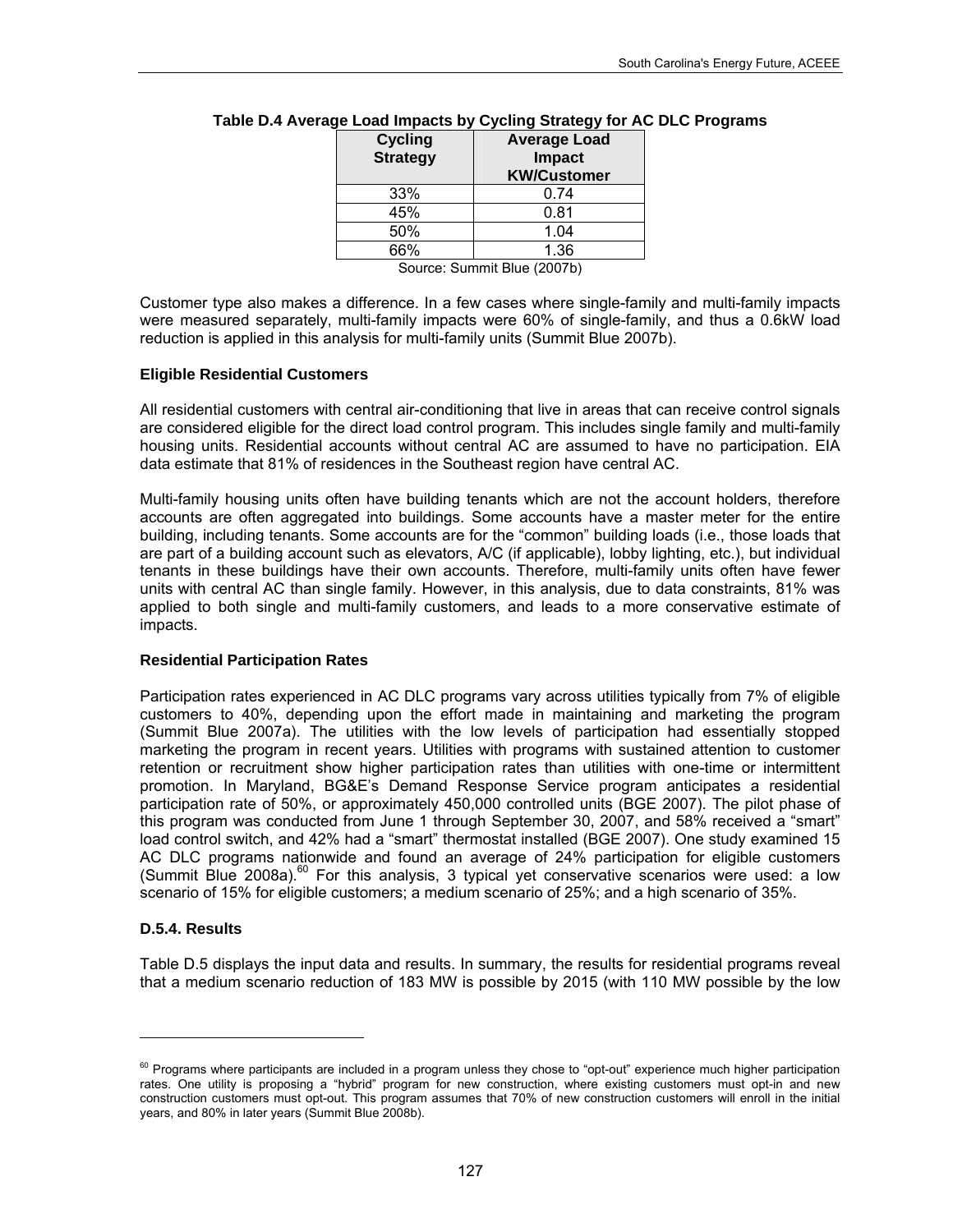**Table D.4 Average Load Impacts by Cycling Strategy for AC DLC Programs**

| Cycling Strategy | Average Load Impact KW/Customer |
|---|---|
| 33% | 0.74 |
| 45% | 0.81 |
| 50% | 1.04 |
| 66% | 1.36 |

Source: Summit Blue (2007b)

Customer type also makes a difference. In a few cases where single-family and multi-family impacts were measured separately, multi-family impacts were 60% of single-family, and thus a 0.6kW load reduction is applied in this analysis for multi-family units (Summit Blue 2007b).

**Eligible Residential Customers**

All residential customers with central air-conditioning that live in areas that can receive control signals are considered eligible for the direct load control program. This includes single family and multi-family housing units. Residential accounts without central AC are assumed to have no participation. EIA data estimate that 81% of residences in the Southeast region have central AC.

Multi-family housing units often have building tenants which are not the account holders, therefore accounts are often aggregated into buildings. Some accounts have a master meter for the entire building, including tenants. Some accounts are for the "common" building loads (i.e., those loads that are part of a building account such as elevators, A/C (if applicable), lobby lighting, etc.), but individual tenants in these buildings have their own accounts. Therefore, multi-family units often have fewer units with central AC than single family. However, in this analysis, due to data constraints, 81% was applied to both single and multi-family customers, and leads to a more conservative estimate of impacts.

**Residential Participation Rates**

Participation rates experienced in AC DLC programs vary across utilities typically from 7% of eligible customers to 40%, depending upon the effort made in maintaining and marketing the program (Summit Blue 2007a). The utilities with the low levels of participation had essentially stopped marketing the program in recent years. Utilities with programs with sustained attention to customer retention or recruitment show higher participation rates than utilities with one-time or intermittent promotion. In Maryland, BG&E's Demand Response Service program anticipates a residential participation rate of 50%, or approximately 450,000 controlled units (BGE 2007). The pilot phase of this program was conducted from June 1 through September 30, 2007, and 58% received a "smart" load control switch, and 42% had a "smart" thermostat installed (BGE 2007). One study examined 15 AC DLC programs nationwide and found an average of 24% participation for eligible customers (Summit Blue 2008a).[60] For this analysis, 3 typical yet conservative scenarios were used: a low scenario of 15% for eligible customers; a medium scenario of 25%; and a high scenario of 35%.

**D.5.4. Results**

Table D.5 displays the input data and results. In summary, the results for residential programs reveal that a medium scenario reduction of 183 MW is possible by 2015 (with 110 MW possible by the low

[60] Programs where participants are included in a program unless they chose to "opt-out" experience much higher participation rates. One utility is proposing a "hybrid" program for new construction, where existing customers must opt-in and new construction customers must opt-out. This program assumes that 70% of new construction customers will enroll in the initial years, and 80% in later years (Summit Blue 2008b).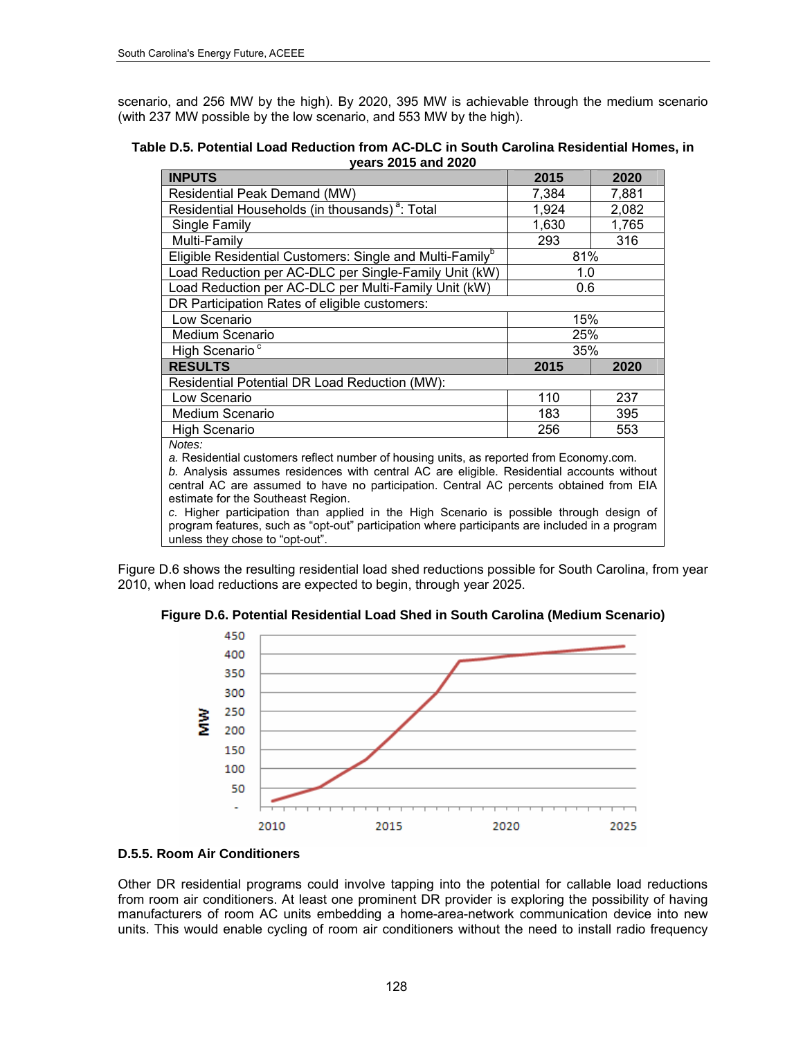scenario, and 256 MW by the high). By 2020, 395 MW is achievable through the medium scenario (with 237 MW possible by the low scenario, and 553 MW by the high).

**Table D.5. Potential Load Reduction from AC-DLC in South Carolina Residential Homes, in years 2015 and 2020**

| INPUTS | 2015 | 2020 |
|---|---|---|
| Residential Peak Demand (MW) | 7,384 | 7,881 |
| Residential Households (in thousands) [a]: Total | 1,924 | 2,082 |
| Single Family | 1,630 | 1,765 |
| Multi-Family | 293 | 316 |
| Eligible Residential Customers: Single and Multi-Family[b] | 81% | |
| Load Reduction per AC-DLC per Single-Family Unit (kW) | 1.0 | |
| Load Reduction per AC-DLC per Multi-Family Unit (kW) | 0.6 | |
| DR Participation Rates of eligible customers: | | |
| Low Scenario | 15% | |
| Medium Scenario | 25% | |
| High Scenario [c] | 35% | |
| **RESULTS** | **2015** | **2020** |
| Residential Potential DR Load Reduction (MW): | | |
| Low Scenario | 110 | 237 |
| Medium Scenario | 183 | 395 |
| High Scenario | 256 | 553 |

*Notes:*
*a.* Residential customers reflect number of housing units, as reported from Economy.com.
*b.* Analysis assumes residences with central AC are eligible. Residential accounts without central AC are assumed to have no participation. Central AC percents obtained from EIA estimate for the Southeast Region.
*c.* Higher participation than applied in the High Scenario is possible through design of program features, such as "opt-out" participation where participants are included in a program unless they chose to "opt-out".

Figure D.6 shows the resulting residential load shed reductions possible for South Carolina, from year 2010, when load reductions are expected to begin, through year 2025.

**Figure D.6. Potential Residential Load Shed in South Carolina (Medium Scenario)**

### D.5.5. Room Air Conditioners

Other DR residential programs could involve tapping into the potential for callable load reductions from room air conditioners. At least one prominent DR provider is exploring the possibility of having manufacturers of room AC units embedding a home-area-network communication device into new units. This would enable cycling of room air conditioners without the need to install radio frequency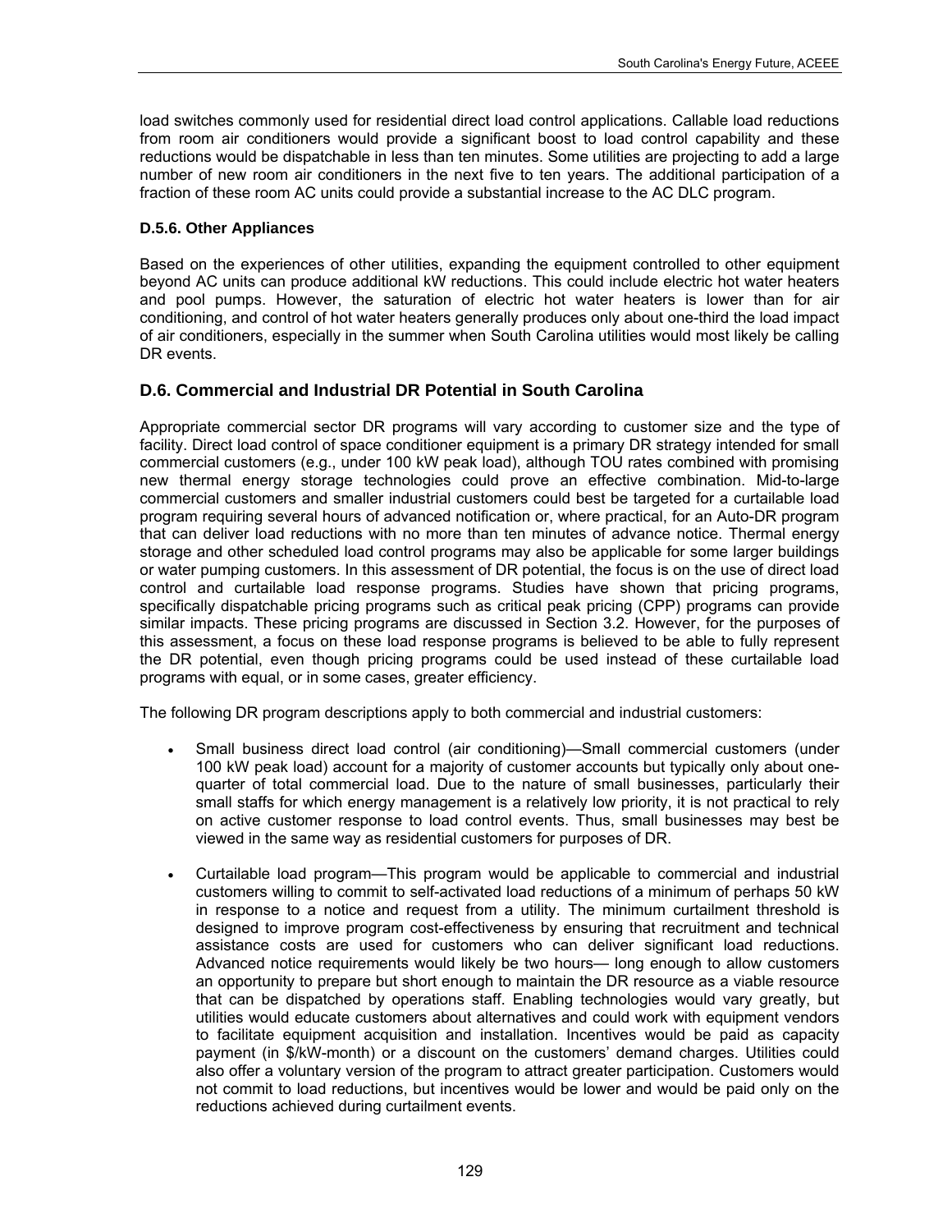load switches commonly used for residential direct load control applications. Callable load reductions from room air conditioners would provide a significant boost to load control capability and these reductions would be dispatchable in less than ten minutes. Some utilities are projecting to add a large number of new room air conditioners in the next five to ten years. The additional participation of a fraction of these room AC units could provide a substantial increase to the AC DLC program.

#### D.5.6. Other Appliances

Based on the experiences of other utilities, expanding the equipment controlled to other equipment beyond AC units can produce additional kW reductions. This could include electric hot water heaters and pool pumps. However, the saturation of electric hot water heaters is lower than for air conditioning, and control of hot water heaters generally produces only about one-third the load impact of air conditioners, especially in the summer when South Carolina utilities would most likely be calling DR events.

### D.6. Commercial and Industrial DR Potential in South Carolina

Appropriate commercial sector DR programs will vary according to customer size and the type of facility. Direct load control of space conditioner equipment is a primary DR strategy intended for small commercial customers (e.g., under 100 kW peak load), although TOU rates combined with promising new thermal energy storage technologies could prove an effective combination. Mid-to-large commercial customers and smaller industrial customers could best be targeted for a curtailable load program requiring several hours of advanced notification or, where practical, for an Auto-DR program that can deliver load reductions with no more than ten minutes of advance notice. Thermal energy storage and other scheduled load control programs may also be applicable for some larger buildings or water pumping customers. In this assessment of DR potential, the focus is on the use of direct load control and curtailable load response programs. Studies have shown that pricing programs, specifically dispatchable pricing programs such as critical peak pricing (CPP) programs can provide similar impacts. These pricing programs are discussed in Section 3.2. However, for the purposes of this assessment, a focus on these load response programs is believed to be able to fully represent the DR potential, even though pricing programs could be used instead of these curtailable load programs with equal, or in some cases, greater efficiency.

The following DR program descriptions apply to both commercial and industrial customers:

- Small business direct load control (air conditioning)—Small commercial customers (under 100 kW peak load) account for a majority of customer accounts but typically only about one-quarter of total commercial load. Due to the nature of small businesses, particularly their small staffs for which energy management is a relatively low priority, it is not practical to rely on active customer response to load control events. Thus, small businesses may best be viewed in the same way as residential customers for purposes of DR.
- Curtailable load program—This program would be applicable to commercial and industrial customers willing to commit to self-activated load reductions of a minimum of perhaps 50 kW in response to a notice and request from a utility. The minimum curtailment threshold is designed to improve program cost-effectiveness by ensuring that recruitment and technical assistance costs are used for customers who can deliver significant load reductions. Advanced notice requirements would likely be two hours— long enough to allow customers an opportunity to prepare but short enough to maintain the DR resource as a viable resource that can be dispatched by operations staff. Enabling technologies would vary greatly, but utilities would educate customers about alternatives and could work with equipment vendors to facilitate equipment acquisition and installation. Incentives would be paid as capacity payment (in $/kW-month) or a discount on the customers' demand charges. Utilities could also offer a voluntary version of the program to attract greater participation. Customers would not commit to load reductions, but incentives would be lower and would be paid only on the reductions achieved during curtailment events.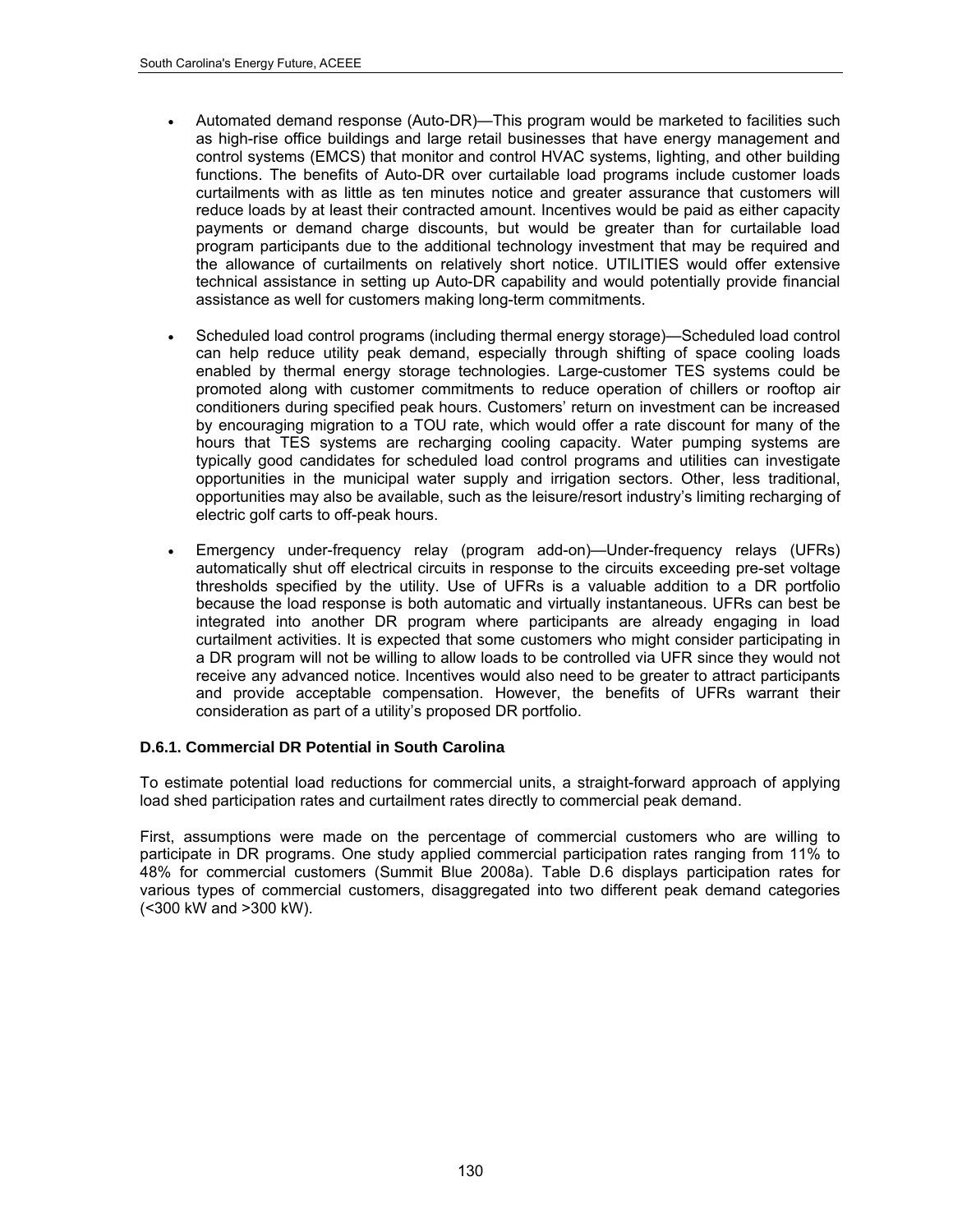- Automated demand response (Auto-DR)—This program would be marketed to facilities such as high-rise office buildings and large retail businesses that have energy management and control systems (EMCS) that monitor and control HVAC systems, lighting, and other building functions. The benefits of Auto-DR over curtailable load programs include customer loads curtailments with as little as ten minutes notice and greater assurance that customers will reduce loads by at least their contracted amount. Incentives would be paid as either capacity payments or demand charge discounts, but would be greater than for curtailable load program participants due to the additional technology investment that may be required and the allowance of curtailments on relatively short notice. UTILITIES would offer extensive technical assistance in setting up Auto-DR capability and would potentially provide financial assistance as well for customers making long-term commitments.

- Scheduled load control programs (including thermal energy storage)—Scheduled load control can help reduce utility peak demand, especially through shifting of space cooling loads enabled by thermal energy storage technologies. Large-customer TES systems could be promoted along with customer commitments to reduce operation of chillers or rooftop air conditioners during specified peak hours. Customers' return on investment can be increased by encouraging migration to a TOU rate, which would offer a rate discount for many of the hours that TES systems are recharging cooling capacity. Water pumping systems are typically good candidates for scheduled load control programs and utilities can investigate opportunities in the municipal water supply and irrigation sectors. Other, less traditional, opportunities may also be available, such as the leisure/resort industry's limiting recharging of electric golf carts to off-peak hours.

- Emergency under-frequency relay (program add-on)—Under-frequency relays (UFRs) automatically shut off electrical circuits in response to the circuits exceeding pre-set voltage thresholds specified by the utility. Use of UFRs is a valuable addition to a DR portfolio because the load response is both automatic and virtually instantaneous. UFRs can best be integrated into another DR program where participants are already engaging in load curtailment activities. It is expected that some customers who might consider participating in a DR program will not be willing to allow loads to be controlled via UFR since they would not receive any advanced notice. Incentives would also need to be greater to attract participants and provide acceptable compensation. However, the benefits of UFRs warrant their consideration as part of a utility's proposed DR portfolio.

#### D.6.1. Commercial DR Potential in South Carolina

To estimate potential load reductions for commercial units, a straight-forward approach of applying load shed participation rates and curtailment rates directly to commercial peak demand.

First, assumptions were made on the percentage of commercial customers who are willing to participate in DR programs. One study applied commercial participation rates ranging from 11% to 48% for commercial customers (Summit Blue 2008a). Table D.6 displays participation rates for various types of commercial customers, disaggregated into two different peak demand categories (<300 kW and >300 kW).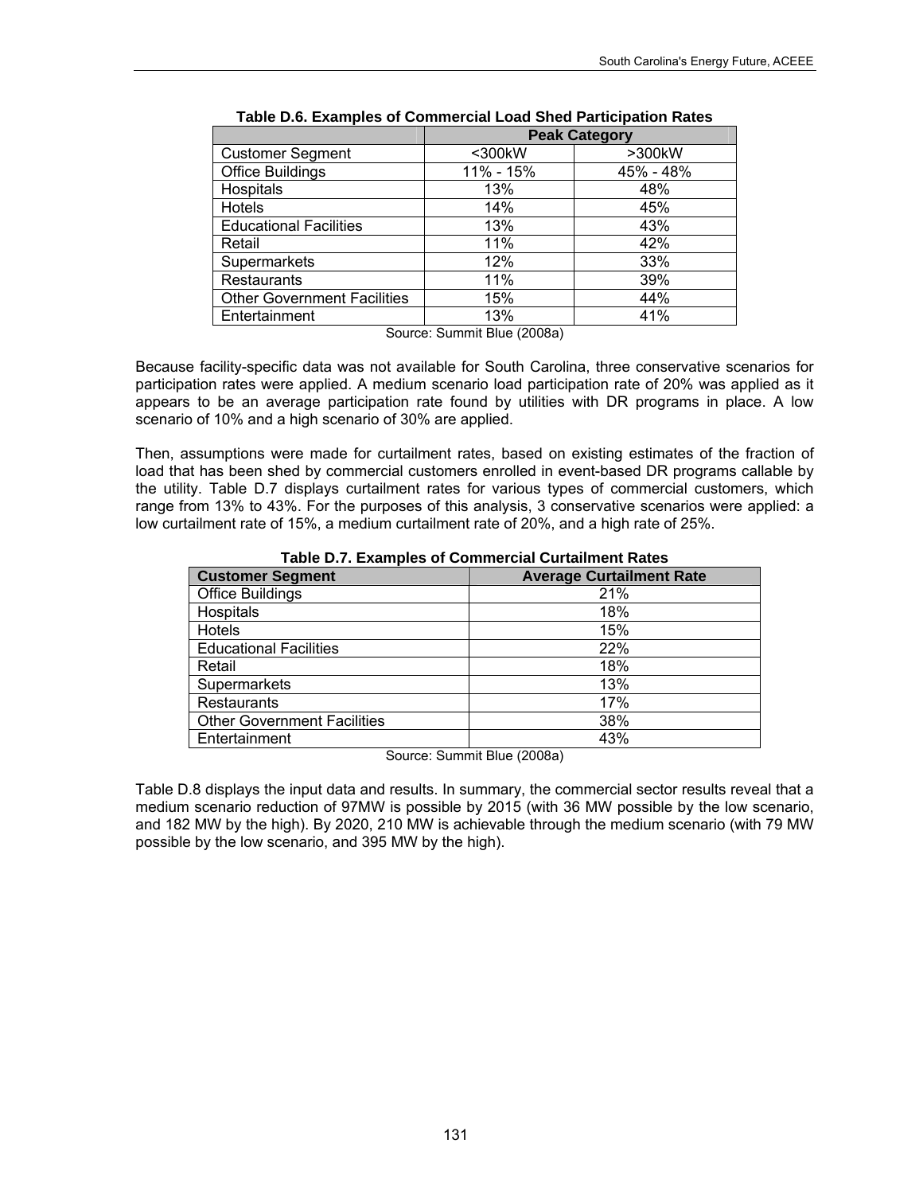**Table D.6. Examples of Commercial Load Shed Participation Rates**

| | Peak Category | |
|---|---|---|
| Customer Segment | <300kW | >300kW |
| Office Buildings | 11% - 15% | 45% - 48% |
| Hospitals | 13% | 48% |
| Hotels | 14% | 45% |
| Educational Facilities | 13% | 43% |
| Retail | 11% | 42% |
| Supermarkets | 12% | 33% |
| Restaurants | 11% | 39% |
| Other Government Facilities | 15% | 44% |
| Entertainment | 13% | 41% |

Source: Summit Blue (2008a)

Because facility-specific data was not available for South Carolina, three conservative scenarios for participation rates were applied. A medium scenario load participation rate of 20% was applied as it appears to be an average participation rate found by utilities with DR programs in place. A low scenario of 10% and a high scenario of 30% are applied.

Then, assumptions were made for curtailment rates, based on existing estimates of the fraction of load that has been shed by commercial customers enrolled in event-based DR programs callable by the utility. Table D.7 displays curtailment rates for various types of commercial customers, which range from 13% to 43%. For the purposes of this analysis, 3 conservative scenarios were applied: a low curtailment rate of 15%, a medium curtailment rate of 20%, and a high rate of 25%.

**Table D.7. Examples of Commercial Curtailment Rates**

| Customer Segment | Average Curtailment Rate |
|---|---|
| Office Buildings | 21% |
| Hospitals | 18% |
| Hotels | 15% |
| Educational Facilities | 22% |
| Retail | 18% |
| Supermarkets | 13% |
| Restaurants | 17% |
| Other Government Facilities | 38% |
| Entertainment | 43% |

Source: Summit Blue (2008a)

Table D.8 displays the input data and results. In summary, the commercial sector results reveal that a medium scenario reduction of 97MW is possible by 2015 (with 36 MW possible by the low scenario, and 182 MW by the high). By 2020, 210 MW is achievable through the medium scenario (with 79 MW possible by the low scenario, and 395 MW by the high).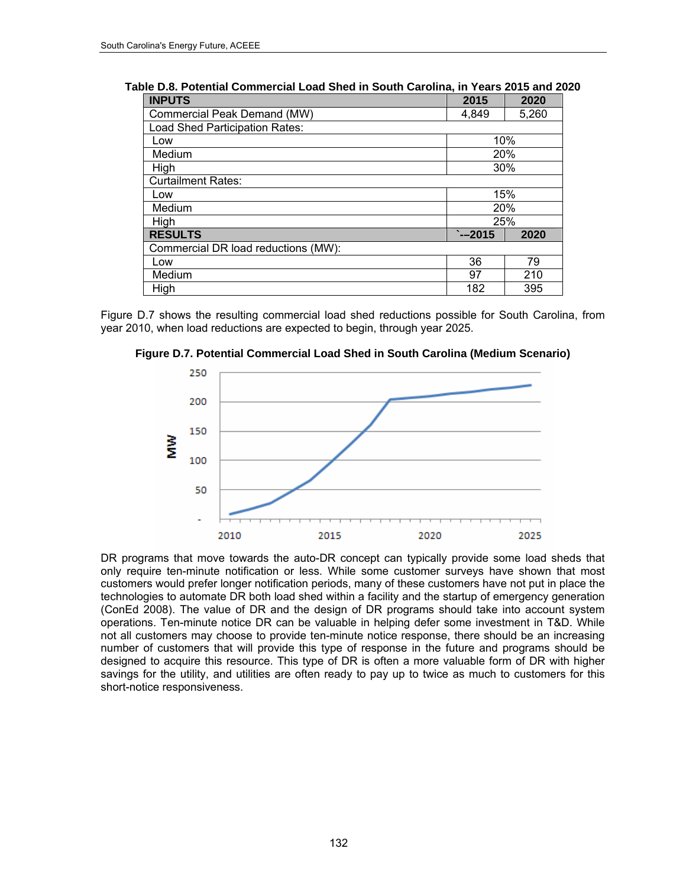**Table D.8. Potential Commercial Load Shed in South Carolina, in Years 2015 and 2020**

| INPUTS | 2015 | 2020 |
|---|---|---|
| Commercial Peak Demand (MW) | 4,849 | 5,260 |
| Load Shed Participation Rates: | | |
| Low | 10% | |
| Medium | 20% | |
| High | 30% | |
| Curtailment Rates: | | |
| Low | 15% | |
| Medium | 20% | |
| High | 25% | |
| **RESULTS** | **`--2015** | **2020** |
| Commercial DR load reductions (MW): | | |
| Low | 36 | 79 |
| Medium | 97 | 210 |
| High | 182 | 395 |

Figure D.7 shows the resulting commercial load shed reductions possible for South Carolina, from year 2010, when load reductions are expected to begin, through year 2025.

**Figure D.7. Potential Commercial Load Shed in South Carolina (Medium Scenario)**

DR programs that move towards the auto-DR concept can typically provide some load sheds that only require ten-minute notification or less. While some customer surveys have shown that most customers would prefer longer notification periods, many of these customers have not put in place the technologies to automate DR both load shed within a facility and the startup of emergency generation (ConEd 2008). The value of DR and the design of DR programs should take into account system operations. Ten-minute notice DR can be valuable in helping defer some investment in T&D. While not all customers may choose to provide ten-minute notice response, there should be an increasing number of customers that will provide this type of response in the future and programs should be designed to acquire this resource. This type of DR is often a more valuable form of DR with higher savings for the utility, and utilities are often ready to pay up to twice as much to customers for this short-notice responsiveness.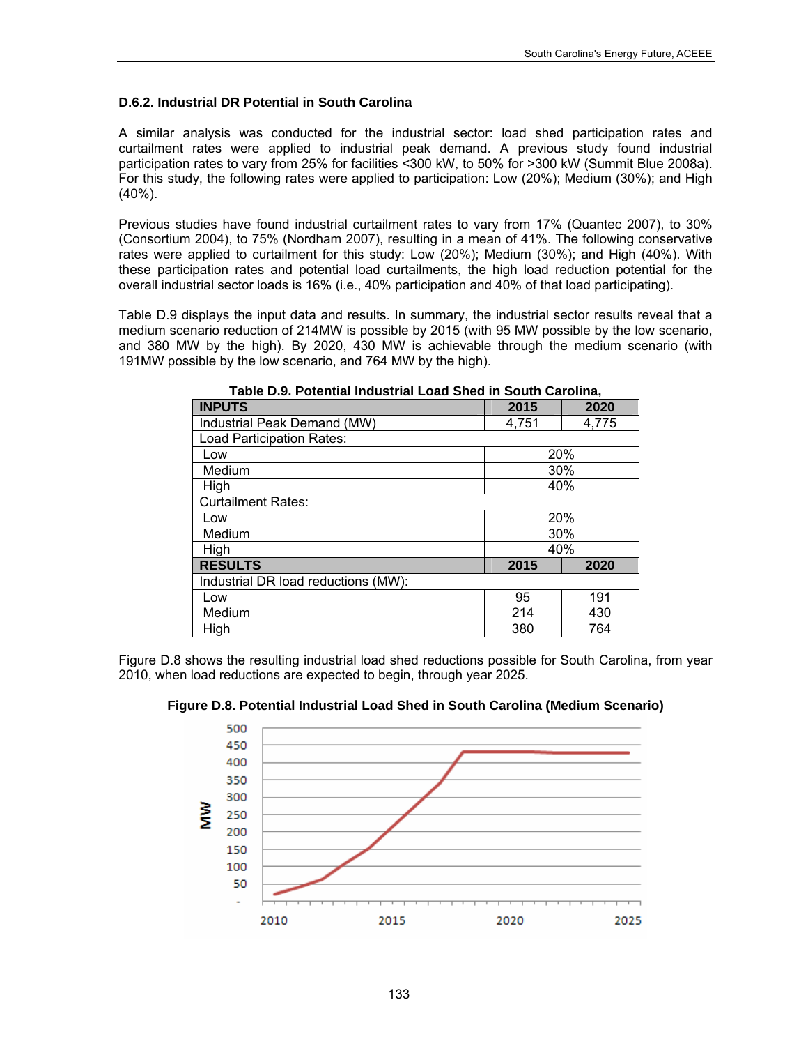### D.6.2. Industrial DR Potential in South Carolina

A similar analysis was conducted for the industrial sector: load shed participation rates and curtailment rates were applied to industrial peak demand. A previous study found industrial participation rates to vary from 25% for facilities <300 kW, to 50% for >300 kW (Summit Blue 2008a). For this study, the following rates were applied to participation: Low (20%); Medium (30%); and High (40%).

Previous studies have found industrial curtailment rates to vary from 17% (Quantec 2007), to 30% (Consortium 2004), to 75% (Nordham 2007), resulting in a mean of 41%. The following conservative rates were applied to curtailment for this study: Low (20%); Medium (30%); and High (40%). With these participation rates and potential load curtailments, the high load reduction potential for the overall industrial sector loads is 16% (i.e., 40% participation and 40% of that load participating).

Table D.9 displays the input data and results. In summary, the industrial sector results reveal that a medium scenario reduction of 214MW is possible by 2015 (with 95 MW possible by the low scenario, and 380 MW by the high). By 2020, 430 MW is achievable through the medium scenario (with 191MW possible by the low scenario, and 764 MW by the high).

**Table D.9. Potential Industrial Load Shed in South Carolina,**

| **INPUTS** | **2015** | **2020** |
|---|---|---|
| Industrial Peak Demand (MW) | 4,751 | 4,775 |
| Load Participation Rates: | | |
| Low | 20% | |
| Medium | 30% | |
| High | 40% | |
| Curtailment Rates: | | |
| Low | 20% | |
| Medium | 30% | |
| High | 40% | |
| **RESULTS** | **2015** | **2020** |
| Industrial DR load reductions (MW): | | |
| Low | 95 | 191 |
| Medium | 214 | 430 |
| High | 380 | 764 |

Figure D.8 shows the resulting industrial load shed reductions possible for South Carolina, from year 2010, when load reductions are expected to begin, through year 2025.

**Figure D.8. Potential Industrial Load Shed in South Carolina (Medium Scenario)**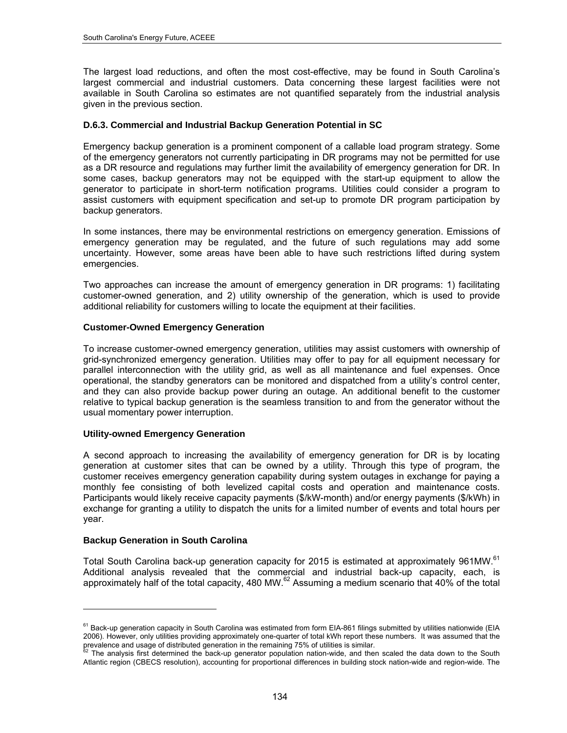The largest load reductions, and often the most cost-effective, may be found in South Carolina's largest commercial and industrial customers. Data concerning these largest facilities were not available in South Carolina so estimates are not quantified separately from the industrial analysis given in the previous section.

### D.6.3. Commercial and Industrial Backup Generation Potential in SC

Emergency backup generation is a prominent component of a callable load program strategy. Some of the emergency generators not currently participating in DR programs may not be permitted for use as a DR resource and regulations may further limit the availability of emergency generation for DR. In some cases, backup generators may not be equipped with the start-up equipment to allow the generator to participate in short-term notification programs. Utilities could consider a program to assist customers with equipment specification and set-up to promote DR program participation by backup generators.

In some instances, there may be environmental restrictions on emergency generation. Emissions of emergency generation may be regulated, and the future of such regulations may add some uncertainty. However, some areas have been able to have such restrictions lifted during system emergencies.

Two approaches can increase the amount of emergency generation in DR programs: 1) facilitating customer-owned generation, and 2) utility ownership of the generation, which is used to provide additional reliability for customers willing to locate the equipment at their facilities.

#### Customer-Owned Emergency Generation

To increase customer-owned emergency generation, utilities may assist customers with ownership of grid-synchronized emergency generation. Utilities may offer to pay for all equipment necessary for parallel interconnection with the utility grid, as well as all maintenance and fuel expenses. Once operational, the standby generators can be monitored and dispatched from a utility's control center, and they can also provide backup power during an outage. An additional benefit to the customer relative to typical backup generation is the seamless transition to and from the generator without the usual momentary power interruption.

#### Utility-owned Emergency Generation

A second approach to increasing the availability of emergency generation for DR is by locating generation at customer sites that can be owned by a utility. Through this type of program, the customer receives emergency generation capability during system outages in exchange for paying a monthly fee consisting of both levelized capital costs and operation and maintenance costs. Participants would likely receive capacity payments ($/kW-month) and/or energy payments ($/kWh) in exchange for granting a utility to dispatch the units for a limited number of events and total hours per year.

#### Backup Generation in South Carolina

Total South Carolina back-up generation capacity for 2015 is estimated at approximately 961MW.[61] Additional analysis revealed that the commercial and industrial back-up capacity, each, is approximately half of the total capacity, 480 MW.[62] Assuming a medium scenario that 40% of the total

---

[61] Back-up generation capacity in South Carolina was estimated from form EIA-861 filings submitted by utilities nationwide (EIA 2006). However, only utilities providing approximately one-quarter of total kWh report these numbers. It was assumed that the prevalence and usage of distributed generation in the remaining 75% of utilities is similar.

[62] The analysis first determined the back-up generator population nation-wide, and then scaled the data down to the South Atlantic region (CBECS resolution), accounting for proportional differences in building stock nation-wide and region-wide. The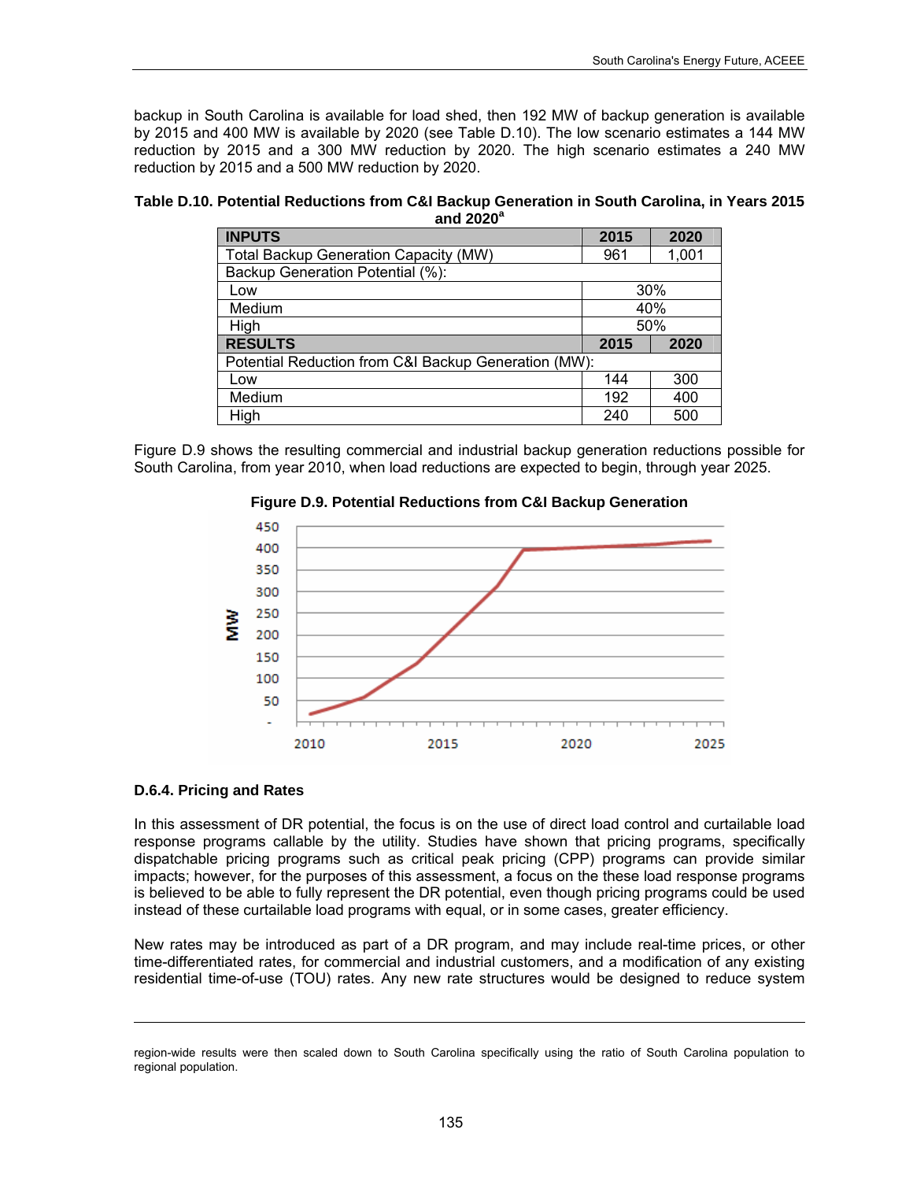backup in South Carolina is available for load shed, then 192 MW of backup generation is available by 2015 and 400 MW is available by 2020 (see Table D.10). The low scenario estimates a 144 MW reduction by 2015 and a 300 MW reduction by 2020. The high scenario estimates a 240 MW reduction by 2015 and a 500 MW reduction by 2020.

**Table D.10. Potential Reductions from C&I Backup Generation in South Carolina, in Years 2015 and 2020[a]**

| INPUTS | 2015 | 2020 |
|---|---|---|
| Total Backup Generation Capacity (MW) | 961 | 1,001 |
| Backup Generation Potential (%): | | |
| Low | 30% | |
| Medium | 40% | |
| High | 50% | |
| **RESULTS** | **2015** | **2020** |
| Potential Reduction from C&I Backup Generation (MW): | | |
| Low | 144 | 300 |
| Medium | 192 | 400 |
| High | 240 | 500 |

Figure D.9 shows the resulting commercial and industrial backup generation reductions possible for South Carolina, from year 2010, when load reductions are expected to begin, through year 2025.

**Figure D.9. Potential Reductions from C&I Backup Generation**

### D.6.4. Pricing and Rates

In this assessment of DR potential, the focus is on the use of direct load control and curtailable load response programs callable by the utility. Studies have shown that pricing programs, specifically dispatchable pricing programs such as critical peak pricing (CPP) programs can provide similar impacts; however, for the purposes of this assessment, a focus on the these load response programs is believed to be able to fully represent the DR potential, even though pricing programs could be used instead of these curtailable load programs with equal, or in some cases, greater efficiency.

New rates may be introduced as part of a DR program, and may include real-time prices, or other time-differentiated rates, for commercial and industrial customers, and a modification of any existing residential time-of-use (TOU) rates. Any new rate structures would be designed to reduce system

region-wide results were then scaled down to South Carolina specifically using the ratio of South Carolina population to regional population.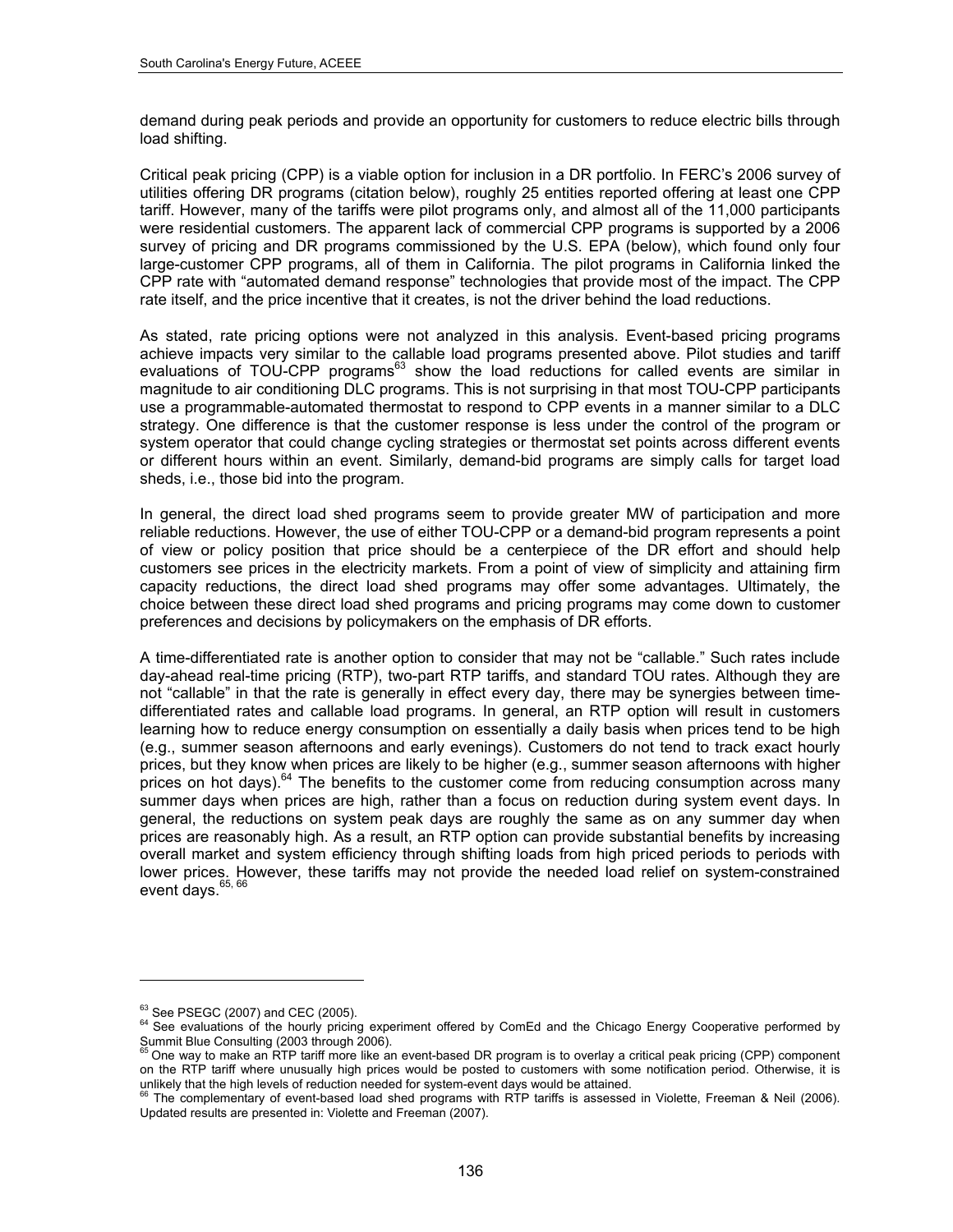demand during peak periods and provide an opportunity for customers to reduce electric bills through load shifting.

Critical peak pricing (CPP) is a viable option for inclusion in a DR portfolio. In FERC's 2006 survey of utilities offering DR programs (citation below), roughly 25 entities reported offering at least one CPP tariff. However, many of the tariffs were pilot programs only, and almost all of the 11,000 participants were residential customers. The apparent lack of commercial CPP programs is supported by a 2006 survey of pricing and DR programs commissioned by the U.S. EPA (below), which found only four large-customer CPP programs, all of them in California. The pilot programs in California linked the CPP rate with "automated demand response" technologies that provide most of the impact. The CPP rate itself, and the price incentive that it creates, is not the driver behind the load reductions.

As stated, rate pricing options were not analyzed in this analysis. Event-based pricing programs achieve impacts very similar to the callable load programs presented above. Pilot studies and tariff evaluations of TOU-CPP programs[63] show the load reductions for called events are similar in magnitude to air conditioning DLC programs. This is not surprising in that most TOU-CPP participants use a programmable-automated thermostat to respond to CPP events in a manner similar to a DLC strategy. One difference is that the customer response is less under the control of the program or system operator that could change cycling strategies or thermostat set points across different events or different hours within an event. Similarly, demand-bid programs are simply calls for target load sheds, i.e., those bid into the program.

In general, the direct load shed programs seem to provide greater MW of participation and more reliable reductions. However, the use of either TOU-CPP or a demand-bid program represents a point of view or policy position that price should be a centerpiece of the DR effort and should help customers see prices in the electricity markets. From a point of view of simplicity and attaining firm capacity reductions, the direct load shed programs may offer some advantages. Ultimately, the choice between these direct load shed programs and pricing programs may come down to customer preferences and decisions by policymakers on the emphasis of DR efforts.

A time-differentiated rate is another option to consider that may not be "callable." Such rates include day-ahead real-time pricing (RTP), two-part RTP tariffs, and standard TOU rates. Although they are not "callable" in that the rate is generally in effect every day, there may be synergies between time-differentiated rates and callable load programs. In general, an RTP option will result in customers learning how to reduce energy consumption on essentially a daily basis when prices tend to be high (e.g., summer season afternoons and early evenings). Customers do not tend to track exact hourly prices, but they know when prices are likely to be higher (e.g., summer season afternoons with higher prices on hot days).[64] The benefits to the customer come from reducing consumption across many summer days when prices are high, rather than a focus on reduction during system event days. In general, the reductions on system peak days are roughly the same as on any summer day when prices are reasonably high. As a result, an RTP option can provide substantial benefits by increasing overall market and system efficiency through shifting loads from high priced periods to periods with lower prices. However, these tariffs may not provide the needed load relief on system-constrained event days.[65, 66]

---

[63] See PSEGC (2007) and CEC (2005).

[64] See evaluations of the hourly pricing experiment offered by ComEd and the Chicago Energy Cooperative performed by Summit Blue Consulting (2003 through 2006).

[65] One way to make an RTP tariff more like an event-based DR program is to overlay a critical peak pricing (CPP) component on the RTP tariff where unusually high prices would be posted to customers with some notification period. Otherwise, it is unlikely that the high levels of reduction needed for system-event days would be attained.

[66] The complementary of event-based load shed programs with RTP tariffs is assessed in Violette, Freeman & Neil (2006). Updated results are presented in: Violette and Freeman (2007).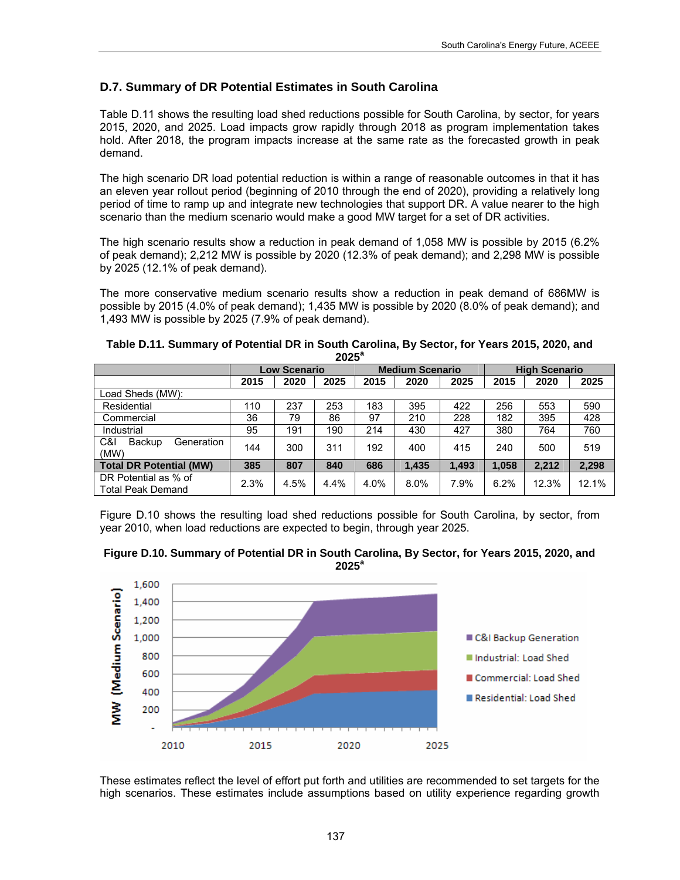### D.7. Summary of DR Potential Estimates in South Carolina

Table D.11 shows the resulting load shed reductions possible for South Carolina, by sector, for years 2015, 2020, and 2025. Load impacts grow rapidly through 2018 as program implementation takes hold. After 2018, the program impacts increase at the same rate as the forecasted growth in peak demand.

The high scenario DR load potential reduction is within a range of reasonable outcomes in that it has an eleven year rollout period (beginning of 2010 through the end of 2020), providing a relatively long period of time to ramp up and integrate new technologies that support DR. A value nearer to the high scenario than the medium scenario would make a good MW target for a set of DR activities.

The high scenario results show a reduction in peak demand of 1,058 MW is possible by 2015 (6.2% of peak demand); 2,212 MW is possible by 2020 (12.3% of peak demand); and 2,298 MW is possible by 2025 (12.1% of peak demand).

The more conservative medium scenario results show a reduction in peak demand of 686MW is possible by 2015 (4.0% of peak demand); 1,435 MW is possible by 2020 (8.0% of peak demand); and 1,493 MW is possible by 2025 (7.9% of peak demand).

**Table D.11. Summary of Potential DR in South Carolina, By Sector, for Years 2015, 2020, and 2025[a]**

| | Low Scenario | | | Medium Scenario | | | High Scenario | | |
|---|---|---|---|---|---|---|---|---|---|
| | 2015 | 2020 | 2025 | 2015 | 2020 | 2025 | 2015 | 2020 | 2025 |
| Load Sheds (MW): | | | | | | | | | |
| Residential | 110 | 237 | 253 | 183 | 395 | 422 | 256 | 553 | 590 |
| Commercial | 36 | 79 | 86 | 97 | 210 | 228 | 182 | 395 | 428 |
| Industrial | 95 | 191 | 190 | 214 | 430 | 427 | 380 | 764 | 760 |
| C&I Backup Generation (MW) | 144 | 300 | 311 | 192 | 400 | 415 | 240 | 500 | 519 |
| **Total DR Potential (MW)** | **385** | **807** | **840** | **686** | **1,435** | **1,493** | **1,058** | **2,212** | **2,298** |
| DR Potential as % of Total Peak Demand | 2.3% | 4.5% | 4.4% | 4.0% | 8.0% | 7.9% | 6.2% | 12.3% | 12.1% |

Figure D.10 shows the resulting load shed reductions possible for South Carolina, by sector, from year 2010, when load reductions are expected to begin, through year 2025.

**Figure D.10. Summary of Potential DR in South Carolina, By Sector, for Years 2015, 2020, and 2025[a]**

These estimates reflect the level of effort put forth and utilities are recommended to set targets for the high scenarios. These estimates include assumptions based on utility experience regarding growth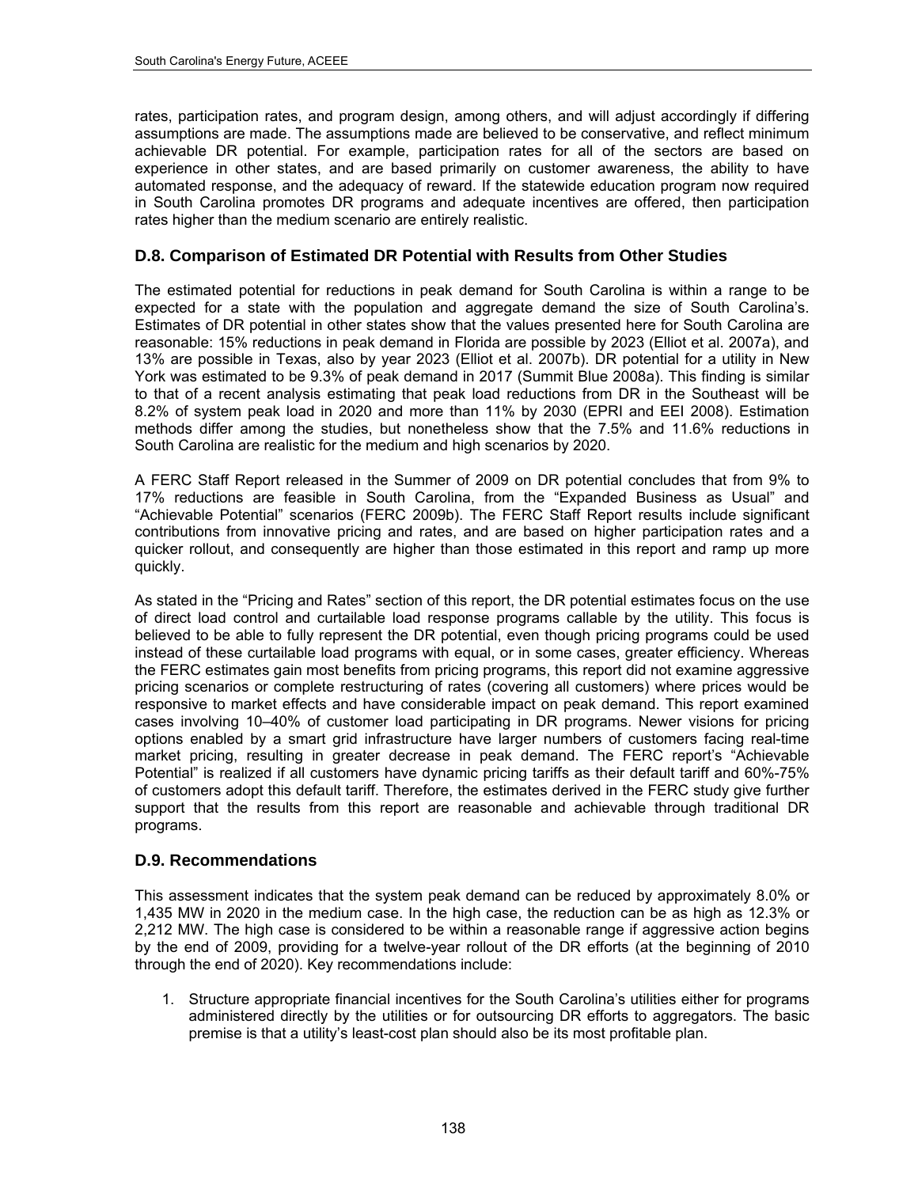rates, participation rates, and program design, among others, and will adjust accordingly if differing assumptions are made. The assumptions made are believed to be conservative, and reflect minimum achievable DR potential. For example, participation rates for all of the sectors are based on experience in other states, and are based primarily on customer awareness, the ability to have automated response, and the adequacy of reward. If the statewide education program now required in South Carolina promotes DR programs and adequate incentives are offered, then participation rates higher than the medium scenario are entirely realistic.

### D.8. Comparison of Estimated DR Potential with Results from Other Studies

The estimated potential for reductions in peak demand for South Carolina is within a range to be expected for a state with the population and aggregate demand the size of South Carolina's. Estimates of DR potential in other states show that the values presented here for South Carolina are reasonable: 15% reductions in peak demand in Florida are possible by 2023 (Elliot et al. 2007a), and 13% are possible in Texas, also by year 2023 (Elliot et al. 2007b). DR potential for a utility in New York was estimated to be 9.3% of peak demand in 2017 (Summit Blue 2008a). This finding is similar to that of a recent analysis estimating that peak load reductions from DR in the Southeast will be 8.2% of system peak load in 2020 and more than 11% by 2030 (EPRI and EEI 2008). Estimation methods differ among the studies, but nonetheless show that the 7.5% and 11.6% reductions in South Carolina are realistic for the medium and high scenarios by 2020.

A FERC Staff Report released in the Summer of 2009 on DR potential concludes that from 9% to 17% reductions are feasible in South Carolina, from the "Expanded Business as Usual" and "Achievable Potential" scenarios (FERC 2009b). The FERC Staff Report results include significant contributions from innovative pricing and rates, and are based on higher participation rates and a quicker rollout, and consequently are higher than those estimated in this report and ramp up more quickly.

As stated in the "Pricing and Rates" section of this report, the DR potential estimates focus on the use of direct load control and curtailable load response programs callable by the utility. This focus is believed to be able to fully represent the DR potential, even though pricing programs could be used instead of these curtailable load programs with equal, or in some cases, greater efficiency. Whereas the FERC estimates gain most benefits from pricing programs, this report did not examine aggressive pricing scenarios or complete restructuring of rates (covering all customers) where prices would be responsive to market effects and have considerable impact on peak demand. This report examined cases involving 10–40% of customer load participating in DR programs. Newer visions for pricing options enabled by a smart grid infrastructure have larger numbers of customers facing real-time market pricing, resulting in greater decrease in peak demand. The FERC report's "Achievable Potential" is realized if all customers have dynamic pricing tariffs as their default tariff and 60%-75% of customers adopt this default tariff. Therefore, the estimates derived in the FERC study give further support that the results from this report are reasonable and achievable through traditional DR programs.

### D.9. Recommendations

This assessment indicates that the system peak demand can be reduced by approximately 8.0% or 1,435 MW in 2020 in the medium case. In the high case, the reduction can be as high as 12.3% or 2,212 MW. The high case is considered to be within a reasonable range if aggressive action begins by the end of 2009, providing for a twelve-year rollout of the DR efforts (at the beginning of 2010 through the end of 2020). Key recommendations include:

1. Structure appropriate financial incentives for the South Carolina's utilities either for programs administered directly by the utilities or for outsourcing DR efforts to aggregators. The basic premise is that a utility's least-cost plan should also be its most profitable plan.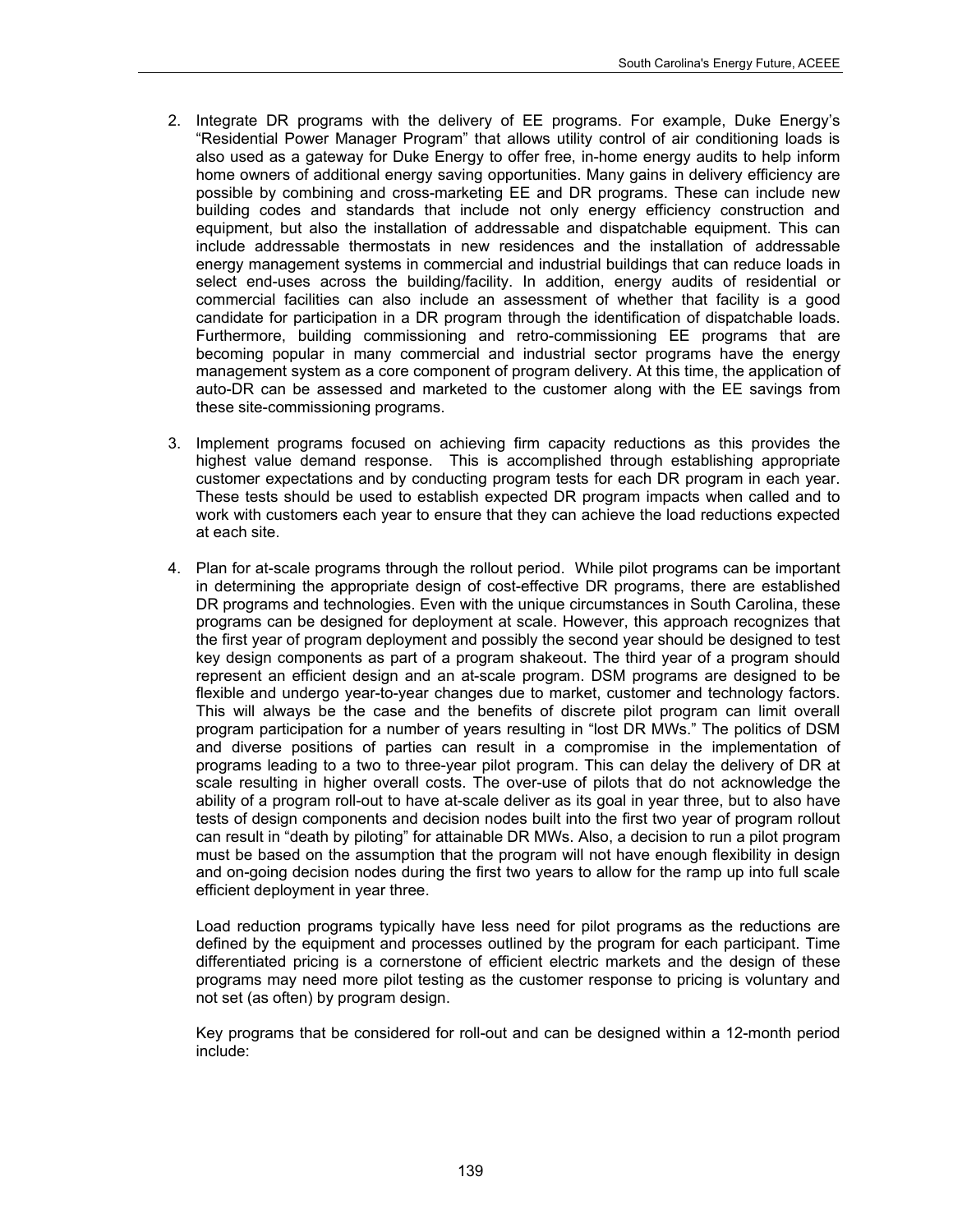2. Integrate DR programs with the delivery of EE programs. For example, Duke Energy's "Residential Power Manager Program" that allows utility control of air conditioning loads is also used as a gateway for Duke Energy to offer free, in-home energy audits to help inform home owners of additional energy saving opportunities. Many gains in delivery efficiency are possible by combining and cross-marketing EE and DR programs. These can include new building codes and standards that include not only energy efficiency construction and equipment, but also the installation of addressable and dispatchable equipment. This can include addressable thermostats in new residences and the installation of addressable energy management systems in commercial and industrial buildings that can reduce loads in select end-uses across the building/facility. In addition, energy audits of residential or commercial facilities can also include an assessment of whether that facility is a good candidate for participation in a DR program through the identification of dispatchable loads. Furthermore, building commissioning and retro-commissioning EE programs that are becoming popular in many commercial and industrial sector programs have the energy management system as a core component of program delivery. At this time, the application of auto-DR can be assessed and marketed to the customer along with the EE savings from these site-commissioning programs.

3. Implement programs focused on achieving firm capacity reductions as this provides the highest value demand response. This is accomplished through establishing appropriate customer expectations and by conducting program tests for each DR program in each year. These tests should be used to establish expected DR program impacts when called and to work with customers each year to ensure that they can achieve the load reductions expected at each site.

4. Plan for at-scale programs through the rollout period. While pilot programs can be important in determining the appropriate design of cost-effective DR programs, there are established DR programs and technologies. Even with the unique circumstances in South Carolina, these programs can be designed for deployment at scale. However, this approach recognizes that the first year of program deployment and possibly the second year should be designed to test key design components as part of a program shakeout. The third year of a program should represent an efficient design and an at-scale program. DSM programs are designed to be flexible and undergo year-to-year changes due to market, customer and technology factors. This will always be the case and the benefits of discrete pilot program can limit overall program participation for a number of years resulting in "lost DR MWs." The politics of DSM and diverse positions of parties can result in a compromise in the implementation of programs leading to a two to three-year pilot program. This can delay the delivery of DR at scale resulting in higher overall costs. The over-use of pilots that do not acknowledge the ability of a program roll-out to have at-scale deliver as its goal in year three, but to also have tests of design components and decision nodes built into the first two year of program rollout can result in "death by piloting" for attainable DR MWs. Also, a decision to run a pilot program must be based on the assumption that the program will not have enough flexibility in design and on-going decision nodes during the first two years to allow for the ramp up into full scale efficient deployment in year three.

   Load reduction programs typically have less need for pilot programs as the reductions are defined by the equipment and processes outlined by the program for each participant. Time differentiated pricing is a cornerstone of efficient electric markets and the design of these programs may need more pilot testing as the customer response to pricing is voluntary and not set (as often) by program design.

   Key programs that be considered for roll-out and can be designed within a 12-month period include: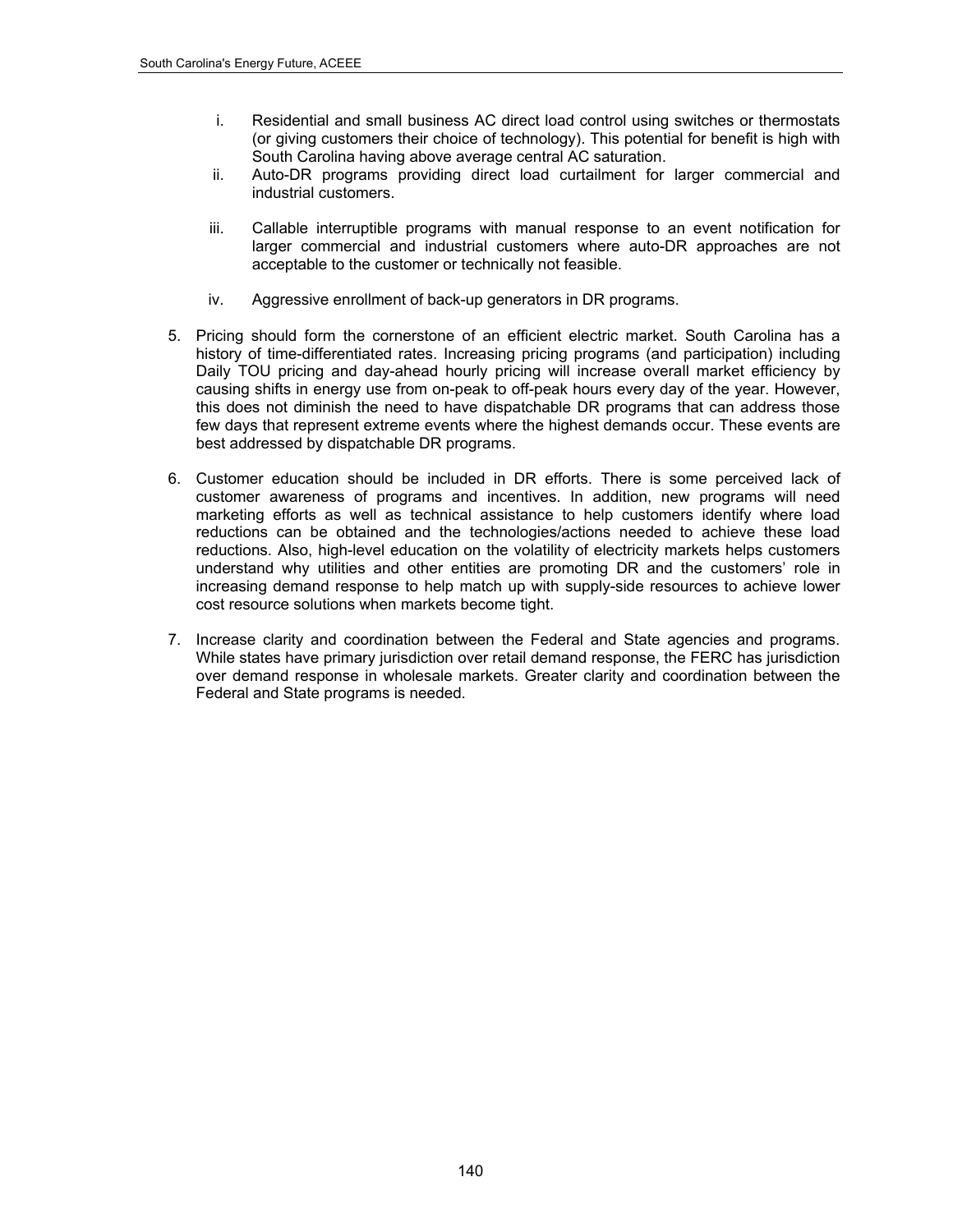i. Residential and small business AC direct load control using switches or thermostats (or giving customers their choice of technology). This potential for benefit is high with South Carolina having above average central AC saturation.
   ii. Auto-DR programs providing direct load curtailment for larger commercial and industrial customers.
   iii. Callable interruptible programs with manual response to an event notification for larger commercial and industrial customers where auto-DR approaches are not acceptable to the customer or technically not feasible.
   iv. Aggressive enrollment of back-up generators in DR programs.

5. Pricing should form the cornerstone of an efficient electric market. South Carolina has a history of time-differentiated rates. Increasing pricing programs (and participation) including Daily TOU pricing and day-ahead hourly pricing will increase overall market efficiency by causing shifts in energy use from on-peak to off-peak hours every day of the year. However, this does not diminish the need to have dispatchable DR programs that can address those few days that represent extreme events where the highest demands occur. These events are best addressed by dispatchable DR programs.

6. Customer education should be included in DR efforts. There is some perceived lack of customer awareness of programs and incentives. In addition, new programs will need marketing efforts as well as technical assistance to help customers identify where load reductions can be obtained and the technologies/actions needed to achieve these load reductions. Also, high-level education on the volatility of electricity markets helps customers understand why utilities and other entities are promoting DR and the customers' role in increasing demand response to help match up with supply-side resources to achieve lower cost resource solutions when markets become tight.

7. Increase clarity and coordination between the Federal and State agencies and programs. While states have primary jurisdiction over retail demand response, the FERC has jurisdiction over demand response in wholesale markets. Greater clarity and coordination between the Federal and State programs is needed.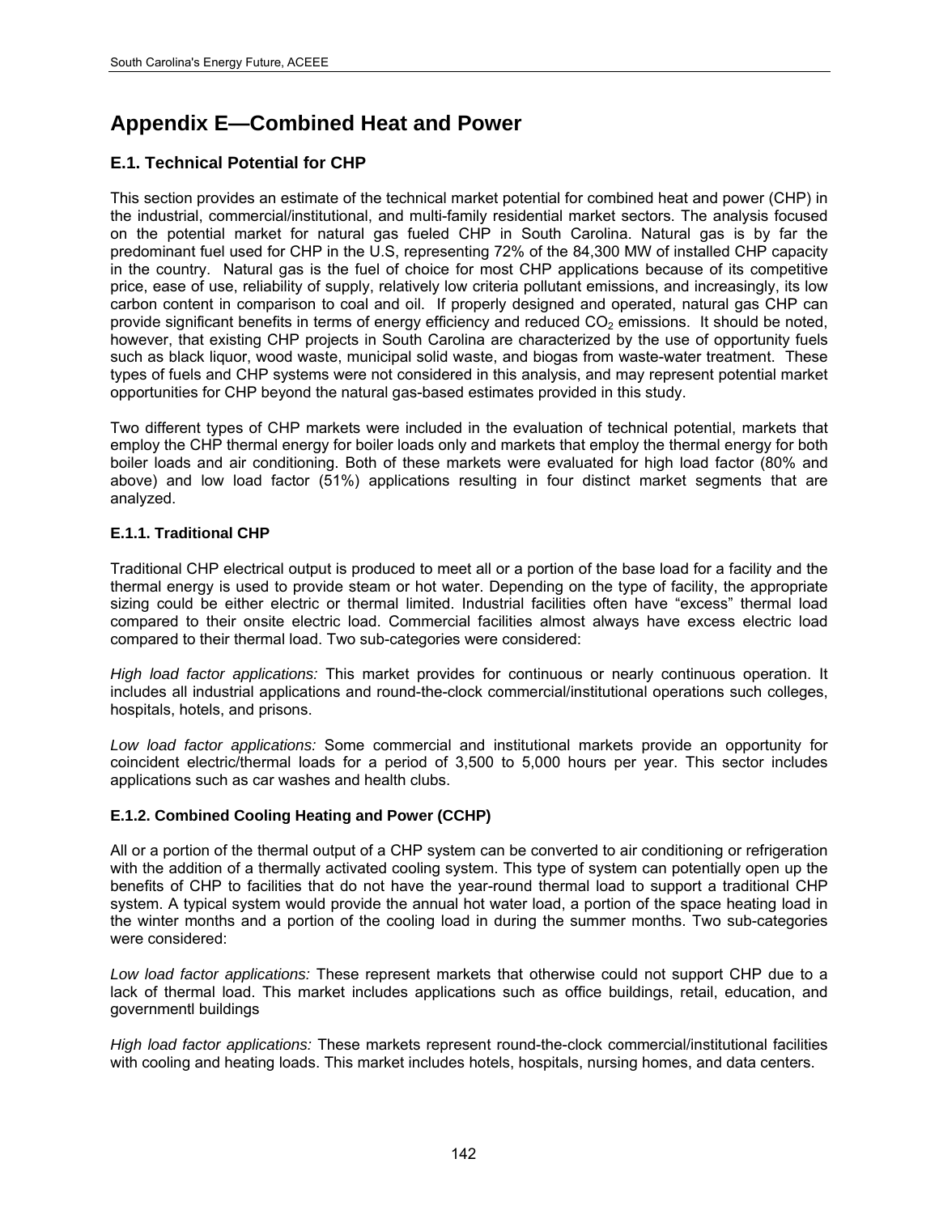# Appendix E—Combined Heat and Power

## E.1. Technical Potential for CHP

This section provides an estimate of the technical market potential for combined heat and power (CHP) in the industrial, commercial/institutional, and multi-family residential market sectors. The analysis focused on the potential market for natural gas fueled CHP in South Carolina. Natural gas is by far the predominant fuel used for CHP in the U.S, representing 72% of the 84,300 MW of installed CHP capacity in the country. Natural gas is the fuel of choice for most CHP applications because of its competitive price, ease of use, reliability of supply, relatively low criteria pollutant emissions, and increasingly, its low carbon content in comparison to coal and oil. If properly designed and operated, natural gas CHP can provide significant benefits in terms of energy efficiency and reduced $CO_2$ emissions. It should be noted, however, that existing CHP projects in South Carolina are characterized by the use of opportunity fuels such as black liquor, wood waste, municipal solid waste, and biogas from waste-water treatment. These types of fuels and CHP systems were not considered in this analysis, and may represent potential market opportunities for CHP beyond the natural gas-based estimates provided in this study.

Two different types of CHP markets were included in the evaluation of technical potential, markets that employ the CHP thermal energy for boiler loads only and markets that employ the thermal energy for both boiler loads and air conditioning. Both of these markets were evaluated for high load factor (80% and above) and low load factor (51%) applications resulting in four distinct market segments that are analyzed.

### E.1.1. Traditional CHP

Traditional CHP electrical output is produced to meet all or a portion of the base load for a facility and the thermal energy is used to provide steam or hot water. Depending on the type of facility, the appropriate sizing could be either electric or thermal limited. Industrial facilities often have "excess" thermal load compared to their onsite electric load. Commercial facilities almost always have excess electric load compared to their thermal load. Two sub-categories were considered:

*High load factor applications:* This market provides for continuous or nearly continuous operation. It includes all industrial applications and round-the-clock commercial/institutional operations such colleges, hospitals, hotels, and prisons.

*Low load factor applications:* Some commercial and institutional markets provide an opportunity for coincident electric/thermal loads for a period of 3,500 to 5,000 hours per year. This sector includes applications such as car washes and health clubs.

### E.1.2. Combined Cooling Heating and Power (CCHP)

All or a portion of the thermal output of a CHP system can be converted to air conditioning or refrigeration with the addition of a thermally activated cooling system. This type of system can potentially open up the benefits of CHP to facilities that do not have the year-round thermal load to support a traditional CHP system. A typical system would provide the annual hot water load, a portion of the space heating load in the winter months and a portion of the cooling load in during the summer months. Two sub-categories were considered:

*Low load factor applications:* These represent markets that otherwise could not support CHP due to a lack of thermal load. This market includes applications such as office buildings, retail, education, and governmentl buildings

*High load factor applications:* These markets represent round-the-clock commercial/institutional facilities with cooling and heating loads. This market includes hotels, hospitals, nursing homes, and data centers.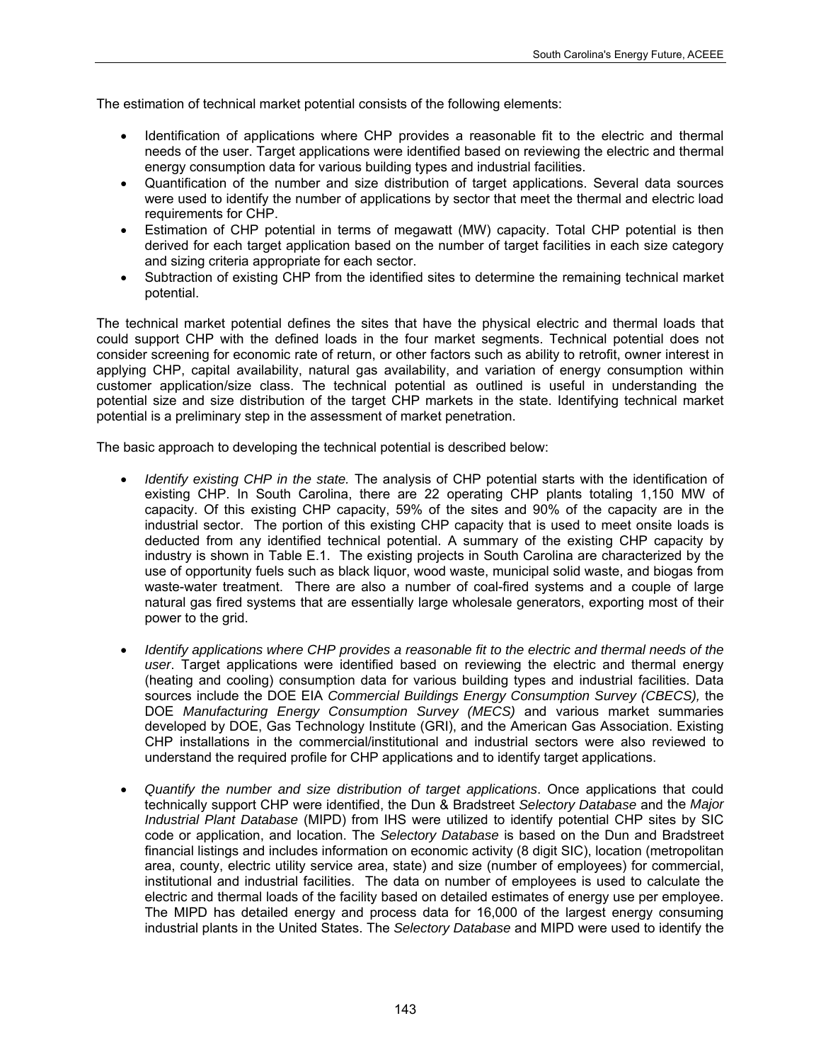The estimation of technical market potential consists of the following elements:

- Identification of applications where CHP provides a reasonable fit to the electric and thermal needs of the user. Target applications were identified based on reviewing the electric and thermal energy consumption data for various building types and industrial facilities.
- Quantification of the number and size distribution of target applications. Several data sources were used to identify the number of applications by sector that meet the thermal and electric load requirements for CHP.
- Estimation of CHP potential in terms of megawatt (MW) capacity. Total CHP potential is then derived for each target application based on the number of target facilities in each size category and sizing criteria appropriate for each sector.
- Subtraction of existing CHP from the identified sites to determine the remaining technical market potential.

The technical market potential defines the sites that have the physical electric and thermal loads that could support CHP with the defined loads in the four market segments. Technical potential does not consider screening for economic rate of return, or other factors such as ability to retrofit, owner interest in applying CHP, capital availability, natural gas availability, and variation of energy consumption within customer application/size class. The technical potential as outlined is useful in understanding the potential size and size distribution of the target CHP markets in the state. Identifying technical market potential is a preliminary step in the assessment of market penetration.

The basic approach to developing the technical potential is described below:

- *Identify existing CHP in the state.* The analysis of CHP potential starts with the identification of existing CHP. In South Carolina, there are 22 operating CHP plants totaling 1,150 MW of capacity. Of this existing CHP capacity, 59% of the sites and 90% of the capacity are in the industrial sector. The portion of this existing CHP capacity that is used to meet onsite loads is deducted from any identified technical potential. A summary of the existing CHP capacity by industry is shown in Table E.1. The existing projects in South Carolina are characterized by the use of opportunity fuels such as black liquor, wood waste, municipal solid waste, and biogas from waste-water treatment. There are also a number of coal-fired systems and a couple of large natural gas fired systems that are essentially large wholesale generators, exporting most of their power to the grid.

- *Identify applications where CHP provides a reasonable fit to the electric and thermal needs of the user*. Target applications were identified based on reviewing the electric and thermal energy (heating and cooling) consumption data for various building types and industrial facilities. Data sources include the DOE EIA *Commercial Buildings Energy Consumption Survey (CBECS),* the DOE *Manufacturing Energy Consumption Survey (MECS)* and various market summaries developed by DOE, Gas Technology Institute (GRI), and the American Gas Association. Existing CHP installations in the commercial/institutional and industrial sectors were also reviewed to understand the required profile for CHP applications and to identify target applications.

- *Quantify the number and size distribution of target applications*. Once applications that could technically support CHP were identified, the Dun & Bradstreet *Selectory Database* and the *Major Industrial Plant Database* (MIPD) from IHS were utilized to identify potential CHP sites by SIC code or application, and location. The *Selectory Database* is based on the Dun and Bradstreet financial listings and includes information on economic activity (8 digit SIC), location (metropolitan area, county, electric utility service area, state) and size (number of employees) for commercial, institutional and industrial facilities. The data on number of employees is used to calculate the electric and thermal loads of the facility based on detailed estimates of energy use per employee. The MIPD has detailed energy and process data for 16,000 of the largest energy consuming industrial plants in the United States. The *Selectory Database* and MIPD were used to identify the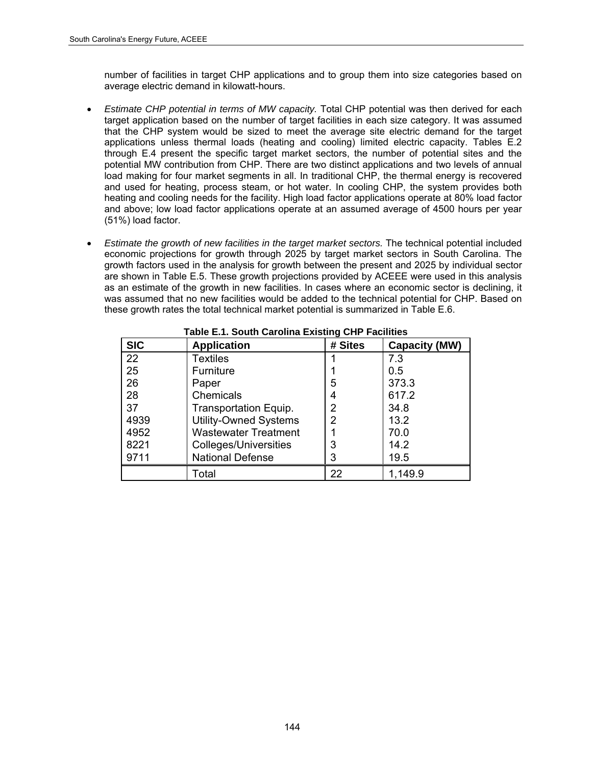number of facilities in target CHP applications and to group them into size categories based on average electric demand in kilowatt-hours.

- *Estimate CHP potential in terms of MW capacity.* Total CHP potential was then derived for each target application based on the number of target facilities in each size category. It was assumed that the CHP system would be sized to meet the average site electric demand for the target applications unless thermal loads (heating and cooling) limited electric capacity. Tables E.2 through E.4 present the specific target market sectors, the number of potential sites and the potential MW contribution from CHP. There are two distinct applications and two levels of annual load making for four market segments in all. In traditional CHP, the thermal energy is recovered and used for heating, process steam, or hot water. In cooling CHP, the system provides both heating and cooling needs for the facility. High load factor applications operate at 80% load factor and above; low load factor applications operate at an assumed average of 4500 hours per year (51%) load factor.

- *Estimate the growth of new facilities in the target market sectors.* The technical potential included economic projections for growth through 2025 by target market sectors in South Carolina. The growth factors used in the analysis for growth between the present and 2025 by individual sector are shown in Table E.5. These growth projections provided by ACEEE were used in this analysis as an estimate of the growth in new facilities. In cases where an economic sector is declining, it was assumed that no new facilities would be added to the technical potential for CHP. Based on these growth rates the total technical market potential is summarized in Table E.6.

**Table E.1. South Carolina Existing CHP Facilities**

| SIC | Application | # Sites | Capacity (MW) |
|---|---|---|---|
| 22 | Textiles | 1 | 7.3 |
| 25 | Furniture | 1 | 0.5 |
| 26 | Paper | 5 | 373.3 |
| 28 | Chemicals | 4 | 617.2 |
| 37 | Transportation Equip. | 2 | 34.8 |
| 4939 | Utility-Owned Systems | 2 | 13.2 |
| 4952 | Wastewater Treatment | 1 | 70.0 |
| 8221 | Colleges/Universities | 3 | 14.2 |
| 9711 | National Defense | 3 | 19.5 |
| | Total | 22 | 1,149.9 |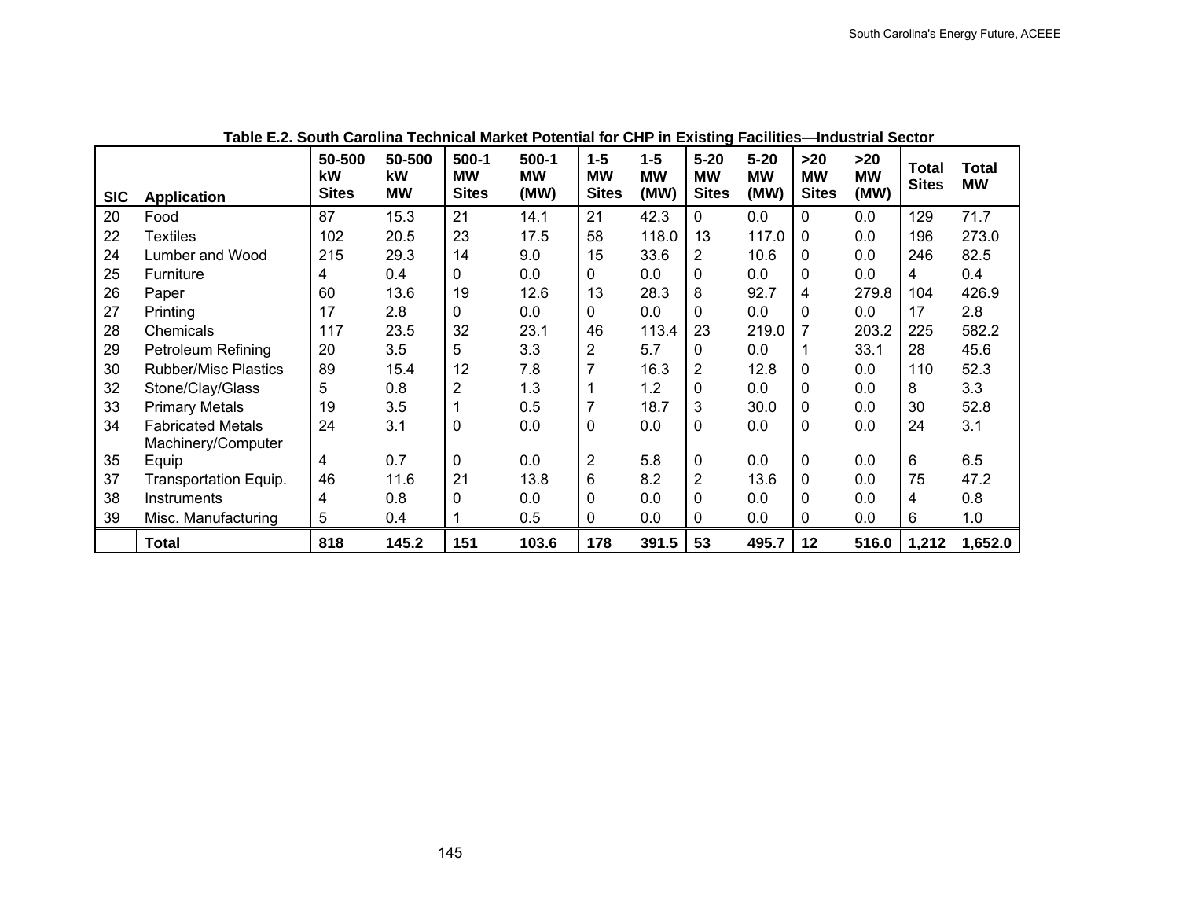**Table E.2. South Carolina Technical Market Potential for CHP in Existing Facilities—Industrial Sector**

| SIC | Application | 50-500 kW Sites | 50-500 kW MW | 500-1 MW Sites | 500-1 MW (MW) | 1-5 MW Sites | 1-5 MW (MW) | 5-20 MW Sites | 5-20 MW (MW) | >20 MW Sites | >20 MW (MW) | Total Sites | Total MW |
|---|---|---|---|---|---|---|---|---|---|---|---|---|---|
| 20 | Food | 87 | 15.3 | 21 | 14.1 | 21 | 42.3 | 0 | 0.0 | 0 | 0.0 | 129 | 71.7 |
| 22 | Textiles | 102 | 20.5 | 23 | 17.5 | 58 | 118.0 | 13 | 117.0 | 0 | 0.0 | 196 | 273.0 |
| 24 | Lumber and Wood | 215 | 29.3 | 14 | 9.0 | 15 | 33.6 | 2 | 10.6 | 0 | 0.0 | 246 | 82.5 |
| 25 | Furniture | 4 | 0.4 | 0 | 0.0 | 0 | 0.0 | 0 | 0.0 | 0 | 0.0 | 4 | 0.4 |
| 26 | Paper | 60 | 13.6 | 19 | 12.6 | 13 | 28.3 | 8 | 92.7 | 4 | 279.8 | 104 | 426.9 |
| 27 | Printing | 17 | 2.8 | 0 | 0.0 | 0 | 0.0 | 0 | 0.0 | 0 | 0.0 | 17 | 2.8 |
| 28 | Chemicals | 117 | 23.5 | 32 | 23.1 | 46 | 113.4 | 23 | 219.0 | 7 | 203.2 | 225 | 582.2 |
| 29 | Petroleum Refining | 20 | 3.5 | 5 | 3.3 | 2 | 5.7 | 0 | 0.0 | 1 | 33.1 | 28 | 45.6 |
| 30 | Rubber/Misc Plastics | 89 | 15.4 | 12 | 7.8 | 7 | 16.3 | 2 | 12.8 | 0 | 0.0 | 110 | 52.3 |
| 32 | Stone/Clay/Glass | 5 | 0.8 | 2 | 1.3 | 1 | 1.2 | 0 | 0.0 | 0 | 0.0 | 8 | 3.3 |
| 33 | Primary Metals | 19 | 3.5 | 1 | 0.5 | 7 | 18.7 | 3 | 30.0 | 0 | 0.0 | 30 | 52.8 |
| 34 | Fabricated Metals | 24 | 3.1 | 0 | 0.0 | 0 | 0.0 | 0 | 0.0 | 0 | 0.0 | 24 | 3.1 |
| 35 | Machinery/Computer Equip | 4 | 0.7 | 0 | 0.0 | 2 | 5.8 | 0 | 0.0 | 0 | 0.0 | 6 | 6.5 |
| 37 | Transportation Equip. | 46 | 11.6 | 21 | 13.8 | 6 | 8.2 | 2 | 13.6 | 0 | 0.0 | 75 | 47.2 |
| 38 | Instruments | 4 | 0.8 | 0 | 0.0 | 0 | 0.0 | 0 | 0.0 | 0 | 0.0 | 4 | 0.8 |
| 39 | Misc. Manufacturing | 5 | 0.4 | 1 | 0.5 | 0 | 0.0 | 0 | 0.0 | 0 | 0.0 | 6 | 1.0 |
| | **Total** | **818** | **145.2** | **151** | **103.6** | **178** | **391.5** | **53** | **495.7** | **12** | **516.0** | **1,212** | **1,652.0** |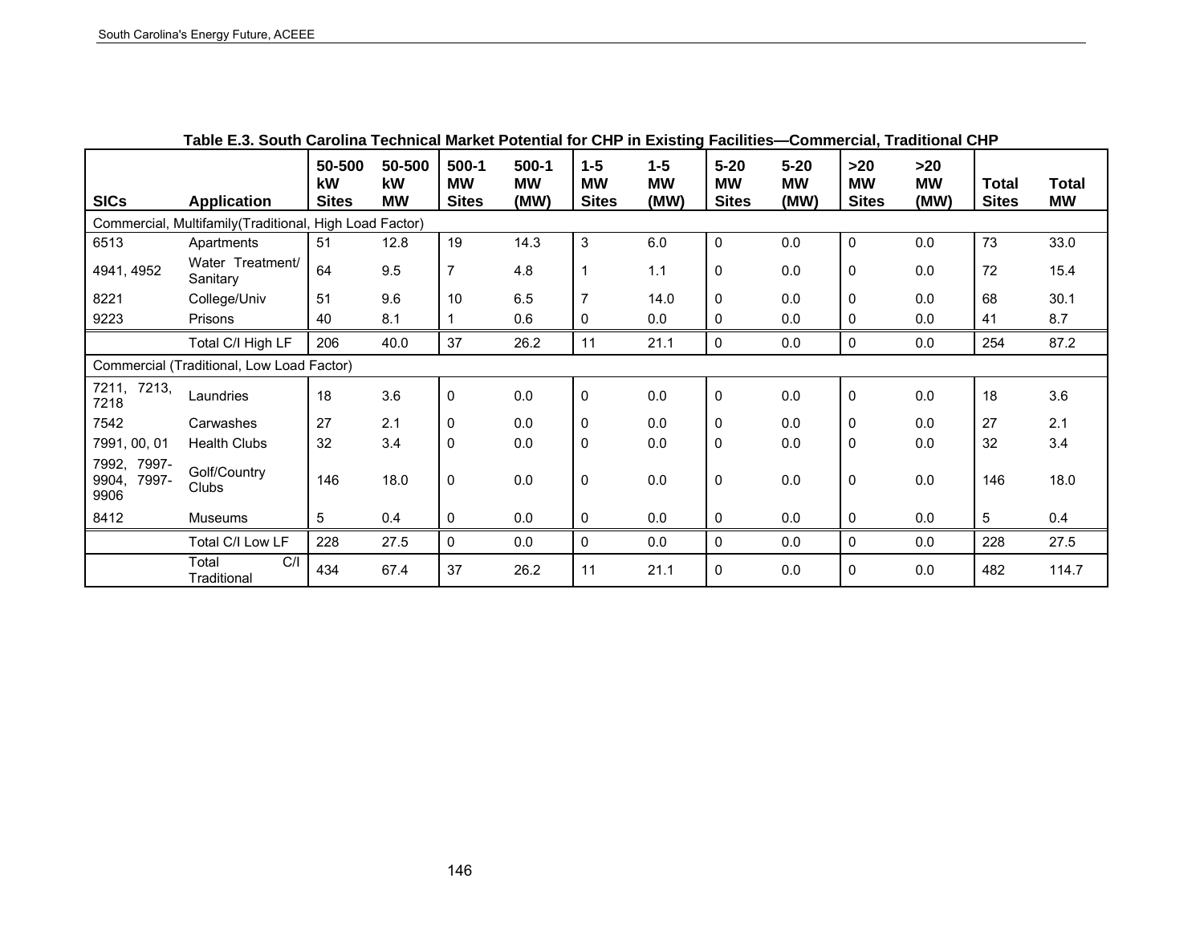**Table E.3. South Carolina Technical Market Potential for CHP in Existing Facilities—Commercial, Traditional CHP**

| SICs | Application | 50-500 kW Sites | 50-500 kW MW | 500-1 MW Sites | 500-1 MW (MW) | 1-5 MW Sites | 1-5 MW (MW) | 5-20 MW Sites | 5-20 MW (MW) | >20 MW Sites | >20 MW (MW) | Total Sites | Total MW |
|---|---|---|---|---|---|---|---|---|---|---|---|---|---|
| Commercial, Multifamily(Traditional, High Load Factor) | | | | | | | | | | | | | |
| 6513 | Apartments | 51 | 12.8 | 19 | 14.3 | 3 | 6.0 | 0 | 0.0 | 0 | 0.0 | 73 | 33.0 |
| 4941, 4952 | Water Treatment/ Sanitary | 64 | 9.5 | 7 | 4.8 | 1 | 1.1 | 0 | 0.0 | 0 | 0.0 | 72 | 15.4 |
| 8221 | College/Univ | 51 | 9.6 | 10 | 6.5 | 7 | 14.0 | 0 | 0.0 | 0 | 0.0 | 68 | 30.1 |
| 9223 | Prisons | 40 | 8.1 | 1 | 0.6 | 0 | 0.0 | 0 | 0.0 | 0 | 0.0 | 41 | 8.7 |
| | Total C/I High LF | 206 | 40.0 | 37 | 26.2 | 11 | 21.1 | 0 | 0.0 | 0 | 0.0 | 254 | 87.2 |
| Commercial (Traditional, Low Load Factor) | | | | | | | | | | | | | |
| 7211, 7213, 7218 | Laundries | 18 | 3.6 | 0 | 0.0 | 0 | 0.0 | 0 | 0.0 | 0 | 0.0 | 18 | 3.6 |
| 7542 | Carwashes | 27 | 2.1 | 0 | 0.0 | 0 | 0.0 | 0 | 0.0 | 0 | 0.0 | 27 | 2.1 |
| 7991, 00, 01 | Health Clubs | 32 | 3.4 | 0 | 0.0 | 0 | 0.0 | 0 | 0.0 | 0 | 0.0 | 32 | 3.4 |
| 7992, 7997-9904, 7997-9906 | Golf/Country Clubs | 146 | 18.0 | 0 | 0.0 | 0 | 0.0 | 0 | 0.0 | 0 | 0.0 | 146 | 18.0 |
| 8412 | Museums | 5 | 0.4 | 0 | 0.0 | 0 | 0.0 | 0 | 0.0 | 0 | 0.0 | 5 | 0.4 |
| | Total C/I Low LF | 228 | 27.5 | 0 | 0.0 | 0 | 0.0 | 0 | 0.0 | 0 | 0.0 | 228 | 27.5 |
| | Total C/I Traditional | 434 | 67.4 | 37 | 26.2 | 11 | 21.1 | 0 | 0.0 | 0 | 0.0 | 482 | 114.7 |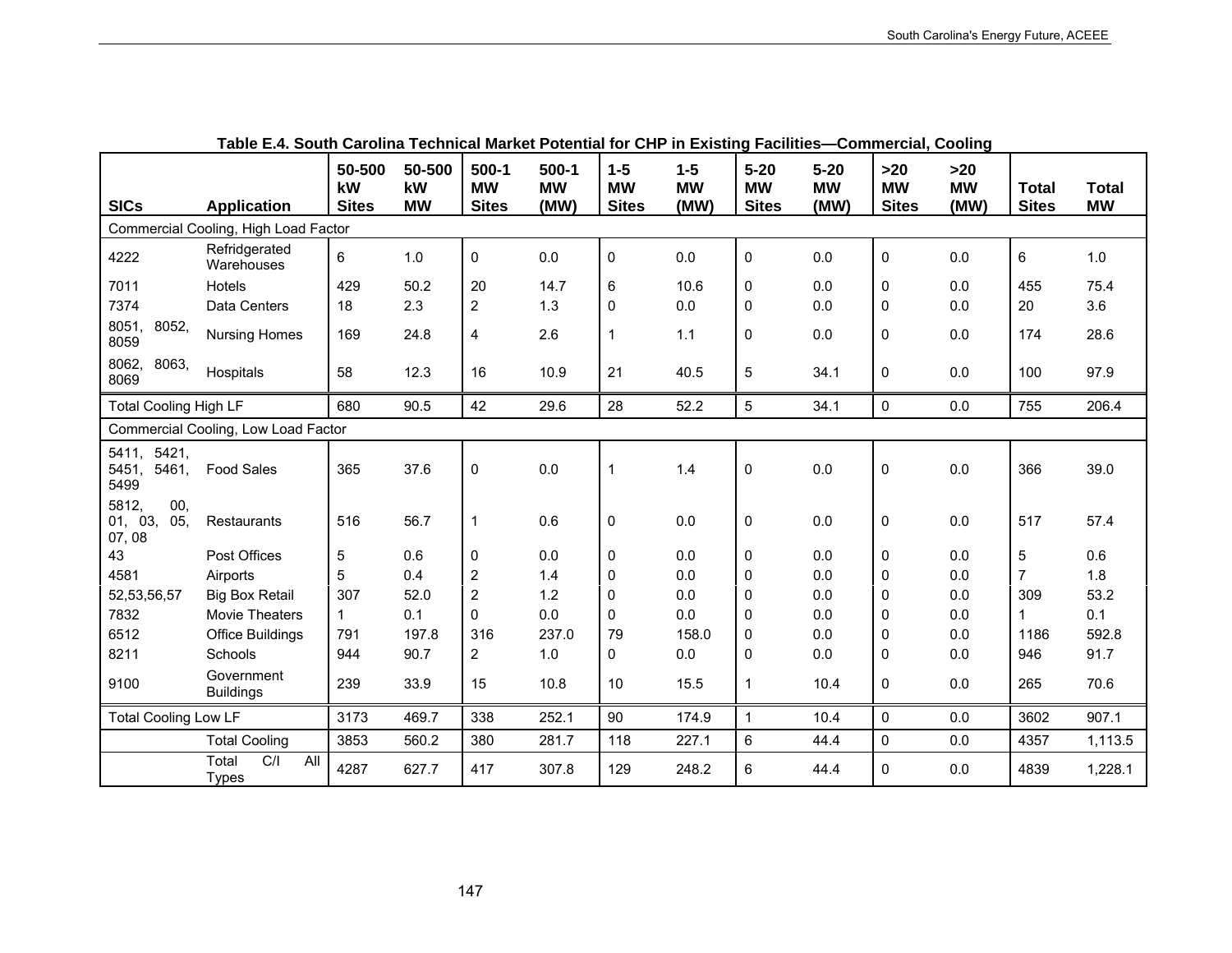**Table E.4. South Carolina Technical Market Potential for CHP in Existing Facilities—Commercial, Cooling**

| SICs | Application | 50-500 kW Sites | 50-500 kW MW | 500-1 MW Sites | 500-1 MW (MW) | 1-5 MW Sites | 1-5 MW (MW) | 5-20 MW Sites | 5-20 MW (MW) | >20 MW Sites | >20 MW (MW) | Total Sites | Total MW |
|---|---|---|---|---|---|---|---|---|---|---|---|---|---|
| Commercial Cooling, High Load Factor | | | | | | | | | | | | | |
| 4222 | Refridgerated Warehouses | 6 | 1.0 | 0 | 0.0 | 0 | 0.0 | 0 | 0.0 | 0 | 0.0 | 6 | 1.0 |
| 7011 | Hotels | 429 | 50.2 | 20 | 14.7 | 6 | 10.6 | 0 | 0.0 | 0 | 0.0 | 455 | 75.4 |
| 7374 | Data Centers | 18 | 2.3 | 2 | 1.3 | 0 | 0.0 | 0 | 0.0 | 0 | 0.0 | 20 | 3.6 |
| 8051, 8052, 8059 | Nursing Homes | 169 | 24.8 | 4 | 2.6 | 1 | 1.1 | 0 | 0.0 | 0 | 0.0 | 174 | 28.6 |
| 8062, 8063, 8069 | Hospitals | 58 | 12.3 | 16 | 10.9 | 21 | 40.5 | 5 | 34.1 | 0 | 0.0 | 100 | 97.9 |
| Total Cooling High LF | | 680 | 90.5 | 42 | 29.6 | 28 | 52.2 | 5 | 34.1 | 0 | 0.0 | 755 | 206.4 |
| Commercial Cooling, Low Load Factor | | | | | | | | | | | | | |
| 5411, 5421, 5451, 5461, 5499 | Food Sales | 365 | 37.6 | 0 | 0.0 | 1 | 1.4 | 0 | 0.0 | 0 | 0.0 | 366 | 39.0 |
| 5812, 00, 01, 03, 05, 07, 08 | Restaurants | 516 | 56.7 | 1 | 0.6 | 0 | 0.0 | 0 | 0.0 | 0 | 0.0 | 517 | 57.4 |
| 43 | Post Offices | 5 | 0.6 | 0 | 0.0 | 0 | 0.0 | 0 | 0.0 | 0 | 0.0 | 5 | 0.6 |
| 4581 | Airports | 5 | 0.4 | 2 | 1.4 | 0 | 0.0 | 0 | 0.0 | 0 | 0.0 | 7 | 1.8 |
| 52,53,56,57 | Big Box Retail | 307 | 52.0 | 2 | 1.2 | 0 | 0.0 | 0 | 0.0 | 0 | 0.0 | 309 | 53.2 |
| 7832 | Movie Theaters | 1 | 0.1 | 0 | 0.0 | 0 | 0.0 | 0 | 0.0 | 0 | 0.0 | 1 | 0.1 |
| 6512 | Office Buildings | 791 | 197.8 | 316 | 237.0 | 79 | 158.0 | 0 | 0.0 | 0 | 0.0 | 1186 | 592.8 |
| 8211 | Schools | 944 | 90.7 | 2 | 1.0 | 0 | 0.0 | 0 | 0.0 | 0 | 0.0 | 946 | 91.7 |
| 9100 | Government Buildings | 239 | 33.9 | 15 | 10.8 | 10 | 15.5 | 1 | 10.4 | 0 | 0.0 | 265 | 70.6 |
| Total Cooling Low LF | | 3173 | 469.7 | 338 | 252.1 | 90 | 174.9 | 1 | 10.4 | 0 | 0.0 | 3602 | 907.1 |
| | Total Cooling | 3853 | 560.2 | 380 | 281.7 | 118 | 227.1 | 6 | 44.4 | 0 | 0.0 | 4357 | 1,113.5 |
| | Total C/I All Types | 4287 | 627.7 | 417 | 307.8 | 129 | 248.2 | 6 | 44.4 | 0 | 0.0 | 4839 | 1,228.1 |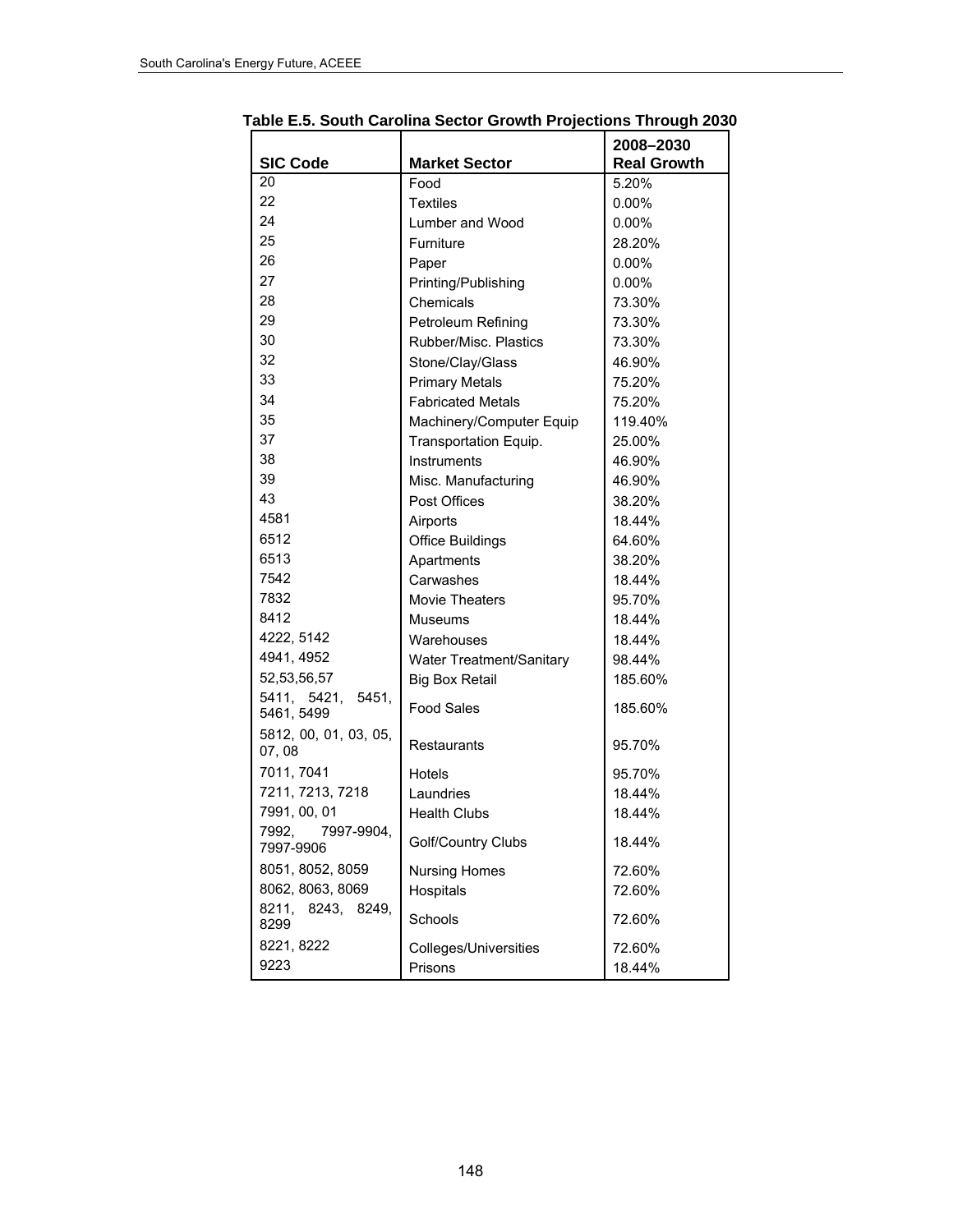**Table E.5. South Carolina Sector Growth Projections Through 2030**

| SIC Code | Market Sector | 2008–2030 Real Growth |
|---|---|---|
| 20 | Food | 5.20% |
| 22 | Textiles | 0.00% |
| 24 | Lumber and Wood | 0.00% |
| 25 | Furniture | 28.20% |
| 26 | Paper | 0.00% |
| 27 | Printing/Publishing | 0.00% |
| 28 | Chemicals | 73.30% |
| 29 | Petroleum Refining | 73.30% |
| 30 | Rubber/Misc. Plastics | 73.30% |
| 32 | Stone/Clay/Glass | 46.90% |
| 33 | Primary Metals | 75.20% |
| 34 | Fabricated Metals | 75.20% |
| 35 | Machinery/Computer Equip | 119.40% |
| 37 | Transportation Equip. | 25.00% |
| 38 | Instruments | 46.90% |
| 39 | Misc. Manufacturing | 46.90% |
| 43 | Post Offices | 38.20% |
| 4581 | Airports | 18.44% |
| 6512 | Office Buildings | 64.60% |
| 6513 | Apartments | 38.20% |
| 7542 | Carwashes | 18.44% |
| 7832 | Movie Theaters | 95.70% |
| 8412 | Museums | 18.44% |
| 4222, 5142 | Warehouses | 18.44% |
| 4941, 4952 | Water Treatment/Sanitary | 98.44% |
| 52,53,56,57 | Big Box Retail | 185.60% |
| 5411, 5421, 5451, 5461, 5499 | Food Sales | 185.60% |
| 5812, 00, 01, 03, 05, 07, 08 | Restaurants | 95.70% |
| 7011, 7041 | Hotels | 95.70% |
| 7211, 7213, 7218 | Laundries | 18.44% |
| 7991, 00, 01 | Health Clubs | 18.44% |
| 7992, 7997-9904, 7997-9906 | Golf/Country Clubs | 18.44% |
| 8051, 8052, 8059 | Nursing Homes | 72.60% |
| 8062, 8063, 8069 | Hospitals | 72.60% |
| 8211, 8243, 8249, 8299 | Schools | 72.60% |
| 8221, 8222 | Colleges/Universities | 72.60% |
| 9223 | Prisons | 18.44% |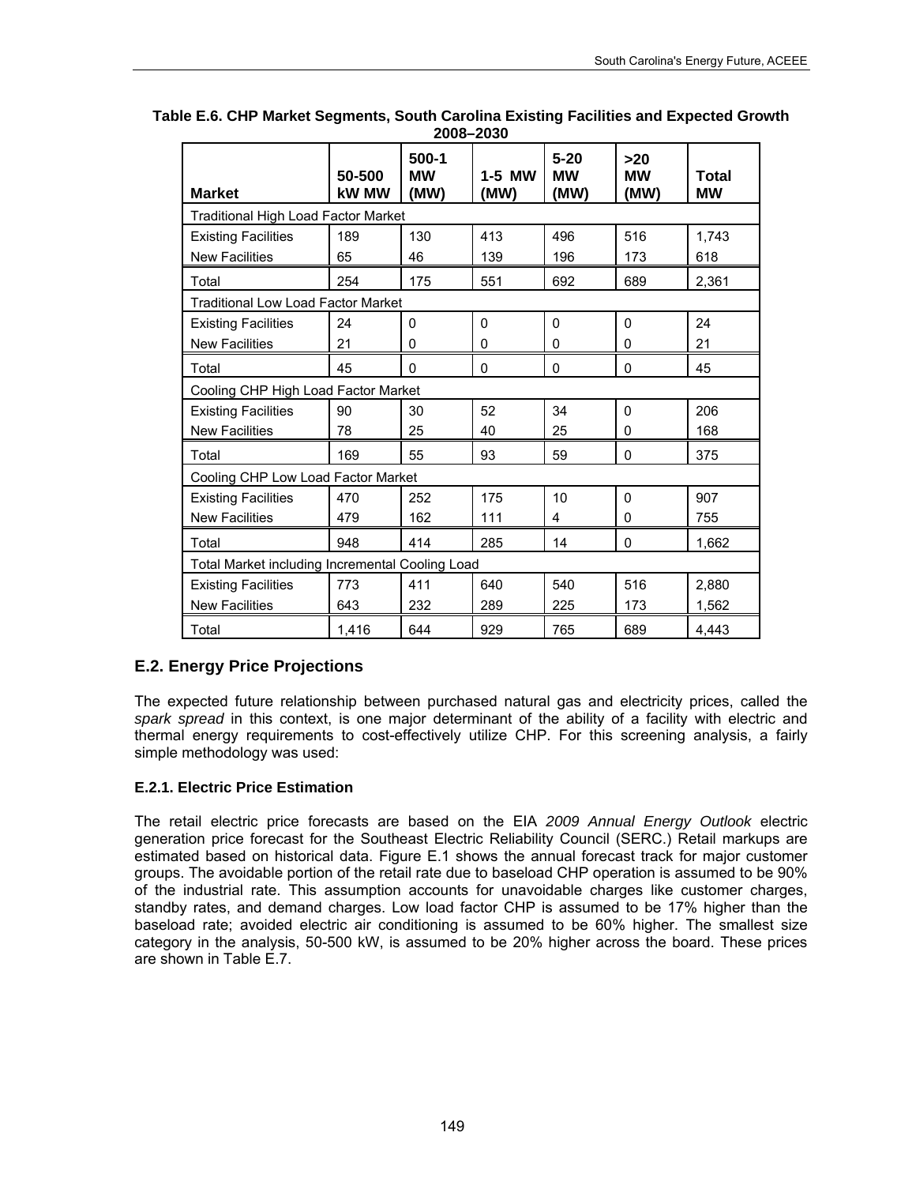**Table E.6. CHP Market Segments, South Carolina Existing Facilities and Expected Growth 2008–2030**

| Market | 50-500 kW MW | 500-1 MW (MW) | 1-5 MW (MW) | 5-20 MW (MW) | >20 MW (MW) | Total MW |
|---|---|---|---|---|---|---|
| Traditional High Load Factor Market | | | | | | |
| Existing Facilities | 189 | 130 | 413 | 496 | 516 | 1,743 |
| New Facilities | 65 | 46 | 139 | 196 | 173 | 618 |
| Total | 254 | 175 | 551 | 692 | 689 | 2,361 |
| Traditional Low Load Factor Market | | | | | | |
| Existing Facilities | 24 | 0 | 0 | 0 | 0 | 24 |
| New Facilities | 21 | 0 | 0 | 0 | 0 | 21 |
| Total | 45 | 0 | 0 | 0 | 0 | 45 |
| Cooling CHP High Load Factor Market | | | | | | |
| Existing Facilities | 90 | 30 | 52 | 34 | 0 | 206 |
| New Facilities | 78 | 25 | 40 | 25 | 0 | 168 |
| Total | 169 | 55 | 93 | 59 | 0 | 375 |
| Cooling CHP Low Load Factor Market | | | | | | |
| Existing Facilities | 470 | 252 | 175 | 10 | 0 | 907 |
| New Facilities | 479 | 162 | 111 | 4 | 0 | 755 |
| Total | 948 | 414 | 285 | 14 | 0 | 1,662 |
| Total Market including Incremental Cooling Load | | | | | | |
| Existing Facilities | 773 | 411 | 640 | 540 | 516 | 2,880 |
| New Facilities | 643 | 232 | 289 | 225 | 173 | 1,562 |
| Total | 1,416 | 644 | 929 | 765 | 689 | 4,443 |

## E.2. Energy Price Projections

The expected future relationship between purchased natural gas and electricity prices, called the *spark spread* in this context, is one major determinant of the ability of a facility with electric and thermal energy requirements to cost-effectively utilize CHP. For this screening analysis, a fairly simple methodology was used:

### E.2.1. Electric Price Estimation

The retail electric price forecasts are based on the EIA *2009 Annual Energy Outlook* electric generation price forecast for the Southeast Electric Reliability Council (SERC.) Retail markups are estimated based on historical data. Figure E.1 shows the annual forecast track for major customer groups. The avoidable portion of the retail rate due to baseload CHP operation is assumed to be 90% of the industrial rate. This assumption accounts for unavoidable charges like customer charges, standby rates, and demand charges. Low load factor CHP is assumed to be 17% higher than the baseload rate; avoided electric air conditioning is assumed to be 60% higher. The smallest size category in the analysis, 50-500 kW, is assumed to be 20% higher across the board. These prices are shown in Table E.7.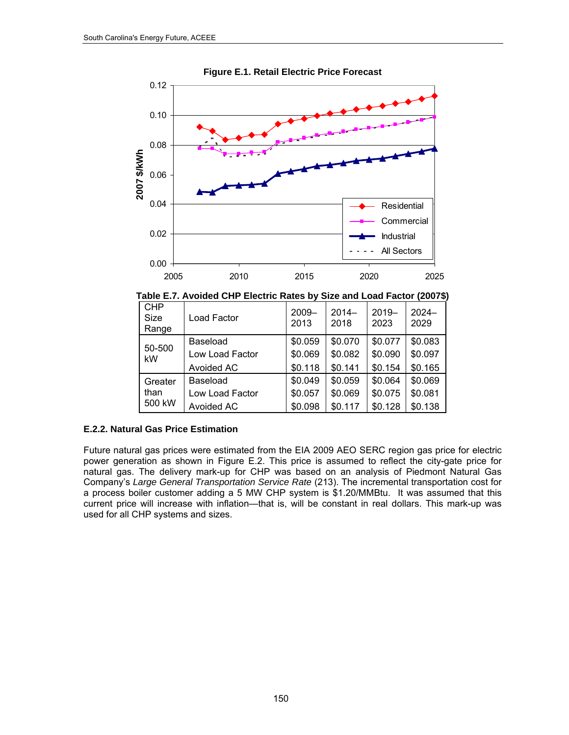**Figure E.1. Retail Electric Price Forecast**

**Table E.7. Avoided CHP Electric Rates by Size and Load Factor (2007$)**

| CHP Size Range | Load Factor | 2009–2013 | 2014–2018 | 2019–2023 | 2024–2029 |
|---|---|---|---|---|---|
| 50-500 kW | Baseload | $0.059 | $0.070 | $0.077 | $0.083 |
| | Low Load Factor | $0.069 | $0.082 | $0.090 | $0.097 |
| | Avoided AC | $0.118 | $0.141 | $0.154 | $0.165 |
| Greater than 500 kW | Baseload | $0.049 | $0.059 | $0.064 | $0.069 |
| | Low Load Factor | $0.057 | $0.069 | $0.075 | $0.081 |
| | Avoided AC | $0.098 | $0.117 | $0.128 | $0.138 |

### E.2.2. Natural Gas Price Estimation

Future natural gas prices were estimated from the EIA 2009 AEO SERC region gas price for electric power generation as shown in Figure E.2. This price is assumed to reflect the city-gate price for natural gas. The delivery mark-up for CHP was based on an analysis of Piedmont Natural Gas Company's *Large General Transportation Service Rate* (213). The incremental transportation cost for a process boiler customer adding a 5 MW CHP system is $1.20/MMBtu. It was assumed that this current price will increase with inflation—that is, will be constant in real dollars. This mark-up was used for all CHP systems and sizes.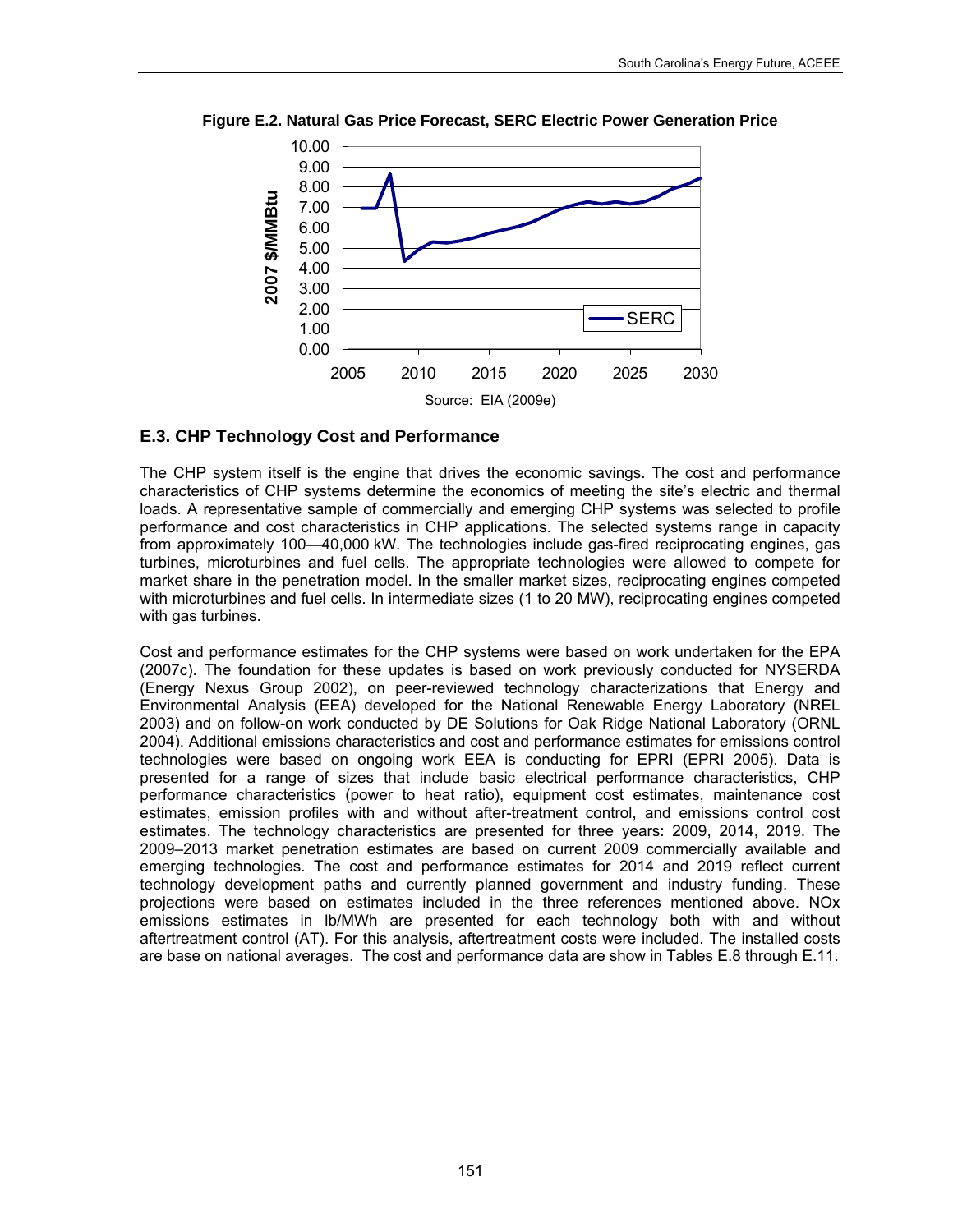**Figure E.2. Natural Gas Price Forecast, SERC Electric Power Generation Price**

Source: EIA (2009e)

### E.3. CHP Technology Cost and Performance

The CHP system itself is the engine that drives the economic savings. The cost and performance characteristics of CHP systems determine the economics of meeting the site's electric and thermal loads. A representative sample of commercially and emerging CHP systems was selected to profile performance and cost characteristics in CHP applications. The selected systems range in capacity from approximately 100—40,000 kW. The technologies include gas-fired reciprocating engines, gas turbines, microturbines and fuel cells. The appropriate technologies were allowed to compete for market share in the penetration model. In the smaller market sizes, reciprocating engines competed with microturbines and fuel cells. In intermediate sizes (1 to 20 MW), reciprocating engines competed with gas turbines.

Cost and performance estimates for the CHP systems were based on work undertaken for the EPA (2007c). The foundation for these updates is based on work previously conducted for NYSERDA (Energy Nexus Group 2002), on peer-reviewed technology characterizations that Energy and Environmental Analysis (EEA) developed for the National Renewable Energy Laboratory (NREL 2003) and on follow-on work conducted by DE Solutions for Oak Ridge National Laboratory (ORNL 2004). Additional emissions characteristics and cost and performance estimates for emissions control technologies were based on ongoing work EEA is conducting for EPRI (EPRI 2005). Data is presented for a range of sizes that include basic electrical performance characteristics, CHP performance characteristics (power to heat ratio), equipment cost estimates, maintenance cost estimates, emission profiles with and without after-treatment control, and emissions control cost estimates. The technology characteristics are presented for three years: 2009, 2014, 2019. The 2009–2013 market penetration estimates are based on current 2009 commercially available and emerging technologies. The cost and performance estimates for 2014 and 2019 reflect current technology development paths and currently planned government and industry funding. These projections were based on estimates included in the three references mentioned above. NOx emissions estimates in lb/MWh are presented for each technology both with and without aftertreatment control (AT). For this analysis, aftertreatment costs were included. The installed costs are base on national averages. The cost and performance data are show in Tables E.8 through E.11.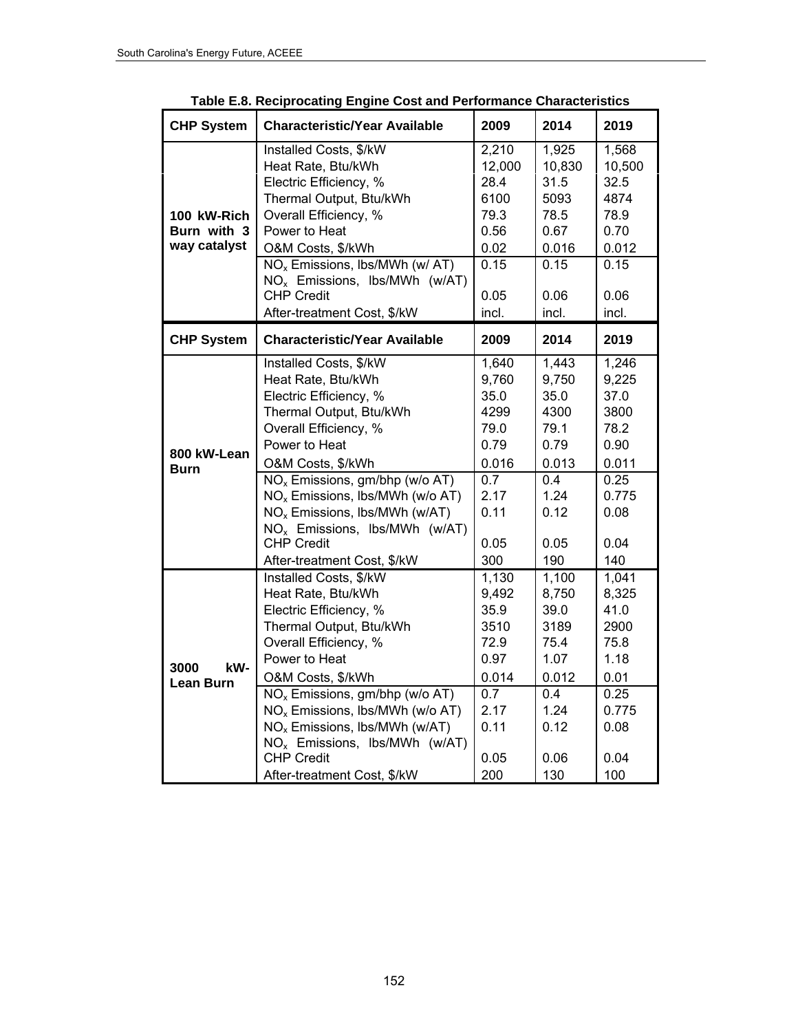**Table E.8. Reciprocating Engine Cost and Performance Characteristics**

| CHP System | Characteristic/Year Available | 2009 | 2014 | 2019 |
|---|---|---|---|---|
| 100 kW-Rich Burn with 3 way catalyst | Installed Costs, $/kW | 2,210 | 1,925 | 1,568 |
| | Heat Rate, Btu/kWh | 12,000 | 10,830 | 10,500 |
| | Electric Efficiency, % | 28.4 | 31.5 | 32.5 |
| | Thermal Output, Btu/kWh | 6100 | 5093 | 4874 |
| | Overall Efficiency, % | 79.3 | 78.5 | 78.9 |
| | Power to Heat | 0.56 | 0.67 | 0.70 |
| | O&M Costs, $/kWh | 0.02 | 0.016 | 0.012 |
| | $NO_x$ Emissions, lbs/MWh (w/ AT) | 0.15 | 0.15 | 0.15 |
| | $NO_x$ Emissions, lbs/MWh (w/AT) CHP Credit | 0.05 | 0.06 | 0.06 |
| | After-treatment Cost, $/kW | incl. | incl. | incl. |
| **CHP System** | **Characteristic/Year Available** | **2009** | **2014** | **2019** |
| 800 kW-Lean Burn | Installed Costs, $/kW | 1,640 | 1,443 | 1,246 |
| | Heat Rate, Btu/kWh | 9,760 | 9,750 | 9,225 |
| | Electric Efficiency, % | 35.0 | 35.0 | 37.0 |
| | Thermal Output, Btu/kWh | 4299 | 4300 | 3800 |
| | Overall Efficiency, % | 79.0 | 79.1 | 78.2 |
| | Power to Heat | 0.79 | 0.79 | 0.90 |
| | O&M Costs, $/kWh | 0.016 | 0.013 | 0.011 |
| | $NO_x$ Emissions, gm/bhp (w/o AT) | 0.7 | 0.4 | 0.25 |
| | $NO_x$ Emissions, lbs/MWh (w/o AT) | 2.17 | 1.24 | 0.775 |
| | $NO_x$ Emissions, lbs/MWh (w/AT) | 0.11 | 0.12 | 0.08 |
| | $NO_x$ Emissions, lbs/MWh (w/AT) CHP Credit | 0.05 | 0.05 | 0.04 |
| | After-treatment Cost, $/kW | 300 | 190 | 140 |
| 3000 kW-Lean Burn | Installed Costs, $/kW | 1,130 | 1,100 | 1,041 |
| | Heat Rate, Btu/kWh | 9,492 | 8,750 | 8,325 |
| | Electric Efficiency, % | 35.9 | 39.0 | 41.0 |
| | Thermal Output, Btu/kWh | 3510 | 3189 | 2900 |
| | Overall Efficiency, % | 72.9 | 75.4 | 75.8 |
| | Power to Heat | 0.97 | 1.07 | 1.18 |
| | O&M Costs, $/kWh | 0.014 | 0.012 | 0.01 |
| | $NO_x$ Emissions, gm/bhp (w/o AT) | 0.7 | 0.4 | 0.25 |
| | $NO_x$ Emissions, lbs/MWh (w/o AT) | 2.17 | 1.24 | 0.775 |
| | $NO_x$ Emissions, lbs/MWh (w/AT) | 0.11 | 0.12 | 0.08 |
| | $NO_x$ Emissions, lbs/MWh (w/AT) CHP Credit | 0.05 | 0.06 | 0.04 |
| | After-treatment Cost, $/kW | 200 | 130 | 100 |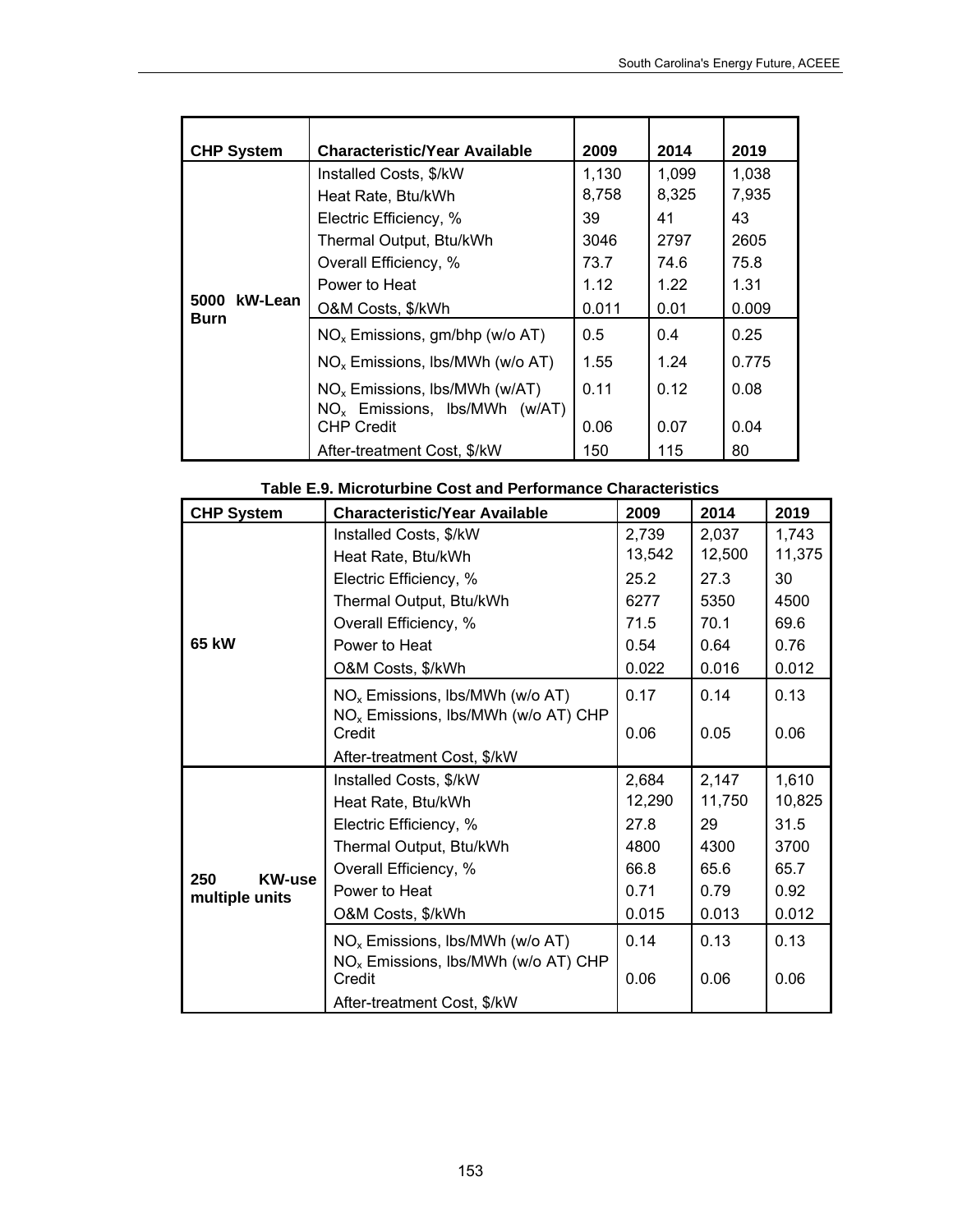| CHP System | Characteristic/Year Available | 2009 | 2014 | 2019 |
|---|---|---|---|---|
| 5000 kW-Lean Burn | Installed Costs, $/kW | 1,130 | 1,099 | 1,038 |
| | Heat Rate, Btu/kWh | 8,758 | 8,325 | 7,935 |
| | Electric Efficiency, % | 39 | 41 | 43 |
| | Thermal Output, Btu/kWh | 3046 | 2797 | 2605 |
| | Overall Efficiency, % | 73.7 | 74.6 | 75.8 |
| | Power to Heat | 1.12 | 1.22 | 1.31 |
| | O&M Costs, $/kWh | 0.011 | 0.01 | 0.009 |
| | $NO_x$ Emissions, gm/bhp (w/o AT) | 0.5 | 0.4 | 0.25 |
| | $NO_x$ Emissions, lbs/MWh (w/o AT) | 1.55 | 1.24 | 0.775 |
| | $NO_x$ Emissions, lbs/MWh (w/AT) | 0.11 | 0.12 | 0.08 |
| | $NO_x$ Emissions, lbs/MWh (w/AT) CHP Credit | 0.06 | 0.07 | 0.04 |
| | After-treatment Cost, $/kW | 150 | 115 | 80 |

**Table E.9. Microturbine Cost and Performance Characteristics**

| CHP System | Characteristic/Year Available | 2009 | 2014 | 2019 |
|---|---|---|---|---|
| 65 kW | Installed Costs, $/kW | 2,739 | 2,037 | 1,743 |
| | Heat Rate, Btu/kWh | 13,542 | 12,500 | 11,375 |
| | Electric Efficiency, % | 25.2 | 27.3 | 30 |
| | Thermal Output, Btu/kWh | 6277 | 5350 | 4500 |
| | Overall Efficiency, % | 71.5 | 70.1 | 69.6 |
| | Power to Heat | 0.54 | 0.64 | 0.76 |
| | O&M Costs, $/kWh | 0.022 | 0.016 | 0.012 |
| | $NO_x$ Emissions, lbs/MWh (w/o AT) | 0.17 | 0.14 | 0.13 |
| | $NO_x$ Emissions, lbs/MWh (w/o AT) CHP Credit | 0.06 | 0.05 | 0.06 |
| | After-treatment Cost, $/kW | | | |
| 250 KW-use multiple units | Installed Costs, $/kW | 2,684 | 2,147 | 1,610 |
| | Heat Rate, Btu/kWh | 12,290 | 11,750 | 10,825 |
| | Electric Efficiency, % | 27.8 | 29 | 31.5 |
| | Thermal Output, Btu/kWh | 4800 | 4300 | 3700 |
| | Overall Efficiency, % | 66.8 | 65.6 | 65.7 |
| | Power to Heat | 0.71 | 0.79 | 0.92 |
| | O&M Costs, $/kWh | 0.015 | 0.013 | 0.012 |
| | $NO_x$ Emissions, lbs/MWh (w/o AT) | 0.14 | 0.13 | 0.13 |
| | $NO_x$ Emissions, lbs/MWh (w/o AT) CHP Credit | 0.06 | 0.06 | 0.06 |
| | After-treatment Cost, $/kW | | | |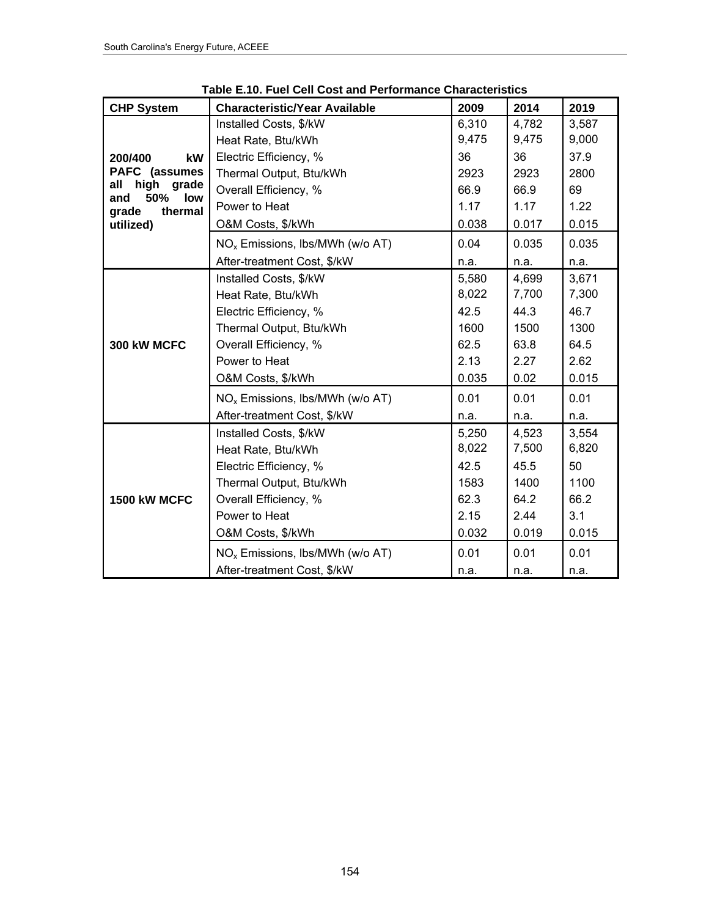**Table E.10. Fuel Cell Cost and Performance Characteristics**

| CHP System | Characteristic/Year Available | 2009 | 2014 | 2019 |
|---|---|---|---|---|
| 200/400 kW PAFC (assumes all high grade and 50% low grade thermal utilized) | Installed Costs, $/kW | 6,310 | 4,782 | 3,587 |
| | Heat Rate, Btu/kWh | 9,475 | 9,475 | 9,000 |
| | Electric Efficiency, % | 36 | 36 | 37.9 |
| | Thermal Output, Btu/kWh | 2923 | 2923 | 2800 |
| | Overall Efficiency, % | 66.9 | 66.9 | 69 |
| | Power to Heat | 1.17 | 1.17 | 1.22 |
| | O&M Costs, $/kWh | 0.038 | 0.017 | 0.015 |
| | $NO_x$ Emissions, lbs/MWh (w/o AT) | 0.04 | 0.035 | 0.035 |
| | After-treatment Cost, $/kW | n.a. | n.a. | n.a. |
| 300 kW MCFC | Installed Costs, $/kW | 5,580 | 4,699 | 3,671 |
| | Heat Rate, Btu/kWh | 8,022 | 7,700 | 7,300 |
| | Electric Efficiency, % | 42.5 | 44.3 | 46.7 |
| | Thermal Output, Btu/kWh | 1600 | 1500 | 1300 |
| | Overall Efficiency, % | 62.5 | 63.8 | 64.5 |
| | Power to Heat | 2.13 | 2.27 | 2.62 |
| | O&M Costs, $/kWh | 0.035 | 0.02 | 0.015 |
| | $NO_x$ Emissions, lbs/MWh (w/o AT) | 0.01 | 0.01 | 0.01 |
| | After-treatment Cost, $/kW | n.a. | n.a. | n.a. |
| 1500 kW MCFC | Installed Costs, $/kW | 5,250 | 4,523 | 3,554 |
| | Heat Rate, Btu/kWh | 8,022 | 7,500 | 6,820 |
| | Electric Efficiency, % | 42.5 | 45.5 | 50 |
| | Thermal Output, Btu/kWh | 1583 | 1400 | 1100 |
| | Overall Efficiency, % | 62.3 | 64.2 | 66.2 |
| | Power to Heat | 2.15 | 2.44 | 3.1 |
| | O&M Costs, $/kWh | 0.032 | 0.019 | 0.015 |
| | $NO_x$ Emissions, lbs/MWh (w/o AT) | 0.01 | 0.01 | 0.01 |
| | After-treatment Cost, $/kW | n.a. | n.a. | n.a. |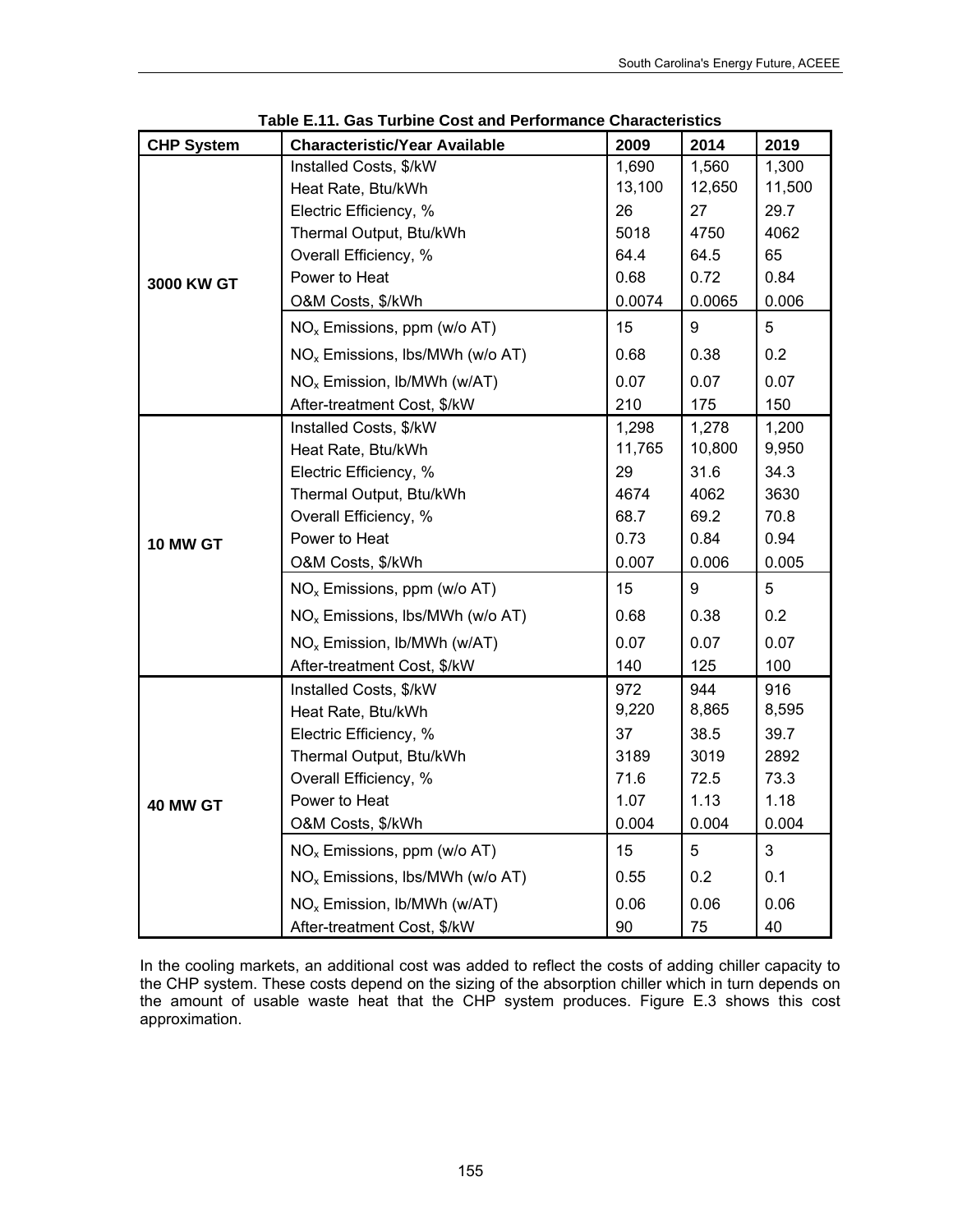**Table E.11. Gas Turbine Cost and Performance Characteristics**

| CHP System | Characteristic/Year Available | 2009 | 2014 | 2019 |
|---|---|---|---|---|
| 3000 KW GT | Installed Costs, $/kW | 1,690 | 1,560 | 1,300 |
| | Heat Rate, Btu/kWh | 13,100 | 12,650 | 11,500 |
| | Electric Efficiency, % | 26 | 27 | 29.7 |
| | Thermal Output, Btu/kWh | 5018 | 4750 | 4062 |
| | Overall Efficiency, % | 64.4 | 64.5 | 65 |
| | Power to Heat | 0.68 | 0.72 | 0.84 |
| | O&M Costs, $/kWh | 0.0074 | 0.0065 | 0.006 |
| | $NO_x$ Emissions, ppm (w/o AT) | 15 | 9 | 5 |
| | $NO_x$ Emissions, lbs/MWh (w/o AT) | 0.68 | 0.38 | 0.2 |
| | $NO_x$ Emission, lb/MWh (w/AT) | 0.07 | 0.07 | 0.07 |
| | After-treatment Cost, $/kW | 210 | 175 | 150 |
| 10 MW GT | Installed Costs, $/kW | 1,298 | 1,278 | 1,200 |
| | Heat Rate, Btu/kWh | 11,765 | 10,800 | 9,950 |
| | Electric Efficiency, % | 29 | 31.6 | 34.3 |
| | Thermal Output, Btu/kWh | 4674 | 4062 | 3630 |
| | Overall Efficiency, % | 68.7 | 69.2 | 70.8 |
| | Power to Heat | 0.73 | 0.84 | 0.94 |
| | O&M Costs, $/kWh | 0.007 | 0.006 | 0.005 |
| | $NO_x$ Emissions, ppm (w/o AT) | 15 | 9 | 5 |
| | $NO_x$ Emissions, lbs/MWh (w/o AT) | 0.68 | 0.38 | 0.2 |
| | $NO_x$ Emission, lb/MWh (w/AT) | 0.07 | 0.07 | 0.07 |
| | After-treatment Cost, $/kW | 140 | 125 | 100 |
| 40 MW GT | Installed Costs, $/kW | 972 | 944 | 916 |
| | Heat Rate, Btu/kWh | 9,220 | 8,865 | 8,595 |
| | Electric Efficiency, % | 37 | 38.5 | 39.7 |
| | Thermal Output, Btu/kWh | 3189 | 3019 | 2892 |
| | Overall Efficiency, % | 71.6 | 72.5 | 73.3 |
| | Power to Heat | 1.07 | 1.13 | 1.18 |
| | O&M Costs, $/kWh | 0.004 | 0.004 | 0.004 |
| | $NO_x$ Emissions, ppm (w/o AT) | 15 | 5 | 3 |
| | $NO_x$ Emissions, lbs/MWh (w/o AT) | 0.55 | 0.2 | 0.1 |
| | $NO_x$ Emission, lb/MWh (w/AT) | 0.06 | 0.06 | 0.06 |
| | After-treatment Cost, $/kW | 90 | 75 | 40 |

In the cooling markets, an additional cost was added to reflect the costs of adding chiller capacity to the CHP system. These costs depend on the sizing of the absorption chiller which in turn depends on the amount of usable waste heat that the CHP system produces. Figure E.3 shows this cost approximation.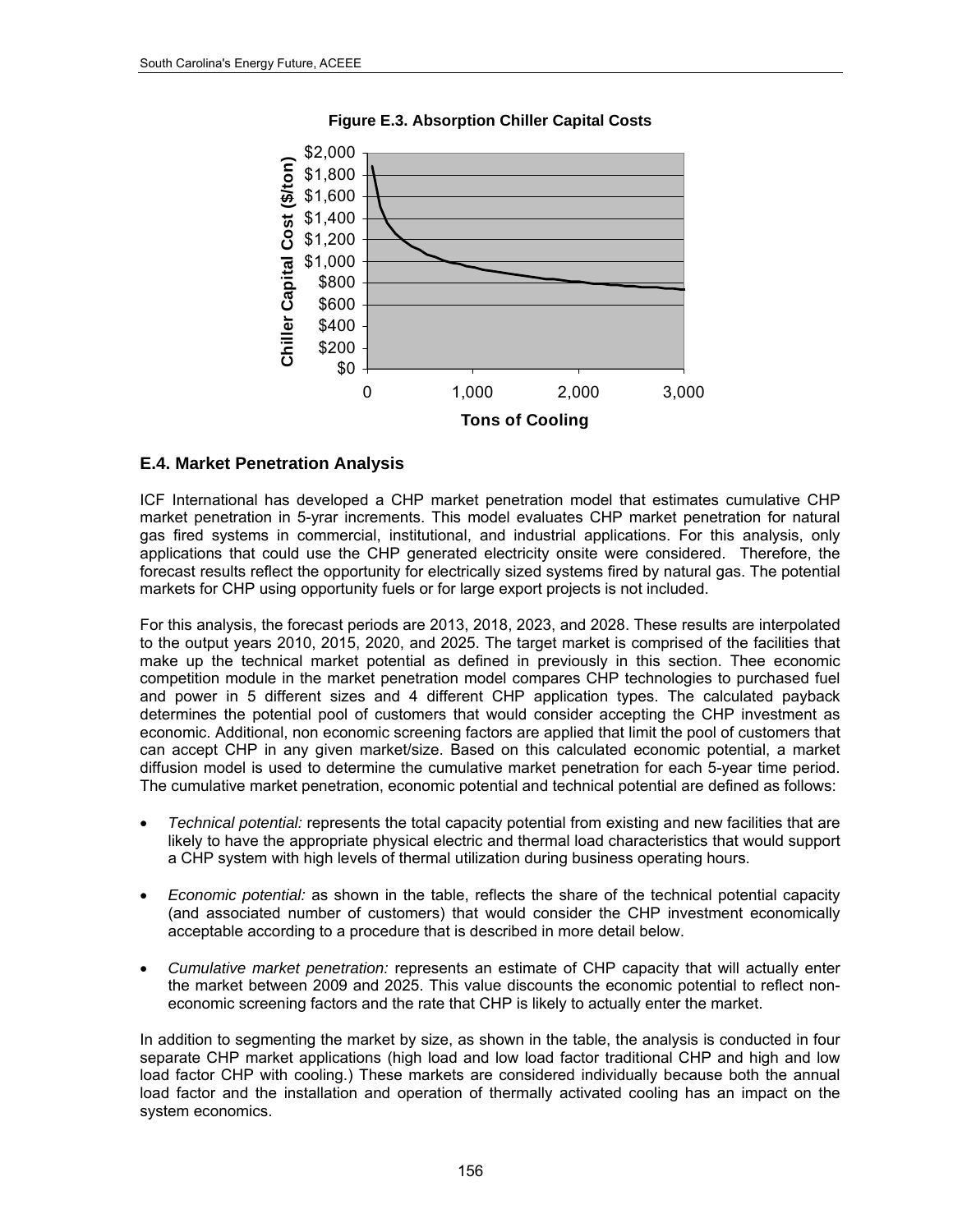**Figure E.3. Absorption Chiller Capital Costs**

## E.4. Market Penetration Analysis

ICF International has developed a CHP market penetration model that estimates cumulative CHP market penetration in 5-yrar increments. This model evaluates CHP market penetration for natural gas fired systems in commercial, institutional, and industrial applications. For this analysis, only applications that could use the CHP generated electricity onsite were considered. Therefore, the forecast results reflect the opportunity for electrically sized systems fired by natural gas. The potential markets for CHP using opportunity fuels or for large export projects is not included.

For this analysis, the forecast periods are 2013, 2018, 2023, and 2028. These results are interpolated to the output years 2010, 2015, 2020, and 2025. The target market is comprised of the facilities that make up the technical market potential as defined in previously in this section. Thee economic competition module in the market penetration model compares CHP technologies to purchased fuel and power in 5 different sizes and 4 different CHP application types. The calculated payback determines the potential pool of customers that would consider accepting the CHP investment as economic. Additional, non economic screening factors are applied that limit the pool of customers that can accept CHP in any given market/size. Based on this calculated economic potential, a market diffusion model is used to determine the cumulative market penetration for each 5-year time period. The cumulative market penetration, economic potential and technical potential are defined as follows:

- *Technical potential:* represents the total capacity potential from existing and new facilities that are likely to have the appropriate physical electric and thermal load characteristics that would support a CHP system with high levels of thermal utilization during business operating hours.

- *Economic potential:* as shown in the table, reflects the share of the technical potential capacity (and associated number of customers) that would consider the CHP investment economically acceptable according to a procedure that is described in more detail below.

- *Cumulative market penetration:* represents an estimate of CHP capacity that will actually enter the market between 2009 and 2025. This value discounts the economic potential to reflect non-economic screening factors and the rate that CHP is likely to actually enter the market.

In addition to segmenting the market by size, as shown in the table, the analysis is conducted in four separate CHP market applications (high load and low load factor traditional CHP and high and low load factor CHP with cooling.) These markets are considered individually because both the annual load factor and the installation and operation of thermally activated cooling has an impact on the system economics.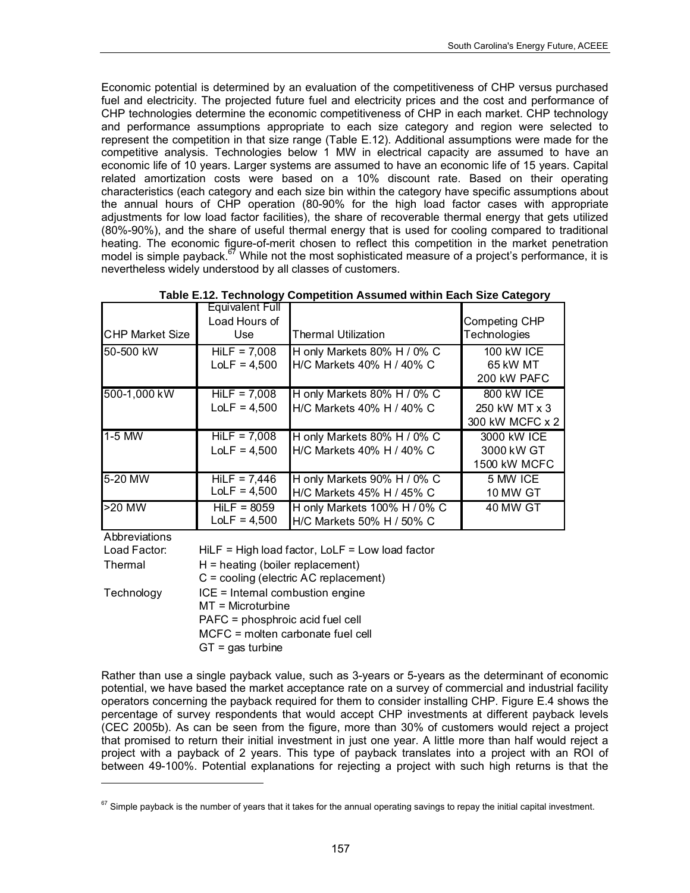Economic potential is determined by an evaluation of the competitiveness of CHP versus purchased fuel and electricity. The projected future fuel and electricity prices and the cost and performance of CHP technologies determine the economic competitiveness of CHP in each market. CHP technology and performance assumptions appropriate to each size category and region were selected to represent the competition in that size range (Table E.12). Additional assumptions were made for the competitive analysis. Technologies below 1 MW in electrical capacity are assumed to have an economic life of 10 years. Larger systems are assumed to have an economic life of 15 years. Capital related amortization costs were based on a 10% discount rate. Based on their operating characteristics (each category and each size bin within the category have specific assumptions about the annual hours of CHP operation (80-90% for the high load factor cases with appropriate adjustments for low load factor facilities), the share of recoverable thermal energy that gets utilized (80%-90%), and the share of useful thermal energy that is used for cooling compared to traditional heating. The economic figure-of-merit chosen to reflect this competition in the market penetration model is simple payback.[67] While not the most sophisticated measure of a project's performance, it is nevertheless widely understood by all classes of customers.

**Table E.12. Technology Competition Assumed within Each Size Category**

| CHP Market Size | Equivalent Full Load Hours of Use | Thermal Utilization | Competing CHP Technologies |
|---|---|---|---|
| 50-500 kW | HiLF = 7,008<br>LoLF = 4,500 | H only Markets 80% H / 0% C<br>H/C Markets 40% H / 40% C | 100 kW ICE<br>65 kW MT<br>200 kW PAFC |
| 500-1,000 kW | HiLF = 7,008<br>LoLF = 4,500 | H only Markets 80% H / 0% C<br>H/C Markets 40% H / 40% C | 800 kW ICE<br>250 kW MT x 3<br>300 kW MCFC x 2 |
| 1-5 MW | HiLF = 7,008<br>LoLF = 4,500 | H only Markets 80% H / 0% C<br>H/C Markets 40% H / 40% C | 3000 kW ICE<br>3000 kW GT<br>1500 kW MCFC |
| 5-20 MW | HiLF = 7,446<br>LoLF = 4,500 | H only Markets 90% H / 0% C<br>H/C Markets 45% H / 45% C | 5 MW ICE<br>10 MW GT |
| >20 MW | HiLF = 8059<br>LoLF = 4,500 | H only Markets 100% H / 0% C<br>H/C Markets 50% H / 50% C | 40 MW GT |

Abbreviations

| | |
|---|---|
| Load Factor: | HiLF = High load factor, LoLF = Low load factor |
| Thermal | H = heating (boiler replacement)<br>C = cooling (electric AC replacement) |
| Technology | ICE = Internal combustion engine<br>MT = Microturbine<br>PAFC = phosphroic acid fuel cell<br>MCFC = molten carbonate fuel cell<br>GT = gas turbine |

Rather than use a single payback value, such as 3-years or 5-years as the determinant of economic potential, we have based the market acceptance rate on a survey of commercial and industrial facility operators concerning the payback required for them to consider installing CHP. Figure E.4 shows the percentage of survey respondents that would accept CHP investments at different payback levels (CEC 2005b). As can be seen from the figure, more than 30% of customers would reject a project that promised to return their initial investment in just one year. A little more than half would reject a project with a payback of 2 years. This type of payback translates into a project with an ROI of between 49-100%. Potential explanations for rejecting a project with such high returns is that the

[67] Simple payback is the number of years that it takes for the annual operating savings to repay the initial capital investment.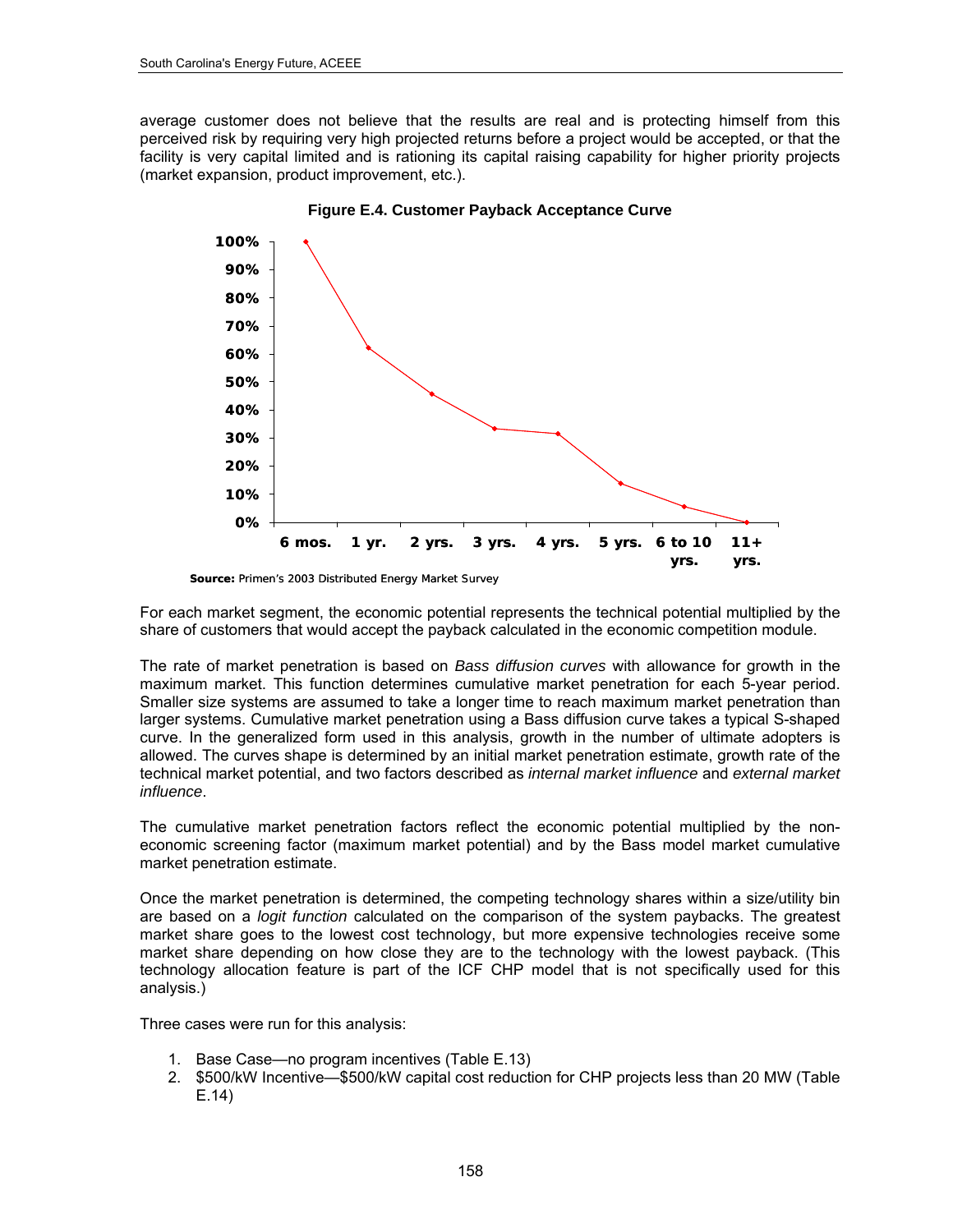average customer does not believe that the results are real and is protecting himself from this perceived risk by requiring very high projected returns before a project would be accepted, or that the facility is very capital limited and is rationing its capital raising capability for higher priority projects (market expansion, product improvement, etc.).

**Figure E.4. Customer Payback Acceptance Curve**

**Source:** Primen's 2003 Distributed Energy Market Survey

For each market segment, the economic potential represents the technical potential multiplied by the share of customers that would accept the payback calculated in the economic competition module.

The rate of market penetration is based on *Bass diffusion curves* with allowance for growth in the maximum market. This function determines cumulative market penetration for each 5-year period. Smaller size systems are assumed to take a longer time to reach maximum market penetration than larger systems. Cumulative market penetration using a Bass diffusion curve takes a typical S-shaped curve. In the generalized form used in this analysis, growth in the number of ultimate adopters is allowed. The curves shape is determined by an initial market penetration estimate, growth rate of the technical market potential, and two factors described as *internal market influence* and *external market influence*.

The cumulative market penetration factors reflect the economic potential multiplied by the non-economic screening factor (maximum market potential) and by the Bass model market cumulative market penetration estimate.

Once the market penetration is determined, the competing technology shares within a size/utility bin are based on a *logit function* calculated on the comparison of the system paybacks. The greatest market share goes to the lowest cost technology, but more expensive technologies receive some market share depending on how close they are to the technology with the lowest payback. (This technology allocation feature is part of the ICF CHP model that is not specifically used for this analysis.)

Three cases were run for this analysis:

1. Base Case—no program incentives (Table E.13)
2. $500/kW Incentive—$500/kW capital cost reduction for CHP projects less than 20 MW (Table E.14)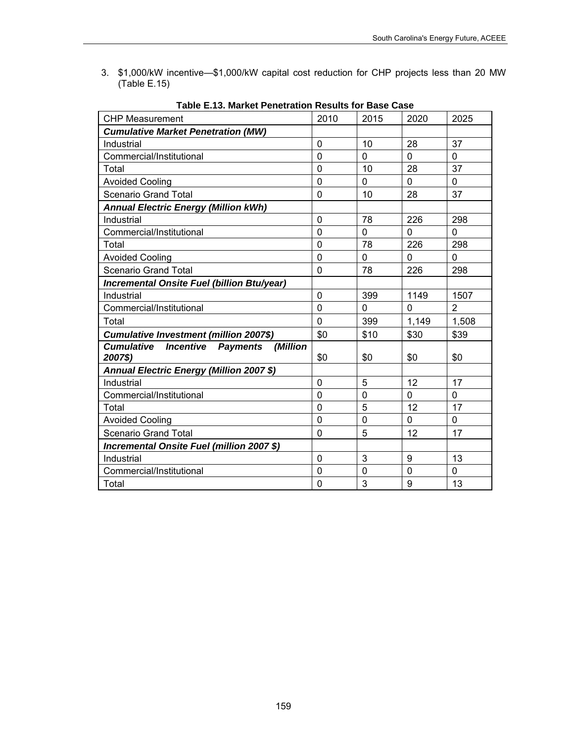3. $1,000/kW incentive—$1,000/kW capital cost reduction for CHP projects less than 20 MW (Table E.15)

**Table E.13. Market Penetration Results for Base Case**

| CHP Measurement | 2010 | 2015 | 2020 | 2025 |
|---|---|---|---|---|
| ***Cumulative Market Penetration (MW)*** | | | | |
| Industrial | 0 | 10 | 28 | 37 |
| Commercial/Institutional | 0 | 0 | 0 | 0 |
| Total | 0 | 10 | 28 | 37 |
| Avoided Cooling | 0 | 0 | 0 | 0 |
| Scenario Grand Total | 0 | 10 | 28 | 37 |
| ***Annual Electric Energy (Million kWh)*** | | | | |
| Industrial | 0 | 78 | 226 | 298 |
| Commercial/Institutional | 0 | 0 | 0 | 0 |
| Total | 0 | 78 | 226 | 298 |
| Avoided Cooling | 0 | 0 | 0 | 0 |
| Scenario Grand Total | 0 | 78 | 226 | 298 |
| ***Incremental Onsite Fuel (billion Btu/year)*** | | | | |
| Industrial | 0 | 399 | 1149 | 1507 |
| Commercial/Institutional | 0 | 0 | 0 | 2 |
| Total | 0 | 399 | 1,149 | 1,508 |
| ***Cumulative Investment (million 2007$)*** | $0 | $10 | $30 | $39 |
| ***Cumulative Incentive Payments (Million 2007$)*** | $0 | $0 | $0 | $0 |
| ***Annual Electric Energy (Million 2007 $)*** | | | | |
| Industrial | 0 | 5 | 12 | 17 |
| Commercial/Institutional | 0 | 0 | 0 | 0 |
| Total | 0 | 5 | 12 | 17 |
| Avoided Cooling | 0 | 0 | 0 | 0 |
| Scenario Grand Total | 0 | 5 | 12 | 17 |
| ***Incremental Onsite Fuel (million 2007 $)*** | | | | |
| Industrial | 0 | 3 | 9 | 13 |
| Commercial/Institutional | 0 | 0 | 0 | 0 |
| Total | 0 | 3 | 9 | 13 |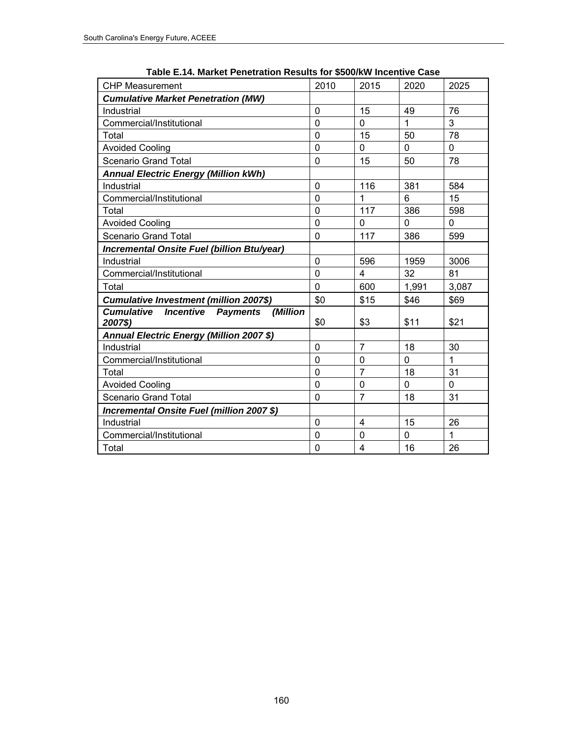**Table E.14. Market Penetration Results for $500/kW Incentive Case**

| CHP Measurement | 2010 | 2015 | 2020 | 2025 |
|---|---|---|---|---|
| ***Cumulative Market Penetration (MW)*** | | | | |
| Industrial | 0 | 15 | 49 | 76 |
| Commercial/Institutional | 0 | 0 | 1 | 3 |
| Total | 0 | 15 | 50 | 78 |
| Avoided Cooling | 0 | 0 | 0 | 0 |
| Scenario Grand Total | 0 | 15 | 50 | 78 |
| ***Annual Electric Energy (Million kWh)*** | | | | |
| Industrial | 0 | 116 | 381 | 584 |
| Commercial/Institutional | 0 | 1 | 6 | 15 |
| Total | 0 | 117 | 386 | 598 |
| Avoided Cooling | 0 | 0 | 0 | 0 |
| Scenario Grand Total | 0 | 117 | 386 | 599 |
| ***Incremental Onsite Fuel (billion Btu/year)*** | | | | |
| Industrial | 0 | 596 | 1959 | 3006 |
| Commercial/Institutional | 0 | 4 | 32 | 81 |
| Total | 0 | 600 | 1,991 | 3,087 |
| ***Cumulative Investment (million 2007$)*** | $0 | $15 | $46 | $69 |
| ***Cumulative Incentive Payments (Million 2007$)*** | $0 | $3 | $11 | $21 |
| ***Annual Electric Energy (Million 2007 $)*** | | | | |
| Industrial | 0 | 7 | 18 | 30 |
| Commercial/Institutional | 0 | 0 | 0 | 1 |
| Total | 0 | 7 | 18 | 31 |
| Avoided Cooling | 0 | 0 | 0 | 0 |
| Scenario Grand Total | 0 | 7 | 18 | 31 |
| ***Incremental Onsite Fuel (million 2007 $)*** | | | | |
| Industrial | 0 | 4 | 15 | 26 |
| Commercial/Institutional | 0 | 0 | 0 | 1 |
| Total | 0 | 4 | 16 | 26 |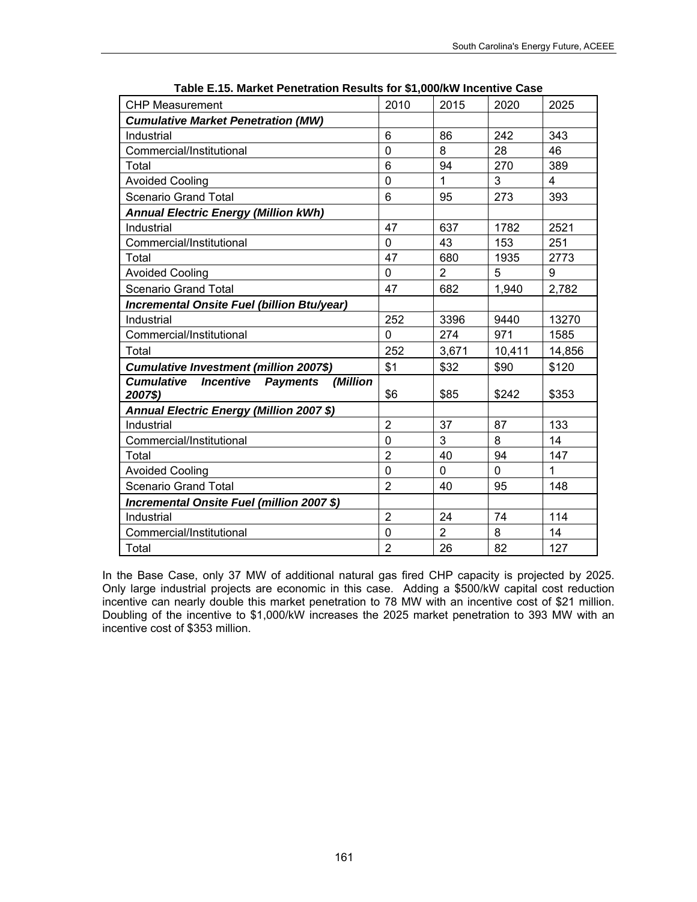**Table E.15. Market Penetration Results for $1,000/kW Incentive Case**

| CHP Measurement | 2010 | 2015 | 2020 | 2025 |
|---|---|---|---|---|
| ***Cumulative Market Penetration (MW)*** | | | | |
| Industrial | 6 | 86 | 242 | 343 |
| Commercial/Institutional | 0 | 8 | 28 | 46 |
| Total | 6 | 94 | 270 | 389 |
| Avoided Cooling | 0 | 1 | 3 | 4 |
| Scenario Grand Total | 6 | 95 | 273 | 393 |
| ***Annual Electric Energy (Million kWh)*** | | | | |
| Industrial | 47 | 637 | 1782 | 2521 |
| Commercial/Institutional | 0 | 43 | 153 | 251 |
| Total | 47 | 680 | 1935 | 2773 |
| Avoided Cooling | 0 | 2 | 5 | 9 |
| Scenario Grand Total | 47 | 682 | 1,940 | 2,782 |
| ***Incremental Onsite Fuel (billion Btu/year)*** | | | | |
| Industrial | 252 | 3396 | 9440 | 13270 |
| Commercial/Institutional | 0 | 274 | 971 | 1585 |
| Total | 252 | 3,671 | 10,411 | 14,856 |
| ***Cumulative Investment (million 2007$)*** | $1 | $32 | $90 | $120 |
| ***Cumulative Incentive Payments (Million 2007$)*** | $6 | $85 | $242 | $353 |
| ***Annual Electric Energy (Million 2007 $)*** | | | | |
| Industrial | 2 | 37 | 87 | 133 |
| Commercial/Institutional | 0 | 3 | 8 | 14 |
| Total | 2 | 40 | 94 | 147 |
| Avoided Cooling | 0 | 0 | 0 | 1 |
| Scenario Grand Total | 2 | 40 | 95 | 148 |
| ***Incremental Onsite Fuel (million 2007 $)*** | | | | |
| Industrial | 2 | 24 | 74 | 114 |
| Commercial/Institutional | 0 | 2 | 8 | 14 |
| Total | 2 | 26 | 82 | 127 |

In the Base Case, only 37 MW of additional natural gas fired CHP capacity is projected by 2025. Only large industrial projects are economic in this case. Adding a $500/kW capital cost reduction incentive can nearly double this market penetration to 78 MW with an incentive cost of $21 million. Doubling of the incentive to $1,000/kW increases the 2025 market penetration to 393 MW with an incentive cost of $353 million.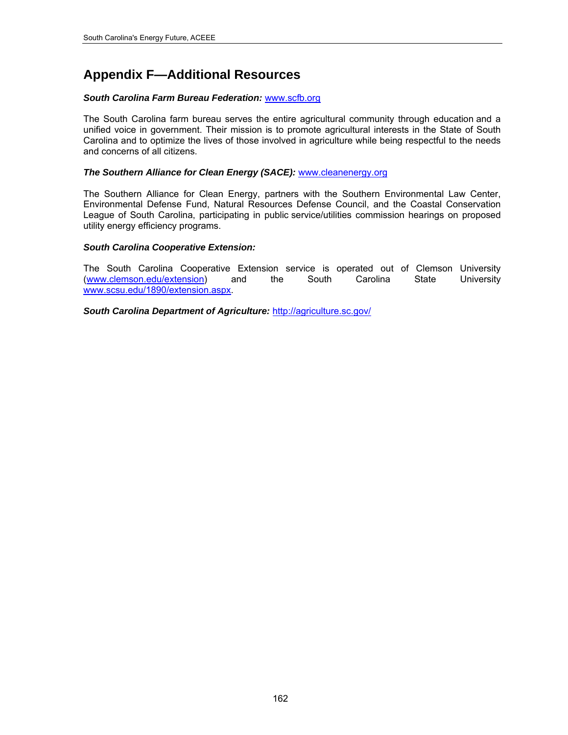# Appendix F—Additional Resources

***South Carolina Farm Bureau Federation:*** www.scfb.org

The South Carolina farm bureau serves the entire agricultural community through education and a unified voice in government. Their mission is to promote agricultural interests in the State of South Carolina and to optimize the lives of those involved in agriculture while being respectful to the needs and concerns of all citizens.

***The Southern Alliance for Clean Energy (SACE):*** www.cleanenergy.org

The Southern Alliance for Clean Energy, partners with the Southern Environmental Law Center, Environmental Defense Fund, Natural Resources Defense Council, and the Coastal Conservation League of South Carolina, participating in public service/utilities commission hearings on proposed utility energy efficiency programs.

***South Carolina Cooperative Extension:***

The South Carolina Cooperative Extension service is operated out of Clemson University (www.clemson.edu/extension) and the South Carolina State University www.scsu.edu/1890/extension.aspx.

***South Carolina Department of Agriculture:*** http://agriculture.sc.gov/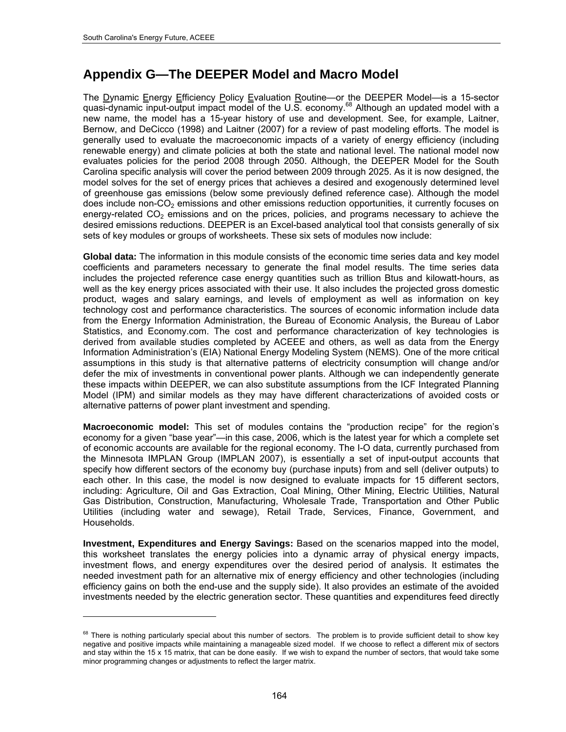# Appendix G—The DEEPER Model and Macro Model

The Dynamic Energy Efficiency Policy Evaluation Routine—or the DEEPER Model—is a 15-sector quasi-dynamic input-output impact model of the U.S. economy.[68] Although an updated model with a new name, the model has a 15-year history of use and development. See, for example, Laitner, Bernow, and DeCicco (1998) and Laitner (2007) for a review of past modeling efforts. The model is generally used to evaluate the macroeconomic impacts of a variety of energy efficiency (including renewable energy) and climate policies at both the state and national level. The national model now evaluates policies for the period 2008 through 2050. Although, the DEEPER Model for the South Carolina specific analysis will cover the period between 2009 through 2025. As it is now designed, the model solves for the set of energy prices that achieves a desired and exogenously determined level of greenhouse gas emissions (below some previously defined reference case). Although the model does include non-$CO_2$ emissions and other emissions reduction opportunities, it currently focuses on energy-related $CO_2$ emissions and on the prices, policies, and programs necessary to achieve the desired emissions reductions. DEEPER is an Excel-based analytical tool that consists generally of six sets of key modules or groups of worksheets. These six sets of modules now include:

**Global data:** The information in this module consists of the economic time series data and key model coefficients and parameters necessary to generate the final model results. The time series data includes the projected reference case energy quantities such as trillion Btus and kilowatt-hours, as well as the key energy prices associated with their use. It also includes the projected gross domestic product, wages and salary earnings, and levels of employment as well as information on key technology cost and performance characteristics. The sources of economic information include data from the Energy Information Administration, the Bureau of Economic Analysis, the Bureau of Labor Statistics, and Economy.com. The cost and performance characterization of key technologies is derived from available studies completed by ACEEE and others, as well as data from the Energy Information Administration's (EIA) National Energy Modeling System (NEMS). One of the more critical assumptions in this study is that alternative patterns of electricity consumption will change and/or defer the mix of investments in conventional power plants. Although we can independently generate these impacts within DEEPER, we can also substitute assumptions from the ICF Integrated Planning Model (IPM) and similar models as they may have different characterizations of avoided costs or alternative patterns of power plant investment and spending.

**Macroeconomic model:** This set of modules contains the "production recipe" for the region's economy for a given "base year"—in this case, 2006, which is the latest year for which a complete set of economic accounts are available for the regional economy. The I-O data, currently purchased from the Minnesota IMPLAN Group (IMPLAN 2007), is essentially a set of input-output accounts that specify how different sectors of the economy buy (purchase inputs) from and sell (deliver outputs) to each other. In this case, the model is now designed to evaluate impacts for 15 different sectors, including: Agriculture, Oil and Gas Extraction, Coal Mining, Other Mining, Electric Utilities, Natural Gas Distribution, Construction, Manufacturing, Wholesale Trade, Transportation and Other Public Utilities (including water and sewage), Retail Trade, Services, Finance, Government, and Households.

**Investment, Expenditures and Energy Savings:** Based on the scenarios mapped into the model, this worksheet translates the energy policies into a dynamic array of physical energy impacts, investment flows, and energy expenditures over the desired period of analysis. It estimates the needed investment path for an alternative mix of energy efficiency and other technologies (including efficiency gains on both the end-use and the supply side). It also provides an estimate of the avoided investments needed by the electric generation sector. These quantities and expenditures feed directly

---

[68] There is nothing particularly special about this number of sectors. The problem is to provide sufficient detail to show key negative and positive impacts while maintaining a manageable sized model. If we choose to reflect a different mix of sectors and stay within the 15 x 15 matrix, that can be done easily. If we wish to expand the number of sectors, that would take some minor programming changes or adjustments to reflect the larger matrix.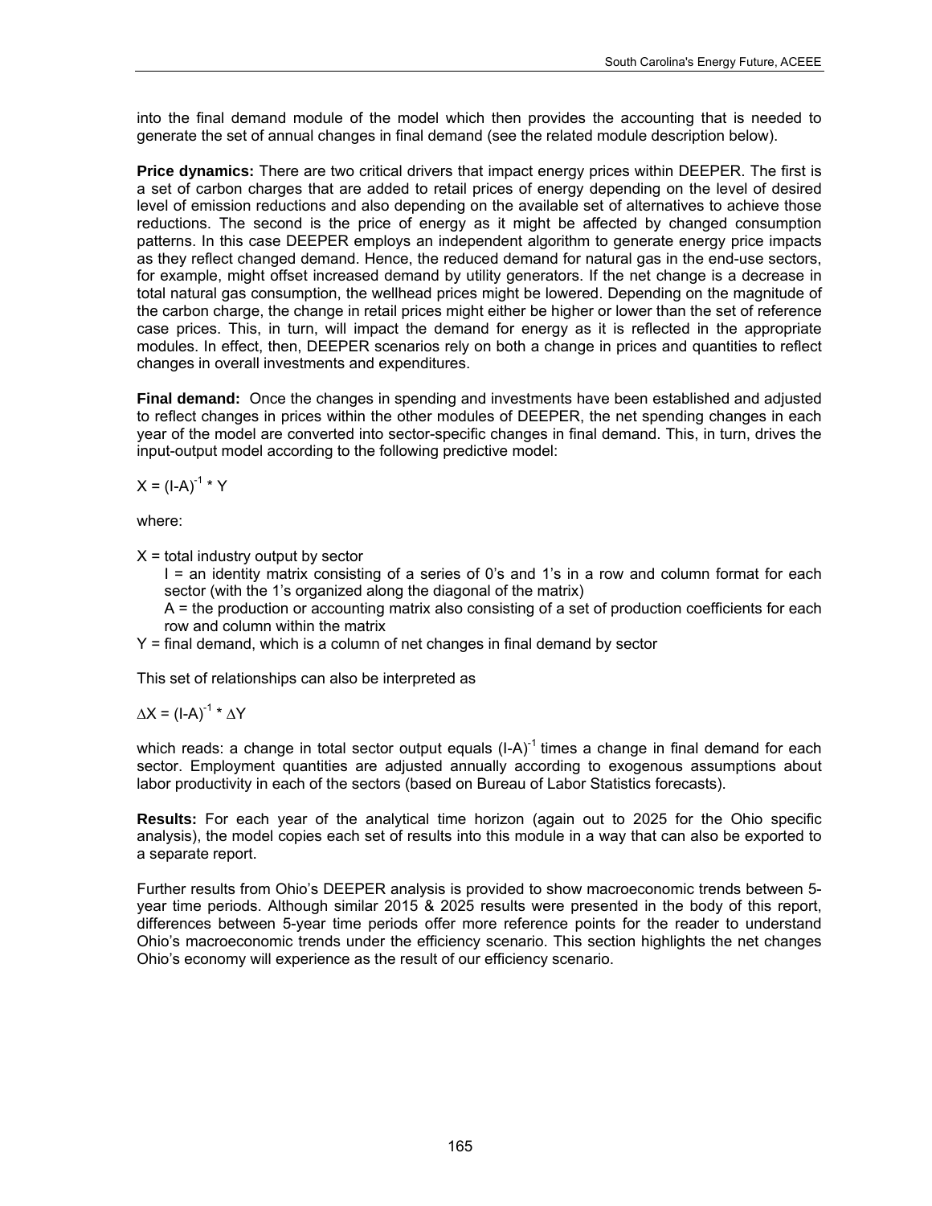into the final demand module of the model which then provides the accounting that is needed to generate the set of annual changes in final demand (see the related module description below).

**Price dynamics:** There are two critical drivers that impact energy prices within DEEPER. The first is a set of carbon charges that are added to retail prices of energy depending on the level of desired level of emission reductions and also depending on the available set of alternatives to achieve those reductions. The second is the price of energy as it might be affected by changed consumption patterns. In this case DEEPER employs an independent algorithm to generate energy price impacts as they reflect changed demand. Hence, the reduced demand for natural gas in the end-use sectors, for example, might offset increased demand by utility generators. If the net change is a decrease in total natural gas consumption, the wellhead prices might be lowered. Depending on the magnitude of the carbon charge, the change in retail prices might either be higher or lower than the set of reference case prices. This, in turn, will impact the demand for energy as it is reflected in the appropriate modules. In effect, then, DEEPER scenarios rely on both a change in prices and quantities to reflect changes in overall investments and expenditures.

**Final demand:** Once the changes in spending and investments have been established and adjusted to reflect changes in prices within the other modules of DEEPER, the net spending changes in each year of the model are converted into sector-specific changes in final demand. This, in turn, drives the input-output model according to the following predictive model:

$$X = (I-A)^{-1} * Y$$

where:

X = total industry output by sector

I = an identity matrix consisting of a series of 0's and 1's in a row and column format for each sector (with the 1's organized along the diagonal of the matrix)

A = the production or accounting matrix also consisting of a set of production coefficients for each row and column within the matrix

Y = final demand, which is a column of net changes in final demand by sector

This set of relationships can also be interpreted as

$$\Delta X = (I-A)^{-1} * \Delta Y$$

which reads: a change in total sector output equals $(I-A)^{-1}$ times a change in final demand for each sector. Employment quantities are adjusted annually according to exogenous assumptions about labor productivity in each of the sectors (based on Bureau of Labor Statistics forecasts).

**Results:** For each year of the analytical time horizon (again out to 2025 for the Ohio specific analysis), the model copies each set of results into this module in a way that can also be exported to a separate report.

Further results from Ohio's DEEPER analysis is provided to show macroeconomic trends between 5-year time periods. Although similar 2015 & 2025 results were presented in the body of this report, differences between 5-year time periods offer more reference points for the reader to understand Ohio's macroeconomic trends under the efficiency scenario. This section highlights the net changes Ohio's economy will experience as the result of our efficiency scenario.